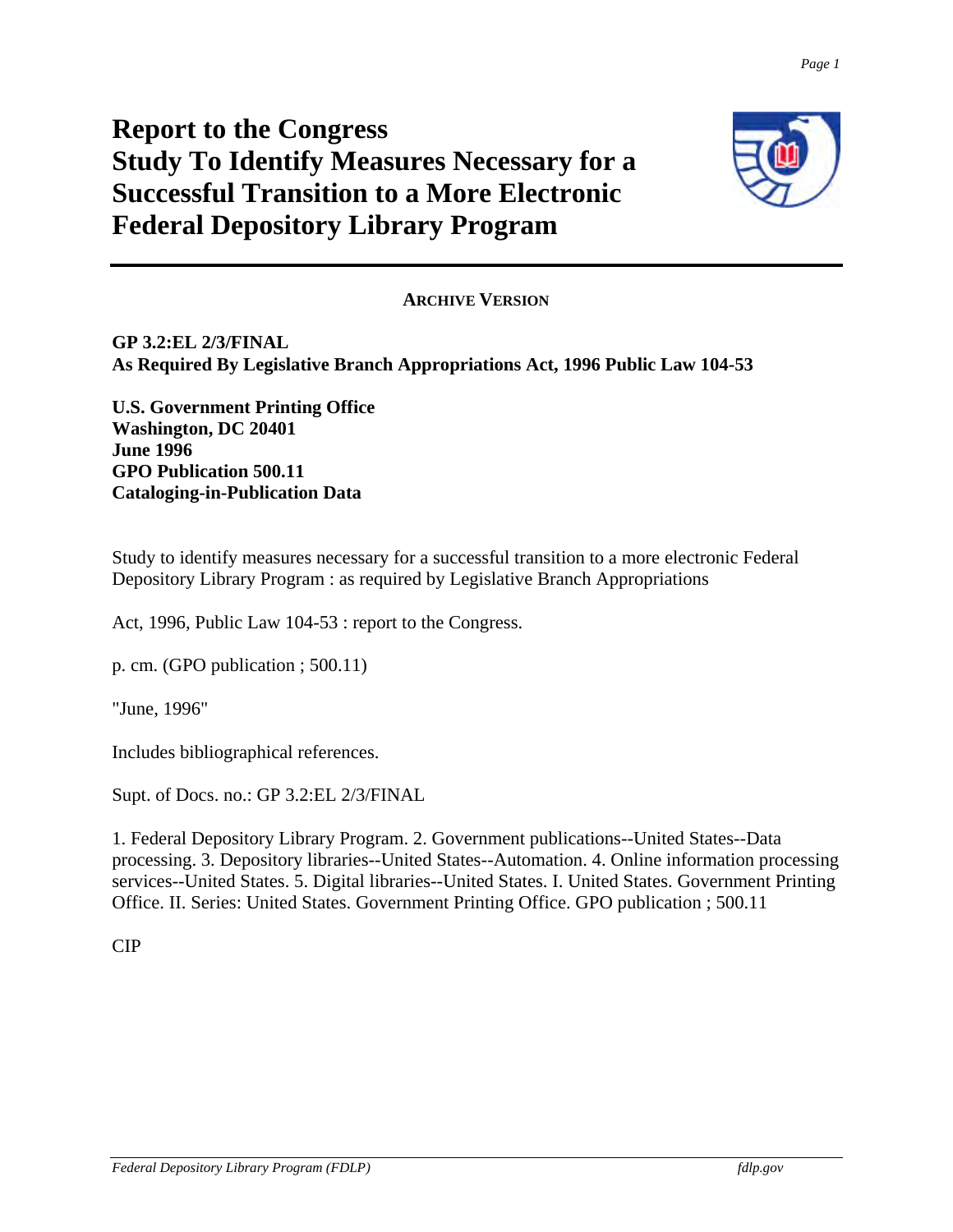# Report to the Congress
# Study To Identify Measures Necessary for a Successful Transition to a More Electronic Federal Depository Library Program

**ARCHIVE VERSION**

**GP 3.2:EL 2/3/FINAL**
**As Required By Legislative Branch Appropriations Act, 1996 Public Law 104-53**

**U.S. Government Printing Office**
**Washington, DC 20401**
**June 1996**
**GPO Publication 500.11**
**Cataloging-in-Publication Data**

Study to identify measures necessary for a successful transition to a more electronic Federal Depository Library Program : as required by Legislative Branch Appropriations

Act, 1996, Public Law 104-53 : report to the Congress.

p. cm. (GPO publication ; 500.11)

"June, 1996"

Includes bibliographical references.

Supt. of Docs. no.: GP 3.2:EL 2/3/FINAL

1. Federal Depository Library Program. 2. Government publications--United States--Data processing. 3. Depository libraries--United States--Automation. 4. Online information processing services--United States. 5. Digital libraries--United States. I. United States. Government Printing Office. II. Series: United States. Government Printing Office. GPO publication ; 500.11

CIP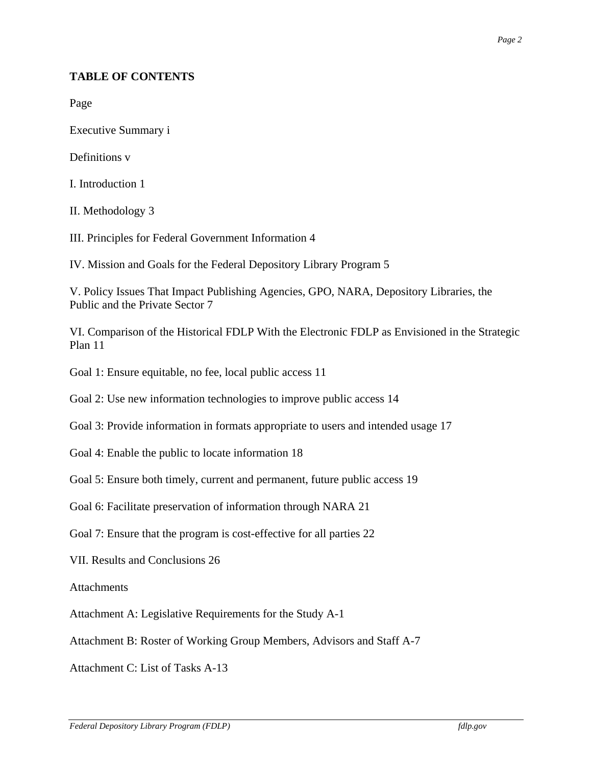**TABLE OF CONTENTS**

Page

Executive Summary i

Definitions v

I. Introduction 1

II. Methodology 3

III. Principles for Federal Government Information 4

IV. Mission and Goals for the Federal Depository Library Program 5

V. Policy Issues That Impact Publishing Agencies, GPO, NARA, Depository Libraries, the Public and the Private Sector 7

VI. Comparison of the Historical FDLP With the Electronic FDLP as Envisioned in the Strategic Plan 11

Goal 1: Ensure equitable, no fee, local public access 11

Goal 2: Use new information technologies to improve public access 14

Goal 3: Provide information in formats appropriate to users and intended usage 17

Goal 4: Enable the public to locate information 18

Goal 5: Ensure both timely, current and permanent, future public access 19

Goal 6: Facilitate preservation of information through NARA 21

Goal 7: Ensure that the program is cost-effective for all parties 22

VII. Results and Conclusions 26

Attachments

Attachment A: Legislative Requirements for the Study A-1

Attachment B: Roster of Working Group Members, Advisors and Staff A-7

Attachment C: List of Tasks A-13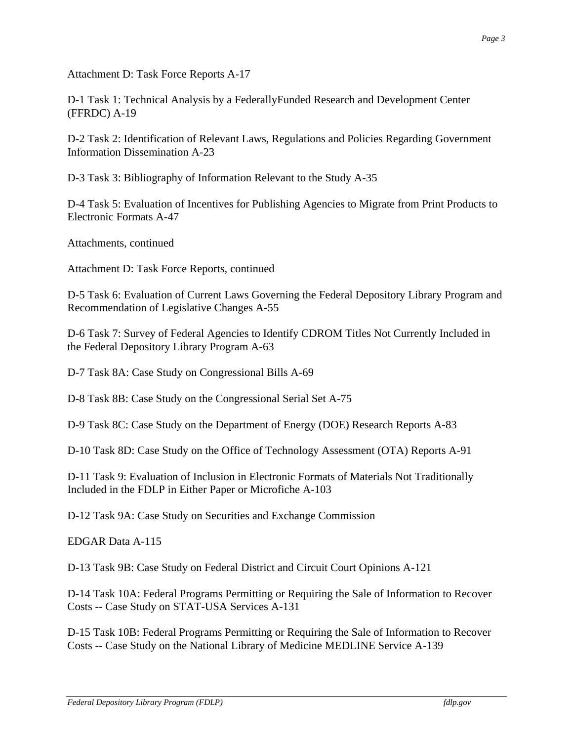Attachment D: Task Force Reports A-17

D-1 Task 1: Technical Analysis by a FederallyFunded Research and Development Center (FFRDC) A-19

D-2 Task 2: Identification of Relevant Laws, Regulations and Policies Regarding Government Information Dissemination A-23

D-3 Task 3: Bibliography of Information Relevant to the Study A-35

D-4 Task 5: Evaluation of Incentives for Publishing Agencies to Migrate from Print Products to Electronic Formats A-47

Attachments, continued

Attachment D: Task Force Reports, continued

D-5 Task 6: Evaluation of Current Laws Governing the Federal Depository Library Program and Recommendation of Legislative Changes A-55

D-6 Task 7: Survey of Federal Agencies to Identify CDROM Titles Not Currently Included in the Federal Depository Library Program A-63

D-7 Task 8A: Case Study on Congressional Bills A-69

D-8 Task 8B: Case Study on the Congressional Serial Set A-75

D-9 Task 8C: Case Study on the Department of Energy (DOE) Research Reports A-83

D-10 Task 8D: Case Study on the Office of Technology Assessment (OTA) Reports A-91

D-11 Task 9: Evaluation of Inclusion in Electronic Formats of Materials Not Traditionally Included in the FDLP in Either Paper or Microfiche A-103

D-12 Task 9A: Case Study on Securities and Exchange Commission

EDGAR Data A-115

D-13 Task 9B: Case Study on Federal District and Circuit Court Opinions A-121

D-14 Task 10A: Federal Programs Permitting or Requiring the Sale of Information to Recover Costs -- Case Study on STAT-USA Services A-131

D-15 Task 10B: Federal Programs Permitting or Requiring the Sale of Information to Recover Costs -- Case Study on the National Library of Medicine MEDLINE Service A-139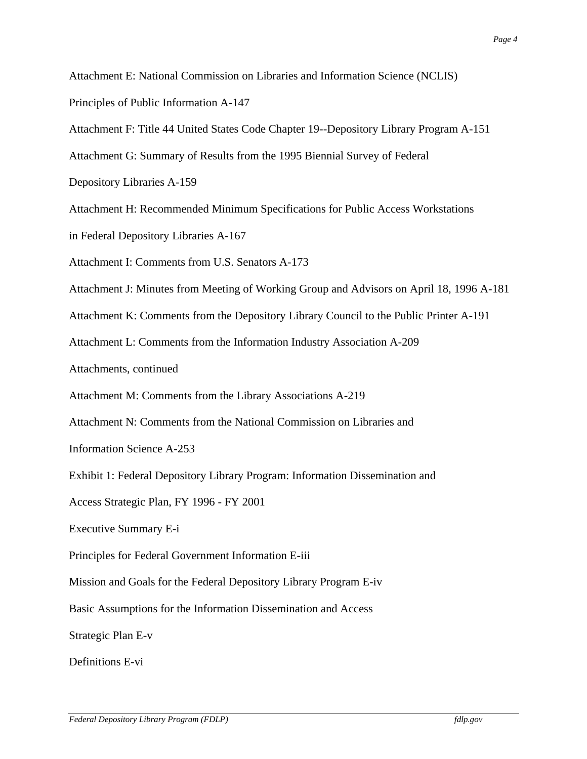Attachment E: National Commission on Libraries and Information Science (NCLIS)

Principles of Public Information A-147

Attachment F: Title 44 United States Code Chapter 19--Depository Library Program A-151

Attachment G: Summary of Results from the 1995 Biennial Survey of Federal

Depository Libraries A-159

Attachment H: Recommended Minimum Specifications for Public Access Workstations

in Federal Depository Libraries A-167

Attachment I: Comments from U.S. Senators A-173

Attachment J: Minutes from Meeting of Working Group and Advisors on April 18, 1996 A-181

Attachment K: Comments from the Depository Library Council to the Public Printer A-191

Attachment L: Comments from the Information Industry Association A-209

Attachments, continued

Attachment M: Comments from the Library Associations A-219

Attachment N: Comments from the National Commission on Libraries and

Information Science A-253

Exhibit 1: Federal Depository Library Program: Information Dissemination and

Access Strategic Plan, FY 1996 - FY 2001

Executive Summary E-i

Principles for Federal Government Information E-iii

Mission and Goals for the Federal Depository Library Program E-iv

Basic Assumptions for the Information Dissemination and Access

Strategic Plan E-v

Definitions E-vi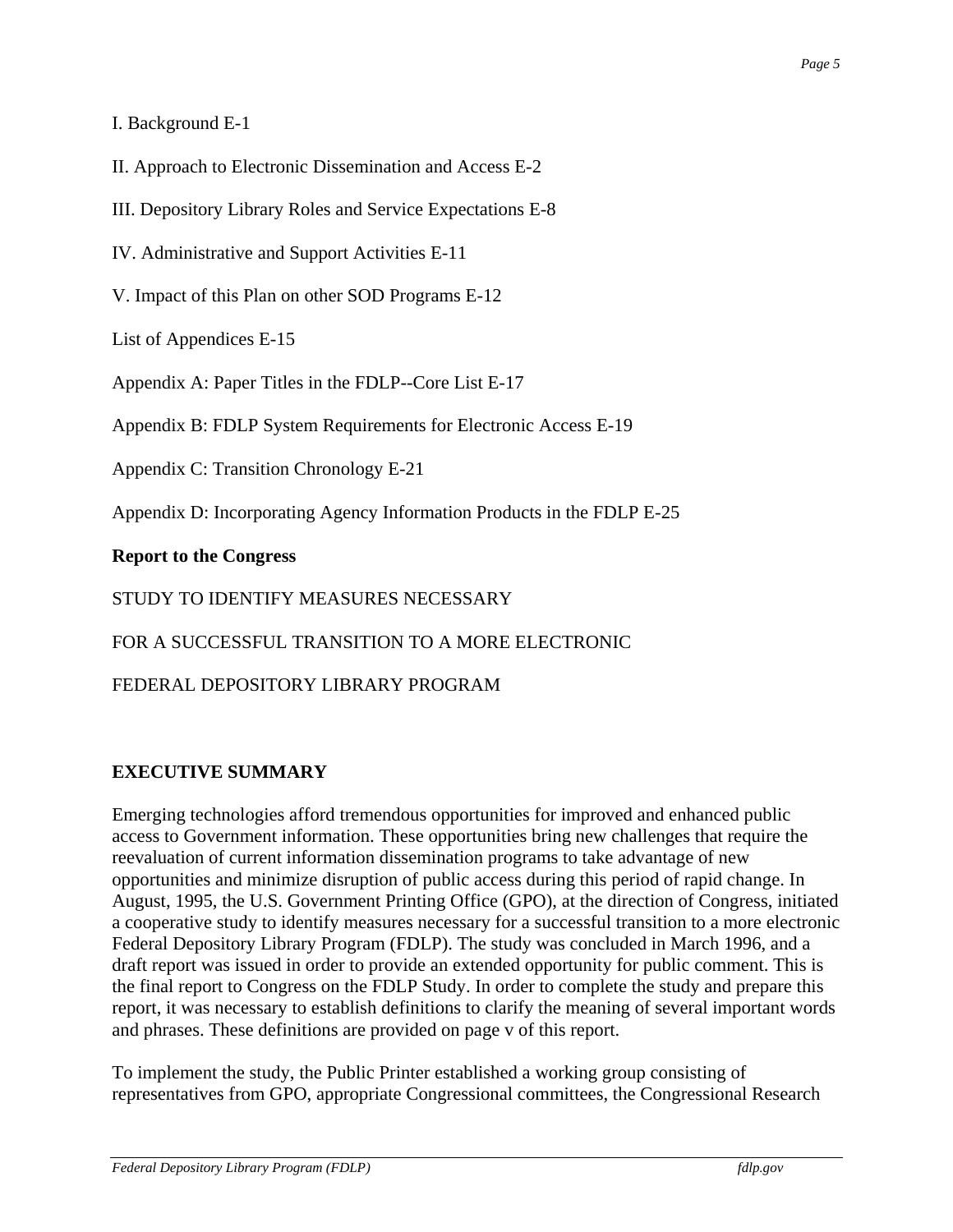I. Background E-1

II. Approach to Electronic Dissemination and Access E-2

III. Depository Library Roles and Service Expectations E-8

IV. Administrative and Support Activities E-11

V. Impact of this Plan on other SOD Programs E-12

List of Appendices E-15

Appendix A: Paper Titles in the FDLP--Core List E-17

Appendix B: FDLP System Requirements for Electronic Access E-19

Appendix C: Transition Chronology E-21

Appendix D: Incorporating Agency Information Products in the FDLP E-25

**Report to the Congress**

STUDY TO IDENTIFY MEASURES NECESSARY

FOR A SUCCESSFUL TRANSITION TO A MORE ELECTRONIC

FEDERAL DEPOSITORY LIBRARY PROGRAM

## EXECUTIVE SUMMARY

Emerging technologies afford tremendous opportunities for improved and enhanced public access to Government information. These opportunities bring new challenges that require the reevaluation of current information dissemination programs to take advantage of new opportunities and minimize disruption of public access during this period of rapid change. In August, 1995, the U.S. Government Printing Office (GPO), at the direction of Congress, initiated a cooperative study to identify measures necessary for a successful transition to a more electronic Federal Depository Library Program (FDLP). The study was concluded in March 1996, and a draft report was issued in order to provide an extended opportunity for public comment. This is the final report to Congress on the FDLP Study. In order to complete the study and prepare this report, it was necessary to establish definitions to clarify the meaning of several important words and phrases. These definitions are provided on page v of this report.

To implement the study, the Public Printer established a working group consisting of representatives from GPO, appropriate Congressional committees, the Congressional Research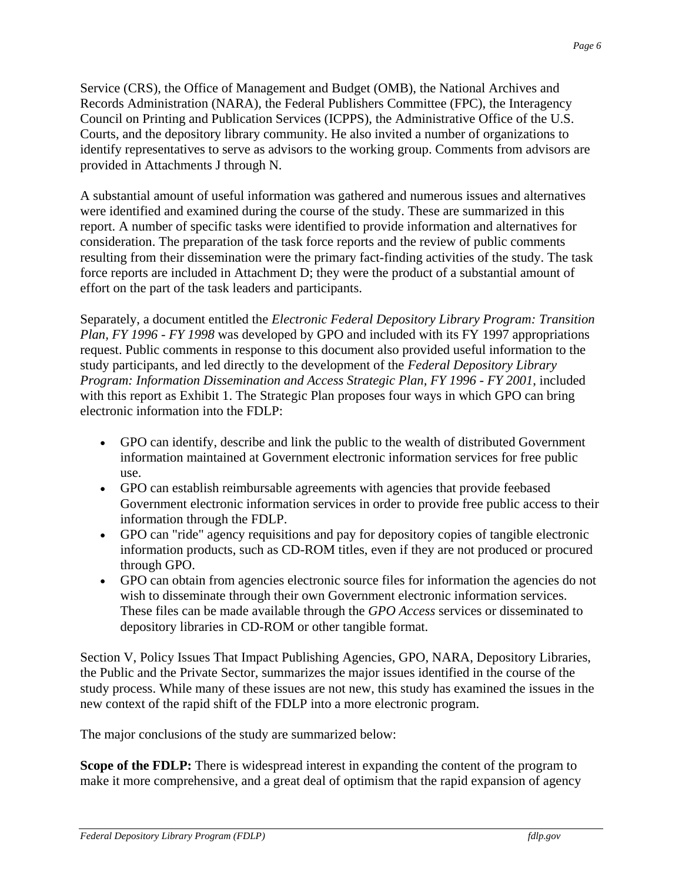Service (CRS), the Office of Management and Budget (OMB), the National Archives and Records Administration (NARA), the Federal Publishers Committee (FPC), the Interagency Council on Printing and Publication Services (ICPPS), the Administrative Office of the U.S. Courts, and the depository library community. He also invited a number of organizations to identify representatives to serve as advisors to the working group. Comments from advisors are provided in Attachments J through N.

A substantial amount of useful information was gathered and numerous issues and alternatives were identified and examined during the course of the study. These are summarized in this report. A number of specific tasks were identified to provide information and alternatives for consideration. The preparation of the task force reports and the review of public comments resulting from their dissemination were the primary fact-finding activities of the study. The task force reports are included in Attachment D; they were the product of a substantial amount of effort on the part of the task leaders and participants.

Separately, a document entitled the *Electronic Federal Depository Library Program: Transition Plan, FY 1996 - FY 1998* was developed by GPO and included with its FY 1997 appropriations request. Public comments in response to this document also provided useful information to the study participants, and led directly to the development of the *Federal Depository Library Program: Information Dissemination and Access Strategic Plan, FY 1996 - FY 2001*, included with this report as Exhibit 1. The Strategic Plan proposes four ways in which GPO can bring electronic information into the FDLP:

- GPO can identify, describe and link the public to the wealth of distributed Government information maintained at Government electronic information services for free public use.
- GPO can establish reimbursable agreements with agencies that provide feebased Government electronic information services in order to provide free public access to their information through the FDLP.
- GPO can "ride" agency requisitions and pay for depository copies of tangible electronic information products, such as CD-ROM titles, even if they are not produced or procured through GPO.
- GPO can obtain from agencies electronic source files for information the agencies do not wish to disseminate through their own Government electronic information services. These files can be made available through the *GPO Access* services or disseminated to depository libraries in CD-ROM or other tangible format.

Section V, Policy Issues That Impact Publishing Agencies, GPO, NARA, Depository Libraries, the Public and the Private Sector, summarizes the major issues identified in the course of the study process. While many of these issues are not new, this study has examined the issues in the new context of the rapid shift of the FDLP into a more electronic program.

The major conclusions of the study are summarized below:

**Scope of the FDLP:** There is widespread interest in expanding the content of the program to make it more comprehensive, and a great deal of optimism that the rapid expansion of agency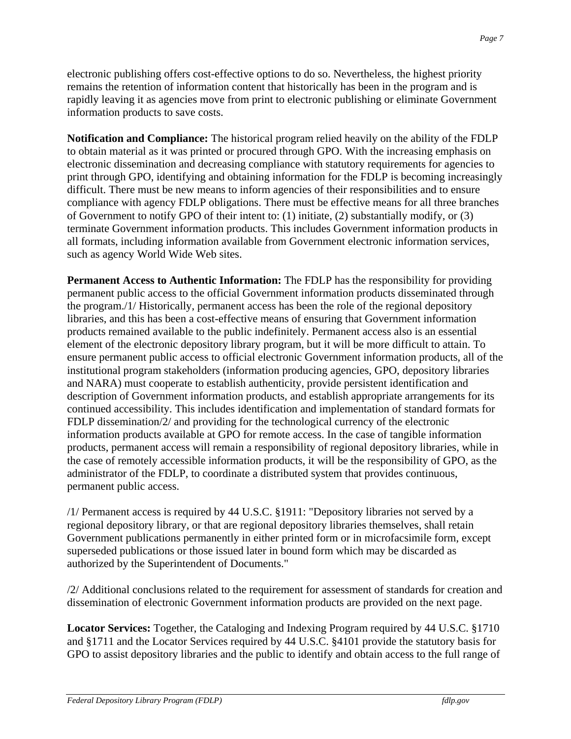electronic publishing offers cost-effective options to do so. Nevertheless, the highest priority remains the retention of information content that historically has been in the program and is rapidly leaving it as agencies move from print to electronic publishing or eliminate Government information products to save costs.

**Notification and Compliance:** The historical program relied heavily on the ability of the FDLP to obtain material as it was printed or procured through GPO. With the increasing emphasis on electronic dissemination and decreasing compliance with statutory requirements for agencies to print through GPO, identifying and obtaining information for the FDLP is becoming increasingly difficult. There must be new means to inform agencies of their responsibilities and to ensure compliance with agency FDLP obligations. There must be effective means for all three branches of Government to notify GPO of their intent to: (1) initiate, (2) substantially modify, or (3) terminate Government information products. This includes Government information products in all formats, including information available from Government electronic information services, such as agency World Wide Web sites.

**Permanent Access to Authentic Information:** The FDLP has the responsibility for providing permanent public access to the official Government information products disseminated through the program./1/ Historically, permanent access has been the role of the regional depository libraries, and this has been a cost-effective means of ensuring that Government information products remained available to the public indefinitely. Permanent access also is an essential element of the electronic depository library program, but it will be more difficult to attain. To ensure permanent public access to official electronic Government information products, all of the institutional program stakeholders (information producing agencies, GPO, depository libraries and NARA) must cooperate to establish authenticity, provide persistent identification and description of Government information products, and establish appropriate arrangements for its continued accessibility. This includes identification and implementation of standard formats for FDLP dissemination/2/ and providing for the technological currency of the electronic information products available at GPO for remote access. In the case of tangible information products, permanent access will remain a responsibility of regional depository libraries, while in the case of remotely accessible information products, it will be the responsibility of GPO, as the administrator of the FDLP, to coordinate a distributed system that provides continuous, permanent public access.

/1/ Permanent access is required by 44 U.S.C. §1911: "Depository libraries not served by a regional depository library, or that are regional depository libraries themselves, shall retain Government publications permanently in either printed form or in microfacsimile form, except superseded publications or those issued later in bound form which may be discarded as authorized by the Superintendent of Documents."

/2/ Additional conclusions related to the requirement for assessment of standards for creation and dissemination of electronic Government information products are provided on the next page.

**Locator Services:** Together, the Cataloging and Indexing Program required by 44 U.S.C. §1710 and §1711 and the Locator Services required by 44 U.S.C. §4101 provide the statutory basis for GPO to assist depository libraries and the public to identify and obtain access to the full range of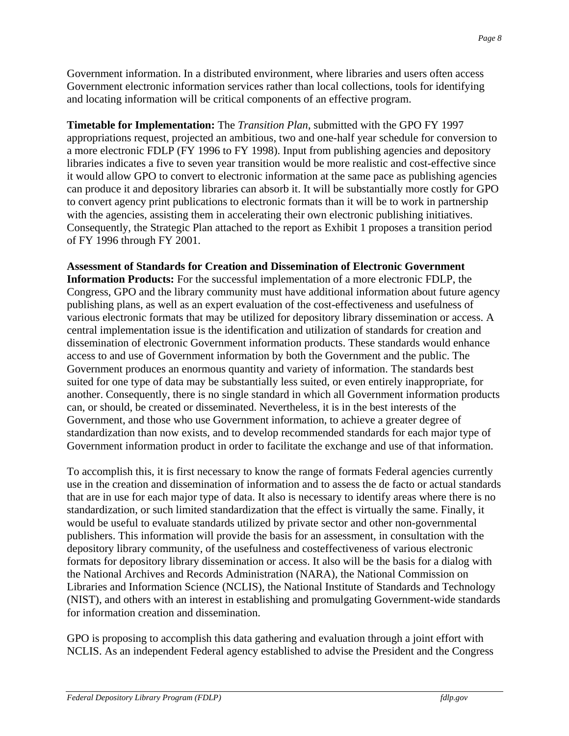Government information. In a distributed environment, where libraries and users often access Government electronic information services rather than local collections, tools for identifying and locating information will be critical components of an effective program.

**Timetable for Implementation:** The *Transition Plan*, submitted with the GPO FY 1997 appropriations request, projected an ambitious, two and one-half year schedule for conversion to a more electronic FDLP (FY 1996 to FY 1998). Input from publishing agencies and depository libraries indicates a five to seven year transition would be more realistic and cost-effective since it would allow GPO to convert to electronic information at the same pace as publishing agencies can produce it and depository libraries can absorb it. It will be substantially more costly for GPO to convert agency print publications to electronic formats than it will be to work in partnership with the agencies, assisting them in accelerating their own electronic publishing initiatives. Consequently, the Strategic Plan attached to the report as Exhibit 1 proposes a transition period of FY 1996 through FY 2001.

**Assessment of Standards for Creation and Dissemination of Electronic Government Information Products:** For the successful implementation of a more electronic FDLP, the Congress, GPO and the library community must have additional information about future agency publishing plans, as well as an expert evaluation of the cost-effectiveness and usefulness of various electronic formats that may be utilized for depository library dissemination or access. A central implementation issue is the identification and utilization of standards for creation and dissemination of electronic Government information products. These standards would enhance access to and use of Government information by both the Government and the public. The Government produces an enormous quantity and variety of information. The standards best suited for one type of data may be substantially less suited, or even entirely inappropriate, for another. Consequently, there is no single standard in which all Government information products can, or should, be created or disseminated. Nevertheless, it is in the best interests of the Government, and those who use Government information, to achieve a greater degree of standardization than now exists, and to develop recommended standards for each major type of Government information product in order to facilitate the exchange and use of that information.

To accomplish this, it is first necessary to know the range of formats Federal agencies currently use in the creation and dissemination of information and to assess the de facto or actual standards that are in use for each major type of data. It also is necessary to identify areas where there is no standardization, or such limited standardization that the effect is virtually the same. Finally, it would be useful to evaluate standards utilized by private sector and other non-governmental publishers. This information will provide the basis for an assessment, in consultation with the depository library community, of the usefulness and costeffectiveness of various electronic formats for depository library dissemination or access. It also will be the basis for a dialog with the National Archives and Records Administration (NARA), the National Commission on Libraries and Information Science (NCLIS), the National Institute of Standards and Technology (NIST), and others with an interest in establishing and promulgating Government-wide standards for information creation and dissemination.

GPO is proposing to accomplish this data gathering and evaluation through a joint effort with NCLIS. As an independent Federal agency established to advise the President and the Congress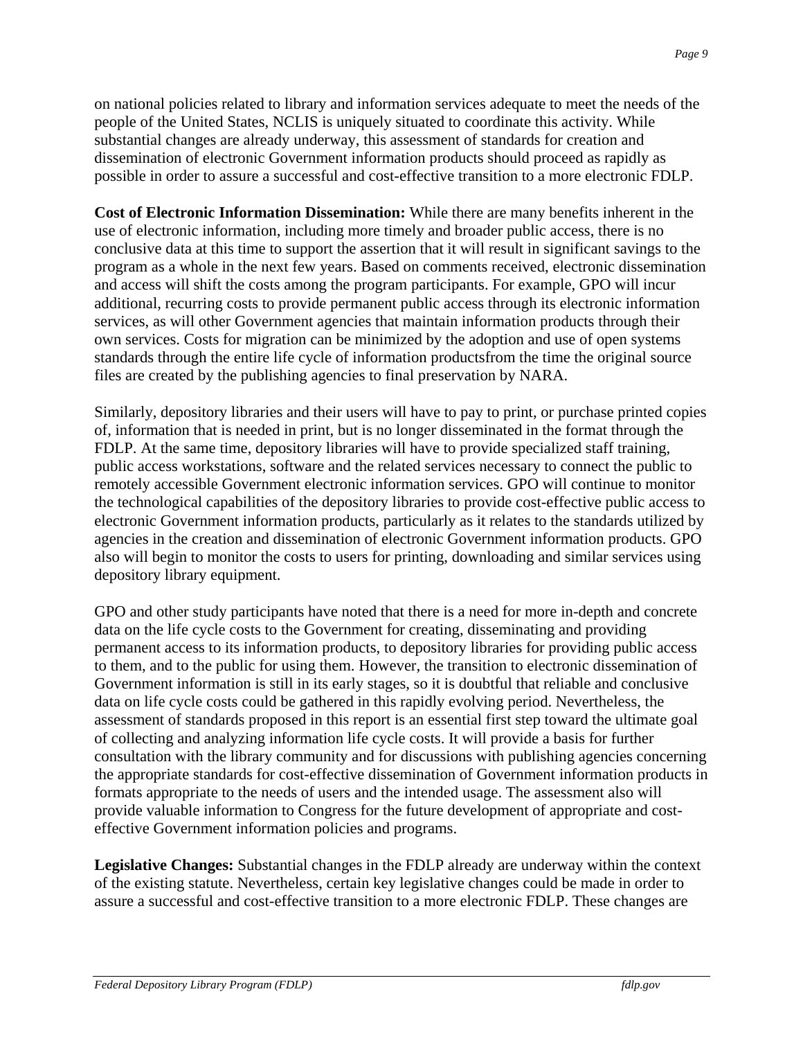on national policies related to library and information services adequate to meet the needs of the people of the United States, NCLIS is uniquely situated to coordinate this activity. While substantial changes are already underway, this assessment of standards for creation and dissemination of electronic Government information products should proceed as rapidly as possible in order to assure a successful and cost-effective transition to a more electronic FDLP.

**Cost of Electronic Information Dissemination:** While there are many benefits inherent in the use of electronic information, including more timely and broader public access, there is no conclusive data at this time to support the assertion that it will result in significant savings to the program as a whole in the next few years. Based on comments received, electronic dissemination and access will shift the costs among the program participants. For example, GPO will incur additional, recurring costs to provide permanent public access through its electronic information services, as will other Government agencies that maintain information products through their own services. Costs for migration can be minimized by the adoption and use of open systems standards through the entire life cycle of information productsfrom the time the original source files are created by the publishing agencies to final preservation by NARA.

Similarly, depository libraries and their users will have to pay to print, or purchase printed copies of, information that is needed in print, but is no longer disseminated in the format through the FDLP. At the same time, depository libraries will have to provide specialized staff training, public access workstations, software and the related services necessary to connect the public to remotely accessible Government electronic information services. GPO will continue to monitor the technological capabilities of the depository libraries to provide cost-effective public access to electronic Government information products, particularly as it relates to the standards utilized by agencies in the creation and dissemination of electronic Government information products. GPO also will begin to monitor the costs to users for printing, downloading and similar services using depository library equipment.

GPO and other study participants have noted that there is a need for more in-depth and concrete data on the life cycle costs to the Government for creating, disseminating and providing permanent access to its information products, to depository libraries for providing public access to them, and to the public for using them. However, the transition to electronic dissemination of Government information is still in its early stages, so it is doubtful that reliable and conclusive data on life cycle costs could be gathered in this rapidly evolving period. Nevertheless, the assessment of standards proposed in this report is an essential first step toward the ultimate goal of collecting and analyzing information life cycle costs. It will provide a basis for further consultation with the library community and for discussions with publishing agencies concerning the appropriate standards for cost-effective dissemination of Government information products in formats appropriate to the needs of users and the intended usage. The assessment also will provide valuable information to Congress for the future development of appropriate and cost-effective Government information policies and programs.

**Legislative Changes:** Substantial changes in the FDLP already are underway within the context of the existing statute. Nevertheless, certain key legislative changes could be made in order to assure a successful and cost-effective transition to a more electronic FDLP. These changes are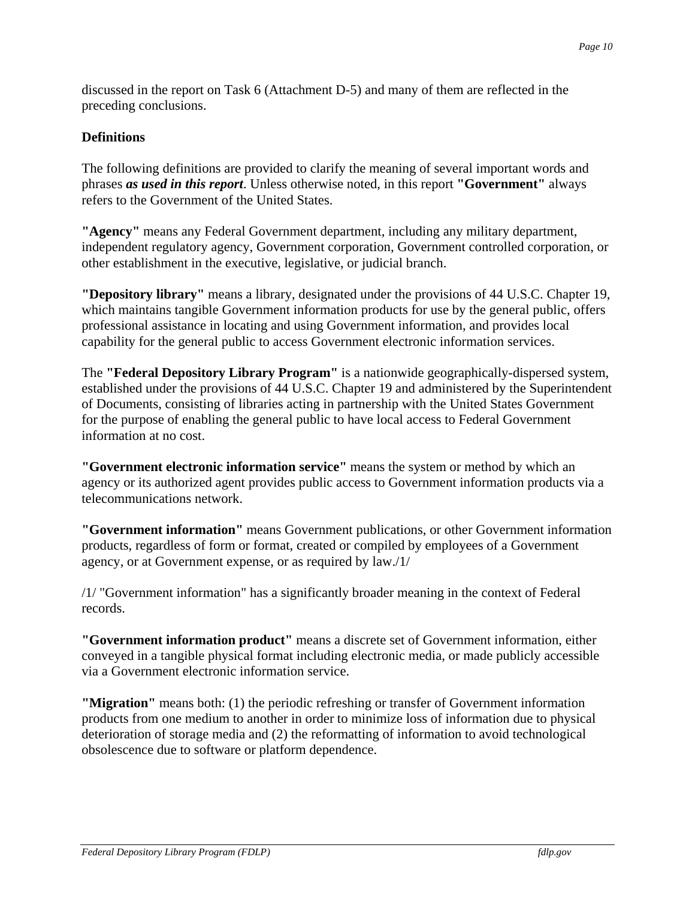discussed in the report on Task 6 (Attachment D-5) and many of them are reflected in the preceding conclusions.

**Definitions**

The following definitions are provided to clarify the meaning of several important words and phrases ***as used in this report***. Unless otherwise noted, in this report **"Government"** always refers to the Government of the United States.

**"Agency"** means any Federal Government department, including any military department, independent regulatory agency, Government corporation, Government controlled corporation, or other establishment in the executive, legislative, or judicial branch.

**"Depository library"** means a library, designated under the provisions of 44 U.S.C. Chapter 19, which maintains tangible Government information products for use by the general public, offers professional assistance in locating and using Government information, and provides local capability for the general public to access Government electronic information services.

The **"Federal Depository Library Program"** is a nationwide geographically-dispersed system, established under the provisions of 44 U.S.C. Chapter 19 and administered by the Superintendent of Documents, consisting of libraries acting in partnership with the United States Government for the purpose of enabling the general public to have local access to Federal Government information at no cost.

**"Government electronic information service"** means the system or method by which an agency or its authorized agent provides public access to Government information products via a telecommunications network.

**"Government information"** means Government publications, or other Government information products, regardless of form or format, created or compiled by employees of a Government agency, or at Government expense, or as required by law./1/

/1/ "Government information" has a significantly broader meaning in the context of Federal records.

**"Government information product"** means a discrete set of Government information, either conveyed in a tangible physical format including electronic media, or made publicly accessible via a Government electronic information service.

**"Migration"** means both: (1) the periodic refreshing or transfer of Government information products from one medium to another in order to minimize loss of information due to physical deterioration of storage media and (2) the reformatting of information to avoid technological obsolescence due to software or platform dependence.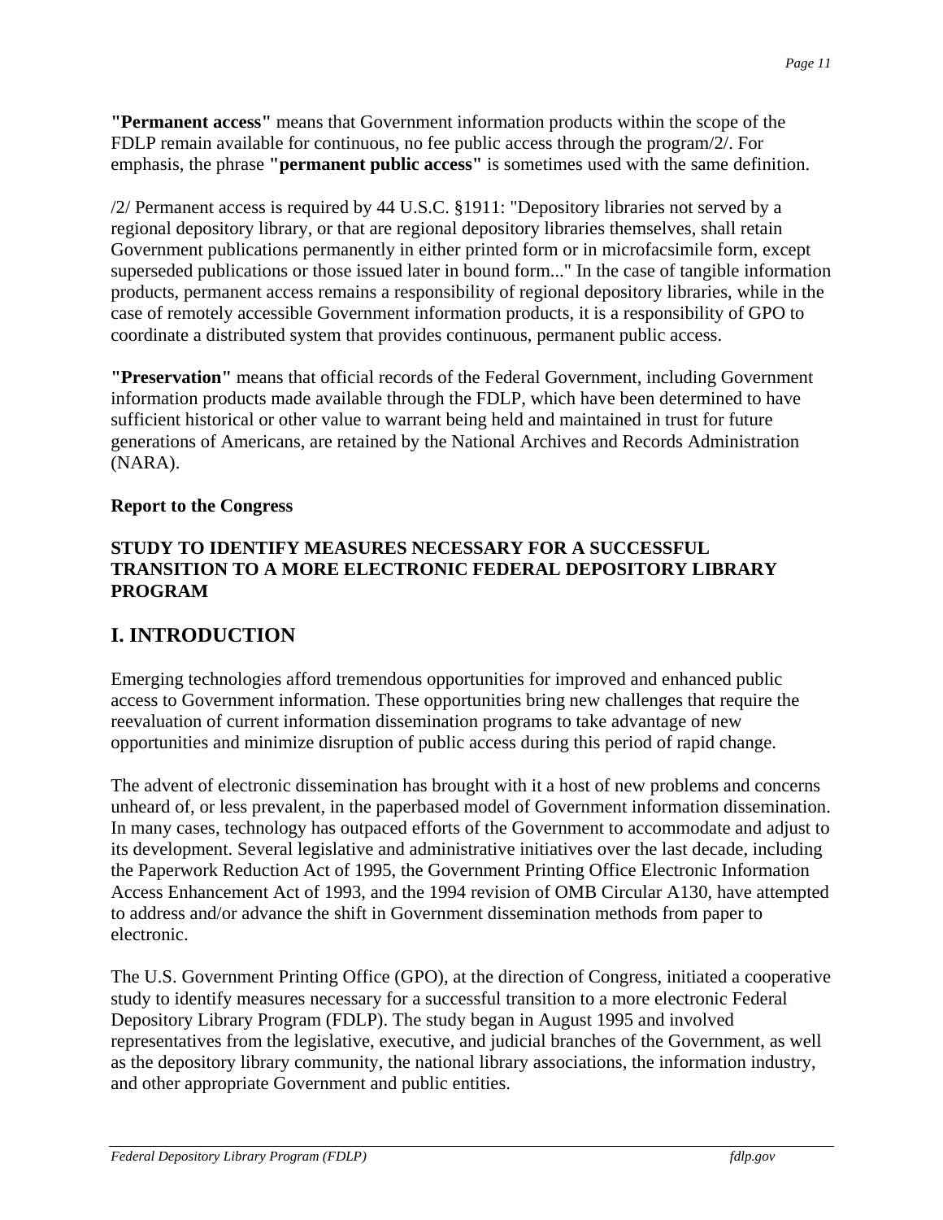**"Permanent access"** means that Government information products within the scope of the FDLP remain available for continuous, no fee public access through the program/2/. For emphasis, the phrase **"permanent public access"** is sometimes used with the same definition.

/2/ Permanent access is required by 44 U.S.C. §1911: "Depository libraries not served by a regional depository library, or that are regional depository libraries themselves, shall retain Government publications permanently in either printed form or in microfacsimile form, except superseded publications or those issued later in bound form..." In the case of tangible information products, permanent access remains a responsibility of regional depository libraries, while in the case of remotely accessible Government information products, it is a responsibility of GPO to coordinate a distributed system that provides continuous, permanent public access.

**"Preservation"** means that official records of the Federal Government, including Government information products made available through the FDLP, which have been determined to have sufficient historical or other value to warrant being held and maintained in trust for future generations of Americans, are retained by the National Archives and Records Administration (NARA).

**Report to the Congress**

**STUDY TO IDENTIFY MEASURES NECESSARY FOR A SUCCESSFUL TRANSITION TO A MORE ELECTRONIC FEDERAL DEPOSITORY LIBRARY PROGRAM**

## I. INTRODUCTION

Emerging technologies afford tremendous opportunities for improved and enhanced public access to Government information. These opportunities bring new challenges that require the reevaluation of current information dissemination programs to take advantage of new opportunities and minimize disruption of public access during this period of rapid change.

The advent of electronic dissemination has brought with it a host of new problems and concerns unheard of, or less prevalent, in the paperbased model of Government information dissemination. In many cases, technology has outpaced efforts of the Government to accommodate and adjust to its development. Several legislative and administrative initiatives over the last decade, including the Paperwork Reduction Act of 1995, the Government Printing Office Electronic Information Access Enhancement Act of 1993, and the 1994 revision of OMB Circular A130, have attempted to address and/or advance the shift in Government dissemination methods from paper to electronic.

The U.S. Government Printing Office (GPO), at the direction of Congress, initiated a cooperative study to identify measures necessary for a successful transition to a more electronic Federal Depository Library Program (FDLP). The study began in August 1995 and involved representatives from the legislative, executive, and judicial branches of the Government, as well as the depository library community, the national library associations, the information industry, and other appropriate Government and public entities.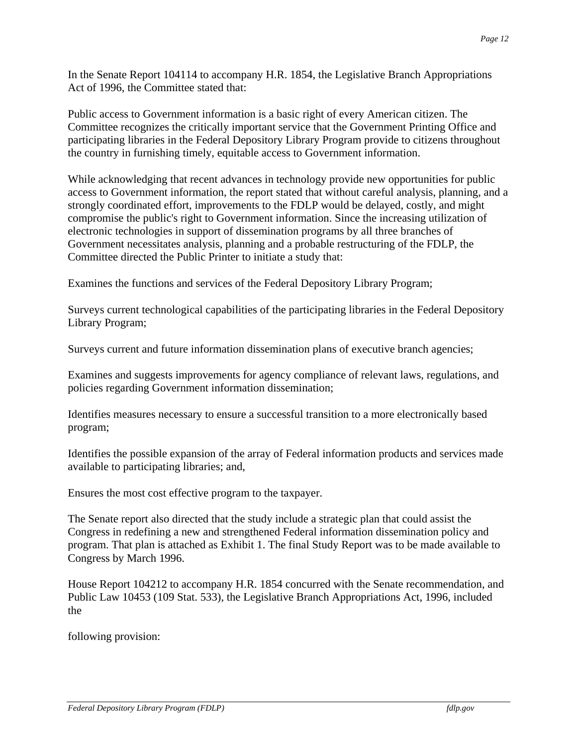In the Senate Report 104114 to accompany H.R. 1854, the Legislative Branch Appropriations Act of 1996, the Committee stated that:

Public access to Government information is a basic right of every American citizen. The Committee recognizes the critically important service that the Government Printing Office and participating libraries in the Federal Depository Library Program provide to citizens throughout the country in furnishing timely, equitable access to Government information.

While acknowledging that recent advances in technology provide new opportunities for public access to Government information, the report stated that without careful analysis, planning, and a strongly coordinated effort, improvements to the FDLP would be delayed, costly, and might compromise the public's right to Government information. Since the increasing utilization of electronic technologies in support of dissemination programs by all three branches of Government necessitates analysis, planning and a probable restructuring of the FDLP, the Committee directed the Public Printer to initiate a study that:

Examines the functions and services of the Federal Depository Library Program;

Surveys current technological capabilities of the participating libraries in the Federal Depository Library Program;

Surveys current and future information dissemination plans of executive branch agencies;

Examines and suggests improvements for agency compliance of relevant laws, regulations, and policies regarding Government information dissemination;

Identifies measures necessary to ensure a successful transition to a more electronically based program;

Identifies the possible expansion of the array of Federal information products and services made available to participating libraries; and,

Ensures the most cost effective program to the taxpayer.

The Senate report also directed that the study include a strategic plan that could assist the Congress in redefining a new and strengthened Federal information dissemination policy and program. That plan is attached as Exhibit 1. The final Study Report was to be made available to Congress by March 1996.

House Report 104212 to accompany H.R. 1854 concurred with the Senate recommendation, and Public Law 10453 (109 Stat. 533), the Legislative Branch Appropriations Act, 1996, included the

following provision: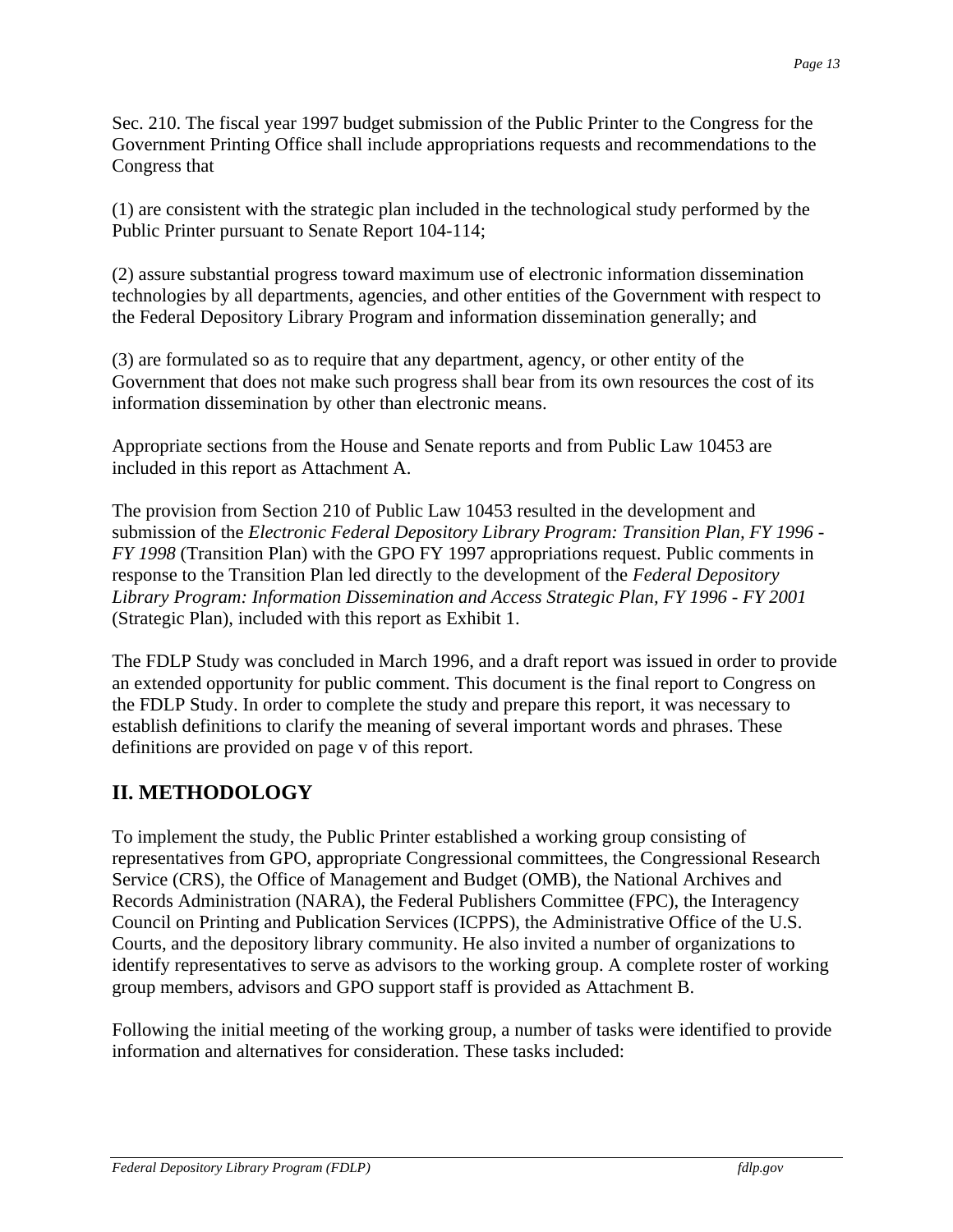Sec. 210. The fiscal year 1997 budget submission of the Public Printer to the Congress for the Government Printing Office shall include appropriations requests and recommendations to the Congress that

(1) are consistent with the strategic plan included in the technological study performed by the Public Printer pursuant to Senate Report 104-114;

(2) assure substantial progress toward maximum use of electronic information dissemination technologies by all departments, agencies, and other entities of the Government with respect to the Federal Depository Library Program and information dissemination generally; and

(3) are formulated so as to require that any department, agency, or other entity of the Government that does not make such progress shall bear from its own resources the cost of its information dissemination by other than electronic means.

Appropriate sections from the House and Senate reports and from Public Law 10453 are included in this report as Attachment A.

The provision from Section 210 of Public Law 10453 resulted in the development and submission of the *Electronic Federal Depository Library Program: Transition Plan, FY 1996 - FY 1998* (Transition Plan) with the GPO FY 1997 appropriations request. Public comments in response to the Transition Plan led directly to the development of the *Federal Depository Library Program: Information Dissemination and Access Strategic Plan, FY 1996 - FY 2001* (Strategic Plan), included with this report as Exhibit 1.

The FDLP Study was concluded in March 1996, and a draft report was issued in order to provide an extended opportunity for public comment. This document is the final report to Congress on the FDLP Study. In order to complete the study and prepare this report, it was necessary to establish definitions to clarify the meaning of several important words and phrases. These definitions are provided on page v of this report.

## II. METHODOLOGY

To implement the study, the Public Printer established a working group consisting of representatives from GPO, appropriate Congressional committees, the Congressional Research Service (CRS), the Office of Management and Budget (OMB), the National Archives and Records Administration (NARA), the Federal Publishers Committee (FPC), the Interagency Council on Printing and Publication Services (ICPPS), the Administrative Office of the U.S. Courts, and the depository library community. He also invited a number of organizations to identify representatives to serve as advisors to the working group. A complete roster of working group members, advisors and GPO support staff is provided as Attachment B.

Following the initial meeting of the working group, a number of tasks were identified to provide information and alternatives for consideration. These tasks included: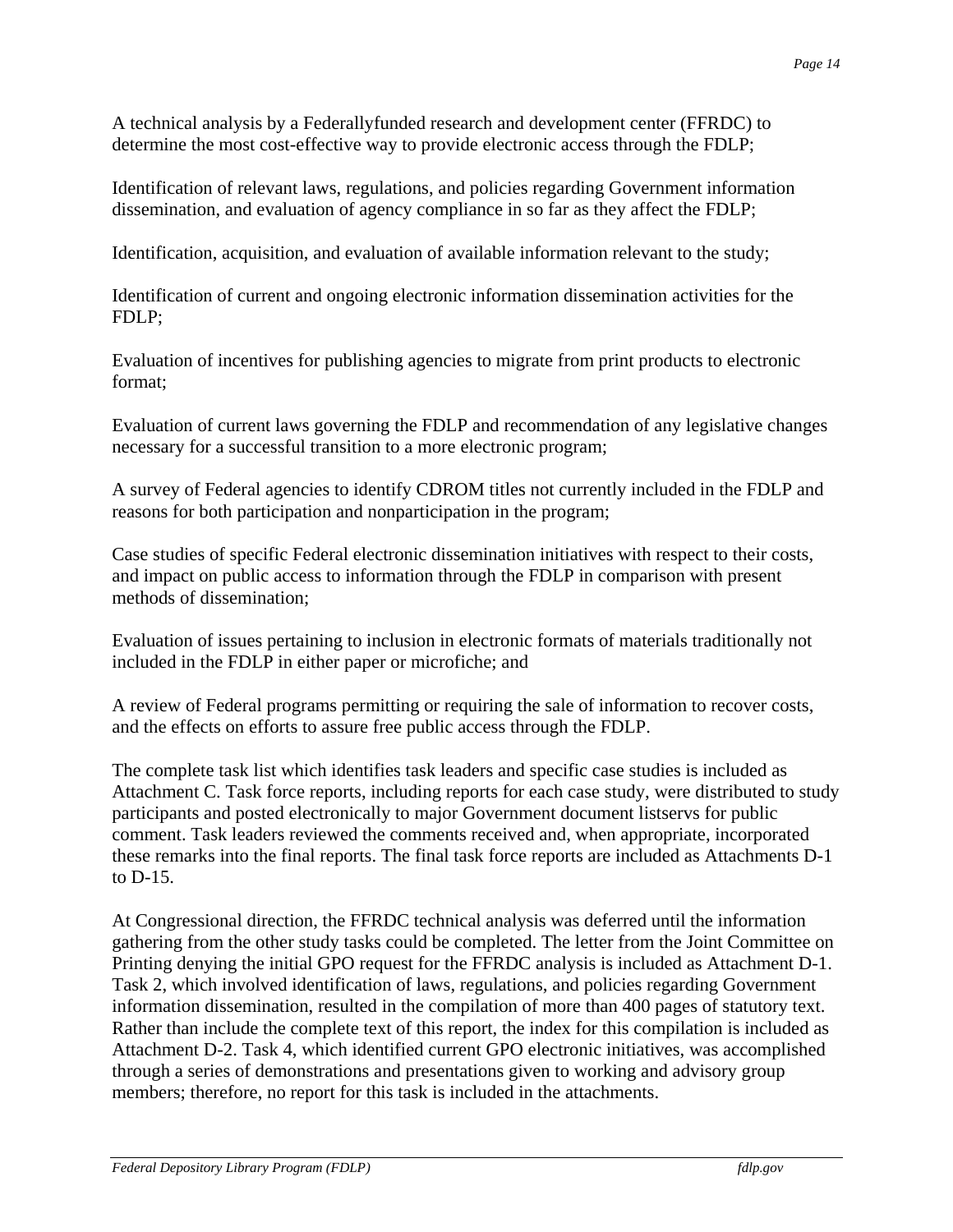A technical analysis by a Federallyfunded research and development center (FFRDC) to determine the most cost-effective way to provide electronic access through the FDLP;

Identification of relevant laws, regulations, and policies regarding Government information dissemination, and evaluation of agency compliance in so far as they affect the FDLP;

Identification, acquisition, and evaluation of available information relevant to the study;

Identification of current and ongoing electronic information dissemination activities for the FDLP;

Evaluation of incentives for publishing agencies to migrate from print products to electronic format;

Evaluation of current laws governing the FDLP and recommendation of any legislative changes necessary for a successful transition to a more electronic program;

A survey of Federal agencies to identify CDROM titles not currently included in the FDLP and reasons for both participation and nonparticipation in the program;

Case studies of specific Federal electronic dissemination initiatives with respect to their costs, and impact on public access to information through the FDLP in comparison with present methods of dissemination;

Evaluation of issues pertaining to inclusion in electronic formats of materials traditionally not included in the FDLP in either paper or microfiche; and

A review of Federal programs permitting or requiring the sale of information to recover costs, and the effects on efforts to assure free public access through the FDLP.

The complete task list which identifies task leaders and specific case studies is included as Attachment C. Task force reports, including reports for each case study, were distributed to study participants and posted electronically to major Government document listservs for public comment. Task leaders reviewed the comments received and, when appropriate, incorporated these remarks into the final reports. The final task force reports are included as Attachments D-1 to D-15.

At Congressional direction, the FFRDC technical analysis was deferred until the information gathering from the other study tasks could be completed. The letter from the Joint Committee on Printing denying the initial GPO request for the FFRDC analysis is included as Attachment D-1. Task 2, which involved identification of laws, regulations, and policies regarding Government information dissemination, resulted in the compilation of more than 400 pages of statutory text. Rather than include the complete text of this report, the index for this compilation is included as Attachment D-2. Task 4, which identified current GPO electronic initiatives, was accomplished through a series of demonstrations and presentations given to working and advisory group members; therefore, no report for this task is included in the attachments.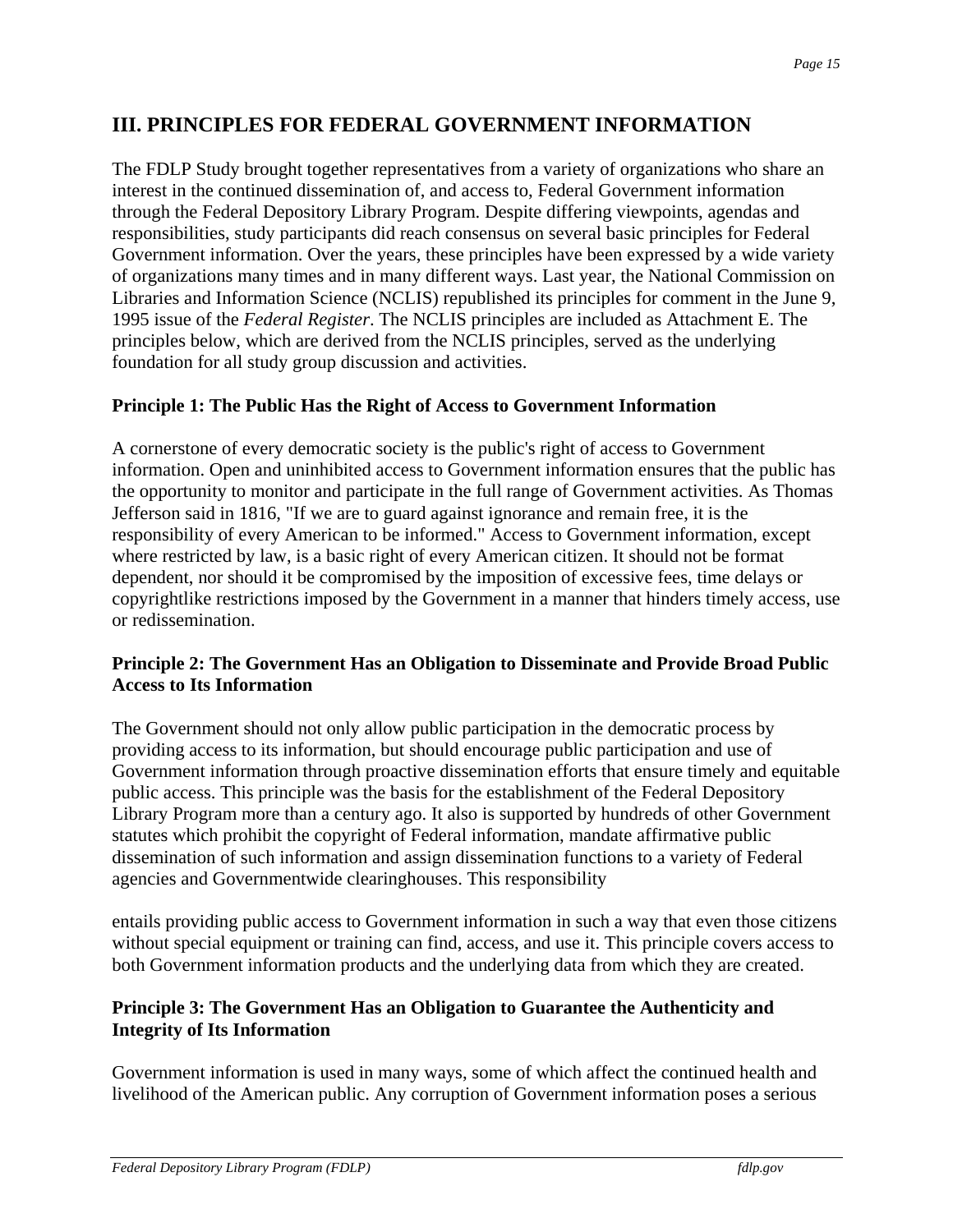## III. PRINCIPLES FOR FEDERAL GOVERNMENT INFORMATION

The FDLP Study brought together representatives from a variety of organizations who share an interest in the continued dissemination of, and access to, Federal Government information through the Federal Depository Library Program. Despite differing viewpoints, agendas and responsibilities, study participants did reach consensus on several basic principles for Federal Government information. Over the years, these principles have been expressed by a wide variety of organizations many times and in many different ways. Last year, the National Commission on Libraries and Information Science (NCLIS) republished its principles for comment in the June 9, 1995 issue of the *Federal Register*. The NCLIS principles are included as Attachment E. The principles below, which are derived from the NCLIS principles, served as the underlying foundation for all study group discussion and activities.

### Principle 1: The Public Has the Right of Access to Government Information

A cornerstone of every democratic society is the public's right of access to Government information. Open and uninhibited access to Government information ensures that the public has the opportunity to monitor and participate in the full range of Government activities. As Thomas Jefferson said in 1816, "If we are to guard against ignorance and remain free, it is the responsibility of every American to be informed." Access to Government information, except where restricted by law, is a basic right of every American citizen. It should not be format dependent, nor should it be compromised by the imposition of excessive fees, time delays or copyrightlike restrictions imposed by the Government in a manner that hinders timely access, use or redissemination.

### Principle 2: The Government Has an Obligation to Disseminate and Provide Broad Public Access to Its Information

The Government should not only allow public participation in the democratic process by providing access to its information, but should encourage public participation and use of Government information through proactive dissemination efforts that ensure timely and equitable public access. This principle was the basis for the establishment of the Federal Depository Library Program more than a century ago. It also is supported by hundreds of other Government statutes which prohibit the copyright of Federal information, mandate affirmative public dissemination of such information and assign dissemination functions to a variety of Federal agencies and Governmentwide clearinghouses. This responsibility

entails providing public access to Government information in such a way that even those citizens without special equipment or training can find, access, and use it. This principle covers access to both Government information products and the underlying data from which they are created.

### Principle 3: The Government Has an Obligation to Guarantee the Authenticity and Integrity of Its Information

Government information is used in many ways, some of which affect the continued health and livelihood of the American public. Any corruption of Government information poses a serious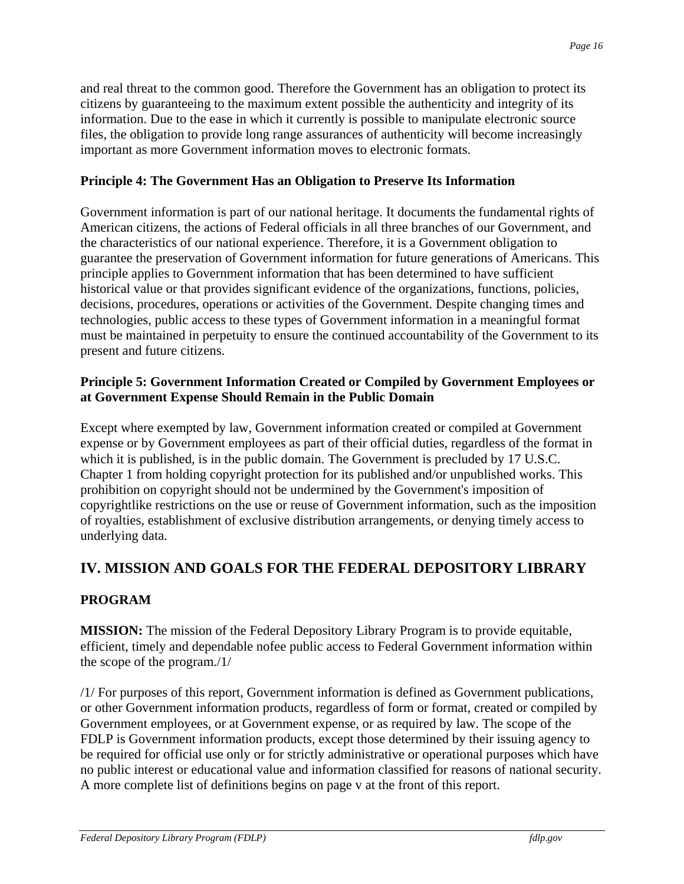and real threat to the common good. Therefore the Government has an obligation to protect its citizens by guaranteeing to the maximum extent possible the authenticity and integrity of its information. Due to the ease in which it currently is possible to manipulate electronic source files, the obligation to provide long range assurances of authenticity will become increasingly important as more Government information moves to electronic formats.

**Principle 4: The Government Has an Obligation to Preserve Its Information**

Government information is part of our national heritage. It documents the fundamental rights of American citizens, the actions of Federal officials in all three branches of our Government, and the characteristics of our national experience. Therefore, it is a Government obligation to guarantee the preservation of Government information for future generations of Americans. This principle applies to Government information that has been determined to have sufficient historical value or that provides significant evidence of the organizations, functions, policies, decisions, procedures, operations or activities of the Government. Despite changing times and technologies, public access to these types of Government information in a meaningful format must be maintained in perpetuity to ensure the continued accountability of the Government to its present and future citizens.

**Principle 5: Government Information Created or Compiled by Government Employees or at Government Expense Should Remain in the Public Domain**

Except where exempted by law, Government information created or compiled at Government expense or by Government employees as part of their official duties, regardless of the format in which it is published, is in the public domain. The Government is precluded by 17 U.S.C. Chapter 1 from holding copyright protection for its published and/or unpublished works. This prohibition on copyright should not be undermined by the Government's imposition of copyrightlike restrictions on the use or reuse of Government information, such as the imposition of royalties, establishment of exclusive distribution arrangements, or denying timely access to underlying data.

## IV. MISSION AND GOALS FOR THE FEDERAL DEPOSITORY LIBRARY PROGRAM

**MISSION:** The mission of the Federal Depository Library Program is to provide equitable, efficient, timely and dependable nofee public access to Federal Government information within the scope of the program./1/

/1/ For purposes of this report, Government information is defined as Government publications, or other Government information products, regardless of form or format, created or compiled by Government employees, or at Government expense, or as required by law. The scope of the FDLP is Government information products, except those determined by their issuing agency to be required for official use only or for strictly administrative or operational purposes which have no public interest or educational value and information classified for reasons of national security. A more complete list of definitions begins on page v at the front of this report.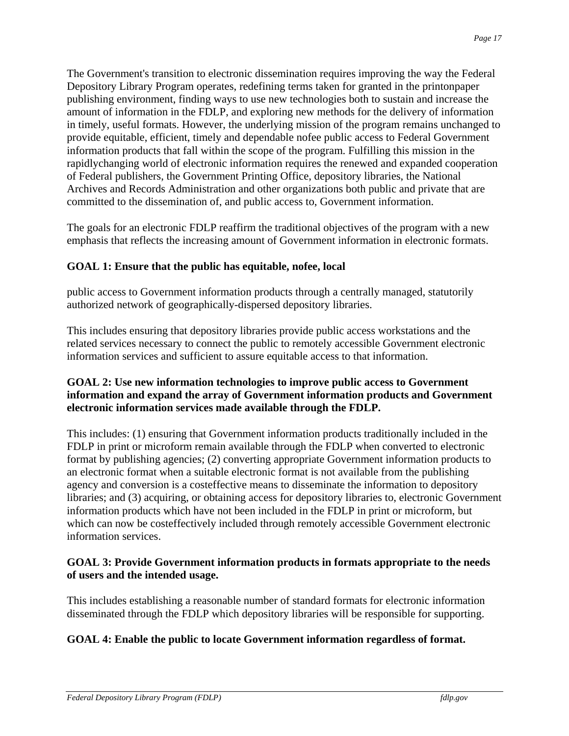The Government's transition to electronic dissemination requires improving the way the Federal Depository Library Program operates, redefining terms taken for granted in the printonpaper publishing environment, finding ways to use new technologies both to sustain and increase the amount of information in the FDLP, and exploring new methods for the delivery of information in timely, useful formats. However, the underlying mission of the program remains unchanged to provide equitable, efficient, timely and dependable nofee public access to Federal Government information products that fall within the scope of the program. Fulfilling this mission in the rapidlychanging world of electronic information requires the renewed and expanded cooperation of Federal publishers, the Government Printing Office, depository libraries, the National Archives and Records Administration and other organizations both public and private that are committed to the dissemination of, and public access to, Government information.

The goals for an electronic FDLP reaffirm the traditional objectives of the program with a new emphasis that reflects the increasing amount of Government information in electronic formats.

**GOAL 1: Ensure that the public has equitable, nofee, local**

public access to Government information products through a centrally managed, statutorily authorized network of geographically-dispersed depository libraries.

This includes ensuring that depository libraries provide public access workstations and the related services necessary to connect the public to remotely accessible Government electronic information services and sufficient to assure equitable access to that information.

**GOAL 2: Use new information technologies to improve public access to Government information and expand the array of Government information products and Government electronic information services made available through the FDLP.**

This includes: (1) ensuring that Government information products traditionally included in the FDLP in print or microform remain available through the FDLP when converted to electronic format by publishing agencies; (2) converting appropriate Government information products to an electronic format when a suitable electronic format is not available from the publishing agency and conversion is a costeffective means to disseminate the information to depository libraries; and (3) acquiring, or obtaining access for depository libraries to, electronic Government information products which have not been included in the FDLP in print or microform, but which can now be costeffectively included through remotely accessible Government electronic information services.

**GOAL 3: Provide Government information products in formats appropriate to the needs of users and the intended usage.**

This includes establishing a reasonable number of standard formats for electronic information disseminated through the FDLP which depository libraries will be responsible for supporting.

**GOAL 4: Enable the public to locate Government information regardless of format.**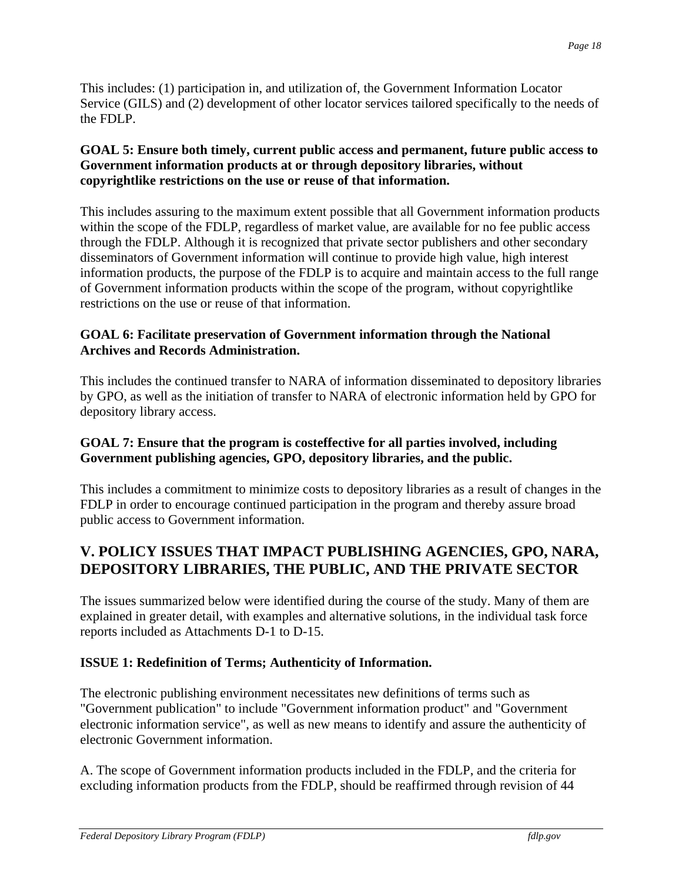This includes: (1) participation in, and utilization of, the Government Information Locator Service (GILS) and (2) development of other locator services tailored specifically to the needs of the FDLP.

**GOAL 5: Ensure both timely, current public access and permanent, future public access to Government information products at or through depository libraries, without copyrightlike restrictions on the use or reuse of that information.**

This includes assuring to the maximum extent possible that all Government information products within the scope of the FDLP, regardless of market value, are available for no fee public access through the FDLP. Although it is recognized that private sector publishers and other secondary disseminators of Government information will continue to provide high value, high interest information products, the purpose of the FDLP is to acquire and maintain access to the full range of Government information products within the scope of the program, without copyrightlike restrictions on the use or reuse of that information.

**GOAL 6: Facilitate preservation of Government information through the National Archives and Records Administration.**

This includes the continued transfer to NARA of information disseminated to depository libraries by GPO, as well as the initiation of transfer to NARA of electronic information held by GPO for depository library access.

**GOAL 7: Ensure that the program is costeffective for all parties involved, including Government publishing agencies, GPO, depository libraries, and the public.**

This includes a commitment to minimize costs to depository libraries as a result of changes in the FDLP in order to encourage continued participation in the program and thereby assure broad public access to Government information.

## V. POLICY ISSUES THAT IMPACT PUBLISHING AGENCIES, GPO, NARA, DEPOSITORY LIBRARIES, THE PUBLIC, AND THE PRIVATE SECTOR

The issues summarized below were identified during the course of the study. Many of them are explained in greater detail, with examples and alternative solutions, in the individual task force reports included as Attachments D-1 to D-15.

### ISSUE 1: Redefinition of Terms; Authenticity of Information.

The electronic publishing environment necessitates new definitions of terms such as "Government publication" to include "Government information product" and "Government electronic information service", as well as new means to identify and assure the authenticity of electronic Government information.

A. The scope of Government information products included in the FDLP, and the criteria for excluding information products from the FDLP, should be reaffirmed through revision of 44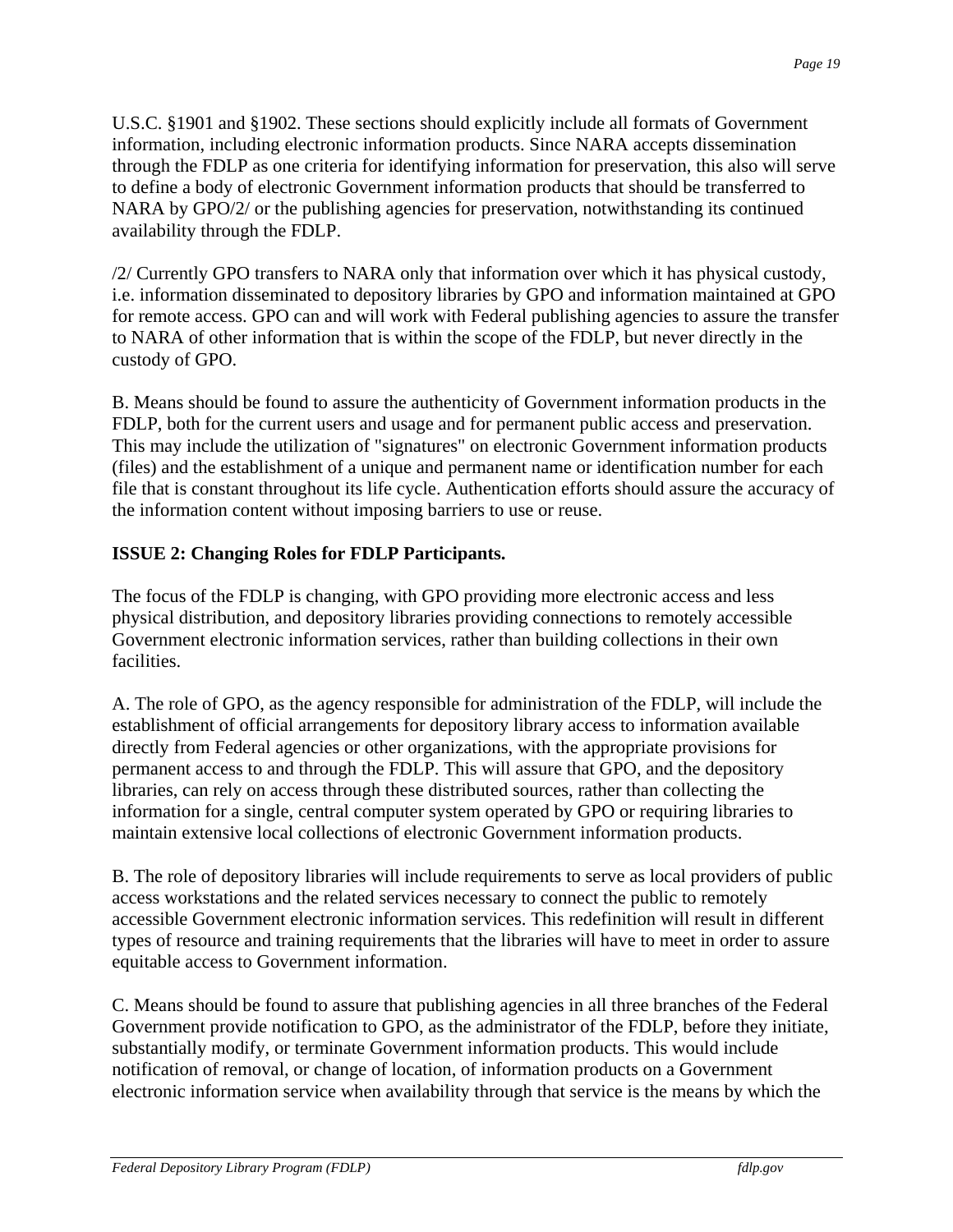U.S.C. §1901 and §1902. These sections should explicitly include all formats of Government information, including electronic information products. Since NARA accepts dissemination through the FDLP as one criteria for identifying information for preservation, this also will serve to define a body of electronic Government information products that should be transferred to NARA by GPO/2/ or the publishing agencies for preservation, notwithstanding its continued availability through the FDLP.

/2/ Currently GPO transfers to NARA only that information over which it has physical custody, i.e. information disseminated to depository libraries by GPO and information maintained at GPO for remote access. GPO can and will work with Federal publishing agencies to assure the transfer to NARA of other information that is within the scope of the FDLP, but never directly in the custody of GPO.

B. Means should be found to assure the authenticity of Government information products in the FDLP, both for the current users and usage and for permanent public access and preservation. This may include the utilization of "signatures" on electronic Government information products (files) and the establishment of a unique and permanent name or identification number for each file that is constant throughout its life cycle. Authentication efforts should assure the accuracy of the information content without imposing barriers to use or reuse.

**ISSUE 2: Changing Roles for FDLP Participants.**

The focus of the FDLP is changing, with GPO providing more electronic access and less physical distribution, and depository libraries providing connections to remotely accessible Government electronic information services, rather than building collections in their own facilities.

A. The role of GPO, as the agency responsible for administration of the FDLP, will include the establishment of official arrangements for depository library access to information available directly from Federal agencies or other organizations, with the appropriate provisions for permanent access to and through the FDLP. This will assure that GPO, and the depository libraries, can rely on access through these distributed sources, rather than collecting the information for a single, central computer system operated by GPO or requiring libraries to maintain extensive local collections of electronic Government information products.

B. The role of depository libraries will include requirements to serve as local providers of public access workstations and the related services necessary to connect the public to remotely accessible Government electronic information services. This redefinition will result in different types of resource and training requirements that the libraries will have to meet in order to assure equitable access to Government information.

C. Means should be found to assure that publishing agencies in all three branches of the Federal Government provide notification to GPO, as the administrator of the FDLP, before they initiate, substantially modify, or terminate Government information products. This would include notification of removal, or change of location, of information products on a Government electronic information service when availability through that service is the means by which the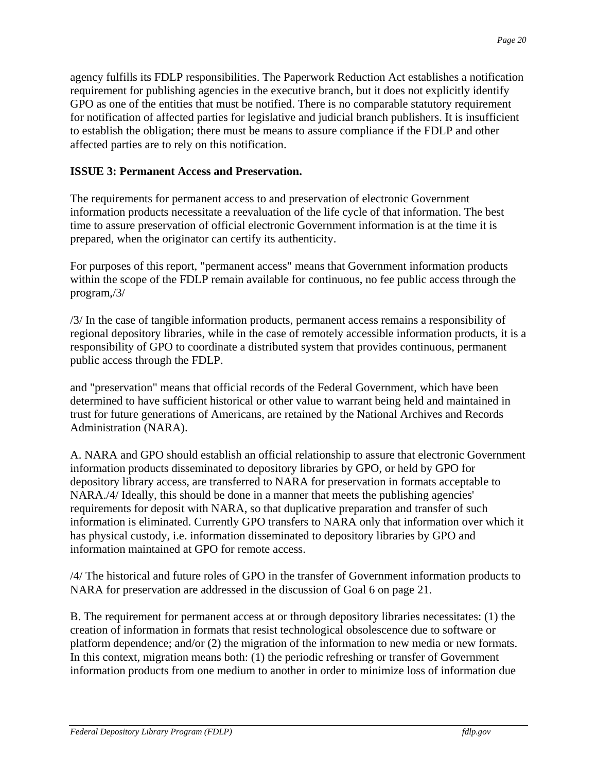agency fulfills its FDLP responsibilities. The Paperwork Reduction Act establishes a notification requirement for publishing agencies in the executive branch, but it does not explicitly identify GPO as one of the entities that must be notified. There is no comparable statutory requirement for notification of affected parties for legislative and judicial branch publishers. It is insufficient to establish the obligation; there must be means to assure compliance if the FDLP and other affected parties are to rely on this notification.

**ISSUE 3: Permanent Access and Preservation.**

The requirements for permanent access to and preservation of electronic Government information products necessitate a reevaluation of the life cycle of that information. The best time to assure preservation of official electronic Government information is at the time it is prepared, when the originator can certify its authenticity.

For purposes of this report, "permanent access" means that Government information products within the scope of the FDLP remain available for continuous, no fee public access through the program,/3/

/3/ In the case of tangible information products, permanent access remains a responsibility of regional depository libraries, while in the case of remotely accessible information products, it is a responsibility of GPO to coordinate a distributed system that provides continuous, permanent public access through the FDLP.

and "preservation" means that official records of the Federal Government, which have been determined to have sufficient historical or other value to warrant being held and maintained in trust for future generations of Americans, are retained by the National Archives and Records Administration (NARA).

A. NARA and GPO should establish an official relationship to assure that electronic Government information products disseminated to depository libraries by GPO, or held by GPO for depository library access, are transferred to NARA for preservation in formats acceptable to NARA./4/ Ideally, this should be done in a manner that meets the publishing agencies' requirements for deposit with NARA, so that duplicative preparation and transfer of such information is eliminated. Currently GPO transfers to NARA only that information over which it has physical custody, i.e. information disseminated to depository libraries by GPO and information maintained at GPO for remote access.

/4/ The historical and future roles of GPO in the transfer of Government information products to NARA for preservation are addressed in the discussion of Goal 6 on page 21.

B. The requirement for permanent access at or through depository libraries necessitates: (1) the creation of information in formats that resist technological obsolescence due to software or platform dependence; and/or (2) the migration of the information to new media or new formats. In this context, migration means both: (1) the periodic refreshing or transfer of Government information products from one medium to another in order to minimize loss of information due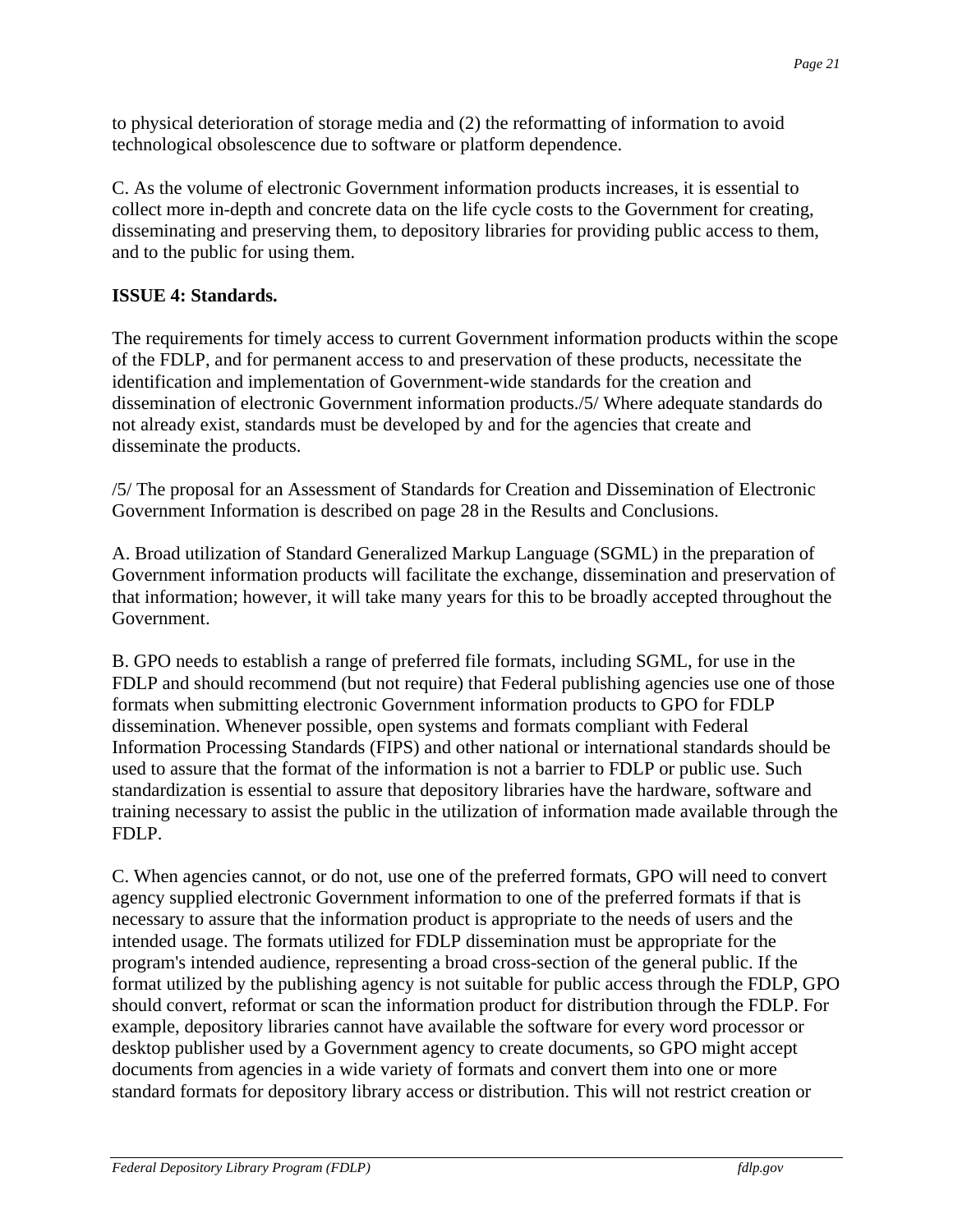to physical deterioration of storage media and (2) the reformatting of information to avoid technological obsolescence due to software or platform dependence.

C. As the volume of electronic Government information products increases, it is essential to collect more in-depth and concrete data on the life cycle costs to the Government for creating, disseminating and preserving them, to depository libraries for providing public access to them, and to the public for using them.

**ISSUE 4: Standards.**

The requirements for timely access to current Government information products within the scope of the FDLP, and for permanent access to and preservation of these products, necessitate the identification and implementation of Government-wide standards for the creation and dissemination of electronic Government information products./5/ Where adequate standards do not already exist, standards must be developed by and for the agencies that create and disseminate the products.

/5/ The proposal for an Assessment of Standards for Creation and Dissemination of Electronic Government Information is described on page 28 in the Results and Conclusions.

A. Broad utilization of Standard Generalized Markup Language (SGML) in the preparation of Government information products will facilitate the exchange, dissemination and preservation of that information; however, it will take many years for this to be broadly accepted throughout the Government.

B. GPO needs to establish a range of preferred file formats, including SGML, for use in the FDLP and should recommend (but not require) that Federal publishing agencies use one of those formats when submitting electronic Government information products to GPO for FDLP dissemination. Whenever possible, open systems and formats compliant with Federal Information Processing Standards (FIPS) and other national or international standards should be used to assure that the format of the information is not a barrier to FDLP or public use. Such standardization is essential to assure that depository libraries have the hardware, software and training necessary to assist the public in the utilization of information made available through the FDLP.

C. When agencies cannot, or do not, use one of the preferred formats, GPO will need to convert agency supplied electronic Government information to one of the preferred formats if that is necessary to assure that the information product is appropriate to the needs of users and the intended usage. The formats utilized for FDLP dissemination must be appropriate for the program's intended audience, representing a broad cross-section of the general public. If the format utilized by the publishing agency is not suitable for public access through the FDLP, GPO should convert, reformat or scan the information product for distribution through the FDLP. For example, depository libraries cannot have available the software for every word processor or desktop publisher used by a Government agency to create documents, so GPO might accept documents from agencies in a wide variety of formats and convert them into one or more standard formats for depository library access or distribution. This will not restrict creation or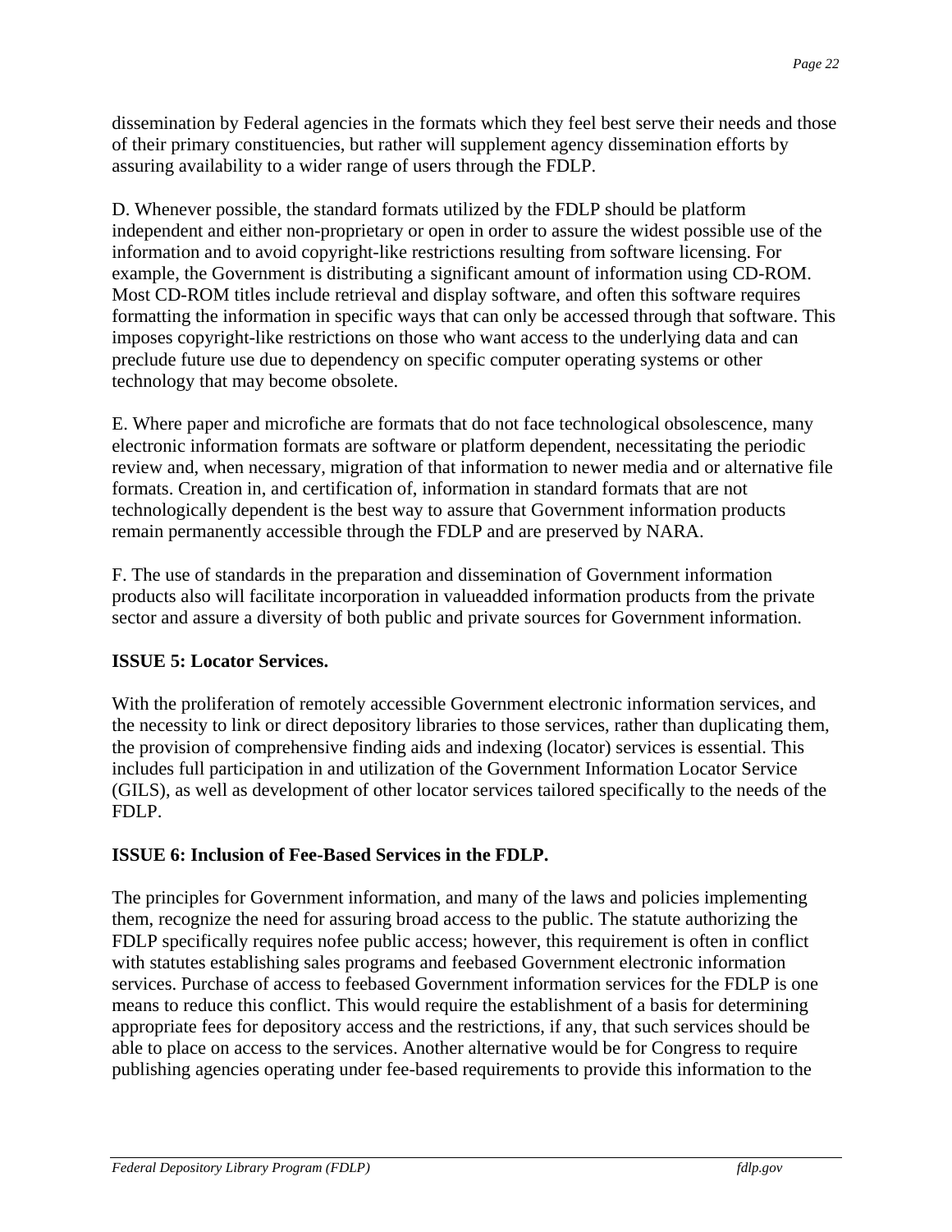dissemination by Federal agencies in the formats which they feel best serve their needs and those of their primary constituencies, but rather will supplement agency dissemination efforts by assuring availability to a wider range of users through the FDLP.

D. Whenever possible, the standard formats utilized by the FDLP should be platform independent and either non-proprietary or open in order to assure the widest possible use of the information and to avoid copyright-like restrictions resulting from software licensing. For example, the Government is distributing a significant amount of information using CD-ROM. Most CD-ROM titles include retrieval and display software, and often this software requires formatting the information in specific ways that can only be accessed through that software. This imposes copyright-like restrictions on those who want access to the underlying data and can preclude future use due to dependency on specific computer operating systems or other technology that may become obsolete.

E. Where paper and microfiche are formats that do not face technological obsolescence, many electronic information formats are software or platform dependent, necessitating the periodic review and, when necessary, migration of that information to newer media and or alternative file formats. Creation in, and certification of, information in standard formats that are not technologically dependent is the best way to assure that Government information products remain permanently accessible through the FDLP and are preserved by NARA.

F. The use of standards in the preparation and dissemination of Government information products also will facilitate incorporation in valueadded information products from the private sector and assure a diversity of both public and private sources for Government information.

**ISSUE 5: Locator Services.**

With the proliferation of remotely accessible Government electronic information services, and the necessity to link or direct depository libraries to those services, rather than duplicating them, the provision of comprehensive finding aids and indexing (locator) services is essential. This includes full participation in and utilization of the Government Information Locator Service (GILS), as well as development of other locator services tailored specifically to the needs of the FDLP.

**ISSUE 6: Inclusion of Fee-Based Services in the FDLP.**

The principles for Government information, and many of the laws and policies implementing them, recognize the need for assuring broad access to the public. The statute authorizing the FDLP specifically requires nofee public access; however, this requirement is often in conflict with statutes establishing sales programs and feebased Government electronic information services. Purchase of access to feebased Government information services for the FDLP is one means to reduce this conflict. This would require the establishment of a basis for determining appropriate fees for depository access and the restrictions, if any, that such services should be able to place on access to the services. Another alternative would be for Congress to require publishing agencies operating under fee-based requirements to provide this information to the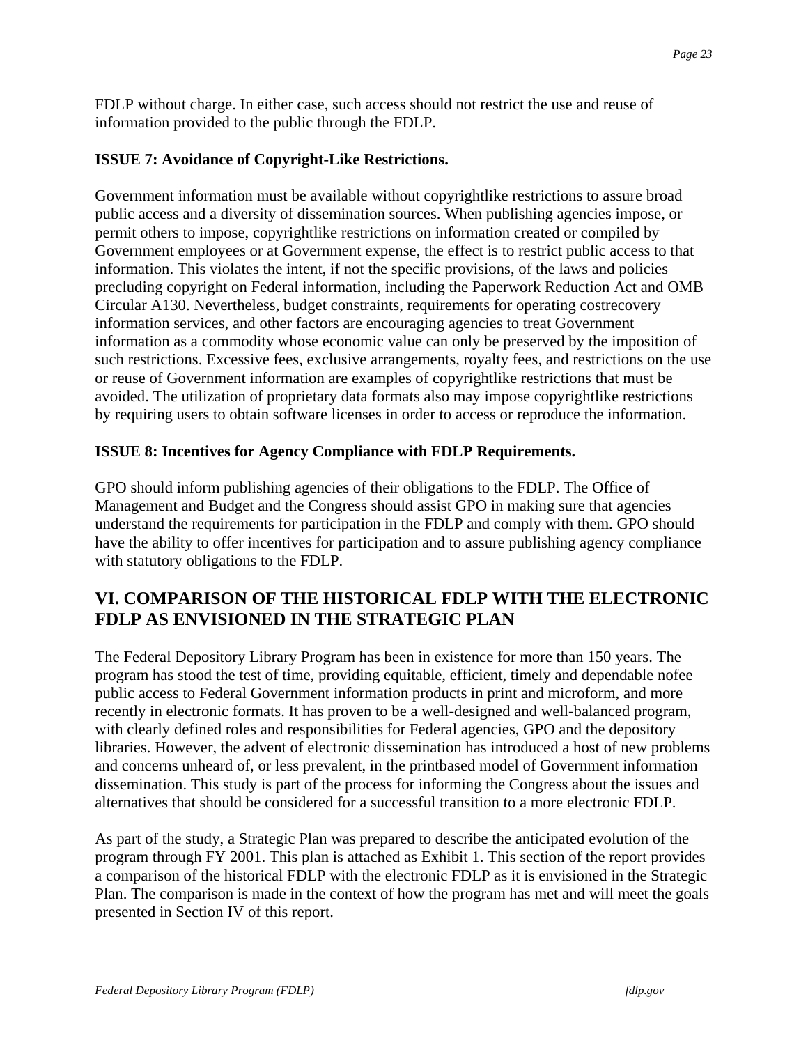FDLP without charge. In either case, such access should not restrict the use and reuse of information provided to the public through the FDLP.

**ISSUE 7: Avoidance of Copyright-Like Restrictions.**

Government information must be available without copyrightlike restrictions to assure broad public access and a diversity of dissemination sources. When publishing agencies impose, or permit others to impose, copyrightlike restrictions on information created or compiled by Government employees or at Government expense, the effect is to restrict public access to that information. This violates the intent, if not the specific provisions, of the laws and policies precluding copyright on Federal information, including the Paperwork Reduction Act and OMB Circular A130. Nevertheless, budget constraints, requirements for operating costrecovery information services, and other factors are encouraging agencies to treat Government information as a commodity whose economic value can only be preserved by the imposition of such restrictions. Excessive fees, exclusive arrangements, royalty fees, and restrictions on the use or reuse of Government information are examples of copyrightlike restrictions that must be avoided. The utilization of proprietary data formats also may impose copyrightlike restrictions by requiring users to obtain software licenses in order to access or reproduce the information.

**ISSUE 8: Incentives for Agency Compliance with FDLP Requirements.**

GPO should inform publishing agencies of their obligations to the FDLP. The Office of Management and Budget and the Congress should assist GPO in making sure that agencies understand the requirements for participation in the FDLP and comply with them. GPO should have the ability to offer incentives for participation and to assure publishing agency compliance with statutory obligations to the FDLP.

## VI. COMPARISON OF THE HISTORICAL FDLP WITH THE ELECTRONIC FDLP AS ENVISIONED IN THE STRATEGIC PLAN

The Federal Depository Library Program has been in existence for more than 150 years. The program has stood the test of time, providing equitable, efficient, timely and dependable nofee public access to Federal Government information products in print and microform, and more recently in electronic formats. It has proven to be a well-designed and well-balanced program, with clearly defined roles and responsibilities for Federal agencies, GPO and the depository libraries. However, the advent of electronic dissemination has introduced a host of new problems and concerns unheard of, or less prevalent, in the printbased model of Government information dissemination. This study is part of the process for informing the Congress about the issues and alternatives that should be considered for a successful transition to a more electronic FDLP.

As part of the study, a Strategic Plan was prepared to describe the anticipated evolution of the program through FY 2001. This plan is attached as Exhibit 1. This section of the report provides a comparison of the historical FDLP with the electronic FDLP as it is envisioned in the Strategic Plan. The comparison is made in the context of how the program has met and will meet the goals presented in Section IV of this report.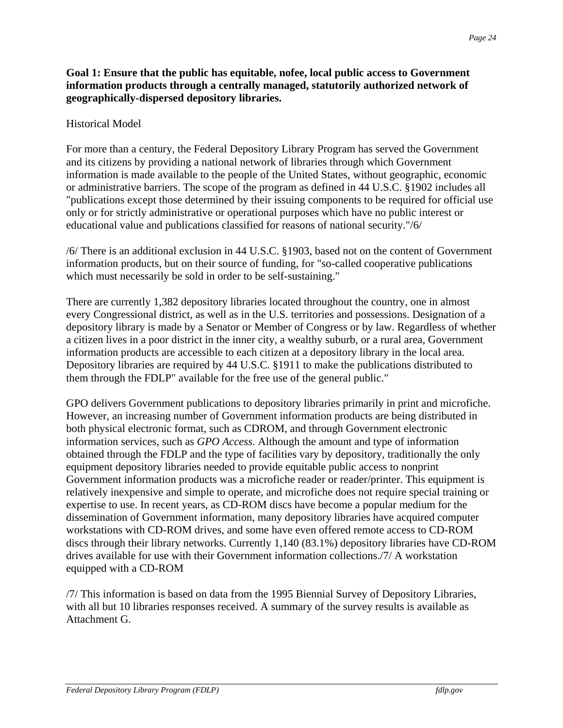**Goal 1: Ensure that the public has equitable, nofee, local public access to Government information products through a centrally managed, statutorily authorized network of geographically-dispersed depository libraries.**

Historical Model

For more than a century, the Federal Depository Library Program has served the Government and its citizens by providing a national network of libraries through which Government information is made available to the people of the United States, without geographic, economic or administrative barriers. The scope of the program as defined in 44 U.S.C. §1902 includes all "publications except those determined by their issuing components to be required for official use only or for strictly administrative or operational purposes which have no public interest or educational value and publications classified for reasons of national security."/6/

/6/ There is an additional exclusion in 44 U.S.C. §1903, based not on the content of Government information products, but on their source of funding, for "so-called cooperative publications which must necessarily be sold in order to be self-sustaining."

There are currently 1,382 depository libraries located throughout the country, one in almost every Congressional district, as well as in the U.S. territories and possessions. Designation of a depository library is made by a Senator or Member of Congress or by law. Regardless of whether a citizen lives in a poor district in the inner city, a wealthy suburb, or a rural area, Government information products are accessible to each citizen at a depository library in the local area. Depository libraries are required by 44 U.S.C. §1911 to make the publications distributed to them through the FDLP" available for the free use of the general public."

GPO delivers Government publications to depository libraries primarily in print and microfiche. However, an increasing number of Government information products are being distributed in both physical electronic format, such as CDROM, and through Government electronic information services, such as *GPO Access*. Although the amount and type of information obtained through the FDLP and the type of facilities vary by depository, traditionally the only equipment depository libraries needed to provide equitable public access to nonprint Government information products was a microfiche reader or reader/printer. This equipment is relatively inexpensive and simple to operate, and microfiche does not require special training or expertise to use. In recent years, as CD-ROM discs have become a popular medium for the dissemination of Government information, many depository libraries have acquired computer workstations with CD-ROM drives, and some have even offered remote access to CD-ROM discs through their library networks. Currently 1,140 (83.1%) depository libraries have CD-ROM drives available for use with their Government information collections./7/ A workstation equipped with a CD-ROM

/7/ This information is based on data from the 1995 Biennial Survey of Depository Libraries, with all but 10 libraries responses received. A summary of the survey results is available as Attachment G.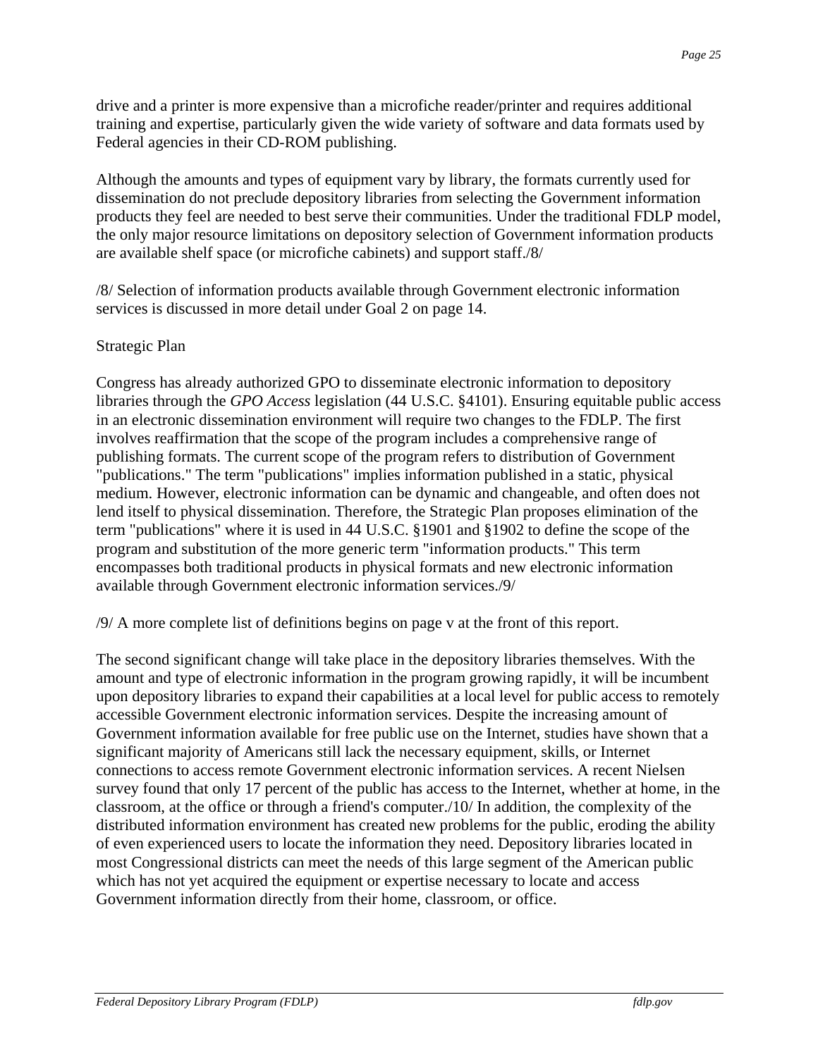drive and a printer is more expensive than a microfiche reader/printer and requires additional training and expertise, particularly given the wide variety of software and data formats used by Federal agencies in their CD-ROM publishing.

Although the amounts and types of equipment vary by library, the formats currently used for dissemination do not preclude depository libraries from selecting the Government information products they feel are needed to best serve their communities. Under the traditional FDLP model, the only major resource limitations on depository selection of Government information products are available shelf space (or microfiche cabinets) and support staff./8/

/8/ Selection of information products available through Government electronic information services is discussed in more detail under Goal 2 on page 14.

Strategic Plan

Congress has already authorized GPO to disseminate electronic information to depository libraries through the *GPO Access* legislation (44 U.S.C. §4101). Ensuring equitable public access in an electronic dissemination environment will require two changes to the FDLP. The first involves reaffirmation that the scope of the program includes a comprehensive range of publishing formats. The current scope of the program refers to distribution of Government "publications." The term "publications" implies information published in a static, physical medium. However, electronic information can be dynamic and changeable, and often does not lend itself to physical dissemination. Therefore, the Strategic Plan proposes elimination of the term "publications" where it is used in 44 U.S.C. §1901 and §1902 to define the scope of the program and substitution of the more generic term "information products." This term encompasses both traditional products in physical formats and new electronic information available through Government electronic information services./9/

/9/ A more complete list of definitions begins on page v at the front of this report.

The second significant change will take place in the depository libraries themselves. With the amount and type of electronic information in the program growing rapidly, it will be incumbent upon depository libraries to expand their capabilities at a local level for public access to remotely accessible Government electronic information services. Despite the increasing amount of Government information available for free public use on the Internet, studies have shown that a significant majority of Americans still lack the necessary equipment, skills, or Internet connections to access remote Government electronic information services. A recent Nielsen survey found that only 17 percent of the public has access to the Internet, whether at home, in the classroom, at the office or through a friend's computer./10/ In addition, the complexity of the distributed information environment has created new problems for the public, eroding the ability of even experienced users to locate the information they need. Depository libraries located in most Congressional districts can meet the needs of this large segment of the American public which has not yet acquired the equipment or expertise necessary to locate and access Government information directly from their home, classroom, or office.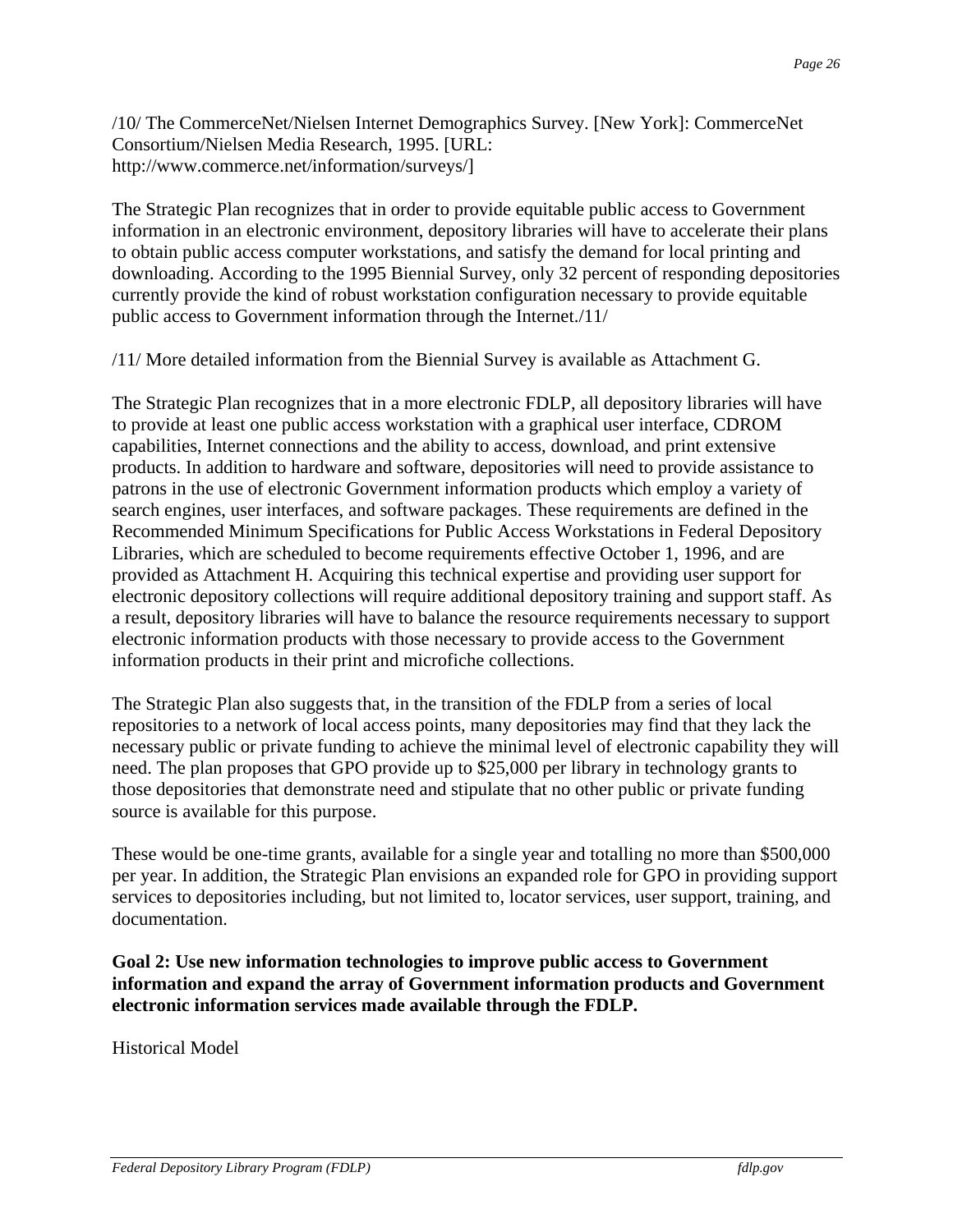/10/ The CommerceNet/Nielsen Internet Demographics Survey. [New York]: CommerceNet Consortium/Nielsen Media Research, 1995. [URL: http://www.commerce.net/information/surveys/]

The Strategic Plan recognizes that in order to provide equitable public access to Government information in an electronic environment, depository libraries will have to accelerate their plans to obtain public access computer workstations, and satisfy the demand for local printing and downloading. According to the 1995 Biennial Survey, only 32 percent of responding depositories currently provide the kind of robust workstation configuration necessary to provide equitable public access to Government information through the Internet./11/

/11/ More detailed information from the Biennial Survey is available as Attachment G.

The Strategic Plan recognizes that in a more electronic FDLP, all depository libraries will have to provide at least one public access workstation with a graphical user interface, CDROM capabilities, Internet connections and the ability to access, download, and print extensive products. In addition to hardware and software, depositories will need to provide assistance to patrons in the use of electronic Government information products which employ a variety of search engines, user interfaces, and software packages. These requirements are defined in the Recommended Minimum Specifications for Public Access Workstations in Federal Depository Libraries, which are scheduled to become requirements effective October 1, 1996, and are provided as Attachment H. Acquiring this technical expertise and providing user support for electronic depository collections will require additional depository training and support staff. As a result, depository libraries will have to balance the resource requirements necessary to support electronic information products with those necessary to provide access to the Government information products in their print and microfiche collections.

The Strategic Plan also suggests that, in the transition of the FDLP from a series of local repositories to a network of local access points, many depositories may find that they lack the necessary public or private funding to achieve the minimal level of electronic capability they will need. The plan proposes that GPO provide up to $25,000 per library in technology grants to those depositories that demonstrate need and stipulate that no other public or private funding source is available for this purpose.

These would be one-time grants, available for a single year and totalling no more than $500,000 per year. In addition, the Strategic Plan envisions an expanded role for GPO in providing support services to depositories including, but not limited to, locator services, user support, training, and documentation.

**Goal 2: Use new information technologies to improve public access to Government information and expand the array of Government information products and Government electronic information services made available through the FDLP.**

Historical Model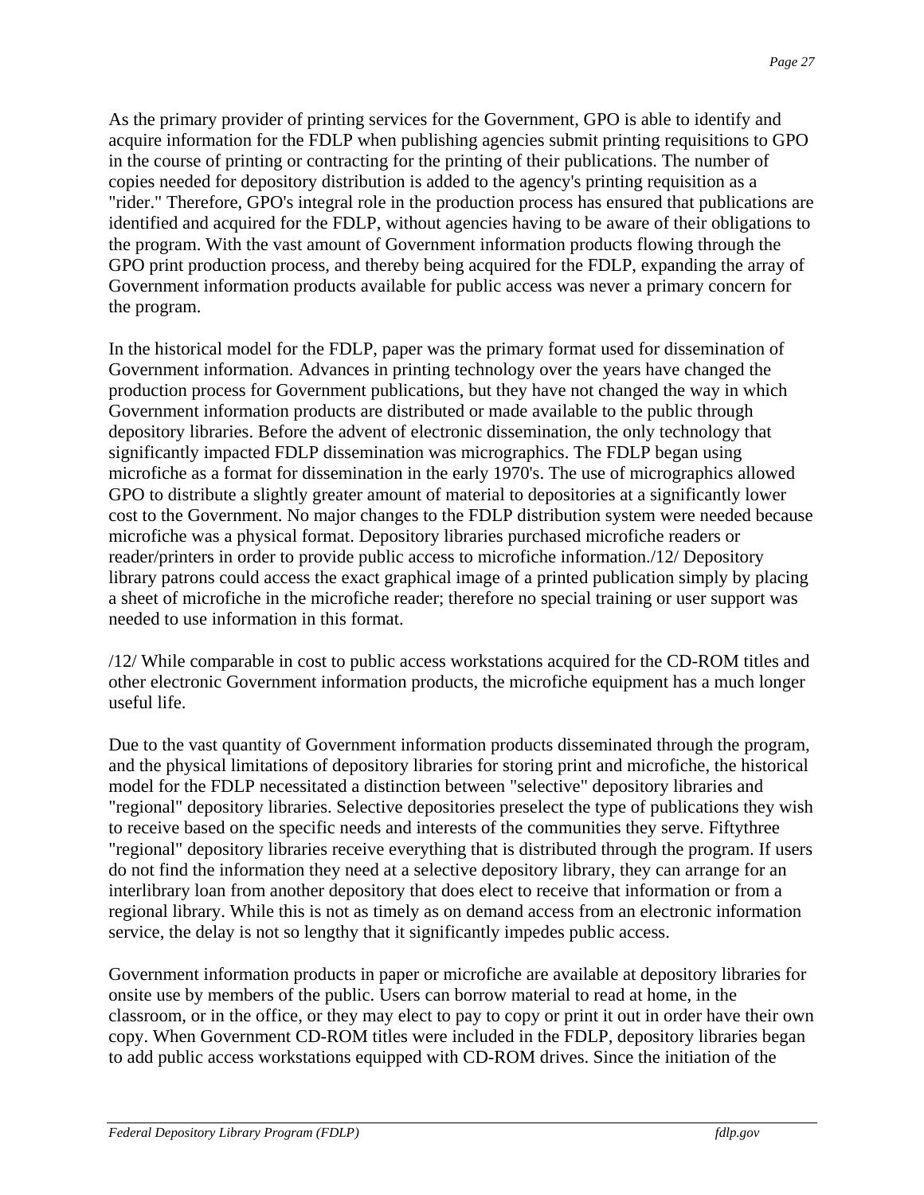As the primary provider of printing services for the Government, GPO is able to identify and acquire information for the FDLP when publishing agencies submit printing requisitions to GPO in the course of printing or contracting for the printing of their publications. The number of copies needed for depository distribution is added to the agency's printing requisition as a "rider." Therefore, GPO's integral role in the production process has ensured that publications are identified and acquired for the FDLP, without agencies having to be aware of their obligations to the program. With the vast amount of Government information products flowing through the GPO print production process, and thereby being acquired for the FDLP, expanding the array of Government information products available for public access was never a primary concern for the program.

In the historical model for the FDLP, paper was the primary format used for dissemination of Government information. Advances in printing technology over the years have changed the production process for Government publications, but they have not changed the way in which Government information products are distributed or made available to the public through depository libraries. Before the advent of electronic dissemination, the only technology that significantly impacted FDLP dissemination was micrographics. The FDLP began using microfiche as a format for dissemination in the early 1970's. The use of micrographics allowed GPO to distribute a slightly greater amount of material to depositories at a significantly lower cost to the Government. No major changes to the FDLP distribution system were needed because microfiche was a physical format. Depository libraries purchased microfiche readers or reader/printers in order to provide public access to microfiche information./12/ Depository library patrons could access the exact graphical image of a printed publication simply by placing a sheet of microfiche in the microfiche reader; therefore no special training or user support was needed to use information in this format.

/12/ While comparable in cost to public access workstations acquired for the CD-ROM titles and other electronic Government information products, the microfiche equipment has a much longer useful life.

Due to the vast quantity of Government information products disseminated through the program, and the physical limitations of depository libraries for storing print and microfiche, the historical model for the FDLP necessitated a distinction between "selective" depository libraries and "regional" depository libraries. Selective depositories preselect the type of publications they wish to receive based on the specific needs and interests of the communities they serve. Fiftythree "regional" depository libraries receive everything that is distributed through the program. If users do not find the information they need at a selective depository library, they can arrange for an interlibrary loan from another depository that does elect to receive that information or from a regional library. While this is not as timely as on demand access from an electronic information service, the delay is not so lengthy that it significantly impedes public access.

Government information products in paper or microfiche are available at depository libraries for onsite use by members of the public. Users can borrow material to read at home, in the classroom, or in the office, or they may elect to pay to copy or print it out in order have their own copy. When Government CD-ROM titles were included in the FDLP, depository libraries began to add public access workstations equipped with CD-ROM drives. Since the initiation of the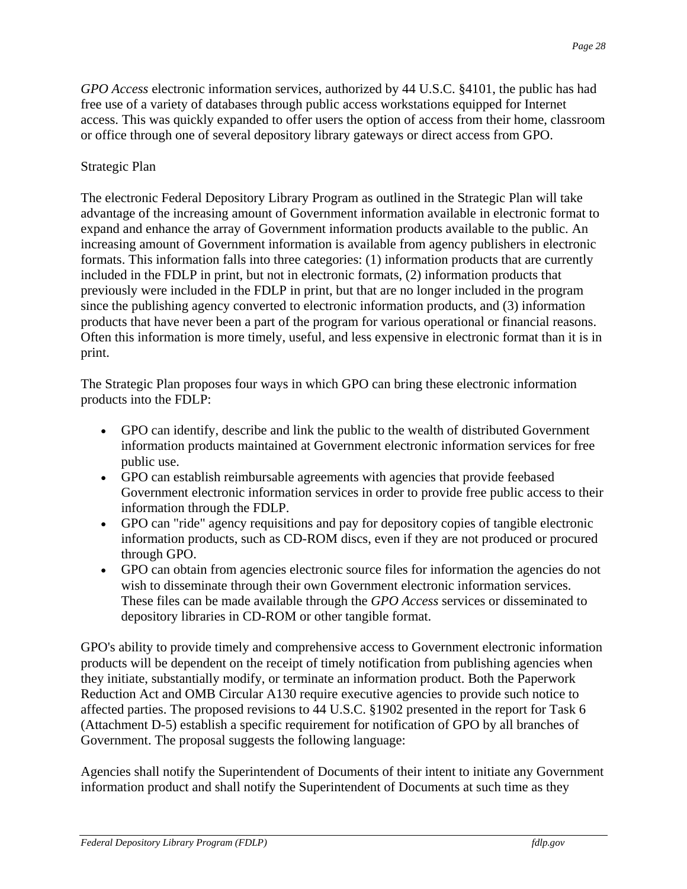*GPO Access* electronic information services, authorized by 44 U.S.C. §4101, the public has had free use of a variety of databases through public access workstations equipped for Internet access. This was quickly expanded to offer users the option of access from their home, classroom or office through one of several depository library gateways or direct access from GPO.

Strategic Plan

The electronic Federal Depository Library Program as outlined in the Strategic Plan will take advantage of the increasing amount of Government information available in electronic format to expand and enhance the array of Government information products available to the public. An increasing amount of Government information is available from agency publishers in electronic formats. This information falls into three categories: (1) information products that are currently included in the FDLP in print, but not in electronic formats, (2) information products that previously were included in the FDLP in print, but that are no longer included in the program since the publishing agency converted to electronic information products, and (3) information products that have never been a part of the program for various operational or financial reasons. Often this information is more timely, useful, and less expensive in electronic format than it is in print.

The Strategic Plan proposes four ways in which GPO can bring these electronic information products into the FDLP:

- GPO can identify, describe and link the public to the wealth of distributed Government information products maintained at Government electronic information services for free public use.
- GPO can establish reimbursable agreements with agencies that provide feebased Government electronic information services in order to provide free public access to their information through the FDLP.
- GPO can "ride" agency requisitions and pay for depository copies of tangible electronic information products, such as CD-ROM discs, even if they are not produced or procured through GPO.
- GPO can obtain from agencies electronic source files for information the agencies do not wish to disseminate through their own Government electronic information services. These files can be made available through the *GPO Access* services or disseminated to depository libraries in CD-ROM or other tangible format.

GPO's ability to provide timely and comprehensive access to Government electronic information products will be dependent on the receipt of timely notification from publishing agencies when they initiate, substantially modify, or terminate an information product. Both the Paperwork Reduction Act and OMB Circular A130 require executive agencies to provide such notice to affected parties. The proposed revisions to 44 U.S.C. §1902 presented in the report for Task 6 (Attachment D-5) establish a specific requirement for notification of GPO by all branches of Government. The proposal suggests the following language:

Agencies shall notify the Superintendent of Documents of their intent to initiate any Government information product and shall notify the Superintendent of Documents at such time as they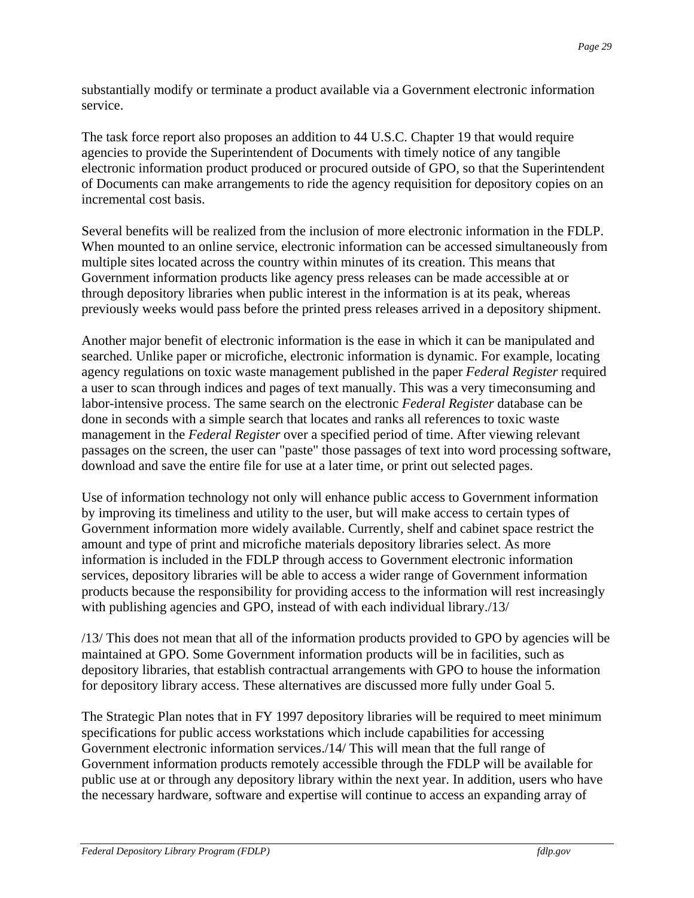substantially modify or terminate a product available via a Government electronic information service.

The task force report also proposes an addition to 44 U.S.C. Chapter 19 that would require agencies to provide the Superintendent of Documents with timely notice of any tangible electronic information product produced or procured outside of GPO, so that the Superintendent of Documents can make arrangements to ride the agency requisition for depository copies on an incremental cost basis.

Several benefits will be realized from the inclusion of more electronic information in the FDLP. When mounted to an online service, electronic information can be accessed simultaneously from multiple sites located across the country within minutes of its creation. This means that Government information products like agency press releases can be made accessible at or through depository libraries when public interest in the information is at its peak, whereas previously weeks would pass before the printed press releases arrived in a depository shipment.

Another major benefit of electronic information is the ease in which it can be manipulated and searched. Unlike paper or microfiche, electronic information is dynamic. For example, locating agency regulations on toxic waste management published in the paper *Federal Register* required a user to scan through indices and pages of text manually. This was a very timeconsuming and labor-intensive process. The same search on the electronic *Federal Register* database can be done in seconds with a simple search that locates and ranks all references to toxic waste management in the *Federal Register* over a specified period of time. After viewing relevant passages on the screen, the user can "paste" those passages of text into word processing software, download and save the entire file for use at a later time, or print out selected pages.

Use of information technology not only will enhance public access to Government information by improving its timeliness and utility to the user, but will make access to certain types of Government information more widely available. Currently, shelf and cabinet space restrict the amount and type of print and microfiche materials depository libraries select. As more information is included in the FDLP through access to Government electronic information services, depository libraries will be able to access a wider range of Government information products because the responsibility for providing access to the information will rest increasingly with publishing agencies and GPO, instead of with each individual library./13/

/13/ This does not mean that all of the information products provided to GPO by agencies will be maintained at GPO. Some Government information products will be in facilities, such as depository libraries, that establish contractual arrangements with GPO to house the information for depository library access. These alternatives are discussed more fully under Goal 5.

The Strategic Plan notes that in FY 1997 depository libraries will be required to meet minimum specifications for public access workstations which include capabilities for accessing Government electronic information services./14/ This will mean that the full range of Government information products remotely accessible through the FDLP will be available for public use at or through any depository library within the next year. In addition, users who have the necessary hardware, software and expertise will continue to access an expanding array of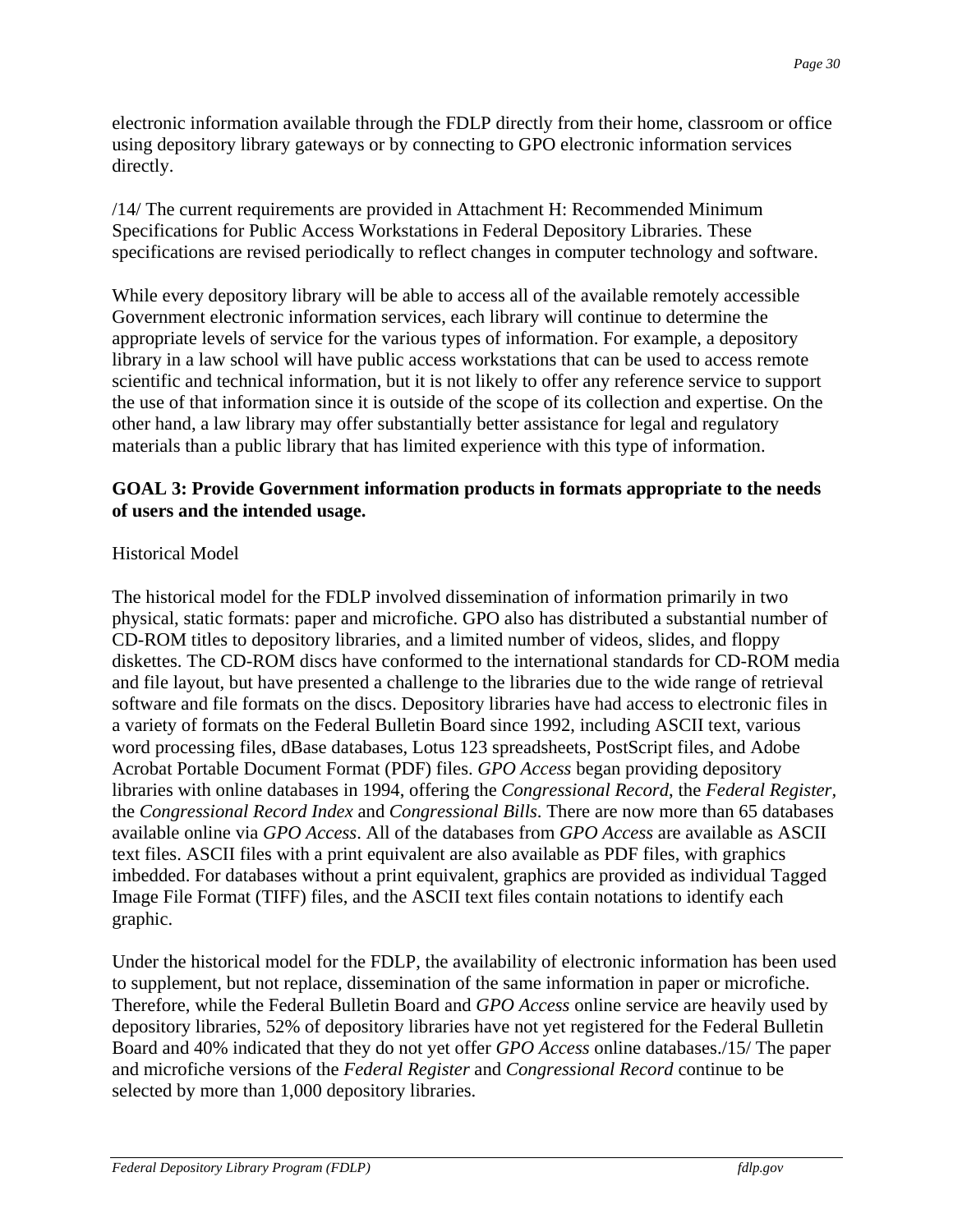electronic information available through the FDLP directly from their home, classroom or office using depository library gateways or by connecting to GPO electronic information services directly.

/14/ The current requirements are provided in Attachment H: Recommended Minimum Specifications for Public Access Workstations in Federal Depository Libraries. These specifications are revised periodically to reflect changes in computer technology and software.

While every depository library will be able to access all of the available remotely accessible Government electronic information services, each library will continue to determine the appropriate levels of service for the various types of information. For example, a depository library in a law school will have public access workstations that can be used to access remote scientific and technical information, but it is not likely to offer any reference service to support the use of that information since it is outside of the scope of its collection and expertise. On the other hand, a law library may offer substantially better assistance for legal and regulatory materials than a public library that has limited experience with this type of information.

**GOAL 3: Provide Government information products in formats appropriate to the needs of users and the intended usage.**

Historical Model

The historical model for the FDLP involved dissemination of information primarily in two physical, static formats: paper and microfiche. GPO also has distributed a substantial number of CD-ROM titles to depository libraries, and a limited number of videos, slides, and floppy diskettes. The CD-ROM discs have conformed to the international standards for CD-ROM media and file layout, but have presented a challenge to the libraries due to the wide range of retrieval software and file formats on the discs. Depository libraries have had access to electronic files in a variety of formats on the Federal Bulletin Board since 1992, including ASCII text, various word processing files, dBase databases, Lotus 123 spreadsheets, PostScript files, and Adobe Acrobat Portable Document Format (PDF) files. *GPO Access* began providing depository libraries with online databases in 1994, offering the *Congressional Record*, the *Federal Register,* the *Congressional Record Index* and *Congressional Bills*. There are now more than 65 databases available online via *GPO Access*. All of the databases from *GPO Access* are available as ASCII text files. ASCII files with a print equivalent are also available as PDF files, with graphics imbedded. For databases without a print equivalent, graphics are provided as individual Tagged Image File Format (TIFF) files, and the ASCII text files contain notations to identify each graphic.

Under the historical model for the FDLP, the availability of electronic information has been used to supplement, but not replace, dissemination of the same information in paper or microfiche. Therefore, while the Federal Bulletin Board and *GPO Access* online service are heavily used by depository libraries, 52% of depository libraries have not yet registered for the Federal Bulletin Board and 40% indicated that they do not yet offer *GPO Access* online databases./15/ The paper and microfiche versions of the *Federal Register* and *Congressional Record* continue to be selected by more than 1,000 depository libraries.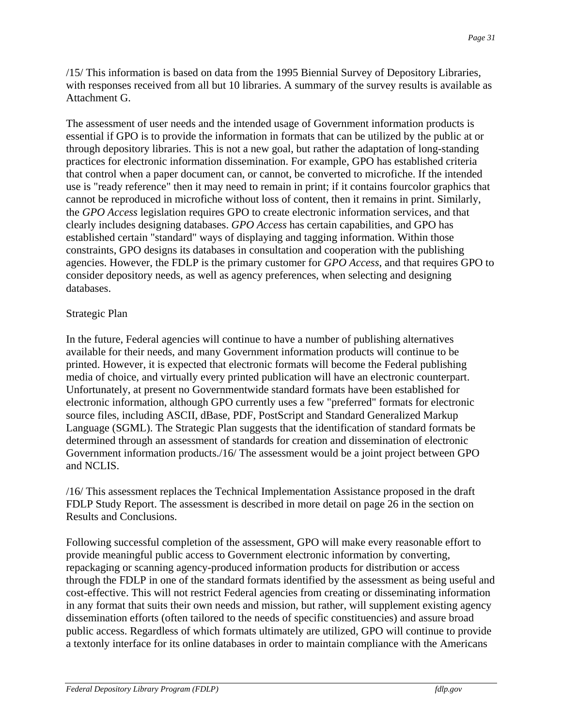/15/ This information is based on data from the 1995 Biennial Survey of Depository Libraries, with responses received from all but 10 libraries. A summary of the survey results is available as Attachment G.

The assessment of user needs and the intended usage of Government information products is essential if GPO is to provide the information in formats that can be utilized by the public at or through depository libraries. This is not a new goal, but rather the adaptation of long-standing practices for electronic information dissemination. For example, GPO has established criteria that control when a paper document can, or cannot, be converted to microfiche. If the intended use is "ready reference" then it may need to remain in print; if it contains fourcolor graphics that cannot be reproduced in microfiche without loss of content, then it remains in print. Similarly, the *GPO Access* legislation requires GPO to create electronic information services, and that clearly includes designing databases. *GPO Access* has certain capabilities, and GPO has established certain "standard" ways of displaying and tagging information. Within those constraints, GPO designs its databases in consultation and cooperation with the publishing agencies. However, the FDLP is the primary customer for *GPO Access*, and that requires GPO to consider depository needs, as well as agency preferences, when selecting and designing databases.

Strategic Plan

In the future, Federal agencies will continue to have a number of publishing alternatives available for their needs, and many Government information products will continue to be printed. However, it is expected that electronic formats will become the Federal publishing media of choice, and virtually every printed publication will have an electronic counterpart. Unfortunately, at present no Governmentwide standard formats have been established for electronic information, although GPO currently uses a few "preferred" formats for electronic source files, including ASCII, dBase, PDF, PostScript and Standard Generalized Markup Language (SGML). The Strategic Plan suggests that the identification of standard formats be determined through an assessment of standards for creation and dissemination of electronic Government information products./16/ The assessment would be a joint project between GPO and NCLIS.

/16/ This assessment replaces the Technical Implementation Assistance proposed in the draft FDLP Study Report. The assessment is described in more detail on page 26 in the section on Results and Conclusions.

Following successful completion of the assessment, GPO will make every reasonable effort to provide meaningful public access to Government electronic information by converting, repackaging or scanning agency-produced information products for distribution or access through the FDLP in one of the standard formats identified by the assessment as being useful and cost-effective. This will not restrict Federal agencies from creating or disseminating information in any format that suits their own needs and mission, but rather, will supplement existing agency dissemination efforts (often tailored to the needs of specific constituencies) and assure broad public access. Regardless of which formats ultimately are utilized, GPO will continue to provide a textonly interface for its online databases in order to maintain compliance with the Americans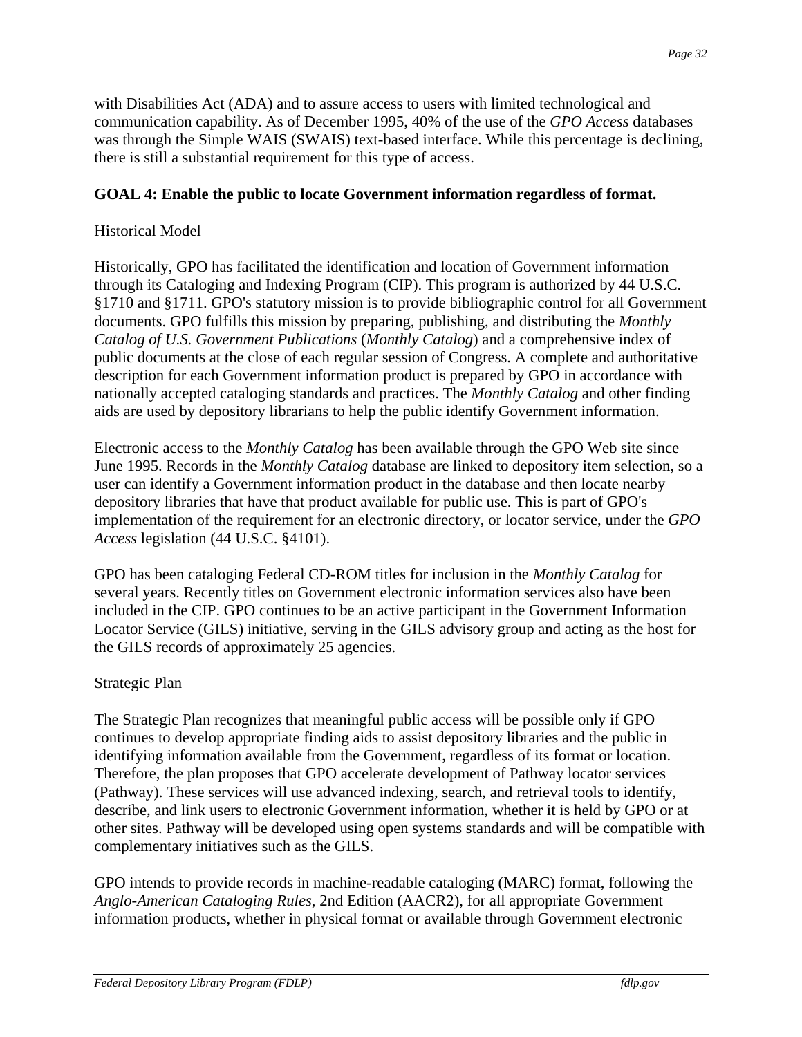with Disabilities Act (ADA) and to assure access to users with limited technological and communication capability. As of December 1995, 40% of the use of the *GPO Access* databases was through the Simple WAIS (SWAIS) text-based interface. While this percentage is declining, there is still a substantial requirement for this type of access.

**GOAL 4: Enable the public to locate Government information regardless of format.**

Historical Model

Historically, GPO has facilitated the identification and location of Government information through its Cataloging and Indexing Program (CIP). This program is authorized by 44 U.S.C. §1710 and §1711. GPO's statutory mission is to provide bibliographic control for all Government documents. GPO fulfills this mission by preparing, publishing, and distributing the *Monthly Catalog of U.S. Government Publications* (*Monthly Catalog*) and a comprehensive index of public documents at the close of each regular session of Congress. A complete and authoritative description for each Government information product is prepared by GPO in accordance with nationally accepted cataloging standards and practices. The *Monthly Catalog* and other finding aids are used by depository librarians to help the public identify Government information.

Electronic access to the *Monthly Catalog* has been available through the GPO Web site since June 1995. Records in the *Monthly Catalog* database are linked to depository item selection, so a user can identify a Government information product in the database and then locate nearby depository libraries that have that product available for public use. This is part of GPO's implementation of the requirement for an electronic directory, or locator service, under the *GPO Access* legislation (44 U.S.C. §4101).

GPO has been cataloging Federal CD-ROM titles for inclusion in the *Monthly Catalog* for several years. Recently titles on Government electronic information services also have been included in the CIP. GPO continues to be an active participant in the Government Information Locator Service (GILS) initiative, serving in the GILS advisory group and acting as the host for the GILS records of approximately 25 agencies.

Strategic Plan

The Strategic Plan recognizes that meaningful public access will be possible only if GPO continues to develop appropriate finding aids to assist depository libraries and the public in identifying information available from the Government, regardless of its format or location. Therefore, the plan proposes that GPO accelerate development of Pathway locator services (Pathway). These services will use advanced indexing, search, and retrieval tools to identify, describe, and link users to electronic Government information, whether it is held by GPO or at other sites. Pathway will be developed using open systems standards and will be compatible with complementary initiatives such as the GILS.

GPO intends to provide records in machine-readable cataloging (MARC) format, following the *Anglo-American Cataloging Rules*, 2nd Edition (AACR2), for all appropriate Government information products, whether in physical format or available through Government electronic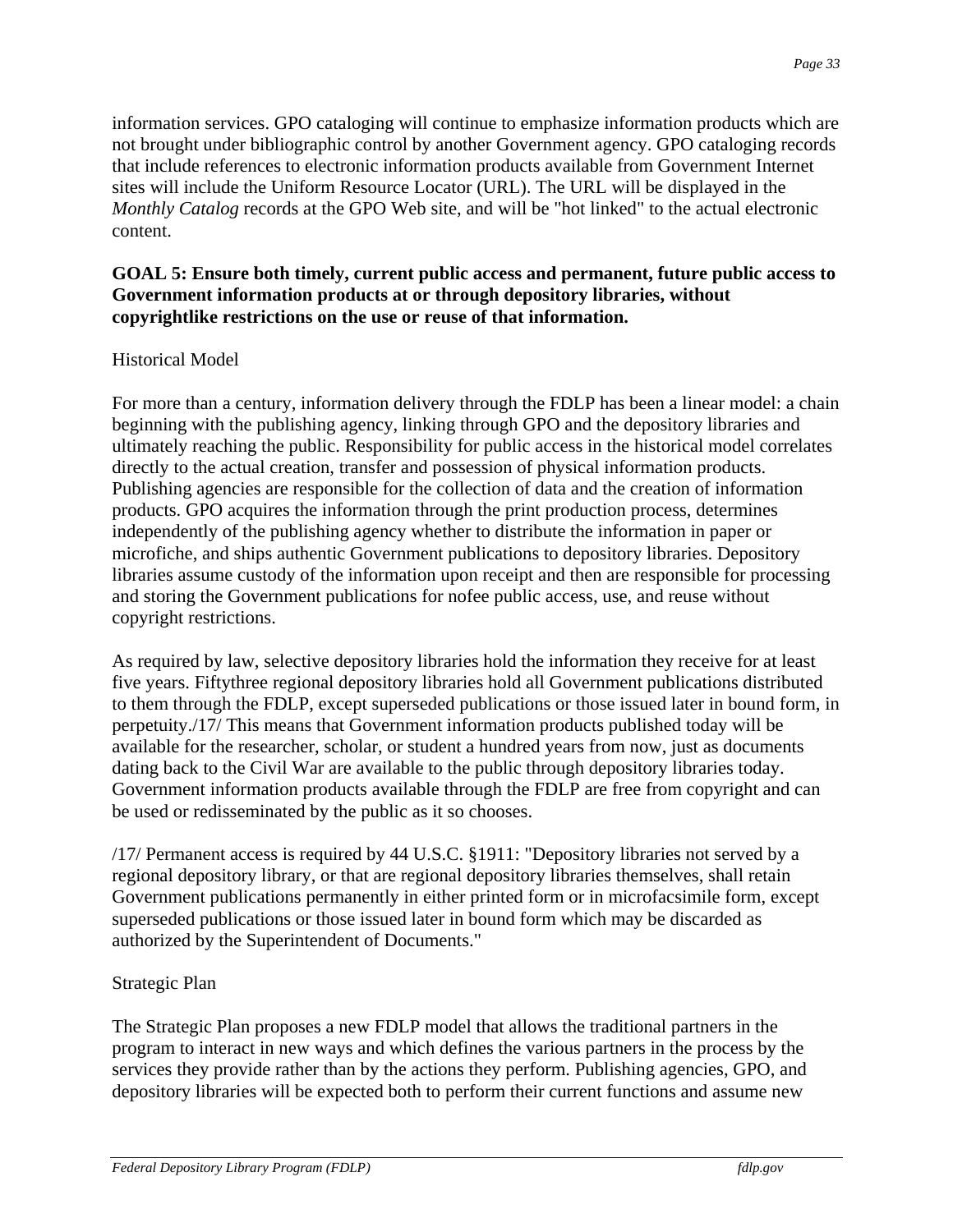information services. GPO cataloging will continue to emphasize information products which are not brought under bibliographic control by another Government agency. GPO cataloging records that include references to electronic information products available from Government Internet sites will include the Uniform Resource Locator (URL). The URL will be displayed in the *Monthly Catalog* records at the GPO Web site, and will be "hot linked" to the actual electronic content.

**GOAL 5: Ensure both timely, current public access and permanent, future public access to Government information products at or through depository libraries, without copyrightlike restrictions on the use or reuse of that information.**

Historical Model

For more than a century, information delivery through the FDLP has been a linear model: a chain beginning with the publishing agency, linking through GPO and the depository libraries and ultimately reaching the public. Responsibility for public access in the historical model correlates directly to the actual creation, transfer and possession of physical information products. Publishing agencies are responsible for the collection of data and the creation of information products. GPO acquires the information through the print production process, determines independently of the publishing agency whether to distribute the information in paper or microfiche, and ships authentic Government publications to depository libraries. Depository libraries assume custody of the information upon receipt and then are responsible for processing and storing the Government publications for nofee public access, use, and reuse without copyright restrictions.

As required by law, selective depository libraries hold the information they receive for at least five years. Fiftythree regional depository libraries hold all Government publications distributed to them through the FDLP, except superseded publications or those issued later in bound form, in perpetuity./17/ This means that Government information products published today will be available for the researcher, scholar, or student a hundred years from now, just as documents dating back to the Civil War are available to the public through depository libraries today. Government information products available through the FDLP are free from copyright and can be used or redisseminated by the public as it so chooses.

/17/ Permanent access is required by 44 U.S.C. §1911: "Depository libraries not served by a regional depository library, or that are regional depository libraries themselves, shall retain Government publications permanently in either printed form or in microfacsimile form, except superseded publications or those issued later in bound form which may be discarded as authorized by the Superintendent of Documents."

Strategic Plan

The Strategic Plan proposes a new FDLP model that allows the traditional partners in the program to interact in new ways and which defines the various partners in the process by the services they provide rather than by the actions they perform. Publishing agencies, GPO, and depository libraries will be expected both to perform their current functions and assume new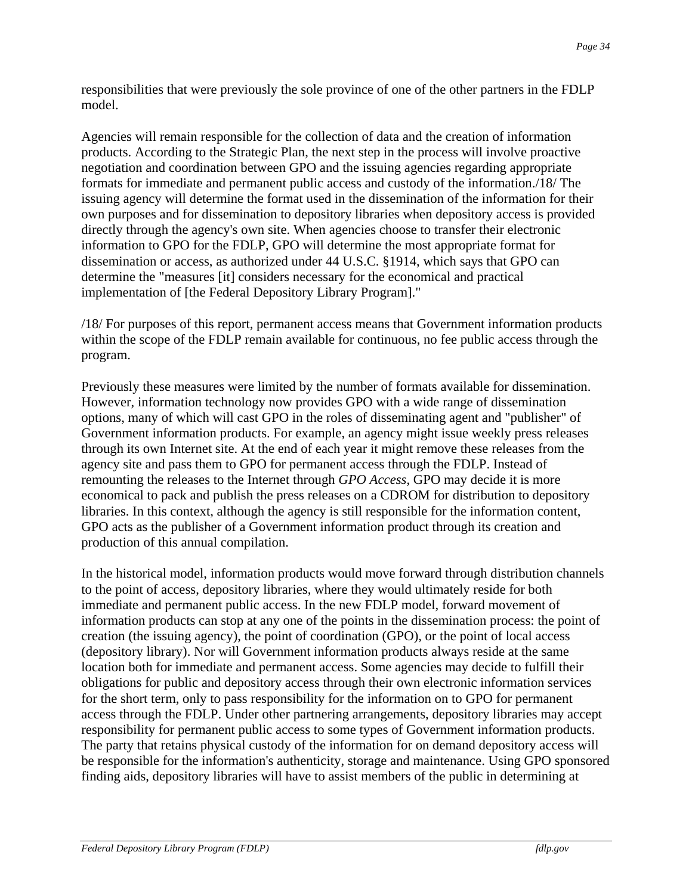responsibilities that were previously the sole province of one of the other partners in the FDLP model.

Agencies will remain responsible for the collection of data and the creation of information products. According to the Strategic Plan, the next step in the process will involve proactive negotiation and coordination between GPO and the issuing agencies regarding appropriate formats for immediate and permanent public access and custody of the information./18/ The issuing agency will determine the format used in the dissemination of the information for their own purposes and for dissemination to depository libraries when depository access is provided directly through the agency's own site. When agencies choose to transfer their electronic information to GPO for the FDLP, GPO will determine the most appropriate format for dissemination or access, as authorized under 44 U.S.C. §1914, which says that GPO can determine the "measures [it] considers necessary for the economical and practical implementation of [the Federal Depository Library Program]."

/18/ For purposes of this report, permanent access means that Government information products within the scope of the FDLP remain available for continuous, no fee public access through the program.

Previously these measures were limited by the number of formats available for dissemination. However, information technology now provides GPO with a wide range of dissemination options, many of which will cast GPO in the roles of disseminating agent and "publisher" of Government information products. For example, an agency might issue weekly press releases through its own Internet site. At the end of each year it might remove these releases from the agency site and pass them to GPO for permanent access through the FDLP. Instead of remounting the releases to the Internet through *GPO Access*, GPO may decide it is more economical to pack and publish the press releases on a CDROM for distribution to depository libraries. In this context, although the agency is still responsible for the information content, GPO acts as the publisher of a Government information product through its creation and production of this annual compilation.

In the historical model, information products would move forward through distribution channels to the point of access, depository libraries, where they would ultimately reside for both immediate and permanent public access. In the new FDLP model, forward movement of information products can stop at any one of the points in the dissemination process: the point of creation (the issuing agency), the point of coordination (GPO), or the point of local access (depository library). Nor will Government information products always reside at the same location both for immediate and permanent access. Some agencies may decide to fulfill their obligations for public and depository access through their own electronic information services for the short term, only to pass responsibility for the information on to GPO for permanent access through the FDLP. Under other partnering arrangements, depository libraries may accept responsibility for permanent public access to some types of Government information products. The party that retains physical custody of the information for on demand depository access will be responsible for the information's authenticity, storage and maintenance. Using GPO sponsored finding aids, depository libraries will have to assist members of the public in determining at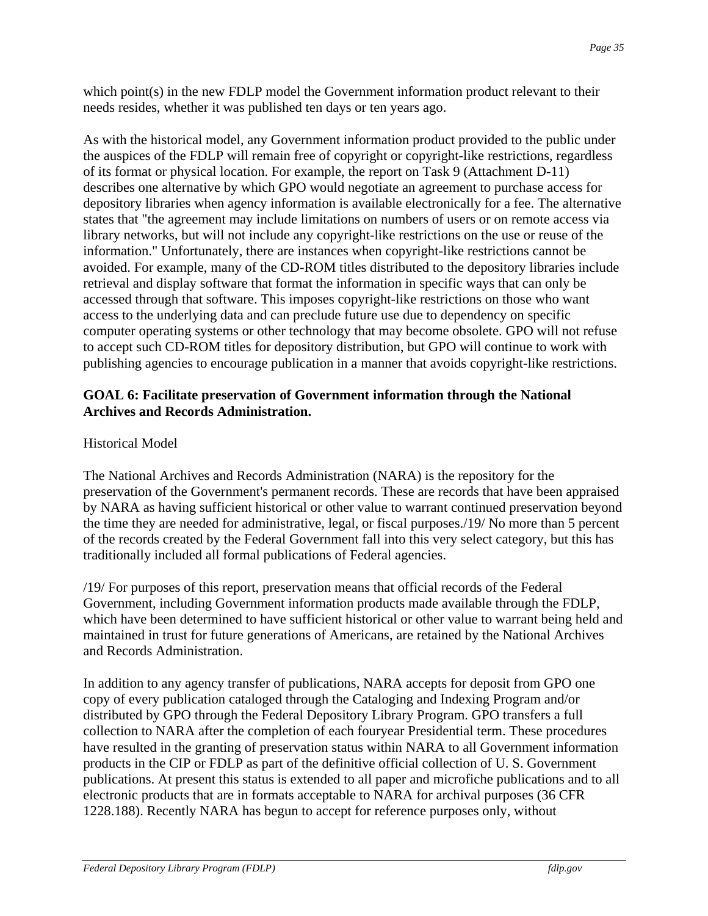which point(s) in the new FDLP model the Government information product relevant to their needs resides, whether it was published ten days or ten years ago.

As with the historical model, any Government information product provided to the public under the auspices of the FDLP will remain free of copyright or copyright-like restrictions, regardless of its format or physical location. For example, the report on Task 9 (Attachment D-11) describes one alternative by which GPO would negotiate an agreement to purchase access for depository libraries when agency information is available electronically for a fee. The alternative states that "the agreement may include limitations on numbers of users or on remote access via library networks, but will not include any copyright-like restrictions on the use or reuse of the information." Unfortunately, there are instances when copyright-like restrictions cannot be avoided. For example, many of the CD-ROM titles distributed to the depository libraries include retrieval and display software that format the information in specific ways that can only be accessed through that software. This imposes copyright-like restrictions on those who want access to the underlying data and can preclude future use due to dependency on specific computer operating systems or other technology that may become obsolete. GPO will not refuse to accept such CD-ROM titles for depository distribution, but GPO will continue to work with publishing agencies to encourage publication in a manner that avoids copyright-like restrictions.

**GOAL 6: Facilitate preservation of Government information through the National Archives and Records Administration.**

Historical Model

The National Archives and Records Administration (NARA) is the repository for the preservation of the Government's permanent records. These are records that have been appraised by NARA as having sufficient historical or other value to warrant continued preservation beyond the time they are needed for administrative, legal, or fiscal purposes./19/ No more than 5 percent of the records created by the Federal Government fall into this very select category, but this has traditionally included all formal publications of Federal agencies.

/19/ For purposes of this report, preservation means that official records of the Federal Government, including Government information products made available through the FDLP, which have been determined to have sufficient historical or other value to warrant being held and maintained in trust for future generations of Americans, are retained by the National Archives and Records Administration.

In addition to any agency transfer of publications, NARA accepts for deposit from GPO one copy of every publication cataloged through the Cataloging and Indexing Program and/or distributed by GPO through the Federal Depository Library Program. GPO transfers a full collection to NARA after the completion of each fouryear Presidential term. These procedures have resulted in the granting of preservation status within NARA to all Government information products in the CIP or FDLP as part of the definitive official collection of U. S. Government publications. At present this status is extended to all paper and microfiche publications and to all electronic products that are in formats acceptable to NARA for archival purposes (36 CFR 1228.188). Recently NARA has begun to accept for reference purposes only, without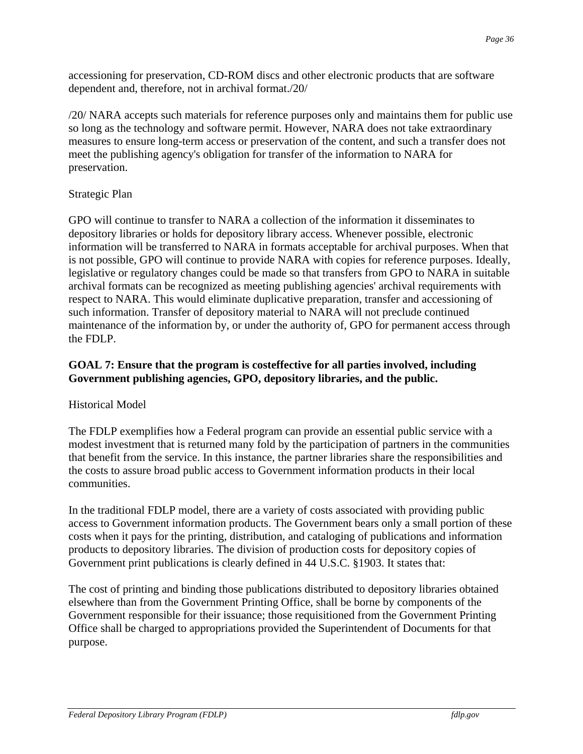accessioning for preservation, CD-ROM discs and other electronic products that are software dependent and, therefore, not in archival format./20/

/20/ NARA accepts such materials for reference purposes only and maintains them for public use so long as the technology and software permit. However, NARA does not take extraordinary measures to ensure long-term access or preservation of the content, and such a transfer does not meet the publishing agency's obligation for transfer of the information to NARA for preservation.

Strategic Plan

GPO will continue to transfer to NARA a collection of the information it disseminates to depository libraries or holds for depository library access. Whenever possible, electronic information will be transferred to NARA in formats acceptable for archival purposes. When that is not possible, GPO will continue to provide NARA with copies for reference purposes. Ideally, legislative or regulatory changes could be made so that transfers from GPO to NARA in suitable archival formats can be recognized as meeting publishing agencies' archival requirements with respect to NARA. This would eliminate duplicative preparation, transfer and accessioning of such information. Transfer of depository material to NARA will not preclude continued maintenance of the information by, or under the authority of, GPO for permanent access through the FDLP.

**GOAL 7: Ensure that the program is costeffective for all parties involved, including Government publishing agencies, GPO, depository libraries, and the public.**

Historical Model

The FDLP exemplifies how a Federal program can provide an essential public service with a modest investment that is returned many fold by the participation of partners in the communities that benefit from the service. In this instance, the partner libraries share the responsibilities and the costs to assure broad public access to Government information products in their local communities.

In the traditional FDLP model, there are a variety of costs associated with providing public access to Government information products. The Government bears only a small portion of these costs when it pays for the printing, distribution, and cataloging of publications and information products to depository libraries. The division of production costs for depository copies of Government print publications is clearly defined in 44 U.S.C. §1903. It states that:

The cost of printing and binding those publications distributed to depository libraries obtained elsewhere than from the Government Printing Office, shall be borne by components of the Government responsible for their issuance; those requisitioned from the Government Printing Office shall be charged to appropriations provided the Superintendent of Documents for that purpose.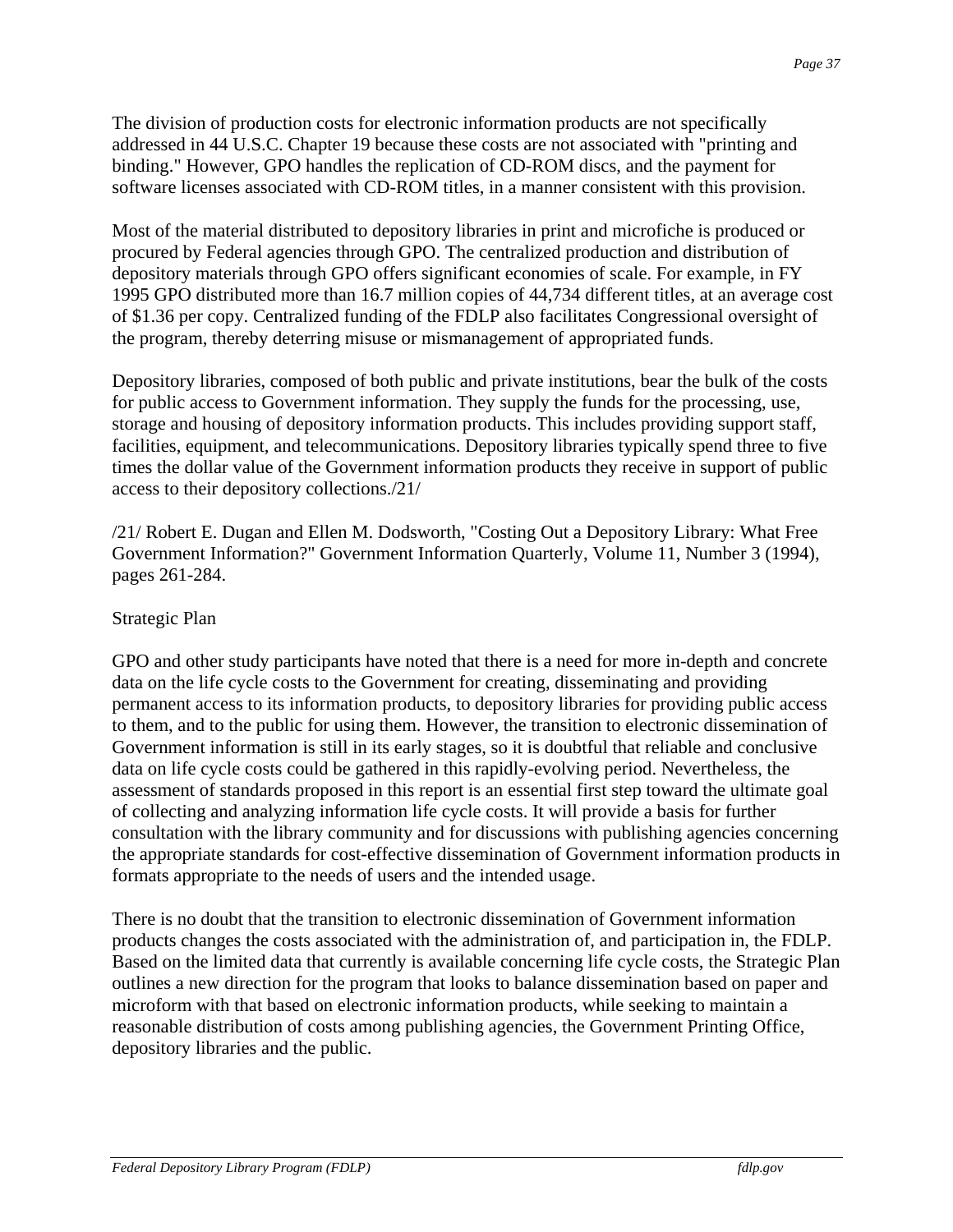The division of production costs for electronic information products are not specifically addressed in 44 U.S.C. Chapter 19 because these costs are not associated with "printing and binding." However, GPO handles the replication of CD-ROM discs, and the payment for software licenses associated with CD-ROM titles, in a manner consistent with this provision.

Most of the material distributed to depository libraries in print and microfiche is produced or procured by Federal agencies through GPO. The centralized production and distribution of depository materials through GPO offers significant economies of scale. For example, in FY 1995 GPO distributed more than 16.7 million copies of 44,734 different titles, at an average cost of $1.36 per copy. Centralized funding of the FDLP also facilitates Congressional oversight of the program, thereby deterring misuse or mismanagement of appropriated funds.

Depository libraries, composed of both public and private institutions, bear the bulk of the costs for public access to Government information. They supply the funds for the processing, use, storage and housing of depository information products. This includes providing support staff, facilities, equipment, and telecommunications. Depository libraries typically spend three to five times the dollar value of the Government information products they receive in support of public access to their depository collections./21/

/21/ Robert E. Dugan and Ellen M. Dodsworth, "Costing Out a Depository Library: What Free Government Information?" Government Information Quarterly, Volume 11, Number 3 (1994), pages 261-284.

Strategic Plan

GPO and other study participants have noted that there is a need for more in-depth and concrete data on the life cycle costs to the Government for creating, disseminating and providing permanent access to its information products, to depository libraries for providing public access to them, and to the public for using them. However, the transition to electronic dissemination of Government information is still in its early stages, so it is doubtful that reliable and conclusive data on life cycle costs could be gathered in this rapidly-evolving period. Nevertheless, the assessment of standards proposed in this report is an essential first step toward the ultimate goal of collecting and analyzing information life cycle costs. It will provide a basis for further consultation with the library community and for discussions with publishing agencies concerning the appropriate standards for cost-effective dissemination of Government information products in formats appropriate to the needs of users and the intended usage.

There is no doubt that the transition to electronic dissemination of Government information products changes the costs associated with the administration of, and participation in, the FDLP. Based on the limited data that currently is available concerning life cycle costs, the Strategic Plan outlines a new direction for the program that looks to balance dissemination based on paper and microform with that based on electronic information products, while seeking to maintain a reasonable distribution of costs among publishing agencies, the Government Printing Office, depository libraries and the public.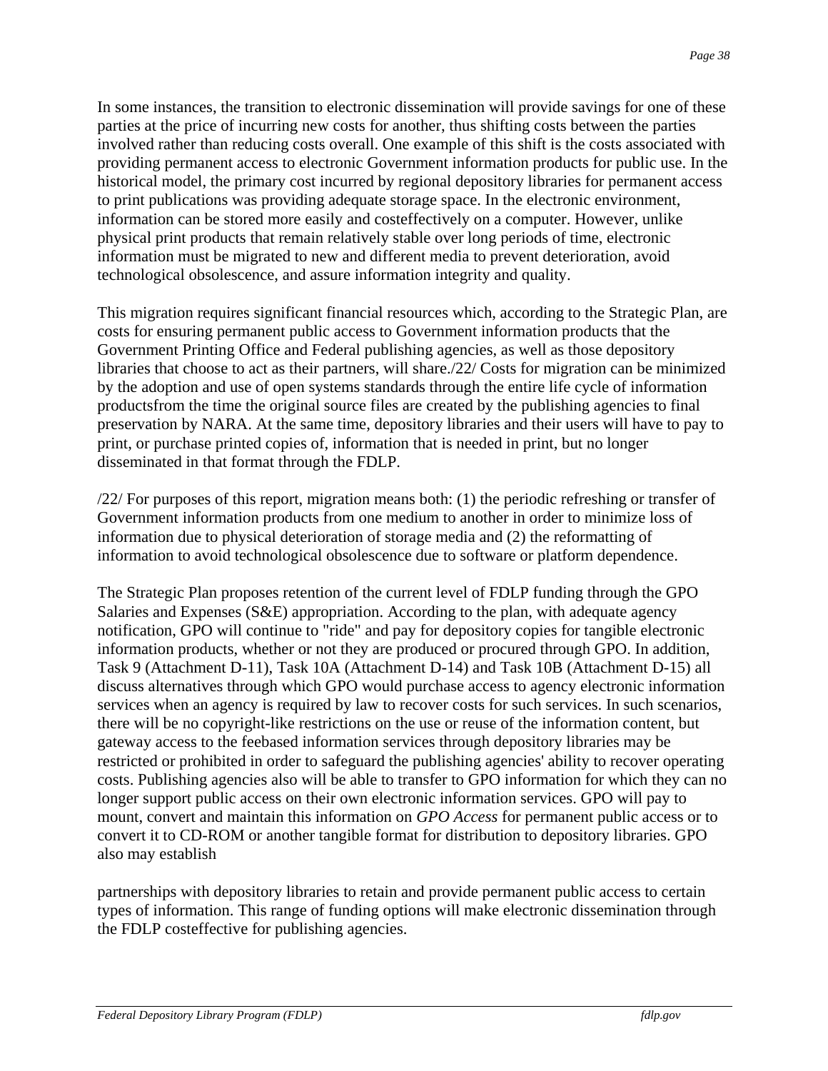In some instances, the transition to electronic dissemination will provide savings for one of these parties at the price of incurring new costs for another, thus shifting costs between the parties involved rather than reducing costs overall. One example of this shift is the costs associated with providing permanent access to electronic Government information products for public use. In the historical model, the primary cost incurred by regional depository libraries for permanent access to print publications was providing adequate storage space. In the electronic environment, information can be stored more easily and costeffectively on a computer. However, unlike physical print products that remain relatively stable over long periods of time, electronic information must be migrated to new and different media to prevent deterioration, avoid technological obsolescence, and assure information integrity and quality.

This migration requires significant financial resources which, according to the Strategic Plan, are costs for ensuring permanent public access to Government information products that the Government Printing Office and Federal publishing agencies, as well as those depository libraries that choose to act as their partners, will share./22/ Costs for migration can be minimized by the adoption and use of open systems standards through the entire life cycle of information productsfrom the time the original source files are created by the publishing agencies to final preservation by NARA. At the same time, depository libraries and their users will have to pay to print, or purchase printed copies of, information that is needed in print, but no longer disseminated in that format through the FDLP.

/22/ For purposes of this report, migration means both: (1) the periodic refreshing or transfer of Government information products from one medium to another in order to minimize loss of information due to physical deterioration of storage media and (2) the reformatting of information to avoid technological obsolescence due to software or platform dependence.

The Strategic Plan proposes retention of the current level of FDLP funding through the GPO Salaries and Expenses (S&E) appropriation. According to the plan, with adequate agency notification, GPO will continue to "ride" and pay for depository copies for tangible electronic information products, whether or not they are produced or procured through GPO. In addition, Task 9 (Attachment D-11), Task 10A (Attachment D-14) and Task 10B (Attachment D-15) all discuss alternatives through which GPO would purchase access to agency electronic information services when an agency is required by law to recover costs for such services. In such scenarios, there will be no copyright-like restrictions on the use or reuse of the information content, but gateway access to the feebased information services through depository libraries may be restricted or prohibited in order to safeguard the publishing agencies' ability to recover operating costs. Publishing agencies also will be able to transfer to GPO information for which they can no longer support public access on their own electronic information services. GPO will pay to mount, convert and maintain this information on *GPO Access* for permanent public access or to convert it to CD-ROM or another tangible format for distribution to depository libraries. GPO also may establish partnerships with depository libraries to retain and provide permanent public access to certain types of information. This range of funding options will make electronic dissemination through the FDLP costeffective for publishing agencies.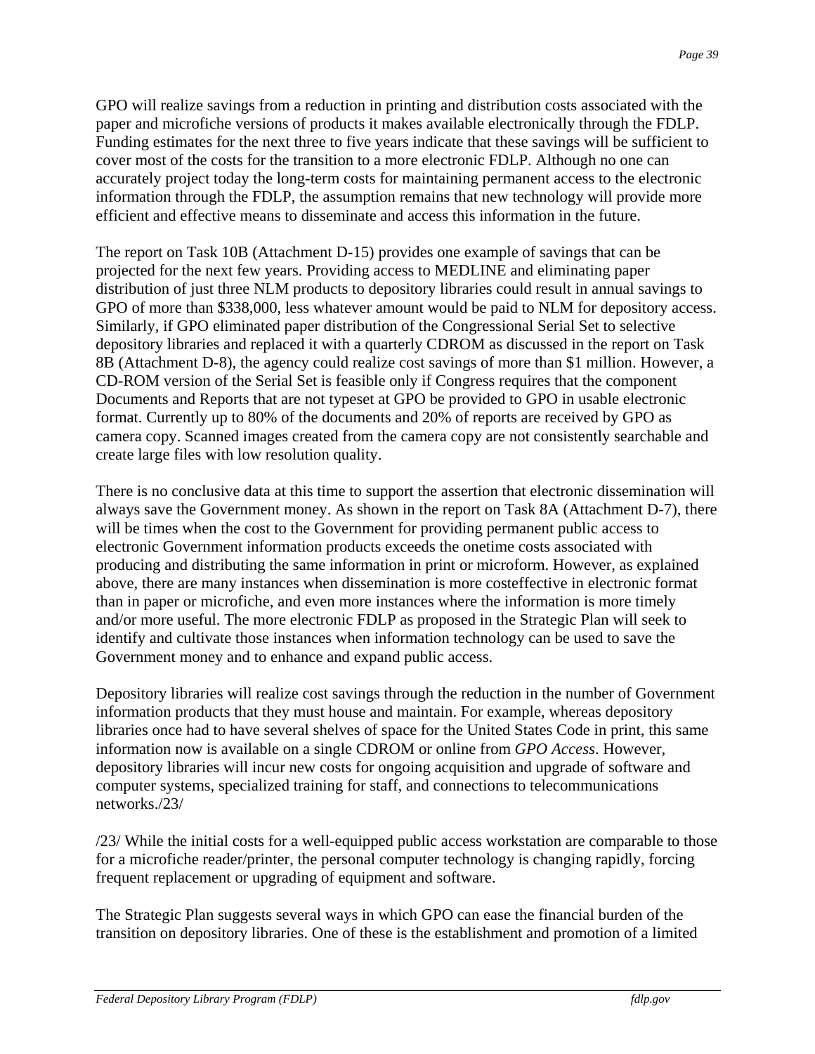GPO will realize savings from a reduction in printing and distribution costs associated with the paper and microfiche versions of products it makes available electronically through the FDLP. Funding estimates for the next three to five years indicate that these savings will be sufficient to cover most of the costs for the transition to a more electronic FDLP. Although no one can accurately project today the long-term costs for maintaining permanent access to the electronic information through the FDLP, the assumption remains that new technology will provide more efficient and effective means to disseminate and access this information in the future.

The report on Task 10B (Attachment D-15) provides one example of savings that can be projected for the next few years. Providing access to MEDLINE and eliminating paper distribution of just three NLM products to depository libraries could result in annual savings to GPO of more than $338,000, less whatever amount would be paid to NLM for depository access. Similarly, if GPO eliminated paper distribution of the Congressional Serial Set to selective depository libraries and replaced it with a quarterly CDROM as discussed in the report on Task 8B (Attachment D-8), the agency could realize cost savings of more than $1 million. However, a CD-ROM version of the Serial Set is feasible only if Congress requires that the component Documents and Reports that are not typeset at GPO be provided to GPO in usable electronic format. Currently up to 80% of the documents and 20% of reports are received by GPO as camera copy. Scanned images created from the camera copy are not consistently searchable and create large files with low resolution quality.

There is no conclusive data at this time to support the assertion that electronic dissemination will always save the Government money. As shown in the report on Task 8A (Attachment D-7), there will be times when the cost to the Government for providing permanent public access to electronic Government information products exceeds the onetime costs associated with producing and distributing the same information in print or microform. However, as explained above, there are many instances when dissemination is more costeffective in electronic format than in paper or microfiche, and even more instances where the information is more timely and/or more useful. The more electronic FDLP as proposed in the Strategic Plan will seek to identify and cultivate those instances when information technology can be used to save the Government money and to enhance and expand public access.

Depository libraries will realize cost savings through the reduction in the number of Government information products that they must house and maintain. For example, whereas depository libraries once had to have several shelves of space for the United States Code in print, this same information now is available on a single CDROM or online from *GPO Access*. However, depository libraries will incur new costs for ongoing acquisition and upgrade of software and computer systems, specialized training for staff, and connections to telecommunications networks./23/

/23/ While the initial costs for a well-equipped public access workstation are comparable to those for a microfiche reader/printer, the personal computer technology is changing rapidly, forcing frequent replacement or upgrading of equipment and software.

The Strategic Plan suggests several ways in which GPO can ease the financial burden of the transition on depository libraries. One of these is the establishment and promotion of a limited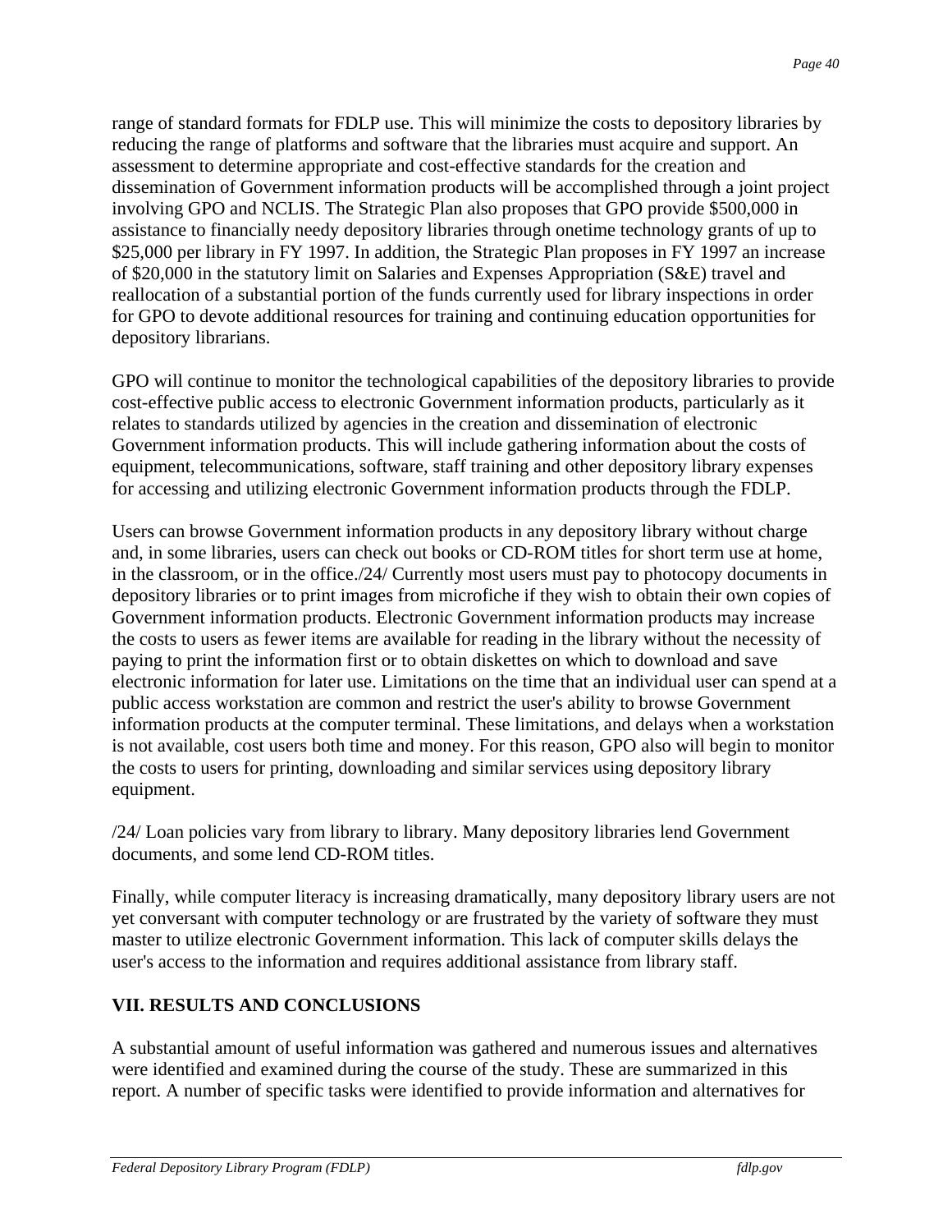range of standard formats for FDLP use. This will minimize the costs to depository libraries by reducing the range of platforms and software that the libraries must acquire and support. An assessment to determine appropriate and cost-effective standards for the creation and dissemination of Government information products will be accomplished through a joint project involving GPO and NCLIS. The Strategic Plan also proposes that GPO provide $500,000 in assistance to financially needy depository libraries through onetime technology grants of up to $25,000 per library in FY 1997. In addition, the Strategic Plan proposes in FY 1997 an increase of $20,000 in the statutory limit on Salaries and Expenses Appropriation (S&E) travel and reallocation of a substantial portion of the funds currently used for library inspections in order for GPO to devote additional resources for training and continuing education opportunities for depository librarians.

GPO will continue to monitor the technological capabilities of the depository libraries to provide cost-effective public access to electronic Government information products, particularly as it relates to standards utilized by agencies in the creation and dissemination of electronic Government information products. This will include gathering information about the costs of equipment, telecommunications, software, staff training and other depository library expenses for accessing and utilizing electronic Government information products through the FDLP.

Users can browse Government information products in any depository library without charge and, in some libraries, users can check out books or CD-ROM titles for short term use at home, in the classroom, or in the office./24/ Currently most users must pay to photocopy documents in depository libraries or to print images from microfiche if they wish to obtain their own copies of Government information products. Electronic Government information products may increase the costs to users as fewer items are available for reading in the library without the necessity of paying to print the information first or to obtain diskettes on which to download and save electronic information for later use. Limitations on the time that an individual user can spend at a public access workstation are common and restrict the user's ability to browse Government information products at the computer terminal. These limitations, and delays when a workstation is not available, cost users both time and money. For this reason, GPO also will begin to monitor the costs to users for printing, downloading and similar services using depository library equipment.

/24/ Loan policies vary from library to library. Many depository libraries lend Government documents, and some lend CD-ROM titles.

Finally, while computer literacy is increasing dramatically, many depository library users are not yet conversant with computer technology or are frustrated by the variety of software they must master to utilize electronic Government information. This lack of computer skills delays the user's access to the information and requires additional assistance from library staff.

## VII. RESULTS AND CONCLUSIONS

A substantial amount of useful information was gathered and numerous issues and alternatives were identified and examined during the course of the study. These are summarized in this report. A number of specific tasks were identified to provide information and alternatives for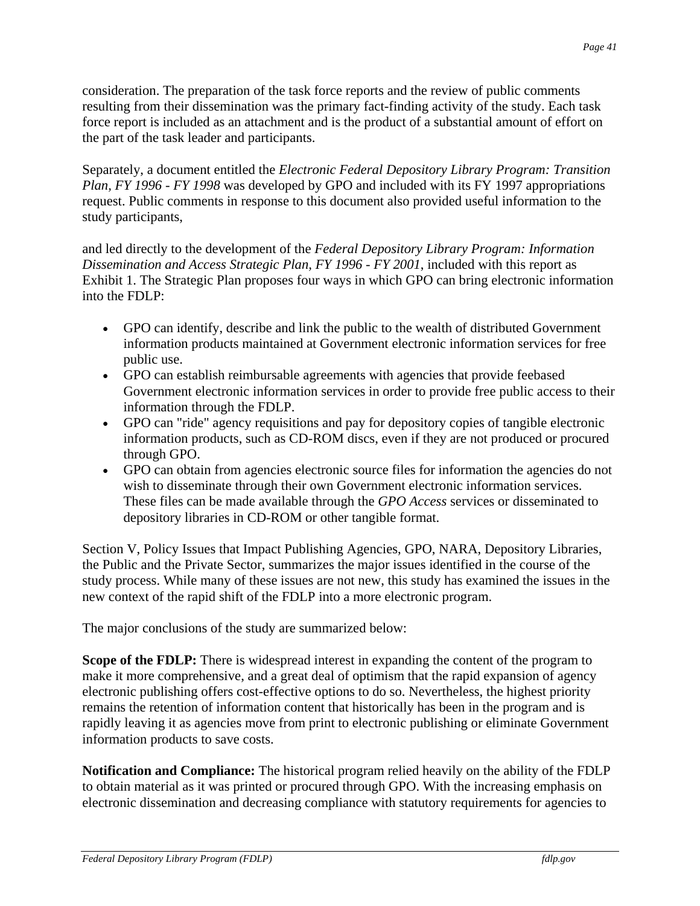consideration. The preparation of the task force reports and the review of public comments resulting from their dissemination was the primary fact-finding activity of the study. Each task force report is included as an attachment and is the product of a substantial amount of effort on the part of the task leader and participants.

Separately, a document entitled the *Electronic Federal Depository Library Program: Transition Plan, FY 1996 - FY 1998* was developed by GPO and included with its FY 1997 appropriations request. Public comments in response to this document also provided useful information to the study participants,

and led directly to the development of the *Federal Depository Library Program: Information Dissemination and Access Strategic Plan, FY 1996 - FY 2001*, included with this report as Exhibit 1. The Strategic Plan proposes four ways in which GPO can bring electronic information into the FDLP:

- GPO can identify, describe and link the public to the wealth of distributed Government information products maintained at Government electronic information services for free public use.
- GPO can establish reimbursable agreements with agencies that provide feebased Government electronic information services in order to provide free public access to their information through the FDLP.
- GPO can "ride" agency requisitions and pay for depository copies of tangible electronic information products, such as CD-ROM discs, even if they are not produced or procured through GPO.
- GPO can obtain from agencies electronic source files for information the agencies do not wish to disseminate through their own Government electronic information services. These files can be made available through the *GPO Access* services or disseminated to depository libraries in CD-ROM or other tangible format.

Section V, Policy Issues that Impact Publishing Agencies, GPO, NARA, Depository Libraries, the Public and the Private Sector, summarizes the major issues identified in the course of the study process. While many of these issues are not new, this study has examined the issues in the new context of the rapid shift of the FDLP into a more electronic program.

The major conclusions of the study are summarized below:

**Scope of the FDLP:** There is widespread interest in expanding the content of the program to make it more comprehensive, and a great deal of optimism that the rapid expansion of agency electronic publishing offers cost-effective options to do so. Nevertheless, the highest priority remains the retention of information content that historically has been in the program and is rapidly leaving it as agencies move from print to electronic publishing or eliminate Government information products to save costs.

**Notification and Compliance:** The historical program relied heavily on the ability of the FDLP to obtain material as it was printed or procured through GPO. With the increasing emphasis on electronic dissemination and decreasing compliance with statutory requirements for agencies to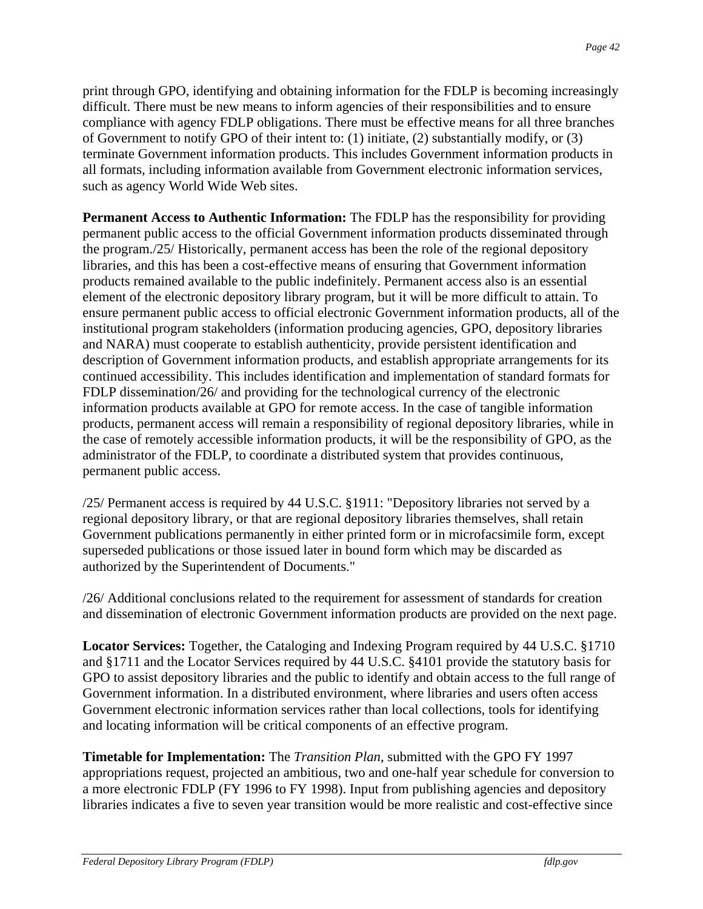print through GPO, identifying and obtaining information for the FDLP is becoming increasingly difficult. There must be new means to inform agencies of their responsibilities and to ensure compliance with agency FDLP obligations. There must be effective means for all three branches of Government to notify GPO of their intent to: (1) initiate, (2) substantially modify, or (3) terminate Government information products. This includes Government information products in all formats, including information available from Government electronic information services, such as agency World Wide Web sites.

**Permanent Access to Authentic Information:** The FDLP has the responsibility for providing permanent public access to the official Government information products disseminated through the program./25/ Historically, permanent access has been the role of the regional depository libraries, and this has been a cost-effective means of ensuring that Government information products remained available to the public indefinitely. Permanent access also is an essential element of the electronic depository library program, but it will be more difficult to attain. To ensure permanent public access to official electronic Government information products, all of the institutional program stakeholders (information producing agencies, GPO, depository libraries and NARA) must cooperate to establish authenticity, provide persistent identification and description of Government information products, and establish appropriate arrangements for its continued accessibility. This includes identification and implementation of standard formats for FDLP dissemination/26/ and providing for the technological currency of the electronic information products available at GPO for remote access. In the case of tangible information products, permanent access will remain a responsibility of regional depository libraries, while in the case of remotely accessible information products, it will be the responsibility of GPO, as the administrator of the FDLP, to coordinate a distributed system that provides continuous, permanent public access.

/25/ Permanent access is required by 44 U.S.C. §1911: "Depository libraries not served by a regional depository library, or that are regional depository libraries themselves, shall retain Government publications permanently in either printed form or in microfacsimile form, except superseded publications or those issued later in bound form which may be discarded as authorized by the Superintendent of Documents."

/26/ Additional conclusions related to the requirement for assessment of standards for creation and dissemination of electronic Government information products are provided on the next page.

**Locator Services:** Together, the Cataloging and Indexing Program required by 44 U.S.C. §1710 and §1711 and the Locator Services required by 44 U.S.C. §4101 provide the statutory basis for GPO to assist depository libraries and the public to identify and obtain access to the full range of Government information. In a distributed environment, where libraries and users often access Government electronic information services rather than local collections, tools for identifying and locating information will be critical components of an effective program.

**Timetable for Implementation:** The *Transition Plan*, submitted with the GPO FY 1997 appropriations request, projected an ambitious, two and one-half year schedule for conversion to a more electronic FDLP (FY 1996 to FY 1998). Input from publishing agencies and depository libraries indicates a five to seven year transition would be more realistic and cost-effective since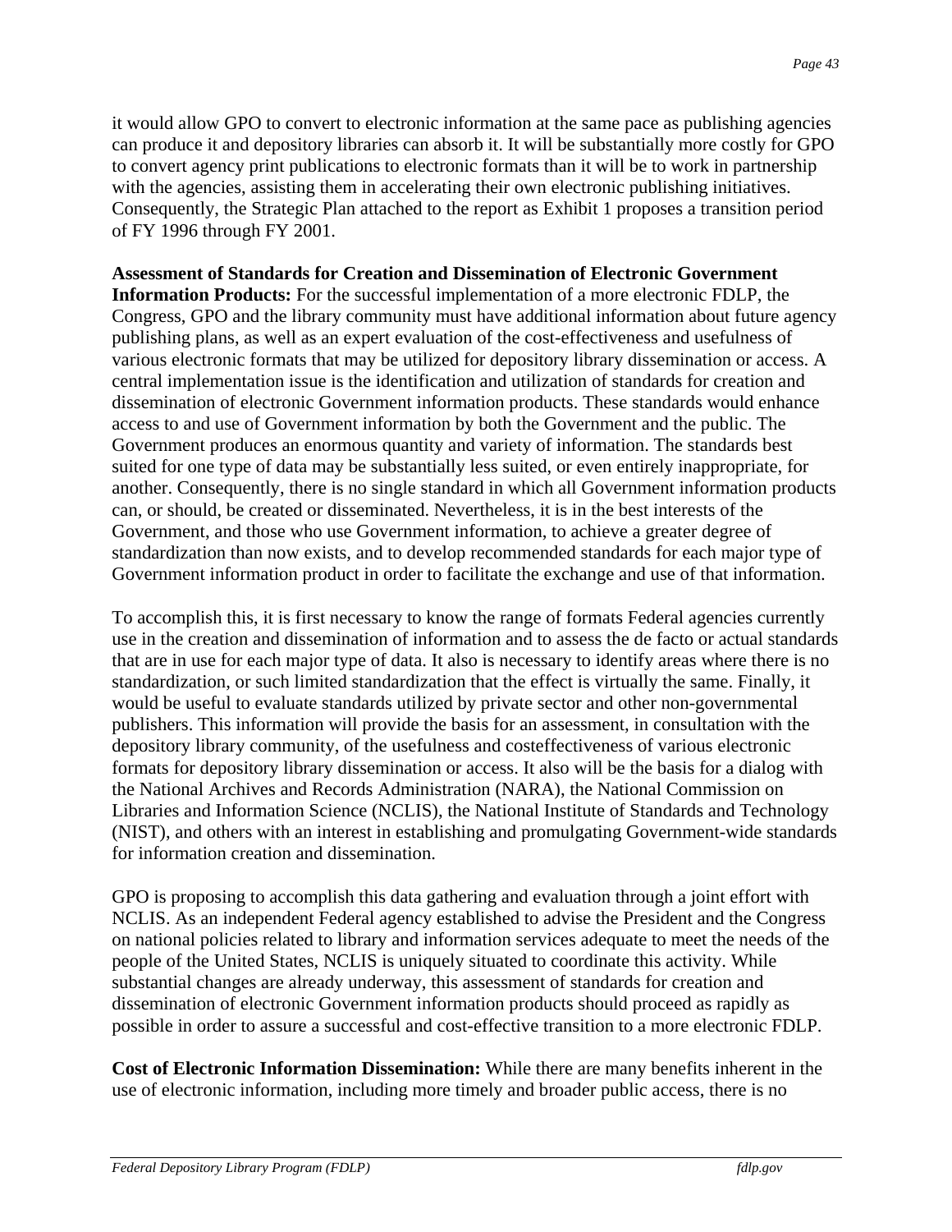it would allow GPO to convert to electronic information at the same pace as publishing agencies can produce it and depository libraries can absorb it. It will be substantially more costly for GPO to convert agency print publications to electronic formats than it will be to work in partnership with the agencies, assisting them in accelerating their own electronic publishing initiatives. Consequently, the Strategic Plan attached to the report as Exhibit 1 proposes a transition period of FY 1996 through FY 2001.

**Assessment of Standards for Creation and Dissemination of Electronic Government Information Products:** For the successful implementation of a more electronic FDLP, the Congress, GPO and the library community must have additional information about future agency publishing plans, as well as an expert evaluation of the cost-effectiveness and usefulness of various electronic formats that may be utilized for depository library dissemination or access. A central implementation issue is the identification and utilization of standards for creation and dissemination of electronic Government information products. These standards would enhance access to and use of Government information by both the Government and the public. The Government produces an enormous quantity and variety of information. The standards best suited for one type of data may be substantially less suited, or even entirely inappropriate, for another. Consequently, there is no single standard in which all Government information products can, or should, be created or disseminated. Nevertheless, it is in the best interests of the Government, and those who use Government information, to achieve a greater degree of standardization than now exists, and to develop recommended standards for each major type of Government information product in order to facilitate the exchange and use of that information.

To accomplish this, it is first necessary to know the range of formats Federal agencies currently use in the creation and dissemination of information and to assess the de facto or actual standards that are in use for each major type of data. It also is necessary to identify areas where there is no standardization, or such limited standardization that the effect is virtually the same. Finally, it would be useful to evaluate standards utilized by private sector and other non-governmental publishers. This information will provide the basis for an assessment, in consultation with the depository library community, of the usefulness and costeffectiveness of various electronic formats for depository library dissemination or access. It also will be the basis for a dialog with the National Archives and Records Administration (NARA), the National Commission on Libraries and Information Science (NCLIS), the National Institute of Standards and Technology (NIST), and others with an interest in establishing and promulgating Government-wide standards for information creation and dissemination.

GPO is proposing to accomplish this data gathering and evaluation through a joint effort with NCLIS. As an independent Federal agency established to advise the President and the Congress on national policies related to library and information services adequate to meet the needs of the people of the United States, NCLIS is uniquely situated to coordinate this activity. While substantial changes are already underway, this assessment of standards for creation and dissemination of electronic Government information products should proceed as rapidly as possible in order to assure a successful and cost-effective transition to a more electronic FDLP.

**Cost of Electronic Information Dissemination:** While there are many benefits inherent in the use of electronic information, including more timely and broader public access, there is no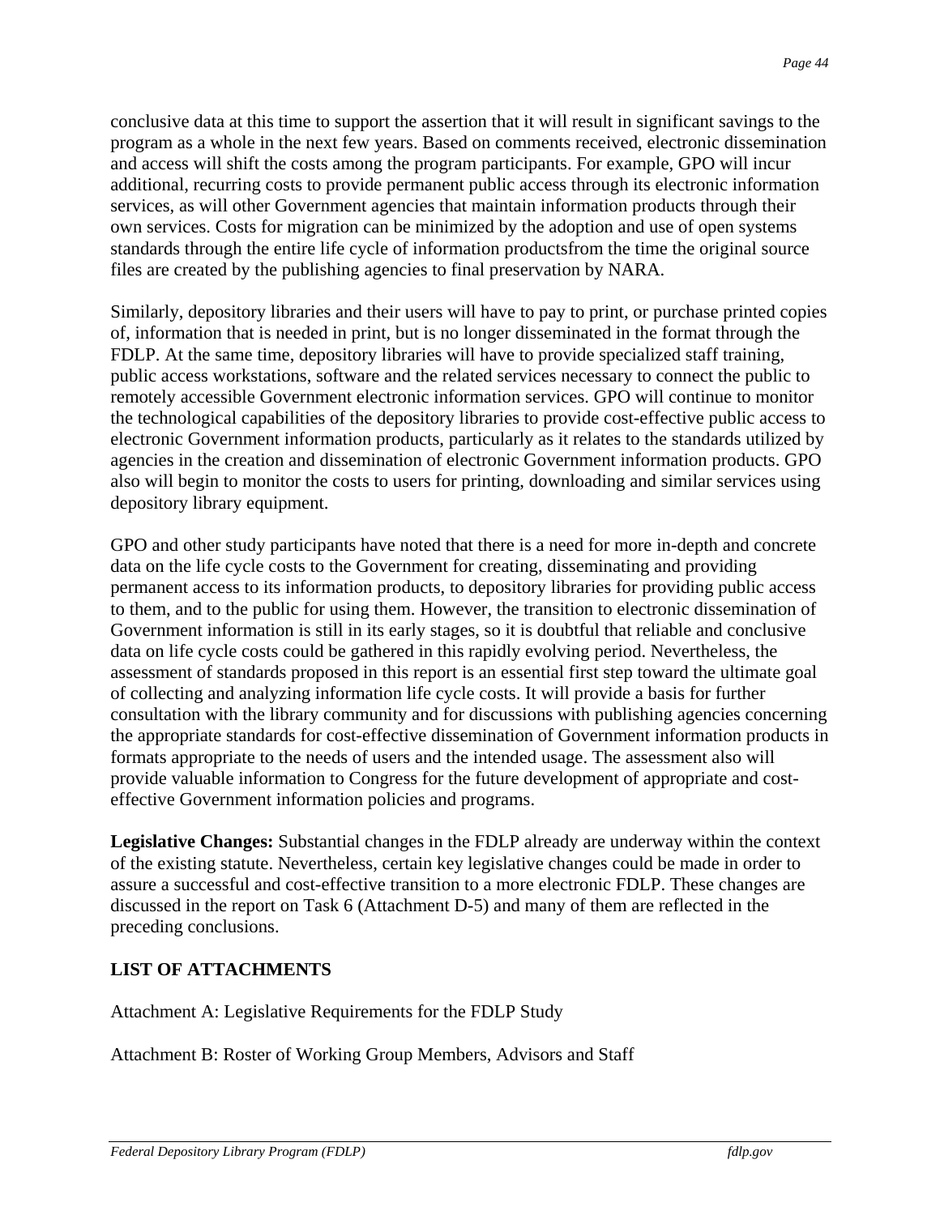conclusive data at this time to support the assertion that it will result in significant savings to the program as a whole in the next few years. Based on comments received, electronic dissemination and access will shift the costs among the program participants. For example, GPO will incur additional, recurring costs to provide permanent public access through its electronic information services, as will other Government agencies that maintain information products through their own services. Costs for migration can be minimized by the adoption and use of open systems standards through the entire life cycle of information productsfrom the time the original source files are created by the publishing agencies to final preservation by NARA.

Similarly, depository libraries and their users will have to pay to print, or purchase printed copies of, information that is needed in print, but is no longer disseminated in the format through the FDLP. At the same time, depository libraries will have to provide specialized staff training, public access workstations, software and the related services necessary to connect the public to remotely accessible Government electronic information services. GPO will continue to monitor the technological capabilities of the depository libraries to provide cost-effective public access to electronic Government information products, particularly as it relates to the standards utilized by agencies in the creation and dissemination of electronic Government information products. GPO also will begin to monitor the costs to users for printing, downloading and similar services using depository library equipment.

GPO and other study participants have noted that there is a need for more in-depth and concrete data on the life cycle costs to the Government for creating, disseminating and providing permanent access to its information products, to depository libraries for providing public access to them, and to the public for using them. However, the transition to electronic dissemination of Government information is still in its early stages, so it is doubtful that reliable and conclusive data on life cycle costs could be gathered in this rapidly evolving period. Nevertheless, the assessment of standards proposed in this report is an essential first step toward the ultimate goal of collecting and analyzing information life cycle costs. It will provide a basis for further consultation with the library community and for discussions with publishing agencies concerning the appropriate standards for cost-effective dissemination of Government information products in formats appropriate to the needs of users and the intended usage. The assessment also will provide valuable information to Congress for the future development of appropriate and cost-effective Government information policies and programs.

**Legislative Changes:** Substantial changes in the FDLP already are underway within the context of the existing statute. Nevertheless, certain key legislative changes could be made in order to assure a successful and cost-effective transition to a more electronic FDLP. These changes are discussed in the report on Task 6 (Attachment D-5) and many of them are reflected in the preceding conclusions.

## LIST OF ATTACHMENTS

Attachment A: Legislative Requirements for the FDLP Study

Attachment B: Roster of Working Group Members, Advisors and Staff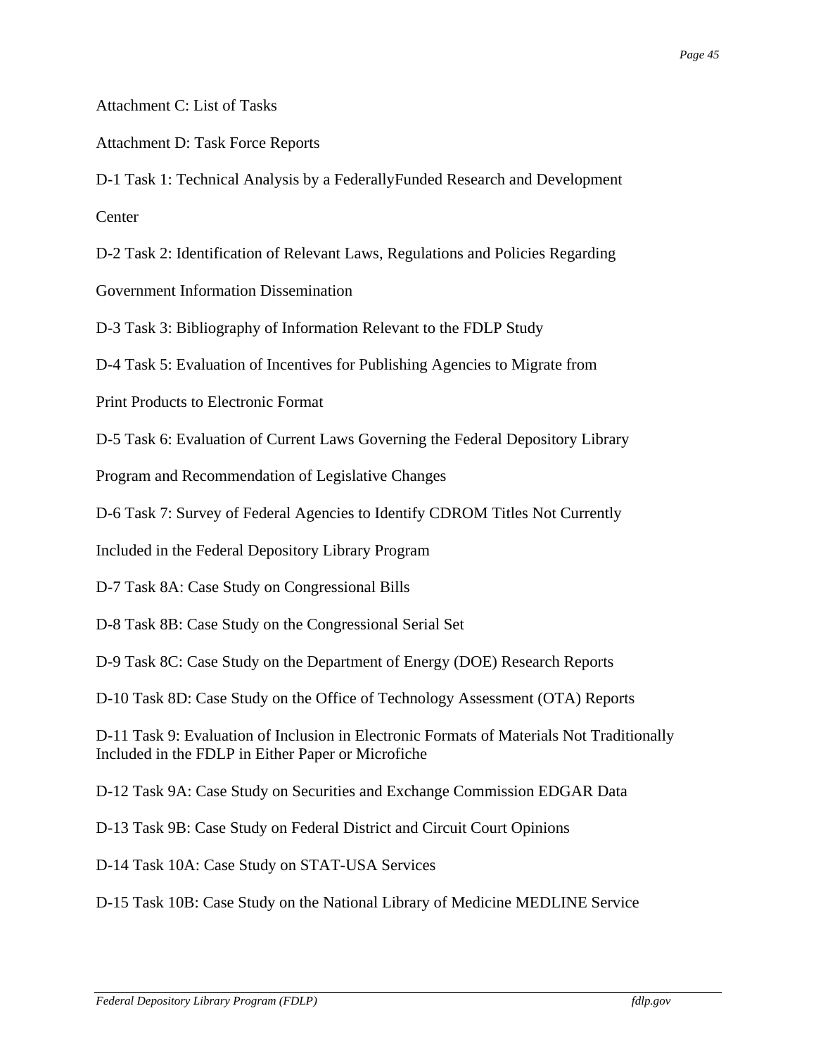Attachment C: List of Tasks

Attachment D: Task Force Reports

D-1 Task 1: Technical Analysis by a FederallyFunded Research and Development Center

D-2 Task 2: Identification of Relevant Laws, Regulations and Policies Regarding Government Information Dissemination

D-3 Task 3: Bibliography of Information Relevant to the FDLP Study

D-4 Task 5: Evaluation of Incentives for Publishing Agencies to Migrate from Print Products to Electronic Format

D-5 Task 6: Evaluation of Current Laws Governing the Federal Depository Library Program and Recommendation of Legislative Changes

D-6 Task 7: Survey of Federal Agencies to Identify CDROM Titles Not Currently Included in the Federal Depository Library Program

D-7 Task 8A: Case Study on Congressional Bills

D-8 Task 8B: Case Study on the Congressional Serial Set

D-9 Task 8C: Case Study on the Department of Energy (DOE) Research Reports

D-10 Task 8D: Case Study on the Office of Technology Assessment (OTA) Reports

D-11 Task 9: Evaluation of Inclusion in Electronic Formats of Materials Not Traditionally Included in the FDLP in Either Paper or Microfiche

D-12 Task 9A: Case Study on Securities and Exchange Commission EDGAR Data

D-13 Task 9B: Case Study on Federal District and Circuit Court Opinions

D-14 Task 10A: Case Study on STAT-USA Services

D-15 Task 10B: Case Study on the National Library of Medicine MEDLINE Service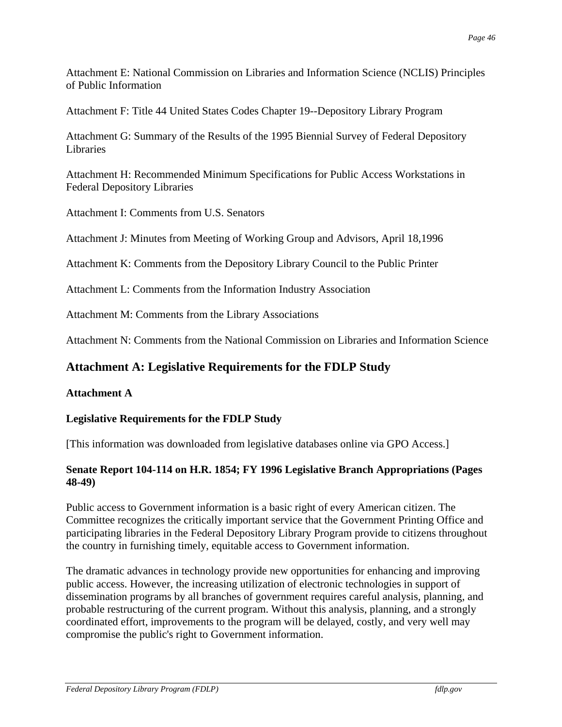Attachment E: National Commission on Libraries and Information Science (NCLIS) Principles of Public Information

Attachment F: Title 44 United States Codes Chapter 19--Depository Library Program

Attachment G: Summary of the Results of the 1995 Biennial Survey of Federal Depository Libraries

Attachment H: Recommended Minimum Specifications for Public Access Workstations in Federal Depository Libraries

Attachment I: Comments from U.S. Senators

Attachment J: Minutes from Meeting of Working Group and Advisors, April 18,1996

Attachment K: Comments from the Depository Library Council to the Public Printer

Attachment L: Comments from the Information Industry Association

Attachment M: Comments from the Library Associations

Attachment N: Comments from the National Commission on Libraries and Information Science

## Attachment A: Legislative Requirements for the FDLP Study

**Attachment A**

**Legislative Requirements for the FDLP Study**

[This information was downloaded from legislative databases online via GPO Access.]

**Senate Report 104-114 on H.R. 1854; FY 1996 Legislative Branch Appropriations (Pages 48-49)**

Public access to Government information is a basic right of every American citizen. The Committee recognizes the critically important service that the Government Printing Office and participating libraries in the Federal Depository Library Program provide to citizens throughout the country in furnishing timely, equitable access to Government information.

The dramatic advances in technology provide new opportunities for enhancing and improving public access. However, the increasing utilization of electronic technologies in support of dissemination programs by all branches of government requires careful analysis, planning, and probable restructuring of the current program. Without this analysis, planning, and a strongly coordinated effort, improvements to the program will be delayed, costly, and very well may compromise the public's right to Government information.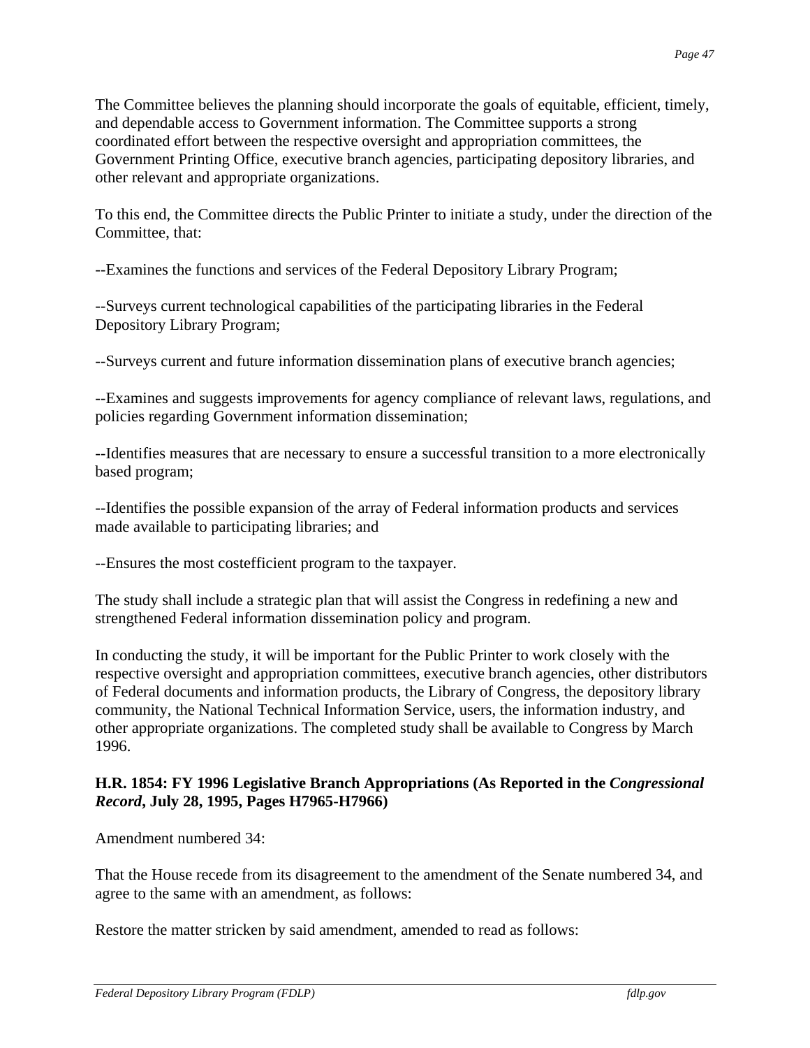The Committee believes the planning should incorporate the goals of equitable, efficient, timely, and dependable access to Government information. The Committee supports a strong coordinated effort between the respective oversight and appropriation committees, the Government Printing Office, executive branch agencies, participating depository libraries, and other relevant and appropriate organizations.

To this end, the Committee directs the Public Printer to initiate a study, under the direction of the Committee, that:

--Examines the functions and services of the Federal Depository Library Program;

--Surveys current technological capabilities of the participating libraries in the Federal Depository Library Program;

--Surveys current and future information dissemination plans of executive branch agencies;

--Examines and suggests improvements for agency compliance of relevant laws, regulations, and policies regarding Government information dissemination;

--Identifies measures that are necessary to ensure a successful transition to a more electronically based program;

--Identifies the possible expansion of the array of Federal information products and services made available to participating libraries; and

--Ensures the most costefficient program to the taxpayer.

The study shall include a strategic plan that will assist the Congress in redefining a new and strengthened Federal information dissemination policy and program.

In conducting the study, it will be important for the Public Printer to work closely with the respective oversight and appropriation committees, executive branch agencies, other distributors of Federal documents and information products, the Library of Congress, the depository library community, the National Technical Information Service, users, the information industry, and other appropriate organizations. The completed study shall be available to Congress by March 1996.

**H.R. 1854: FY 1996 Legislative Branch Appropriations (As Reported in the *Congressional Record*, July 28, 1995, Pages H7965-H7966)**

Amendment numbered 34:

That the House recede from its disagreement to the amendment of the Senate numbered 34, and agree to the same with an amendment, as follows:

Restore the matter stricken by said amendment, amended to read as follows: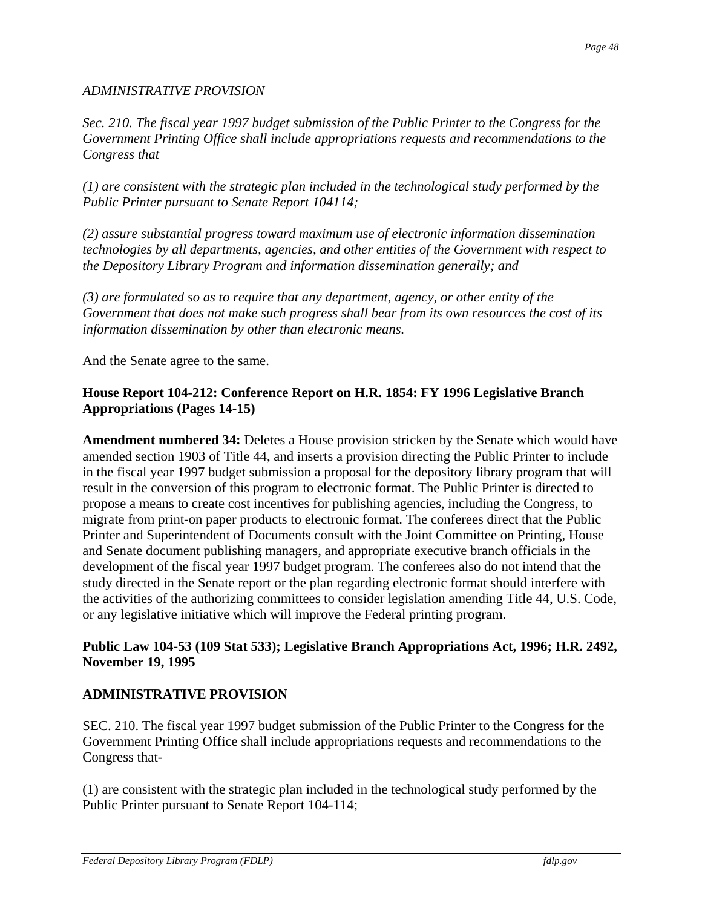*ADMINISTRATIVE PROVISION*

*Sec. 210. The fiscal year 1997 budget submission of the Public Printer to the Congress for the Government Printing Office shall include appropriations requests and recommendations to the Congress that*

*(1) are consistent with the strategic plan included in the technological study performed by the Public Printer pursuant to Senate Report 104114;*

*(2) assure substantial progress toward maximum use of electronic information dissemination technologies by all departments, agencies, and other entities of the Government with respect to the Depository Library Program and information dissemination generally; and*

*(3) are formulated so as to require that any department, agency, or other entity of the Government that does not make such progress shall bear from its own resources the cost of its information dissemination by other than electronic means.*

And the Senate agree to the same.

**House Report 104-212: Conference Report on H.R. 1854: FY 1996 Legislative Branch Appropriations (Pages 14-15)**

**Amendment numbered 34:** Deletes a House provision stricken by the Senate which would have amended section 1903 of Title 44, and inserts a provision directing the Public Printer to include in the fiscal year 1997 budget submission a proposal for the depository library program that will result in the conversion of this program to electronic format. The Public Printer is directed to propose a means to create cost incentives for publishing agencies, including the Congress, to migrate from print-on paper products to electronic format. The conferees direct that the Public Printer and Superintendent of Documents consult with the Joint Committee on Printing, House and Senate document publishing managers, and appropriate executive branch officials in the development of the fiscal year 1997 budget program. The conferees also do not intend that the study directed in the Senate report or the plan regarding electronic format should interfere with the activities of the authorizing committees to consider legislation amending Title 44, U.S. Code, or any legislative initiative which will improve the Federal printing program.

**Public Law 104-53 (109 Stat 533); Legislative Branch Appropriations Act, 1996; H.R. 2492, November 19, 1995**

**ADMINISTRATIVE PROVISION**

SEC. 210. The fiscal year 1997 budget submission of the Public Printer to the Congress for the Government Printing Office shall include appropriations requests and recommendations to the Congress that-

(1) are consistent with the strategic plan included in the technological study performed by the Public Printer pursuant to Senate Report 104-114;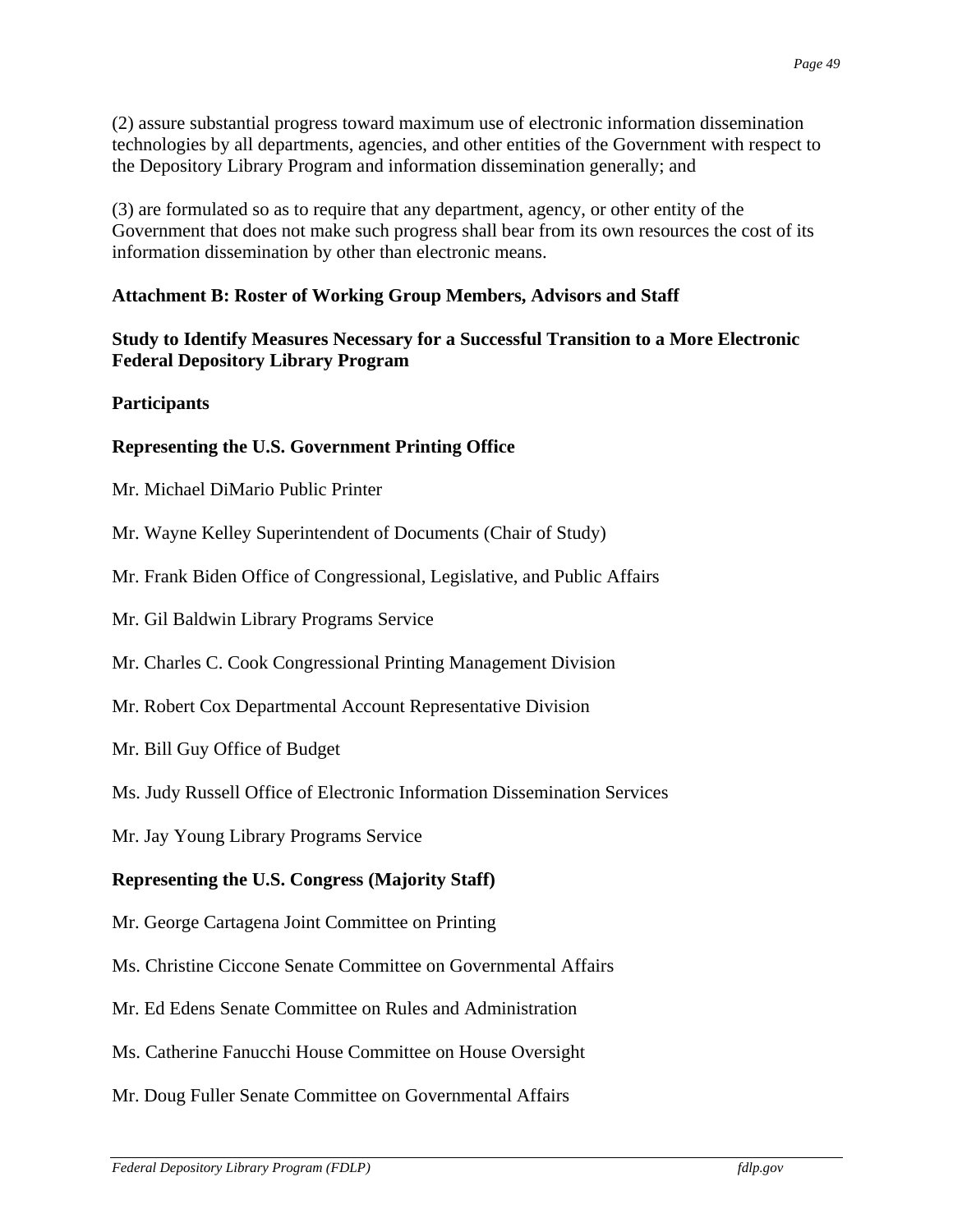(2) assure substantial progress toward maximum use of electronic information dissemination technologies by all departments, agencies, and other entities of the Government with respect to the Depository Library Program and information dissemination generally; and

(3) are formulated so as to require that any department, agency, or other entity of the Government that does not make such progress shall bear from its own resources the cost of its information dissemination by other than electronic means.

**Attachment B: Roster of Working Group Members, Advisors and Staff**

**Study to Identify Measures Necessary for a Successful Transition to a More Electronic Federal Depository Library Program**

**Participants**

**Representing the U.S. Government Printing Office**

Mr. Michael DiMario Public Printer

Mr. Wayne Kelley Superintendent of Documents (Chair of Study)

Mr. Frank Biden Office of Congressional, Legislative, and Public Affairs

Mr. Gil Baldwin Library Programs Service

Mr. Charles C. Cook Congressional Printing Management Division

Mr. Robert Cox Departmental Account Representative Division

Mr. Bill Guy Office of Budget

Ms. Judy Russell Office of Electronic Information Dissemination Services

Mr. Jay Young Library Programs Service

**Representing the U.S. Congress (Majority Staff)**

Mr. George Cartagena Joint Committee on Printing

Ms. Christine Ciccone Senate Committee on Governmental Affairs

Mr. Ed Edens Senate Committee on Rules and Administration

Ms. Catherine Fanucchi House Committee on House Oversight

Mr. Doug Fuller Senate Committee on Governmental Affairs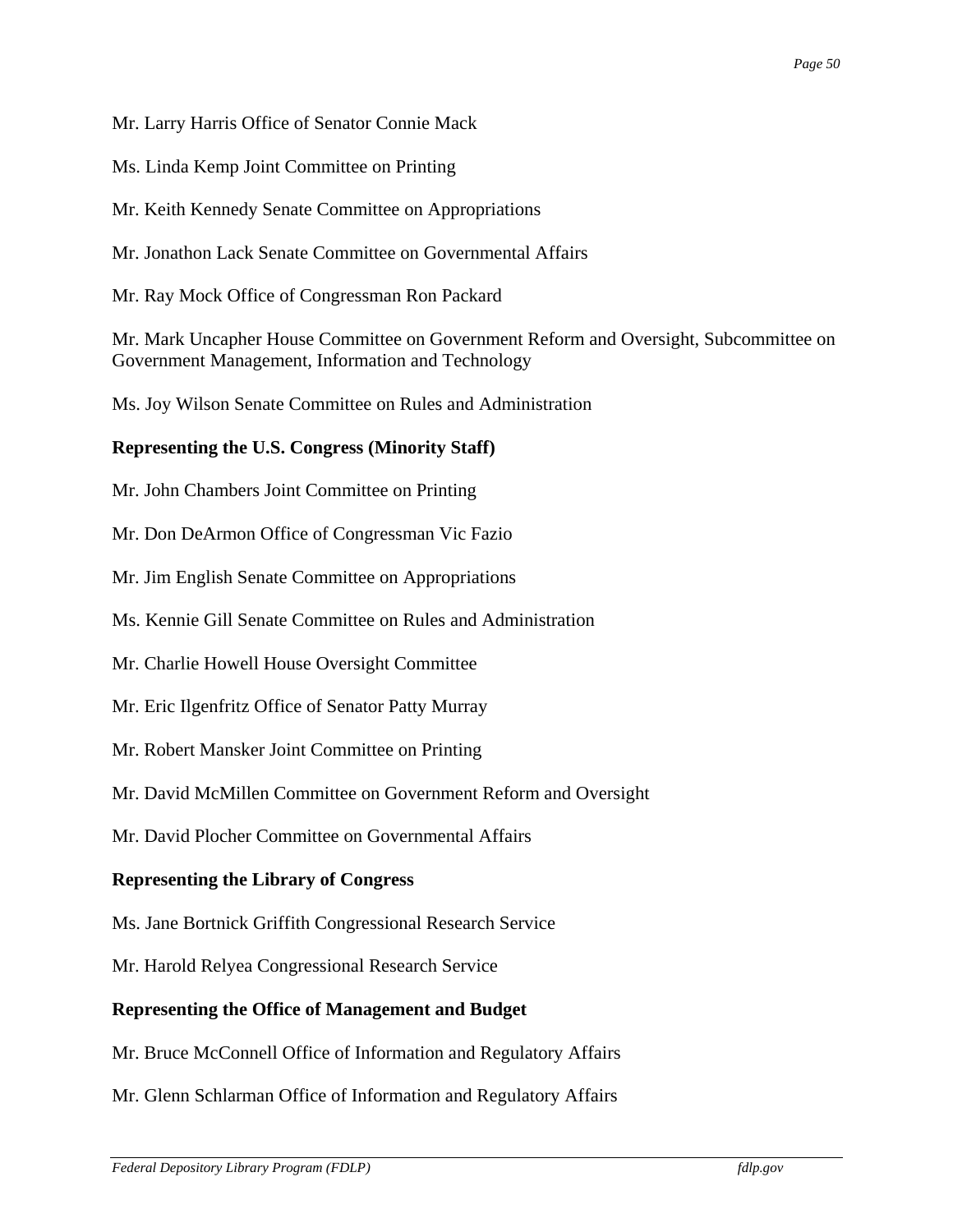Mr. Larry Harris Office of Senator Connie Mack

Ms. Linda Kemp Joint Committee on Printing

Mr. Keith Kennedy Senate Committee on Appropriations

Mr. Jonathon Lack Senate Committee on Governmental Affairs

Mr. Ray Mock Office of Congressman Ron Packard

Mr. Mark Uncapher House Committee on Government Reform and Oversight, Subcommittee on Government Management, Information and Technology

Ms. Joy Wilson Senate Committee on Rules and Administration

**Representing the U.S. Congress (Minority Staff)**

Mr. John Chambers Joint Committee on Printing

Mr. Don DeArmon Office of Congressman Vic Fazio

Mr. Jim English Senate Committee on Appropriations

Ms. Kennie Gill Senate Committee on Rules and Administration

Mr. Charlie Howell House Oversight Committee

Mr. Eric Ilgenfritz Office of Senator Patty Murray

Mr. Robert Mansker Joint Committee on Printing

Mr. David McMillen Committee on Government Reform and Oversight

Mr. David Plocher Committee on Governmental Affairs

**Representing the Library of Congress**

Ms. Jane Bortnick Griffith Congressional Research Service

Mr. Harold Relyea Congressional Research Service

**Representing the Office of Management and Budget**

Mr. Bruce McConnell Office of Information and Regulatory Affairs

Mr. Glenn Schlarman Office of Information and Regulatory Affairs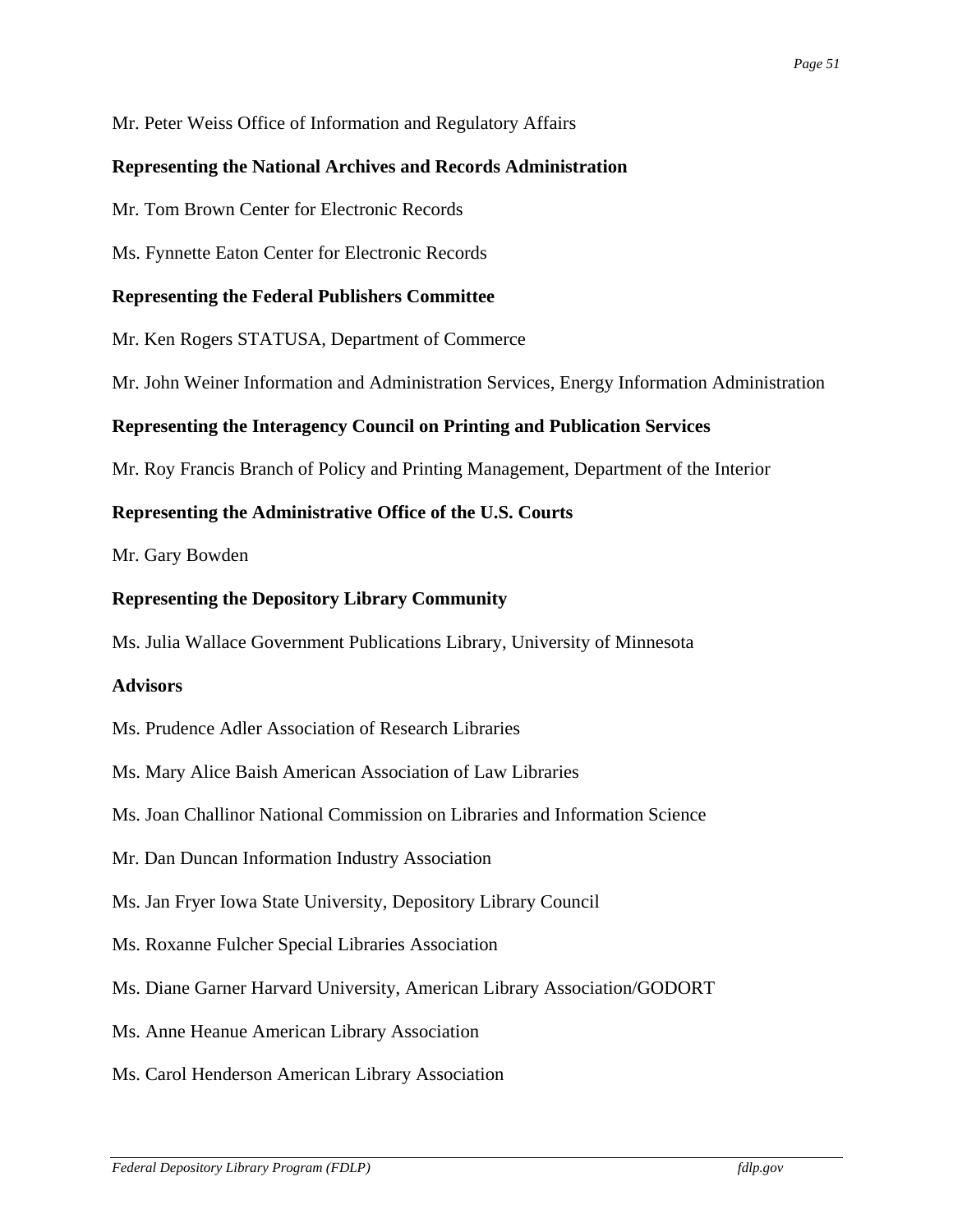Mr. Peter Weiss Office of Information and Regulatory Affairs

**Representing the National Archives and Records Administration**

Mr. Tom Brown Center for Electronic Records

Ms. Fynnette Eaton Center for Electronic Records

**Representing the Federal Publishers Committee**

Mr. Ken Rogers STATUSA, Department of Commerce

Mr. John Weiner Information and Administration Services, Energy Information Administration

**Representing the Interagency Council on Printing and Publication Services**

Mr. Roy Francis Branch of Policy and Printing Management, Department of the Interior

**Representing the Administrative Office of the U.S. Courts**

Mr. Gary Bowden

**Representing the Depository Library Community**

Ms. Julia Wallace Government Publications Library, University of Minnesota

**Advisors**

Ms. Prudence Adler Association of Research Libraries

Ms. Mary Alice Baish American Association of Law Libraries

Ms. Joan Challinor National Commission on Libraries and Information Science

Mr. Dan Duncan Information Industry Association

Ms. Jan Fryer Iowa State University, Depository Library Council

Ms. Roxanne Fulcher Special Libraries Association

Ms. Diane Garner Harvard University, American Library Association/GODORT

Ms. Anne Heanue American Library Association

Ms. Carol Henderson American Library Association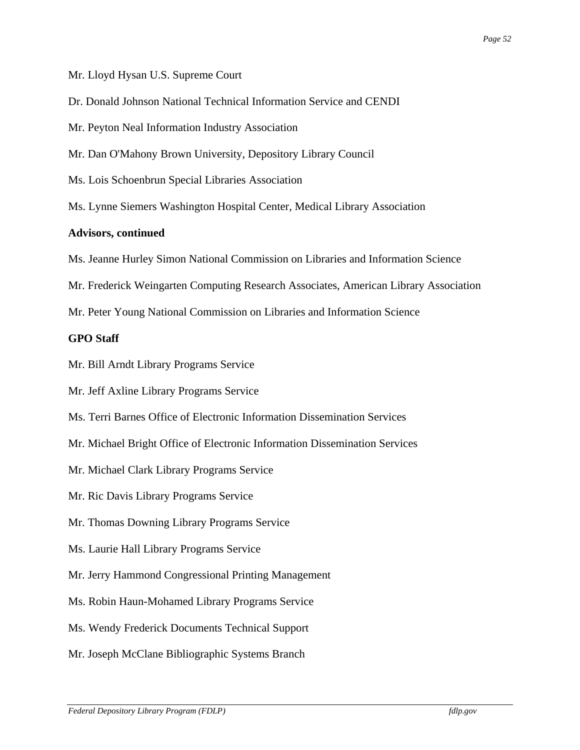Mr. Lloyd Hysan U.S. Supreme Court

Dr. Donald Johnson National Technical Information Service and CENDI

Mr. Peyton Neal Information Industry Association

Mr. Dan O'Mahony Brown University, Depository Library Council

Ms. Lois Schoenbrun Special Libraries Association

Ms. Lynne Siemers Washington Hospital Center, Medical Library Association

**Advisors, continued**

Ms. Jeanne Hurley Simon National Commission on Libraries and Information Science

Mr. Frederick Weingarten Computing Research Associates, American Library Association

Mr. Peter Young National Commission on Libraries and Information Science

**GPO Staff**

Mr. Bill Arndt Library Programs Service

Mr. Jeff Axline Library Programs Service

Ms. Terri Barnes Office of Electronic Information Dissemination Services

Mr. Michael Bright Office of Electronic Information Dissemination Services

Mr. Michael Clark Library Programs Service

Mr. Ric Davis Library Programs Service

Mr. Thomas Downing Library Programs Service

Ms. Laurie Hall Library Programs Service

Mr. Jerry Hammond Congressional Printing Management

Ms. Robin Haun-Mohamed Library Programs Service

Ms. Wendy Frederick Documents Technical Support

Mr. Joseph McClane Bibliographic Systems Branch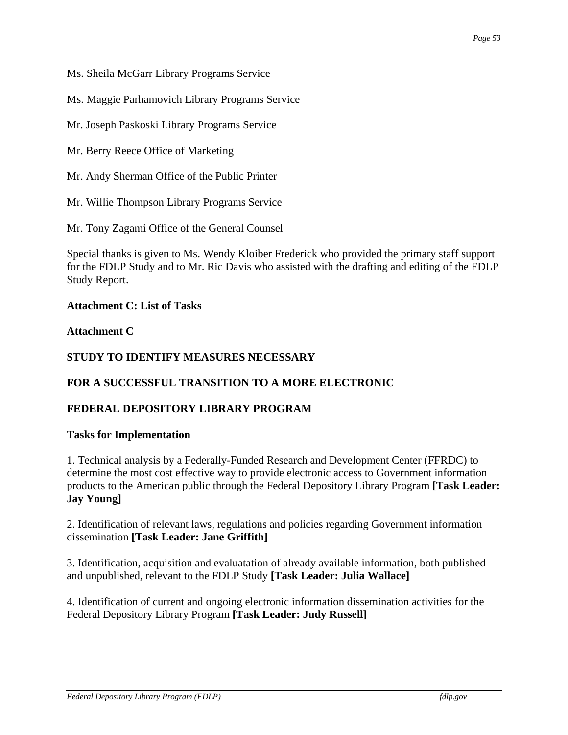Ms. Sheila McGarr Library Programs Service

Ms. Maggie Parhamovich Library Programs Service

Mr. Joseph Paskoski Library Programs Service

Mr. Berry Reece Office of Marketing

Mr. Andy Sherman Office of the Public Printer

Mr. Willie Thompson Library Programs Service

Mr. Tony Zagami Office of the General Counsel

Special thanks is given to Ms. Wendy Kloiber Frederick who provided the primary staff support for the FDLP Study and to Mr. Ric Davis who assisted with the drafting and editing of the FDLP Study Report.

**Attachment C: List of Tasks**

**Attachment C**

**STUDY TO IDENTIFY MEASURES NECESSARY**

**FOR A SUCCESSFUL TRANSITION TO A MORE ELECTRONIC**

**FEDERAL DEPOSITORY LIBRARY PROGRAM**

**Tasks for Implementation**

1. Technical analysis by a Federally-Funded Research and Development Center (FFRDC) to determine the most cost effective way to provide electronic access to Government information products to the American public through the Federal Depository Library Program **[Task Leader: Jay Young]**

2. Identification of relevant laws, regulations and policies regarding Government information dissemination **[Task Leader: Jane Griffith]**

3. Identification, acquisition and evaluatation of already available information, both published and unpublished, relevant to the FDLP Study **[Task Leader: Julia Wallace]**

4. Identification of current and ongoing electronic information dissemination activities for the Federal Depository Library Program **[Task Leader: Judy Russell]**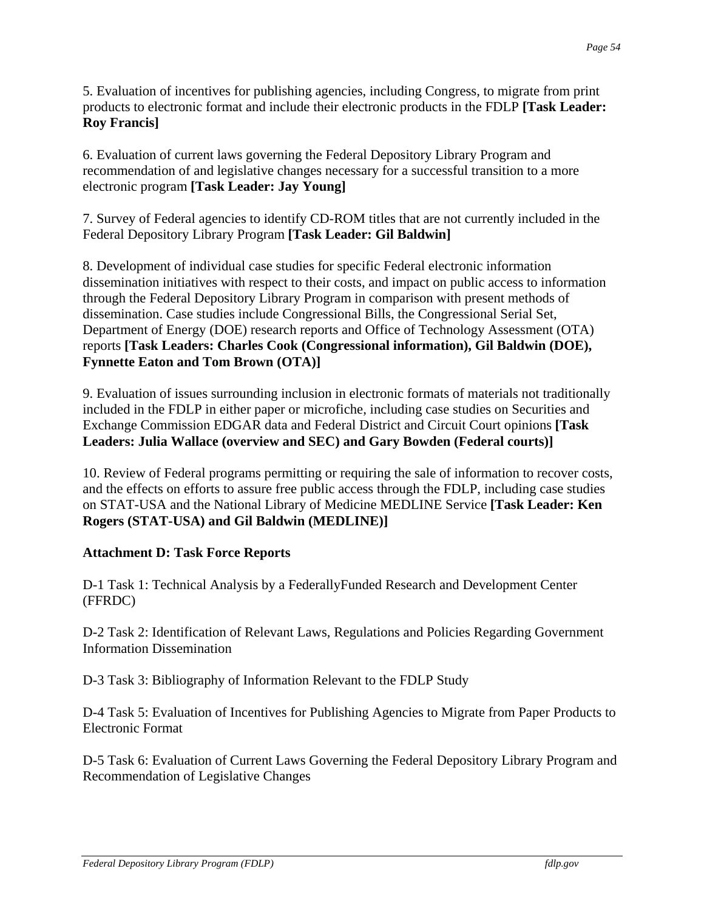5. Evaluation of incentives for publishing agencies, including Congress, to migrate from print products to electronic format and include their electronic products in the FDLP **[Task Leader: Roy Francis]**

6. Evaluation of current laws governing the Federal Depository Library Program and recommendation of and legislative changes necessary for a successful transition to a more electronic program **[Task Leader: Jay Young]**

7. Survey of Federal agencies to identify CD-ROM titles that are not currently included in the Federal Depository Library Program **[Task Leader: Gil Baldwin]**

8. Development of individual case studies for specific Federal electronic information dissemination initiatives with respect to their costs, and impact on public access to information through the Federal Depository Library Program in comparison with present methods of dissemination. Case studies include Congressional Bills, the Congressional Serial Set, Department of Energy (DOE) research reports and Office of Technology Assessment (OTA) reports **[Task Leaders: Charles Cook (Congressional information), Gil Baldwin (DOE), Fynnette Eaton and Tom Brown (OTA)]**

9. Evaluation of issues surrounding inclusion in electronic formats of materials not traditionally included in the FDLP in either paper or microfiche, including case studies on Securities and Exchange Commission EDGAR data and Federal District and Circuit Court opinions **[Task Leaders: Julia Wallace (overview and SEC) and Gary Bowden (Federal courts)]**

10. Review of Federal programs permitting or requiring the sale of information to recover costs, and the effects on efforts to assure free public access through the FDLP, including case studies on STAT-USA and the National Library of Medicine MEDLINE Service **[Task Leader: Ken Rogers (STAT-USA) and Gil Baldwin (MEDLINE)]**

**Attachment D: Task Force Reports**

D-1 Task 1: Technical Analysis by a FederallyFunded Research and Development Center (FFRDC)

D-2 Task 2: Identification of Relevant Laws, Regulations and Policies Regarding Government Information Dissemination

D-3 Task 3: Bibliography of Information Relevant to the FDLP Study

D-4 Task 5: Evaluation of Incentives for Publishing Agencies to Migrate from Paper Products to Electronic Format

D-5 Task 6: Evaluation of Current Laws Governing the Federal Depository Library Program and Recommendation of Legislative Changes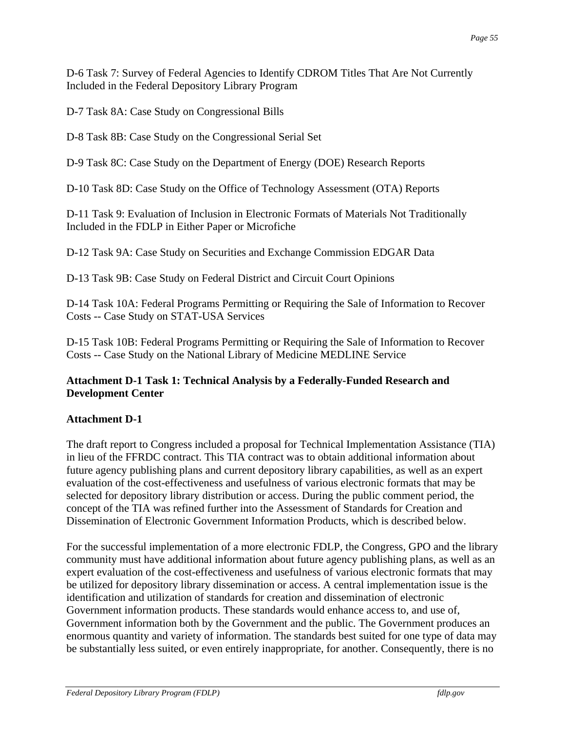D-6 Task 7: Survey of Federal Agencies to Identify CDROM Titles That Are Not Currently Included in the Federal Depository Library Program

D-7 Task 8A: Case Study on Congressional Bills

D-8 Task 8B: Case Study on the Congressional Serial Set

D-9 Task 8C: Case Study on the Department of Energy (DOE) Research Reports

D-10 Task 8D: Case Study on the Office of Technology Assessment (OTA) Reports

D-11 Task 9: Evaluation of Inclusion in Electronic Formats of Materials Not Traditionally Included in the FDLP in Either Paper or Microfiche

D-12 Task 9A: Case Study on Securities and Exchange Commission EDGAR Data

D-13 Task 9B: Case Study on Federal District and Circuit Court Opinions

D-14 Task 10A: Federal Programs Permitting or Requiring the Sale of Information to Recover Costs -- Case Study on STAT-USA Services

D-15 Task 10B: Federal Programs Permitting or Requiring the Sale of Information to Recover Costs -- Case Study on the National Library of Medicine MEDLINE Service

**Attachment D-1 Task 1: Technical Analysis by a Federally-Funded Research and Development Center**

**Attachment D-1**

The draft report to Congress included a proposal for Technical Implementation Assistance (TIA) in lieu of the FFRDC contract. This TIA contract was to obtain additional information about future agency publishing plans and current depository library capabilities, as well as an expert evaluation of the cost-effectiveness and usefulness of various electronic formats that may be selected for depository library distribution or access. During the public comment period, the concept of the TIA was refined further into the Assessment of Standards for Creation and Dissemination of Electronic Government Information Products, which is described below.

For the successful implementation of a more electronic FDLP, the Congress, GPO and the library community must have additional information about future agency publishing plans, as well as an expert evaluation of the cost-effectiveness and usefulness of various electronic formats that may be utilized for depository library dissemination or access. A central implementation issue is the identification and utilization of standards for creation and dissemination of electronic Government information products. These standards would enhance access to, and use of, Government information both by the Government and the public. The Government produces an enormous quantity and variety of information. The standards best suited for one type of data may be substantially less suited, or even entirely inappropriate, for another. Consequently, there is no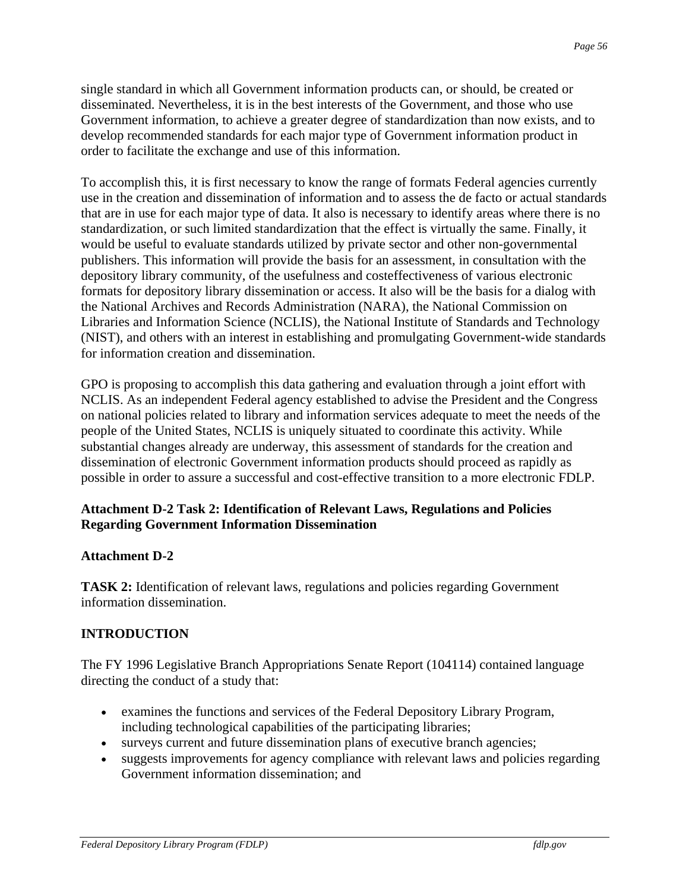single standard in which all Government information products can, or should, be created or disseminated. Nevertheless, it is in the best interests of the Government, and those who use Government information, to achieve a greater degree of standardization than now exists, and to develop recommended standards for each major type of Government information product in order to facilitate the exchange and use of this information.

To accomplish this, it is first necessary to know the range of formats Federal agencies currently use in the creation and dissemination of information and to assess the de facto or actual standards that are in use for each major type of data. It also is necessary to identify areas where there is no standardization, or such limited standardization that the effect is virtually the same. Finally, it would be useful to evaluate standards utilized by private sector and other non-governmental publishers. This information will provide the basis for an assessment, in consultation with the depository library community, of the usefulness and costeffectiveness of various electronic formats for depository library dissemination or access. It also will be the basis for a dialog with the National Archives and Records Administration (NARA), the National Commission on Libraries and Information Science (NCLIS), the National Institute of Standards and Technology (NIST), and others with an interest in establishing and promulgating Government-wide standards for information creation and dissemination.

GPO is proposing to accomplish this data gathering and evaluation through a joint effort with NCLIS. As an independent Federal agency established to advise the President and the Congress on national policies related to library and information services adequate to meet the needs of the people of the United States, NCLIS is uniquely situated to coordinate this activity. While substantial changes already are underway, this assessment of standards for the creation and dissemination of electronic Government information products should proceed as rapidly as possible in order to assure a successful and cost-effective transition to a more electronic FDLP.

### Attachment D-2 Task 2: Identification of Relevant Laws, Regulations and Policies Regarding Government Information Dissemination

**Attachment D-2**

**TASK 2:** Identification of relevant laws, regulations and policies regarding Government information dissemination.

## INTRODUCTION

The FY 1996 Legislative Branch Appropriations Senate Report (104114) contained language directing the conduct of a study that:

- examines the functions and services of the Federal Depository Library Program, including technological capabilities of the participating libraries;
- surveys current and future dissemination plans of executive branch agencies;
- suggests improvements for agency compliance with relevant laws and policies regarding Government information dissemination; and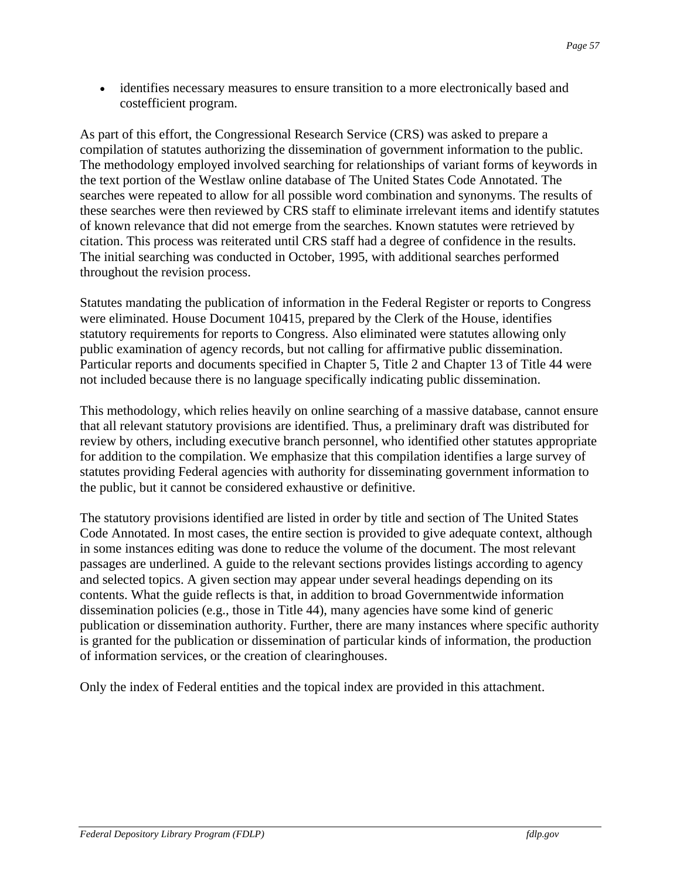- identifies necessary measures to ensure transition to a more electronically based and costefficient program.

As part of this effort, the Congressional Research Service (CRS) was asked to prepare a compilation of statutes authorizing the dissemination of government information to the public. The methodology employed involved searching for relationships of variant forms of keywords in the text portion of the Westlaw online database of The United States Code Annotated. The searches were repeated to allow for all possible word combination and synonyms. The results of these searches were then reviewed by CRS staff to eliminate irrelevant items and identify statutes of known relevance that did not emerge from the searches. Known statutes were retrieved by citation. This process was reiterated until CRS staff had a degree of confidence in the results. The initial searching was conducted in October, 1995, with additional searches performed throughout the revision process.

Statutes mandating the publication of information in the Federal Register or reports to Congress were eliminated. House Document 10415, prepared by the Clerk of the House, identifies statutory requirements for reports to Congress. Also eliminated were statutes allowing only public examination of agency records, but not calling for affirmative public dissemination. Particular reports and documents specified in Chapter 5, Title 2 and Chapter 13 of Title 44 were not included because there is no language specifically indicating public dissemination.

This methodology, which relies heavily on online searching of a massive database, cannot ensure that all relevant statutory provisions are identified. Thus, a preliminary draft was distributed for review by others, including executive branch personnel, who identified other statutes appropriate for addition to the compilation. We emphasize that this compilation identifies a large survey of statutes providing Federal agencies with authority for disseminating government information to the public, but it cannot be considered exhaustive or definitive.

The statutory provisions identified are listed in order by title and section of The United States Code Annotated. In most cases, the entire section is provided to give adequate context, although in some instances editing was done to reduce the volume of the document. The most relevant passages are underlined. A guide to the relevant sections provides listings according to agency and selected topics. A given section may appear under several headings depending on its contents. What the guide reflects is that, in addition to broad Governmentwide information dissemination policies (e.g., those in Title 44), many agencies have some kind of generic publication or dissemination authority. Further, there are many instances where specific authority is granted for the publication or dissemination of particular kinds of information, the production of information services, or the creation of clearinghouses.

Only the index of Federal entities and the topical index are provided in this attachment.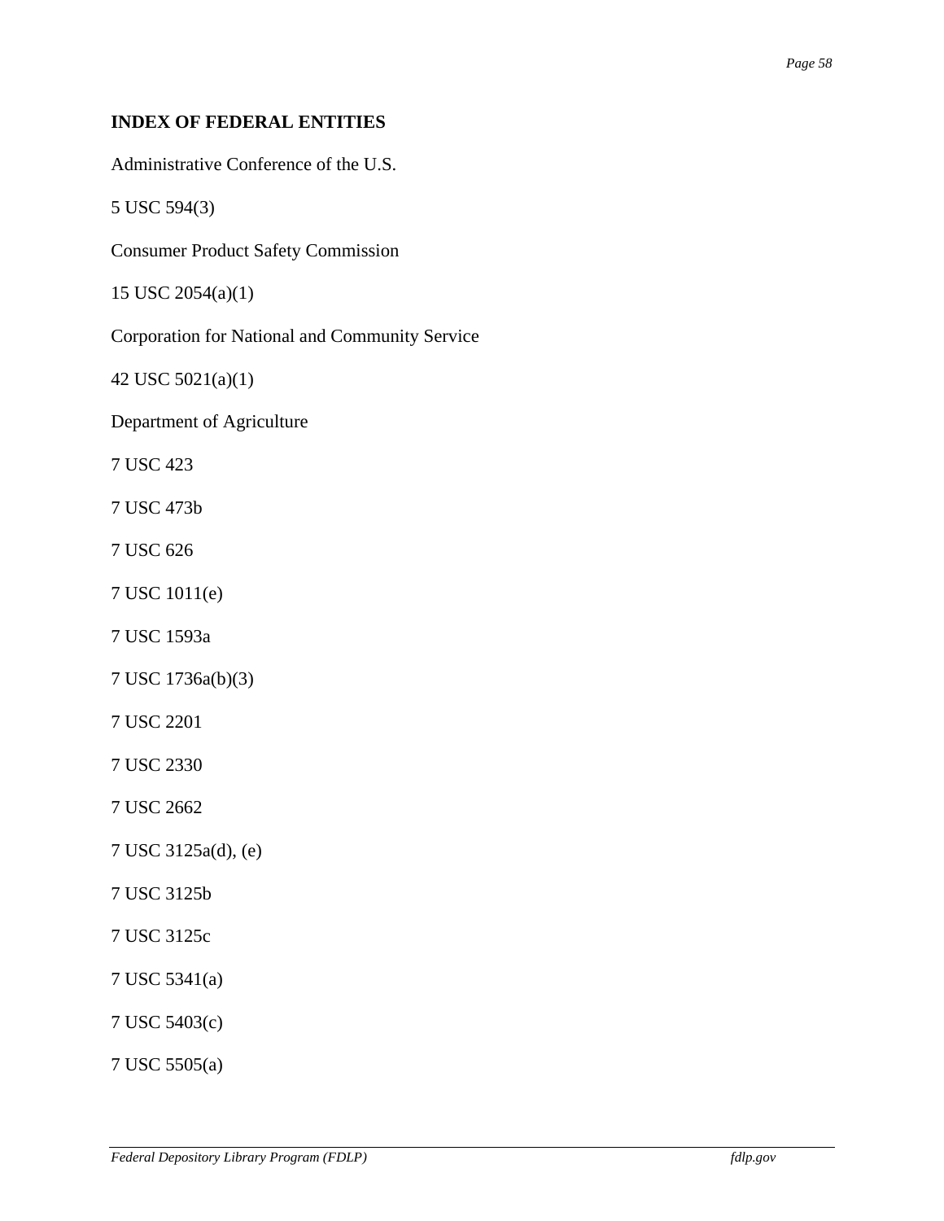## INDEX OF FEDERAL ENTITIES

Administrative Conference of the U.S.

5 USC 594(3)

Consumer Product Safety Commission

15 USC 2054(a)(1)

Corporation for National and Community Service

42 USC 5021(a)(1)

Department of Agriculture

7 USC 423

7 USC 473b

7 USC 626

7 USC 1011(e)

7 USC 1593a

7 USC 1736a(b)(3)

7 USC 2201

7 USC 2330

7 USC 2662

7 USC 3125a(d), (e)

7 USC 3125b

7 USC 3125c

7 USC 5341(a)

7 USC 5403(c)

7 USC 5505(a)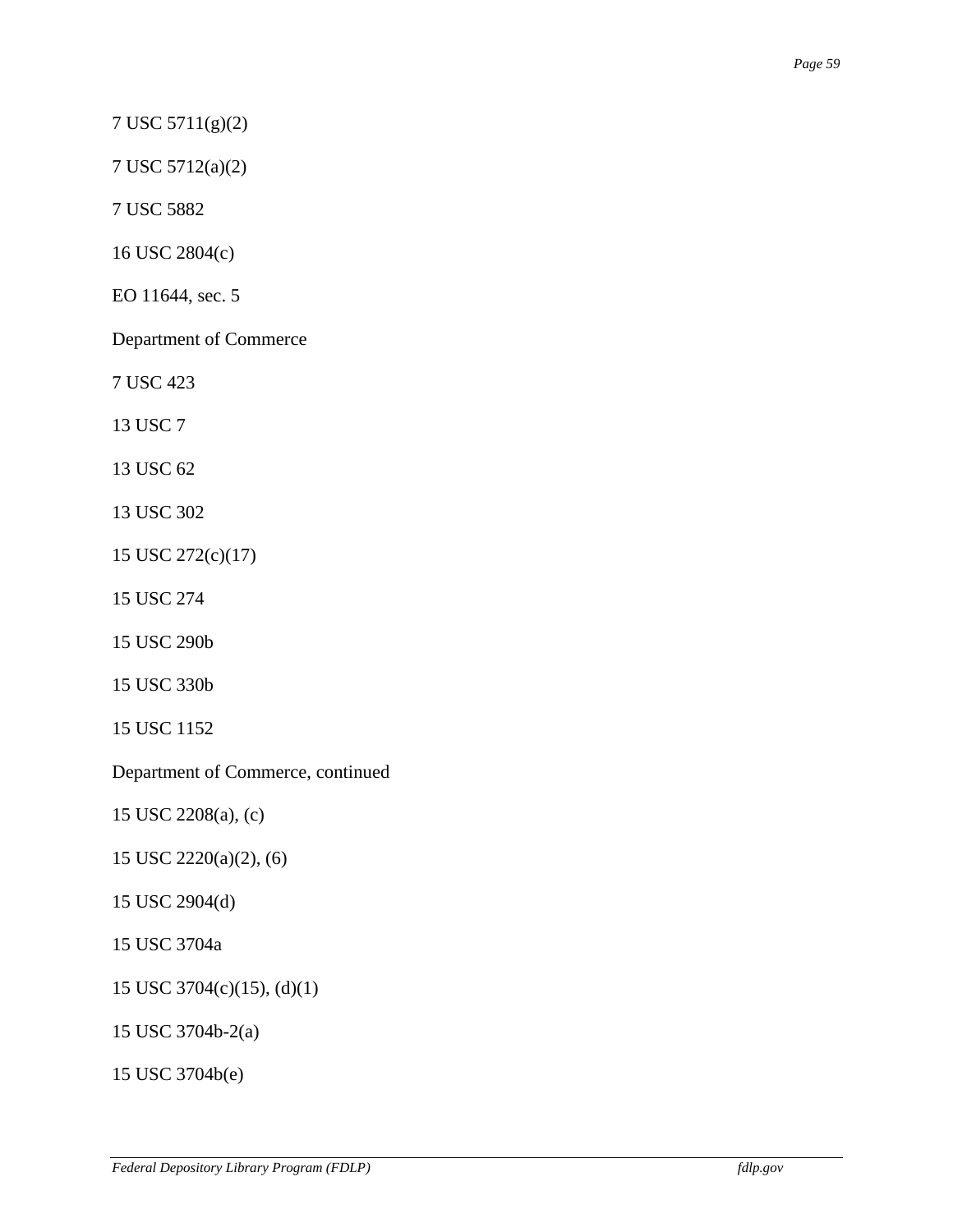7 USC 5711(g)(2)

7 USC 5712(a)(2)

7 USC 5882

16 USC 2804(c)

EO 11644, sec. 5

Department of Commerce

7 USC 423

13 USC 7

13 USC 62

13 USC 302

15 USC 272(c)(17)

15 USC 274

15 USC 290b

15 USC 330b

15 USC 1152

Department of Commerce, continued

15 USC 2208(a), (c)

15 USC 2220(a)(2), (6)

15 USC 2904(d)

15 USC 3704a

15 USC 3704(c)(15), (d)(1)

15 USC 3704b-2(a)

15 USC 3704b(e)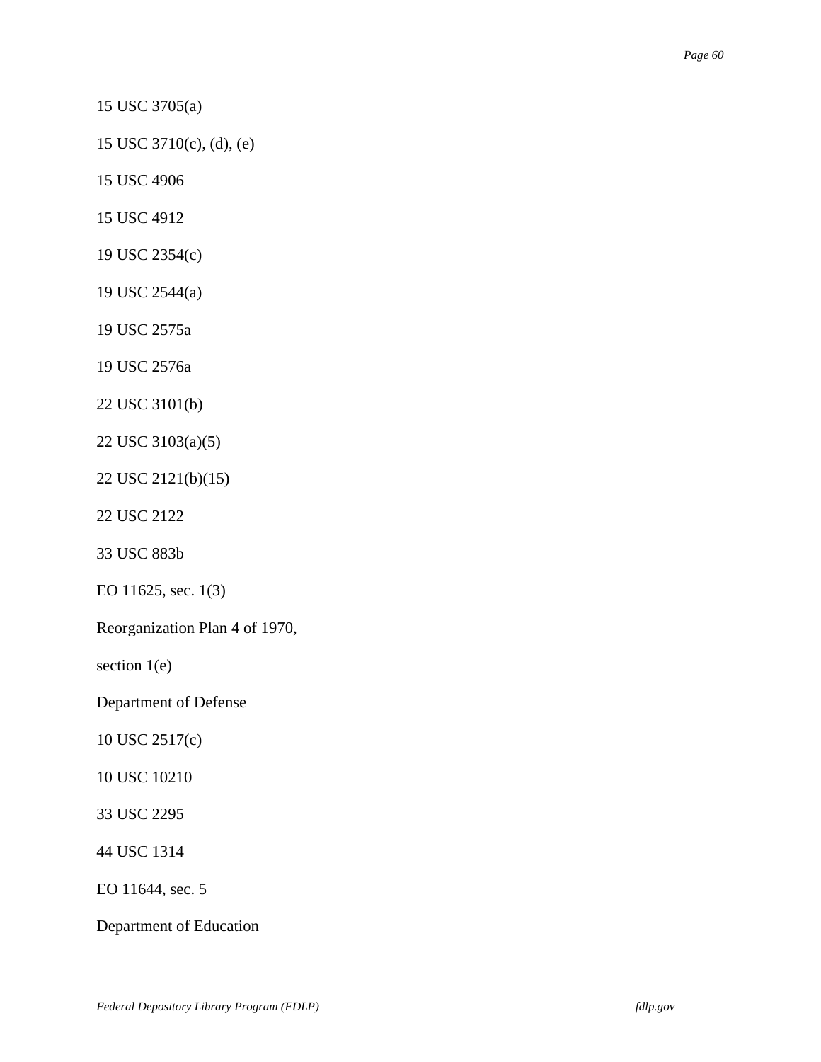15 USC 3705(a)

15 USC 3710(c), (d), (e)

15 USC 4906

15 USC 4912

19 USC 2354(c)

19 USC 2544(a)

19 USC 2575a

19 USC 2576a

22 USC 3101(b)

22 USC 3103(a)(5)

22 USC 2121(b)(15)

22 USC 2122

33 USC 883b

EO 11625, sec. 1(3)

Reorganization Plan 4 of 1970,

section 1(e)

Department of Defense

10 USC 2517(c)

10 USC 10210

33 USC 2295

44 USC 1314

EO 11644, sec. 5

Department of Education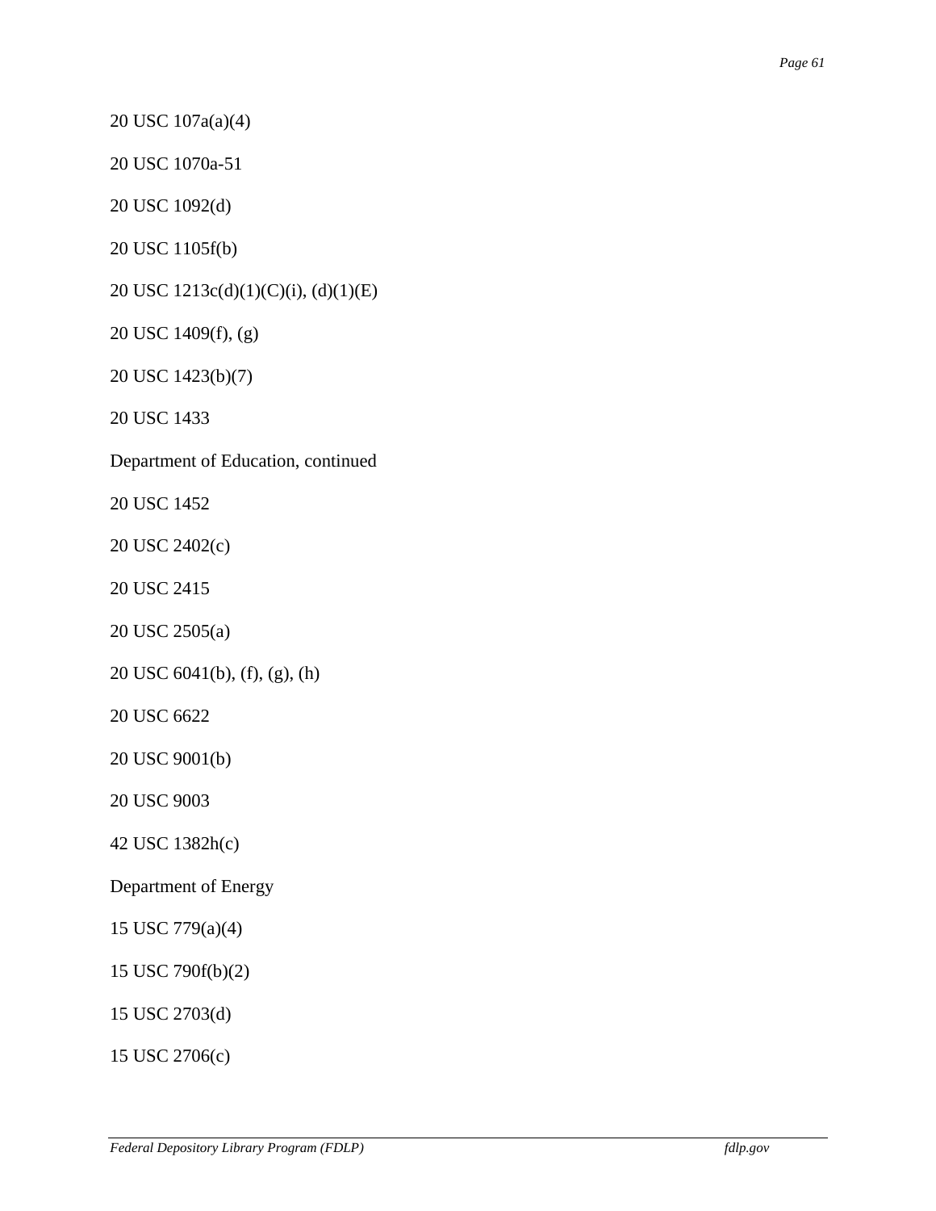20 USC 107a(a)(4)

20 USC 1070a-51

20 USC 1092(d)

20 USC 1105f(b)

20 USC 1213c(d)(1)(C)(i), (d)(1)(E)

20 USC 1409(f), (g)

20 USC 1423(b)(7)

20 USC 1433

Department of Education, continued

20 USC 1452

20 USC 2402(c)

20 USC 2415

20 USC 2505(a)

20 USC 6041(b), (f), (g), (h)

20 USC 6622

20 USC 9001(b)

20 USC 9003

42 USC 1382h(c)

Department of Energy

15 USC 779(a)(4)

15 USC 790f(b)(2)

15 USC 2703(d)

15 USC 2706(c)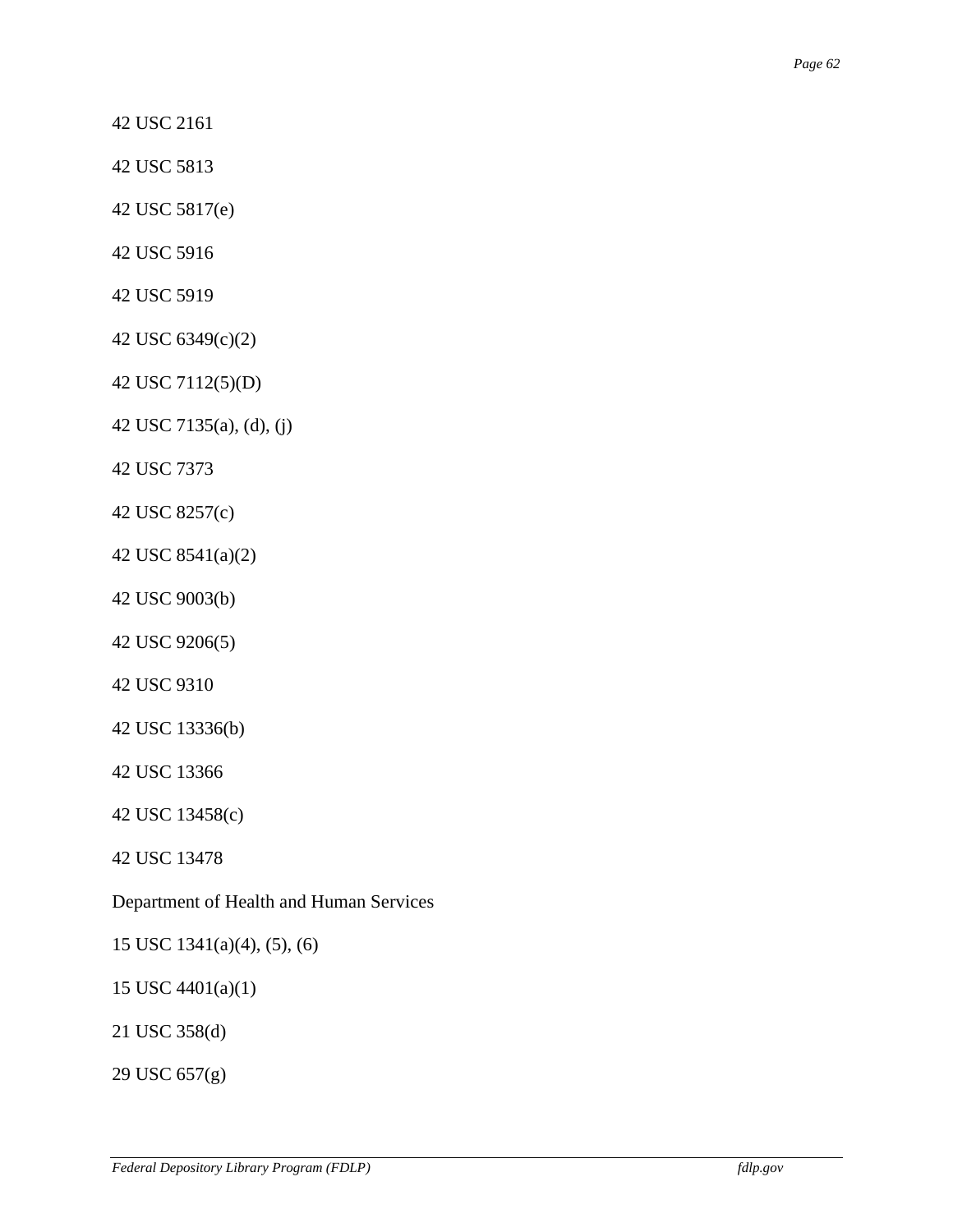42 USC 2161

42 USC 5813

42 USC 5817(e)

42 USC 5916

42 USC 5919

42 USC 6349(c)(2)

42 USC 7112(5)(D)

42 USC 7135(a), (d), (j)

42 USC 7373

42 USC 8257(c)

42 USC 8541(a)(2)

42 USC 9003(b)

42 USC 9206(5)

42 USC 9310

42 USC 13336(b)

42 USC 13366

42 USC 13458(c)

42 USC 13478

Department of Health and Human Services

15 USC 1341(a)(4), (5), (6)

15 USC 4401(a)(1)

21 USC 358(d)

29 USC 657(g)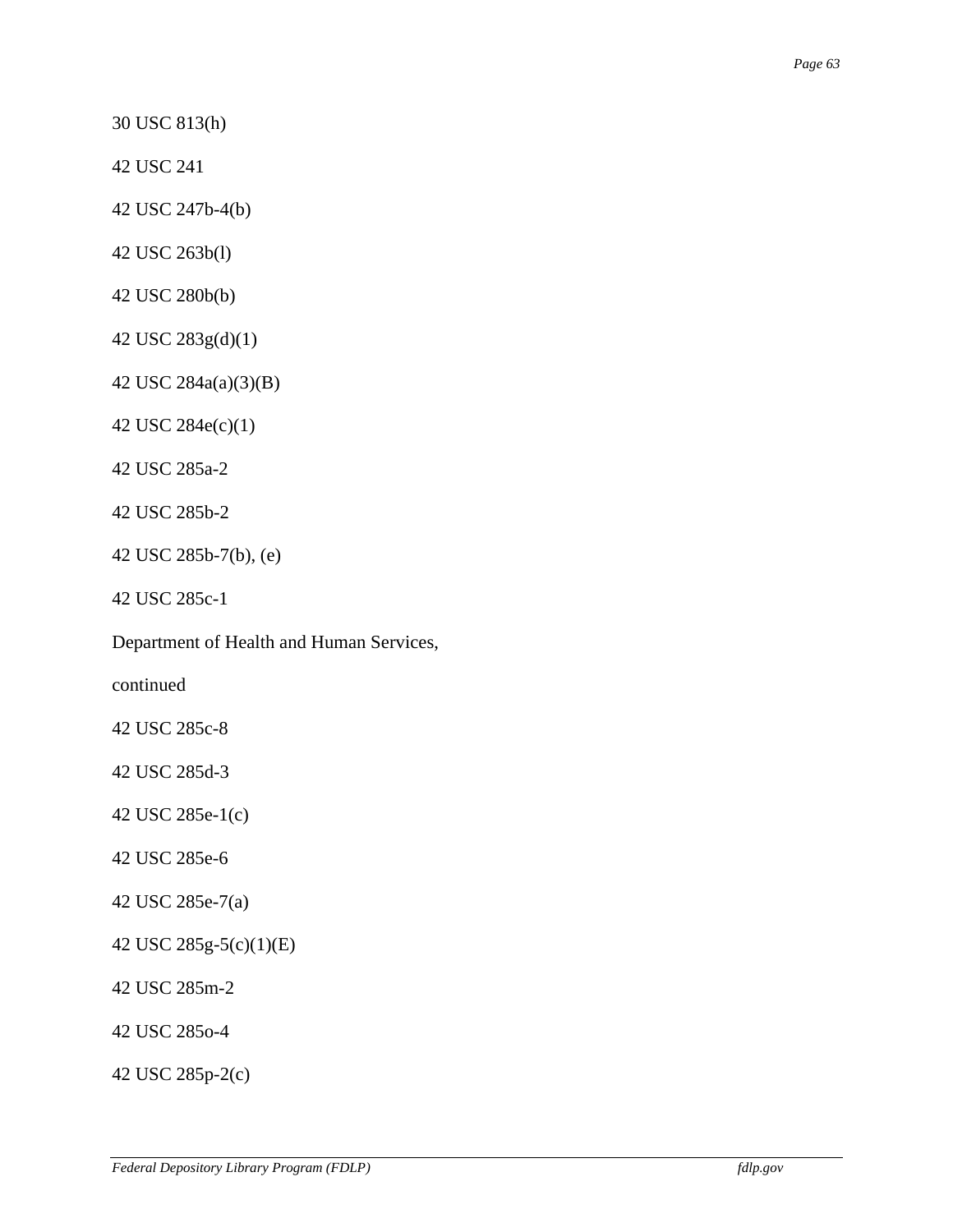30 USC 813(h)

42 USC 241

42 USC 247b-4(b)

42 USC 263b(l)

42 USC 280b(b)

42 USC 283g(d)(1)

42 USC 284a(a)(3)(B)

42 USC 284e(c)(1)

42 USC 285a-2

42 USC 285b-2

42 USC 285b-7(b), (e)

42 USC 285c-1

Department of Health and Human Services,

continued

42 USC 285c-8

42 USC 285d-3

42 USC 285e-1(c)

42 USC 285e-6

42 USC 285e-7(a)

42 USC 285g-5(c)(1)(E)

42 USC 285m-2

42 USC 285o-4

42 USC 285p-2(c)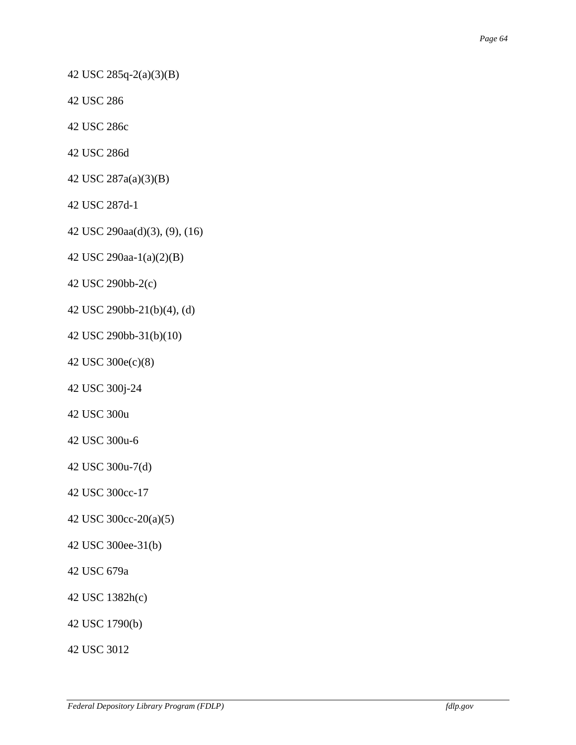42 USC 285q-2(a)(3)(B)

42 USC 286

42 USC 286c

42 USC 286d

42 USC 287a(a)(3)(B)

42 USC 287d-1

42 USC 290aa(d)(3), (9), (16)

42 USC 290aa-1(a)(2)(B)

42 USC 290bb-2(c)

42 USC 290bb-21(b)(4), (d)

42 USC 290bb-31(b)(10)

42 USC 300e(c)(8)

42 USC 300j-24

42 USC 300u

42 USC 300u-6

42 USC 300u-7(d)

42 USC 300cc-17

42 USC 300cc-20(a)(5)

42 USC 300ee-31(b)

42 USC 679a

42 USC 1382h(c)

42 USC 1790(b)

42 USC 3012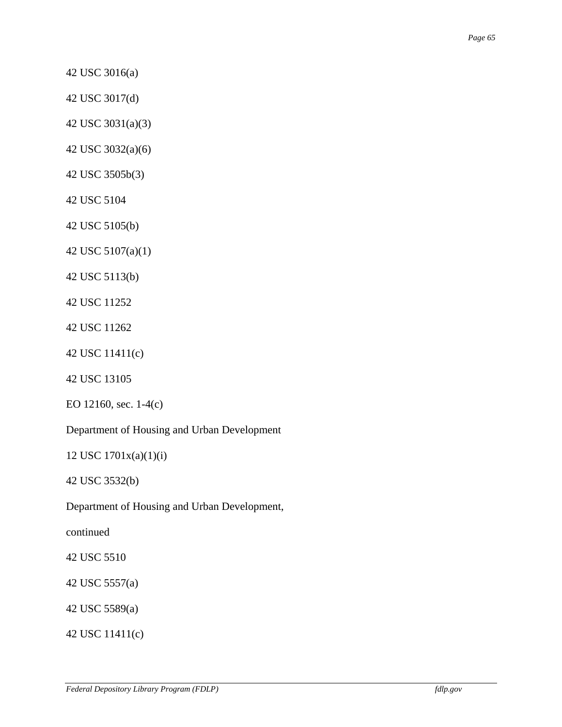42 USC 3016(a)

42 USC 3017(d)

42 USC 3031(a)(3)

42 USC 3032(a)(6)

42 USC 3505b(3)

42 USC 5104

42 USC 5105(b)

42 USC 5107(a)(1)

42 USC 5113(b)

42 USC 11252

42 USC 11262

42 USC 11411(c)

42 USC 13105

EO 12160, sec. 1-4(c)

Department of Housing and Urban Development

12 USC 1701x(a)(1)(i)

42 USC 3532(b)

Department of Housing and Urban Development,

continued

42 USC 5510

42 USC 5557(a)

42 USC 5589(a)

42 USC 11411(c)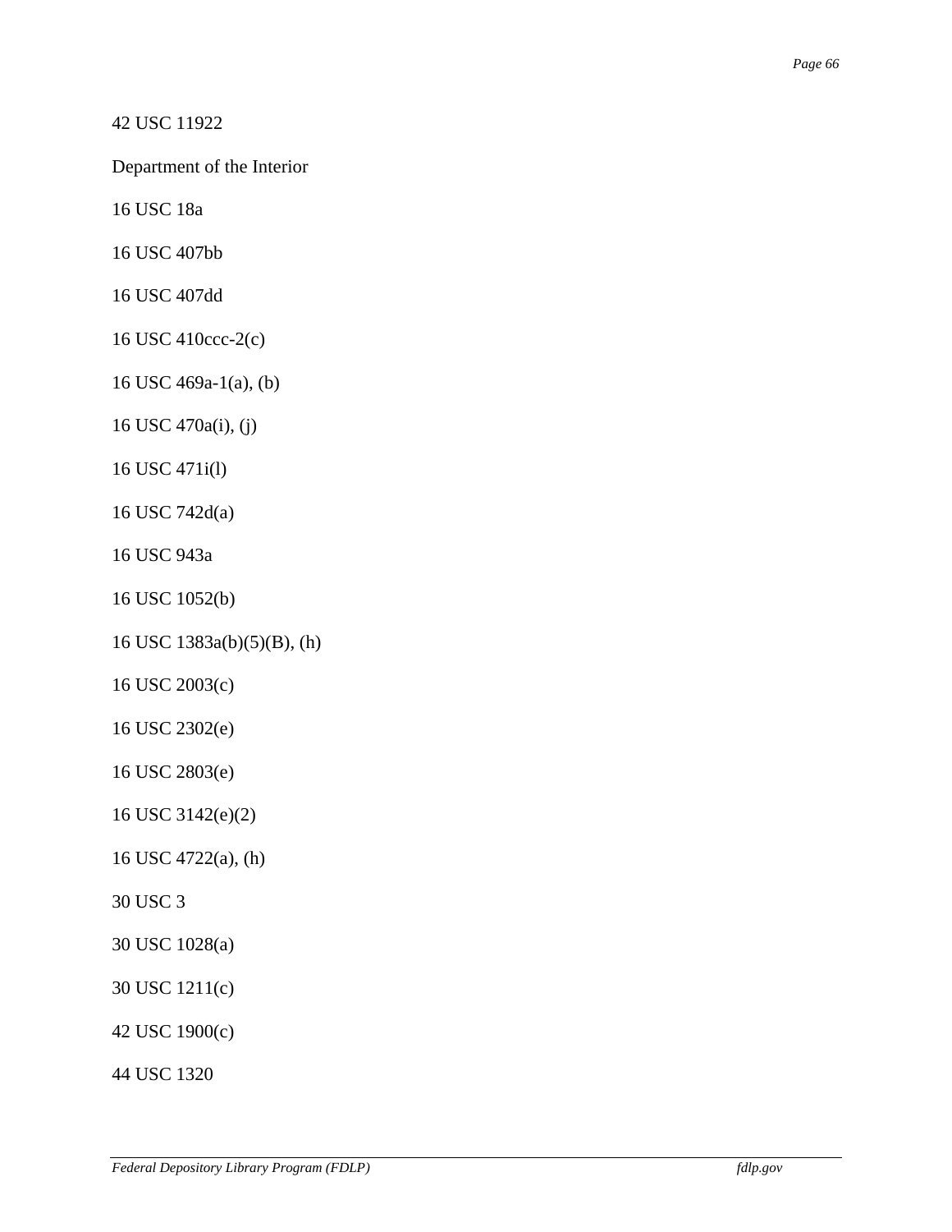42 USC 11922

Department of the Interior

16 USC 18a

16 USC 407bb

16 USC 407dd

16 USC 410ccc-2(c)

16 USC 469a-1(a), (b)

16 USC 470a(i), (j)

16 USC 471i(l)

16 USC 742d(a)

16 USC 943a

16 USC 1052(b)

16 USC 1383a(b)(5)(B), (h)

16 USC 2003(c)

16 USC 2302(e)

16 USC 2803(e)

16 USC 3142(e)(2)

16 USC 4722(a), (h)

30 USC 3

30 USC 1028(a)

30 USC 1211(c)

42 USC 1900(c)

44 USC 1320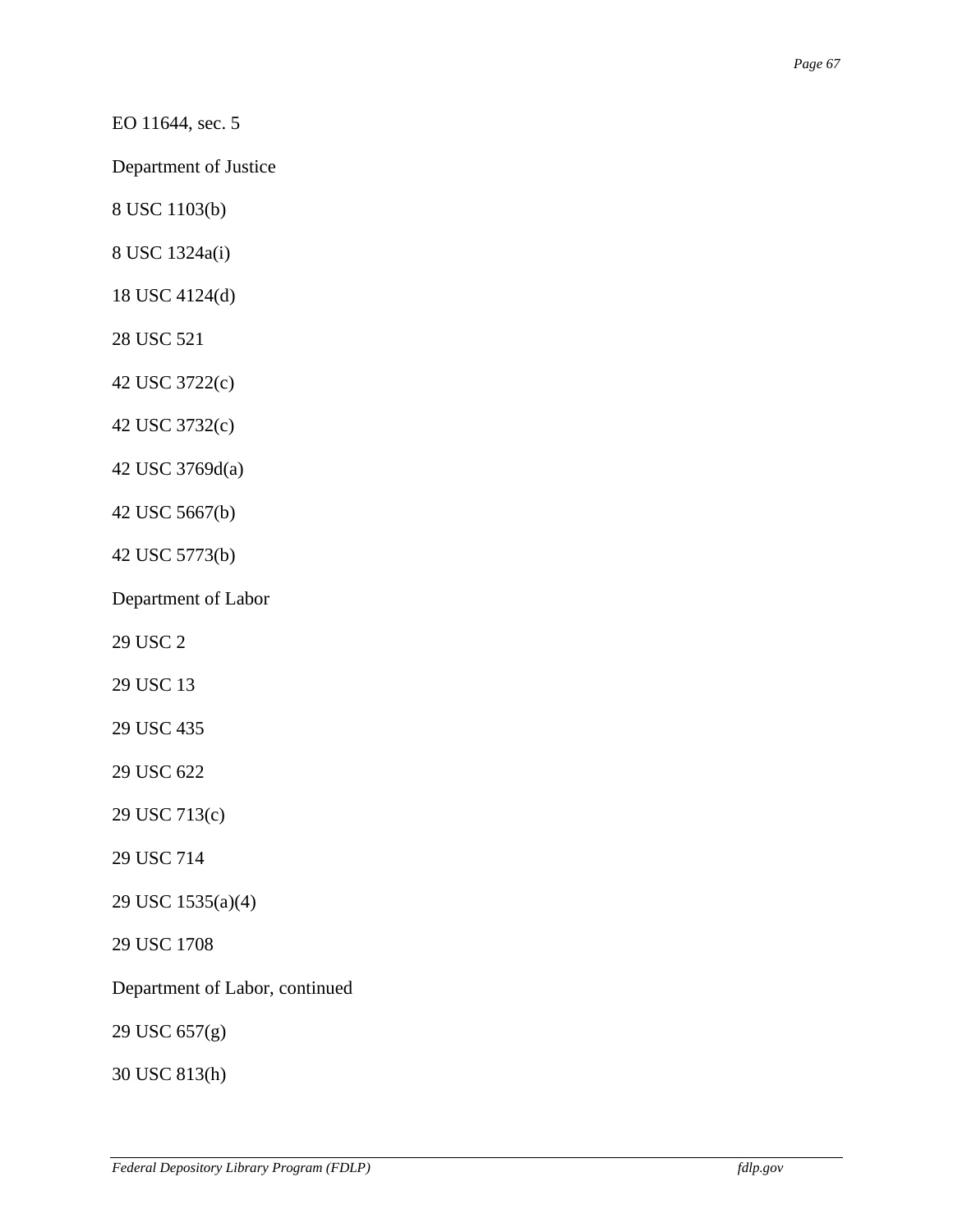EO 11644, sec. 5

Department of Justice

8 USC 1103(b)

8 USC 1324a(i)

18 USC 4124(d)

28 USC 521

42 USC 3722(c)

42 USC 3732(c)

42 USC 3769d(a)

42 USC 5667(b)

42 USC 5773(b)

Department of Labor

29 USC 2

29 USC 13

29 USC 435

29 USC 622

29 USC 713(c)

29 USC 714

29 USC 1535(a)(4)

29 USC 1708

Department of Labor, continued

29 USC 657(g)

30 USC 813(h)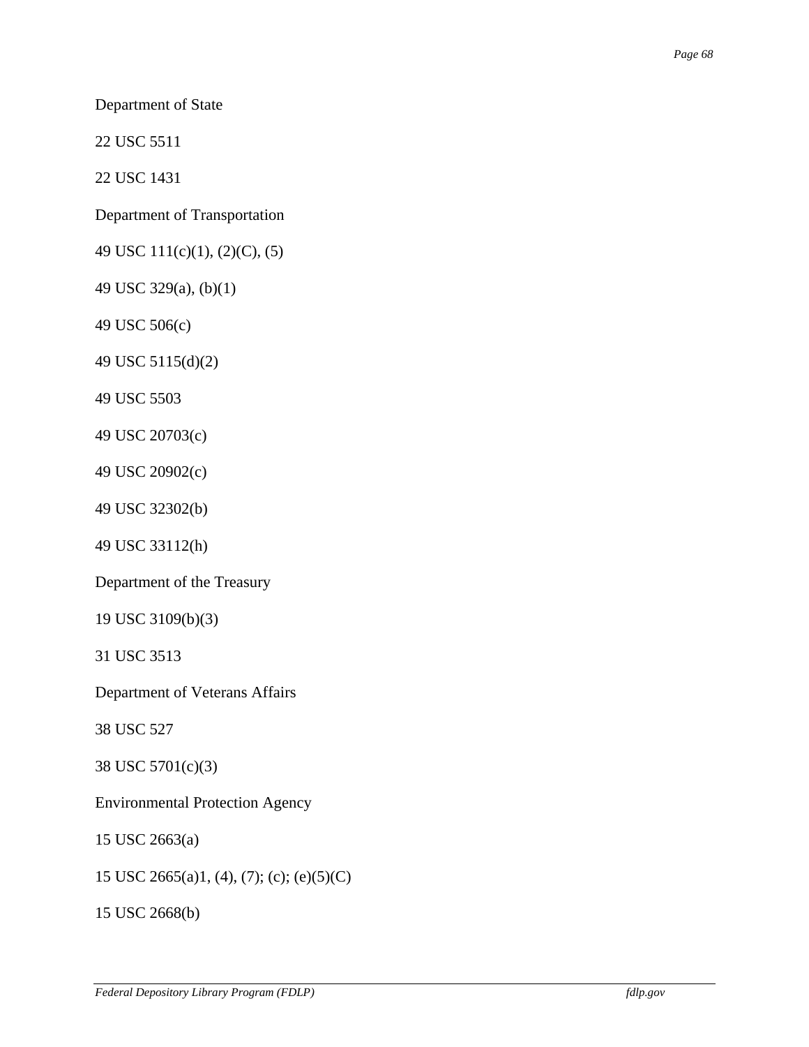Department of State

22 USC 5511

22 USC 1431

Department of Transportation

49 USC 111(c)(1), (2)(C), (5)

49 USC 329(a), (b)(1)

49 USC 506(c)

49 USC 5115(d)(2)

49 USC 5503

49 USC 20703(c)

49 USC 20902(c)

49 USC 32302(b)

49 USC 33112(h)

Department of the Treasury

19 USC 3109(b)(3)

31 USC 3513

Department of Veterans Affairs

38 USC 527

38 USC 5701(c)(3)

Environmental Protection Agency

15 USC 2663(a)

15 USC 2665(a)1, (4), (7); (c); (e)(5)(C)

15 USC 2668(b)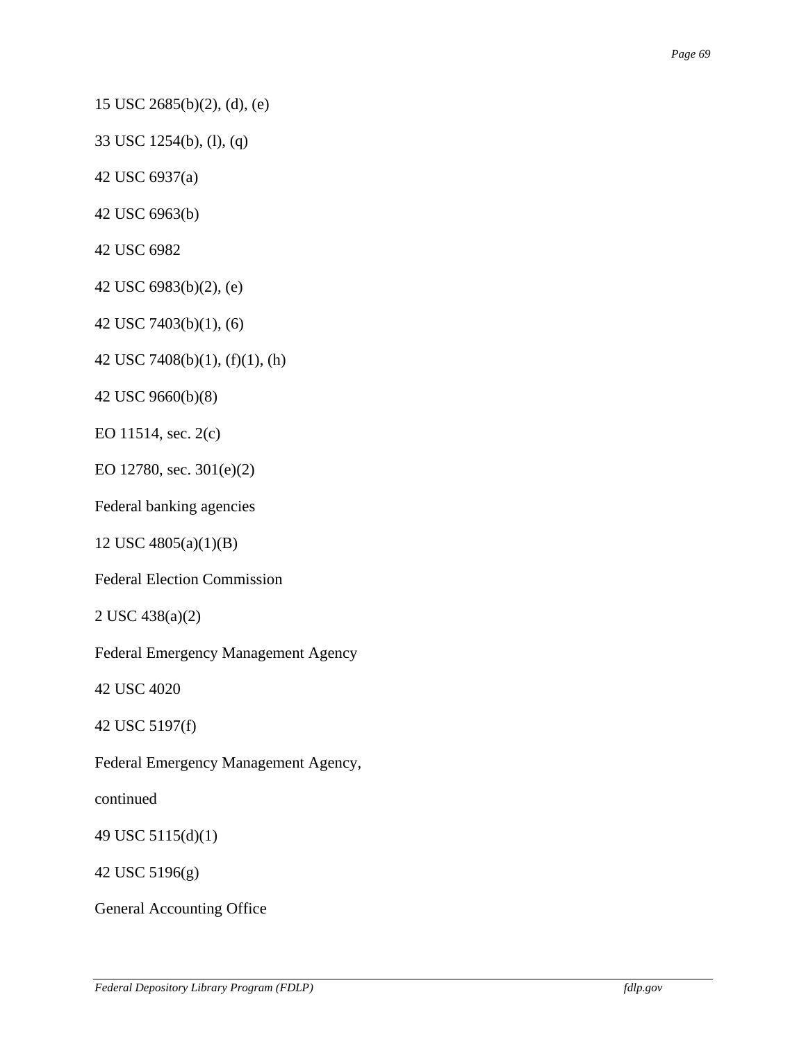15 USC 2685(b)(2), (d), (e)

33 USC 1254(b), (l), (q)

42 USC 6937(a)

42 USC 6963(b)

42 USC 6982

42 USC 6983(b)(2), (e)

42 USC 7403(b)(1), (6)

42 USC 7408(b)(1), (f)(1), (h)

42 USC 9660(b)(8)

EO 11514, sec. 2(c)

EO 12780, sec. 301(e)(2)

Federal banking agencies

12 USC 4805(a)(1)(B)

Federal Election Commission

2 USC 438(a)(2)

Federal Emergency Management Agency

42 USC 4020

42 USC 5197(f)

Federal Emergency Management Agency,

continued

49 USC 5115(d)(1)

42 USC 5196(g)

General Accounting Office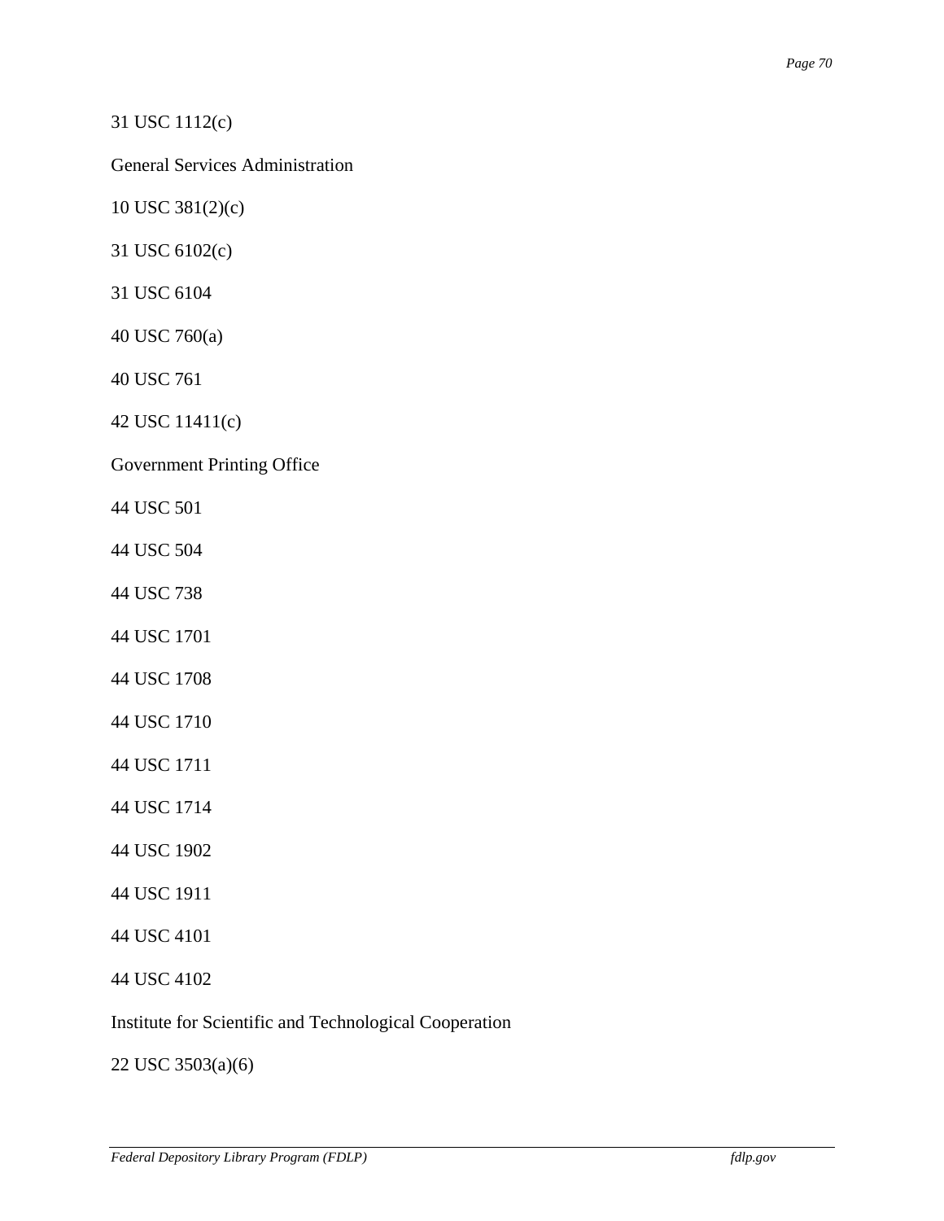31 USC 1112(c)

General Services Administration

10 USC 381(2)(c)

31 USC 6102(c)

31 USC 6104

40 USC 760(a)

40 USC 761

42 USC 11411(c)

Government Printing Office

44 USC 501

44 USC 504

44 USC 738

44 USC 1701

44 USC 1708

44 USC 1710

44 USC 1711

44 USC 1714

44 USC 1902

44 USC 1911

44 USC 4101

44 USC 4102

Institute for Scientific and Technological Cooperation

22 USC 3503(a)(6)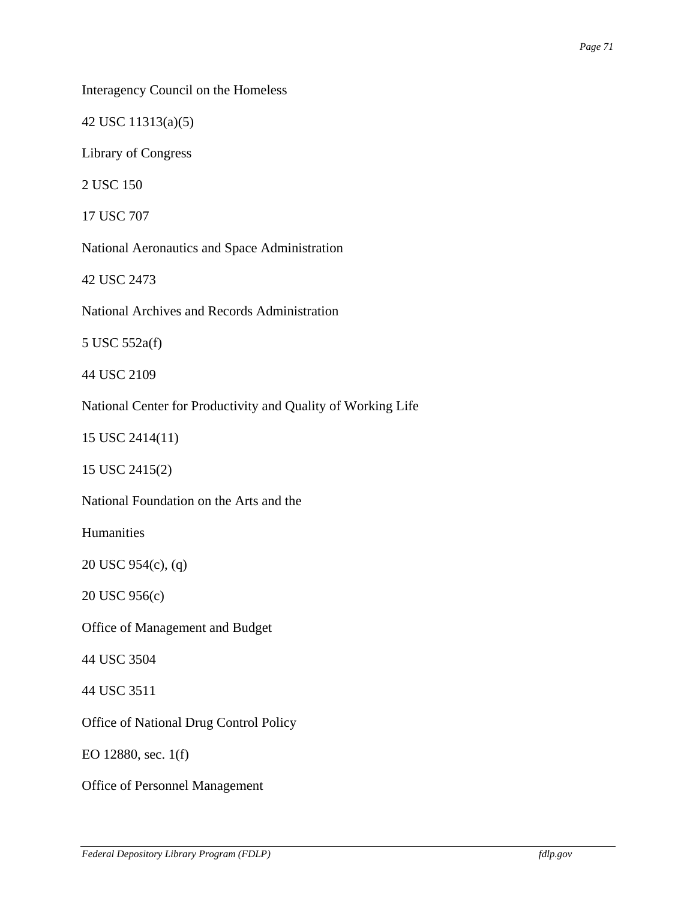Interagency Council on the Homeless

42 USC 11313(a)(5)

Library of Congress

2 USC 150

17 USC 707

National Aeronautics and Space Administration

42 USC 2473

National Archives and Records Administration

5 USC 552a(f)

44 USC 2109

National Center for Productivity and Quality of Working Life

15 USC 2414(11)

15 USC 2415(2)

National Foundation on the Arts and the

Humanities

20 USC 954(c), (q)

20 USC 956(c)

Office of Management and Budget

44 USC 3504

44 USC 3511

Office of National Drug Control Policy

EO 12880, sec. 1(f)

Office of Personnel Management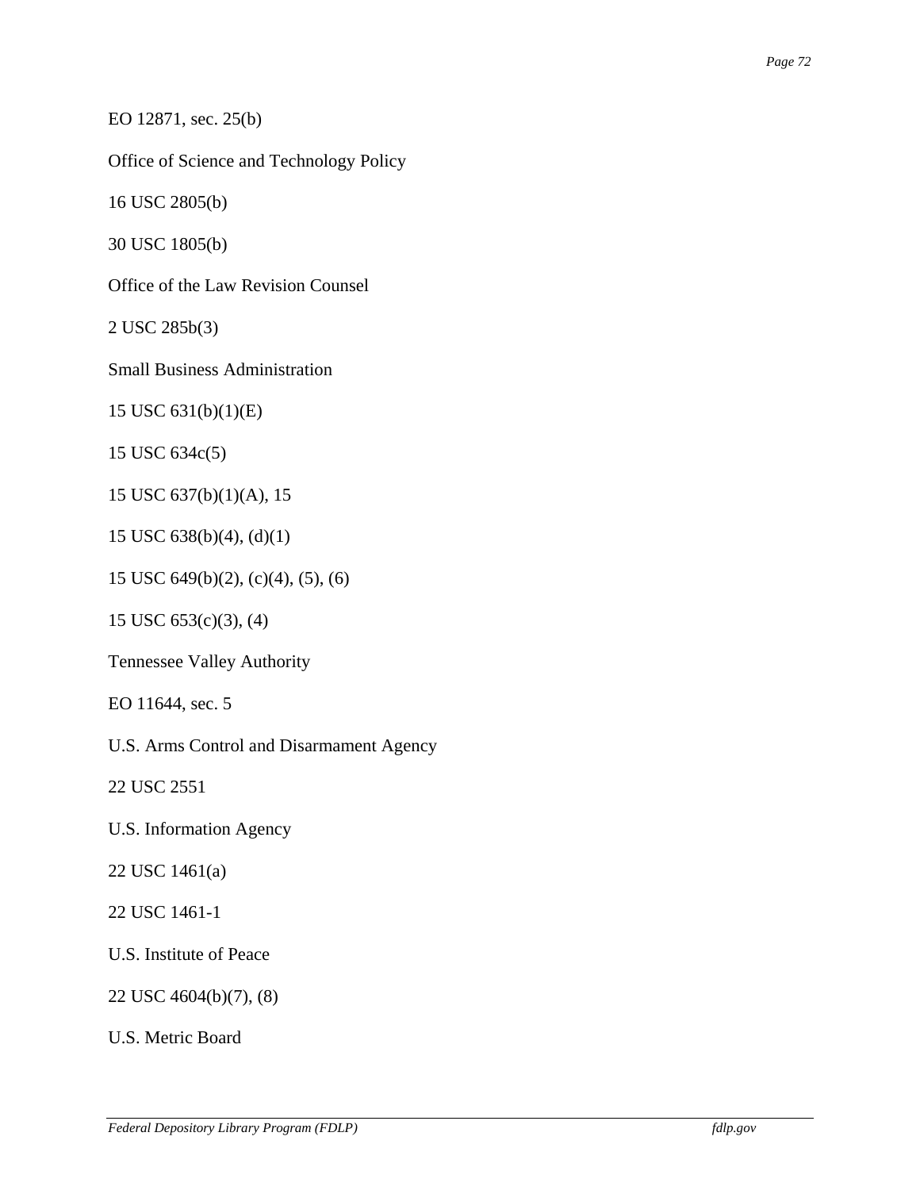EO 12871, sec. 25(b)

Office of Science and Technology Policy

16 USC 2805(b)

30 USC 1805(b)

Office of the Law Revision Counsel

2 USC 285b(3)

Small Business Administration

15 USC 631(b)(1)(E)

15 USC 634c(5)

15 USC 637(b)(1)(A), 15

15 USC 638(b)(4), (d)(1)

15 USC 649(b)(2), (c)(4), (5), (6)

15 USC 653(c)(3), (4)

Tennessee Valley Authority

EO 11644, sec. 5

U.S. Arms Control and Disarmament Agency

22 USC 2551

U.S. Information Agency

22 USC 1461(a)

22 USC 1461-1

U.S. Institute of Peace

22 USC 4604(b)(7), (8)

U.S. Metric Board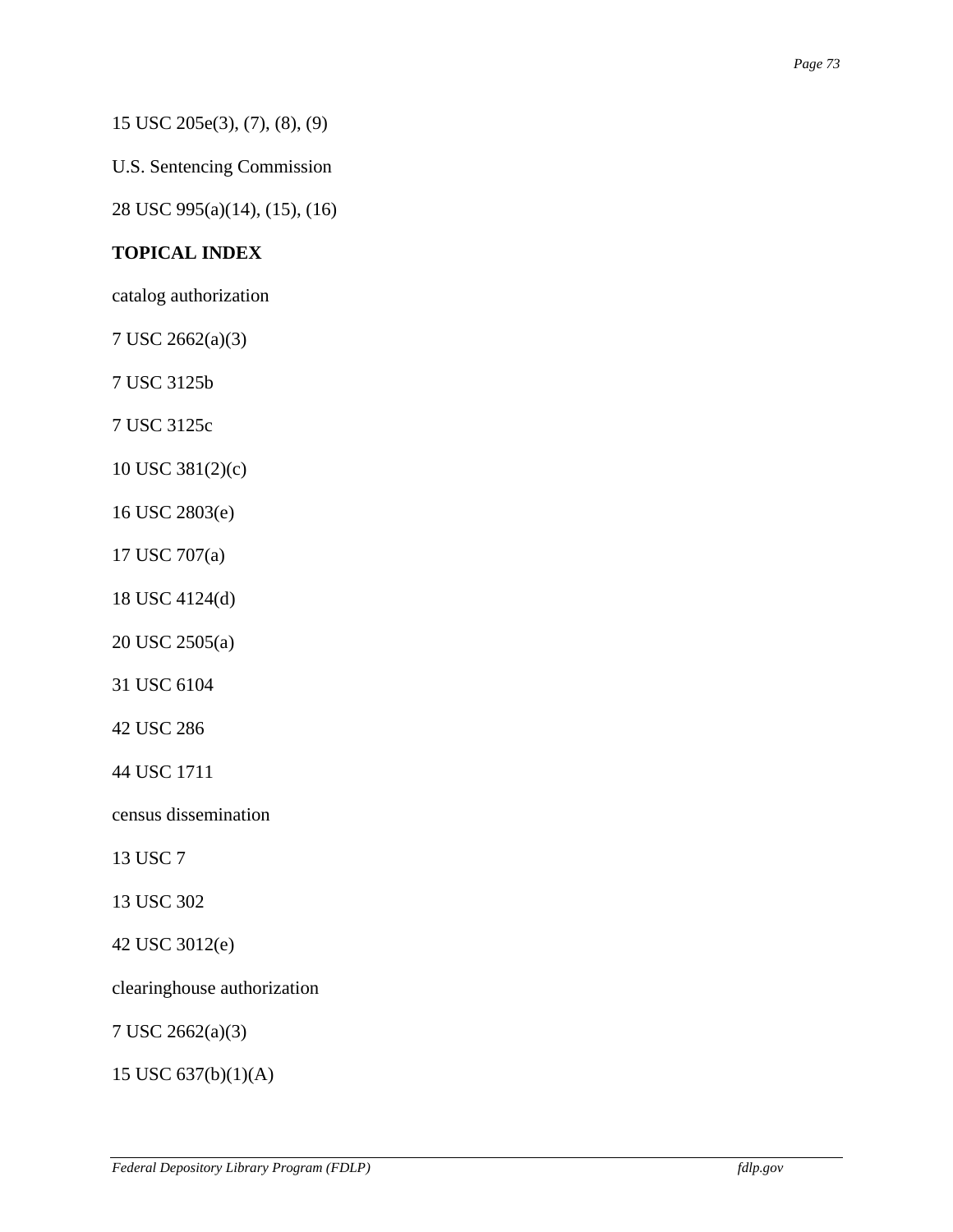15 USC 205e(3), (7), (8), (9)

U.S. Sentencing Commission

28 USC 995(a)(14), (15), (16)

**TOPICAL INDEX**

catalog authorization

7 USC 2662(a)(3)

7 USC 3125b

7 USC 3125c

10 USC 381(2)(c)

16 USC 2803(e)

17 USC 707(a)

18 USC 4124(d)

20 USC 2505(a)

31 USC 6104

42 USC 286

44 USC 1711

census dissemination

13 USC 7

13 USC 302

42 USC 3012(e)

clearinghouse authorization

7 USC 2662(a)(3)

15 USC 637(b)(1)(A)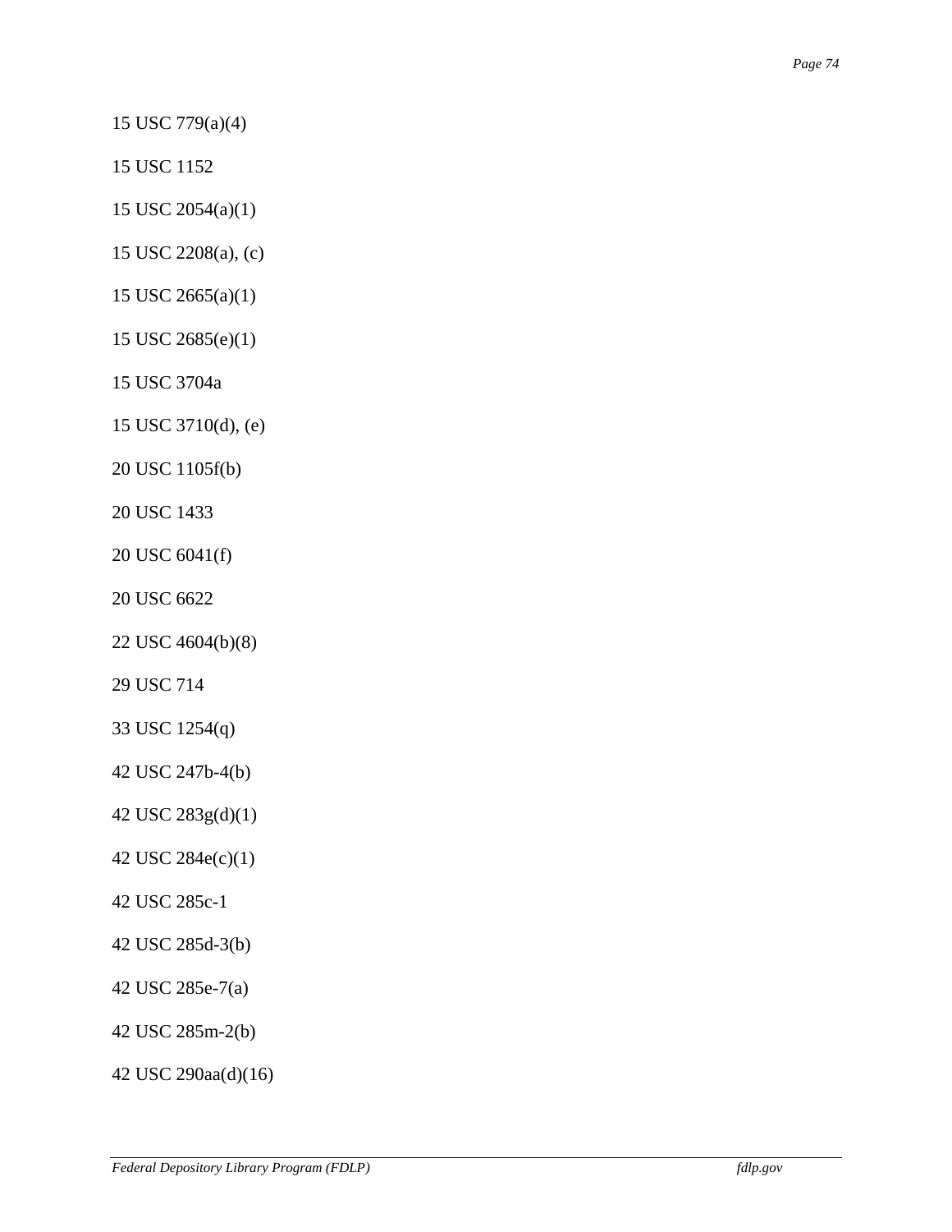15 USC 779(a)(4)

15 USC 1152

15 USC 2054(a)(1)

15 USC 2208(a), (c)

15 USC 2665(a)(1)

15 USC 2685(e)(1)

15 USC 3704a

15 USC 3710(d), (e)

20 USC 1105f(b)

20 USC 1433

20 USC 6041(f)

20 USC 6622

22 USC 4604(b)(8)

29 USC 714

33 USC 1254(q)

42 USC 247b-4(b)

42 USC 283g(d)(1)

42 USC 284e(c)(1)

42 USC 285c-1

42 USC 285d-3(b)

42 USC 285e-7(a)

42 USC 285m-2(b)

42 USC 290aa(d)(16)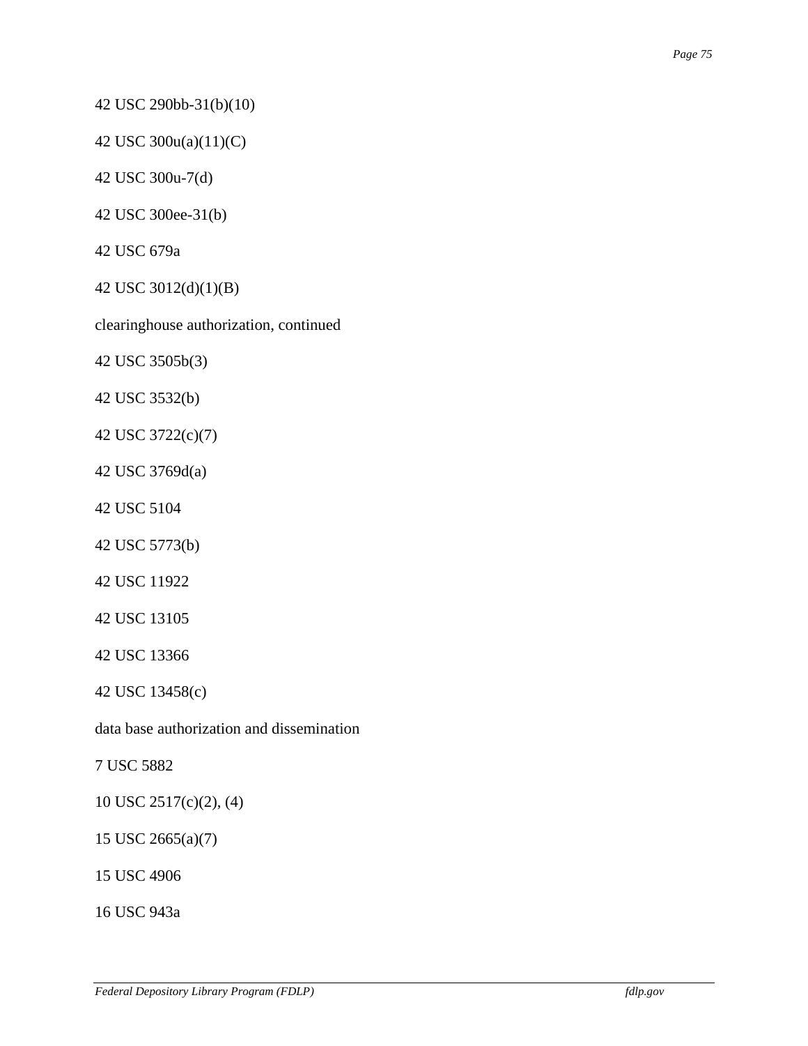42 USC 290bb-31(b)(10)

42 USC 300u(a)(11)(C)

42 USC 300u-7(d)

42 USC 300ee-31(b)

42 USC 679a

42 USC 3012(d)(1)(B)

clearinghouse authorization, continued

42 USC 3505b(3)

42 USC 3532(b)

42 USC 3722(c)(7)

42 USC 3769d(a)

42 USC 5104

42 USC 5773(b)

42 USC 11922

42 USC 13105

42 USC 13366

42 USC 13458(c)

data base authorization and dissemination

7 USC 5882

10 USC 2517(c)(2), (4)

15 USC 2665(a)(7)

15 USC 4906

16 USC 943a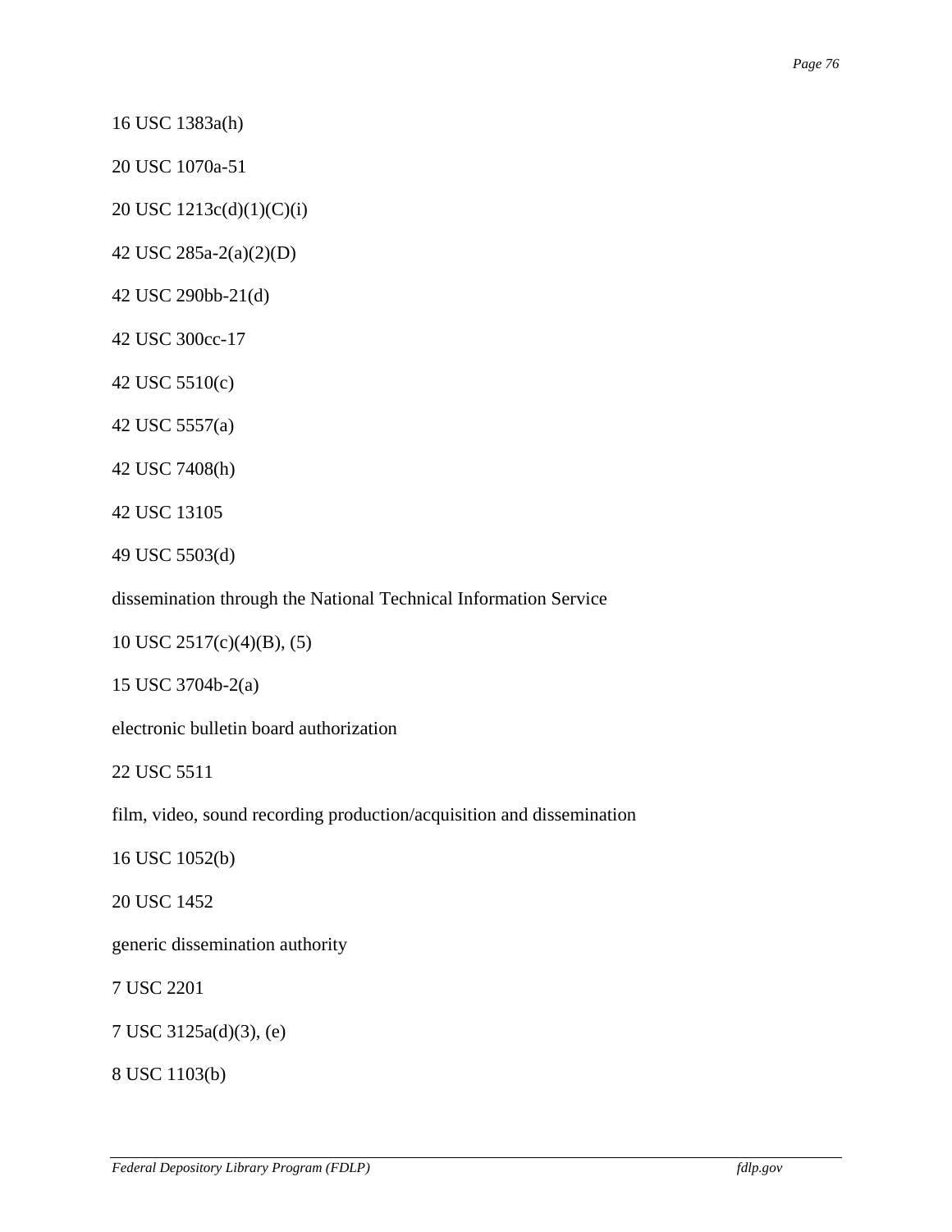16 USC 1383a(h)

20 USC 1070a-51

20 USC 1213c(d)(1)(C)(i)

42 USC 285a-2(a)(2)(D)

42 USC 290bb-21(d)

42 USC 300cc-17

42 USC 5510(c)

42 USC 5557(a)

42 USC 7408(h)

42 USC 13105

49 USC 5503(d)

dissemination through the National Technical Information Service

10 USC 2517(c)(4)(B), (5)

15 USC 3704b-2(a)

electronic bulletin board authorization

22 USC 5511

film, video, sound recording production/acquisition and dissemination

16 USC 1052(b)

20 USC 1452

generic dissemination authority

7 USC 2201

7 USC 3125a(d)(3), (e)

8 USC 1103(b)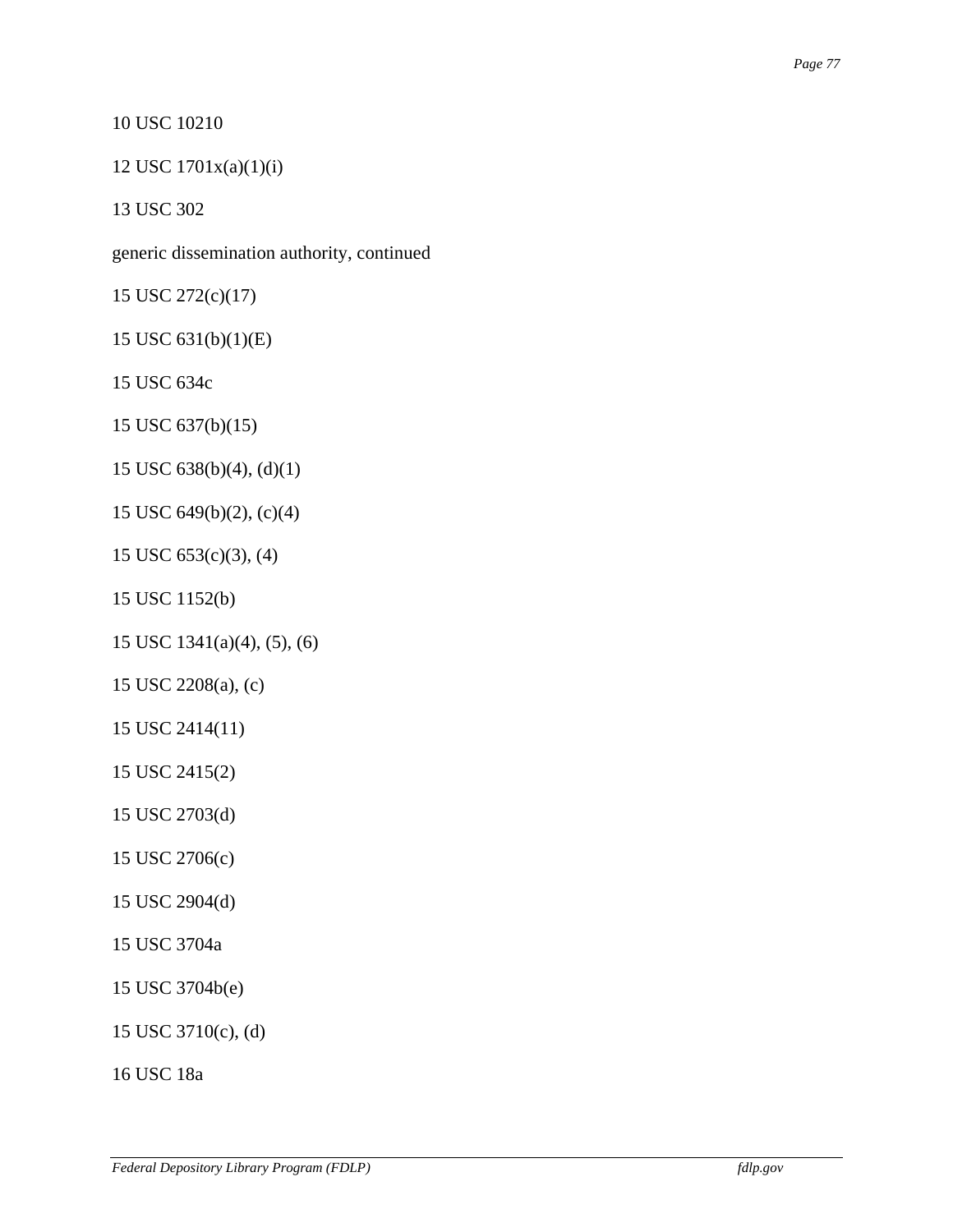10 USC 10210

12 USC 1701x(a)(1)(i)

13 USC 302

generic dissemination authority, continued

15 USC 272(c)(17)

15 USC 631(b)(1)(E)

15 USC 634c

15 USC 637(b)(15)

15 USC 638(b)(4), (d)(1)

15 USC 649(b)(2), (c)(4)

15 USC 653(c)(3), (4)

15 USC 1152(b)

15 USC 1341(a)(4), (5), (6)

15 USC 2208(a), (c)

15 USC 2414(11)

15 USC 2415(2)

15 USC 2703(d)

15 USC 2706(c)

15 USC 2904(d)

15 USC 3704a

15 USC 3704b(e)

15 USC 3710(c), (d)

16 USC 18a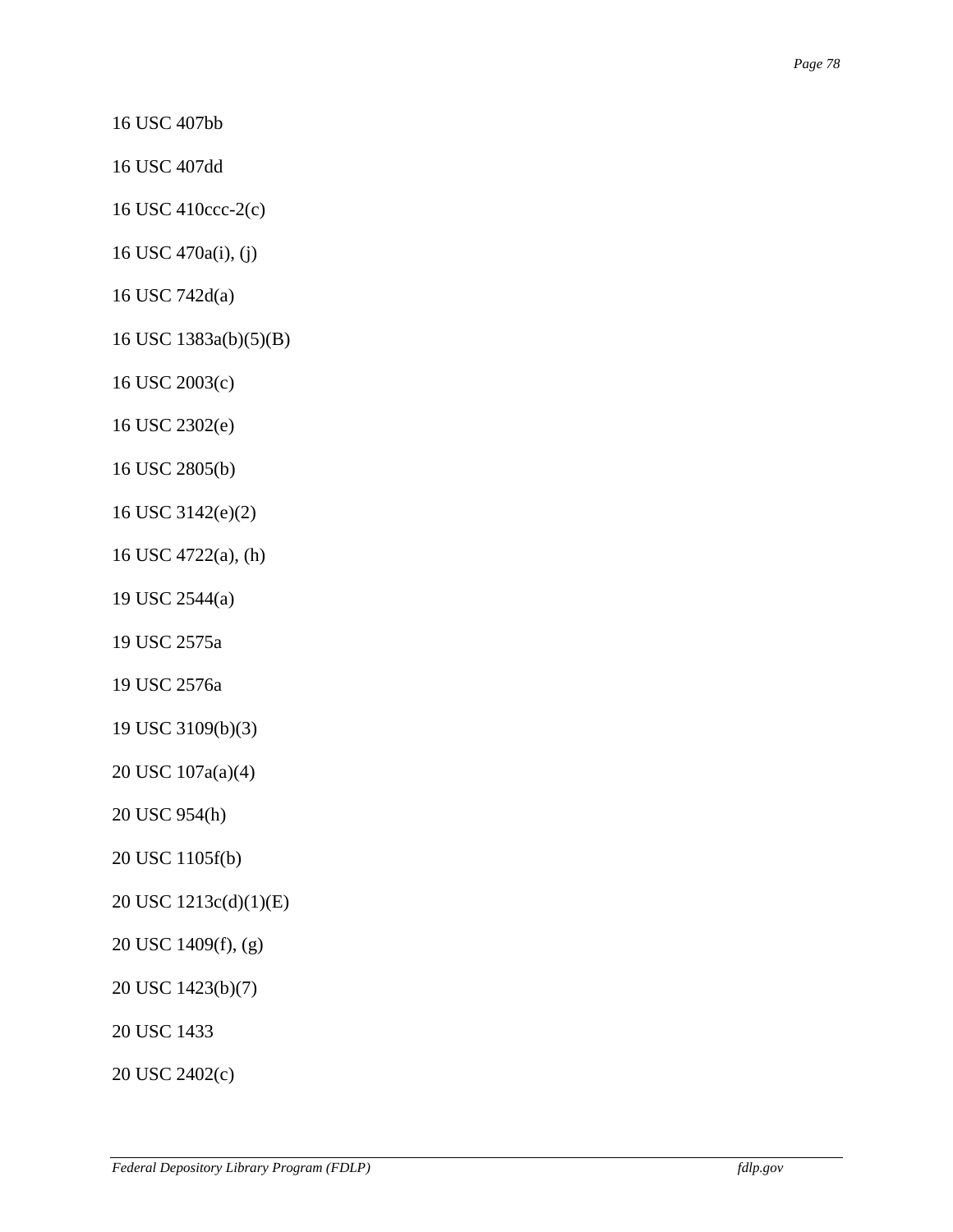16 USC 407bb

16 USC 407dd

16 USC 410ccc-2(c)

16 USC 470a(i), (j)

16 USC 742d(a)

16 USC 1383a(b)(5)(B)

16 USC 2003(c)

16 USC 2302(e)

16 USC 2805(b)

16 USC 3142(e)(2)

16 USC 4722(a), (h)

19 USC 2544(a)

19 USC 2575a

19 USC 2576a

19 USC 3109(b)(3)

20 USC 107a(a)(4)

20 USC 954(h)

20 USC 1105f(b)

20 USC 1213c(d)(1)(E)

20 USC 1409(f), (g)

20 USC 1423(b)(7)

20 USC 1433

20 USC 2402(c)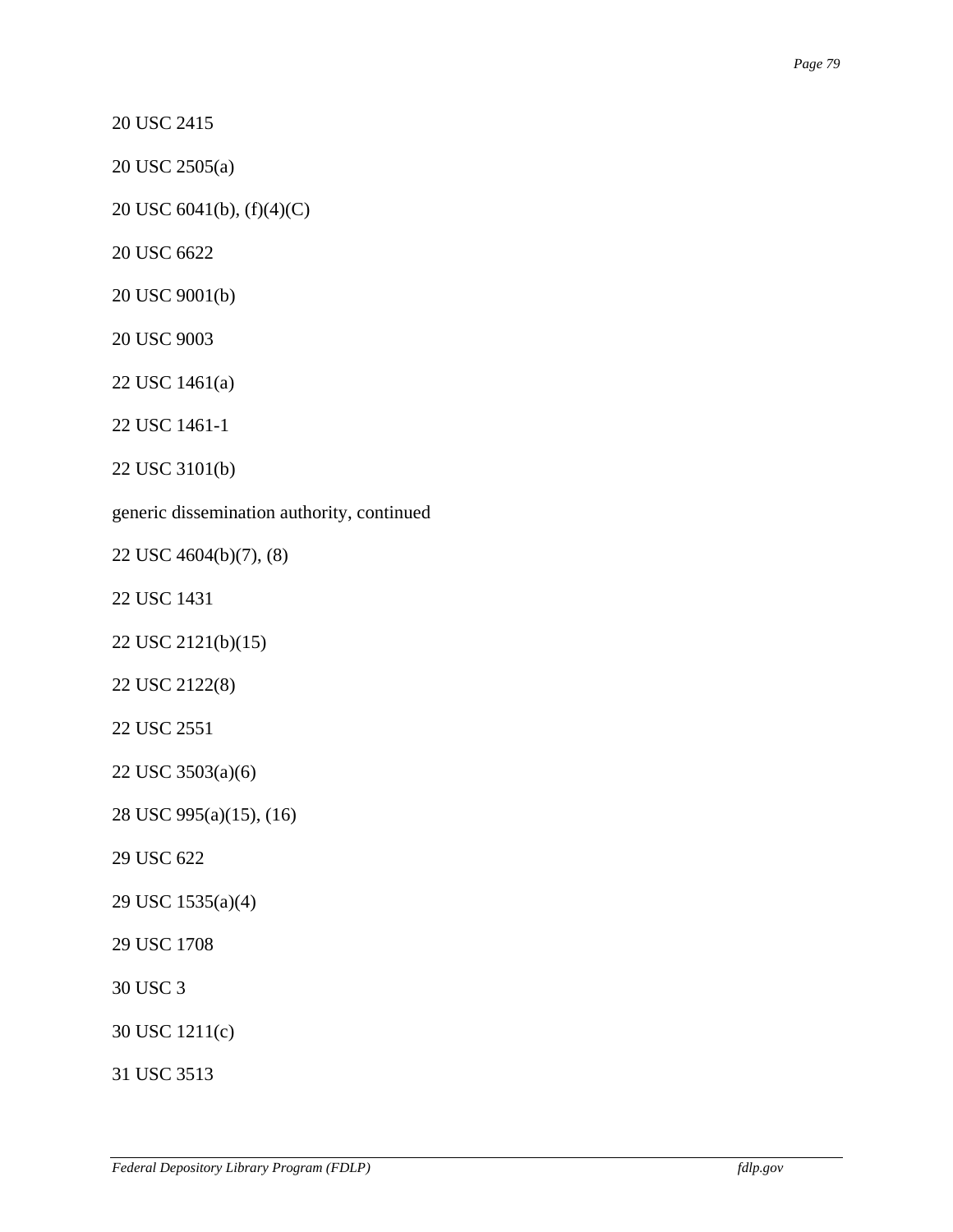20 USC 2415

20 USC 2505(a)

20 USC 6041(b), (f)(4)(C)

20 USC 6622

20 USC 9001(b)

20 USC 9003

22 USC 1461(a)

22 USC 1461-1

22 USC 3101(b)

generic dissemination authority, continued

22 USC 4604(b)(7), (8)

22 USC 1431

22 USC 2121(b)(15)

22 USC 2122(8)

22 USC 2551

22 USC 3503(a)(6)

28 USC 995(a)(15), (16)

29 USC 622

29 USC 1535(a)(4)

29 USC 1708

30 USC 3

30 USC 1211(c)

31 USC 3513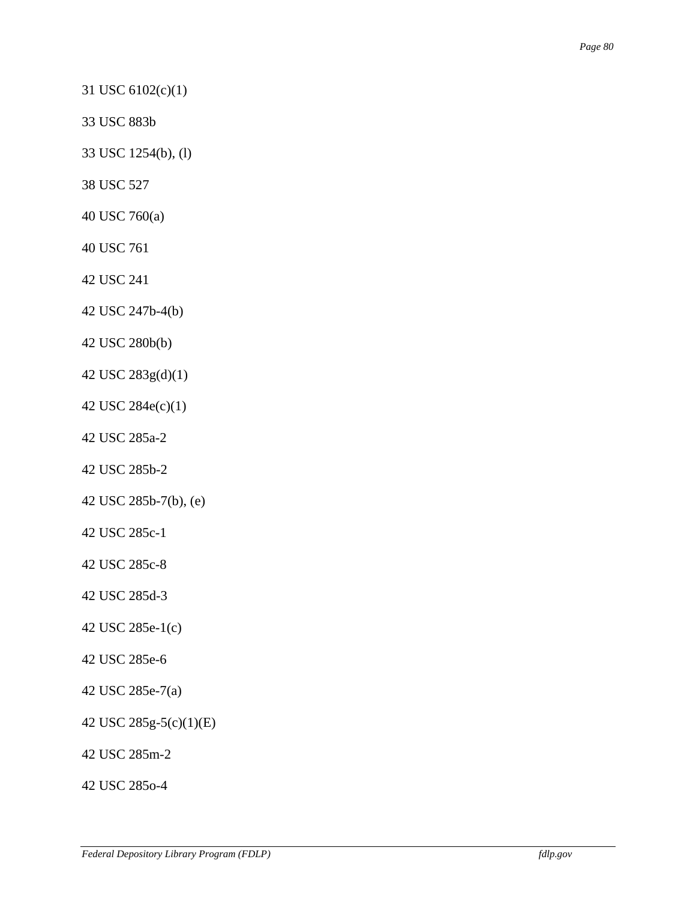31 USC 6102(c)(1)

33 USC 883b

33 USC 1254(b), (l)

38 USC 527

40 USC 760(a)

40 USC 761

42 USC 241

42 USC 247b-4(b)

42 USC 280b(b)

42 USC 283g(d)(1)

42 USC 284e(c)(1)

42 USC 285a-2

42 USC 285b-2

42 USC 285b-7(b), (e)

42 USC 285c-1

42 USC 285c-8

42 USC 285d-3

42 USC 285e-1(c)

42 USC 285e-6

42 USC 285e-7(a)

42 USC 285g-5(c)(1)(E)

42 USC 285m-2

42 USC 285o-4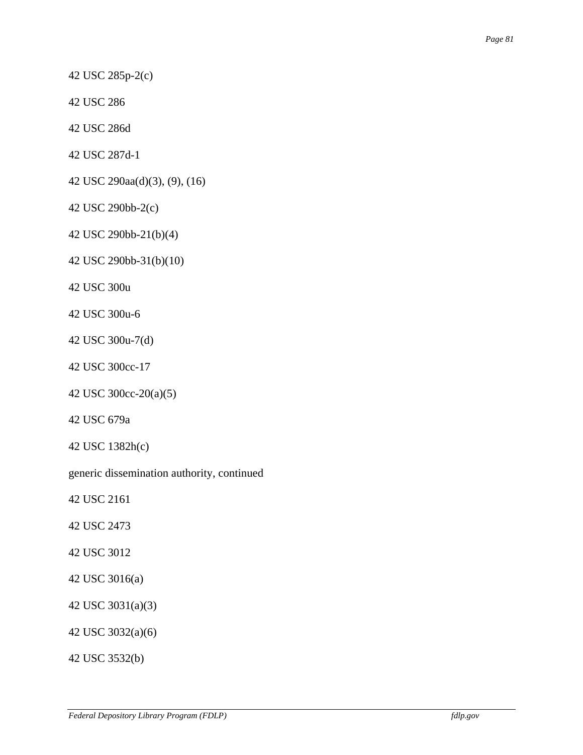42 USC 285p-2(c)

42 USC 286

42 USC 286d

42 USC 287d-1

42 USC 290aa(d)(3), (9), (16)

42 USC 290bb-2(c)

42 USC 290bb-21(b)(4)

42 USC 290bb-31(b)(10)

42 USC 300u

42 USC 300u-6

42 USC 300u-7(d)

42 USC 300cc-17

42 USC 300cc-20(a)(5)

42 USC 679a

42 USC 1382h(c)

generic dissemination authority, continued

42 USC 2161

42 USC 2473

42 USC 3012

42 USC 3016(a)

42 USC 3031(a)(3)

42 USC 3032(a)(6)

42 USC 3532(b)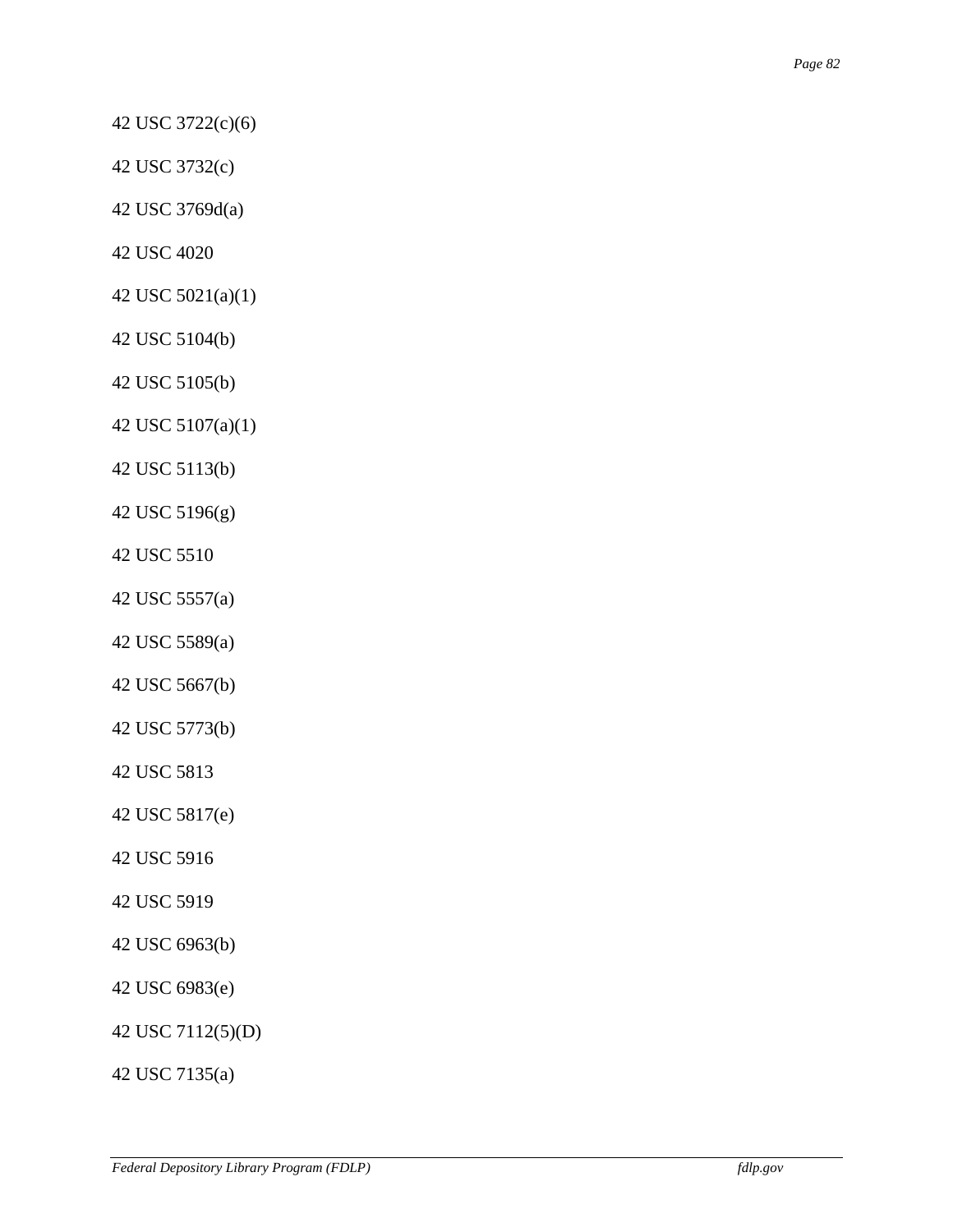42 USC 3722(c)(6)

42 USC 3732(c)

42 USC 3769d(a)

42 USC 4020

42 USC 5021(a)(1)

42 USC 5104(b)

42 USC 5105(b)

42 USC 5107(a)(1)

42 USC 5113(b)

42 USC 5196(g)

42 USC 5510

42 USC 5557(a)

42 USC 5589(a)

42 USC 5667(b)

42 USC 5773(b)

42 USC 5813

42 USC 5817(e)

42 USC 5916

42 USC 5919

42 USC 6963(b)

42 USC 6983(e)

42 USC 7112(5)(D)

42 USC 7135(a)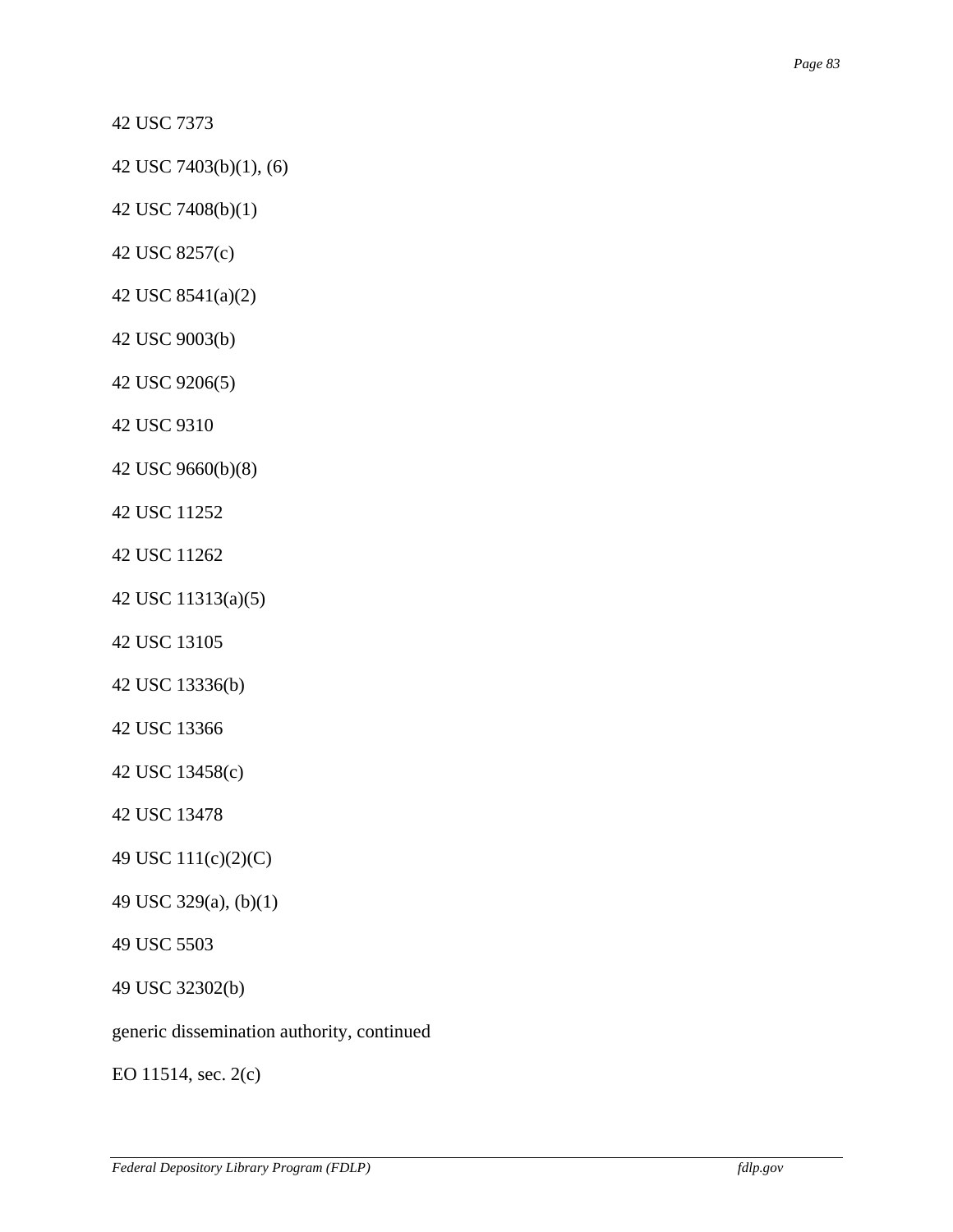42 USC 7373

42 USC 7403(b)(1), (6)

42 USC 7408(b)(1)

42 USC 8257(c)

42 USC 8541(a)(2)

42 USC 9003(b)

42 USC 9206(5)

42 USC 9310

42 USC 9660(b)(8)

42 USC 11252

42 USC 11262

42 USC 11313(a)(5)

42 USC 13105

42 USC 13336(b)

42 USC 13366

42 USC 13458(c)

42 USC 13478

49 USC 111(c)(2)(C)

49 USC 329(a), (b)(1)

49 USC 5503

49 USC 32302(b)

generic dissemination authority, continued

EO 11514, sec. 2(c)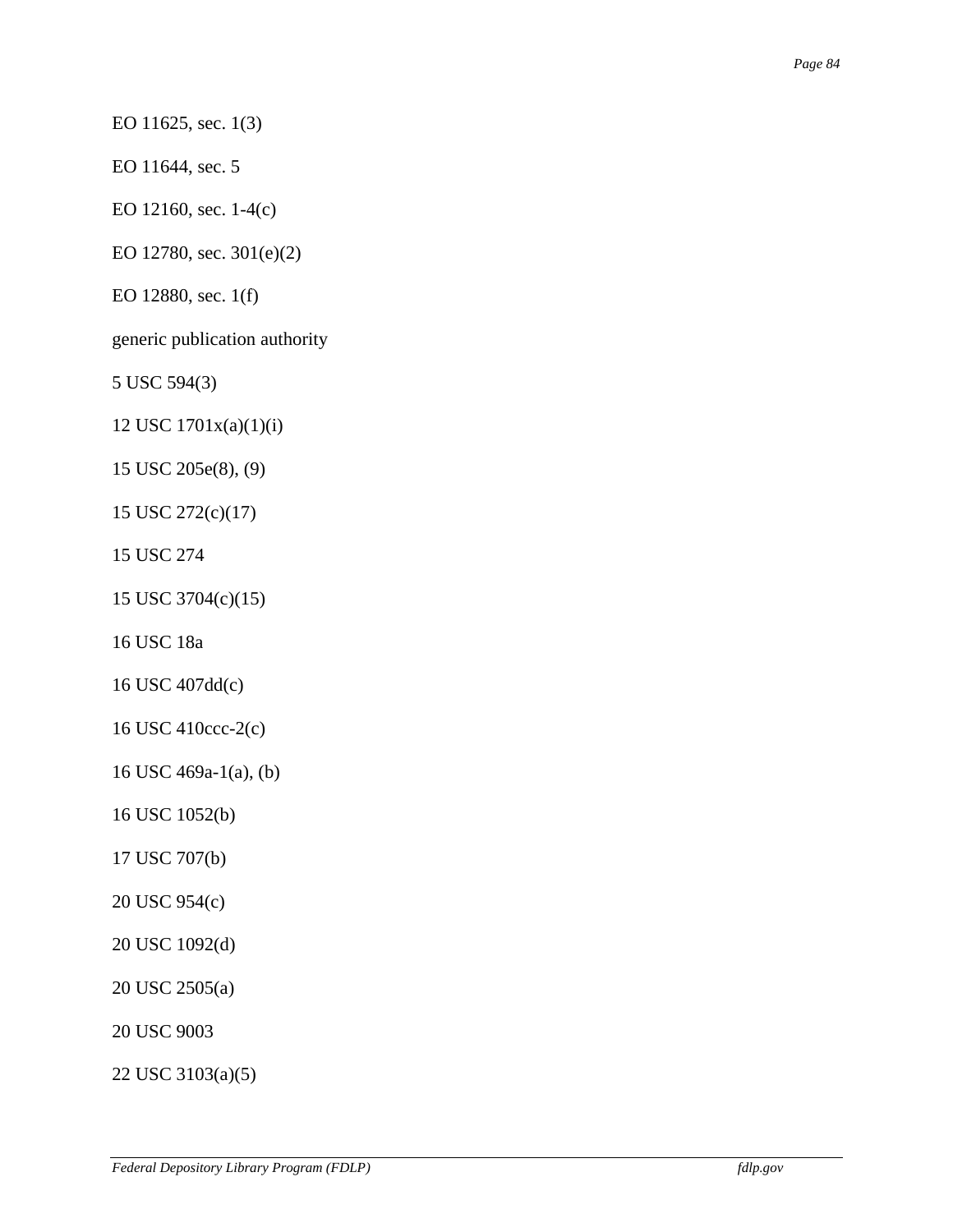EO 11625, sec. 1(3)

EO 11644, sec. 5

EO 12160, sec. 1-4(c)

EO 12780, sec. 301(e)(2)

EO 12880, sec. 1(f)

generic publication authority

5 USC 594(3)

12 USC 1701x(a)(1)(i)

15 USC 205e(8), (9)

15 USC 272(c)(17)

15 USC 274

15 USC 3704(c)(15)

16 USC 18a

16 USC 407dd(c)

16 USC 410ccc-2(c)

16 USC 469a-1(a), (b)

16 USC 1052(b)

17 USC 707(b)

20 USC 954(c)

20 USC 1092(d)

20 USC 2505(a)

20 USC 9003

22 USC 3103(a)(5)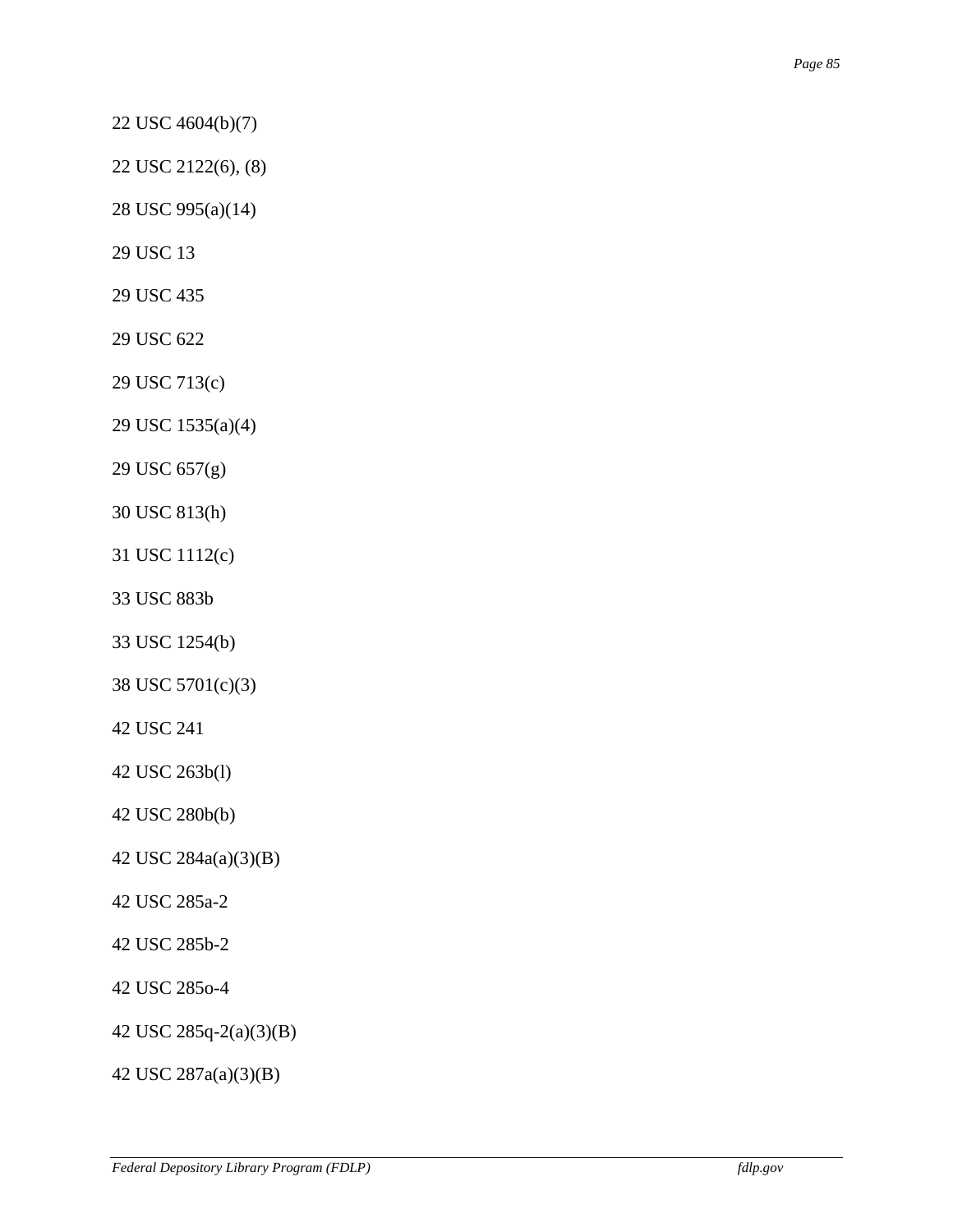22 USC 4604(b)(7)

22 USC 2122(6), (8)

28 USC 995(a)(14)

29 USC 13

29 USC 435

29 USC 622

29 USC 713(c)

29 USC 1535(a)(4)

29 USC 657(g)

30 USC 813(h)

31 USC 1112(c)

33 USC 883b

33 USC 1254(b)

38 USC 5701(c)(3)

42 USC 241

42 USC 263b(l)

42 USC 280b(b)

42 USC 284a(a)(3)(B)

42 USC 285a-2

42 USC 285b-2

42 USC 285o-4

42 USC 285q-2(a)(3)(B)

42 USC 287a(a)(3)(B)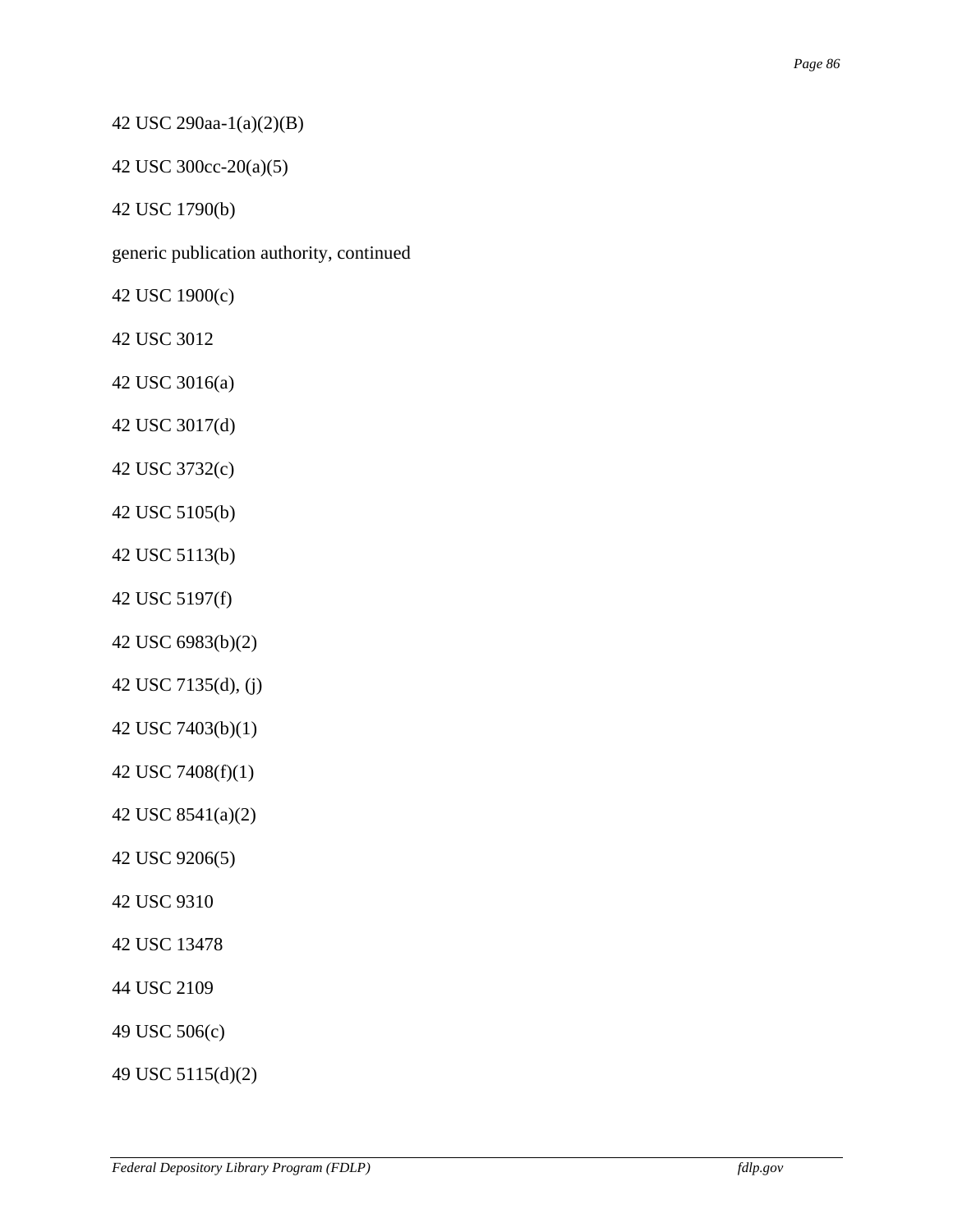42 USC 290aa-1(a)(2)(B)

42 USC 300cc-20(a)(5)

42 USC 1790(b)

generic publication authority, continued

42 USC 1900(c)

42 USC 3012

42 USC 3016(a)

42 USC 3017(d)

42 USC 3732(c)

42 USC 5105(b)

42 USC 5113(b)

42 USC 5197(f)

42 USC 6983(b)(2)

42 USC 7135(d), (j)

42 USC 7403(b)(1)

42 USC 7408(f)(1)

42 USC 8541(a)(2)

42 USC 9206(5)

42 USC 9310

42 USC 13478

44 USC 2109

49 USC 506(c)

49 USC 5115(d)(2)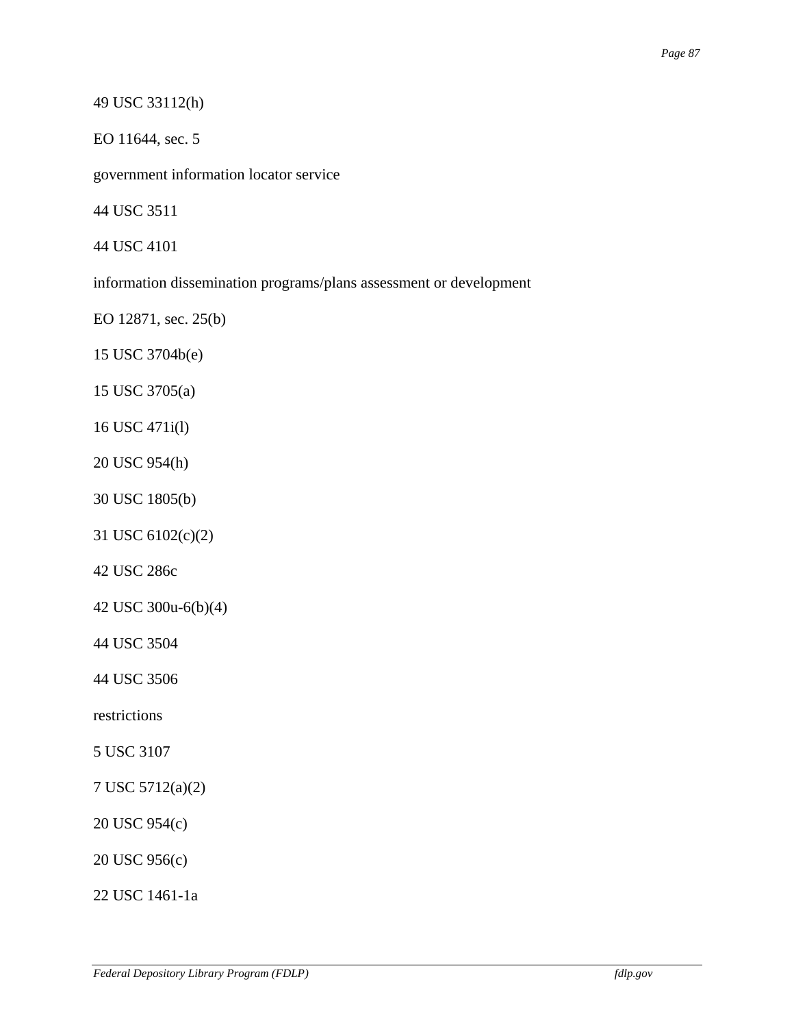49 USC 33112(h)

EO 11644, sec. 5

government information locator service

44 USC 3511

44 USC 4101

information dissemination programs/plans assessment or development

EO 12871, sec. 25(b)

15 USC 3704b(e)

15 USC 3705(a)

16 USC 471i(l)

20 USC 954(h)

30 USC 1805(b)

31 USC 6102(c)(2)

42 USC 286c

42 USC 300u-6(b)(4)

44 USC 3504

44 USC 3506

restrictions

5 USC 3107

7 USC 5712(a)(2)

20 USC 954(c)

20 USC 956(c)

22 USC 1461-1a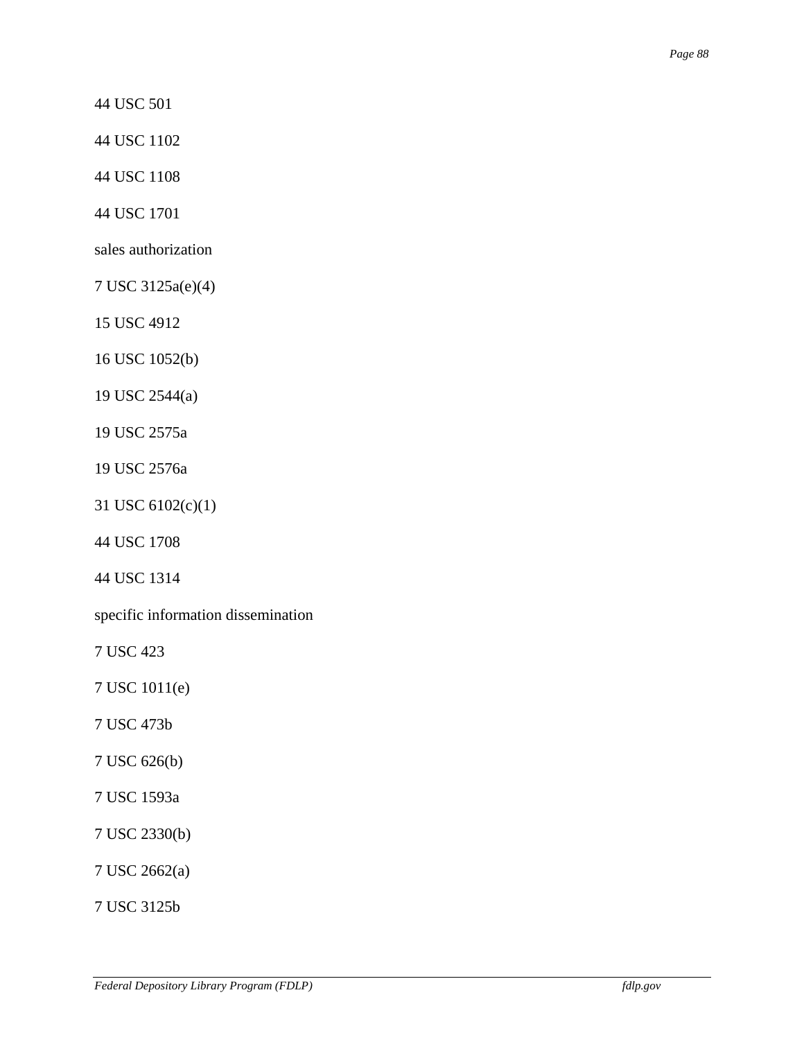44 USC 501

44 USC 1102

44 USC 1108

44 USC 1701

sales authorization

7 USC 3125a(e)(4)

15 USC 4912

16 USC 1052(b)

19 USC 2544(a)

19 USC 2575a

19 USC 2576a

31 USC 6102(c)(1)

44 USC 1708

44 USC 1314

specific information dissemination

7 USC 423

7 USC 1011(e)

7 USC 473b

7 USC 626(b)

7 USC 1593a

7 USC 2330(b)

7 USC 2662(a)

7 USC 3125b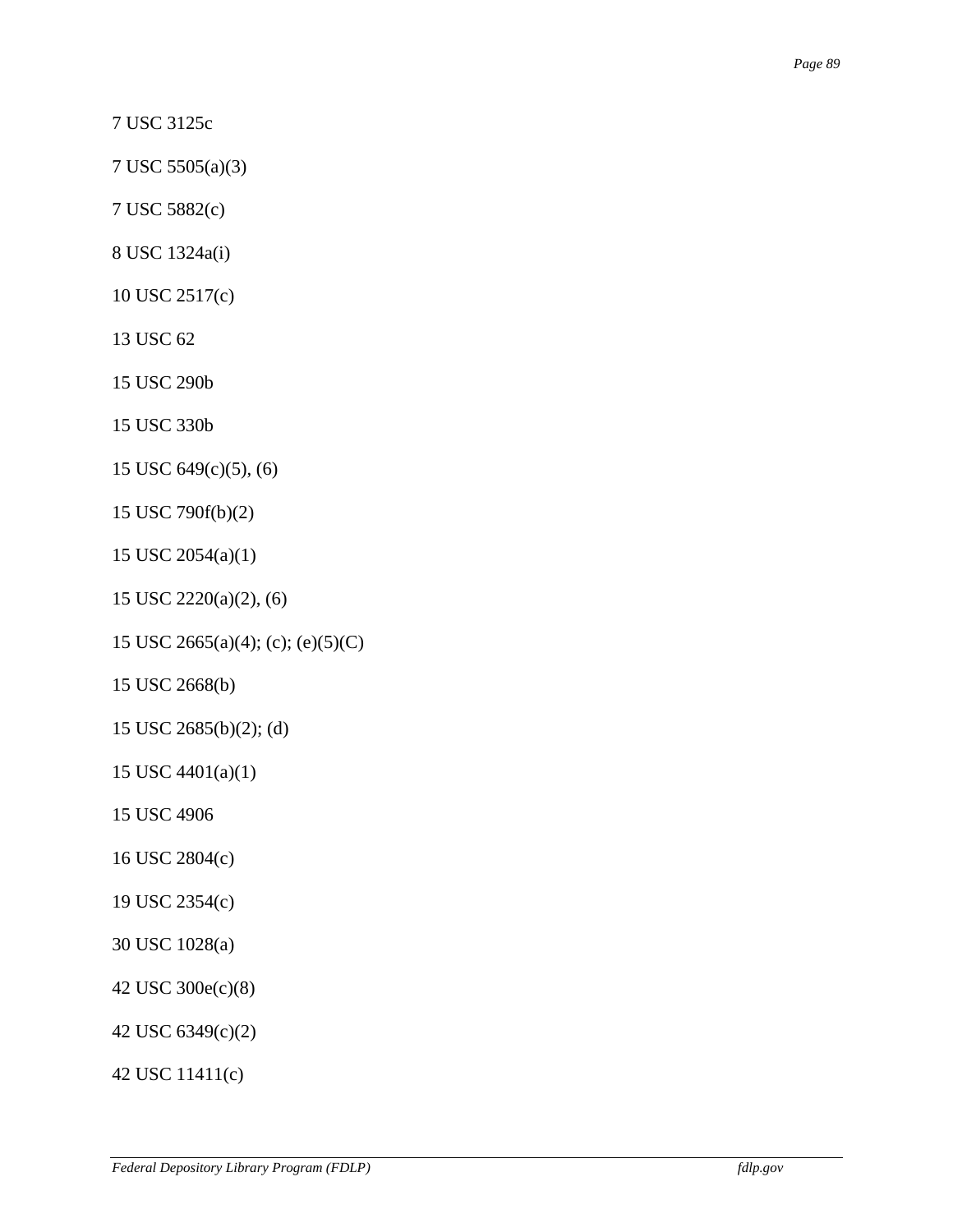7 USC 3125c

7 USC 5505(a)(3)

7 USC 5882(c)

8 USC 1324a(i)

10 USC 2517(c)

13 USC 62

15 USC 290b

15 USC 330b

15 USC 649(c)(5), (6)

15 USC 790f(b)(2)

15 USC 2054(a)(1)

15 USC 2220(a)(2), (6)

15 USC 2665(a)(4); (c); (e)(5)(C)

15 USC 2668(b)

15 USC 2685(b)(2); (d)

15 USC 4401(a)(1)

15 USC 4906

16 USC 2804(c)

19 USC 2354(c)

30 USC 1028(a)

42 USC 300e(c)(8)

42 USC 6349(c)(2)

42 USC 11411(c)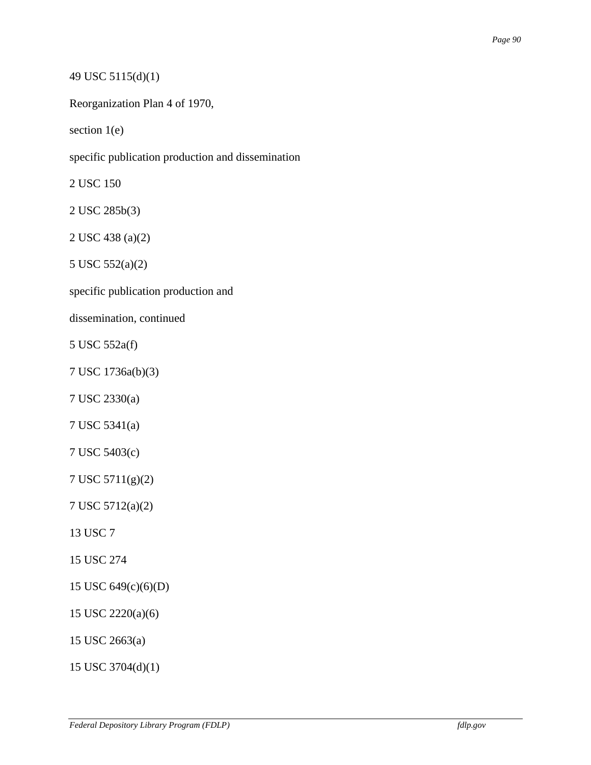49 USC 5115(d)(1)

Reorganization Plan 4 of 1970,

section 1(e)

specific publication production and dissemination

2 USC 150

2 USC 285b(3)

2 USC 438 (a)(2)

5 USC 552(a)(2)

specific publication production and

dissemination, continued

5 USC 552a(f)

7 USC 1736a(b)(3)

7 USC 2330(a)

7 USC 5341(a)

7 USC 5403(c)

7 USC 5711(g)(2)

7 USC 5712(a)(2)

13 USC 7

15 USC 274

15 USC 649(c)(6)(D)

15 USC 2220(a)(6)

15 USC 2663(a)

15 USC 3704(d)(1)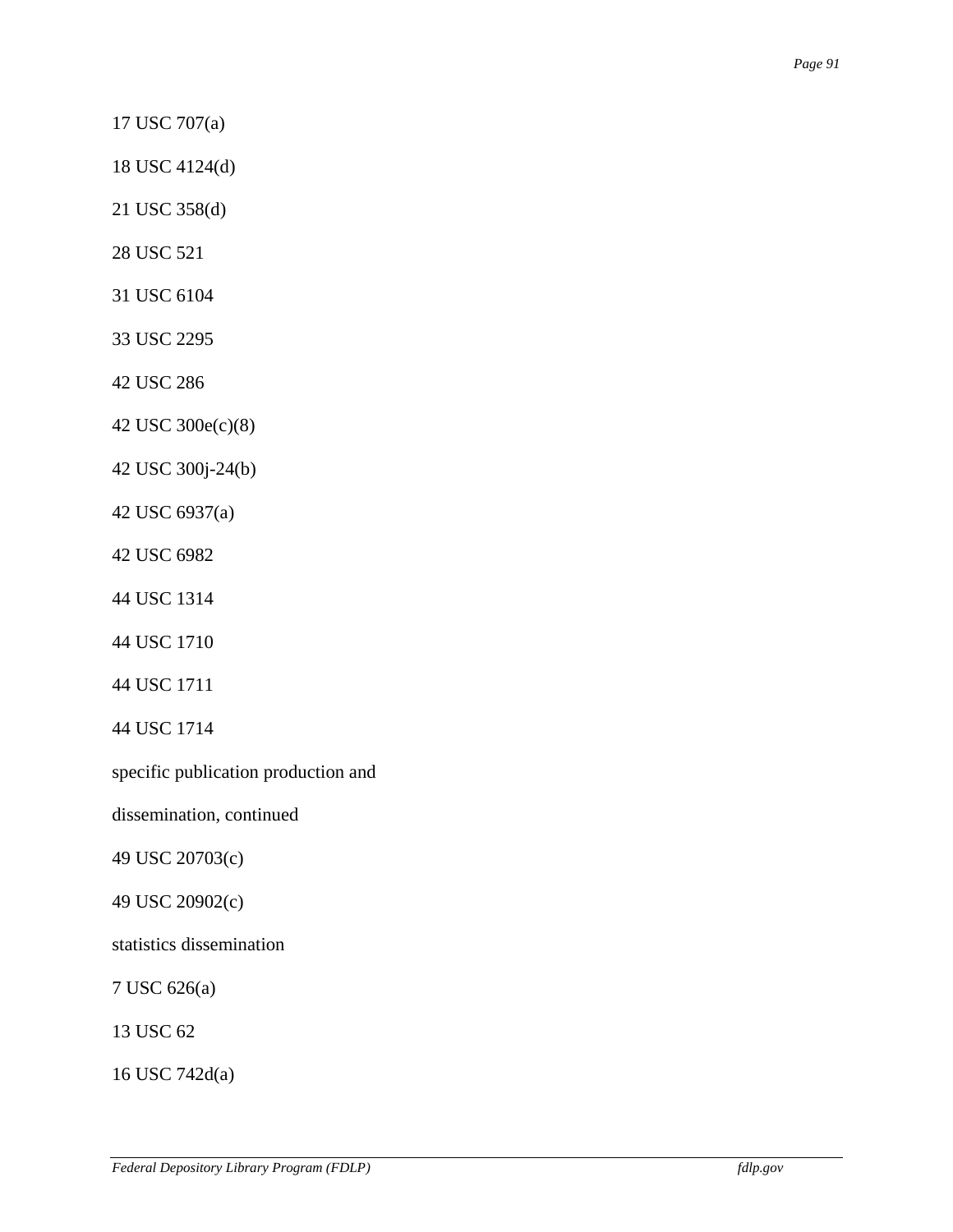17 USC 707(a)

18 USC 4124(d)

21 USC 358(d)

28 USC 521

31 USC 6104

33 USC 2295

42 USC 286

42 USC 300e(c)(8)

42 USC 300j-24(b)

42 USC 6937(a)

42 USC 6982

44 USC 1314

44 USC 1710

44 USC 1711

44 USC 1714

specific publication production and

dissemination, continued

49 USC 20703(c)

49 USC 20902(c)

statistics dissemination

7 USC 626(a)

13 USC 62

16 USC 742d(a)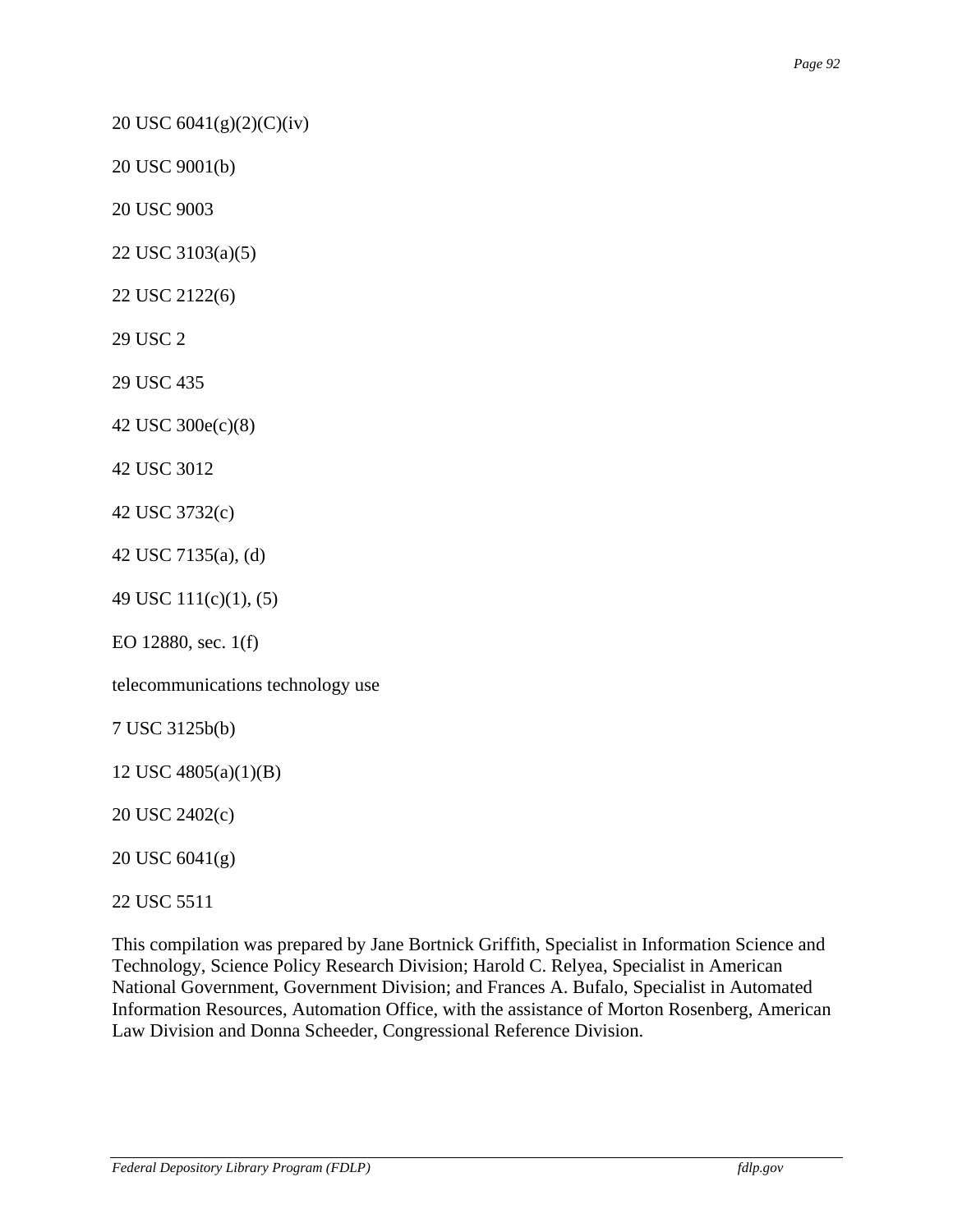20 USC 6041(g)(2)(C)(iv)

20 USC 9001(b)

20 USC 9003

22 USC 3103(a)(5)

22 USC 2122(6)

29 USC 2

29 USC 435

42 USC 300e(c)(8)

42 USC 3012

42 USC 3732(c)

42 USC 7135(a), (d)

49 USC 111(c)(1), (5)

EO 12880, sec. 1(f)

telecommunications technology use

7 USC 3125b(b)

12 USC 4805(a)(1)(B)

20 USC 2402(c)

20 USC 6041(g)

22 USC 5511

This compilation was prepared by Jane Bortnick Griffith, Specialist in Information Science and Technology, Science Policy Research Division; Harold C. Relyea, Specialist in American National Government, Government Division; and Frances A. Bufalo, Specialist in Automated Information Resources, Automation Office, with the assistance of Morton Rosenberg, American Law Division and Donna Scheeder, Congressional Reference Division.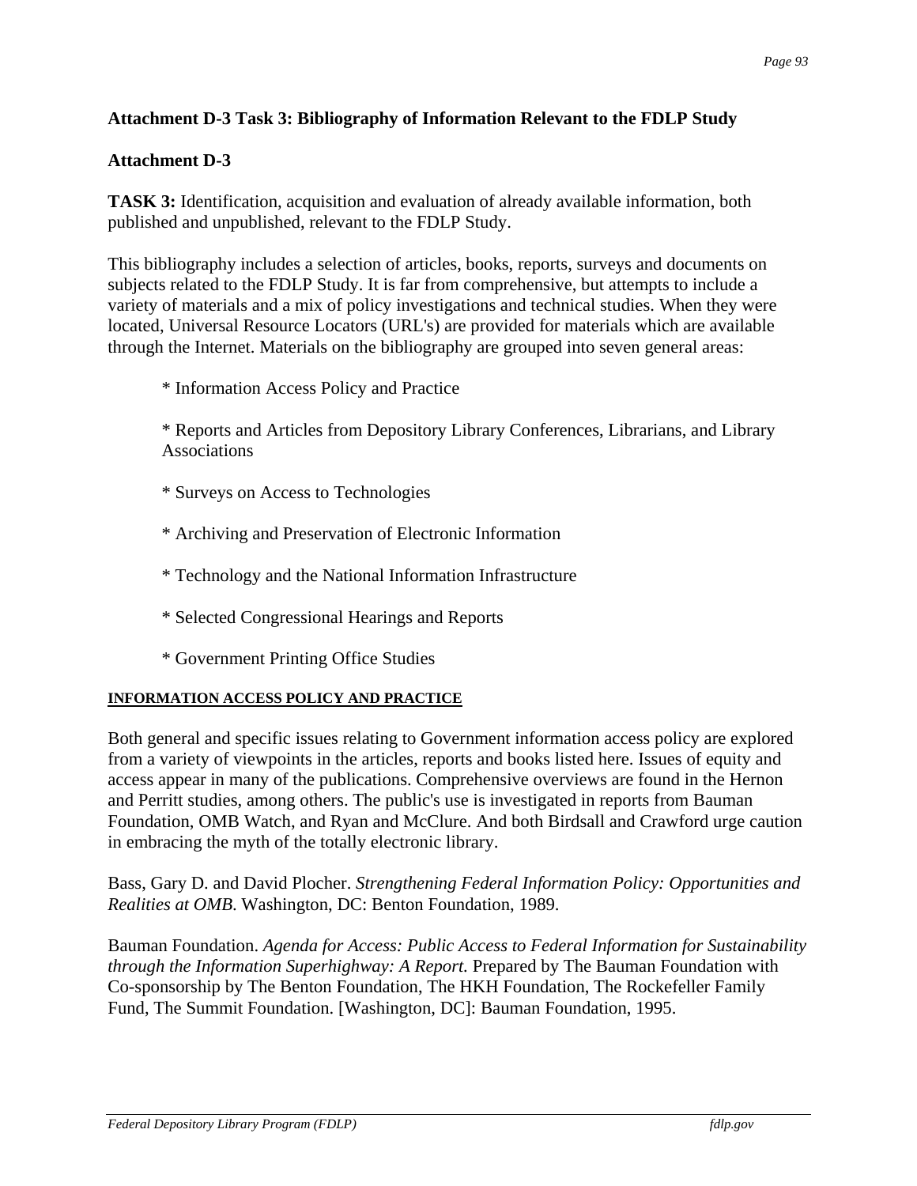## Attachment D-3 Task 3: Bibliography of Information Relevant to the FDLP Study

### Attachment D-3

**TASK 3:** Identification, acquisition and evaluation of already available information, both published and unpublished, relevant to the FDLP Study.

This bibliography includes a selection of articles, books, reports, surveys and documents on subjects related to the FDLP Study. It is far from comprehensive, but attempts to include a variety of materials and a mix of policy investigations and technical studies. When they were located, Universal Resource Locators (URL's) are provided for materials which are available through the Internet. Materials on the bibliography are grouped into seven general areas:

* Information Access Policy and Practice
* Reports and Articles from Depository Library Conferences, Librarians, and Library Associations
* Surveys on Access to Technologies
* Archiving and Preservation of Electronic Information
* Technology and the National Information Infrastructure
* Selected Congressional Hearings and Reports
* Government Printing Office Studies

#### INFORMATION ACCESS POLICY AND PRACTICE

Both general and specific issues relating to Government information access policy are explored from a variety of viewpoints in the articles, reports and books listed here. Issues of equity and access appear in many of the publications. Comprehensive overviews are found in the Hernon and Perritt studies, among others. The public's use is investigated in reports from Bauman Foundation, OMB Watch, and Ryan and McClure. And both Birdsall and Crawford urge caution in embracing the myth of the totally electronic library.

Bass, Gary D. and David Plocher. *Strengthening Federal Information Policy: Opportunities and Realities at OMB*. Washington, DC: Benton Foundation, 1989.

Bauman Foundation. *Agenda for Access: Public Access to Federal Information for Sustainability through the Information Superhighway: A Report.* Prepared by The Bauman Foundation with Co-sponsorship by The Benton Foundation, The HKH Foundation, The Rockefeller Family Fund, The Summit Foundation. [Washington, DC]: Bauman Foundation, 1995.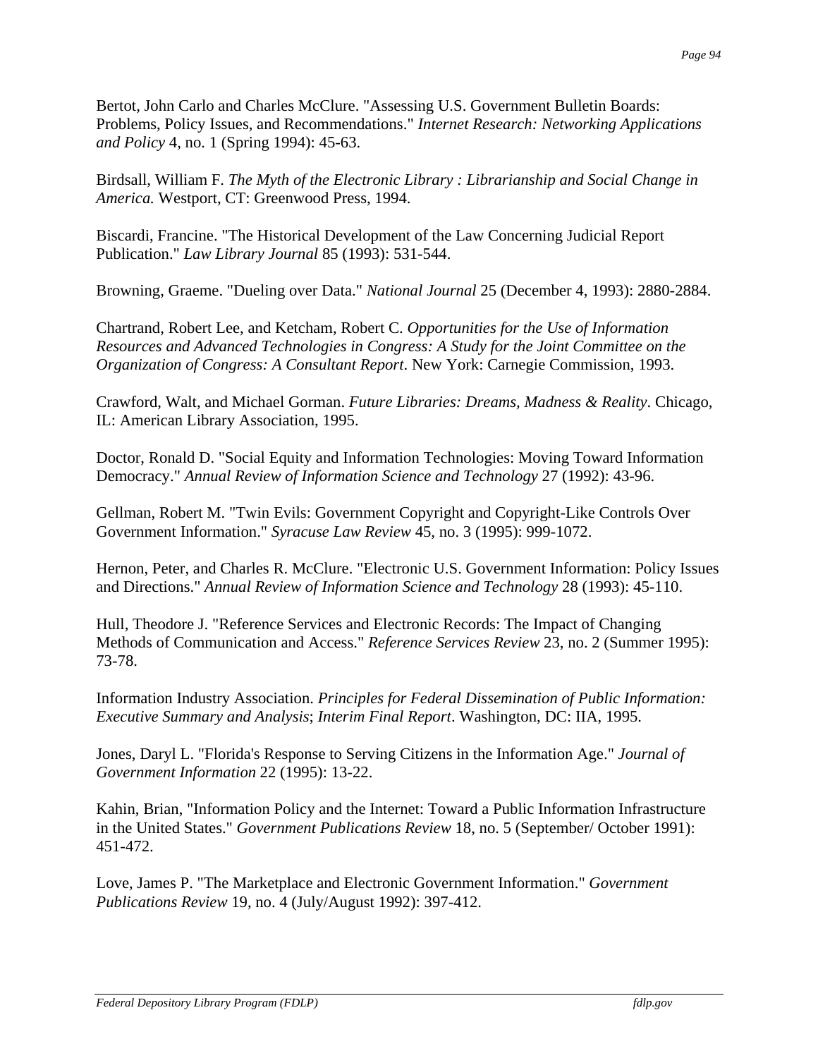Bertot, John Carlo and Charles McClure. "Assessing U.S. Government Bulletin Boards: Problems, Policy Issues, and Recommendations." *Internet Research: Networking Applications and Policy* 4, no. 1 (Spring 1994): 45-63.

Birdsall, William F. *The Myth of the Electronic Library : Librarianship and Social Change in America.* Westport, CT: Greenwood Press, 1994.

Biscardi, Francine. "The Historical Development of the Law Concerning Judicial Report Publication." *Law Library Journal* 85 (1993): 531-544.

Browning, Graeme. "Dueling over Data." *National Journal* 25 (December 4, 1993): 2880-2884.

Chartrand, Robert Lee, and Ketcham, Robert C. *Opportunities for the Use of Information Resources and Advanced Technologies in Congress: A Study for the Joint Committee on the Organization of Congress: A Consultant Report*. New York: Carnegie Commission, 1993.

Crawford, Walt, and Michael Gorman. *Future Libraries: Dreams, Madness & Reality*. Chicago, IL: American Library Association, 1995.

Doctor, Ronald D. "Social Equity and Information Technologies: Moving Toward Information Democracy." *Annual Review of Information Science and Technology* 27 (1992): 43-96.

Gellman, Robert M. "Twin Evils: Government Copyright and Copyright-Like Controls Over Government Information." *Syracuse Law Review* 45, no. 3 (1995): 999-1072.

Hernon, Peter, and Charles R. McClure. "Electronic U.S. Government Information: Policy Issues and Directions." *Annual Review of Information Science and Technology* 28 (1993): 45-110.

Hull, Theodore J. "Reference Services and Electronic Records: The Impact of Changing Methods of Communication and Access." *Reference Services Review* 23, no. 2 (Summer 1995): 73-78.

Information Industry Association. *Principles for Federal Dissemination of Public Information: Executive Summary and Analysis*; *Interim Final Report*. Washington, DC: IIA, 1995.

Jones, Daryl L. "Florida's Response to Serving Citizens in the Information Age." *Journal of Government Information* 22 (1995): 13-22.

Kahin, Brian, "Information Policy and the Internet: Toward a Public Information Infrastructure in the United States." *Government Publications Review* 18, no. 5 (September/ October 1991): 451-472.

Love, James P. "The Marketplace and Electronic Government Information." *Government Publications Review* 19, no. 4 (July/August 1992): 397-412.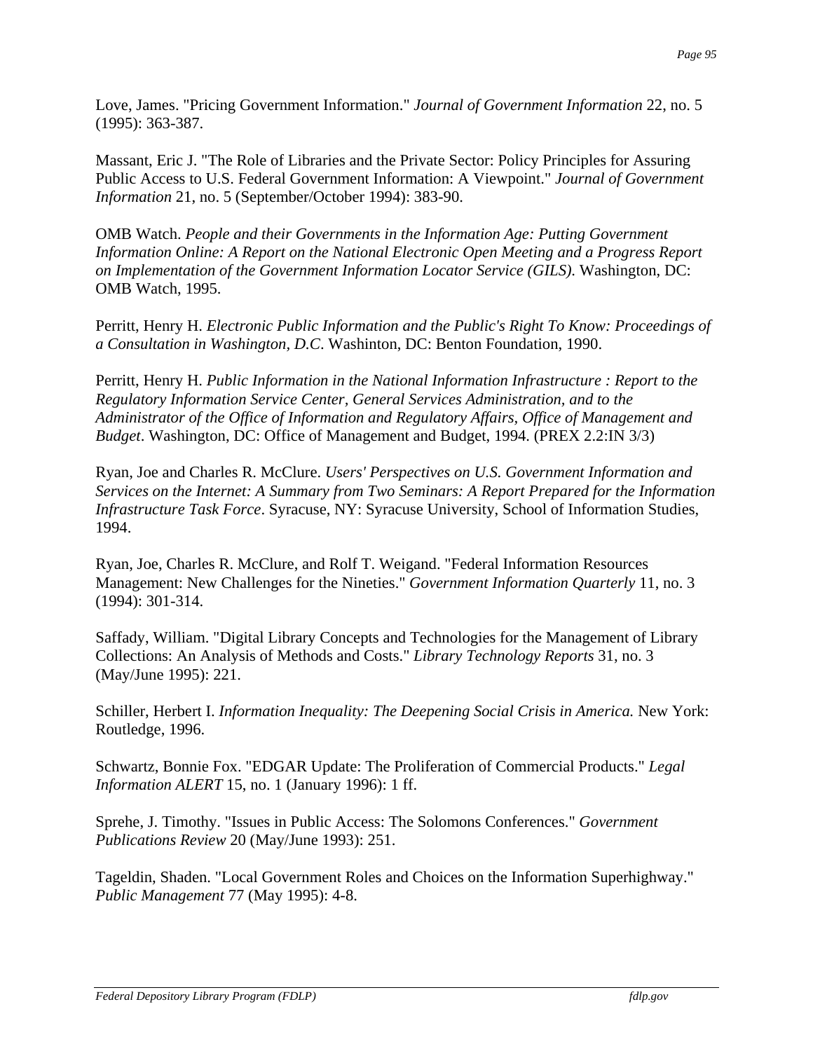Love, James. "Pricing Government Information." *Journal of Government Information* 22, no. 5 (1995): 363-387.

Massant, Eric J. "The Role of Libraries and the Private Sector: Policy Principles for Assuring Public Access to U.S. Federal Government Information: A Viewpoint." *Journal of Government Information* 21, no. 5 (September/October 1994): 383-90.

OMB Watch. *People and their Governments in the Information Age: Putting Government Information Online: A Report on the National Electronic Open Meeting and a Progress Report on Implementation of the Government Information Locator Service (GILS).* Washington, DC: OMB Watch, 1995.

Perritt, Henry H. *Electronic Public Information and the Public's Right To Know: Proceedings of a Consultation in Washington, D.C*. Washinton, DC: Benton Foundation, 1990.

Perritt, Henry H. *Public Information in the National Information Infrastructure : Report to the Regulatory Information Service Center, General Services Administration, and to the Administrator of the Office of Information and Regulatory Affairs, Office of Management and Budget*. Washington, DC: Office of Management and Budget, 1994. (PREX 2.2:IN 3/3)

Ryan, Joe and Charles R. McClure. *Users' Perspectives on U.S. Government Information and Services on the Internet: A Summary from Two Seminars: A Report Prepared for the Information Infrastructure Task Force*. Syracuse, NY: Syracuse University, School of Information Studies, 1994.

Ryan, Joe, Charles R. McClure, and Rolf T. Weigand. "Federal Information Resources Management: New Challenges for the Nineties." *Government Information Quarterly* 11, no. 3 (1994): 301-314.

Saffady, William. "Digital Library Concepts and Technologies for the Management of Library Collections: An Analysis of Methods and Costs." *Library Technology Reports* 31, no. 3 (May/June 1995): 221.

Schiller, Herbert I. *Information Inequality: The Deepening Social Crisis in America.* New York: Routledge, 1996.

Schwartz, Bonnie Fox. "EDGAR Update: The Proliferation of Commercial Products." *Legal Information ALERT* 15, no. 1 (January 1996): 1 ff.

Sprehe, J. Timothy. "Issues in Public Access: The Solomons Conferences." *Government Publications Review* 20 (May/June 1993): 251.

Tageldin, Shaden. "Local Government Roles and Choices on the Information Superhighway." *Public Management* 77 (May 1995): 4-8.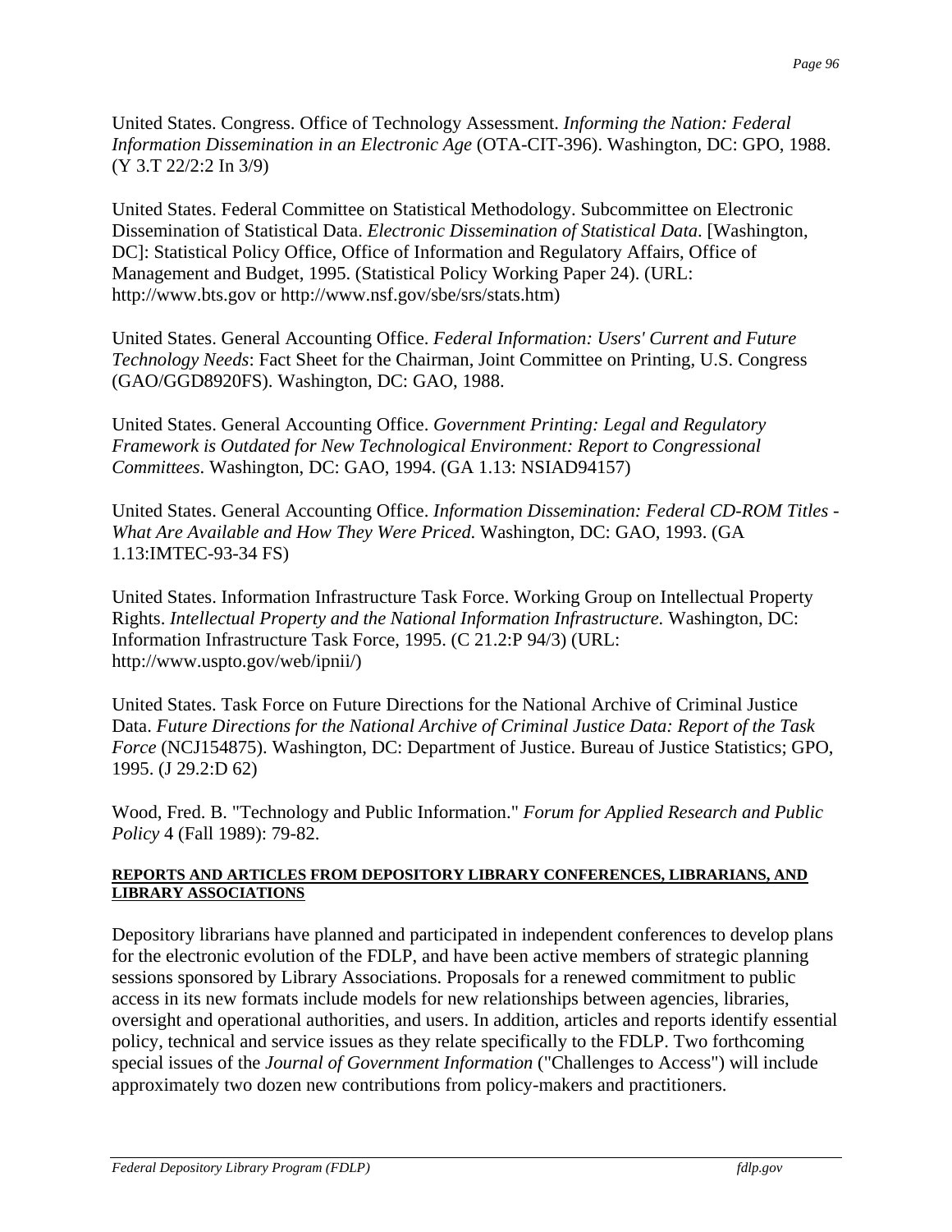United States. Congress. Office of Technology Assessment. *Informing the Nation: Federal Information Dissemination in an Electronic Age* (OTA-CIT-396). Washington, DC: GPO, 1988. (Y 3.T 22/2:2 In 3/9)

United States. Federal Committee on Statistical Methodology. Subcommittee on Electronic Dissemination of Statistical Data. *Electronic Dissemination of Statistical Data*. [Washington, DC]: Statistical Policy Office, Office of Information and Regulatory Affairs, Office of Management and Budget, 1995. (Statistical Policy Working Paper 24). (URL: http://www.bts.gov or http://www.nsf.gov/sbe/srs/stats.htm)

United States. General Accounting Office. *Federal Information: Users' Current and Future Technology Needs*: Fact Sheet for the Chairman, Joint Committee on Printing, U.S. Congress (GAO/GGD8920FS). Washington, DC: GAO, 1988.

United States. General Accounting Office. *Government Printing: Legal and Regulatory Framework is Outdated for New Technological Environment: Report to Congressional Committees*. Washington, DC: GAO, 1994. (GA 1.13: NSIAD94157)

United States. General Accounting Office. *Information Dissemination: Federal CD-ROM Titles - What Are Available and How They Were Priced.* Washington, DC: GAO, 1993. (GA 1.13:IMTEC-93-34 FS)

United States. Information Infrastructure Task Force. Working Group on Intellectual Property Rights. *Intellectual Property and the National Information Infrastructure.* Washington, DC: Information Infrastructure Task Force, 1995. (C 21.2:P 94/3) (URL: http://www.uspto.gov/web/ipnii/)

United States. Task Force on Future Directions for the National Archive of Criminal Justice Data. *Future Directions for the National Archive of Criminal Justice Data: Report of the Task Force* (NCJ154875). Washington, DC: Department of Justice. Bureau of Justice Statistics; GPO, 1995. (J 29.2:D 62)

Wood, Fred. B. "Technology and Public Information." *Forum for Applied Research and Public Policy* 4 (Fall 1989): 79-82.

**REPORTS AND ARTICLES FROM DEPOSITORY LIBRARY CONFERENCES, LIBRARIANS, AND LIBRARY ASSOCIATIONS**

Depository librarians have planned and participated in independent conferences to develop plans for the electronic evolution of the FDLP, and have been active members of strategic planning sessions sponsored by Library Associations. Proposals for a renewed commitment to public access in its new formats include models for new relationships between agencies, libraries, oversight and operational authorities, and users. In addition, articles and reports identify essential policy, technical and service issues as they relate specifically to the FDLP. Two forthcoming special issues of the *Journal of Government Information* ("Challenges to Access") will include approximately two dozen new contributions from policy-makers and practitioners.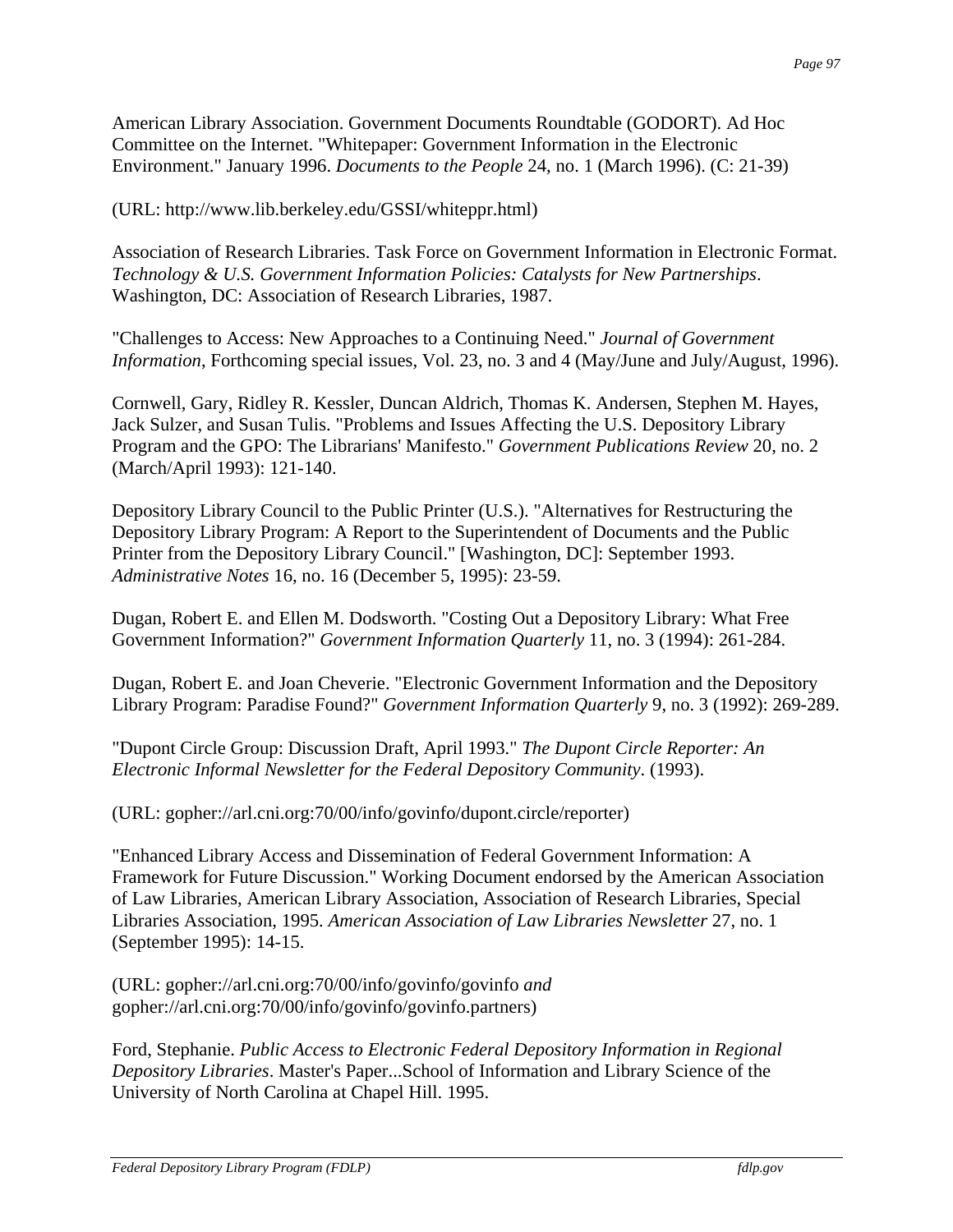American Library Association. Government Documents Roundtable (GODORT). Ad Hoc Committee on the Internet. "Whitepaper: Government Information in the Electronic Environment." January 1996. *Documents to the People* 24, no. 1 (March 1996). (C: 21-39)

(URL: http://www.lib.berkeley.edu/GSSI/whiteppr.html)

Association of Research Libraries. Task Force on Government Information in Electronic Format. *Technology & U.S. Government Information Policies: Catalysts for New Partnerships*. Washington, DC: Association of Research Libraries, 1987.

"Challenges to Access: New Approaches to a Continuing Need." *Journal of Government Information*, Forthcoming special issues, Vol. 23, no. 3 and 4 (May/June and July/August, 1996).

Cornwell, Gary, Ridley R. Kessler, Duncan Aldrich, Thomas K. Andersen, Stephen M. Hayes, Jack Sulzer, and Susan Tulis. "Problems and Issues Affecting the U.S. Depository Library Program and the GPO: The Librarians' Manifesto." *Government Publications Review* 20, no. 2 (March/April 1993): 121-140.

Depository Library Council to the Public Printer (U.S.). "Alternatives for Restructuring the Depository Library Program: A Report to the Superintendent of Documents and the Public Printer from the Depository Library Council." [Washington, DC]: September 1993. *Administrative Notes* 16, no. 16 (December 5, 1995): 23-59.

Dugan, Robert E. and Ellen M. Dodsworth. "Costing Out a Depository Library: What Free Government Information?" *Government Information Quarterly* 11, no. 3 (1994): 261-284.

Dugan, Robert E. and Joan Cheverie. "Electronic Government Information and the Depository Library Program: Paradise Found?" *Government Information Quarterly* 9, no. 3 (1992): 269-289.

"Dupont Circle Group: Discussion Draft, April 1993." *The Dupont Circle Reporter: An Electronic Informal Newsletter for the Federal Depository Community*. (1993).

(URL: gopher://arl.cni.org:70/00/info/govinfo/dupont.circle/reporter)

"Enhanced Library Access and Dissemination of Federal Government Information: A Framework for Future Discussion." Working Document endorsed by the American Association of Law Libraries, American Library Association, Association of Research Libraries, Special Libraries Association, 1995. *American Association of Law Libraries Newsletter* 27, no. 1 (September 1995): 14-15.

(URL: gopher://arl.cni.org:70/00/info/govinfo/govinfo *and* gopher://arl.cni.org:70/00/info/govinfo/govinfo.partners)

Ford, Stephanie. *Public Access to Electronic Federal Depository Information in Regional Depository Libraries*. Master's Paper...School of Information and Library Science of the University of North Carolina at Chapel Hill. 1995.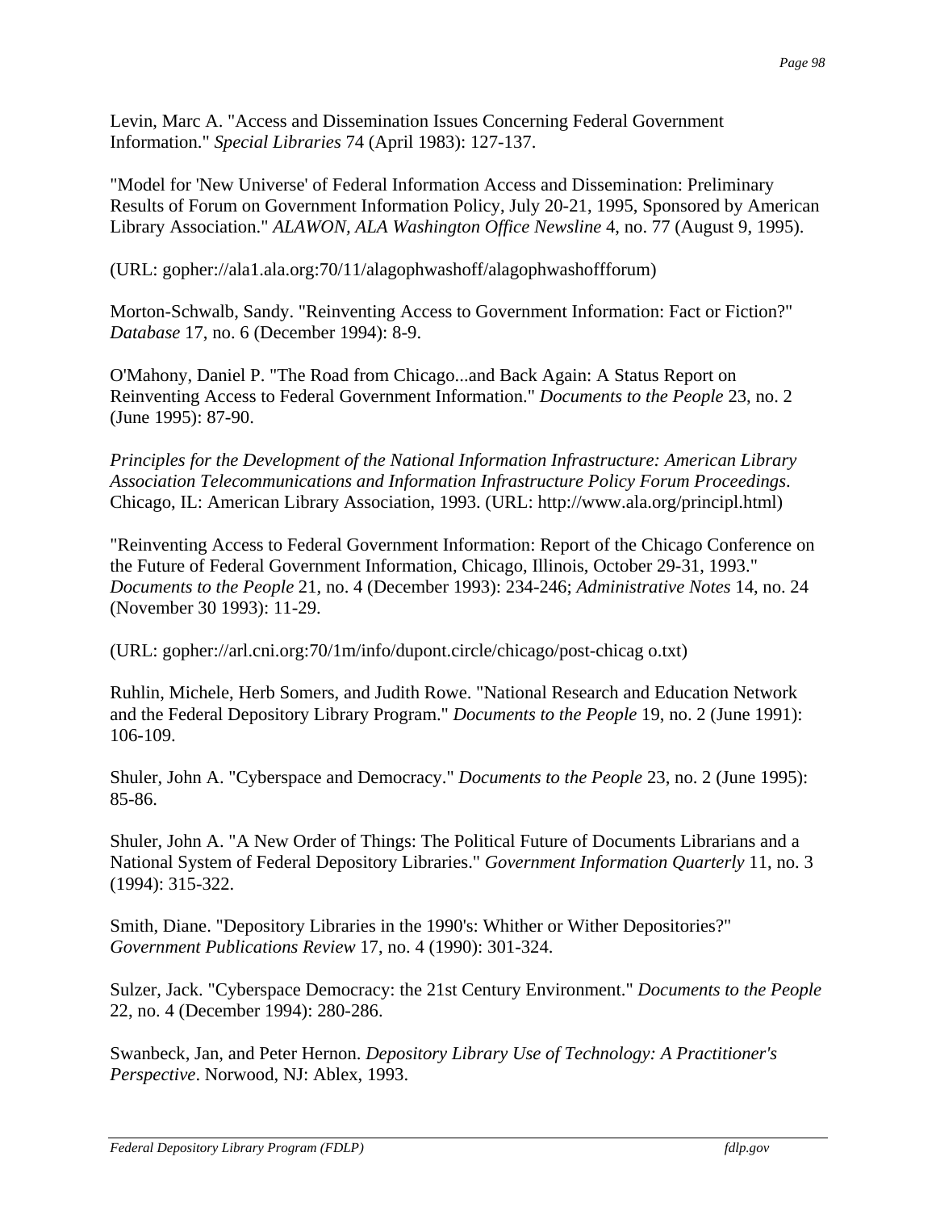Levin, Marc A. "Access and Dissemination Issues Concerning Federal Government Information." *Special Libraries* 74 (April 1983): 127-137.

"Model for 'New Universe' of Federal Information Access and Dissemination: Preliminary Results of Forum on Government Information Policy, July 20-21, 1995, Sponsored by American Library Association." *ALAWON, ALA Washington Office Newsline* 4, no. 77 (August 9, 1995).

(URL: gopher://ala1.ala.org:70/11/alagophwashoff/alagophwashoffforum)

Morton-Schwalb, Sandy. "Reinventing Access to Government Information: Fact or Fiction?" *Database* 17, no. 6 (December 1994): 8-9.

O'Mahony, Daniel P. "The Road from Chicago...and Back Again: A Status Report on Reinventing Access to Federal Government Information." *Documents to the People* 23, no. 2 (June 1995): 87-90.

*Principles for the Development of the National Information Infrastructure: American Library Association Telecommunications and Information Infrastructure Policy Forum Proceedings*. Chicago, IL: American Library Association, 1993. (URL: http://www.ala.org/principl.html)

"Reinventing Access to Federal Government Information: Report of the Chicago Conference on the Future of Federal Government Information, Chicago, Illinois, October 29-31, 1993." *Documents to the People* 21, no. 4 (December 1993): 234-246; *Administrative Notes* 14, no. 24 (November 30 1993): 11-29.

(URL: gopher://arl.cni.org:70/1m/info/dupont.circle/chicago/post-chicag o.txt)

Ruhlin, Michele, Herb Somers, and Judith Rowe. "National Research and Education Network and the Federal Depository Library Program." *Documents to the People* 19, no. 2 (June 1991): 106-109.

Shuler, John A. "Cyberspace and Democracy." *Documents to the People* 23, no. 2 (June 1995): 85-86.

Shuler, John A. "A New Order of Things: The Political Future of Documents Librarians and a National System of Federal Depository Libraries." *Government Information Quarterly* 11, no. 3 (1994): 315-322.

Smith, Diane. "Depository Libraries in the 1990's: Whither or Wither Depositories?" *Government Publications Review* 17, no. 4 (1990): 301-324.

Sulzer, Jack. "Cyberspace Democracy: the 21st Century Environment." *Documents to the People* 22, no. 4 (December 1994): 280-286.

Swanbeck, Jan, and Peter Hernon. *Depository Library Use of Technology: A Practitioner's Perspective*. Norwood, NJ: Ablex, 1993.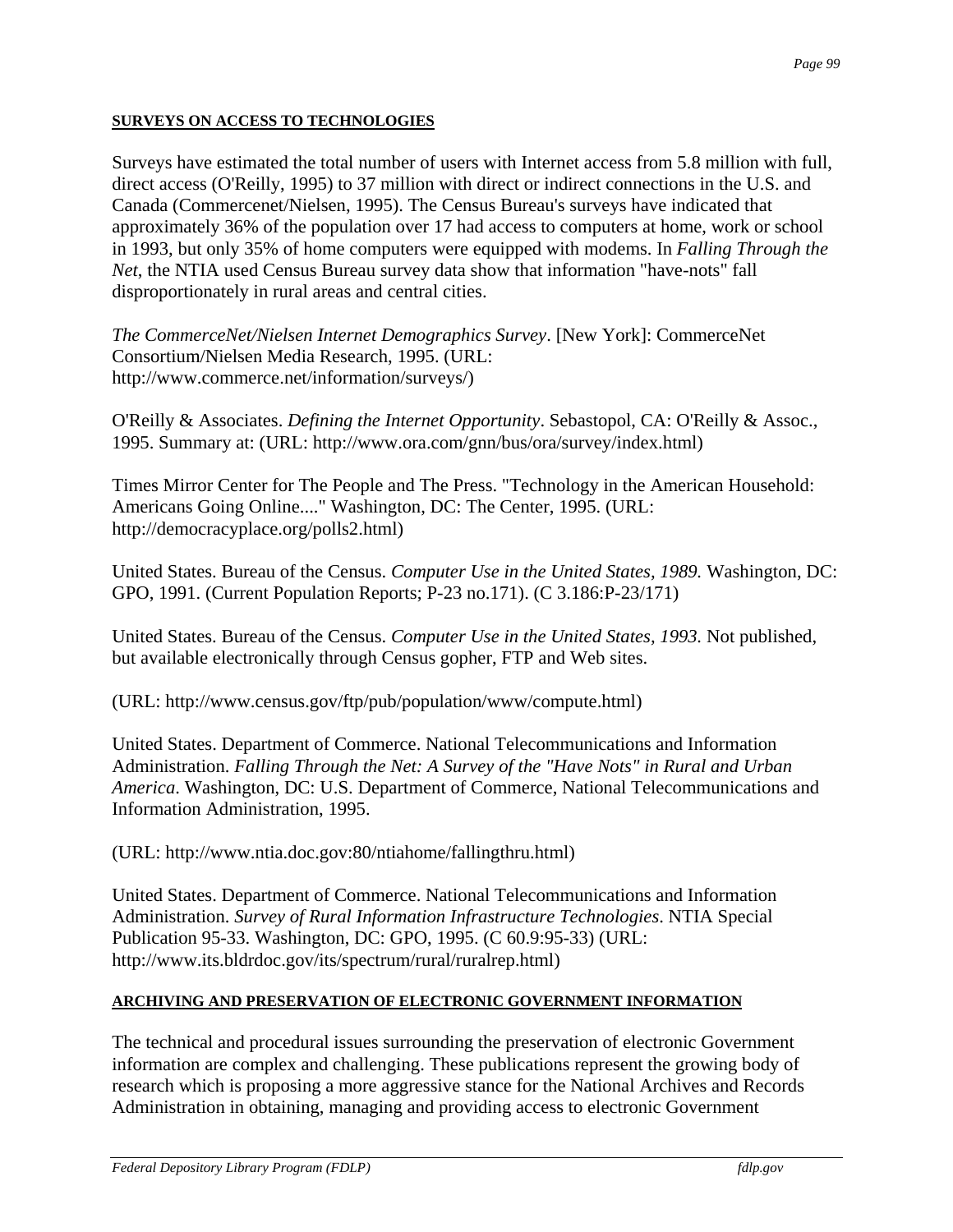## SURVEYS ON ACCESS TO TECHNOLOGIES

Surveys have estimated the total number of users with Internet access from 5.8 million with full, direct access (O'Reilly, 1995) to 37 million with direct or indirect connections in the U.S. and Canada (Commercenet/Nielsen, 1995). The Census Bureau's surveys have indicated that approximately 36% of the population over 17 had access to computers at home, work or school in 1993, but only 35% of home computers were equipped with modems. In *Falling Through the Net*, the NTIA used Census Bureau survey data show that information "have-nots" fall disproportionately in rural areas and central cities.

*The CommerceNet/Nielsen Internet Demographics Survey*. [New York]: CommerceNet Consortium/Nielsen Media Research, 1995. (URL: http://www.commerce.net/information/surveys/)

O'Reilly & Associates. *Defining the Internet Opportunity*. Sebastopol, CA: O'Reilly & Assoc., 1995. Summary at: (URL: http://www.ora.com/gnn/bus/ora/survey/index.html)

Times Mirror Center for The People and The Press. "Technology in the American Household: Americans Going Online...." Washington, DC: The Center, 1995. (URL: http://democracyplace.org/polls2.html)

United States. Bureau of the Census. *Computer Use in the United States, 1989.* Washington, DC: GPO, 1991. (Current Population Reports; P-23 no.171). (C 3.186:P-23/171)

United States. Bureau of the Census. *Computer Use in the United States, 1993.* Not published, but available electronically through Census gopher, FTP and Web sites.

(URL: http://www.census.gov/ftp/pub/population/www/compute.html)

United States. Department of Commerce. National Telecommunications and Information Administration. *Falling Through the Net: A Survey of the "Have Nots" in Rural and Urban America*. Washington, DC: U.S. Department of Commerce, National Telecommunications and Information Administration, 1995.

(URL: http://www.ntia.doc.gov:80/ntiahome/fallingthru.html)

United States. Department of Commerce. National Telecommunications and Information Administration. *Survey of Rural Information Infrastructure Technologies*. NTIA Special Publication 95-33. Washington, DC: GPO, 1995. (C 60.9:95-33) (URL: http://www.its.bldrdoc.gov/its/spectrum/rural/ruralrep.html)

## ARCHIVING AND PRESERVATION OF ELECTRONIC GOVERNMENT INFORMATION

The technical and procedural issues surrounding the preservation of electronic Government information are complex and challenging. These publications represent the growing body of research which is proposing a more aggressive stance for the National Archives and Records Administration in obtaining, managing and providing access to electronic Government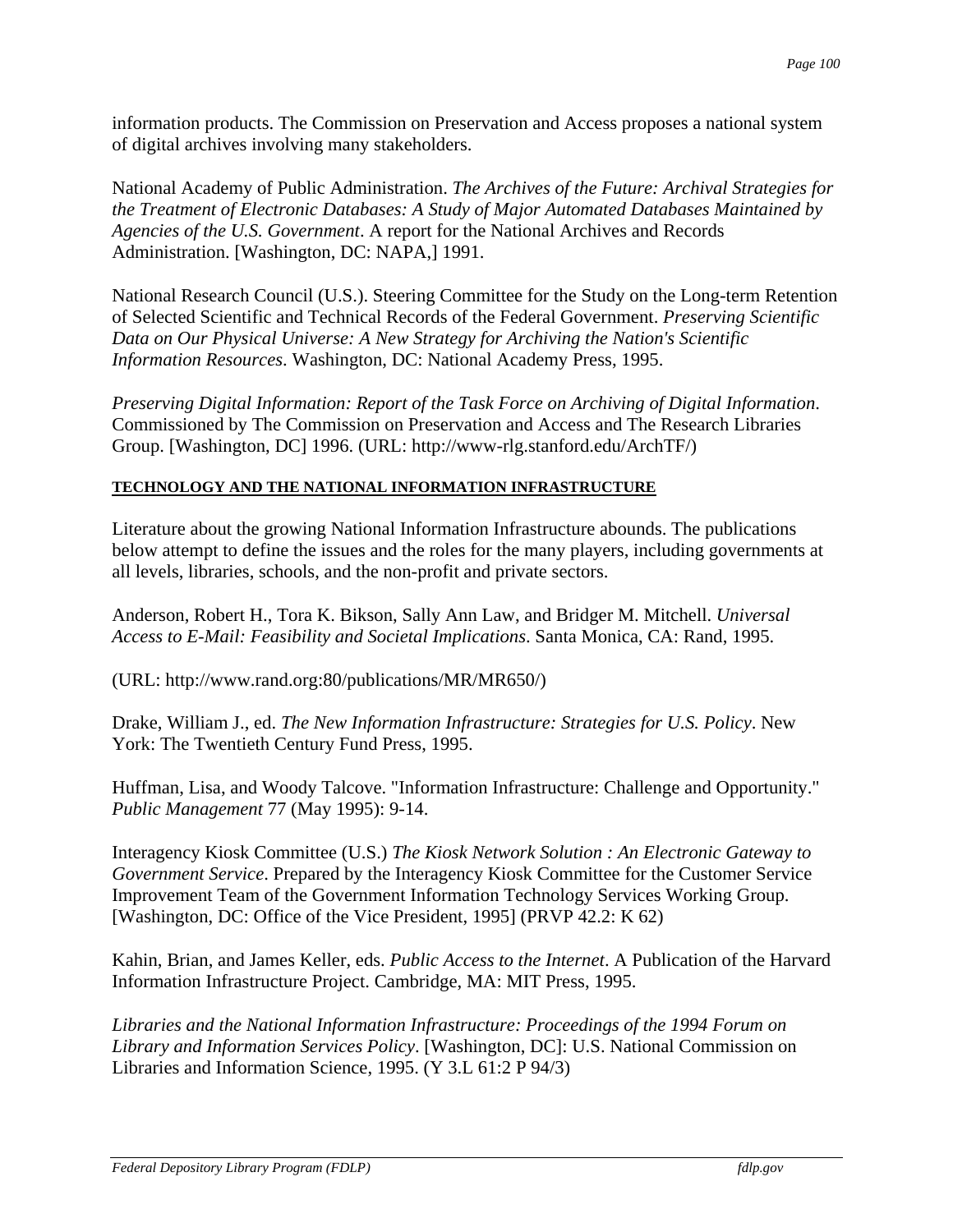information products. The Commission on Preservation and Access proposes a national system of digital archives involving many stakeholders.

National Academy of Public Administration. *The Archives of the Future: Archival Strategies for the Treatment of Electronic Databases: A Study of Major Automated Databases Maintained by Agencies of the U.S. Government*. A report for the National Archives and Records Administration. [Washington, DC: NAPA,] 1991.

National Research Council (U.S.). Steering Committee for the Study on the Long-term Retention of Selected Scientific and Technical Records of the Federal Government. *Preserving Scientific Data on Our Physical Universe: A New Strategy for Archiving the Nation's Scientific Information Resources*. Washington, DC: National Academy Press, 1995.

*Preserving Digital Information: Report of the Task Force on Archiving of Digital Information*. Commissioned by The Commission on Preservation and Access and The Research Libraries Group. [Washington, DC] 1996. (URL: http://www-rlg.stanford.edu/ArchTF/)

**TECHNOLOGY AND THE NATIONAL INFORMATION INFRASTRUCTURE**

Literature about the growing National Information Infrastructure abounds. The publications below attempt to define the issues and the roles for the many players, including governments at all levels, libraries, schools, and the non-profit and private sectors.

Anderson, Robert H., Tora K. Bikson, Sally Ann Law, and Bridger M. Mitchell. *Universal Access to E-Mail: Feasibility and Societal Implications*. Santa Monica, CA: Rand, 1995.

(URL: http://www.rand.org:80/publications/MR/MR650/)

Drake, William J., ed. *The New Information Infrastructure: Strategies for U.S. Policy*. New York: The Twentieth Century Fund Press, 1995.

Huffman, Lisa, and Woody Talcove. "Information Infrastructure: Challenge and Opportunity." *Public Management* 77 (May 1995): 9-14.

Interagency Kiosk Committee (U.S.) *The Kiosk Network Solution : An Electronic Gateway to Government Service*. Prepared by the Interagency Kiosk Committee for the Customer Service Improvement Team of the Government Information Technology Services Working Group. [Washington, DC: Office of the Vice President, 1995] (PRVP 42.2: K 62)

Kahin, Brian, and James Keller, eds. *Public Access to the Internet*. A Publication of the Harvard Information Infrastructure Project. Cambridge, MA: MIT Press, 1995.

*Libraries and the National Information Infrastructure: Proceedings of the 1994 Forum on Library and Information Services Policy*. [Washington, DC]: U.S. National Commission on Libraries and Information Science, 1995. (Y 3.L 61:2 P 94/3)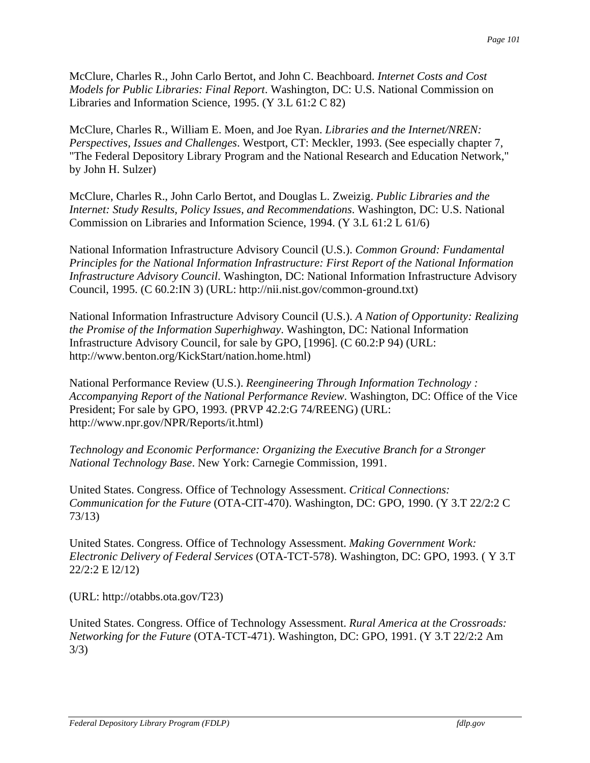McClure, Charles R., John Carlo Bertot, and John C. Beachboard. *Internet Costs and Cost Models for Public Libraries: Final Report*. Washington, DC: U.S. National Commission on Libraries and Information Science, 1995. (Y 3.L 61:2 C 82)

McClure, Charles R., William E. Moen, and Joe Ryan. *Libraries and the Internet/NREN: Perspectives, Issues and Challenges*. Westport, CT: Meckler, 1993. (See especially chapter 7, "The Federal Depository Library Program and the National Research and Education Network," by John H. Sulzer)

McClure, Charles R., John Carlo Bertot, and Douglas L. Zweizig. *Public Libraries and the Internet: Study Results, Policy Issues, and Recommendations*. Washington, DC: U.S. National Commission on Libraries and Information Science, 1994. (Y 3.L 61:2 L 61/6)

National Information Infrastructure Advisory Council (U.S.). *Common Ground: Fundamental Principles for the National Information Infrastructure: First Report of the National Information Infrastructure Advisory Council*. Washington, DC: National Information Infrastructure Advisory Council, 1995. (C 60.2:IN 3) (URL: http://nii.nist.gov/common-ground.txt)

National Information Infrastructure Advisory Council (U.S.). *A Nation of Opportunity: Realizing the Promise of the Information Superhighway*. Washington, DC: National Information Infrastructure Advisory Council, for sale by GPO, [1996]. (C 60.2:P 94) (URL: http://www.benton.org/KickStart/nation.home.html)

National Performance Review (U.S.). *Reengineering Through Information Technology : Accompanying Report of the National Performance Review*. Washington, DC: Office of the Vice President; For sale by GPO, 1993. (PRVP 42.2:G 74/REENG) (URL: http://www.npr.gov/NPR/Reports/it.html)

*Technology and Economic Performance: Organizing the Executive Branch for a Stronger National Technology Base*. New York: Carnegie Commission, 1991.

United States. Congress. Office of Technology Assessment. *Critical Connections: Communication for the Future* (OTA-CIT-470). Washington, DC: GPO, 1990. (Y 3.T 22/2:2 C 73/13)

United States. Congress. Office of Technology Assessment. *Making Government Work: Electronic Delivery of Federal Services* (OTA-TCT-578). Washington, DC: GPO, 1993. ( Y 3.T 22/2:2 E l2/12)

(URL: http://otabbs.ota.gov/T23)

United States. Congress. Office of Technology Assessment. *Rural America at the Crossroads: Networking for the Future* (OTA-TCT-471). Washington, DC: GPO, 1991. (Y 3.T 22/2:2 Am 3/3)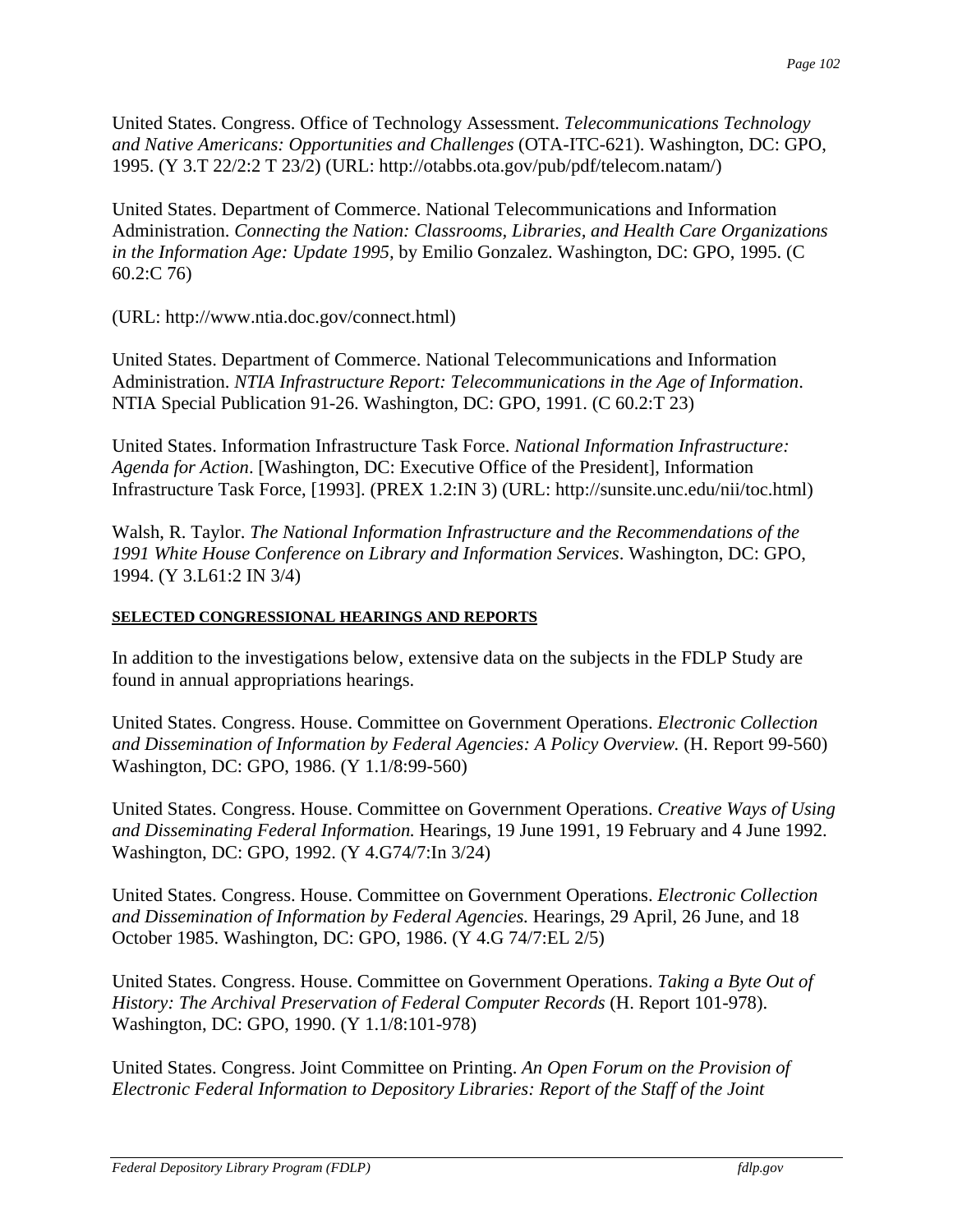United States. Congress. Office of Technology Assessment. *Telecommunications Technology and Native Americans: Opportunities and Challenges* (OTA-ITC-621). Washington, DC: GPO, 1995. (Y 3.T 22/2:2 T 23/2) (URL: http://otabbs.ota.gov/pub/pdf/telecom.natam/)

United States. Department of Commerce. National Telecommunications and Information Administration. *Connecting the Nation: Classrooms, Libraries, and Health Care Organizations in the Information Age: Update 1995,* by Emilio Gonzalez. Washington, DC: GPO, 1995. (C 60.2:C 76)

(URL: http://www.ntia.doc.gov/connect.html)

United States. Department of Commerce. National Telecommunications and Information Administration. *NTIA Infrastructure Report: Telecommunications in the Age of Information*. NTIA Special Publication 91-26. Washington, DC: GPO, 1991. (C 60.2:T 23)

United States. Information Infrastructure Task Force. *National Information Infrastructure: Agenda for Action*. [Washington, DC: Executive Office of the President], Information Infrastructure Task Force, [1993]. (PREX 1.2:IN 3) (URL: http://sunsite.unc.edu/nii/toc.html)

Walsh, R. Taylor. *The National Information Infrastructure and the Recommendations of the 1991 White House Conference on Library and Information Services*. Washington, DC: GPO, 1994. (Y 3.L61:2 IN 3/4)

**SELECTED CONGRESSIONAL HEARINGS AND REPORTS**

In addition to the investigations below, extensive data on the subjects in the FDLP Study are found in annual appropriations hearings.

United States. Congress. House. Committee on Government Operations. *Electronic Collection and Dissemination of Information by Federal Agencies: A Policy Overview.* (H. Report 99-560) Washington, DC: GPO, 1986. (Y 1.1/8:99-560)

United States. Congress. House. Committee on Government Operations. *Creative Ways of Using and Disseminating Federal Information.* Hearings, 19 June 1991, 19 February and 4 June 1992. Washington, DC: GPO, 1992. (Y 4.G74/7:In 3/24)

United States. Congress. House. Committee on Government Operations. *Electronic Collection and Dissemination of Information by Federal Agencies.* Hearings, 29 April, 26 June, and 18 October 1985. Washington, DC: GPO, 1986. (Y 4.G 74/7:EL 2/5)

United States. Congress. House. Committee on Government Operations. *Taking a Byte Out of History: The Archival Preservation of Federal Computer Records* (H. Report 101-978). Washington, DC: GPO, 1990. (Y 1.1/8:101-978)

United States. Congress. Joint Committee on Printing. *An Open Forum on the Provision of Electronic Federal Information to Depository Libraries: Report of the Staff of the Joint*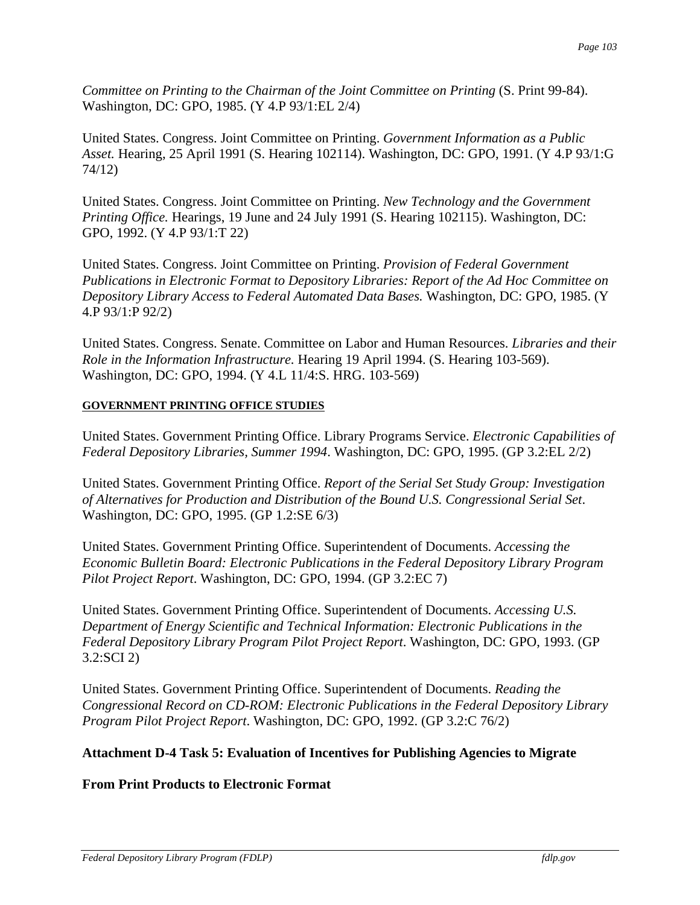*Committee on Printing to the Chairman of the Joint Committee on Printing* (S. Print 99-84). Washington, DC: GPO, 1985. (Y 4.P 93/1:EL 2/4)

United States. Congress. Joint Committee on Printing. *Government Information as a Public Asset.* Hearing, 25 April 1991 (S. Hearing 102114). Washington, DC: GPO, 1991. (Y 4.P 93/1:G 74/12)

United States. Congress. Joint Committee on Printing. *New Technology and the Government Printing Office.* Hearings, 19 June and 24 July 1991 (S. Hearing 102115). Washington, DC: GPO, 1992. (Y 4.P 93/1:T 22)

United States. Congress. Joint Committee on Printing. *Provision of Federal Government Publications in Electronic Format to Depository Libraries: Report of the Ad Hoc Committee on Depository Library Access to Federal Automated Data Bases.* Washington, DC: GPO, 1985. (Y 4.P 93/1:P 92/2)

United States. Congress. Senate. Committee on Labor and Human Resources. *Libraries and their Role in the Information Infrastructure.* Hearing 19 April 1994. (S. Hearing 103-569). Washington, DC: GPO, 1994. (Y 4.L 11/4:S. HRG. 103-569)

**GOVERNMENT PRINTING OFFICE STUDIES**

United States. Government Printing Office. Library Programs Service. *Electronic Capabilities of Federal Depository Libraries, Summer 1994*. Washington, DC: GPO, 1995. (GP 3.2:EL 2/2)

United States. Government Printing Office. *Report of the Serial Set Study Group: Investigation of Alternatives for Production and Distribution of the Bound U.S. Congressional Serial Set*. Washington, DC: GPO, 1995. (GP 1.2:SE 6/3)

United States. Government Printing Office. Superintendent of Documents. *Accessing the Economic Bulletin Board: Electronic Publications in the Federal Depository Library Program Pilot Project Report*. Washington, DC: GPO, 1994. (GP 3.2:EC 7)

United States. Government Printing Office. Superintendent of Documents. *Accessing U.S. Department of Energy Scientific and Technical Information: Electronic Publications in the Federal Depository Library Program Pilot Project Report*. Washington, DC: GPO, 1993. (GP 3.2:SCI 2)

United States. Government Printing Office. Superintendent of Documents. *Reading the Congressional Record on CD-ROM: Electronic Publications in the Federal Depository Library Program Pilot Project Report*. Washington, DC: GPO, 1992. (GP 3.2:C 76/2)

**Attachment D-4 Task 5: Evaluation of Incentives for Publishing Agencies to Migrate**

**From Print Products to Electronic Format**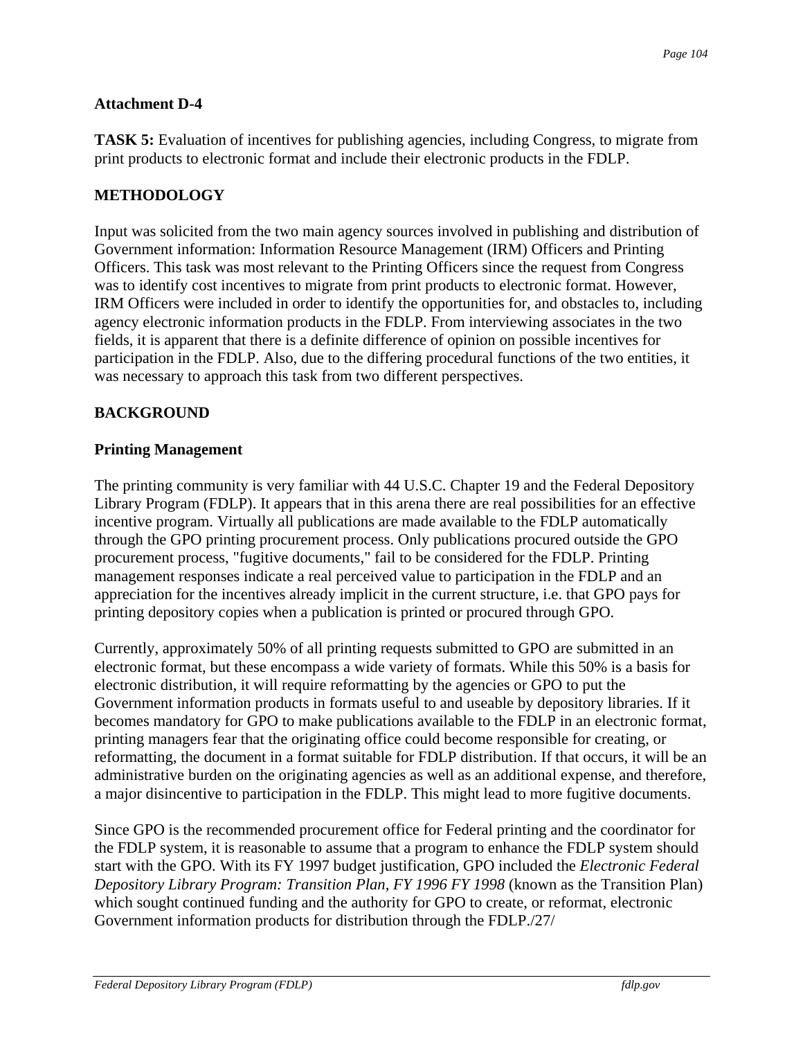**Attachment D-4**

**TASK 5:** Evaluation of incentives for publishing agencies, including Congress, to migrate from print products to electronic format and include their electronic products in the FDLP.

## METHODOLOGY

Input was solicited from the two main agency sources involved in publishing and distribution of Government information: Information Resource Management (IRM) Officers and Printing Officers. This task was most relevant to the Printing Officers since the request from Congress was to identify cost incentives to migrate from print products to electronic format. However, IRM Officers were included in order to identify the opportunities for, and obstacles to, including agency electronic information products in the FDLP. From interviewing associates in the two fields, it is apparent that there is a definite difference of opinion on possible incentives for participation in the FDLP. Also, due to the differing procedural functions of the two entities, it was necessary to approach this task from two different perspectives.

## BACKGROUND

### Printing Management

The printing community is very familiar with 44 U.S.C. Chapter 19 and the Federal Depository Library Program (FDLP). It appears that in this arena there are real possibilities for an effective incentive program. Virtually all publications are made available to the FDLP automatically through the GPO printing procurement process. Only publications procured outside the GPO procurement process, "fugitive documents," fail to be considered for the FDLP. Printing management responses indicate a real perceived value to participation in the FDLP and an appreciation for the incentives already implicit in the current structure, i.e. that GPO pays for printing depository copies when a publication is printed or procured through GPO.

Currently, approximately 50% of all printing requests submitted to GPO are submitted in an electronic format, but these encompass a wide variety of formats. While this 50% is a basis for electronic distribution, it will require reformatting by the agencies or GPO to put the Government information products in formats useful to and useable by depository libraries. If it becomes mandatory for GPO to make publications available to the FDLP in an electronic format, printing managers fear that the originating office could become responsible for creating, or reformatting, the document in a format suitable for FDLP distribution. If that occurs, it will be an administrative burden on the originating agencies as well as an additional expense, and therefore, a major disincentive to participation in the FDLP. This might lead to more fugitive documents.

Since GPO is the recommended procurement office for Federal printing and the coordinator for the FDLP system, it is reasonable to assume that a program to enhance the FDLP system should start with the GPO. With its FY 1997 budget justification, GPO included the *Electronic Federal Depository Library Program: Transition Plan, FY 1996 FY 1998* (known as the Transition Plan) which sought continued funding and the authority for GPO to create, or reformat, electronic Government information products for distribution through the FDLP./27/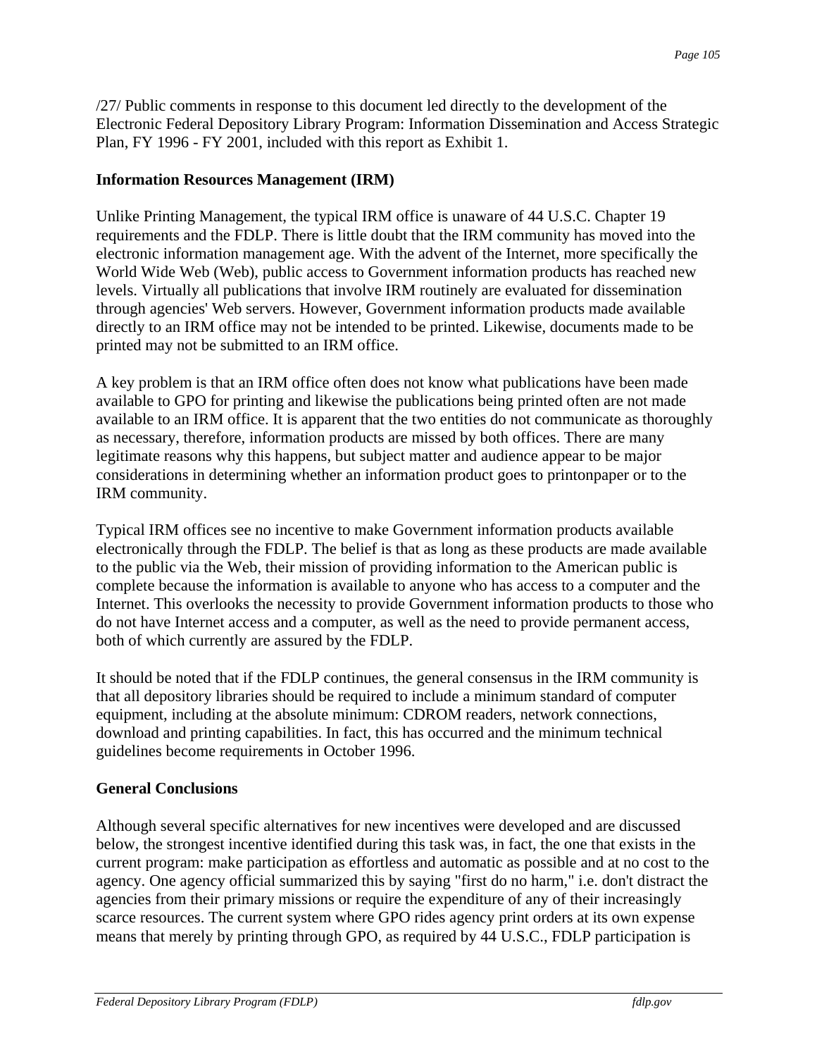/27/ Public comments in response to this document led directly to the development of the Electronic Federal Depository Library Program: Information Dissemination and Access Strategic Plan, FY 1996 - FY 2001, included with this report as Exhibit 1.

**Information Resources Management (IRM)**

Unlike Printing Management, the typical IRM office is unaware of 44 U.S.C. Chapter 19 requirements and the FDLP. There is little doubt that the IRM community has moved into the electronic information management age. With the advent of the Internet, more specifically the World Wide Web (Web), public access to Government information products has reached new levels. Virtually all publications that involve IRM routinely are evaluated for dissemination through agencies' Web servers. However, Government information products made available directly to an IRM office may not be intended to be printed. Likewise, documents made to be printed may not be submitted to an IRM office.

A key problem is that an IRM office often does not know what publications have been made available to GPO for printing and likewise the publications being printed often are not made available to an IRM office. It is apparent that the two entities do not communicate as thoroughly as necessary, therefore, information products are missed by both offices. There are many legitimate reasons why this happens, but subject matter and audience appear to be major considerations in determining whether an information product goes to printonpaper or to the IRM community.

Typical IRM offices see no incentive to make Government information products available electronically through the FDLP. The belief is that as long as these products are made available to the public via the Web, their mission of providing information to the American public is complete because the information is available to anyone who has access to a computer and the Internet. This overlooks the necessity to provide Government information products to those who do not have Internet access and a computer, as well as the need to provide permanent access, both of which currently are assured by the FDLP.

It should be noted that if the FDLP continues, the general consensus in the IRM community is that all depository libraries should be required to include a minimum standard of computer equipment, including at the absolute minimum: CDROM readers, network connections, download and printing capabilities. In fact, this has occurred and the minimum technical guidelines become requirements in October 1996.

**General Conclusions**

Although several specific alternatives for new incentives were developed and are discussed below, the strongest incentive identified during this task was, in fact, the one that exists in the current program: make participation as effortless and automatic as possible and at no cost to the agency. One agency official summarized this by saying "first do no harm," i.e. don't distract the agencies from their primary missions or require the expenditure of any of their increasingly scarce resources. The current system where GPO rides agency print orders at its own expense means that merely by printing through GPO, as required by 44 U.S.C., FDLP participation is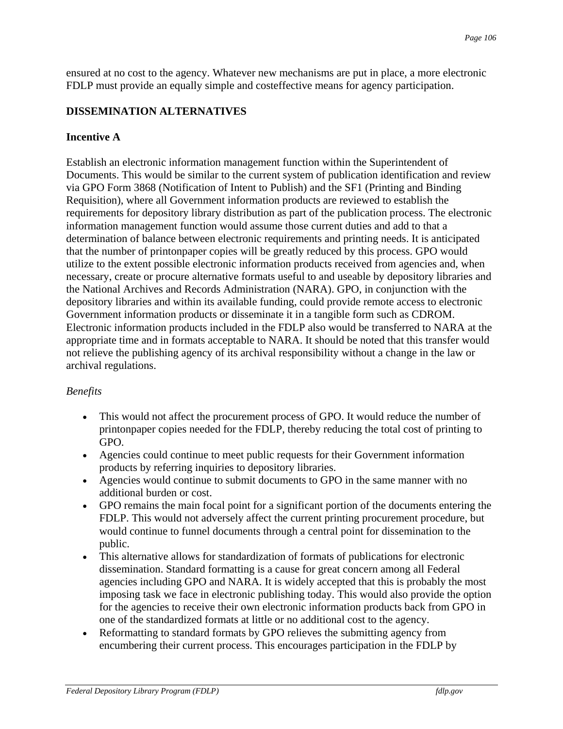ensured at no cost to the agency. Whatever new mechanisms are put in place, a more electronic FDLP must provide an equally simple and costeffective means for agency participation.

## DISSEMINATION ALTERNATIVES

### Incentive A

Establish an electronic information management function within the Superintendent of Documents. This would be similar to the current system of publication identification and review via GPO Form 3868 (Notification of Intent to Publish) and the SF1 (Printing and Binding Requisition), where all Government information products are reviewed to establish the requirements for depository library distribution as part of the publication process. The electronic information management function would assume those current duties and add to that a determination of balance between electronic requirements and printing needs. It is anticipated that the number of printonpaper copies will be greatly reduced by this process. GPO would utilize to the extent possible electronic information products received from agencies and, when necessary, create or procure alternative formats useful to and useable by depository libraries and the National Archives and Records Administration (NARA). GPO, in conjunction with the depository libraries and within its available funding, could provide remote access to electronic Government information products or disseminate it in a tangible form such as CDROM. Electronic information products included in the FDLP also would be transferred to NARA at the appropriate time and in formats acceptable to NARA. It should be noted that this transfer would not relieve the publishing agency of its archival responsibility without a change in the law or archival regulations.

*Benefits*

- This would not affect the procurement process of GPO. It would reduce the number of printonpaper copies needed for the FDLP, thereby reducing the total cost of printing to GPO.
- Agencies could continue to meet public requests for their Government information products by referring inquiries to depository libraries.
- Agencies would continue to submit documents to GPO in the same manner with no additional burden or cost.
- GPO remains the main focal point for a significant portion of the documents entering the FDLP. This would not adversely affect the current printing procurement procedure, but would continue to funnel documents through a central point for dissemination to the public.
- This alternative allows for standardization of formats of publications for electronic dissemination. Standard formatting is a cause for great concern among all Federal agencies including GPO and NARA. It is widely accepted that this is probably the most imposing task we face in electronic publishing today. This would also provide the option for the agencies to receive their own electronic information products back from GPO in one of the standardized formats at little or no additional cost to the agency.
- Reformatting to standard formats by GPO relieves the submitting agency from encumbering their current process. This encourages participation in the FDLP by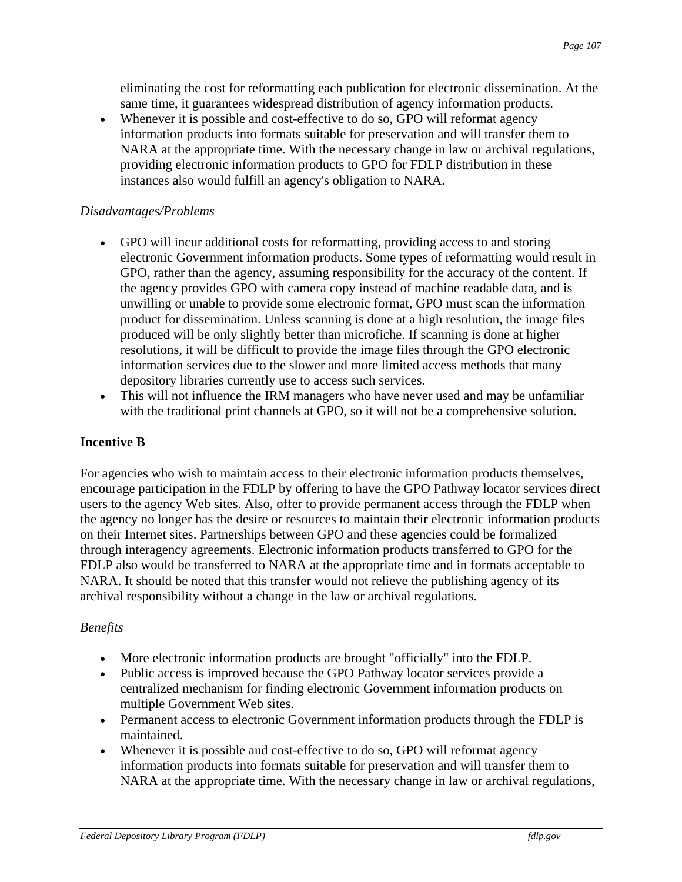eliminating the cost for reformatting each publication for electronic dissemination. At the same time, it guarantees widespread distribution of agency information products.
- Whenever it is possible and cost-effective to do so, GPO will reformat agency information products into formats suitable for preservation and will transfer them to NARA at the appropriate time. With the necessary change in law or archival regulations, providing electronic information products to GPO for FDLP distribution in these instances also would fulfill an agency's obligation to NARA.

*Disadvantages/Problems*

- GPO will incur additional costs for reformatting, providing access to and storing electronic Government information products. Some types of reformatting would result in GPO, rather than the agency, assuming responsibility for the accuracy of the content. If the agency provides GPO with camera copy instead of machine readable data, and is unwilling or unable to provide some electronic format, GPO must scan the information product for dissemination. Unless scanning is done at a high resolution, the image files produced will be only slightly better than microfiche. If scanning is done at higher resolutions, it will be difficult to provide the image files through the GPO electronic information services due to the slower and more limited access methods that many depository libraries currently use to access such services.
- This will not influence the IRM managers who have never used and may be unfamiliar with the traditional print channels at GPO, so it will not be a comprehensive solution.

**Incentive B**

For agencies who wish to maintain access to their electronic information products themselves, encourage participation in the FDLP by offering to have the GPO Pathway locator services direct users to the agency Web sites. Also, offer to provide permanent access through the FDLP when the agency no longer has the desire or resources to maintain their electronic information products on their Internet sites. Partnerships between GPO and these agencies could be formalized through interagency agreements. Electronic information products transferred to GPO for the FDLP also would be transferred to NARA at the appropriate time and in formats acceptable to NARA. It should be noted that this transfer would not relieve the publishing agency of its archival responsibility without a change in the law or archival regulations.

*Benefits*

- More electronic information products are brought "officially" into the FDLP.
- Public access is improved because the GPO Pathway locator services provide a centralized mechanism for finding electronic Government information products on multiple Government Web sites.
- Permanent access to electronic Government information products through the FDLP is maintained.
- Whenever it is possible and cost-effective to do so, GPO will reformat agency information products into formats suitable for preservation and will transfer them to NARA at the appropriate time. With the necessary change in law or archival regulations,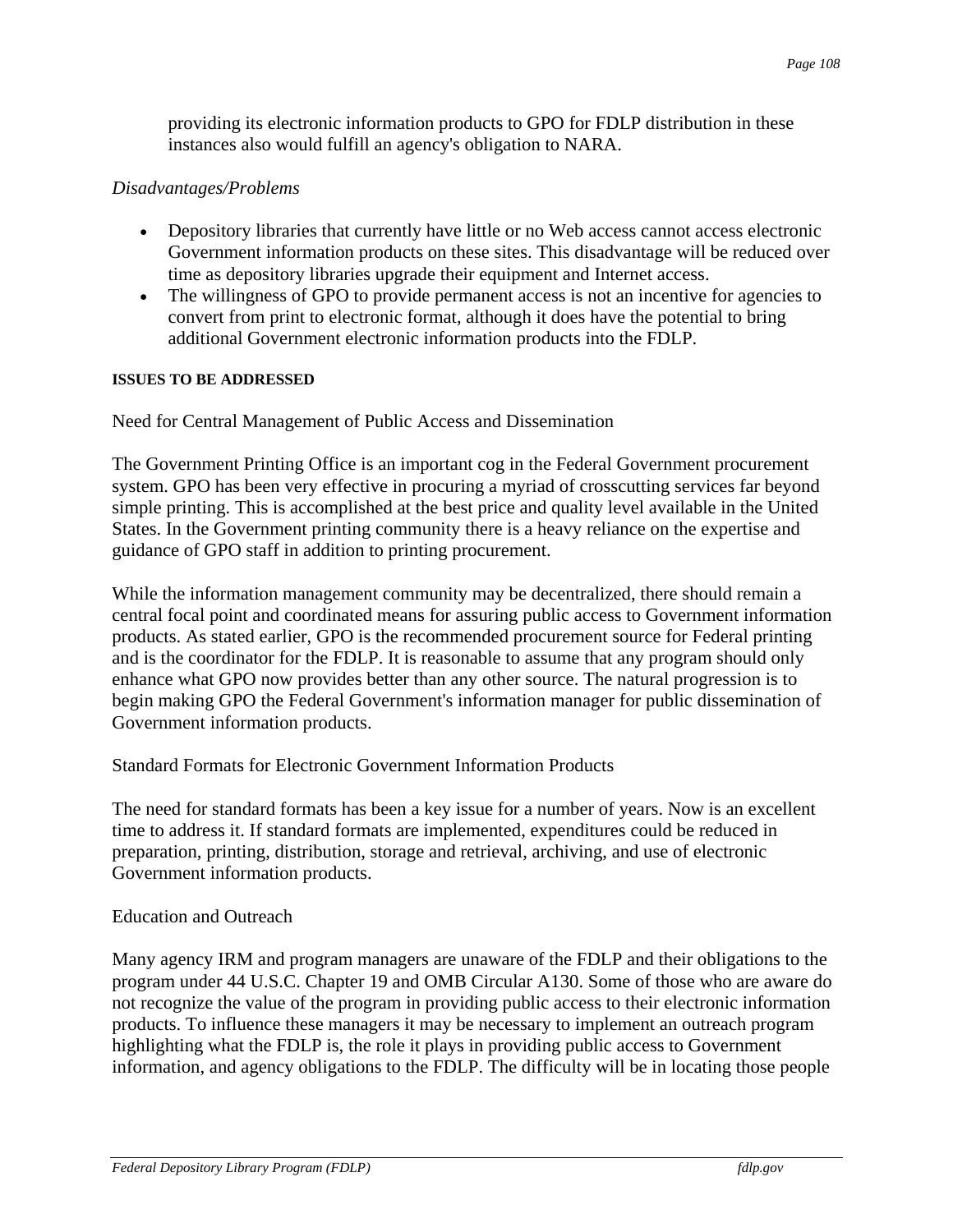providing its electronic information products to GPO for FDLP distribution in these instances also would fulfill an agency's obligation to NARA.

*Disadvantages/Problems*

- Depository libraries that currently have little or no Web access cannot access electronic Government information products on these sites. This disadvantage will be reduced over time as depository libraries upgrade their equipment and Internet access.
- The willingness of GPO to provide permanent access is not an incentive for agencies to convert from print to electronic format, although it does have the potential to bring additional Government electronic information products into the FDLP.

#### ISSUES TO BE ADDRESSED

Need for Central Management of Public Access and Dissemination

The Government Printing Office is an important cog in the Federal Government procurement system. GPO has been very effective in procuring a myriad of crosscutting services far beyond simple printing. This is accomplished at the best price and quality level available in the United States. In the Government printing community there is a heavy reliance on the expertise and guidance of GPO staff in addition to printing procurement.

While the information management community may be decentralized, there should remain a central focal point and coordinated means for assuring public access to Government information products. As stated earlier, GPO is the recommended procurement source for Federal printing and is the coordinator for the FDLP. It is reasonable to assume that any program should only enhance what GPO now provides better than any other source. The natural progression is to begin making GPO the Federal Government's information manager for public dissemination of Government information products.

Standard Formats for Electronic Government Information Products

The need for standard formats has been a key issue for a number of years. Now is an excellent time to address it. If standard formats are implemented, expenditures could be reduced in preparation, printing, distribution, storage and retrieval, archiving, and use of electronic Government information products.

Education and Outreach

Many agency IRM and program managers are unaware of the FDLP and their obligations to the program under 44 U.S.C. Chapter 19 and OMB Circular A130. Some of those who are aware do not recognize the value of the program in providing public access to their electronic information products. To influence these managers it may be necessary to implement an outreach program highlighting what the FDLP is, the role it plays in providing public access to Government information, and agency obligations to the FDLP. The difficulty will be in locating those people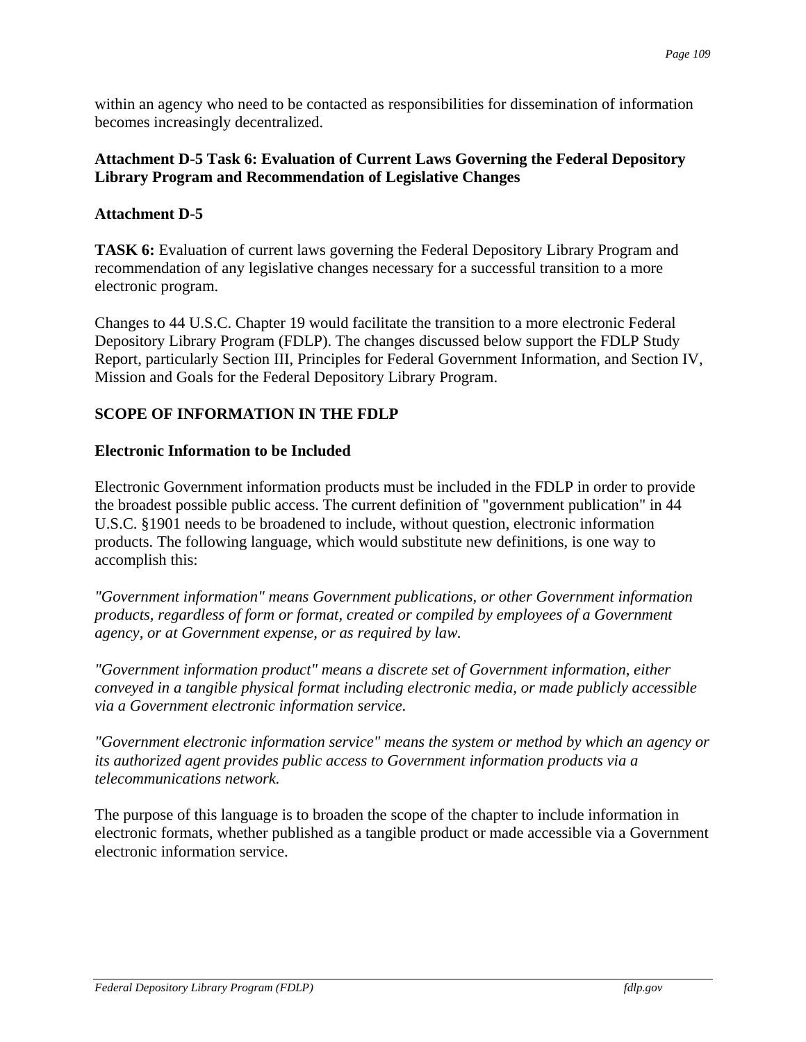within an agency who need to be contacted as responsibilities for dissemination of information becomes increasingly decentralized.

**Attachment D-5 Task 6: Evaluation of Current Laws Governing the Federal Depository Library Program and Recommendation of Legislative Changes**

**Attachment D-5**

**TASK 6:** Evaluation of current laws governing the Federal Depository Library Program and recommendation of any legislative changes necessary for a successful transition to a more electronic program.

Changes to 44 U.S.C. Chapter 19 would facilitate the transition to a more electronic Federal Depository Library Program (FDLP). The changes discussed below support the FDLP Study Report, particularly Section III, Principles for Federal Government Information, and Section IV, Mission and Goals for the Federal Depository Library Program.

**SCOPE OF INFORMATION IN THE FDLP**

**Electronic Information to be Included**

Electronic Government information products must be included in the FDLP in order to provide the broadest possible public access. The current definition of "government publication" in 44 U.S.C. §1901 needs to be broadened to include, without question, electronic information products. The following language, which would substitute new definitions, is one way to accomplish this:

*"Government information" means Government publications, or other Government information products, regardless of form or format, created or compiled by employees of a Government agency, or at Government expense, or as required by law.*

*"Government information product" means a discrete set of Government information, either conveyed in a tangible physical format including electronic media, or made publicly accessible via a Government electronic information service.*

*"Government electronic information service" means the system or method by which an agency or its authorized agent provides public access to Government information products via a telecommunications network.*

The purpose of this language is to broaden the scope of the chapter to include information in electronic formats, whether published as a tangible product or made accessible via a Government electronic information service.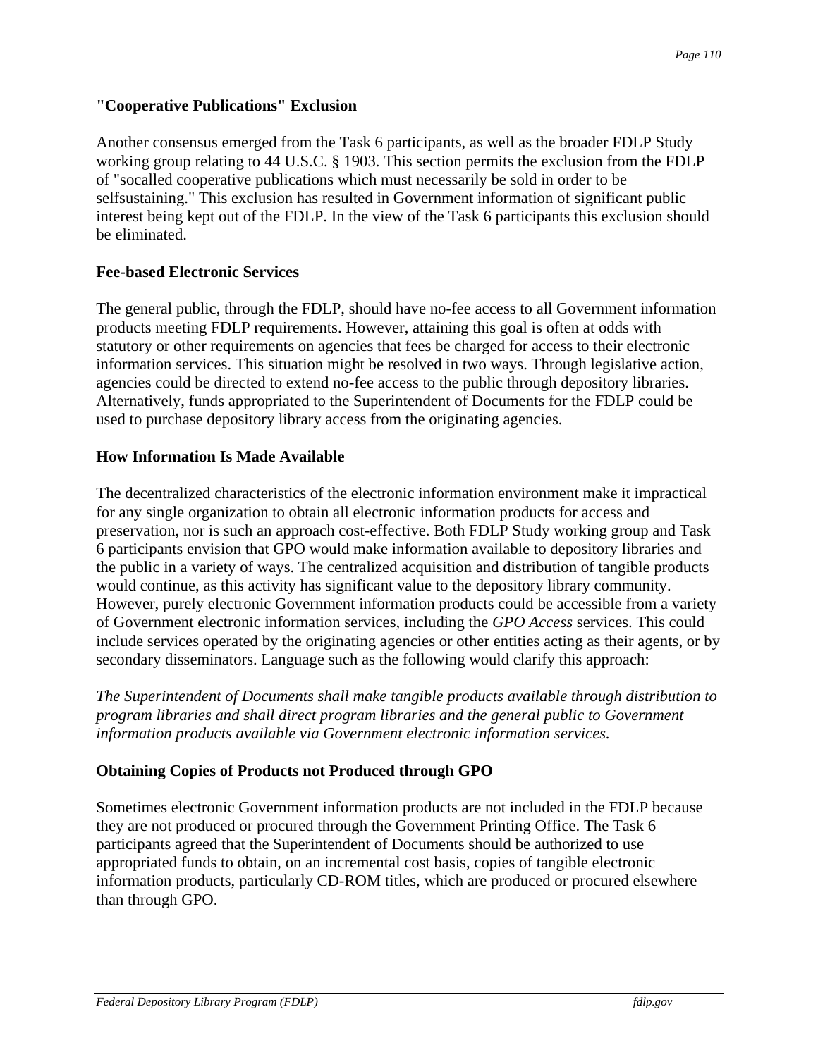**"Cooperative Publications" Exclusion**

Another consensus emerged from the Task 6 participants, as well as the broader FDLP Study working group relating to 44 U.S.C. § 1903. This section permits the exclusion from the FDLP of "socalled cooperative publications which must necessarily be sold in order to be selfsustaining." This exclusion has resulted in Government information of significant public interest being kept out of the FDLP. In the view of the Task 6 participants this exclusion should be eliminated.

**Fee-based Electronic Services**

The general public, through the FDLP, should have no-fee access to all Government information products meeting FDLP requirements. However, attaining this goal is often at odds with statutory or other requirements on agencies that fees be charged for access to their electronic information services. This situation might be resolved in two ways. Through legislative action, agencies could be directed to extend no-fee access to the public through depository libraries. Alternatively, funds appropriated to the Superintendent of Documents for the FDLP could be used to purchase depository library access from the originating agencies.

**How Information Is Made Available**

The decentralized characteristics of the electronic information environment make it impractical for any single organization to obtain all electronic information products for access and preservation, nor is such an approach cost-effective. Both FDLP Study working group and Task 6 participants envision that GPO would make information available to depository libraries and the public in a variety of ways. The centralized acquisition and distribution of tangible products would continue, as this activity has significant value to the depository library community. However, purely electronic Government information products could be accessible from a variety of Government electronic information services, including the *GPO Access* services. This could include services operated by the originating agencies or other entities acting as their agents, or by secondary disseminators. Language such as the following would clarify this approach:

*The Superintendent of Documents shall make tangible products available through distribution to program libraries and shall direct program libraries and the general public to Government information products available via Government electronic information services.*

**Obtaining Copies of Products not Produced through GPO**

Sometimes electronic Government information products are not included in the FDLP because they are not produced or procured through the Government Printing Office. The Task 6 participants agreed that the Superintendent of Documents should be authorized to use appropriated funds to obtain, on an incremental cost basis, copies of tangible electronic information products, particularly CD-ROM titles, which are produced or procured elsewhere than through GPO.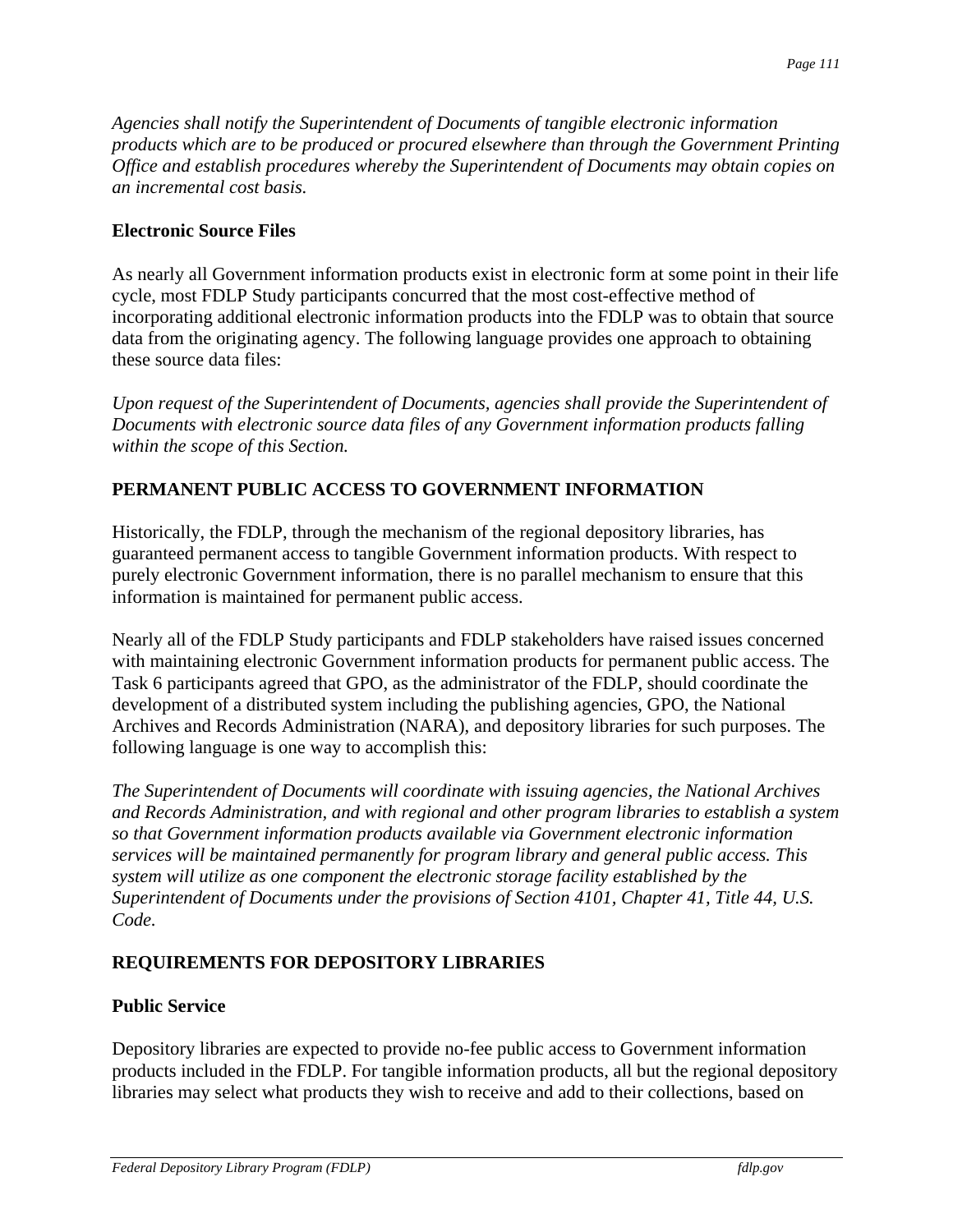*Agencies shall notify the Superintendent of Documents of tangible electronic information products which are to be produced or procured elsewhere than through the Government Printing Office and establish procedures whereby the Superintendent of Documents may obtain copies on an incremental cost basis.*

### Electronic Source Files

As nearly all Government information products exist in electronic form at some point in their life cycle, most FDLP Study participants concurred that the most cost-effective method of incorporating additional electronic information products into the FDLP was to obtain that source data from the originating agency. The following language provides one approach to obtaining these source data files:

*Upon request of the Superintendent of Documents, agencies shall provide the Superintendent of Documents with electronic source data files of any Government information products falling within the scope of this Section.*

## PERMANENT PUBLIC ACCESS TO GOVERNMENT INFORMATION

Historically, the FDLP, through the mechanism of the regional depository libraries, has guaranteed permanent access to tangible Government information products. With respect to purely electronic Government information, there is no parallel mechanism to ensure that this information is maintained for permanent public access.

Nearly all of the FDLP Study participants and FDLP stakeholders have raised issues concerned with maintaining electronic Government information products for permanent public access. The Task 6 participants agreed that GPO, as the administrator of the FDLP, should coordinate the development of a distributed system including the publishing agencies, GPO, the National Archives and Records Administration (NARA), and depository libraries for such purposes. The following language is one way to accomplish this:

*The Superintendent of Documents will coordinate with issuing agencies, the National Archives and Records Administration, and with regional and other program libraries to establish a system so that Government information products available via Government electronic information services will be maintained permanently for program library and general public access. This system will utilize as one component the electronic storage facility established by the Superintendent of Documents under the provisions of Section 4101, Chapter 41, Title 44, U.S. Code.*

## REQUIREMENTS FOR DEPOSITORY LIBRARIES

### Public Service

Depository libraries are expected to provide no-fee public access to Government information products included in the FDLP. For tangible information products, all but the regional depository libraries may select what products they wish to receive and add to their collections, based on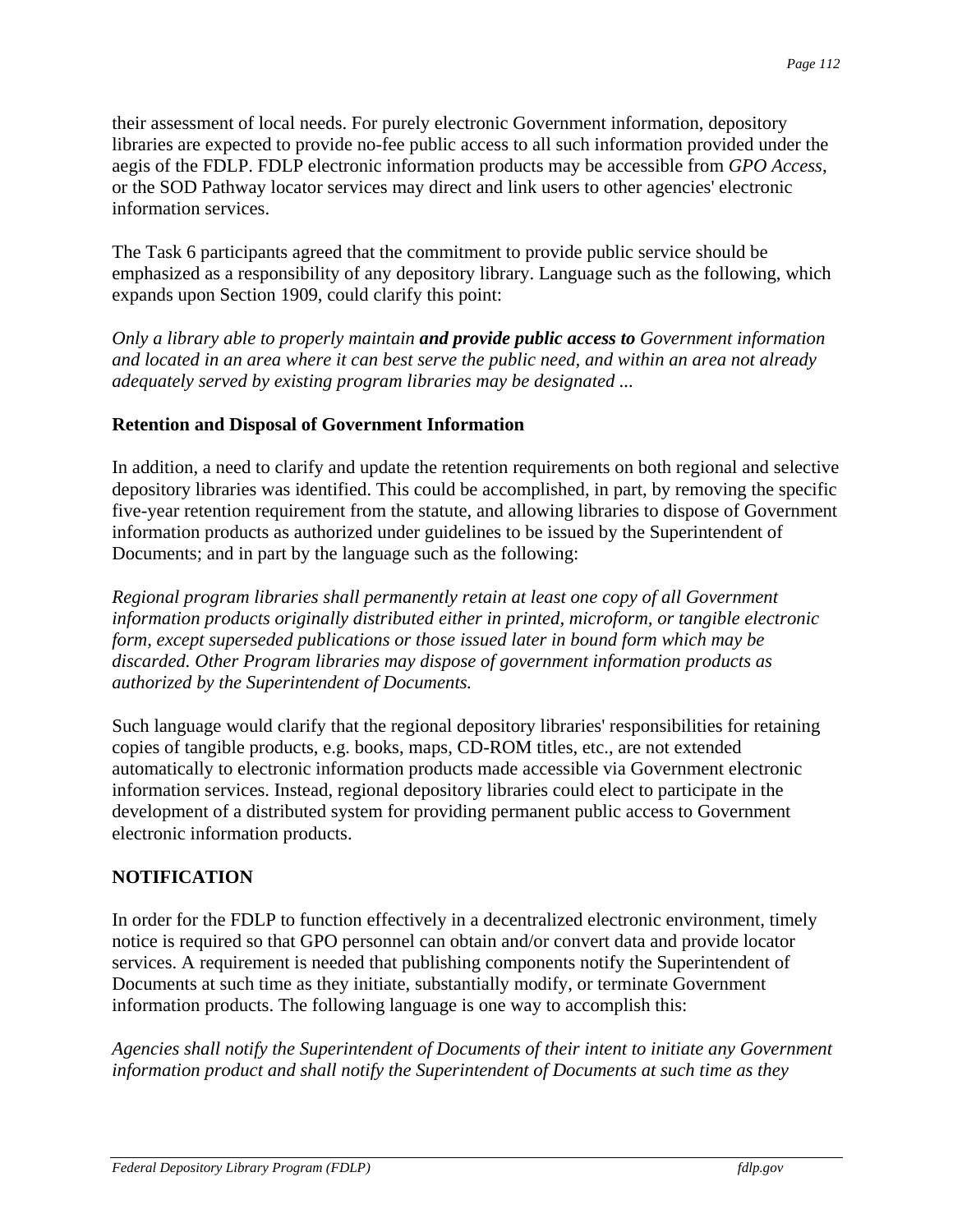their assessment of local needs. For purely electronic Government information, depository libraries are expected to provide no-fee public access to all such information provided under the aegis of the FDLP. FDLP electronic information products may be accessible from *GPO Access*, or the SOD Pathway locator services may direct and link users to other agencies' electronic information services.

The Task 6 participants agreed that the commitment to provide public service should be emphasized as a responsibility of any depository library. Language such as the following, which expands upon Section 1909, could clarify this point:

*Only a library able to properly maintain* ***and provide public access to*** *Government information and located in an area where it can best serve the public need, and within an area not already adequately served by existing program libraries may be designated ...*

**Retention and Disposal of Government Information**

In addition, a need to clarify and update the retention requirements on both regional and selective depository libraries was identified. This could be accomplished, in part, by removing the specific five-year retention requirement from the statute, and allowing libraries to dispose of Government information products as authorized under guidelines to be issued by the Superintendent of Documents; and in part by the language such as the following:

*Regional program libraries shall permanently retain at least one copy of all Government information products originally distributed either in printed, microform, or tangible electronic form, except superseded publications or those issued later in bound form which may be discarded. Other Program libraries may dispose of government information products as authorized by the Superintendent of Documents.*

Such language would clarify that the regional depository libraries' responsibilities for retaining copies of tangible products, e.g. books, maps, CD-ROM titles, etc., are not extended automatically to electronic information products made accessible via Government electronic information services. Instead, regional depository libraries could elect to participate in the development of a distributed system for providing permanent public access to Government electronic information products.

## NOTIFICATION

In order for the FDLP to function effectively in a decentralized electronic environment, timely notice is required so that GPO personnel can obtain and/or convert data and provide locator services. A requirement is needed that publishing components notify the Superintendent of Documents at such time as they initiate, substantially modify, or terminate Government information products. The following language is one way to accomplish this:

*Agencies shall notify the Superintendent of Documents of their intent to initiate any Government information product and shall notify the Superintendent of Documents at such time as they*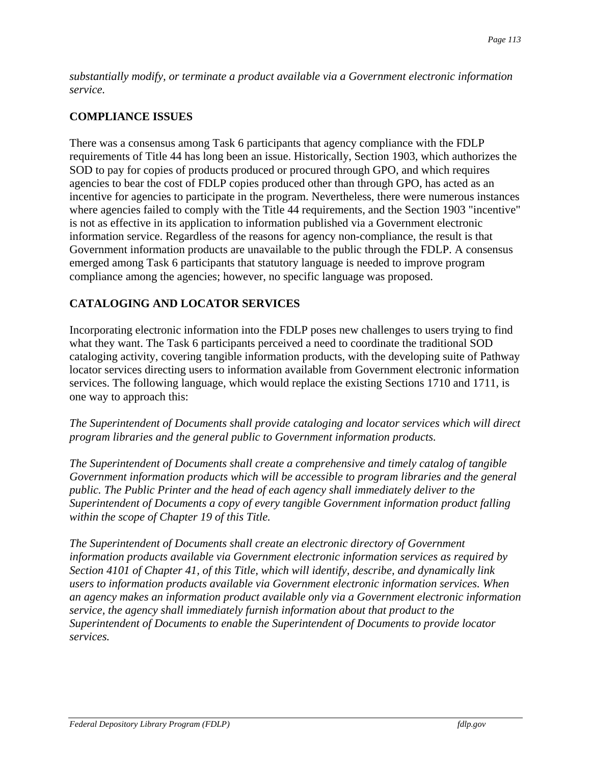*substantially modify, or terminate a product available via a Government electronic information service.*

## COMPLIANCE ISSUES

There was a consensus among Task 6 participants that agency compliance with the FDLP requirements of Title 44 has long been an issue. Historically, Section 1903, which authorizes the SOD to pay for copies of products produced or procured through GPO, and which requires agencies to bear the cost of FDLP copies produced other than through GPO, has acted as an incentive for agencies to participate in the program. Nevertheless, there were numerous instances where agencies failed to comply with the Title 44 requirements, and the Section 1903 "incentive" is not as effective in its application to information published via a Government electronic information service. Regardless of the reasons for agency non-compliance, the result is that Government information products are unavailable to the public through the FDLP. A consensus emerged among Task 6 participants that statutory language is needed to improve program compliance among the agencies; however, no specific language was proposed.

## CATALOGING AND LOCATOR SERVICES

Incorporating electronic information into the FDLP poses new challenges to users trying to find what they want. The Task 6 participants perceived a need to coordinate the traditional SOD cataloging activity, covering tangible information products, with the developing suite of Pathway locator services directing users to information available from Government electronic information services. The following language, which would replace the existing Sections 1710 and 1711, is one way to approach this:

*The Superintendent of Documents shall provide cataloging and locator services which will direct program libraries and the general public to Government information products.*

*The Superintendent of Documents shall create a comprehensive and timely catalog of tangible Government information products which will be accessible to program libraries and the general public. The Public Printer and the head of each agency shall immediately deliver to the Superintendent of Documents a copy of every tangible Government information product falling within the scope of Chapter 19 of this Title.*

*The Superintendent of Documents shall create an electronic directory of Government information products available via Government electronic information services as required by Section 4101 of Chapter 41, of this Title, which will identify, describe, and dynamically link users to information products available via Government electronic information services. When an agency makes an information product available only via a Government electronic information service, the agency shall immediately furnish information about that product to the Superintendent of Documents to enable the Superintendent of Documents to provide locator services.*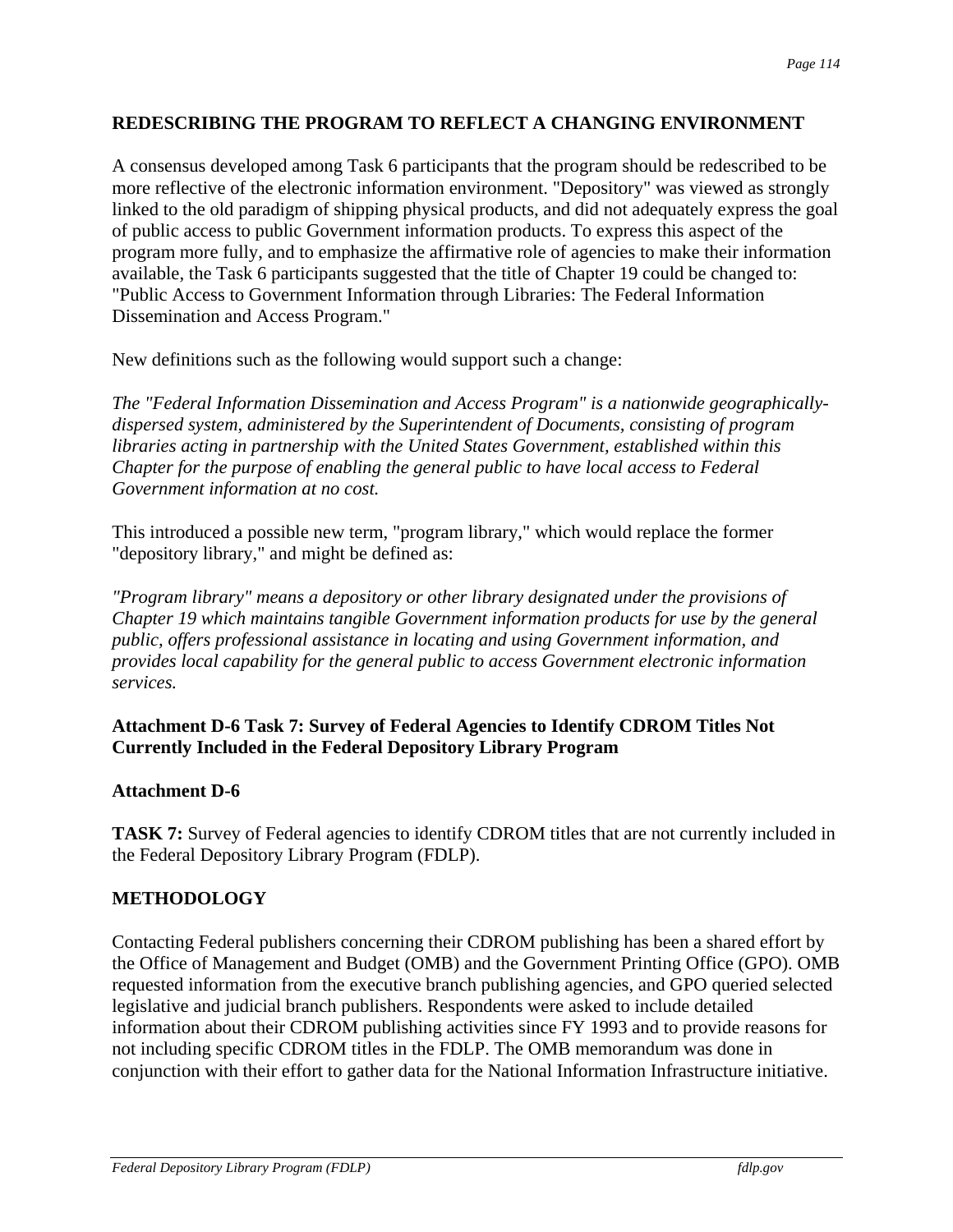## REDESCRIBING THE PROGRAM TO REFLECT A CHANGING ENVIRONMENT

A consensus developed among Task 6 participants that the program should be redescribed to be more reflective of the electronic information environment. "Depository" was viewed as strongly linked to the old paradigm of shipping physical products, and did not adequately express the goal of public access to public Government information products. To express this aspect of the program more fully, and to emphasize the affirmative role of agencies to make their information available, the Task 6 participants suggested that the title of Chapter 19 could be changed to: "Public Access to Government Information through Libraries: The Federal Information Dissemination and Access Program."

New definitions such as the following would support such a change:

*The "Federal Information Dissemination and Access Program" is a nationwide geographically-dispersed system, administered by the Superintendent of Documents, consisting of program libraries acting in partnership with the United States Government, established within this Chapter for the purpose of enabling the general public to have local access to Federal Government information at no cost.*

This introduced a possible new term, "program library," which would replace the former "depository library," and might be defined as:

*"Program library" means a depository or other library designated under the provisions of Chapter 19 which maintains tangible Government information products for use by the general public, offers professional assistance in locating and using Government information, and provides local capability for the general public to access Government electronic information services.*

### Attachment D-6 Task 7: Survey of Federal Agencies to Identify CDROM Titles Not Currently Included in the Federal Depository Library Program

### Attachment D-6

**TASK 7:** Survey of Federal agencies to identify CDROM titles that are not currently included in the Federal Depository Library Program (FDLP).

## METHODOLOGY

Contacting Federal publishers concerning their CDROM publishing has been a shared effort by the Office of Management and Budget (OMB) and the Government Printing Office (GPO). OMB requested information from the executive branch publishing agencies, and GPO queried selected legislative and judicial branch publishers. Respondents were asked to include detailed information about their CDROM publishing activities since FY 1993 and to provide reasons for not including specific CDROM titles in the FDLP. The OMB memorandum was done in conjunction with their effort to gather data for the National Information Infrastructure initiative.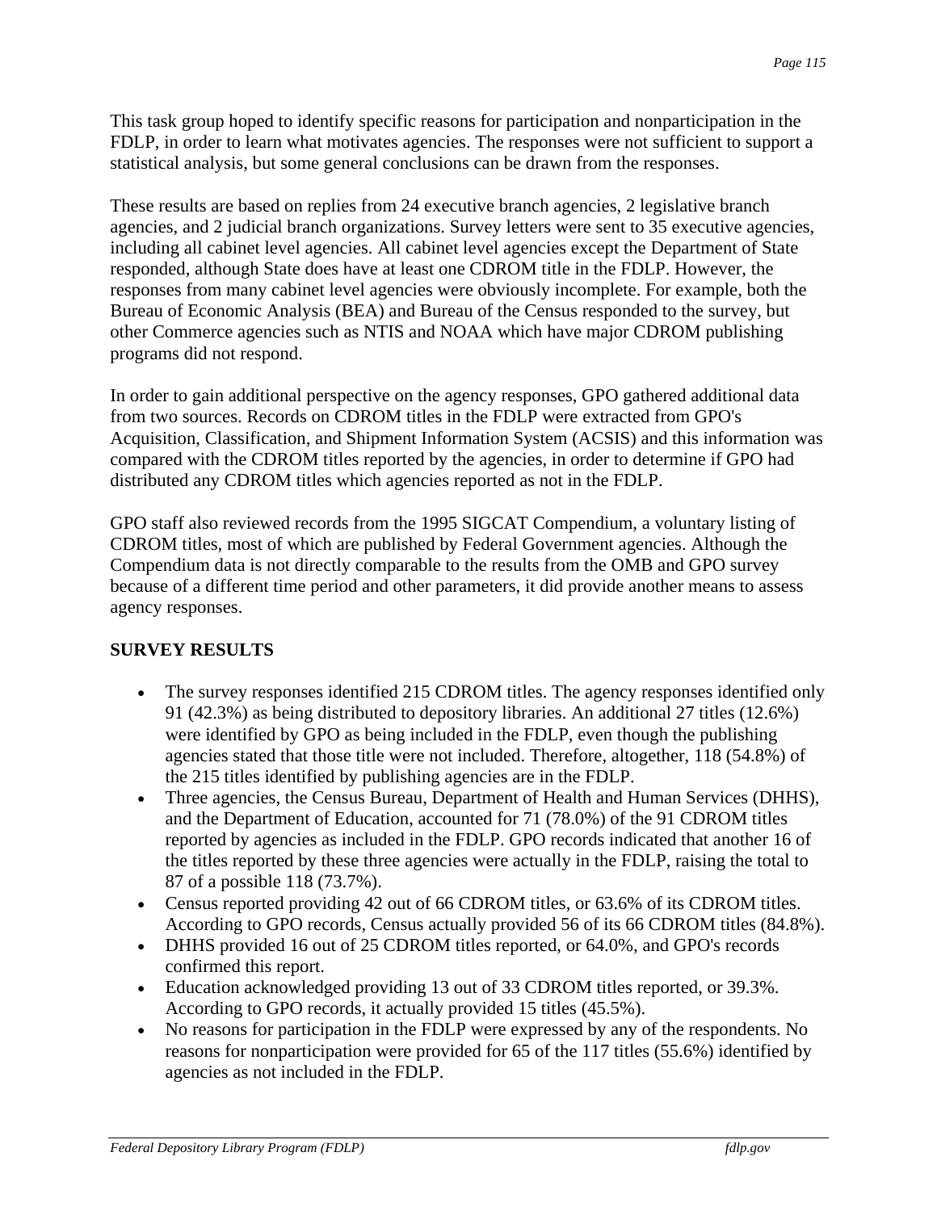This task group hoped to identify specific reasons for participation and nonparticipation in the FDLP, in order to learn what motivates agencies. The responses were not sufficient to support a statistical analysis, but some general conclusions can be drawn from the responses.

These results are based on replies from 24 executive branch agencies, 2 legislative branch agencies, and 2 judicial branch organizations. Survey letters were sent to 35 executive agencies, including all cabinet level agencies. All cabinet level agencies except the Department of State responded, although State does have at least one CDROM title in the FDLP. However, the responses from many cabinet level agencies were obviously incomplete. For example, both the Bureau of Economic Analysis (BEA) and Bureau of the Census responded to the survey, but other Commerce agencies such as NTIS and NOAA which have major CDROM publishing programs did not respond.

In order to gain additional perspective on the agency responses, GPO gathered additional data from two sources. Records on CDROM titles in the FDLP were extracted from GPO's Acquisition, Classification, and Shipment Information System (ACSIS) and this information was compared with the CDROM titles reported by the agencies, in order to determine if GPO had distributed any CDROM titles which agencies reported as not in the FDLP.

GPO staff also reviewed records from the 1995 SIGCAT Compendium, a voluntary listing of CDROM titles, most of which are published by Federal Government agencies. Although the Compendium data is not directly comparable to the results from the OMB and GPO survey because of a different time period and other parameters, it did provide another means to assess agency responses.

**SURVEY RESULTS**

- The survey responses identified 215 CDROM titles. The agency responses identified only 91 (42.3%) as being distributed to depository libraries. An additional 27 titles (12.6%) were identified by GPO as being included in the FDLP, even though the publishing agencies stated that those title were not included. Therefore, altogether, 118 (54.8%) of the 215 titles identified by publishing agencies are in the FDLP.
- Three agencies, the Census Bureau, Department of Health and Human Services (DHHS), and the Department of Education, accounted for 71 (78.0%) of the 91 CDROM titles reported by agencies as included in the FDLP. GPO records indicated that another 16 of the titles reported by these three agencies were actually in the FDLP, raising the total to 87 of a possible 118 (73.7%).
- Census reported providing 42 out of 66 CDROM titles, or 63.6% of its CDROM titles. According to GPO records, Census actually provided 56 of its 66 CDROM titles (84.8%).
- DHHS provided 16 out of 25 CDROM titles reported, or 64.0%, and GPO's records confirmed this report.
- Education acknowledged providing 13 out of 33 CDROM titles reported, or 39.3%. According to GPO records, it actually provided 15 titles (45.5%).
- No reasons for participation in the FDLP were expressed by any of the respondents. No reasons for nonparticipation were provided for 65 of the 117 titles (55.6%) identified by agencies as not included in the FDLP.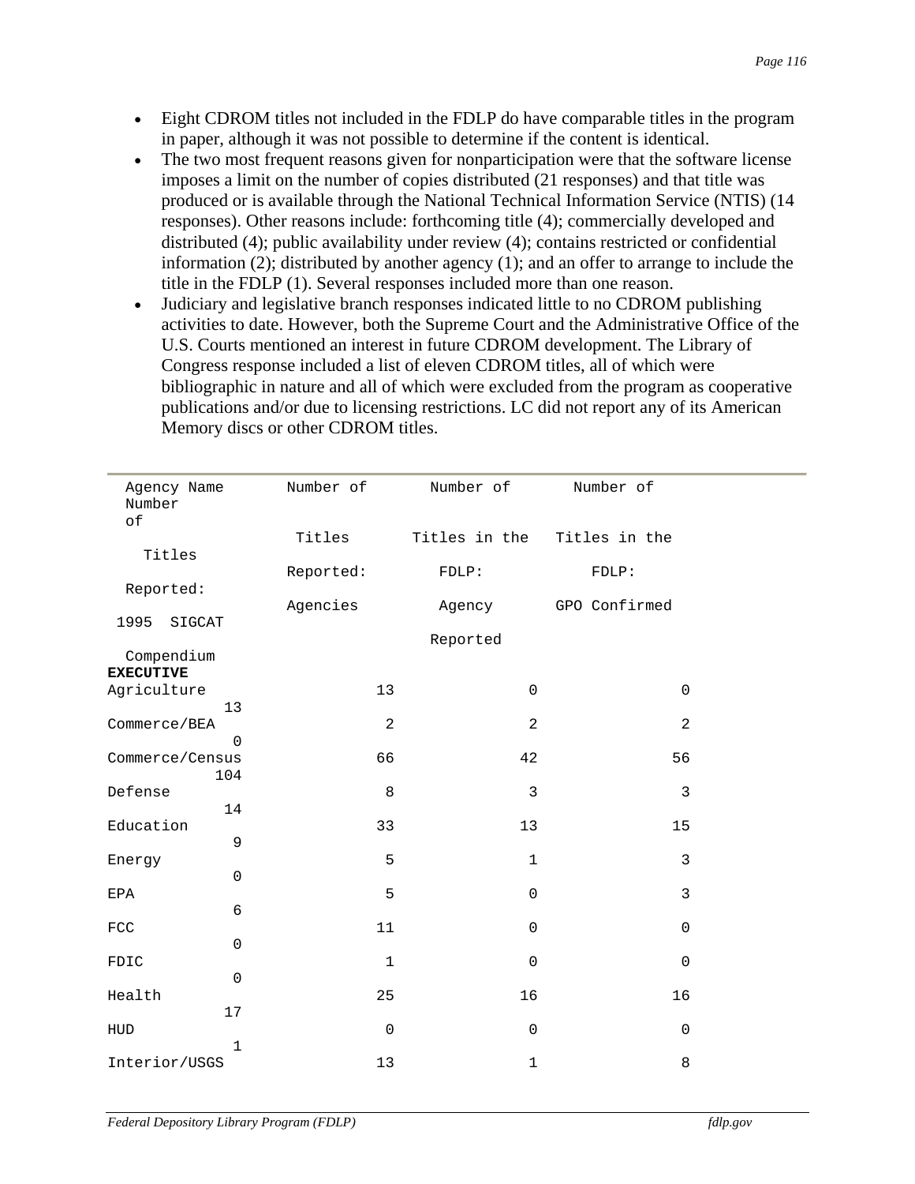- Eight CDROM titles not included in the FDLP do have comparable titles in the program in paper, although it was not possible to determine if the content is identical.
- The two most frequent reasons given for nonparticipation were that the software license imposes a limit on the number of copies distributed (21 responses) and that title was produced or is available through the National Technical Information Service (NTIS) (14 responses). Other reasons include: forthcoming title (4); commercially developed and distributed (4); public availability under review (4); contains restricted or confidential information (2); distributed by another agency (1); and an offer to arrange to include the title in the FDLP (1). Several responses included more than one reason.
- Judiciary and legislative branch responses indicated little to no CDROM publishing activities to date. However, both the Supreme Court and the Administrative Office of the U.S. Courts mentioned an interest in future CDROM development. The Library of Congress response included a list of eleven CDROM titles, all of which were bibliographic in nature and all of which were excluded from the program as cooperative publications and/or due to licensing restrictions. LC did not report any of its American Memory discs or other CDROM titles.

| Agency Name | Number of Titles Reported: Agencies | Number of Titles in the FDLP: Agency Reported | Number of Titles in the FDLP: GPO Confirmed | Number of Titles Reported: 1995 SIGCAT Compendium |
|---|---|---|---|---|
| **EXECUTIVE** | | | | |
| Agriculture | 13 | 0 | 0 | 13 |
| Commerce/BEA | 2 | 2 | 2 | 0 |
| Commerce/Census | 66 | 42 | 56 | 104 |
| Defense | 8 | 3 | 3 | 14 |
| Education | 33 | 13 | 15 | 9 |
| Energy | 5 | 1 | 3 | 0 |
| EPA | 5 | 0 | 3 | 6 |
| FCC | 11 | 0 | 0 | 0 |
| FDIC | 1 | 0 | 0 | 0 |
| Health | 25 | 16 | 16 | 17 |
| HUD | 0 | 0 | 0 | 1 |
| Interior/USGS | 13 | 1 | 8 | |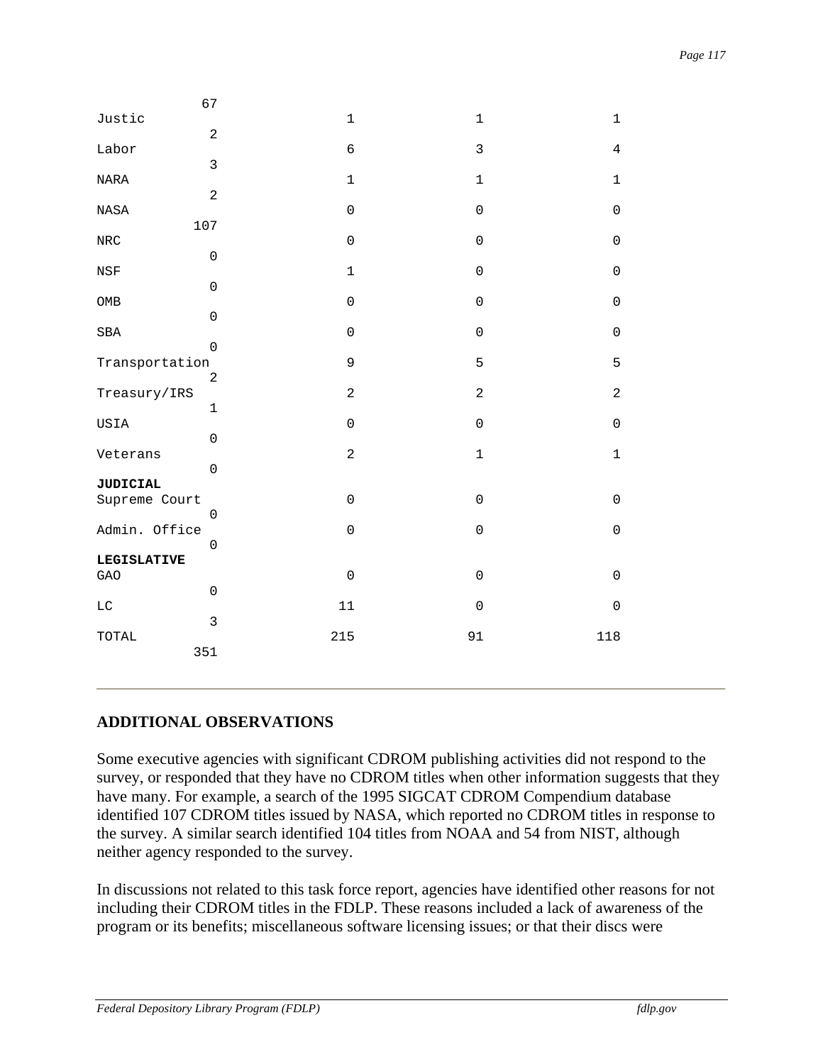| | | | | |
|---|---|---|---|---|
| | | | | 67 |
| Justic | 1 | 1 | 1 | 2 |
| Labor | 6 | 3 | 4 | 3 |
| NARA | 1 | 1 | 1 | 2 |
| NASA | 0 | 0 | 0 | 107 |
| NRC | 0 | 0 | 0 | 0 |
| NSF | 1 | 0 | 0 | 0 |
| OMB | 0 | 0 | 0 | 0 |
| SBA | 0 | 0 | 0 | 0 |
| Transportation | 9 | 5 | 5 | 2 |
| Treasury/IRS | 2 | 2 | 2 | 1 |
| USIA | 0 | 0 | 0 | 0 |
| Veterans | 2 | 1 | 1 | 0 |
| **JUDICIAL** | | | | |
| Supreme Court | 0 | 0 | 0 | 0 |
| Admin. Office | 0 | 0 | 0 | 0 |
| **LEGISLATIVE** | | | | |
| GAO | 0 | 0 | 0 | 0 |
| LC | 11 | 0 | 0 | 3 |
| TOTAL | 215 | 91 | 118 | 351 |

## ADDITIONAL OBSERVATIONS

Some executive agencies with significant CDROM publishing activities did not respond to the survey, or responded that they have no CDROM titles when other information suggests that they have many. For example, a search of the 1995 SIGCAT CDROM Compendium database identified 107 CDROM titles issued by NASA, which reported no CDROM titles in response to the survey. A similar search identified 104 titles from NOAA and 54 from NIST, although neither agency responded to the survey.

In discussions not related to this task force report, agencies have identified other reasons for not including their CDROM titles in the FDLP. These reasons included a lack of awareness of the program or its benefits; miscellaneous software licensing issues; or that their discs were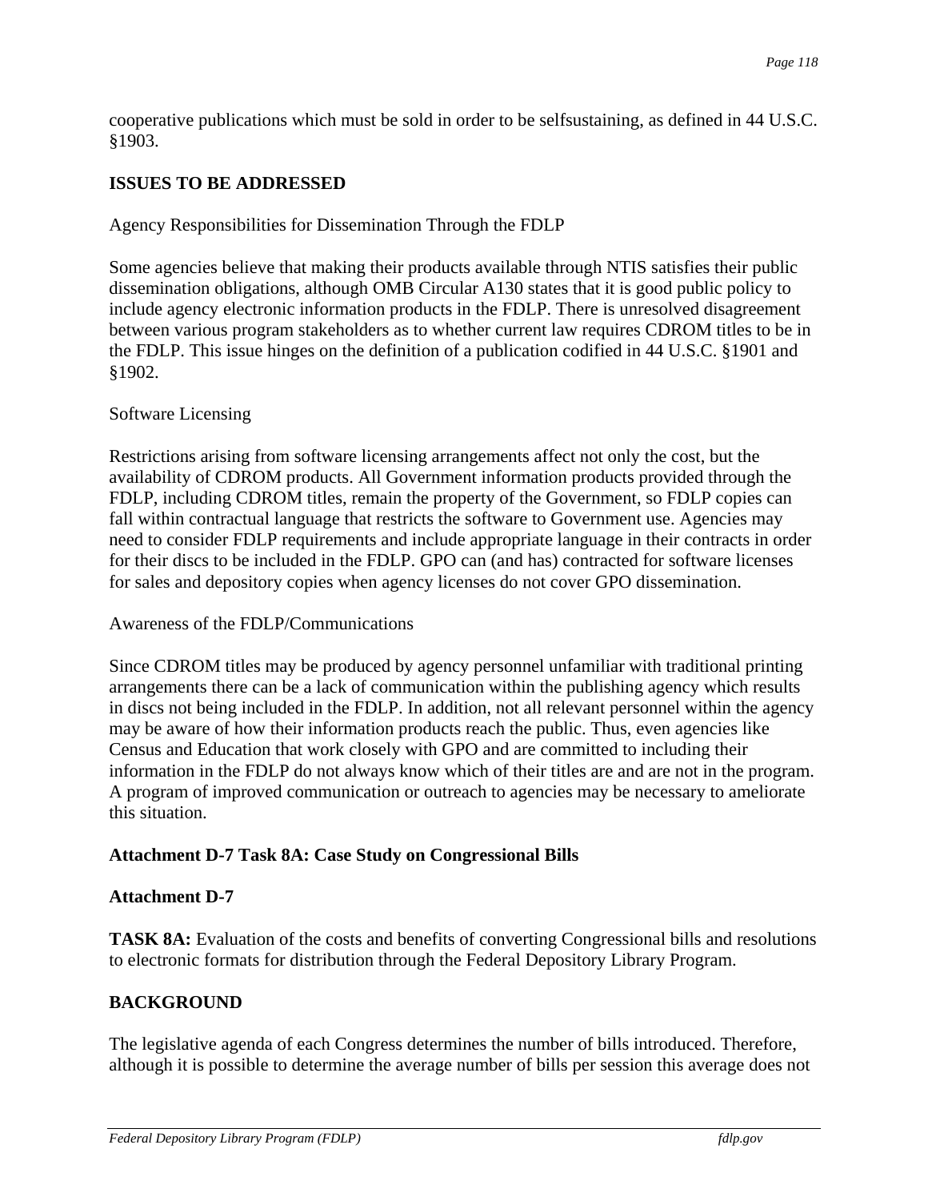cooperative publications which must be sold in order to be selfsustaining, as defined in 44 U.S.C. §1903.

**ISSUES TO BE ADDRESSED**

Agency Responsibilities for Dissemination Through the FDLP

Some agencies believe that making their products available through NTIS satisfies their public dissemination obligations, although OMB Circular A130 states that it is good public policy to include agency electronic information products in the FDLP. There is unresolved disagreement between various program stakeholders as to whether current law requires CDROM titles to be in the FDLP. This issue hinges on the definition of a publication codified in 44 U.S.C. §1901 and §1902.

Software Licensing

Restrictions arising from software licensing arrangements affect not only the cost, but the availability of CDROM products. All Government information products provided through the FDLP, including CDROM titles, remain the property of the Government, so FDLP copies can fall within contractual language that restricts the software to Government use. Agencies may need to consider FDLP requirements and include appropriate language in their contracts in order for their discs to be included in the FDLP. GPO can (and has) contracted for software licenses for sales and depository copies when agency licenses do not cover GPO dissemination.

Awareness of the FDLP/Communications

Since CDROM titles may be produced by agency personnel unfamiliar with traditional printing arrangements there can be a lack of communication within the publishing agency which results in discs not being included in the FDLP. In addition, not all relevant personnel within the agency may be aware of how their information products reach the public. Thus, even agencies like Census and Education that work closely with GPO and are committed to including their information in the FDLP do not always know which of their titles are and are not in the program. A program of improved communication or outreach to agencies may be necessary to ameliorate this situation.

**Attachment D-7 Task 8A: Case Study on Congressional Bills**

**Attachment D-7**

**TASK 8A:** Evaluation of the costs and benefits of converting Congressional bills and resolutions to electronic formats for distribution through the Federal Depository Library Program.

**BACKGROUND**

The legislative agenda of each Congress determines the number of bills introduced. Therefore, although it is possible to determine the average number of bills per session this average does not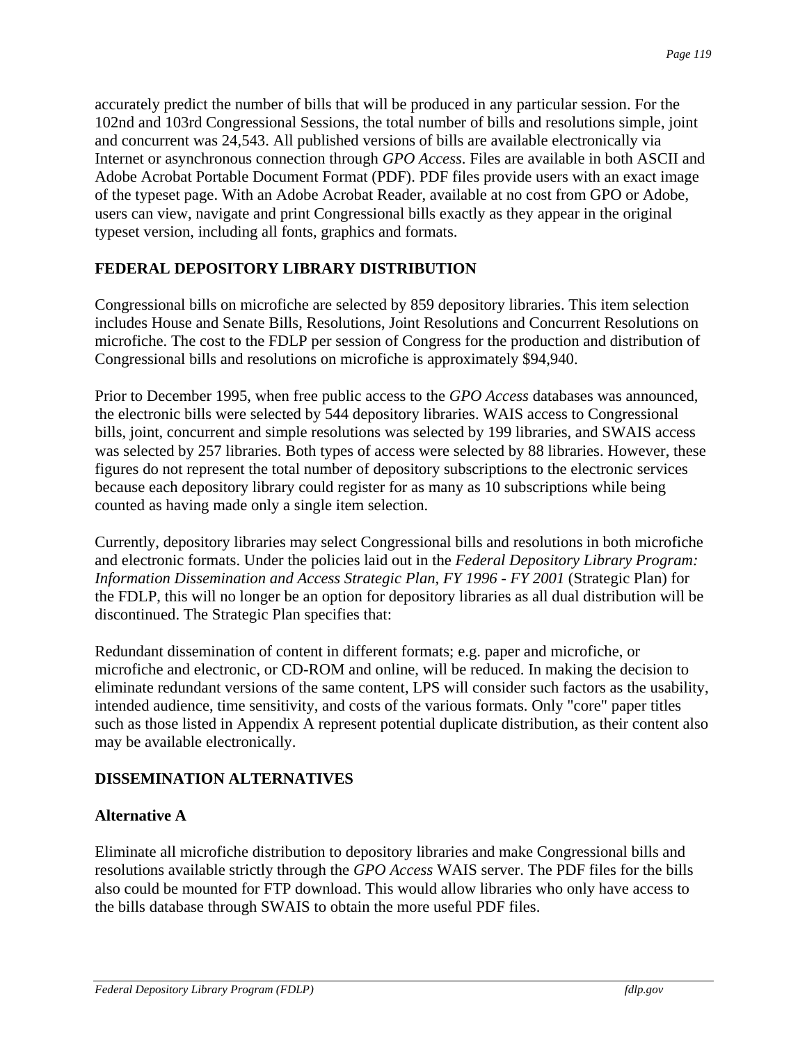accurately predict the number of bills that will be produced in any particular session. For the 102nd and 103rd Congressional Sessions, the total number of bills and resolutions simple, joint and concurrent was 24,543. All published versions of bills are available electronically via Internet or asynchronous connection through *GPO Access*. Files are available in both ASCII and Adobe Acrobat Portable Document Format (PDF). PDF files provide users with an exact image of the typeset page. With an Adobe Acrobat Reader, available at no cost from GPO or Adobe, users can view, navigate and print Congressional bills exactly as they appear in the original typeset version, including all fonts, graphics and formats.

## FEDERAL DEPOSITORY LIBRARY DISTRIBUTION

Congressional bills on microfiche are selected by 859 depository libraries. This item selection includes House and Senate Bills, Resolutions, Joint Resolutions and Concurrent Resolutions on microfiche. The cost to the FDLP per session of Congress for the production and distribution of Congressional bills and resolutions on microfiche is approximately $94,940.

Prior to December 1995, when free public access to the *GPO Access* databases was announced, the electronic bills were selected by 544 depository libraries. WAIS access to Congressional bills, joint, concurrent and simple resolutions was selected by 199 libraries, and SWAIS access was selected by 257 libraries. Both types of access were selected by 88 libraries. However, these figures do not represent the total number of depository subscriptions to the electronic services because each depository library could register for as many as 10 subscriptions while being counted as having made only a single item selection.

Currently, depository libraries may select Congressional bills and resolutions in both microfiche and electronic formats. Under the policies laid out in the *Federal Depository Library Program: Information Dissemination and Access Strategic Plan, FY 1996 - FY 2001* (Strategic Plan) for the FDLP, this will no longer be an option for depository libraries as all dual distribution will be discontinued. The Strategic Plan specifies that:

Redundant dissemination of content in different formats; e.g. paper and microfiche, or microfiche and electronic, or CD-ROM and online, will be reduced. In making the decision to eliminate redundant versions of the same content, LPS will consider such factors as the usability, intended audience, time sensitivity, and costs of the various formats. Only "core" paper titles such as those listed in Appendix A represent potential duplicate distribution, as their content also may be available electronically.

## DISSEMINATION ALTERNATIVES

### Alternative A

Eliminate all microfiche distribution to depository libraries and make Congressional bills and resolutions available strictly through the *GPO Access* WAIS server. The PDF files for the bills also could be mounted for FTP download. This would allow libraries who only have access to the bills database through SWAIS to obtain the more useful PDF files.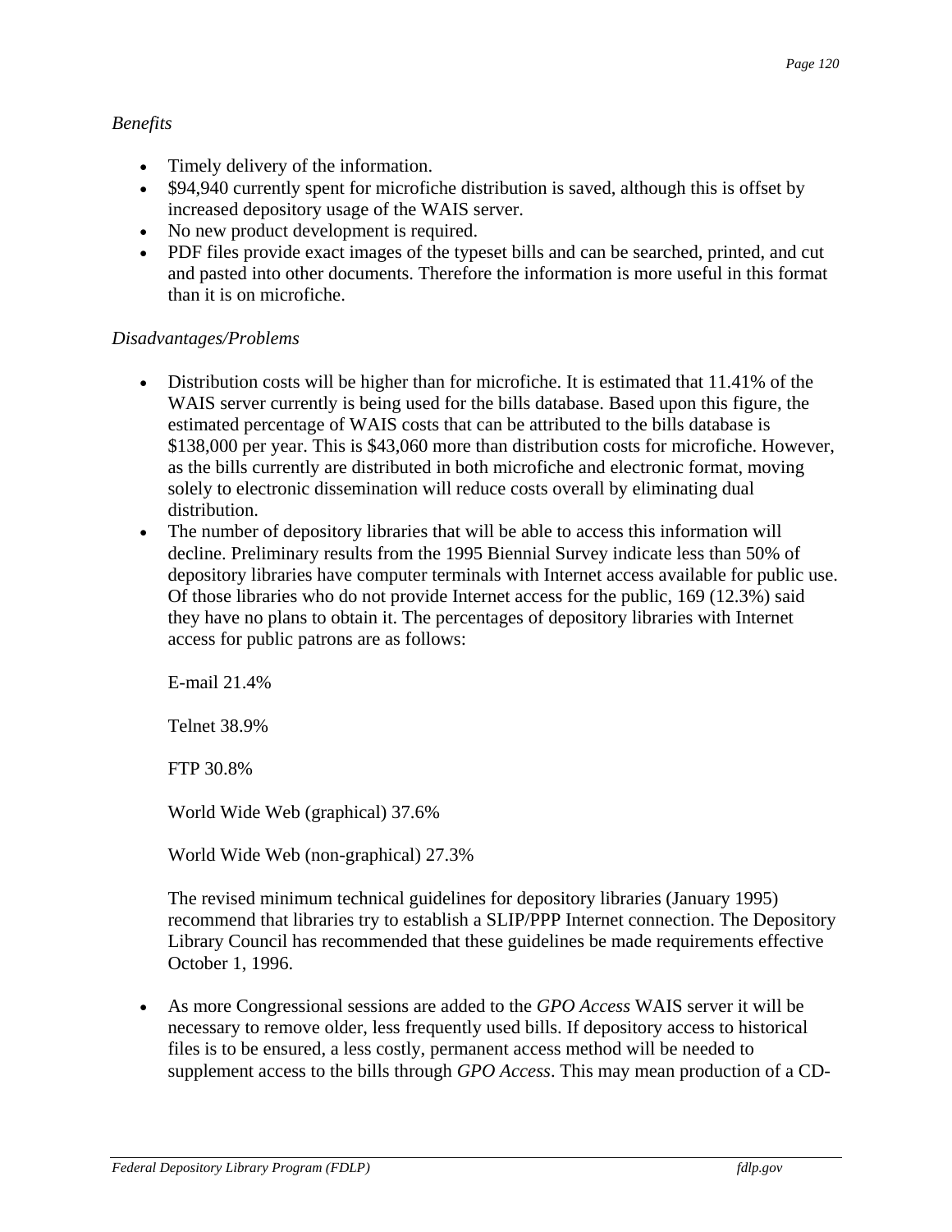*Benefits*

- Timely delivery of the information.
- $94,940 currently spent for microfiche distribution is saved, although this is offset by increased depository usage of the WAIS server.
- No new product development is required.
- PDF files provide exact images of the typeset bills and can be searched, printed, and cut and pasted into other documents. Therefore the information is more useful in this format than it is on microfiche.

*Disadvantages/Problems*

- Distribution costs will be higher than for microfiche. It is estimated that 11.41% of the WAIS server currently is being used for the bills database. Based upon this figure, the estimated percentage of WAIS costs that can be attributed to the bills database is $138,000 per year. This is $43,060 more than distribution costs for microfiche. However, as the bills currently are distributed in both microfiche and electronic format, moving solely to electronic dissemination will reduce costs overall by eliminating dual distribution.
- The number of depository libraries that will be able to access this information will decline. Preliminary results from the 1995 Biennial Survey indicate less than 50% of depository libraries have computer terminals with Internet access available for public use. Of those libraries who do not provide Internet access for the public, 169 (12.3%) said they have no plans to obtain it. The percentages of depository libraries with Internet access for public patrons are as follows:

  E-mail 21.4%

  Telnet 38.9%

  FTP 30.8%

  World Wide Web (graphical) 37.6%

  World Wide Web (non-graphical) 27.3%

  The revised minimum technical guidelines for depository libraries (January 1995) recommend that libraries try to establish a SLIP/PPP Internet connection. The Depository Library Council has recommended that these guidelines be made requirements effective October 1, 1996.

- As more Congressional sessions are added to the *GPO Access* WAIS server it will be necessary to remove older, less frequently used bills. If depository access to historical files is to be ensured, a less costly, permanent access method will be needed to supplement access to the bills through *GPO Access*. This may mean production of a CD-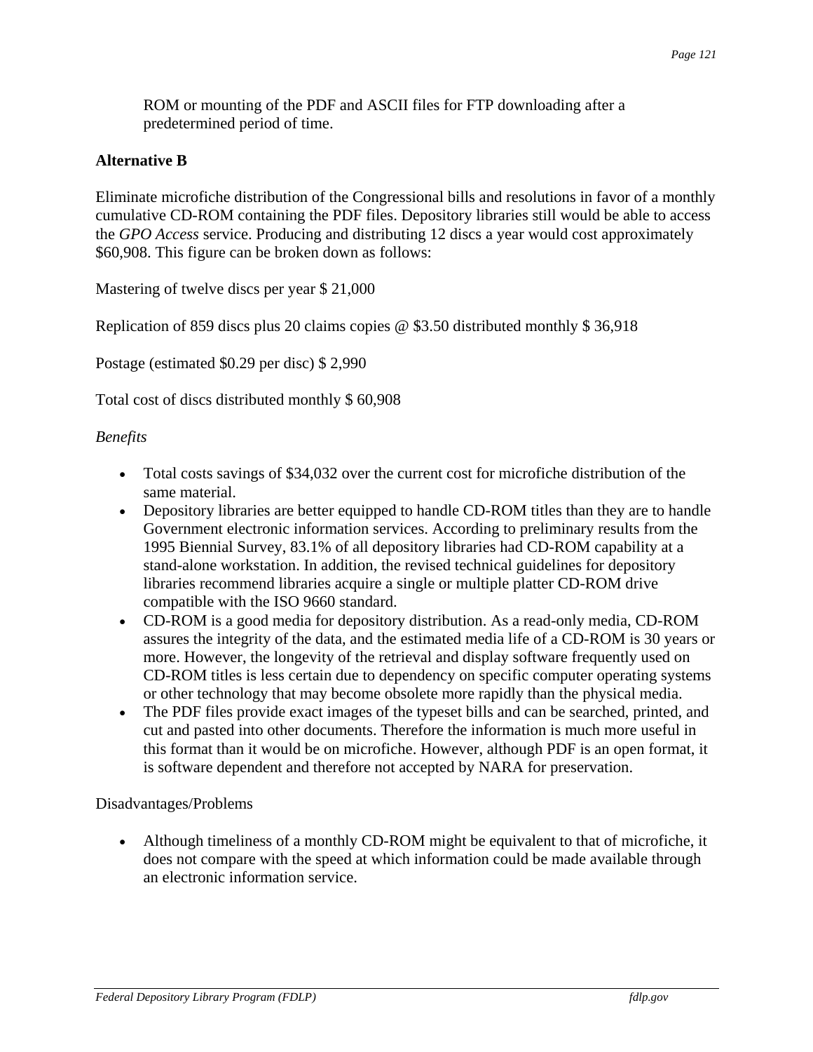ROM or mounting of the PDF and ASCII files for FTP downloading after a predetermined period of time.

**Alternative B**

Eliminate microfiche distribution of the Congressional bills and resolutions in favor of a monthly cumulative CD-ROM containing the PDF files. Depository libraries still would be able to access the *GPO Access* service. Producing and distributing 12 discs a year would cost approximately $60,908. This figure can be broken down as follows:

Mastering of twelve discs per year $ 21,000

Replication of 859 discs plus 20 claims copies @ $3.50 distributed monthly $ 36,918

Postage (estimated $0.29 per disc) $ 2,990

Total cost of discs distributed monthly $ 60,908

*Benefits*

- Total costs savings of $34,032 over the current cost for microfiche distribution of the same material.
- Depository libraries are better equipped to handle CD-ROM titles than they are to handle Government electronic information services. According to preliminary results from the 1995 Biennial Survey, 83.1% of all depository libraries had CD-ROM capability at a stand-alone workstation. In addition, the revised technical guidelines for depository libraries recommend libraries acquire a single or multiple platter CD-ROM drive compatible with the ISO 9660 standard.
- CD-ROM is a good media for depository distribution. As a read-only media, CD-ROM assures the integrity of the data, and the estimated media life of a CD-ROM is 30 years or more. However, the longevity of the retrieval and display software frequently used on CD-ROM titles is less certain due to dependency on specific computer operating systems or other technology that may become obsolete more rapidly than the physical media.
- The PDF files provide exact images of the typeset bills and can be searched, printed, and cut and pasted into other documents. Therefore the information is much more useful in this format than it would be on microfiche. However, although PDF is an open format, it is software dependent and therefore not accepted by NARA for preservation.

Disadvantages/Problems

- Although timeliness of a monthly CD-ROM might be equivalent to that of microfiche, it does not compare with the speed at which information could be made available through an electronic information service.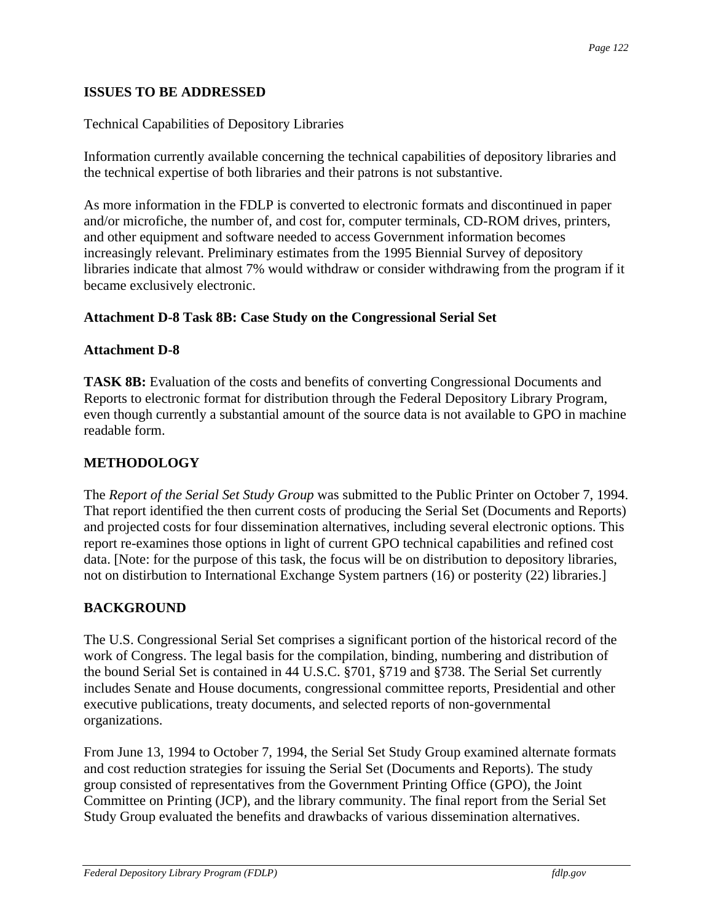## ISSUES TO BE ADDRESSED

Technical Capabilities of Depository Libraries

Information currently available concerning the technical capabilities of depository libraries and the technical expertise of both libraries and their patrons is not substantive.

As more information in the FDLP is converted to electronic formats and discontinued in paper and/or microfiche, the number of, and cost for, computer terminals, CD-ROM drives, printers, and other equipment and software needed to access Government information becomes increasingly relevant. Preliminary estimates from the 1995 Biennial Survey of depository libraries indicate that almost 7% would withdraw or consider withdrawing from the program if it became exclusively electronic.

## Attachment D-8 Task 8B: Case Study on the Congressional Serial Set

### Attachment D-8

**TASK 8B:** Evaluation of the costs and benefits of converting Congressional Documents and Reports to electronic format for distribution through the Federal Depository Library Program, even though currently a substantial amount of the source data is not available to GPO in machine readable form.

## METHODOLOGY

The *Report of the Serial Set Study Group* was submitted to the Public Printer on October 7, 1994. That report identified the then current costs of producing the Serial Set (Documents and Reports) and projected costs for four dissemination alternatives, including several electronic options. This report re-examines those options in light of current GPO technical capabilities and refined cost data. [Note: for the purpose of this task, the focus will be on distribution to depository libraries, not on distirbution to International Exchange System partners (16) or posterity (22) libraries.]

## BACKGROUND

The U.S. Congressional Serial Set comprises a significant portion of the historical record of the work of Congress. The legal basis for the compilation, binding, numbering and distribution of the bound Serial Set is contained in 44 U.S.C. §701, §719 and §738. The Serial Set currently includes Senate and House documents, congressional committee reports, Presidential and other executive publications, treaty documents, and selected reports of non-governmental organizations.

From June 13, 1994 to October 7, 1994, the Serial Set Study Group examined alternate formats and cost reduction strategies for issuing the Serial Set (Documents and Reports). The study group consisted of representatives from the Government Printing Office (GPO), the Joint Committee on Printing (JCP), and the library community. The final report from the Serial Set Study Group evaluated the benefits and drawbacks of various dissemination alternatives.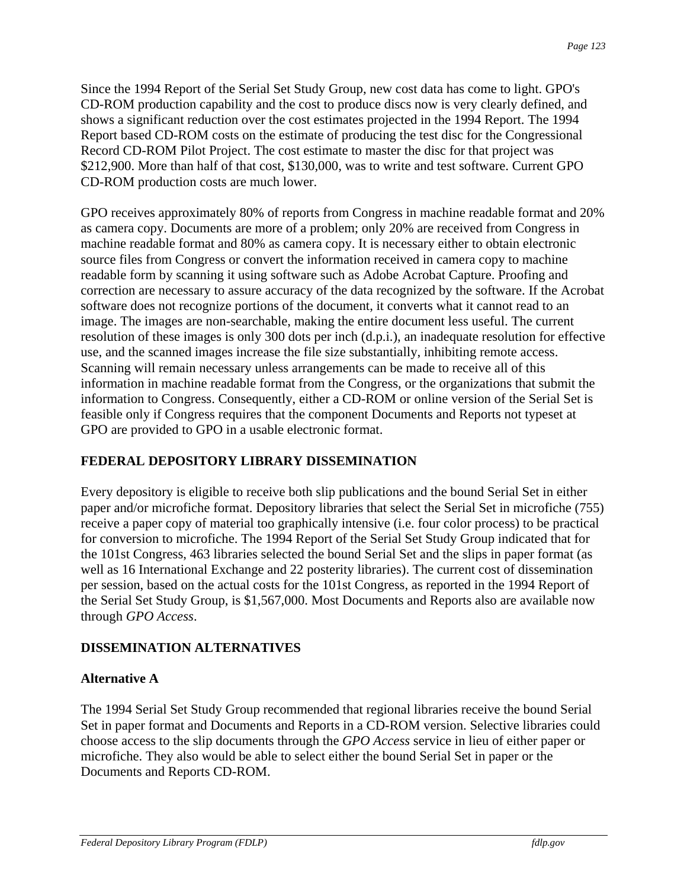Since the 1994 Report of the Serial Set Study Group, new cost data has come to light. GPO's CD-ROM production capability and the cost to produce discs now is very clearly defined, and shows a significant reduction over the cost estimates projected in the 1994 Report. The 1994 Report based CD-ROM costs on the estimate of producing the test disc for the Congressional Record CD-ROM Pilot Project. The cost estimate to master the disc for that project was $212,900. More than half of that cost, $130,000, was to write and test software. Current GPO CD-ROM production costs are much lower.

GPO receives approximately 80% of reports from Congress in machine readable format and 20% as camera copy. Documents are more of a problem; only 20% are received from Congress in machine readable format and 80% as camera copy. It is necessary either to obtain electronic source files from Congress or convert the information received in camera copy to machine readable form by scanning it using software such as Adobe Acrobat Capture. Proofing and correction are necessary to assure accuracy of the data recognized by the software. If the Acrobat software does not recognize portions of the document, it converts what it cannot read to an image. The images are non-searchable, making the entire document less useful. The current resolution of these images is only 300 dots per inch (d.p.i.), an inadequate resolution for effective use, and the scanned images increase the file size substantially, inhibiting remote access. Scanning will remain necessary unless arrangements can be made to receive all of this information in machine readable format from the Congress, or the organizations that submit the information to Congress. Consequently, either a CD-ROM or online version of the Serial Set is feasible only if Congress requires that the component Documents and Reports not typeset at GPO are provided to GPO in a usable electronic format.

## FEDERAL DEPOSITORY LIBRARY DISSEMINATION

Every depository is eligible to receive both slip publications and the bound Serial Set in either paper and/or microfiche format. Depository libraries that select the Serial Set in microfiche (755) receive a paper copy of material too graphically intensive (i.e. four color process) to be practical for conversion to microfiche. The 1994 Report of the Serial Set Study Group indicated that for the 101st Congress, 463 libraries selected the bound Serial Set and the slips in paper format (as well as 16 International Exchange and 22 posterity libraries). The current cost of dissemination per session, based on the actual costs for the 101st Congress, as reported in the 1994 Report of the Serial Set Study Group, is $1,567,000. Most Documents and Reports also are available now through *GPO Access*.

## DISSEMINATION ALTERNATIVES

### Alternative A

The 1994 Serial Set Study Group recommended that regional libraries receive the bound Serial Set in paper format and Documents and Reports in a CD-ROM version. Selective libraries could choose access to the slip documents through the *GPO Access* service in lieu of either paper or microfiche. They also would be able to select either the bound Serial Set in paper or the Documents and Reports CD-ROM.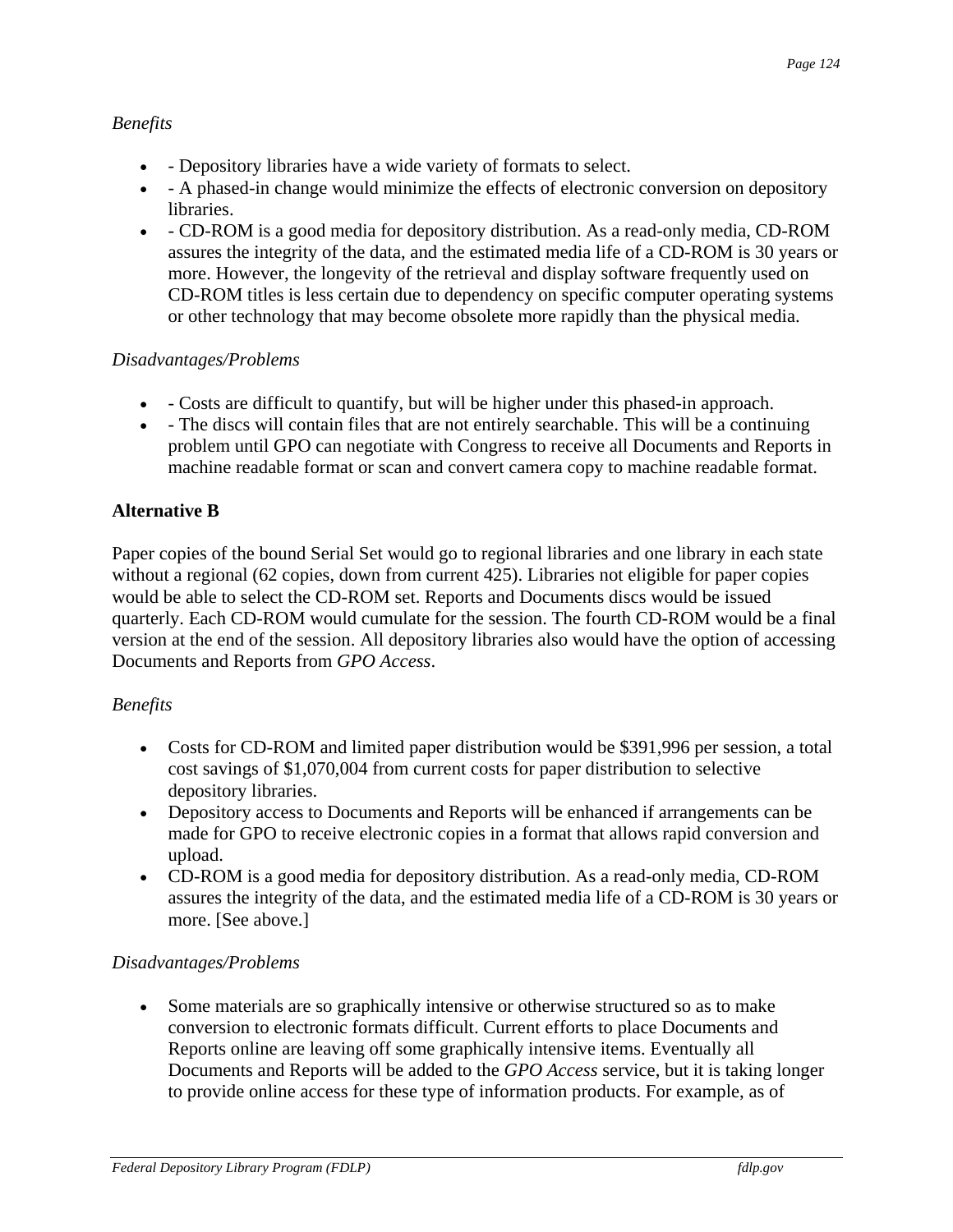*Benefits*

- - Depository libraries have a wide variety of formats to select.
- - A phased-in change would minimize the effects of electronic conversion on depository libraries.
- - CD-ROM is a good media for depository distribution. As a read-only media, CD-ROM assures the integrity of the data, and the estimated media life of a CD-ROM is 30 years or more. However, the longevity of the retrieval and display software frequently used on CD-ROM titles is less certain due to dependency on specific computer operating systems or other technology that may become obsolete more rapidly than the physical media.

*Disadvantages/Problems*

- - Costs are difficult to quantify, but will be higher under this phased-in approach.
- - The discs will contain files that are not entirely searchable. This will be a continuing problem until GPO can negotiate with Congress to receive all Documents and Reports in machine readable format or scan and convert camera copy to machine readable format.

**Alternative B**

Paper copies of the bound Serial Set would go to regional libraries and one library in each state without a regional (62 copies, down from current 425). Libraries not eligible for paper copies would be able to select the CD-ROM set. Reports and Documents discs would be issued quarterly. Each CD-ROM would cumulate for the session. The fourth CD-ROM would be a final version at the end of the session. All depository libraries also would have the option of accessing Documents and Reports from *GPO Access*.

*Benefits*

- Costs for CD-ROM and limited paper distribution would be $391,996 per session, a total cost savings of $1,070,004 from current costs for paper distribution to selective depository libraries.
- Depository access to Documents and Reports will be enhanced if arrangements can be made for GPO to receive electronic copies in a format that allows rapid conversion and upload.
- CD-ROM is a good media for depository distribution. As a read-only media, CD-ROM assures the integrity of the data, and the estimated media life of a CD-ROM is 30 years or more. [See above.]

*Disadvantages/Problems*

- Some materials are so graphically intensive or otherwise structured so as to make conversion to electronic formats difficult. Current efforts to place Documents and Reports online are leaving off some graphically intensive items. Eventually all Documents and Reports will be added to the *GPO Access* service, but it is taking longer to provide online access for these type of information products. For example, as of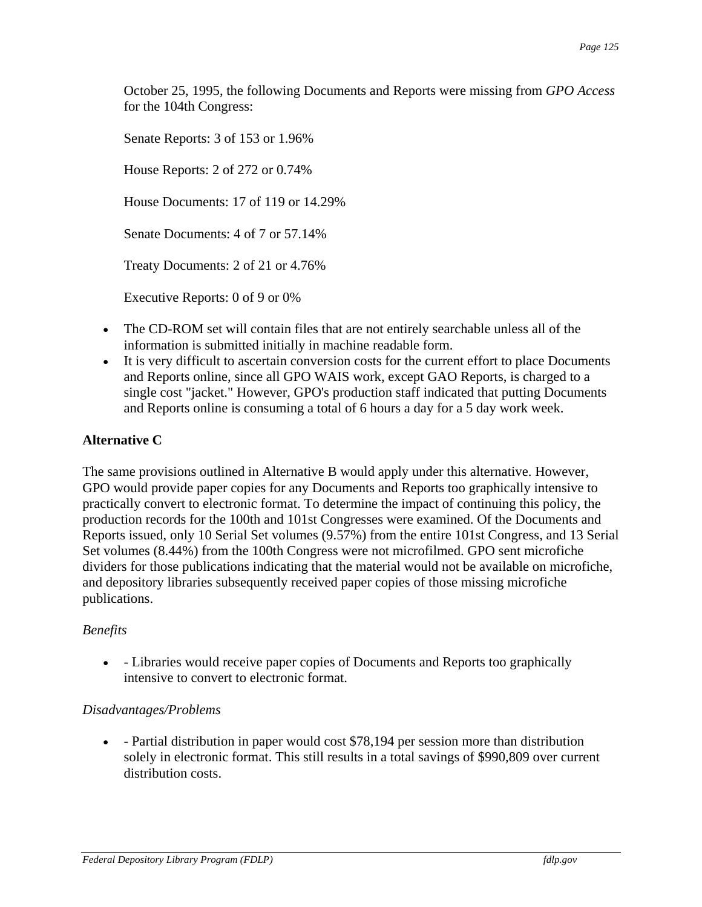October 25, 1995, the following Documents and Reports were missing from *GPO Access* for the 104th Congress:

Senate Reports: 3 of 153 or 1.96%

House Reports: 2 of 272 or 0.74%

House Documents: 17 of 119 or 14.29%

Senate Documents: 4 of 7 or 57.14%

Treaty Documents: 2 of 21 or 4.76%

Executive Reports: 0 of 9 or 0%

- The CD-ROM set will contain files that are not entirely searchable unless all of the information is submitted initially in machine readable form.
- It is very difficult to ascertain conversion costs for the current effort to place Documents and Reports online, since all GPO WAIS work, except GAO Reports, is charged to a single cost "jacket." However, GPO's production staff indicated that putting Documents and Reports online is consuming a total of 6 hours a day for a 5 day work week.

**Alternative C**

The same provisions outlined in Alternative B would apply under this alternative. However, GPO would provide paper copies for any Documents and Reports too graphically intensive to practically convert to electronic format. To determine the impact of continuing this policy, the production records for the 100th and 101st Congresses were examined. Of the Documents and Reports issued, only 10 Serial Set volumes (9.57%) from the entire 101st Congress, and 13 Serial Set volumes (8.44%) from the 100th Congress were not microfilmed. GPO sent microfiche dividers for those publications indicating that the material would not be available on microfiche, and depository libraries subsequently received paper copies of those missing microfiche publications.

*Benefits*

- - Libraries would receive paper copies of Documents and Reports too graphically intensive to convert to electronic format.

*Disadvantages/Problems*

- - Partial distribution in paper would cost $78,194 per session more than distribution solely in electronic format. This still results in a total savings of $990,809 over current distribution costs.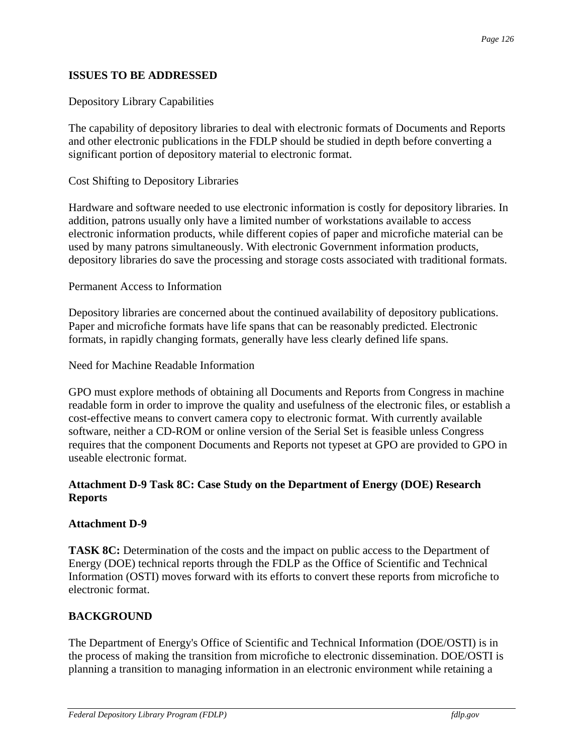**ISSUES TO BE ADDRESSED**

Depository Library Capabilities

The capability of depository libraries to deal with electronic formats of Documents and Reports and other electronic publications in the FDLP should be studied in depth before converting a significant portion of depository material to electronic format.

Cost Shifting to Depository Libraries

Hardware and software needed to use electronic information is costly for depository libraries. In addition, patrons usually only have a limited number of workstations available to access electronic information products, while different copies of paper and microfiche material can be used by many patrons simultaneously. With electronic Government information products, depository libraries do save the processing and storage costs associated with traditional formats.

Permanent Access to Information

Depository libraries are concerned about the continued availability of depository publications. Paper and microfiche formats have life spans that can be reasonably predicted. Electronic formats, in rapidly changing formats, generally have less clearly defined life spans.

Need for Machine Readable Information

GPO must explore methods of obtaining all Documents and Reports from Congress in machine readable form in order to improve the quality and usefulness of the electronic files, or establish a cost-effective means to convert camera copy to electronic format. With currently available software, neither a CD-ROM or online version of the Serial Set is feasible unless Congress requires that the component Documents and Reports not typeset at GPO are provided to GPO in useable electronic format.

**Attachment D-9 Task 8C: Case Study on the Department of Energy (DOE) Research Reports**

**Attachment D-9**

**TASK 8C:** Determination of the costs and the impact on public access to the Department of Energy (DOE) technical reports through the FDLP as the Office of Scientific and Technical Information (OSTI) moves forward with its efforts to convert these reports from microfiche to electronic format.

**BACKGROUND**

The Department of Energy's Office of Scientific and Technical Information (DOE/OSTI) is in the process of making the transition from microfiche to electronic dissemination. DOE/OSTI is planning a transition to managing information in an electronic environment while retaining a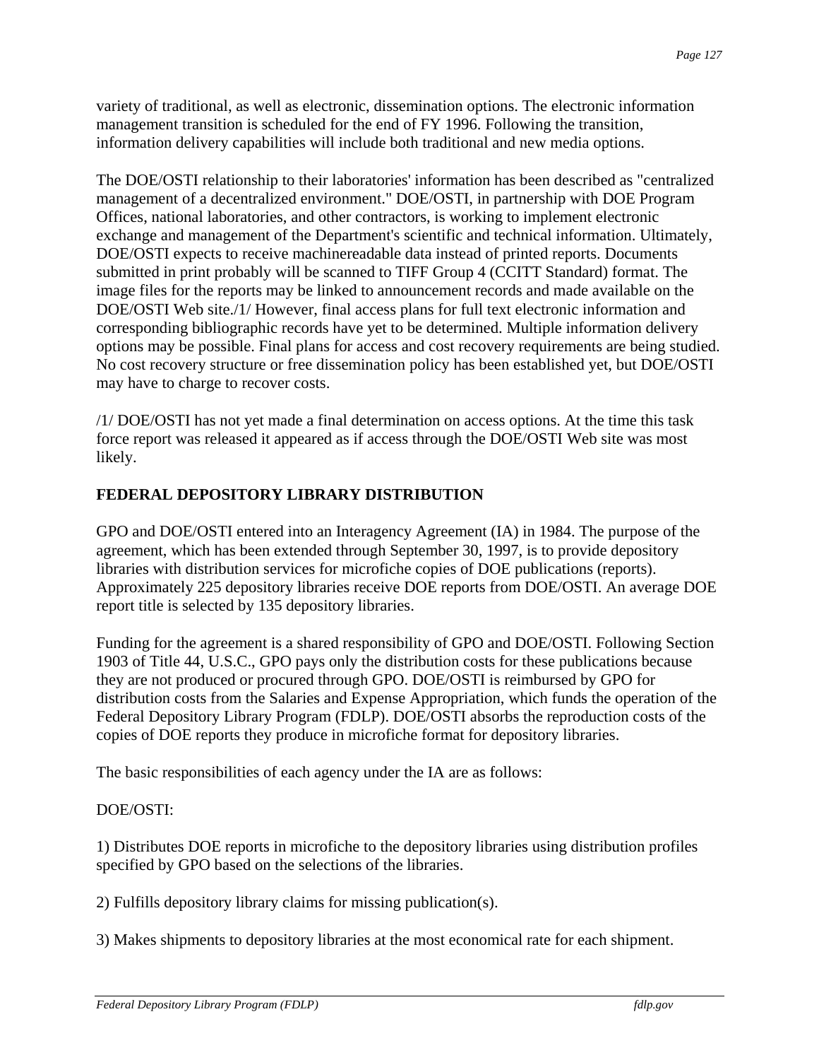variety of traditional, as well as electronic, dissemination options. The electronic information management transition is scheduled for the end of FY 1996. Following the transition, information delivery capabilities will include both traditional and new media options.

The DOE/OSTI relationship to their laboratories' information has been described as "centralized management of a decentralized environment." DOE/OSTI, in partnership with DOE Program Offices, national laboratories, and other contractors, is working to implement electronic exchange and management of the Department's scientific and technical information. Ultimately, DOE/OSTI expects to receive machinereadable data instead of printed reports. Documents submitted in print probably will be scanned to TIFF Group 4 (CCITT Standard) format. The image files for the reports may be linked to announcement records and made available on the DOE/OSTI Web site./1/ However, final access plans for full text electronic information and corresponding bibliographic records have yet to be determined. Multiple information delivery options may be possible. Final plans for access and cost recovery requirements are being studied. No cost recovery structure or free dissemination policy has been established yet, but DOE/OSTI may have to charge to recover costs.

/1/ DOE/OSTI has not yet made a final determination on access options. At the time this task force report was released it appeared as if access through the DOE/OSTI Web site was most likely.

## FEDERAL DEPOSITORY LIBRARY DISTRIBUTION

GPO and DOE/OSTI entered into an Interagency Agreement (IA) in 1984. The purpose of the agreement, which has been extended through September 30, 1997, is to provide depository libraries with distribution services for microfiche copies of DOE publications (reports). Approximately 225 depository libraries receive DOE reports from DOE/OSTI. An average DOE report title is selected by 135 depository libraries.

Funding for the agreement is a shared responsibility of GPO and DOE/OSTI. Following Section 1903 of Title 44, U.S.C., GPO pays only the distribution costs for these publications because they are not produced or procured through GPO. DOE/OSTI is reimbursed by GPO for distribution costs from the Salaries and Expense Appropriation, which funds the operation of the Federal Depository Library Program (FDLP). DOE/OSTI absorbs the reproduction costs of the copies of DOE reports they produce in microfiche format for depository libraries.

The basic responsibilities of each agency under the IA are as follows:

DOE/OSTI:

1) Distributes DOE reports in microfiche to the depository libraries using distribution profiles specified by GPO based on the selections of the libraries.

2) Fulfills depository library claims for missing publication(s).

3) Makes shipments to depository libraries at the most economical rate for each shipment.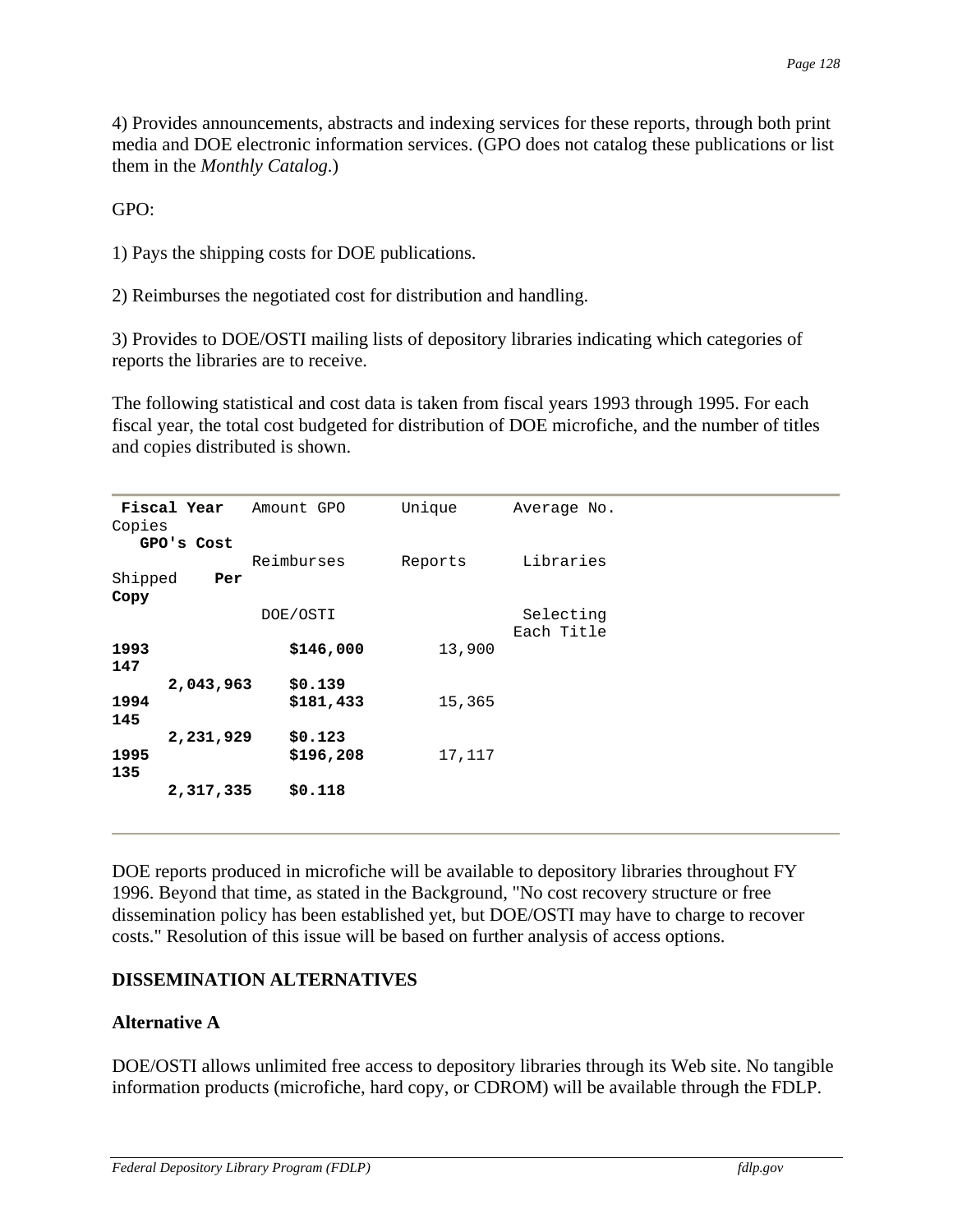4) Provides announcements, abstracts and indexing services for these reports, through both print media and DOE electronic information services. (GPO does not catalog these publications or list them in the *Monthly Catalog*.)

GPO:

1) Pays the shipping costs for DOE publications.

2) Reimburses the negotiated cost for distribution and handling.

3) Provides to DOE/OSTI mailing lists of depository libraries indicating which categories of reports the libraries are to receive.

The following statistical and cost data is taken from fiscal years 1993 through 1995. For each fiscal year, the total cost budgeted for distribution of DOE microfiche, and the number of titles and copies distributed is shown.

| **Fiscal Year** | Amount GPO Reimburses DOE/OSTI | Unique Reports | Average No. Libraries Selecting Each Title | Copies Shipped | **GPO's Cost Per Copy** |
|---|---|---|---|---|---|
| **1993** | **$146,000** | 13,900 | **147** | **2,043,963** | **$0.139** |
| **1994** | **$181,433** | 15,365 | **145** | **2,231,929** | **$0.123** |
| **1995** | **$196,208** | 17,117 | **135** | **2,317,335** | **$0.118** |

DOE reports produced in microfiche will be available to depository libraries throughout FY 1996. Beyond that time, as stated in the Background, "No cost recovery structure or free dissemination policy has been established yet, but DOE/OSTI may have to charge to recover costs." Resolution of this issue will be based on further analysis of access options.

## DISSEMINATION ALTERNATIVES

### Alternative A

DOE/OSTI allows unlimited free access to depository libraries through its Web site. No tangible information products (microfiche, hard copy, or CDROM) will be available through the FDLP.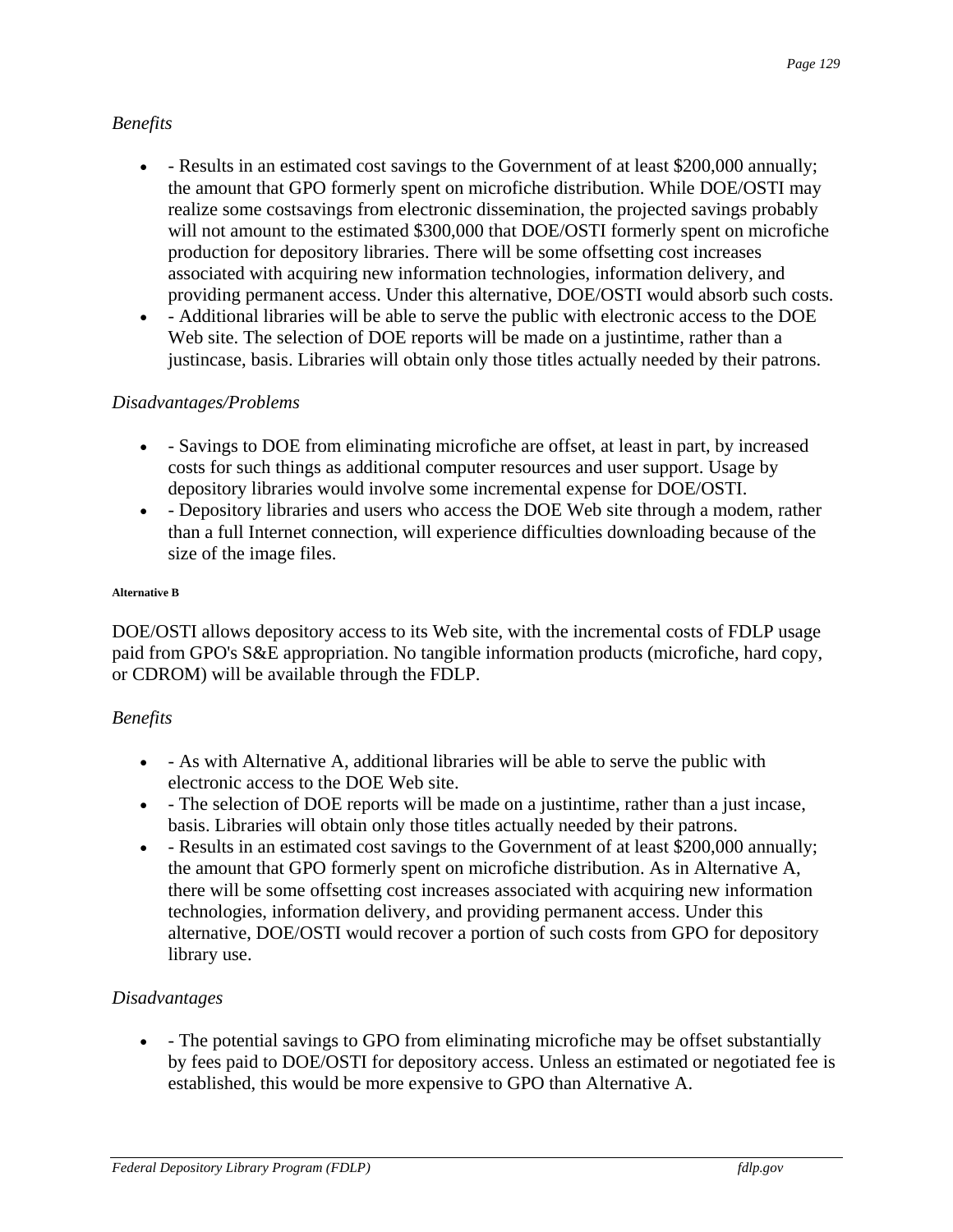*Benefits*

- - Results in an estimated cost savings to the Government of at least $200,000 annually; the amount that GPO formerly spent on microfiche distribution. While DOE/OSTI may realize some costsavings from electronic dissemination, the projected savings probably will not amount to the estimated $300,000 that DOE/OSTI formerly spent on microfiche production for depository libraries. There will be some offsetting cost increases associated with acquiring new information technologies, information delivery, and providing permanent access. Under this alternative, DOE/OSTI would absorb such costs.
- - Additional libraries will be able to serve the public with electronic access to the DOE Web site. The selection of DOE reports will be made on a justintime, rather than a justincase, basis. Libraries will obtain only those titles actually needed by their patrons.

*Disadvantages/Problems*

- - Savings to DOE from eliminating microfiche are offset, at least in part, by increased costs for such things as additional computer resources and user support. Usage by depository libraries would involve some incremental expense for DOE/OSTI.
- - Depository libraries and users who access the DOE Web site through a modem, rather than a full Internet connection, will experience difficulties downloading because of the size of the image files.

**Alternative B**

DOE/OSTI allows depository access to its Web site, with the incremental costs of FDLP usage paid from GPO's S&E appropriation. No tangible information products (microfiche, hard copy, or CDROM) will be available through the FDLP.

*Benefits*

- - As with Alternative A, additional libraries will be able to serve the public with electronic access to the DOE Web site.
- - The selection of DOE reports will be made on a justintime, rather than a just incase, basis. Libraries will obtain only those titles actually needed by their patrons.
- - Results in an estimated cost savings to the Government of at least $200,000 annually; the amount that GPO formerly spent on microfiche distribution. As in Alternative A, there will be some offsetting cost increases associated with acquiring new information technologies, information delivery, and providing permanent access. Under this alternative, DOE/OSTI would recover a portion of such costs from GPO for depository library use.

*Disadvantages*

- - The potential savings to GPO from eliminating microfiche may be offset substantially by fees paid to DOE/OSTI for depository access. Unless an estimated or negotiated fee is established, this would be more expensive to GPO than Alternative A.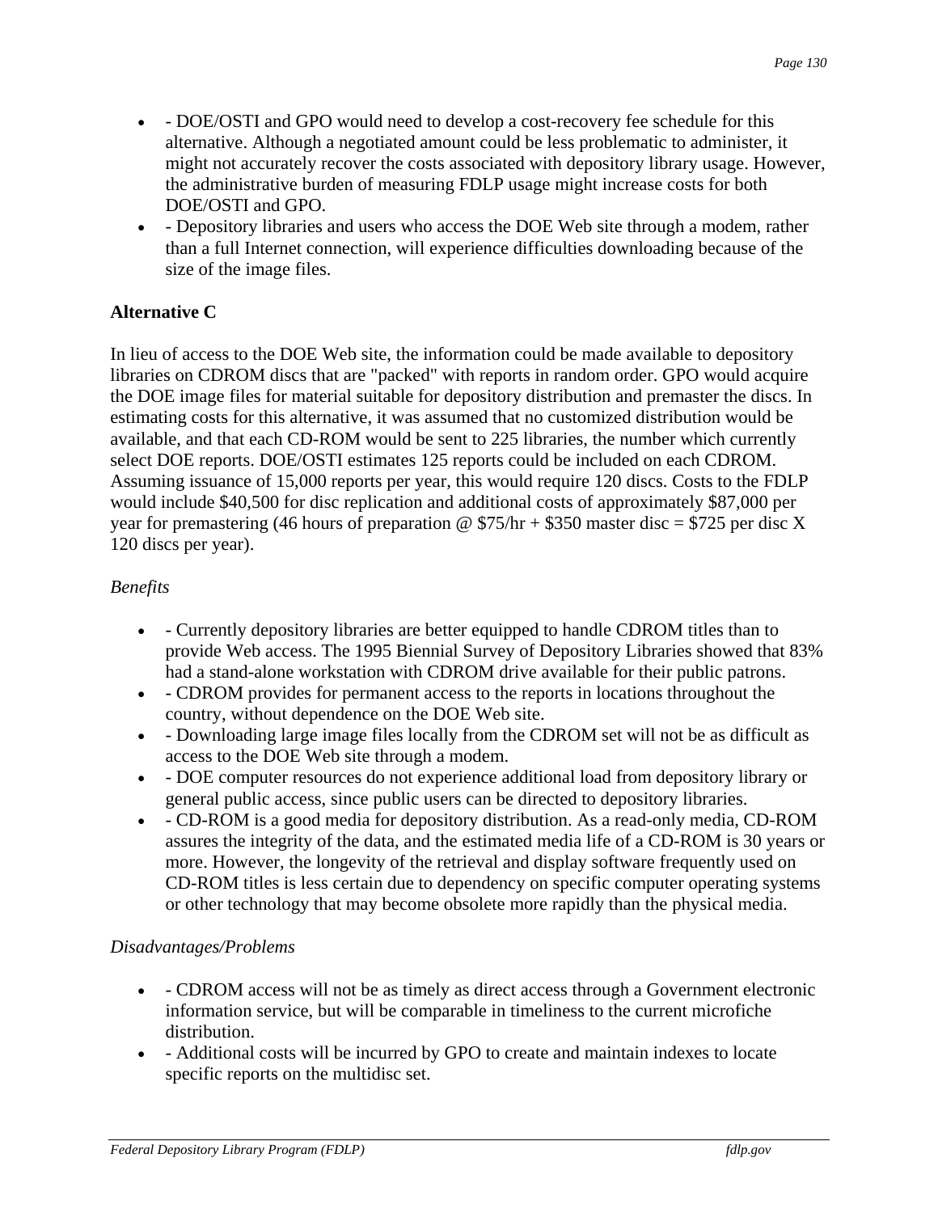- - DOE/OSTI and GPO would need to develop a cost-recovery fee schedule for this alternative. Although a negotiated amount could be less problematic to administer, it might not accurately recover the costs associated with depository library usage. However, the administrative burden of measuring FDLP usage might increase costs for both DOE/OSTI and GPO.
- - Depository libraries and users who access the DOE Web site through a modem, rather than a full Internet connection, will experience difficulties downloading because of the size of the image files.

**Alternative C**

In lieu of access to the DOE Web site, the information could be made available to depository libraries on CDROM discs that are "packed" with reports in random order. GPO would acquire the DOE image files for material suitable for depository distribution and premaster the discs. In estimating costs for this alternative, it was assumed that no customized distribution would be available, and that each CD-ROM would be sent to 225 libraries, the number which currently select DOE reports. DOE/OSTI estimates 125 reports could be included on each CDROM. Assuming issuance of 15,000 reports per year, this would require 120 discs. Costs to the FDLP would include $40,500 for disc replication and additional costs of approximately $87,000 per year for premastering (46 hours of preparation @ $75/hr + $350 master disc = $725 per disc X 120 discs per year).

*Benefits*

- - Currently depository libraries are better equipped to handle CDROM titles than to provide Web access. The 1995 Biennial Survey of Depository Libraries showed that 83% had a stand-alone workstation with CDROM drive available for their public patrons.
- - CDROM provides for permanent access to the reports in locations throughout the country, without dependence on the DOE Web site.
- - Downloading large image files locally from the CDROM set will not be as difficult as access to the DOE Web site through a modem.
- - DOE computer resources do not experience additional load from depository library or general public access, since public users can be directed to depository libraries.
- - CD-ROM is a good media for depository distribution. As a read-only media, CD-ROM assures the integrity of the data, and the estimated media life of a CD-ROM is 30 years or more. However, the longevity of the retrieval and display software frequently used on CD-ROM titles is less certain due to dependency on specific computer operating systems or other technology that may become obsolete more rapidly than the physical media.

*Disadvantages/Problems*

- - CDROM access will not be as timely as direct access through a Government electronic information service, but will be comparable in timeliness to the current microfiche distribution.
- - Additional costs will be incurred by GPO to create and maintain indexes to locate specific reports on the multidisc set.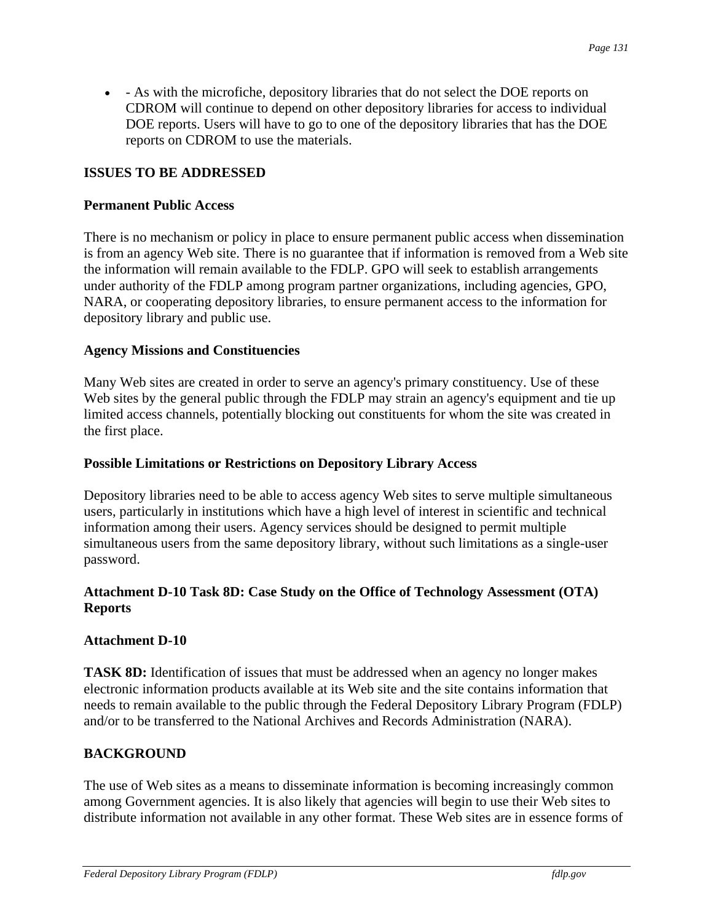- - As with the microfiche, depository libraries that do not select the DOE reports on CDROM will continue to depend on other depository libraries for access to individual DOE reports. Users will have to go to one of the depository libraries that has the DOE reports on CDROM to use the materials.

**ISSUES TO BE ADDRESSED**

**Permanent Public Access**

There is no mechanism or policy in place to ensure permanent public access when dissemination is from an agency Web site. There is no guarantee that if information is removed from a Web site the information will remain available to the FDLP. GPO will seek to establish arrangements under authority of the FDLP among program partner organizations, including agencies, GPO, NARA, or cooperating depository libraries, to ensure permanent access to the information for depository library and public use.

**Agency Missions and Constituencies**

Many Web sites are created in order to serve an agency's primary constituency. Use of these Web sites by the general public through the FDLP may strain an agency's equipment and tie up limited access channels, potentially blocking out constituents for whom the site was created in the first place.

**Possible Limitations or Restrictions on Depository Library Access**

Depository libraries need to be able to access agency Web sites to serve multiple simultaneous users, particularly in institutions which have a high level of interest in scientific and technical information among their users. Agency services should be designed to permit multiple simultaneous users from the same depository library, without such limitations as a single-user password.

**Attachment D-10 Task 8D: Case Study on the Office of Technology Assessment (OTA) Reports**

**Attachment D-10**

**TASK 8D:** Identification of issues that must be addressed when an agency no longer makes electronic information products available at its Web site and the site contains information that needs to remain available to the public through the Federal Depository Library Program (FDLP) and/or to be transferred to the National Archives and Records Administration (NARA).

**BACKGROUND**

The use of Web sites as a means to disseminate information is becoming increasingly common among Government agencies. It is also likely that agencies will begin to use their Web sites to distribute information not available in any other format. These Web sites are in essence forms of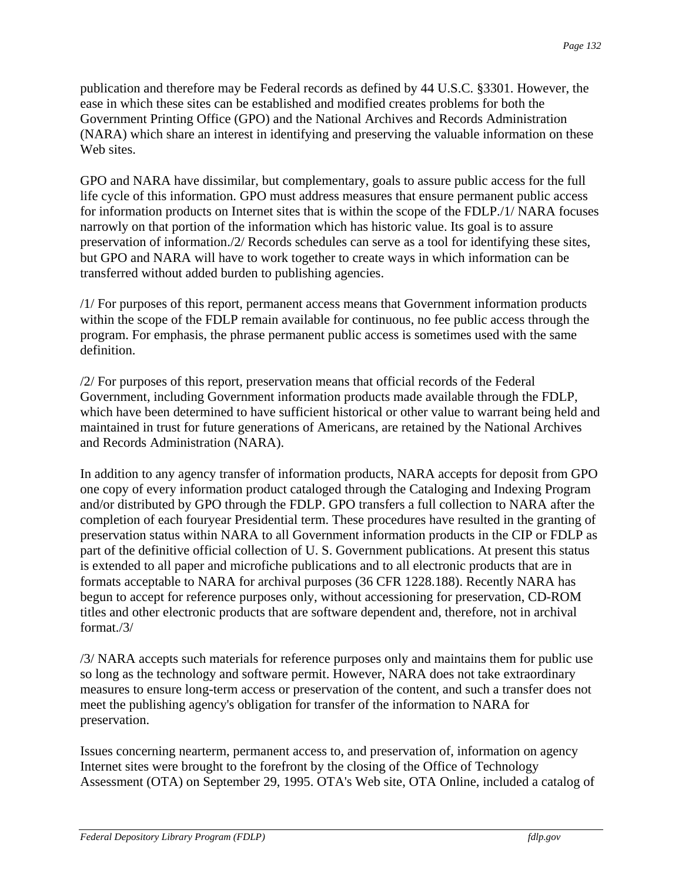publication and therefore may be Federal records as defined by 44 U.S.C. §3301. However, the ease in which these sites can be established and modified creates problems for both the Government Printing Office (GPO) and the National Archives and Records Administration (NARA) which share an interest in identifying and preserving the valuable information on these Web sites.

GPO and NARA have dissimilar, but complementary, goals to assure public access for the full life cycle of this information. GPO must address measures that ensure permanent public access for information products on Internet sites that is within the scope of the FDLP./1/ NARA focuses narrowly on that portion of the information which has historic value. Its goal is to assure preservation of information./2/ Records schedules can serve as a tool for identifying these sites, but GPO and NARA will have to work together to create ways in which information can be transferred without added burden to publishing agencies.

/1/ For purposes of this report, permanent access means that Government information products within the scope of the FDLP remain available for continuous, no fee public access through the program. For emphasis, the phrase permanent public access is sometimes used with the same definition.

/2/ For purposes of this report, preservation means that official records of the Federal Government, including Government information products made available through the FDLP, which have been determined to have sufficient historical or other value to warrant being held and maintained in trust for future generations of Americans, are retained by the National Archives and Records Administration (NARA).

In addition to any agency transfer of information products, NARA accepts for deposit from GPO one copy of every information product cataloged through the Cataloging and Indexing Program and/or distributed by GPO through the FDLP. GPO transfers a full collection to NARA after the completion of each fouryear Presidential term. These procedures have resulted in the granting of preservation status within NARA to all Government information products in the CIP or FDLP as part of the definitive official collection of U. S. Government publications. At present this status is extended to all paper and microfiche publications and to all electronic products that are in formats acceptable to NARA for archival purposes (36 CFR 1228.188). Recently NARA has begun to accept for reference purposes only, without accessioning for preservation, CD-ROM titles and other electronic products that are software dependent and, therefore, not in archival format./3/

/3/ NARA accepts such materials for reference purposes only and maintains them for public use so long as the technology and software permit. However, NARA does not take extraordinary measures to ensure long-term access or preservation of the content, and such a transfer does not meet the publishing agency's obligation for transfer of the information to NARA for preservation.

Issues concerning nearterm, permanent access to, and preservation of, information on agency Internet sites were brought to the forefront by the closing of the Office of Technology Assessment (OTA) on September 29, 1995. OTA's Web site, OTA Online, included a catalog of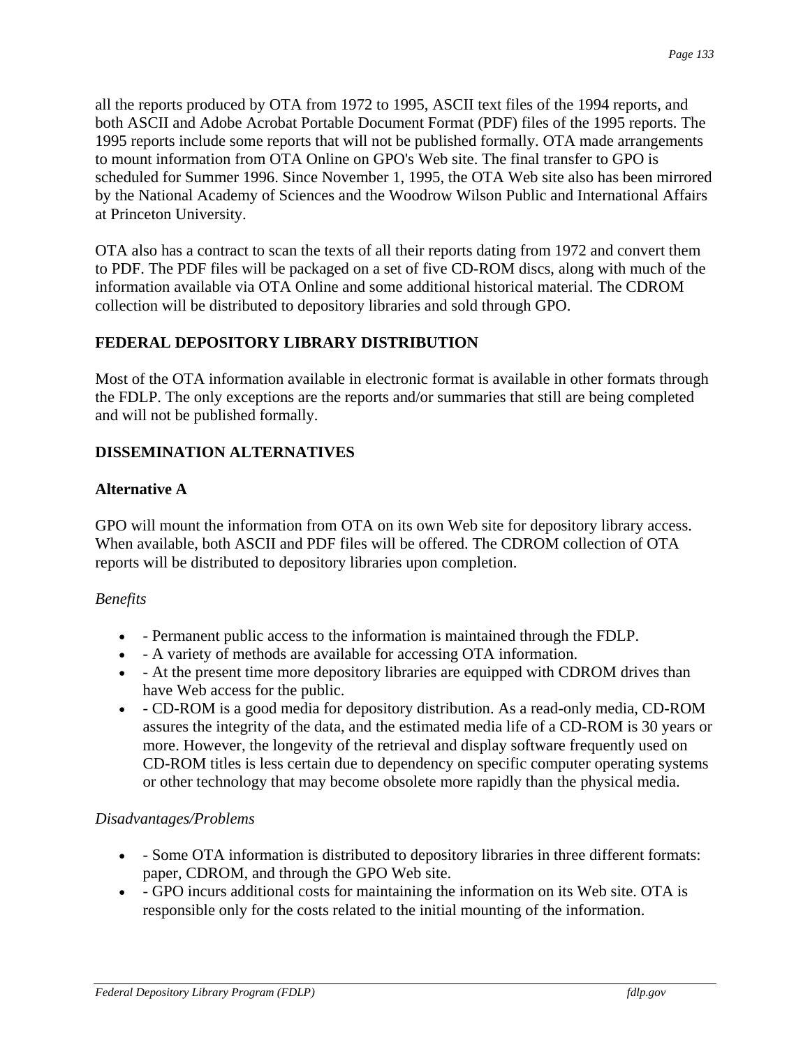all the reports produced by OTA from 1972 to 1995, ASCII text files of the 1994 reports, and both ASCII and Adobe Acrobat Portable Document Format (PDF) files of the 1995 reports. The 1995 reports include some reports that will not be published formally. OTA made arrangements to mount information from OTA Online on GPO's Web site. The final transfer to GPO is scheduled for Summer 1996. Since November 1, 1995, the OTA Web site also has been mirrored by the National Academy of Sciences and the Woodrow Wilson Public and International Affairs at Princeton University.

OTA also has a contract to scan the texts of all their reports dating from 1972 and convert them to PDF. The PDF files will be packaged on a set of five CD-ROM discs, along with much of the information available via OTA Online and some additional historical material. The CDROM collection will be distributed to depository libraries and sold through GPO.

## FEDERAL DEPOSITORY LIBRARY DISTRIBUTION

Most of the OTA information available in electronic format is available in other formats through the FDLP. The only exceptions are the reports and/or summaries that still are being completed and will not be published formally.

## DISSEMINATION ALTERNATIVES

### Alternative A

GPO will mount the information from OTA on its own Web site for depository library access. When available, both ASCII and PDF files will be offered. The CDROM collection of OTA reports will be distributed to depository libraries upon completion.

*Benefits*

- - Permanent public access to the information is maintained through the FDLP.
- - A variety of methods are available for accessing OTA information.
- - At the present time more depository libraries are equipped with CDROM drives than have Web access for the public.
- - CD-ROM is a good media for depository distribution. As a read-only media, CD-ROM assures the integrity of the data, and the estimated media life of a CD-ROM is 30 years or more. However, the longevity of the retrieval and display software frequently used on CD-ROM titles is less certain due to dependency on specific computer operating systems or other technology that may become obsolete more rapidly than the physical media.

*Disadvantages/Problems*

- - Some OTA information is distributed to depository libraries in three different formats: paper, CDROM, and through the GPO Web site.
- - GPO incurs additional costs for maintaining the information on its Web site. OTA is responsible only for the costs related to the initial mounting of the information.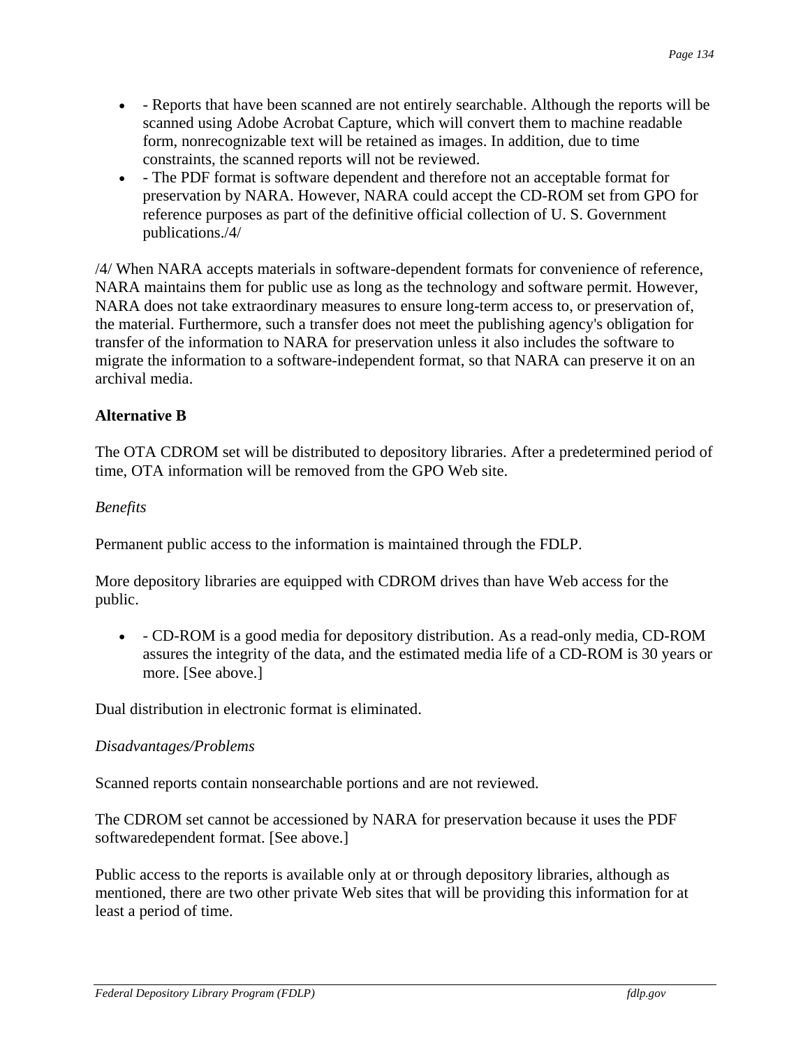- - Reports that have been scanned are not entirely searchable. Although the reports will be scanned using Adobe Acrobat Capture, which will convert them to machine readable form, nonrecognizable text will be retained as images. In addition, due to time constraints, the scanned reports will not be reviewed.
- - The PDF format is software dependent and therefore not an acceptable format for preservation by NARA. However, NARA could accept the CD-ROM set from GPO for reference purposes as part of the definitive official collection of U. S. Government publications./4/

/4/ When NARA accepts materials in software-dependent formats for convenience of reference, NARA maintains them for public use as long as the technology and software permit. However, NARA does not take extraordinary measures to ensure long-term access to, or preservation of, the material. Furthermore, such a transfer does not meet the publishing agency's obligation for transfer of the information to NARA for preservation unless it also includes the software to migrate the information to a software-independent format, so that NARA can preserve it on an archival media.

**Alternative B**

The OTA CDROM set will be distributed to depository libraries. After a predetermined period of time, OTA information will be removed from the GPO Web site.

*Benefits*

Permanent public access to the information is maintained through the FDLP.

More depository libraries are equipped with CDROM drives than have Web access for the public.

- - CD-ROM is a good media for depository distribution. As a read-only media, CD-ROM assures the integrity of the data, and the estimated media life of a CD-ROM is 30 years or more. [See above.]

Dual distribution in electronic format is eliminated.

*Disadvantages/Problems*

Scanned reports contain nonsearchable portions and are not reviewed.

The CDROM set cannot be accessioned by NARA for preservation because it uses the PDF softwaredependent format. [See above.]

Public access to the reports is available only at or through depository libraries, although as mentioned, there are two other private Web sites that will be providing this information for at least a period of time.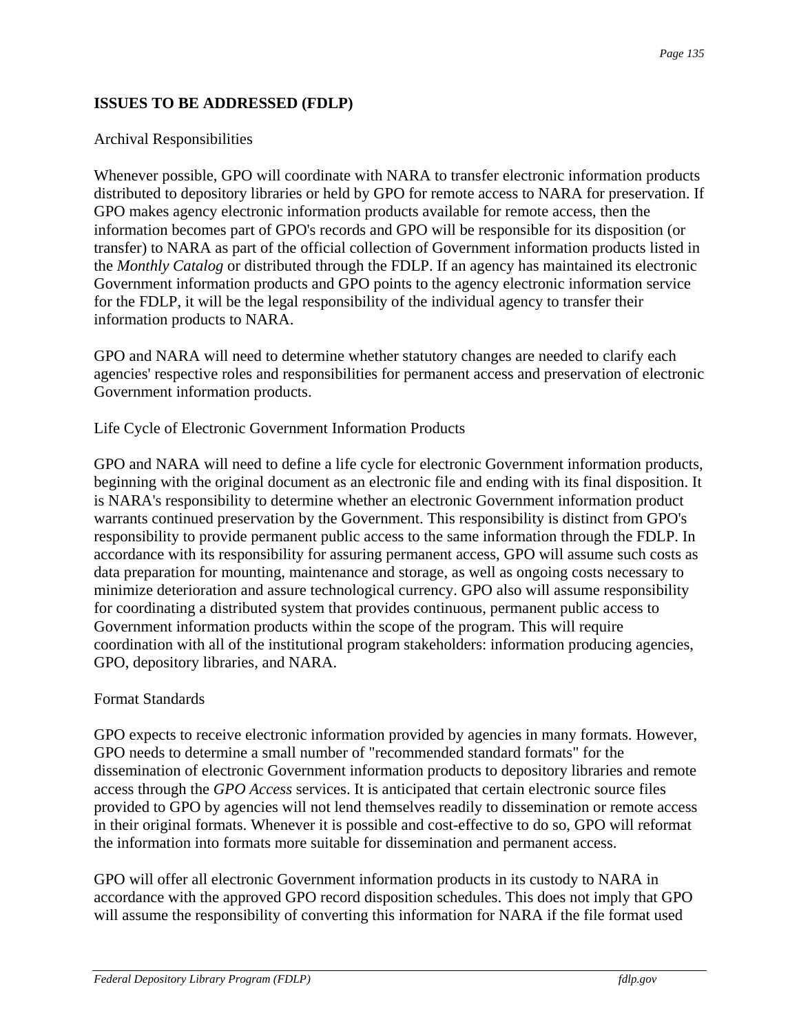## ISSUES TO BE ADDRESSED (FDLP)

Archival Responsibilities

Whenever possible, GPO will coordinate with NARA to transfer electronic information products distributed to depository libraries or held by GPO for remote access to NARA for preservation. If GPO makes agency electronic information products available for remote access, then the information becomes part of GPO's records and GPO will be responsible for its disposition (or transfer) to NARA as part of the official collection of Government information products listed in the *Monthly Catalog* or distributed through the FDLP. If an agency has maintained its electronic Government information products and GPO points to the agency electronic information service for the FDLP, it will be the legal responsibility of the individual agency to transfer their information products to NARA.

GPO and NARA will need to determine whether statutory changes are needed to clarify each agencies' respective roles and responsibilities for permanent access and preservation of electronic Government information products.

Life Cycle of Electronic Government Information Products

GPO and NARA will need to define a life cycle for electronic Government information products, beginning with the original document as an electronic file and ending with its final disposition. It is NARA's responsibility to determine whether an electronic Government information product warrants continued preservation by the Government. This responsibility is distinct from GPO's responsibility to provide permanent public access to the same information through the FDLP. In accordance with its responsibility for assuring permanent access, GPO will assume such costs as data preparation for mounting, maintenance and storage, as well as ongoing costs necessary to minimize deterioration and assure technological currency. GPO also will assume responsibility for coordinating a distributed system that provides continuous, permanent public access to Government information products within the scope of the program. This will require coordination with all of the institutional program stakeholders: information producing agencies, GPO, depository libraries, and NARA.

Format Standards

GPO expects to receive electronic information provided by agencies in many formats. However, GPO needs to determine a small number of "recommended standard formats" for the dissemination of electronic Government information products to depository libraries and remote access through the *GPO Access* services. It is anticipated that certain electronic source files provided to GPO by agencies will not lend themselves readily to dissemination or remote access in their original formats. Whenever it is possible and cost-effective to do so, GPO will reformat the information into formats more suitable for dissemination and permanent access.

GPO will offer all electronic Government information products in its custody to NARA in accordance with the approved GPO record disposition schedules. This does not imply that GPO will assume the responsibility of converting this information for NARA if the file format used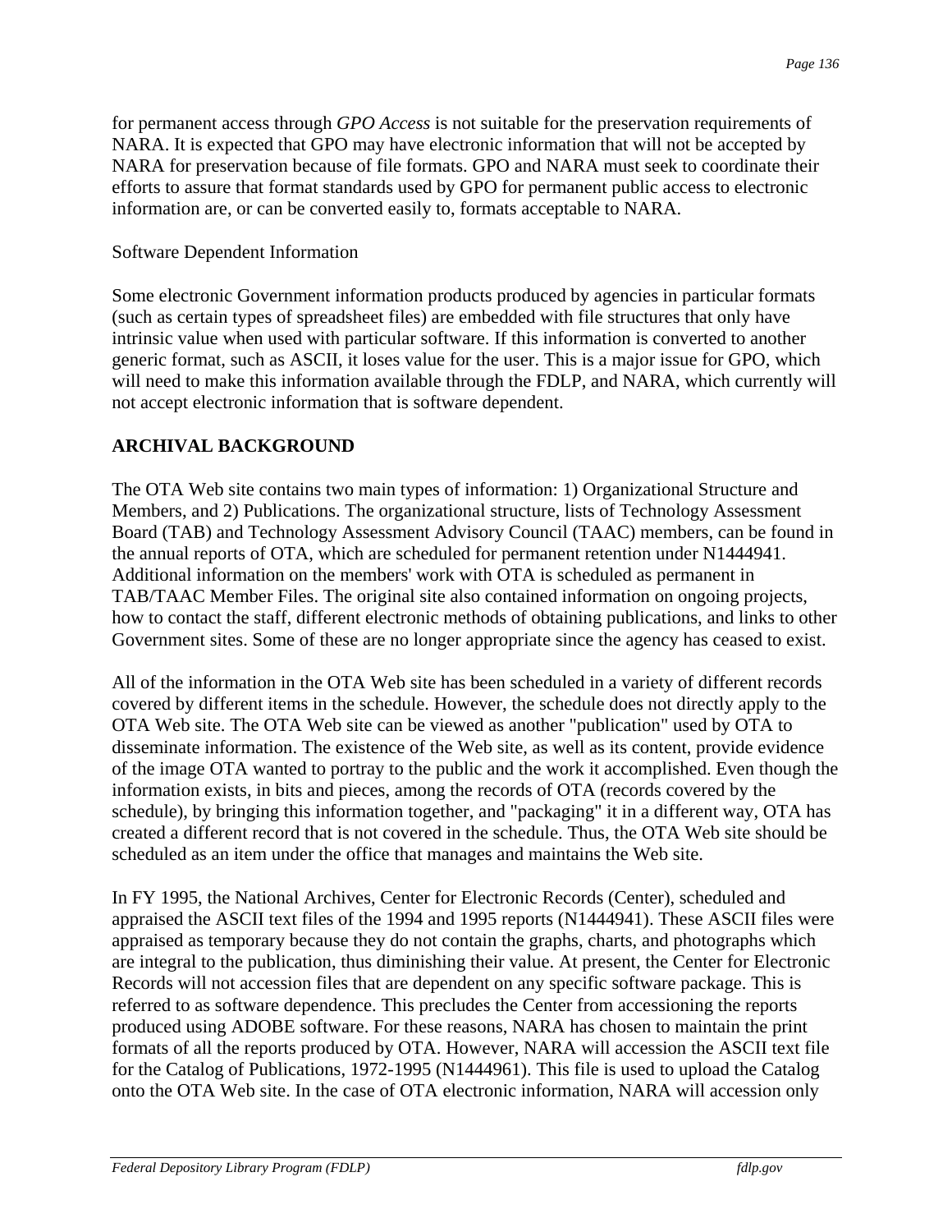for permanent access through *GPO Access* is not suitable for the preservation requirements of NARA. It is expected that GPO may have electronic information that will not be accepted by NARA for preservation because of file formats. GPO and NARA must seek to coordinate their efforts to assure that format standards used by GPO for permanent public access to electronic information are, or can be converted easily to, formats acceptable to NARA.

Software Dependent Information

Some electronic Government information products produced by agencies in particular formats (such as certain types of spreadsheet files) are embedded with file structures that only have intrinsic value when used with particular software. If this information is converted to another generic format, such as ASCII, it loses value for the user. This is a major issue for GPO, which will need to make this information available through the FDLP, and NARA, which currently will not accept electronic information that is software dependent.

**ARCHIVAL BACKGROUND**

The OTA Web site contains two main types of information: 1) Organizational Structure and Members, and 2) Publications. The organizational structure, lists of Technology Assessment Board (TAB) and Technology Assessment Advisory Council (TAAC) members, can be found in the annual reports of OTA, which are scheduled for permanent retention under N1444941. Additional information on the members' work with OTA is scheduled as permanent in TAB/TAAC Member Files. The original site also contained information on ongoing projects, how to contact the staff, different electronic methods of obtaining publications, and links to other Government sites. Some of these are no longer appropriate since the agency has ceased to exist.

All of the information in the OTA Web site has been scheduled in a variety of different records covered by different items in the schedule. However, the schedule does not directly apply to the OTA Web site. The OTA Web site can be viewed as another "publication" used by OTA to disseminate information. The existence of the Web site, as well as its content, provide evidence of the image OTA wanted to portray to the public and the work it accomplished. Even though the information exists, in bits and pieces, among the records of OTA (records covered by the schedule), by bringing this information together, and "packaging" it in a different way, OTA has created a different record that is not covered in the schedule. Thus, the OTA Web site should be scheduled as an item under the office that manages and maintains the Web site.

In FY 1995, the National Archives, Center for Electronic Records (Center), scheduled and appraised the ASCII text files of the 1994 and 1995 reports (N1444941). These ASCII files were appraised as temporary because they do not contain the graphs, charts, and photographs which are integral to the publication, thus diminishing their value. At present, the Center for Electronic Records will not accession files that are dependent on any specific software package. This is referred to as software dependence. This precludes the Center from accessioning the reports produced using ADOBE software. For these reasons, NARA has chosen to maintain the print formats of all the reports produced by OTA. However, NARA will accession the ASCII text file for the Catalog of Publications, 1972-1995 (N1444961). This file is used to upload the Catalog onto the OTA Web site. In the case of OTA electronic information, NARA will accession only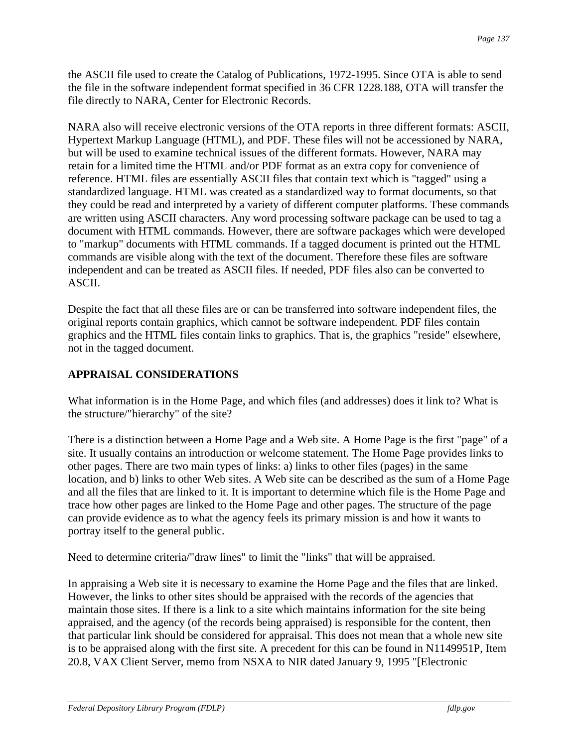the ASCII file used to create the Catalog of Publications, 1972-1995. Since OTA is able to send the file in the software independent format specified in 36 CFR 1228.188, OTA will transfer the file directly to NARA, Center for Electronic Records.

NARA also will receive electronic versions of the OTA reports in three different formats: ASCII, Hypertext Markup Language (HTML), and PDF. These files will not be accessioned by NARA, but will be used to examine technical issues of the different formats. However, NARA may retain for a limited time the HTML and/or PDF format as an extra copy for convenience of reference. HTML files are essentially ASCII files that contain text which is "tagged" using a standardized language. HTML was created as a standardized way to format documents, so that they could be read and interpreted by a variety of different computer platforms. These commands are written using ASCII characters. Any word processing software package can be used to tag a document with HTML commands. However, there are software packages which were developed to "markup" documents with HTML commands. If a tagged document is printed out the HTML commands are visible along with the text of the document. Therefore these files are software independent and can be treated as ASCII files. If needed, PDF files also can be converted to ASCII.

Despite the fact that all these files are or can be transferred into software independent files, the original reports contain graphics, which cannot be software independent. PDF files contain graphics and the HTML files contain links to graphics. That is, the graphics "reside" elsewhere, not in the tagged document.

## APPRAISAL CONSIDERATIONS

What information is in the Home Page, and which files (and addresses) does it link to? What is the structure/"hierarchy" of the site?

There is a distinction between a Home Page and a Web site. A Home Page is the first "page" of a site. It usually contains an introduction or welcome statement. The Home Page provides links to other pages. There are two main types of links: a) links to other files (pages) in the same location, and b) links to other Web sites. A Web site can be described as the sum of a Home Page and all the files that are linked to it. It is important to determine which file is the Home Page and trace how other pages are linked to the Home Page and other pages. The structure of the page can provide evidence as to what the agency feels its primary mission is and how it wants to portray itself to the general public.

Need to determine criteria/"draw lines" to limit the "links" that will be appraised.

In appraising a Web site it is necessary to examine the Home Page and the files that are linked. However, the links to other sites should be appraised with the records of the agencies that maintain those sites. If there is a link to a site which maintains information for the site being appraised, and the agency (of the records being appraised) is responsible for the content, then that particular link should be considered for appraisal. This does not mean that a whole new site is to be appraised along with the first site. A precedent for this can be found in N1149951P, Item 20.8, VAX Client Server, memo from NSXA to NIR dated January 9, 1995 "[Electronic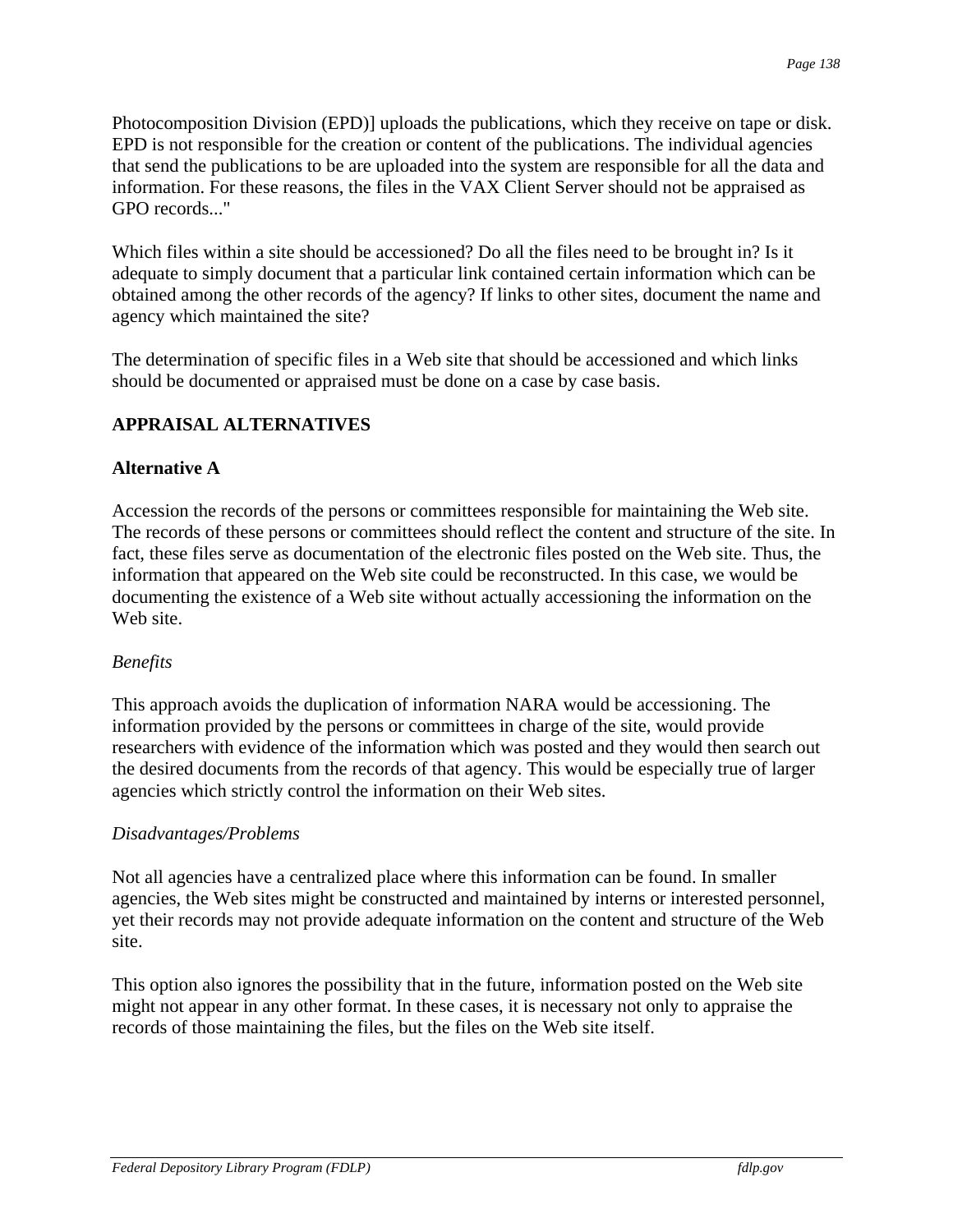Photocomposition Division (EPD)] uploads the publications, which they receive on tape or disk. EPD is not responsible for the creation or content of the publications. The individual agencies that send the publications to be are uploaded into the system are responsible for all the data and information. For these reasons, the files in the VAX Client Server should not be appraised as GPO records..."

Which files within a site should be accessioned? Do all the files need to be brought in? Is it adequate to simply document that a particular link contained certain information which can be obtained among the other records of the agency? If links to other sites, document the name and agency which maintained the site?

The determination of specific files in a Web site that should be accessioned and which links should be documented or appraised must be done on a case by case basis.

## APPRAISAL ALTERNATIVES

### Alternative A

Accession the records of the persons or committees responsible for maintaining the Web site. The records of these persons or committees should reflect the content and structure of the site. In fact, these files serve as documentation of the electronic files posted on the Web site. Thus, the information that appeared on the Web site could be reconstructed. In this case, we would be documenting the existence of a Web site without actually accessioning the information on the Web site.

*Benefits*

This approach avoids the duplication of information NARA would be accessioning. The information provided by the persons or committees in charge of the site, would provide researchers with evidence of the information which was posted and they would then search out the desired documents from the records of that agency. This would be especially true of larger agencies which strictly control the information on their Web sites.

*Disadvantages/Problems*

Not all agencies have a centralized place where this information can be found. In smaller agencies, the Web sites might be constructed and maintained by interns or interested personnel, yet their records may not provide adequate information on the content and structure of the Web site.

This option also ignores the possibility that in the future, information posted on the Web site might not appear in any other format. In these cases, it is necessary not only to appraise the records of those maintaining the files, but the files on the Web site itself.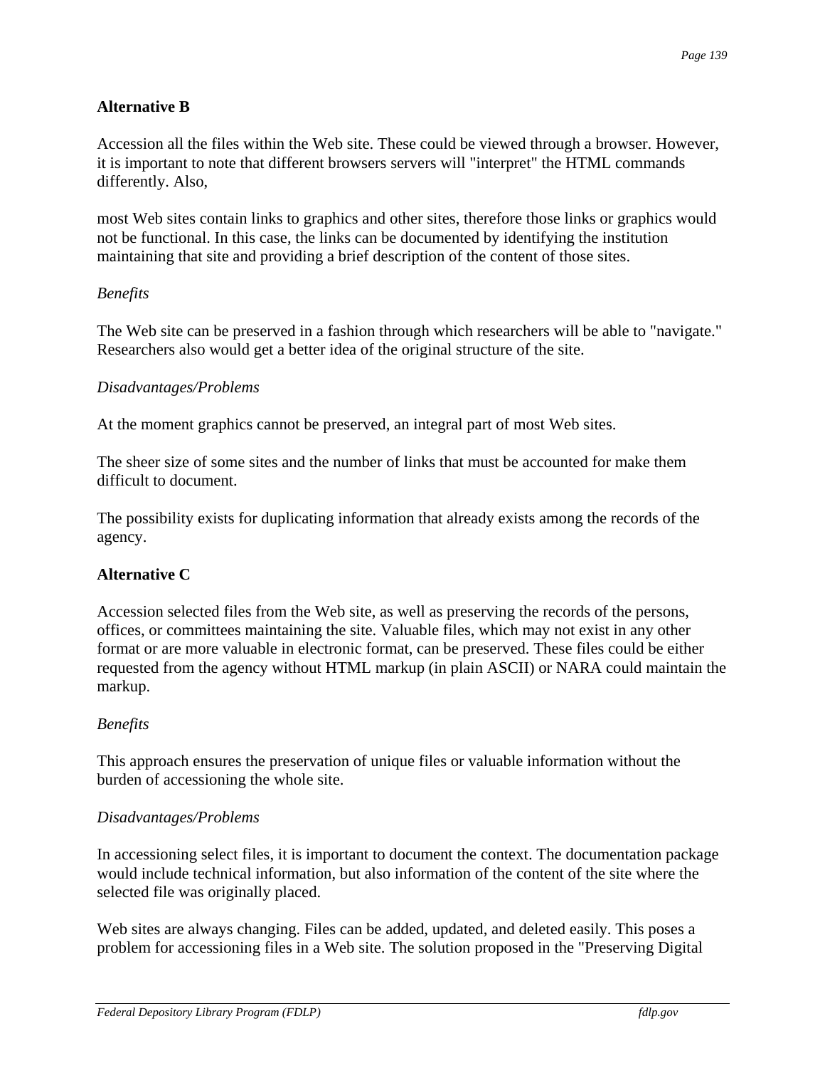**Alternative B**

Accession all the files within the Web site. These could be viewed through a browser. However, it is important to note that different browsers servers will "interpret" the HTML commands differently. Also,

most Web sites contain links to graphics and other sites, therefore those links or graphics would not be functional. In this case, the links can be documented by identifying the institution maintaining that site and providing a brief description of the content of those sites.

*Benefits*

The Web site can be preserved in a fashion through which researchers will be able to "navigate." Researchers also would get a better idea of the original structure of the site.

*Disadvantages/Problems*

At the moment graphics cannot be preserved, an integral part of most Web sites.

The sheer size of some sites and the number of links that must be accounted for make them difficult to document.

The possibility exists for duplicating information that already exists among the records of the agency.

**Alternative C**

Accession selected files from the Web site, as well as preserving the records of the persons, offices, or committees maintaining the site. Valuable files, which may not exist in any other format or are more valuable in electronic format, can be preserved. These files could be either requested from the agency without HTML markup (in plain ASCII) or NARA could maintain the markup.

*Benefits*

This approach ensures the preservation of unique files or valuable information without the burden of accessioning the whole site.

*Disadvantages/Problems*

In accessioning select files, it is important to document the context. The documentation package would include technical information, but also information of the content of the site where the selected file was originally placed.

Web sites are always changing. Files can be added, updated, and deleted easily. This poses a problem for accessioning files in a Web site. The solution proposed in the "Preserving Digital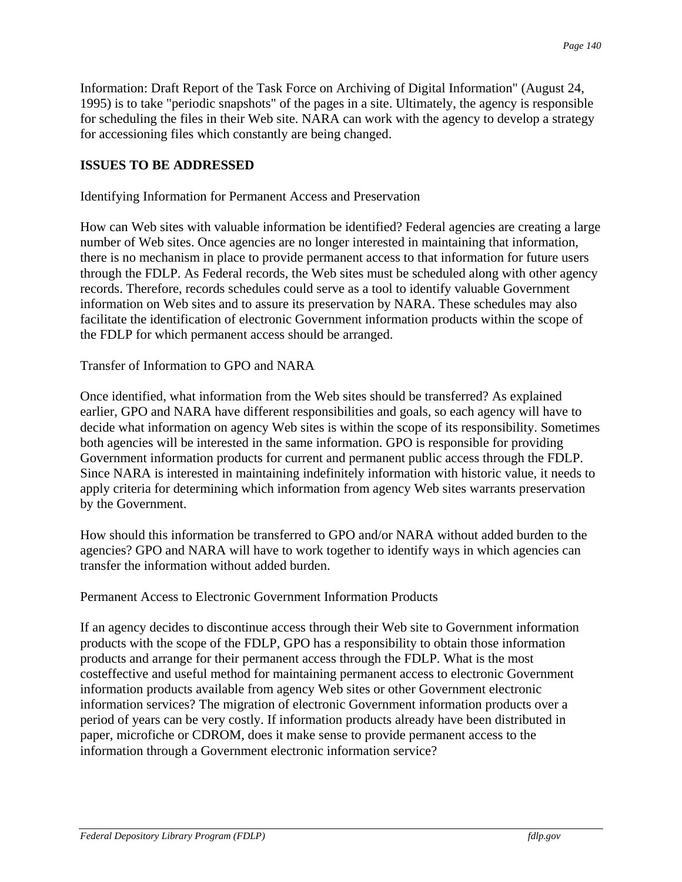Information: Draft Report of the Task Force on Archiving of Digital Information" (August 24, 1995) is to take "periodic snapshots" of the pages in a site. Ultimately, the agency is responsible for scheduling the files in their Web site. NARA can work with the agency to develop a strategy for accessioning files which constantly are being changed.

## ISSUES TO BE ADDRESSED

Identifying Information for Permanent Access and Preservation

How can Web sites with valuable information be identified? Federal agencies are creating a large number of Web sites. Once agencies are no longer interested in maintaining that information, there is no mechanism in place to provide permanent access to that information for future users through the FDLP. As Federal records, the Web sites must be scheduled along with other agency records. Therefore, records schedules could serve as a tool to identify valuable Government information on Web sites and to assure its preservation by NARA. These schedules may also facilitate the identification of electronic Government information products within the scope of the FDLP for which permanent access should be arranged.

Transfer of Information to GPO and NARA

Once identified, what information from the Web sites should be transferred? As explained earlier, GPO and NARA have different responsibilities and goals, so each agency will have to decide what information on agency Web sites is within the scope of its responsibility. Sometimes both agencies will be interested in the same information. GPO is responsible for providing Government information products for current and permanent public access through the FDLP. Since NARA is interested in maintaining indefinitely information with historic value, it needs to apply criteria for determining which information from agency Web sites warrants preservation by the Government.

How should this information be transferred to GPO and/or NARA without added burden to the agencies? GPO and NARA will have to work together to identify ways in which agencies can transfer the information without added burden.

Permanent Access to Electronic Government Information Products

If an agency decides to discontinue access through their Web site to Government information products with the scope of the FDLP, GPO has a responsibility to obtain those information products and arrange for their permanent access through the FDLP. What is the most costeffective and useful method for maintaining permanent access to electronic Government information products available from agency Web sites or other Government electronic information services? The migration of electronic Government information products over a period of years can be very costly. If information products already have been distributed in paper, microfiche or CDROM, does it make sense to provide permanent access to the information through a Government electronic information service?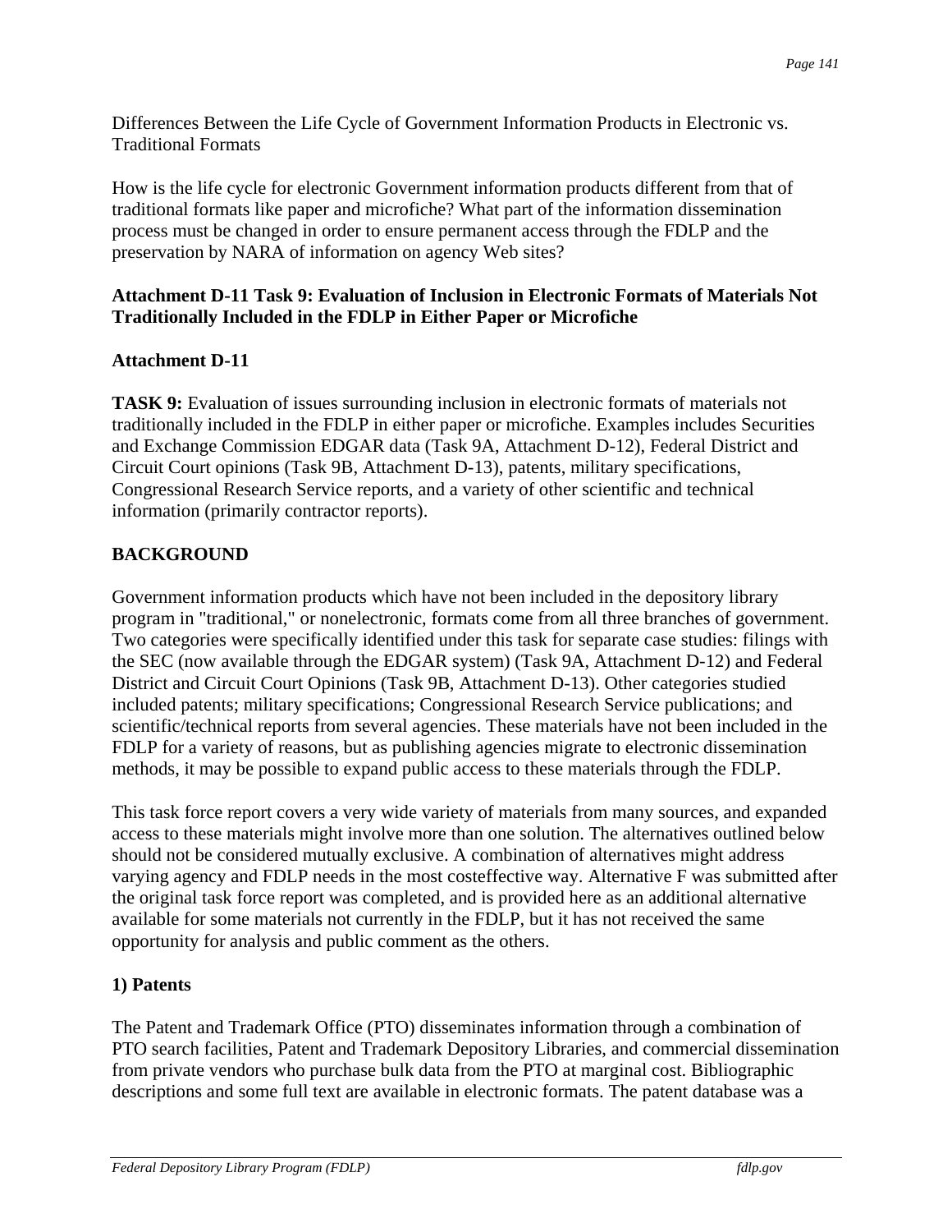Differences Between the Life Cycle of Government Information Products in Electronic vs. Traditional Formats

How is the life cycle for electronic Government information products different from that of traditional formats like paper and microfiche? What part of the information dissemination process must be changed in order to ensure permanent access through the FDLP and the preservation by NARA of information on agency Web sites?

**Attachment D-11 Task 9: Evaluation of Inclusion in Electronic Formats of Materials Not Traditionally Included in the FDLP in Either Paper or Microfiche**

**Attachment D-11**

**TASK 9:** Evaluation of issues surrounding inclusion in electronic formats of materials not traditionally included in the FDLP in either paper or microfiche. Examples includes Securities and Exchange Commission EDGAR data (Task 9A, Attachment D-12), Federal District and Circuit Court opinions (Task 9B, Attachment D-13), patents, military specifications, Congressional Research Service reports, and a variety of other scientific and technical information (primarily contractor reports).

## BACKGROUND

Government information products which have not been included in the depository library program in "traditional," or nonelectronic, formats come from all three branches of government. Two categories were specifically identified under this task for separate case studies: filings with the SEC (now available through the EDGAR system) (Task 9A, Attachment D-12) and Federal District and Circuit Court Opinions (Task 9B, Attachment D-13). Other categories studied included patents; military specifications; Congressional Research Service publications; and scientific/technical reports from several agencies. These materials have not been included in the FDLP for a variety of reasons, but as publishing agencies migrate to electronic dissemination methods, it may be possible to expand public access to these materials through the FDLP.

This task force report covers a very wide variety of materials from many sources, and expanded access to these materials might involve more than one solution. The alternatives outlined below should not be considered mutually exclusive. A combination of alternatives might address varying agency and FDLP needs in the most costeffective way. Alternative F was submitted after the original task force report was completed, and is provided here as an additional alternative available for some materials not currently in the FDLP, but it has not received the same opportunity for analysis and public comment as the others.

### 1) Patents

The Patent and Trademark Office (PTO) disseminates information through a combination of PTO search facilities, Patent and Trademark Depository Libraries, and commercial dissemination from private vendors who purchase bulk data from the PTO at marginal cost. Bibliographic descriptions and some full text are available in electronic formats. The patent database was a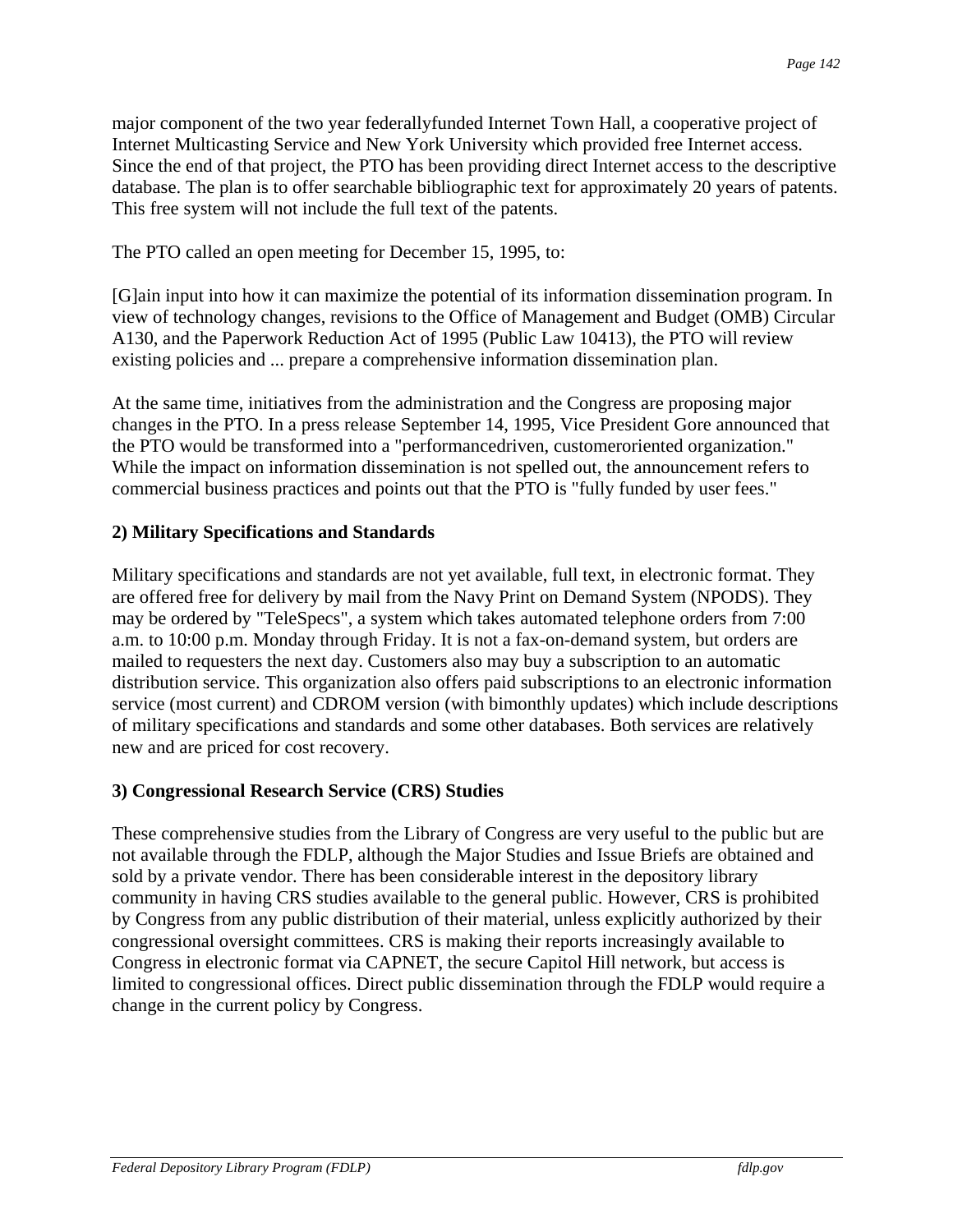major component of the two year federallyfunded Internet Town Hall, a cooperative project of Internet Multicasting Service and New York University which provided free Internet access. Since the end of that project, the PTO has been providing direct Internet access to the descriptive database. The plan is to offer searchable bibliographic text for approximately 20 years of patents. This free system will not include the full text of the patents.

The PTO called an open meeting for December 15, 1995, to:

[G]ain input into how it can maximize the potential of its information dissemination program. In view of technology changes, revisions to the Office of Management and Budget (OMB) Circular A130, and the Paperwork Reduction Act of 1995 (Public Law 10413), the PTO will review existing policies and ... prepare a comprehensive information dissemination plan.

At the same time, initiatives from the administration and the Congress are proposing major changes in the PTO. In a press release September 14, 1995, Vice President Gore announced that the PTO would be transformed into a "performancedriven, customeroriented organization." While the impact on information dissemination is not spelled out, the announcement refers to commercial business practices and points out that the PTO is "fully funded by user fees."

**2) Military Specifications and Standards**

Military specifications and standards are not yet available, full text, in electronic format. They are offered free for delivery by mail from the Navy Print on Demand System (NPODS). They may be ordered by "TeleSpecs", a system which takes automated telephone orders from 7:00 a.m. to 10:00 p.m. Monday through Friday. It is not a fax-on-demand system, but orders are mailed to requesters the next day. Customers also may buy a subscription to an automatic distribution service. This organization also offers paid subscriptions to an electronic information service (most current) and CDROM version (with bimonthly updates) which include descriptions of military specifications and standards and some other databases. Both services are relatively new and are priced for cost recovery.

**3) Congressional Research Service (CRS) Studies**

These comprehensive studies from the Library of Congress are very useful to the public but are not available through the FDLP, although the Major Studies and Issue Briefs are obtained and sold by a private vendor. There has been considerable interest in the depository library community in having CRS studies available to the general public. However, CRS is prohibited by Congress from any public distribution of their material, unless explicitly authorized by their congressional oversight committees. CRS is making their reports increasingly available to Congress in electronic format via CAPNET, the secure Capitol Hill network, but access is limited to congressional offices. Direct public dissemination through the FDLP would require a change in the current policy by Congress.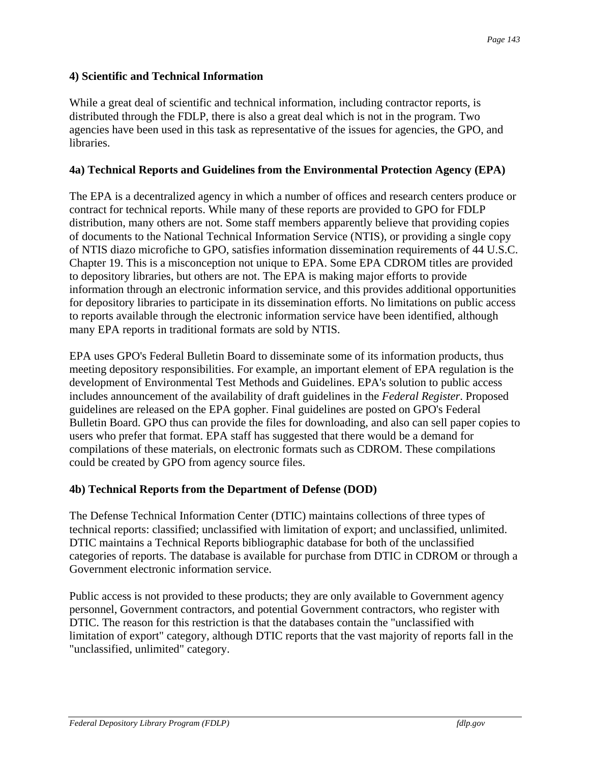### 4) Scientific and Technical Information

While a great deal of scientific and technical information, including contractor reports, is distributed through the FDLP, there is also a great deal which is not in the program. Two agencies have been used in this task as representative of the issues for agencies, the GPO, and libraries.

### 4a) Technical Reports and Guidelines from the Environmental Protection Agency (EPA)

The EPA is a decentralized agency in which a number of offices and research centers produce or contract for technical reports. While many of these reports are provided to GPO for FDLP distribution, many others are not. Some staff members apparently believe that providing copies of documents to the National Technical Information Service (NTIS), or providing a single copy of NTIS diazo microfiche to GPO, satisfies information dissemination requirements of 44 U.S.C. Chapter 19. This is a misconception not unique to EPA. Some EPA CDROM titles are provided to depository libraries, but others are not. The EPA is making major efforts to provide information through an electronic information service, and this provides additional opportunities for depository libraries to participate in its dissemination efforts. No limitations on public access to reports available through the electronic information service have been identified, although many EPA reports in traditional formats are sold by NTIS.

EPA uses GPO's Federal Bulletin Board to disseminate some of its information products, thus meeting depository responsibilities. For example, an important element of EPA regulation is the development of Environmental Test Methods and Guidelines. EPA's solution to public access includes announcement of the availability of draft guidelines in the *Federal Register*. Proposed guidelines are released on the EPA gopher. Final guidelines are posted on GPO's Federal Bulletin Board. GPO thus can provide the files for downloading, and also can sell paper copies to users who prefer that format. EPA staff has suggested that there would be a demand for compilations of these materials, on electronic formats such as CDROM. These compilations could be created by GPO from agency source files.

### 4b) Technical Reports from the Department of Defense (DOD)

The Defense Technical Information Center (DTIC) maintains collections of three types of technical reports: classified; unclassified with limitation of export; and unclassified, unlimited. DTIC maintains a Technical Reports bibliographic database for both of the unclassified categories of reports. The database is available for purchase from DTIC in CDROM or through a Government electronic information service.

Public access is not provided to these products; they are only available to Government agency personnel, Government contractors, and potential Government contractors, who register with DTIC. The reason for this restriction is that the databases contain the "unclassified with limitation of export" category, although DTIC reports that the vast majority of reports fall in the "unclassified, unlimited" category.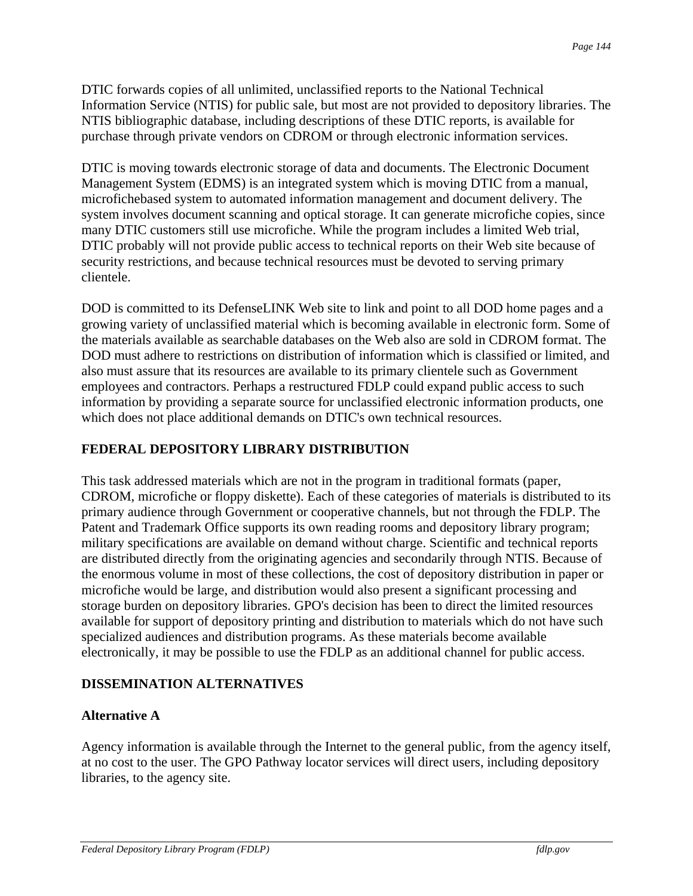DTIC forwards copies of all unlimited, unclassified reports to the National Technical Information Service (NTIS) for public sale, but most are not provided to depository libraries. The NTIS bibliographic database, including descriptions of these DTIC reports, is available for purchase through private vendors on CDROM or through electronic information services.

DTIC is moving towards electronic storage of data and documents. The Electronic Document Management System (EDMS) is an integrated system which is moving DTIC from a manual, microfichebased system to automated information management and document delivery. The system involves document scanning and optical storage. It can generate microfiche copies, since many DTIC customers still use microfiche. While the program includes a limited Web trial, DTIC probably will not provide public access to technical reports on their Web site because of security restrictions, and because technical resources must be devoted to serving primary clientele.

DOD is committed to its DefenseLINK Web site to link and point to all DOD home pages and a growing variety of unclassified material which is becoming available in electronic form. Some of the materials available as searchable databases on the Web also are sold in CDROM format. The DOD must adhere to restrictions on distribution of information which is classified or limited, and also must assure that its resources are available to its primary clientele such as Government employees and contractors. Perhaps a restructured FDLP could expand public access to such information by providing a separate source for unclassified electronic information products, one which does not place additional demands on DTIC's own technical resources.

## FEDERAL DEPOSITORY LIBRARY DISTRIBUTION

This task addressed materials which are not in the program in traditional formats (paper, CDROM, microfiche or floppy diskette). Each of these categories of materials is distributed to its primary audience through Government or cooperative channels, but not through the FDLP. The Patent and Trademark Office supports its own reading rooms and depository library program; military specifications are available on demand without charge. Scientific and technical reports are distributed directly from the originating agencies and secondarily through NTIS. Because of the enormous volume in most of these collections, the cost of depository distribution in paper or microfiche would be large, and distribution would also present a significant processing and storage burden on depository libraries. GPO's decision has been to direct the limited resources available for support of depository printing and distribution to materials which do not have such specialized audiences and distribution programs. As these materials become available electronically, it may be possible to use the FDLP as an additional channel for public access.

## DISSEMINATION ALTERNATIVES

### Alternative A

Agency information is available through the Internet to the general public, from the agency itself, at no cost to the user. The GPO Pathway locator services will direct users, including depository libraries, to the agency site.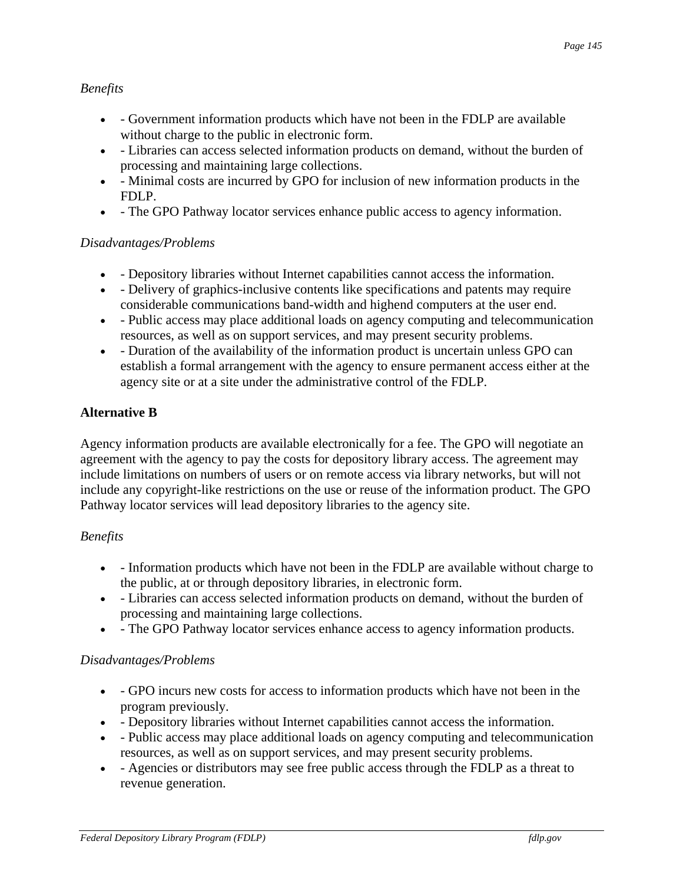*Benefits*

- - Government information products which have not been in the FDLP are available without charge to the public in electronic form.
- - Libraries can access selected information products on demand, without the burden of processing and maintaining large collections.
- - Minimal costs are incurred by GPO for inclusion of new information products in the FDLP.
- - The GPO Pathway locator services enhance public access to agency information.

*Disadvantages/Problems*

- - Depository libraries without Internet capabilities cannot access the information.
- - Delivery of graphics-inclusive contents like specifications and patents may require considerable communications band-width and highend computers at the user end.
- - Public access may place additional loads on agency computing and telecommunication resources, as well as on support services, and may present security problems.
- - Duration of the availability of the information product is uncertain unless GPO can establish a formal arrangement with the agency to ensure permanent access either at the agency site or at a site under the administrative control of the FDLP.

**Alternative B**

Agency information products are available electronically for a fee. The GPO will negotiate an agreement with the agency to pay the costs for depository library access. The agreement may include limitations on numbers of users or on remote access via library networks, but will not include any copyright-like restrictions on the use or reuse of the information product. The GPO Pathway locator services will lead depository libraries to the agency site.

*Benefits*

- - Information products which have not been in the FDLP are available without charge to the public, at or through depository libraries, in electronic form.
- - Libraries can access selected information products on demand, without the burden of processing and maintaining large collections.
- - The GPO Pathway locator services enhance access to agency information products.

*Disadvantages/Problems*

- - GPO incurs new costs for access to information products which have not been in the program previously.
- - Depository libraries without Internet capabilities cannot access the information.
- - Public access may place additional loads on agency computing and telecommunication resources, as well as on support services, and may present security problems.
- - Agencies or distributors may see free public access through the FDLP as a threat to revenue generation.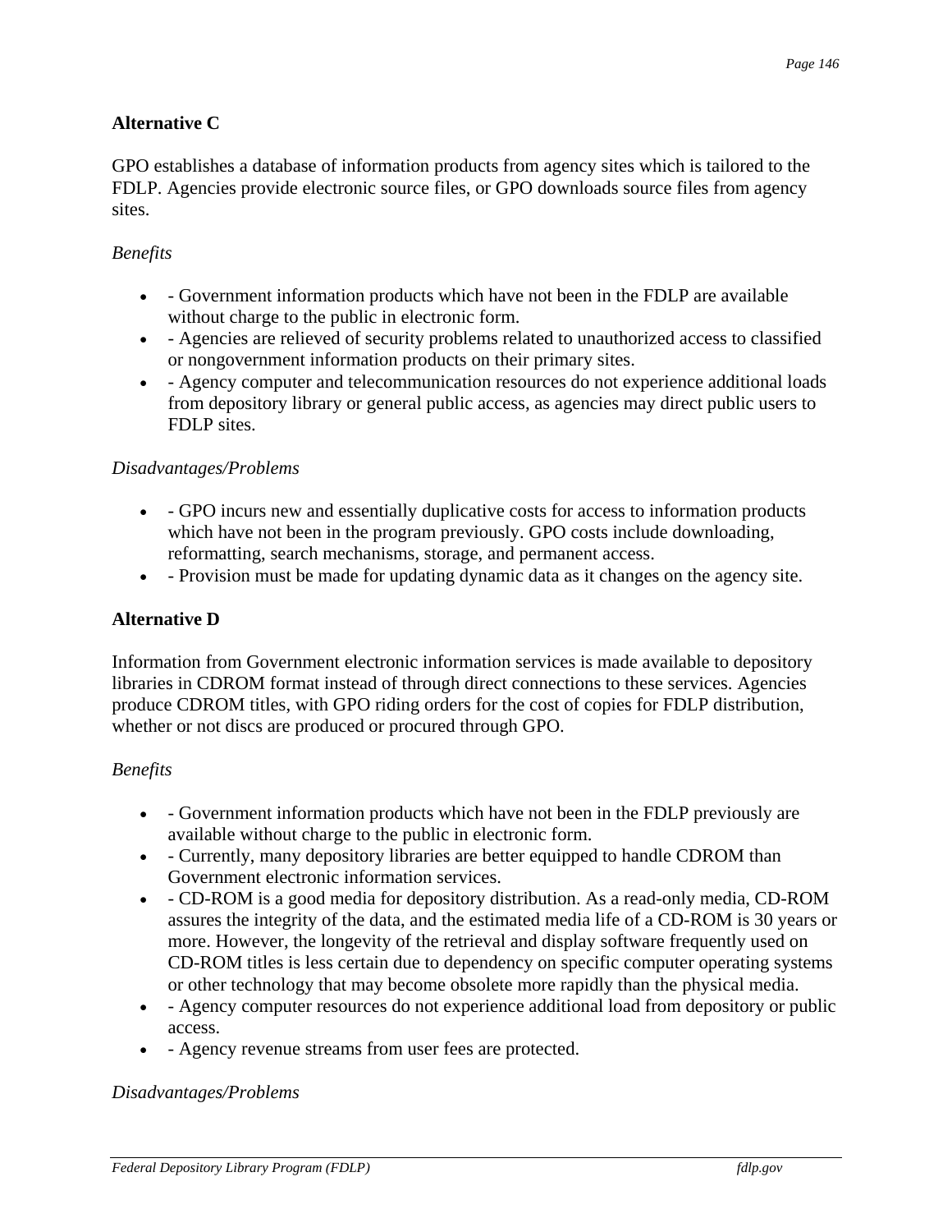**Alternative C**

GPO establishes a database of information products from agency sites which is tailored to the FDLP. Agencies provide electronic source files, or GPO downloads source files from agency sites.

*Benefits*

- - Government information products which have not been in the FDLP are available without charge to the public in electronic form.
- - Agencies are relieved of security problems related to unauthorized access to classified or nongovernment information products on their primary sites.
- - Agency computer and telecommunication resources do not experience additional loads from depository library or general public access, as agencies may direct public users to FDLP sites.

*Disadvantages/Problems*

- - GPO incurs new and essentially duplicative costs for access to information products which have not been in the program previously. GPO costs include downloading, reformatting, search mechanisms, storage, and permanent access.
- - Provision must be made for updating dynamic data as it changes on the agency site.

**Alternative D**

Information from Government electronic information services is made available to depository libraries in CDROM format instead of through direct connections to these services. Agencies produce CDROM titles, with GPO riding orders for the cost of copies for FDLP distribution, whether or not discs are produced or procured through GPO.

*Benefits*

- - Government information products which have not been in the FDLP previously are available without charge to the public in electronic form.
- - Currently, many depository libraries are better equipped to handle CDROM than Government electronic information services.
- - CD-ROM is a good media for depository distribution. As a read-only media, CD-ROM assures the integrity of the data, and the estimated media life of a CD-ROM is 30 years or more. However, the longevity of the retrieval and display software frequently used on CD-ROM titles is less certain due to dependency on specific computer operating systems or other technology that may become obsolete more rapidly than the physical media.
- - Agency computer resources do not experience additional load from depository or public access.
- - Agency revenue streams from user fees are protected.

*Disadvantages/Problems*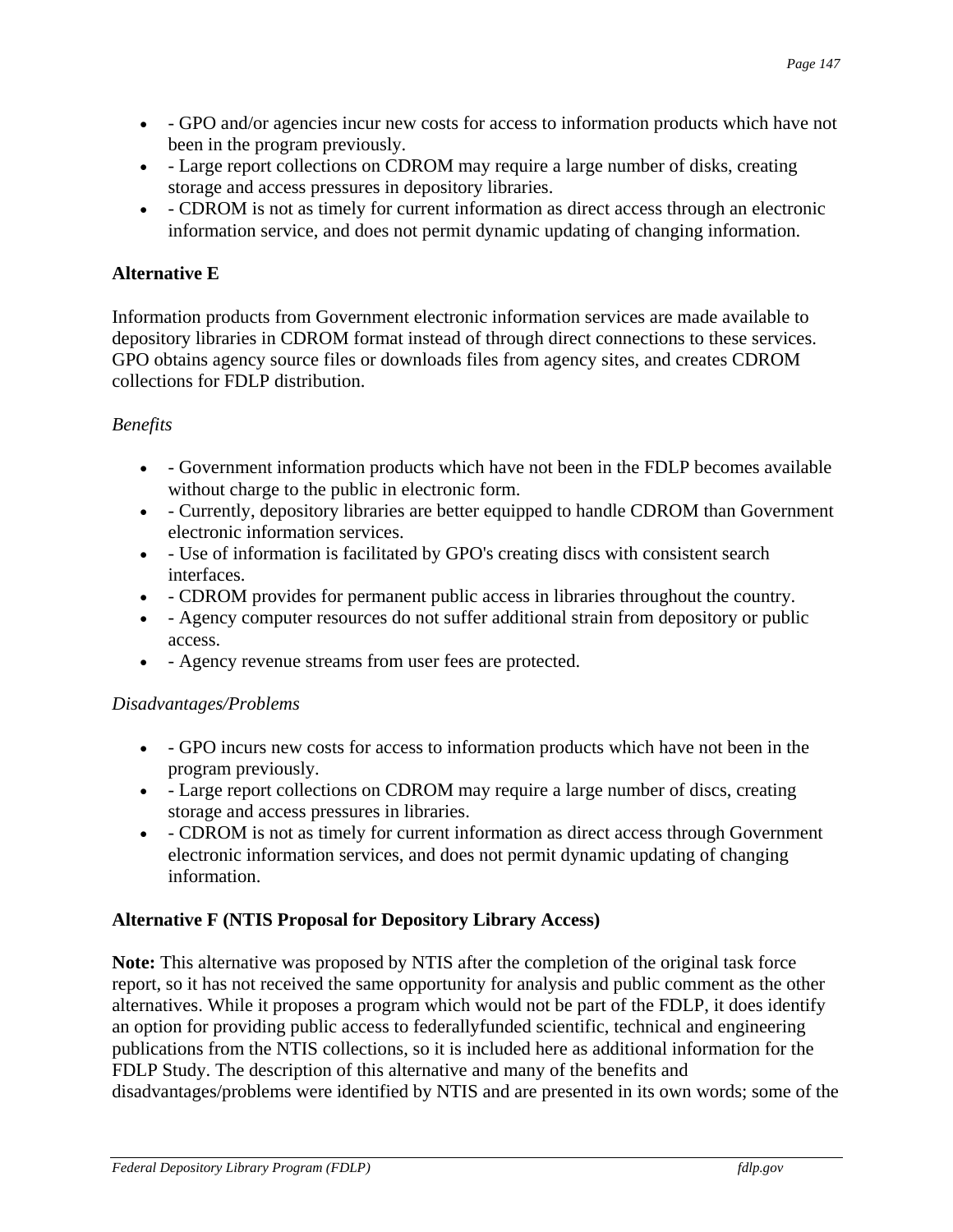- - GPO and/or agencies incur new costs for access to information products which have not been in the program previously.
- - Large report collections on CDROM may require a large number of disks, creating storage and access pressures in depository libraries.
- - CDROM is not as timely for current information as direct access through an electronic information service, and does not permit dynamic updating of changing information.

**Alternative E**

Information products from Government electronic information services are made available to depository libraries in CDROM format instead of through direct connections to these services. GPO obtains agency source files or downloads files from agency sites, and creates CDROM collections for FDLP distribution.

*Benefits*

- - Government information products which have not been in the FDLP becomes available without charge to the public in electronic form.
- - Currently, depository libraries are better equipped to handle CDROM than Government electronic information services.
- - Use of information is facilitated by GPO's creating discs with consistent search interfaces.
- - CDROM provides for permanent public access in libraries throughout the country.
- - Agency computer resources do not suffer additional strain from depository or public access.
- - Agency revenue streams from user fees are protected.

*Disadvantages/Problems*

- - GPO incurs new costs for access to information products which have not been in the program previously.
- - Large report collections on CDROM may require a large number of discs, creating storage and access pressures in libraries.
- - CDROM is not as timely for current information as direct access through Government electronic information services, and does not permit dynamic updating of changing information.

**Alternative F (NTIS Proposal for Depository Library Access)**

**Note:** This alternative was proposed by NTIS after the completion of the original task force report, so it has not received the same opportunity for analysis and public comment as the other alternatives. While it proposes a program which would not be part of the FDLP, it does identify an option for providing public access to federallyfunded scientific, technical and engineering publications from the NTIS collections, so it is included here as additional information for the FDLP Study. The description of this alternative and many of the benefits and disadvantages/problems were identified by NTIS and are presented in its own words; some of the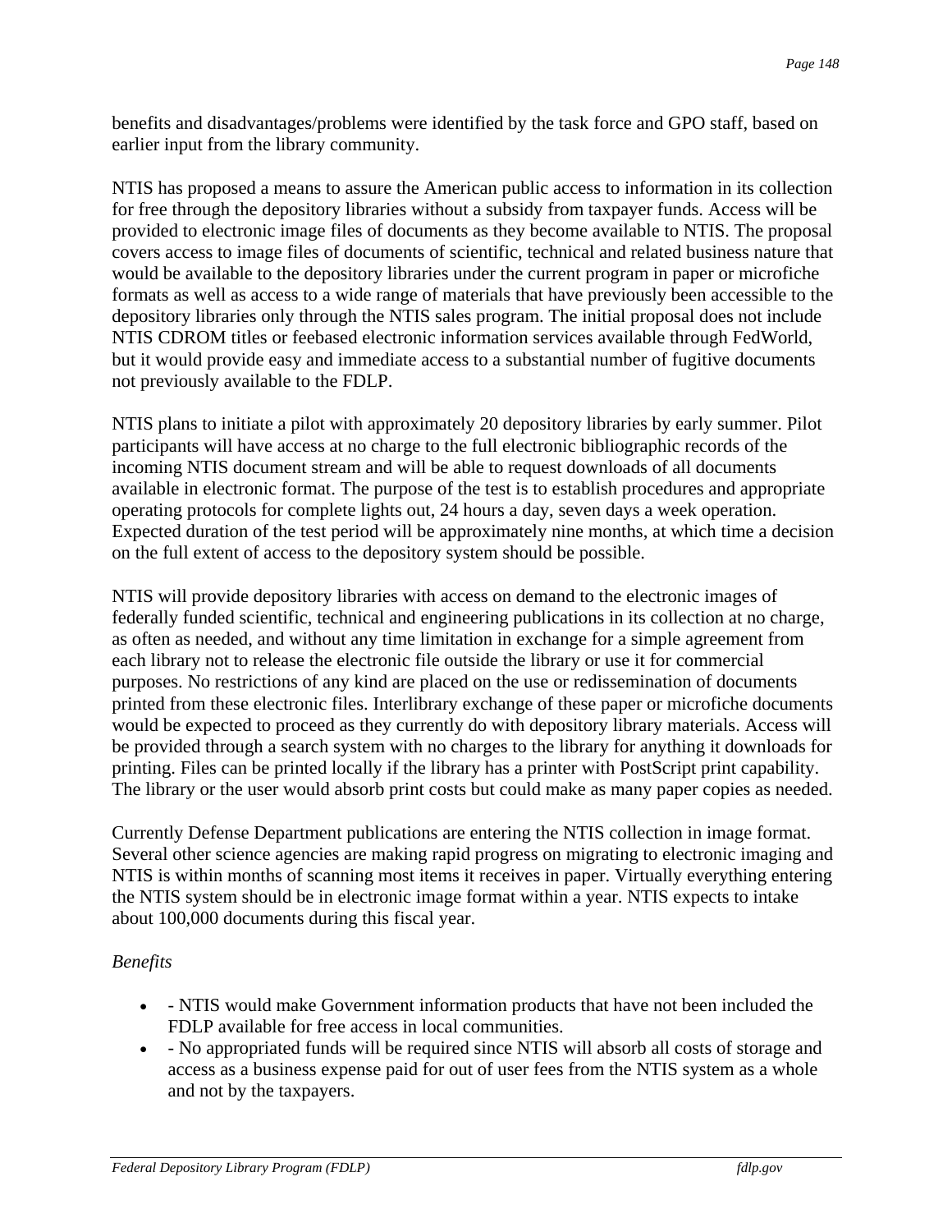benefits and disadvantages/problems were identified by the task force and GPO staff, based on earlier input from the library community.

NTIS has proposed a means to assure the American public access to information in its collection for free through the depository libraries without a subsidy from taxpayer funds. Access will be provided to electronic image files of documents as they become available to NTIS. The proposal covers access to image files of documents of scientific, technical and related business nature that would be available to the depository libraries under the current program in paper or microfiche formats as well as access to a wide range of materials that have previously been accessible to the depository libraries only through the NTIS sales program. The initial proposal does not include NTIS CDROM titles or feebased electronic information services available through FedWorld, but it would provide easy and immediate access to a substantial number of fugitive documents not previously available to the FDLP.

NTIS plans to initiate a pilot with approximately 20 depository libraries by early summer. Pilot participants will have access at no charge to the full electronic bibliographic records of the incoming NTIS document stream and will be able to request downloads of all documents available in electronic format. The purpose of the test is to establish procedures and appropriate operating protocols for complete lights out, 24 hours a day, seven days a week operation. Expected duration of the test period will be approximately nine months, at which time a decision on the full extent of access to the depository system should be possible.

NTIS will provide depository libraries with access on demand to the electronic images of federally funded scientific, technical and engineering publications in its collection at no charge, as often as needed, and without any time limitation in exchange for a simple agreement from each library not to release the electronic file outside the library or use it for commercial purposes. No restrictions of any kind are placed on the use or redissemination of documents printed from these electronic files. Interlibrary exchange of these paper or microfiche documents would be expected to proceed as they currently do with depository library materials. Access will be provided through a search system with no charges to the library for anything it downloads for printing. Files can be printed locally if the library has a printer with PostScript print capability. The library or the user would absorb print costs but could make as many paper copies as needed.

Currently Defense Department publications are entering the NTIS collection in image format. Several other science agencies are making rapid progress on migrating to electronic imaging and NTIS is within months of scanning most items it receives in paper. Virtually everything entering the NTIS system should be in electronic image format within a year. NTIS expects to intake about 100,000 documents during this fiscal year.

*Benefits*

- - NTIS would make Government information products that have not been included the FDLP available for free access in local communities.
- - No appropriated funds will be required since NTIS will absorb all costs of storage and access as a business expense paid for out of user fees from the NTIS system as a whole and not by the taxpayers.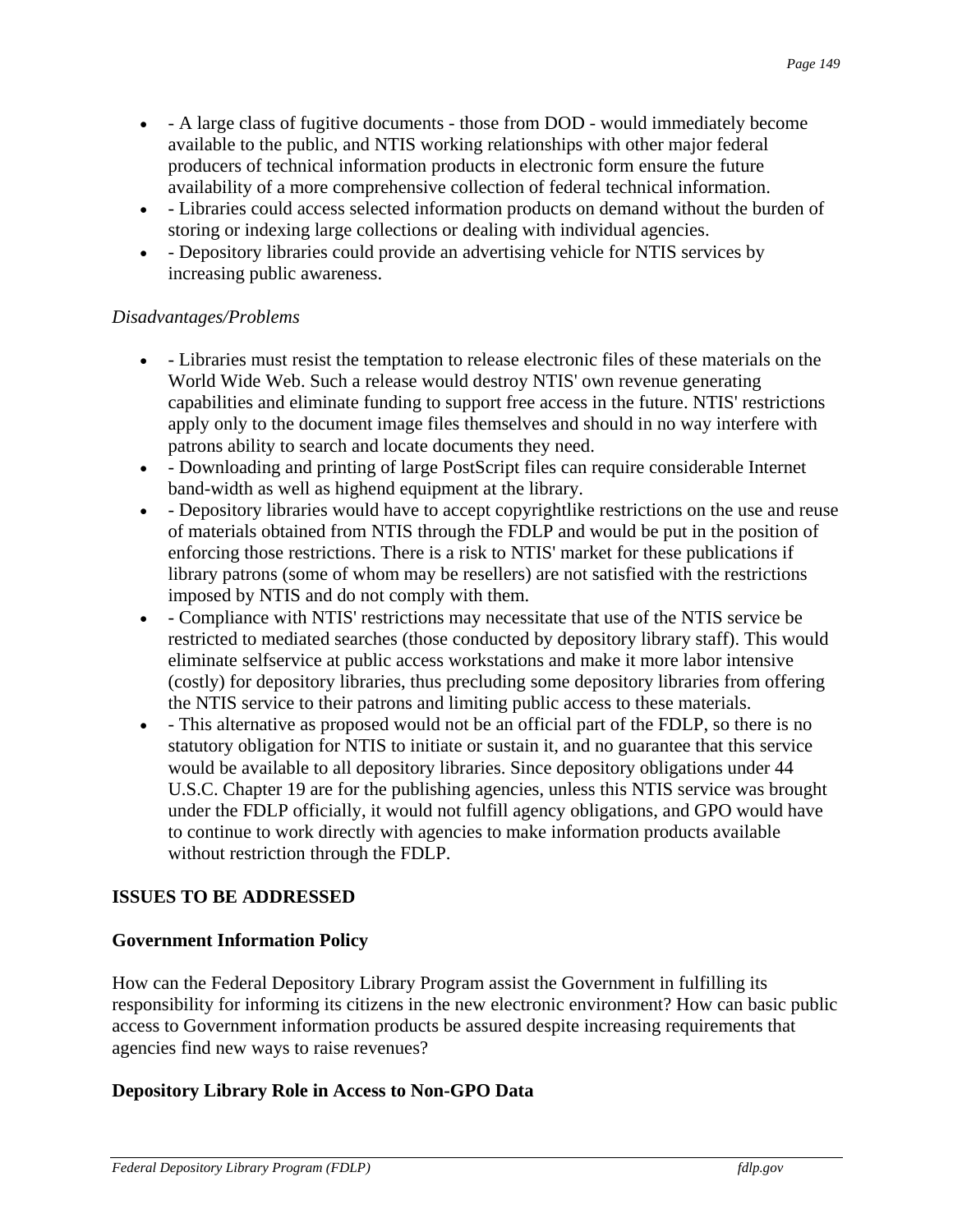- - A large class of fugitive documents - those from DOD - would immediately become available to the public, and NTIS working relationships with other major federal producers of technical information products in electronic form ensure the future availability of a more comprehensive collection of federal technical information.
- - Libraries could access selected information products on demand without the burden of storing or indexing large collections or dealing with individual agencies.
- - Depository libraries could provide an advertising vehicle for NTIS services by increasing public awareness.

*Disadvantages/Problems*

- - Libraries must resist the temptation to release electronic files of these materials on the World Wide Web. Such a release would destroy NTIS' own revenue generating capabilities and eliminate funding to support free access in the future. NTIS' restrictions apply only to the document image files themselves and should in no way interfere with patrons ability to search and locate documents they need.
- - Downloading and printing of large PostScript files can require considerable Internet band-width as well as highend equipment at the library.
- - Depository libraries would have to accept copyrightlike restrictions on the use and reuse of materials obtained from NTIS through the FDLP and would be put in the position of enforcing those restrictions. There is a risk to NTIS' market for these publications if library patrons (some of whom may be resellers) are not satisfied with the restrictions imposed by NTIS and do not comply with them.
- - Compliance with NTIS' restrictions may necessitate that use of the NTIS service be restricted to mediated searches (those conducted by depository library staff). This would eliminate selfservice at public access workstations and make it more labor intensive (costly) for depository libraries, thus precluding some depository libraries from offering the NTIS service to their patrons and limiting public access to these materials.
- - This alternative as proposed would not be an official part of the FDLP, so there is no statutory obligation for NTIS to initiate or sustain it, and no guarantee that this service would be available to all depository libraries. Since depository obligations under 44 U.S.C. Chapter 19 are for the publishing agencies, unless this NTIS service was brought under the FDLP officially, it would not fulfill agency obligations, and GPO would have to continue to work directly with agencies to make information products available without restriction through the FDLP.

**ISSUES TO BE ADDRESSED**

**Government Information Policy**

How can the Federal Depository Library Program assist the Government in fulfilling its responsibility for informing its citizens in the new electronic environment? How can basic public access to Government information products be assured despite increasing requirements that agencies find new ways to raise revenues?

**Depository Library Role in Access to Non-GPO Data**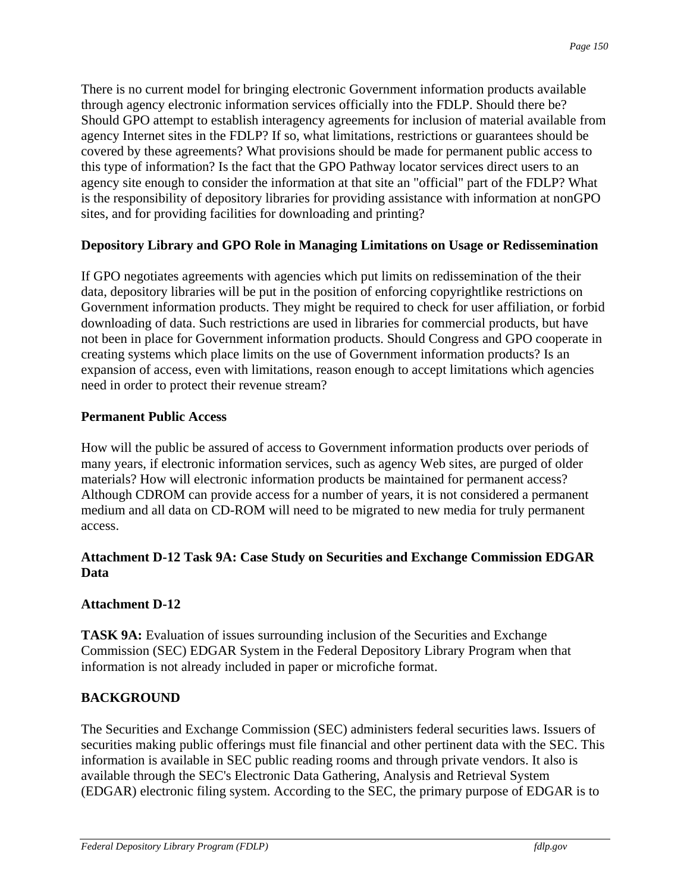There is no current model for bringing electronic Government information products available through agency electronic information services officially into the FDLP. Should there be? Should GPO attempt to establish interagency agreements for inclusion of material available from agency Internet sites in the FDLP? If so, what limitations, restrictions or guarantees should be covered by these agreements? What provisions should be made for permanent public access to this type of information? Is the fact that the GPO Pathway locator services direct users to an agency site enough to consider the information at that site an "official" part of the FDLP? What is the responsibility of depository libraries for providing assistance with information at nonGPO sites, and for providing facilities for downloading and printing?

### Depository Library and GPO Role in Managing Limitations on Usage or Redissemination

If GPO negotiates agreements with agencies which put limits on redissemination of the their data, depository libraries will be put in the position of enforcing copyrightlike restrictions on Government information products. They might be required to check for user affiliation, or forbid downloading of data. Such restrictions are used in libraries for commercial products, but have not been in place for Government information products. Should Congress and GPO cooperate in creating systems which place limits on the use of Government information products? Is an expansion of access, even with limitations, reason enough to accept limitations which agencies need in order to protect their revenue stream?

### Permanent Public Access

How will the public be assured of access to Government information products over periods of many years, if electronic information services, such as agency Web sites, are purged of older materials? How will electronic information products be maintained for permanent access? Although CDROM can provide access for a number of years, it is not considered a permanent medium and all data on CD-ROM will need to be migrated to new media for truly permanent access.

## Attachment D-12 Task 9A: Case Study on Securities and Exchange Commission EDGAR Data

### Attachment D-12

**TASK 9A:** Evaluation of issues surrounding inclusion of the Securities and Exchange Commission (SEC) EDGAR System in the Federal Depository Library Program when that information is not already included in paper or microfiche format.

### BACKGROUND

The Securities and Exchange Commission (SEC) administers federal securities laws. Issuers of securities making public offerings must file financial and other pertinent data with the SEC. This information is available in SEC public reading rooms and through private vendors. It also is available through the SEC's Electronic Data Gathering, Analysis and Retrieval System (EDGAR) electronic filing system. According to the SEC, the primary purpose of EDGAR is to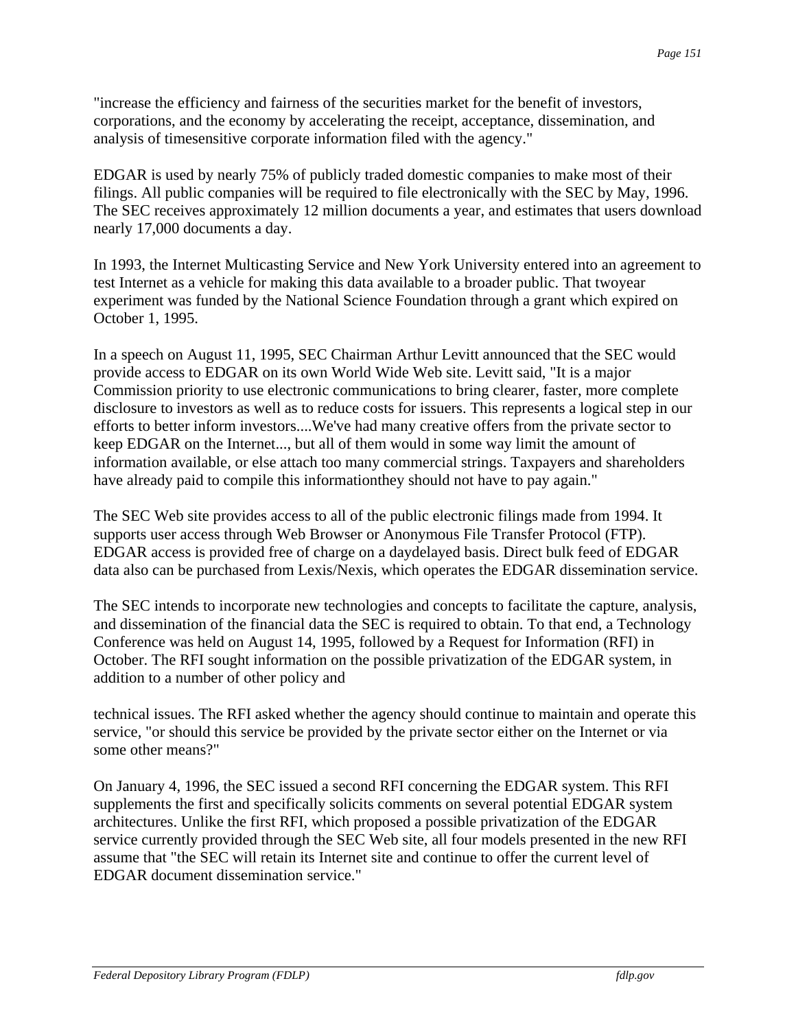"increase the efficiency and fairness of the securities market for the benefit of investors, corporations, and the economy by accelerating the receipt, acceptance, dissemination, and analysis of timesensitive corporate information filed with the agency."

EDGAR is used by nearly 75% of publicly traded domestic companies to make most of their filings. All public companies will be required to file electronically with the SEC by May, 1996. The SEC receives approximately 12 million documents a year, and estimates that users download nearly 17,000 documents a day.

In 1993, the Internet Multicasting Service and New York University entered into an agreement to test Internet as a vehicle for making this data available to a broader public. That twoyear experiment was funded by the National Science Foundation through a grant which expired on October 1, 1995.

In a speech on August 11, 1995, SEC Chairman Arthur Levitt announced that the SEC would provide access to EDGAR on its own World Wide Web site. Levitt said, "It is a major Commission priority to use electronic communications to bring clearer, faster, more complete disclosure to investors as well as to reduce costs for issuers. This represents a logical step in our efforts to better inform investors....We've had many creative offers from the private sector to keep EDGAR on the Internet..., but all of them would in some way limit the amount of information available, or else attach too many commercial strings. Taxpayers and shareholders have already paid to compile this informationthey should not have to pay again."

The SEC Web site provides access to all of the public electronic filings made from 1994. It supports user access through Web Browser or Anonymous File Transfer Protocol (FTP). EDGAR access is provided free of charge on a daydelayed basis. Direct bulk feed of EDGAR data also can be purchased from Lexis/Nexis, which operates the EDGAR dissemination service.

The SEC intends to incorporate new technologies and concepts to facilitate the capture, analysis, and dissemination of the financial data the SEC is required to obtain. To that end, a Technology Conference was held on August 14, 1995, followed by a Request for Information (RFI) in October. The RFI sought information on the possible privatization of the EDGAR system, in addition to a number of other policy and technical issues. The RFI asked whether the agency should continue to maintain and operate this service, "or should this service be provided by the private sector either on the Internet or via some other means?"

On January 4, 1996, the SEC issued a second RFI concerning the EDGAR system. This RFI supplements the first and specifically solicits comments on several potential EDGAR system architectures. Unlike the first RFI, which proposed a possible privatization of the EDGAR service currently provided through the SEC Web site, all four models presented in the new RFI assume that "the SEC will retain its Internet site and continue to offer the current level of EDGAR document dissemination service."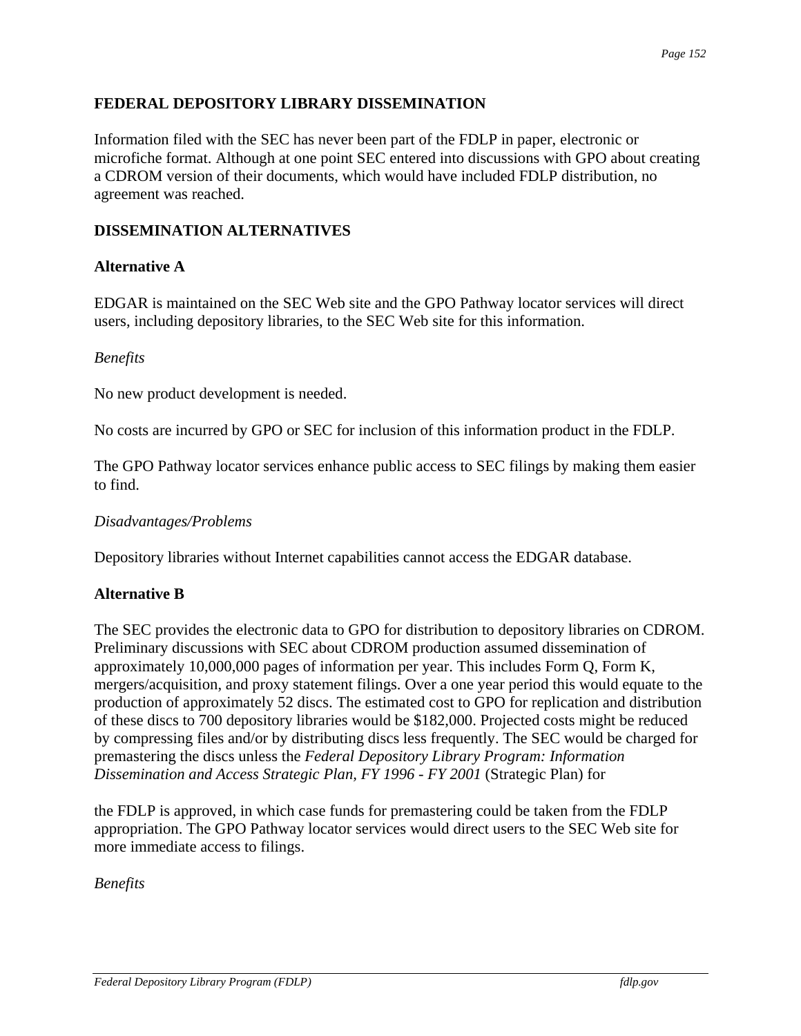## FEDERAL DEPOSITORY LIBRARY DISSEMINATION

Information filed with the SEC has never been part of the FDLP in paper, electronic or microfiche format. Although at one point SEC entered into discussions with GPO about creating a CDROM version of their documents, which would have included FDLP distribution, no agreement was reached.

## DISSEMINATION ALTERNATIVES

### Alternative A

EDGAR is maintained on the SEC Web site and the GPO Pathway locator services will direct users, including depository libraries, to the SEC Web site for this information.

*Benefits*

No new product development is needed.

No costs are incurred by GPO or SEC for inclusion of this information product in the FDLP.

The GPO Pathway locator services enhance public access to SEC filings by making them easier to find.

*Disadvantages/Problems*

Depository libraries without Internet capabilities cannot access the EDGAR database.

### Alternative B

The SEC provides the electronic data to GPO for distribution to depository libraries on CDROM. Preliminary discussions with SEC about CDROM production assumed dissemination of approximately 10,000,000 pages of information per year. This includes Form Q, Form K, mergers/acquisition, and proxy statement filings. Over a one year period this would equate to the production of approximately 52 discs. The estimated cost to GPO for replication and distribution of these discs to 700 depository libraries would be $182,000. Projected costs might be reduced by compressing files and/or by distributing discs less frequently. The SEC would be charged for premastering the discs unless the *Federal Depository Library Program: Information Dissemination and Access Strategic Plan, FY 1996 - FY 2001* (Strategic Plan) for the FDLP is approved, in which case funds for premastering could be taken from the FDLP appropriation. The GPO Pathway locator services would direct users to the SEC Web site for more immediate access to filings.

*Benefits*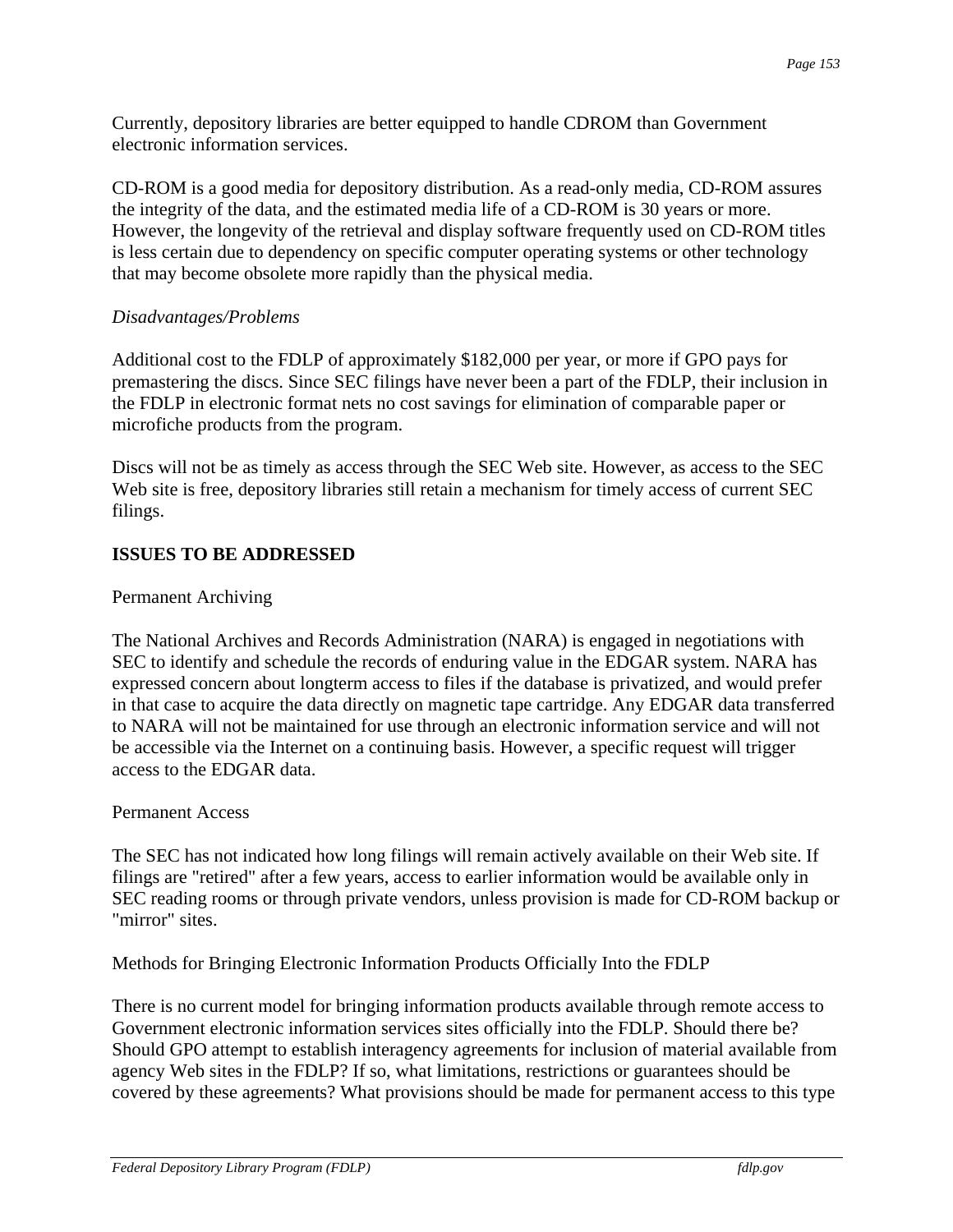Currently, depository libraries are better equipped to handle CDROM than Government electronic information services.

CD-ROM is a good media for depository distribution. As a read-only media, CD-ROM assures the integrity of the data, and the estimated media life of a CD-ROM is 30 years or more. However, the longevity of the retrieval and display software frequently used on CD-ROM titles is less certain due to dependency on specific computer operating systems or other technology that may become obsolete more rapidly than the physical media.

*Disadvantages/Problems*

Additional cost to the FDLP of approximately $182,000 per year, or more if GPO pays for premastering the discs. Since SEC filings have never been a part of the FDLP, their inclusion in the FDLP in electronic format nets no cost savings for elimination of comparable paper or microfiche products from the program.

Discs will not be as timely as access through the SEC Web site. However, as access to the SEC Web site is free, depository libraries still retain a mechanism for timely access of current SEC filings.

**ISSUES TO BE ADDRESSED**

Permanent Archiving

The National Archives and Records Administration (NARA) is engaged in negotiations with SEC to identify and schedule the records of enduring value in the EDGAR system. NARA has expressed concern about longterm access to files if the database is privatized, and would prefer in that case to acquire the data directly on magnetic tape cartridge. Any EDGAR data transferred to NARA will not be maintained for use through an electronic information service and will not be accessible via the Internet on a continuing basis. However, a specific request will trigger access to the EDGAR data.

Permanent Access

The SEC has not indicated how long filings will remain actively available on their Web site. If filings are "retired" after a few years, access to earlier information would be available only in SEC reading rooms or through private vendors, unless provision is made for CD-ROM backup or "mirror" sites.

Methods for Bringing Electronic Information Products Officially Into the FDLP

There is no current model for bringing information products available through remote access to Government electronic information services sites officially into the FDLP. Should there be? Should GPO attempt to establish interagency agreements for inclusion of material available from agency Web sites in the FDLP? If so, what limitations, restrictions or guarantees should be covered by these agreements? What provisions should be made for permanent access to this type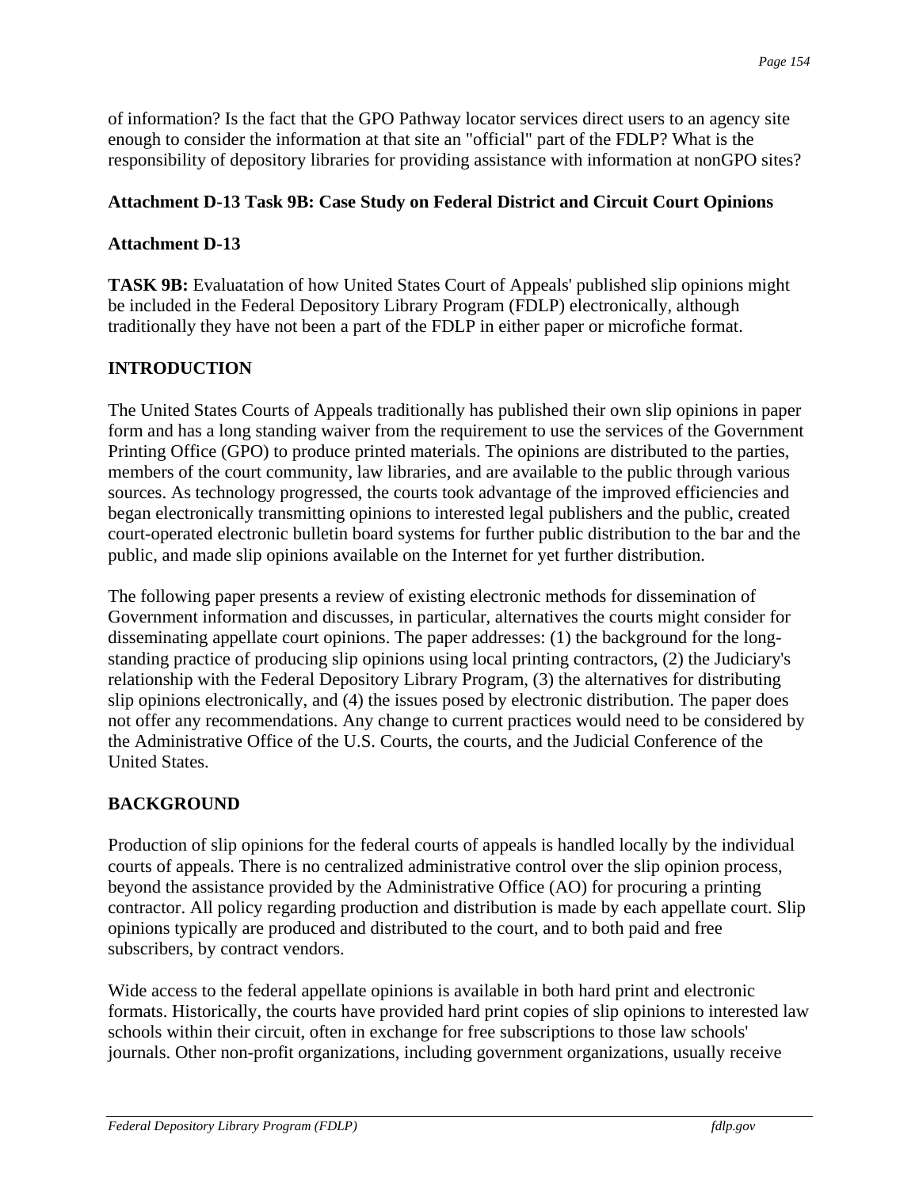of information? Is the fact that the GPO Pathway locator services direct users to an agency site enough to consider the information at that site an "official" part of the FDLP? What is the responsibility of depository libraries for providing assistance with information at nonGPO sites?

### Attachment D-13 Task 9B: Case Study on Federal District and Circuit Court Opinions

### Attachment D-13

**TASK 9B:** Evaluatation of how United States Court of Appeals' published slip opinions might be included in the Federal Depository Library Program (FDLP) electronically, although traditionally they have not been a part of the FDLP in either paper or microfiche format.

### INTRODUCTION

The United States Courts of Appeals traditionally has published their own slip opinions in paper form and has a long standing waiver from the requirement to use the services of the Government Printing Office (GPO) to produce printed materials. The opinions are distributed to the parties, members of the court community, law libraries, and are available to the public through various sources. As technology progressed, the courts took advantage of the improved efficiencies and began electronically transmitting opinions to interested legal publishers and the public, created court-operated electronic bulletin board systems for further public distribution to the bar and the public, and made slip opinions available on the Internet for yet further distribution.

The following paper presents a review of existing electronic methods for dissemination of Government information and discusses, in particular, alternatives the courts might consider for disseminating appellate court opinions. The paper addresses: (1) the background for the long-standing practice of producing slip opinions using local printing contractors, (2) the Judiciary's relationship with the Federal Depository Library Program, (3) the alternatives for distributing slip opinions electronically, and (4) the issues posed by electronic distribution. The paper does not offer any recommendations. Any change to current practices would need to be considered by the Administrative Office of the U.S. Courts, the courts, and the Judicial Conference of the United States.

### BACKGROUND

Production of slip opinions for the federal courts of appeals is handled locally by the individual courts of appeals. There is no centralized administrative control over the slip opinion process, beyond the assistance provided by the Administrative Office (AO) for procuring a printing contractor. All policy regarding production and distribution is made by each appellate court. Slip opinions typically are produced and distributed to the court, and to both paid and free subscribers, by contract vendors.

Wide access to the federal appellate opinions is available in both hard print and electronic formats. Historically, the courts have provided hard print copies of slip opinions to interested law schools within their circuit, often in exchange for free subscriptions to those law schools' journals. Other non-profit organizations, including government organizations, usually receive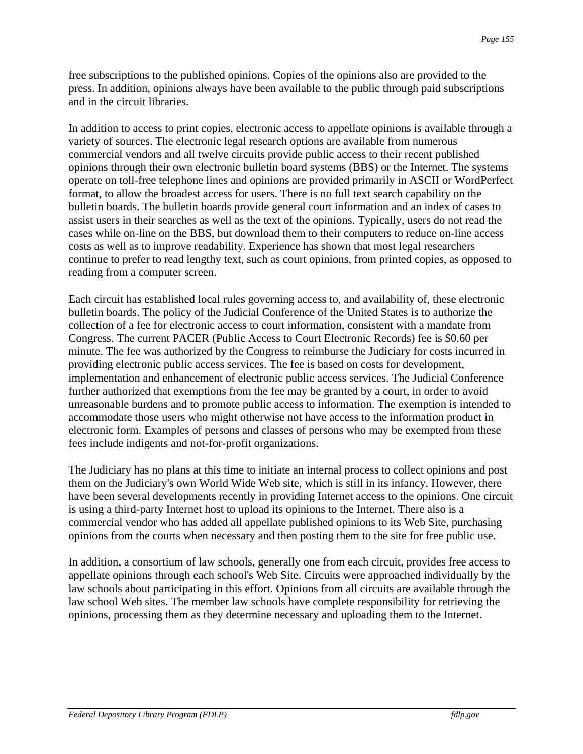free subscriptions to the published opinions. Copies of the opinions also are provided to the press. In addition, opinions always have been available to the public through paid subscriptions and in the circuit libraries.

In addition to access to print copies, electronic access to appellate opinions is available through a variety of sources. The electronic legal research options are available from numerous commercial vendors and all twelve circuits provide public access to their recent published opinions through their own electronic bulletin board systems (BBS) or the Internet. The systems operate on toll-free telephone lines and opinions are provided primarily in ASCII or WordPerfect format, to allow the broadest access for users. There is no full text search capability on the bulletin boards. The bulletin boards provide general court information and an index of cases to assist users in their searches as well as the text of the opinions. Typically, users do not read the cases while on-line on the BBS, but download them to their computers to reduce on-line access costs as well as to improve readability. Experience has shown that most legal researchers continue to prefer to read lengthy text, such as court opinions, from printed copies, as opposed to reading from a computer screen.

Each circuit has established local rules governing access to, and availability of, these electronic bulletin boards. The policy of the Judicial Conference of the United States is to authorize the collection of a fee for electronic access to court information, consistent with a mandate from Congress. The current PACER (Public Access to Court Electronic Records) fee is $0.60 per minute. The fee was authorized by the Congress to reimburse the Judiciary for costs incurred in providing electronic public access services. The fee is based on costs for development, implementation and enhancement of electronic public access services. The Judicial Conference further authorized that exemptions from the fee may be granted by a court, in order to avoid unreasonable burdens and to promote public access to information. The exemption is intended to accommodate those users who might otherwise not have access to the information product in electronic form. Examples of persons and classes of persons who may be exempted from these fees include indigents and not-for-profit organizations.

The Judiciary has no plans at this time to initiate an internal process to collect opinions and post them on the Judiciary's own World Wide Web site, which is still in its infancy. However, there have been several developments recently in providing Internet access to the opinions. One circuit is using a third-party Internet host to upload its opinions to the Internet. There also is a commercial vendor who has added all appellate published opinions to its Web Site, purchasing opinions from the courts when necessary and then posting them to the site for free public use.

In addition, a consortium of law schools, generally one from each circuit, provides free access to appellate opinions through each school's Web Site. Circuits were approached individually by the law schools about participating in this effort. Opinions from all circuits are available through the law school Web sites. The member law schools have complete responsibility for retrieving the opinions, processing them as they determine necessary and uploading them to the Internet.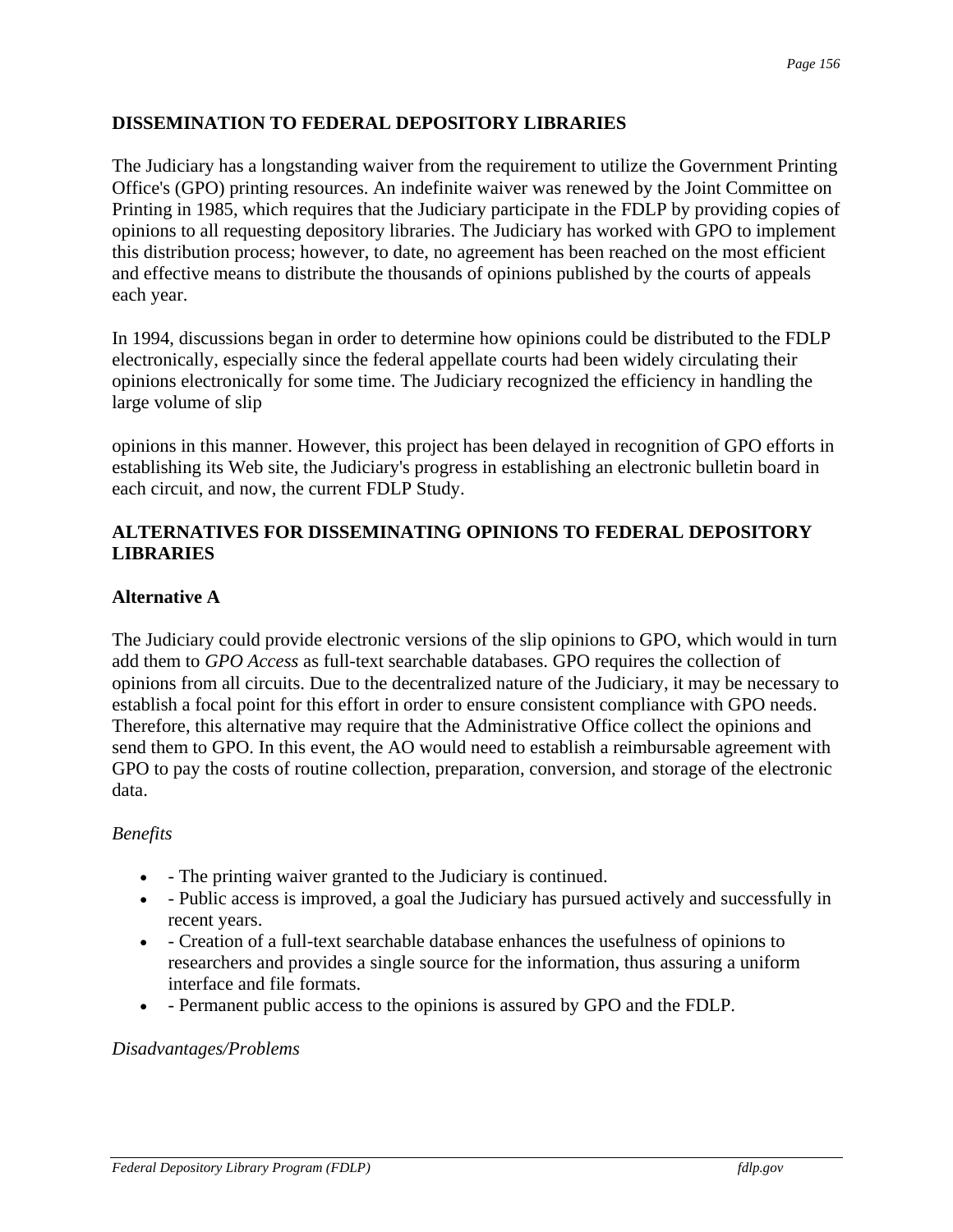## DISSEMINATION TO FEDERAL DEPOSITORY LIBRARIES

The Judiciary has a longstanding waiver from the requirement to utilize the Government Printing Office's (GPO) printing resources. An indefinite waiver was renewed by the Joint Committee on Printing in 1985, which requires that the Judiciary participate in the FDLP by providing copies of opinions to all requesting depository libraries. The Judiciary has worked with GPO to implement this distribution process; however, to date, no agreement has been reached on the most efficient and effective means to distribute the thousands of opinions published by the courts of appeals each year.

In 1994, discussions began in order to determine how opinions could be distributed to the FDLP electronically, especially since the federal appellate courts had been widely circulating their opinions electronically for some time. The Judiciary recognized the efficiency in handling the large volume of slip opinions in this manner. However, this project has been delayed in recognition of GPO efforts in establishing its Web site, the Judiciary's progress in establishing an electronic bulletin board in each circuit, and now, the current FDLP Study.

## ALTERNATIVES FOR DISSEMINATING OPINIONS TO FEDERAL DEPOSITORY LIBRARIES

### Alternative A

The Judiciary could provide electronic versions of the slip opinions to GPO, which would in turn add them to *GPO Access* as full-text searchable databases. GPO requires the collection of opinions from all circuits. Due to the decentralized nature of the Judiciary, it may be necessary to establish a focal point for this effort in order to ensure consistent compliance with GPO needs. Therefore, this alternative may require that the Administrative Office collect the opinions and send them to GPO. In this event, the AO would need to establish a reimbursable agreement with GPO to pay the costs of routine collection, preparation, conversion, and storage of the electronic data.

*Benefits*

- - The printing waiver granted to the Judiciary is continued.
- - Public access is improved, a goal the Judiciary has pursued actively and successfully in recent years.
- - Creation of a full-text searchable database enhances the usefulness of opinions to researchers and provides a single source for the information, thus assuring a uniform interface and file formats.
- - Permanent public access to the opinions is assured by GPO and the FDLP.

*Disadvantages/Problems*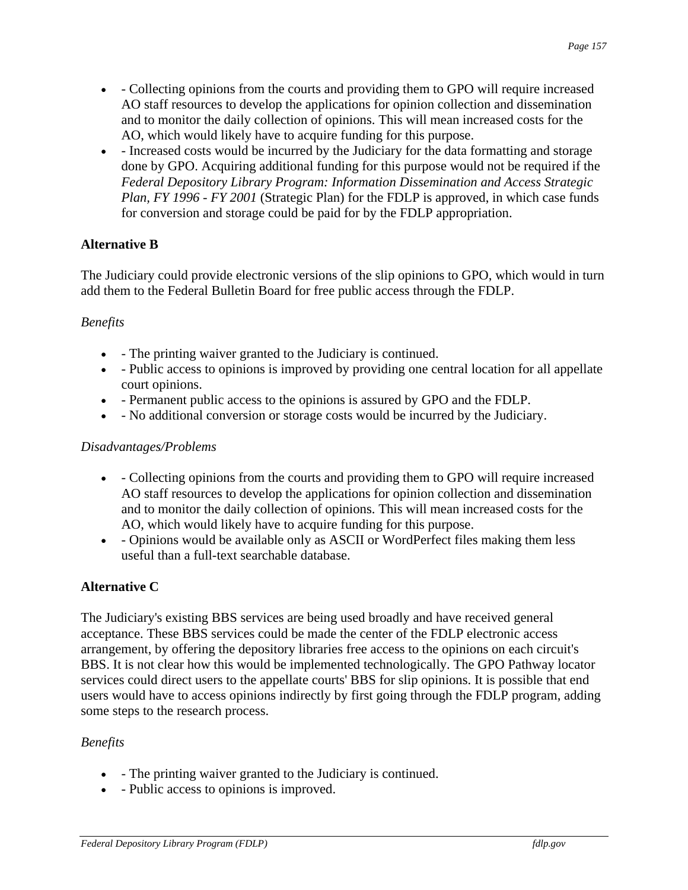- - Collecting opinions from the courts and providing them to GPO will require increased AO staff resources to develop the applications for opinion collection and dissemination and to monitor the daily collection of opinions. This will mean increased costs for the AO, which would likely have to acquire funding for this purpose.
- - Increased costs would be incurred by the Judiciary for the data formatting and storage done by GPO. Acquiring additional funding for this purpose would not be required if the *Federal Depository Library Program: Information Dissemination and Access Strategic Plan, FY 1996 - FY 2001* (Strategic Plan) for the FDLP is approved, in which case funds for conversion and storage could be paid for by the FDLP appropriation.

**Alternative B**

The Judiciary could provide electronic versions of the slip opinions to GPO, which would in turn add them to the Federal Bulletin Board for free public access through the FDLP.

*Benefits*

- - The printing waiver granted to the Judiciary is continued.
- - Public access to opinions is improved by providing one central location for all appellate court opinions.
- - Permanent public access to the opinions is assured by GPO and the FDLP.
- - No additional conversion or storage costs would be incurred by the Judiciary.

*Disadvantages/Problems*

- - Collecting opinions from the courts and providing them to GPO will require increased AO staff resources to develop the applications for opinion collection and dissemination and to monitor the daily collection of opinions. This will mean increased costs for the AO, which would likely have to acquire funding for this purpose.
- - Opinions would be available only as ASCII or WordPerfect files making them less useful than a full-text searchable database.

**Alternative C**

The Judiciary's existing BBS services are being used broadly and have received general acceptance. These BBS services could be made the center of the FDLP electronic access arrangement, by offering the depository libraries free access to the opinions on each circuit's BBS. It is not clear how this would be implemented technologically. The GPO Pathway locator services could direct users to the appellate courts' BBS for slip opinions. It is possible that end users would have to access opinions indirectly by first going through the FDLP program, adding some steps to the research process.

*Benefits*

- - The printing waiver granted to the Judiciary is continued.
- - Public access to opinions is improved.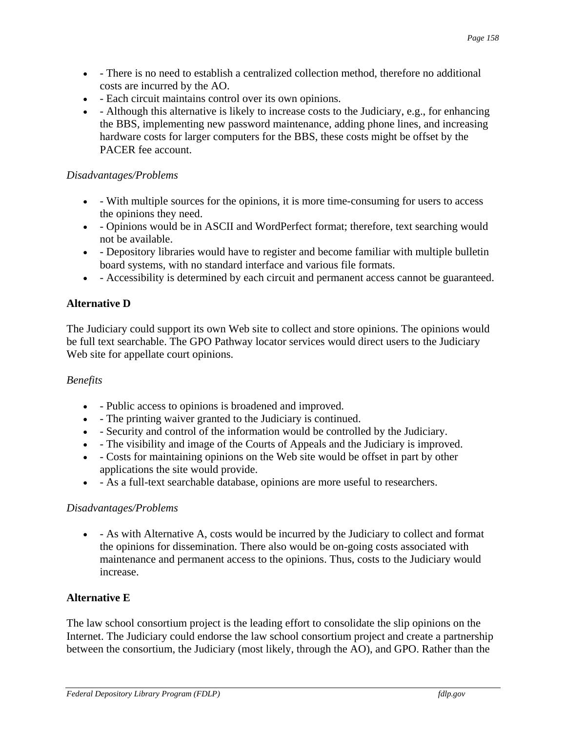- - There is no need to establish a centralized collection method, therefore no additional costs are incurred by the AO.
- - Each circuit maintains control over its own opinions.
- - Although this alternative is likely to increase costs to the Judiciary, e.g., for enhancing the BBS, implementing new password maintenance, adding phone lines, and increasing hardware costs for larger computers for the BBS, these costs might be offset by the PACER fee account.

*Disadvantages/Problems*

- - With multiple sources for the opinions, it is more time-consuming for users to access the opinions they need.
- - Opinions would be in ASCII and WordPerfect format; therefore, text searching would not be available.
- - Depository libraries would have to register and become familiar with multiple bulletin board systems, with no standard interface and various file formats.
- - Accessibility is determined by each circuit and permanent access cannot be guaranteed.

**Alternative D**

The Judiciary could support its own Web site to collect and store opinions. The opinions would be full text searchable. The GPO Pathway locator services would direct users to the Judiciary Web site for appellate court opinions.

*Benefits*

- - Public access to opinions is broadened and improved.
- - The printing waiver granted to the Judiciary is continued.
- - Security and control of the information would be controlled by the Judiciary.
- - The visibility and image of the Courts of Appeals and the Judiciary is improved.
- - Costs for maintaining opinions on the Web site would be offset in part by other applications the site would provide.
- - As a full-text searchable database, opinions are more useful to researchers.

*Disadvantages/Problems*

- - As with Alternative A, costs would be incurred by the Judiciary to collect and format the opinions for dissemination. There also would be on-going costs associated with maintenance and permanent access to the opinions. Thus, costs to the Judiciary would increase.

**Alternative E**

The law school consortium project is the leading effort to consolidate the slip opinions on the Internet. The Judiciary could endorse the law school consortium project and create a partnership between the consortium, the Judiciary (most likely, through the AO), and GPO. Rather than the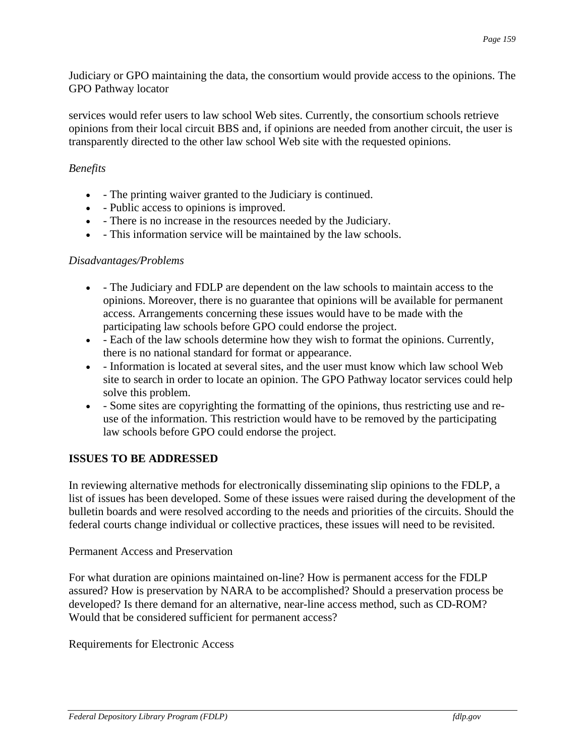Judiciary or GPO maintaining the data, the consortium would provide access to the opinions. The GPO Pathway locator

services would refer users to law school Web sites. Currently, the consortium schools retrieve opinions from their local circuit BBS and, if opinions are needed from another circuit, the user is transparently directed to the other law school Web site with the requested opinions.

*Benefits*

- - The printing waiver granted to the Judiciary is continued.
- - Public access to opinions is improved.
- - There is no increase in the resources needed by the Judiciary.
- - This information service will be maintained by the law schools.

*Disadvantages/Problems*

- - The Judiciary and FDLP are dependent on the law schools to maintain access to the opinions. Moreover, there is no guarantee that opinions will be available for permanent access. Arrangements concerning these issues would have to be made with the participating law schools before GPO could endorse the project.
- - Each of the law schools determine how they wish to format the opinions. Currently, there is no national standard for format or appearance.
- - Information is located at several sites, and the user must know which law school Web site to search in order to locate an opinion. The GPO Pathway locator services could help solve this problem.
- - Some sites are copyrighting the formatting of the opinions, thus restricting use and re-use of the information. This restriction would have to be removed by the participating law schools before GPO could endorse the project.

## ISSUES TO BE ADDRESSED

In reviewing alternative methods for electronically disseminating slip opinions to the FDLP, a list of issues has been developed. Some of these issues were raised during the development of the bulletin boards and were resolved according to the needs and priorities of the circuits. Should the federal courts change individual or collective practices, these issues will need to be revisited.

Permanent Access and Preservation

For what duration are opinions maintained on-line? How is permanent access for the FDLP assured? How is preservation by NARA to be accomplished? Should a preservation process be developed? Is there demand for an alternative, near-line access method, such as CD-ROM? Would that be considered sufficient for permanent access?

Requirements for Electronic Access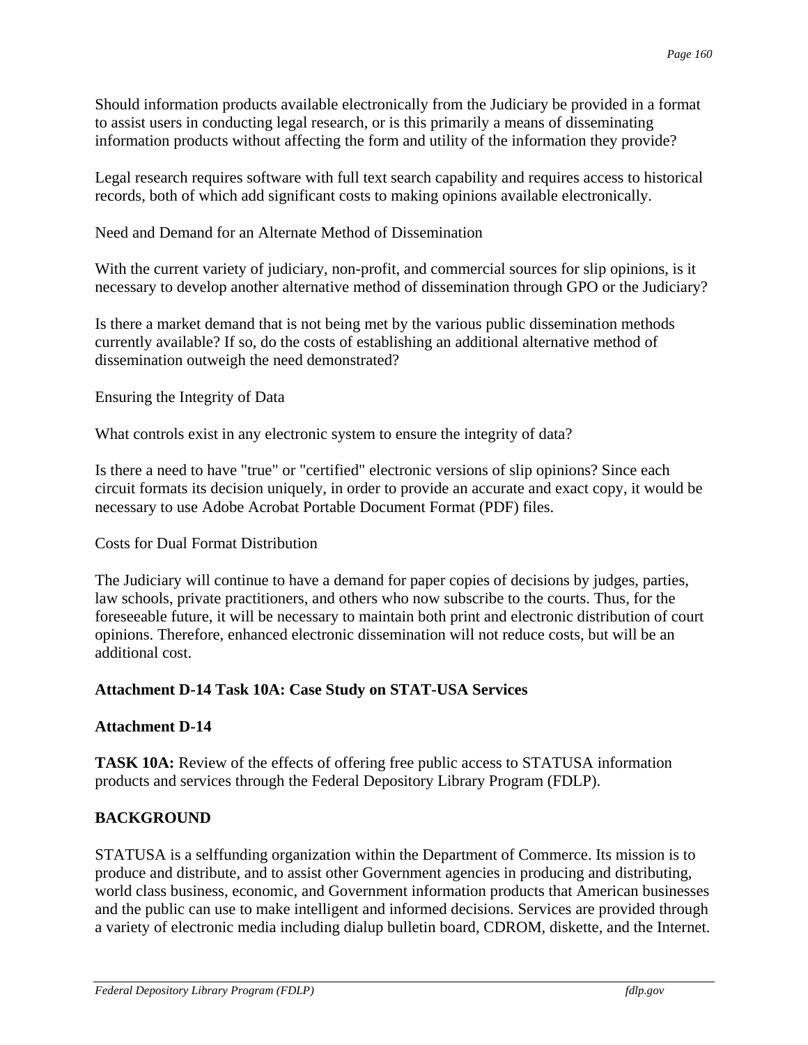Should information products available electronically from the Judiciary be provided in a format to assist users in conducting legal research, or is this primarily a means of disseminating information products without affecting the form and utility of the information they provide?

Legal research requires software with full text search capability and requires access to historical records, both of which add significant costs to making opinions available electronically.

Need and Demand for an Alternate Method of Dissemination

With the current variety of judiciary, non-profit, and commercial sources for slip opinions, is it necessary to develop another alternative method of dissemination through GPO or the Judiciary?

Is there a market demand that is not being met by the various public dissemination methods currently available? If so, do the costs of establishing an additional alternative method of dissemination outweigh the need demonstrated?

Ensuring the Integrity of Data

What controls exist in any electronic system to ensure the integrity of data?

Is there a need to have "true" or "certified" electronic versions of slip opinions? Since each circuit formats its decision uniquely, in order to provide an accurate and exact copy, it would be necessary to use Adobe Acrobat Portable Document Format (PDF) files.

Costs for Dual Format Distribution

The Judiciary will continue to have a demand for paper copies of decisions by judges, parties, law schools, private practitioners, and others who now subscribe to the courts. Thus, for the foreseeable future, it will be necessary to maintain both print and electronic distribution of court opinions. Therefore, enhanced electronic dissemination will not reduce costs, but will be an additional cost.

**Attachment D-14 Task 10A: Case Study on STAT-USA Services**

**Attachment D-14**

**TASK 10A:** Review of the effects of offering free public access to STATUSA information products and services through the Federal Depository Library Program (FDLP).

**BACKGROUND**

STATUSA is a selffunding organization within the Department of Commerce. Its mission is to produce and distribute, and to assist other Government agencies in producing and distributing, world class business, economic, and Government information products that American businesses and the public can use to make intelligent and informed decisions. Services are provided through a variety of electronic media including dialup bulletin board, CDROM, diskette, and the Internet.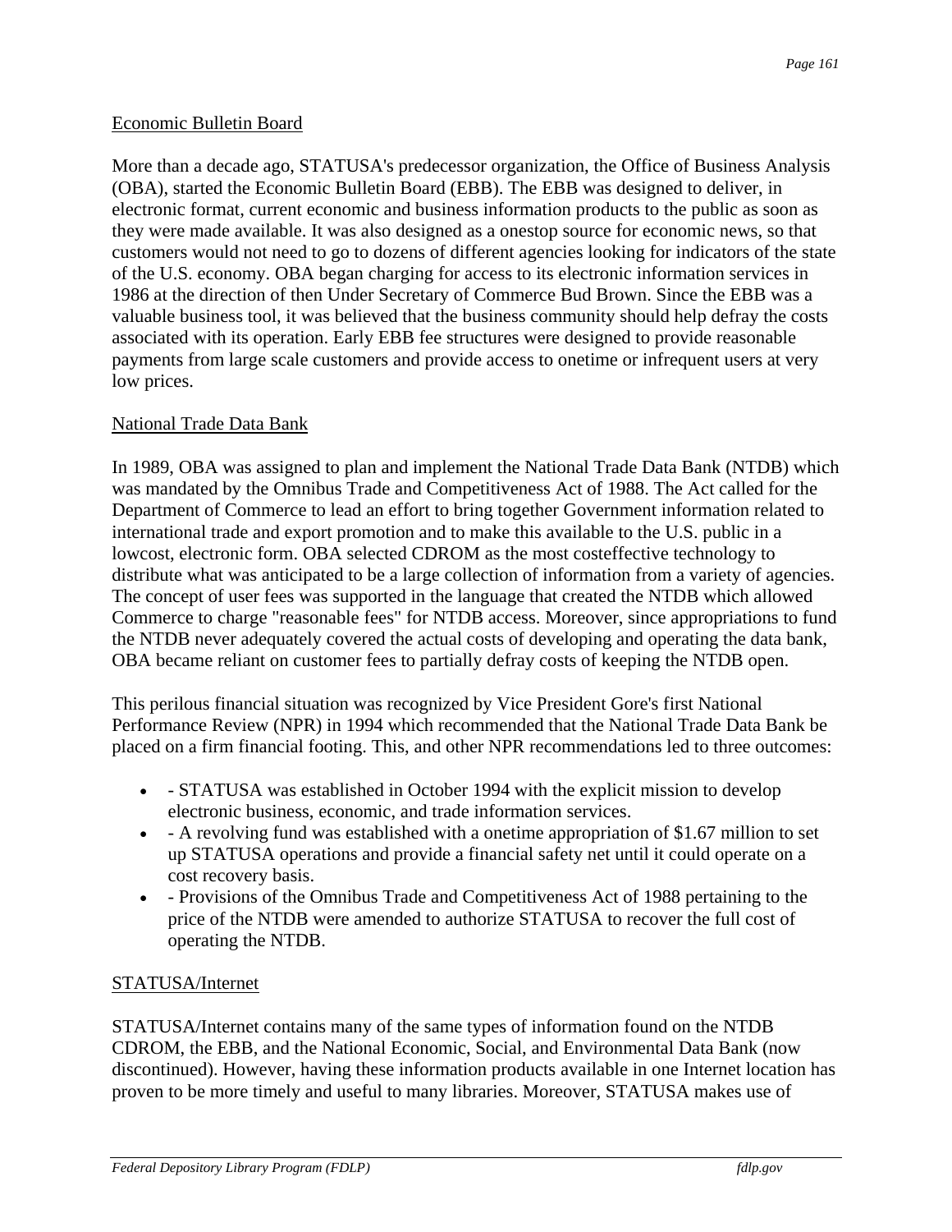## Economic Bulletin Board

More than a decade ago, STATUSA's predecessor organization, the Office of Business Analysis (OBA), started the Economic Bulletin Board (EBB). The EBB was designed to deliver, in electronic format, current economic and business information products to the public as soon as they were made available. It was also designed as a onestop source for economic news, so that customers would not need to go to dozens of different agencies looking for indicators of the state of the U.S. economy. OBA began charging for access to its electronic information services in 1986 at the direction of then Under Secretary of Commerce Bud Brown. Since the EBB was a valuable business tool, it was believed that the business community should help defray the costs associated with its operation. Early EBB fee structures were designed to provide reasonable payments from large scale customers and provide access to onetime or infrequent users at very low prices.

## National Trade Data Bank

In 1989, OBA was assigned to plan and implement the National Trade Data Bank (NTDB) which was mandated by the Omnibus Trade and Competitiveness Act of 1988. The Act called for the Department of Commerce to lead an effort to bring together Government information related to international trade and export promotion and to make this available to the U.S. public in a lowcost, electronic form. OBA selected CDROM as the most costeffective technology to distribute what was anticipated to be a large collection of information from a variety of agencies. The concept of user fees was supported in the language that created the NTDB which allowed Commerce to charge "reasonable fees" for NTDB access. Moreover, since appropriations to fund the NTDB never adequately covered the actual costs of developing and operating the data bank, OBA became reliant on customer fees to partially defray costs of keeping the NTDB open.

This perilous financial situation was recognized by Vice President Gore's first National Performance Review (NPR) in 1994 which recommended that the National Trade Data Bank be placed on a firm financial footing. This, and other NPR recommendations led to three outcomes:

- - STATUSA was established in October 1994 with the explicit mission to develop electronic business, economic, and trade information services.
- - A revolving fund was established with a onetime appropriation of $1.67 million to set up STATUSA operations and provide a financial safety net until it could operate on a cost recovery basis.
- - Provisions of the Omnibus Trade and Competitiveness Act of 1988 pertaining to the price of the NTDB were amended to authorize STATUSA to recover the full cost of operating the NTDB.

## STATUSA/Internet

STATUSA/Internet contains many of the same types of information found on the NTDB CDROM, the EBB, and the National Economic, Social, and Environmental Data Bank (now discontinued). However, having these information products available in one Internet location has proven to be more timely and useful to many libraries. Moreover, STATUSA makes use of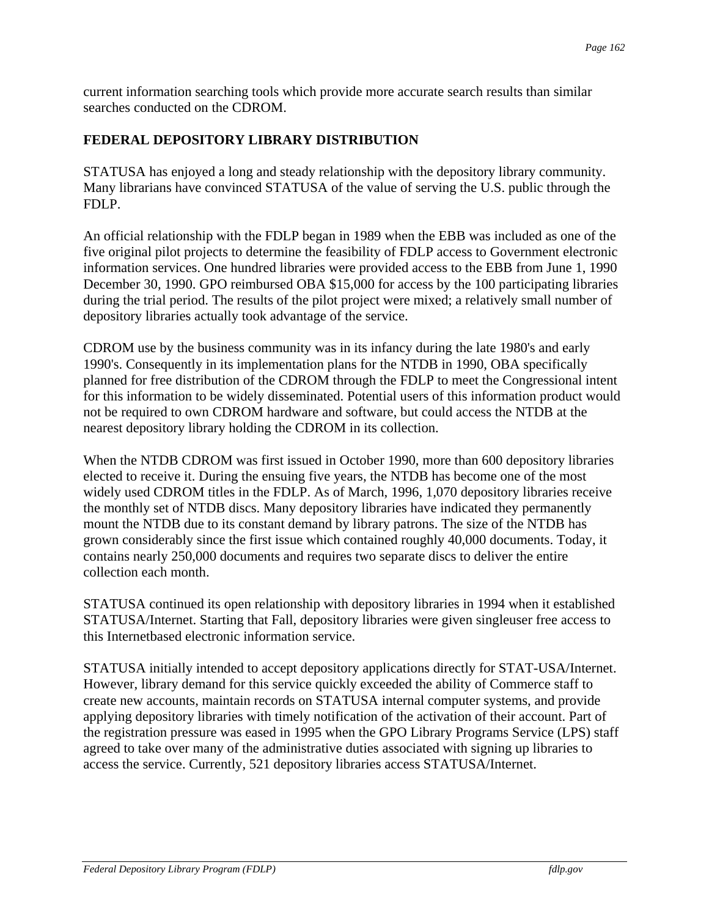current information searching tools which provide more accurate search results than similar searches conducted on the CDROM.

## FEDERAL DEPOSITORY LIBRARY DISTRIBUTION

STATUSA has enjoyed a long and steady relationship with the depository library community. Many librarians have convinced STATUSA of the value of serving the U.S. public through the FDLP.

An official relationship with the FDLP began in 1989 when the EBB was included as one of the five original pilot projects to determine the feasibility of FDLP access to Government electronic information services. One hundred libraries were provided access to the EBB from June 1, 1990 December 30, 1990. GPO reimbursed OBA $15,000 for access by the 100 participating libraries during the trial period. The results of the pilot project were mixed; a relatively small number of depository libraries actually took advantage of the service.

CDROM use by the business community was in its infancy during the late 1980's and early 1990's. Consequently in its implementation plans for the NTDB in 1990, OBA specifically planned for free distribution of the CDROM through the FDLP to meet the Congressional intent for this information to be widely disseminated. Potential users of this information product would not be required to own CDROM hardware and software, but could access the NTDB at the nearest depository library holding the CDROM in its collection.

When the NTDB CDROM was first issued in October 1990, more than 600 depository libraries elected to receive it. During the ensuing five years, the NTDB has become one of the most widely used CDROM titles in the FDLP. As of March, 1996, 1,070 depository libraries receive the monthly set of NTDB discs. Many depository libraries have indicated they permanently mount the NTDB due to its constant demand by library patrons. The size of the NTDB has grown considerably since the first issue which contained roughly 40,000 documents. Today, it contains nearly 250,000 documents and requires two separate discs to deliver the entire collection each month.

STATUSA continued its open relationship with depository libraries in 1994 when it established STATUSA/Internet. Starting that Fall, depository libraries were given singleuser free access to this Internetbased electronic information service.

STATUSA initially intended to accept depository applications directly for STAT-USA/Internet. However, library demand for this service quickly exceeded the ability of Commerce staff to create new accounts, maintain records on STATUSA internal computer systems, and provide applying depository libraries with timely notification of the activation of their account. Part of the registration pressure was eased in 1995 when the GPO Library Programs Service (LPS) staff agreed to take over many of the administrative duties associated with signing up libraries to access the service. Currently, 521 depository libraries access STATUSA/Internet.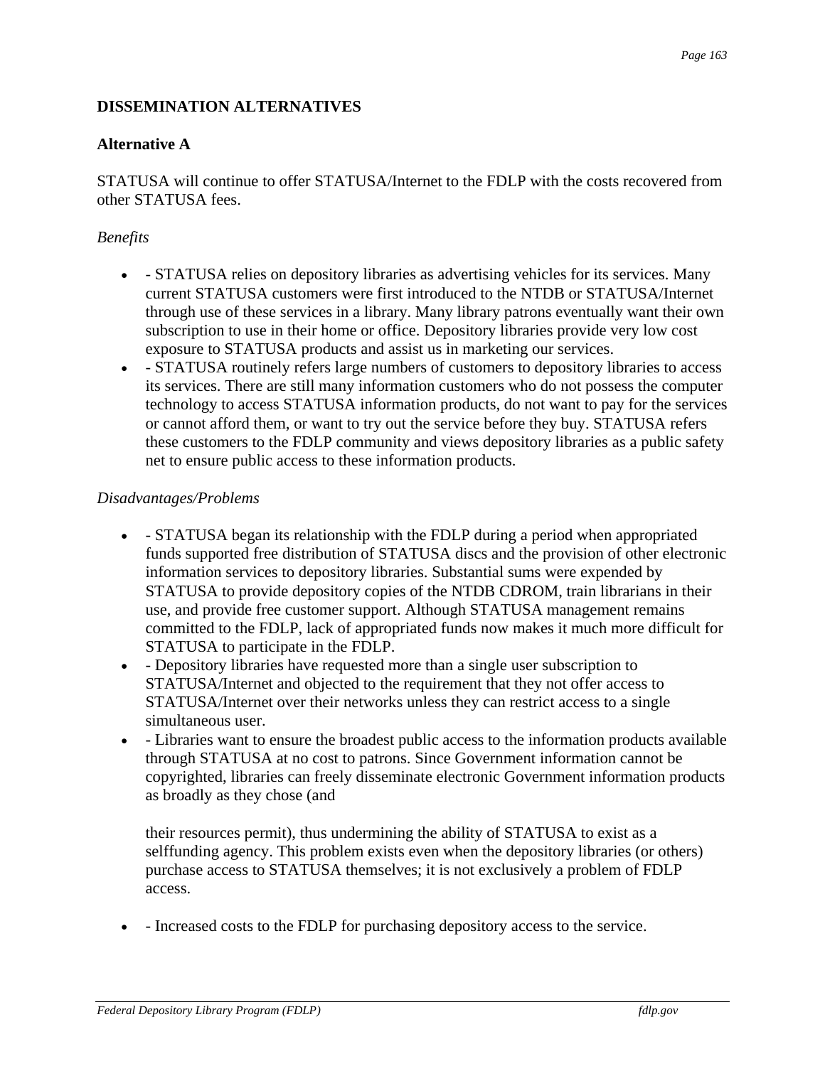**DISSEMINATION ALTERNATIVES**

**Alternative A**

STATUSA will continue to offer STATUSA/Internet to the FDLP with the costs recovered from other STATUSA fees.

*Benefits*

- - STATUSA relies on depository libraries as advertising vehicles for its services. Many current STATUSA customers were first introduced to the NTDB or STATUSA/Internet through use of these services in a library. Many library patrons eventually want their own subscription to use in their home or office. Depository libraries provide very low cost exposure to STATUSA products and assist us in marketing our services.
- - STATUSA routinely refers large numbers of customers to depository libraries to access its services. There are still many information customers who do not possess the computer technology to access STATUSA information products, do not want to pay for the services or cannot afford them, or want to try out the service before they buy. STATUSA refers these customers to the FDLP community and views depository libraries as a public safety net to ensure public access to these information products.

*Disadvantages/Problems*

- - STATUSA began its relationship with the FDLP during a period when appropriated funds supported free distribution of STATUSA discs and the provision of other electronic information services to depository libraries. Substantial sums were expended by STATUSA to provide depository copies of the NTDB CDROM, train librarians in their use, and provide free customer support. Although STATUSA management remains committed to the FDLP, lack of appropriated funds now makes it much more difficult for STATUSA to participate in the FDLP.
- - Depository libraries have requested more than a single user subscription to STATUSA/Internet and objected to the requirement that they not offer access to STATUSA/Internet over their networks unless they can restrict access to a single simultaneous user.
- - Libraries want to ensure the broadest public access to the information products available through STATUSA at no cost to patrons. Since Government information cannot be copyrighted, libraries can freely disseminate electronic Government information products as broadly as they chose (and

  their resources permit), thus undermining the ability of STATUSA to exist as a selffunding agency. This problem exists even when the depository libraries (or others) purchase access to STATUSA themselves; it is not exclusively a problem of FDLP access.

- - Increased costs to the FDLP for purchasing depository access to the service.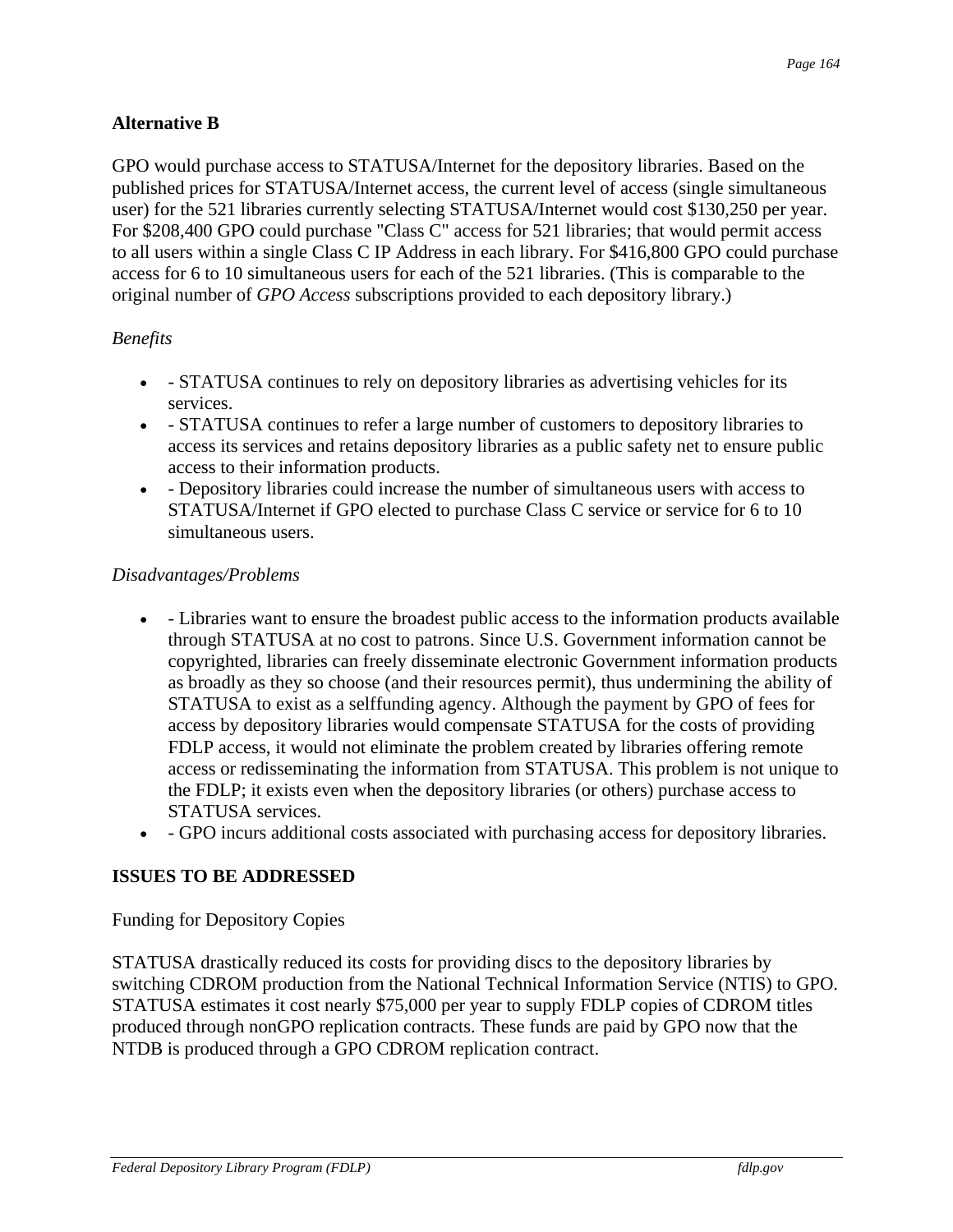## Alternative B

GPO would purchase access to STATUSA/Internet for the depository libraries. Based on the published prices for STATUSA/Internet access, the current level of access (single simultaneous user) for the 521 libraries currently selecting STATUSA/Internet would cost $130,250 per year. For $208,400 GPO could purchase "Class C" access for 521 libraries; that would permit access to all users within a single Class C IP Address in each library. For $416,800 GPO could purchase access for 6 to 10 simultaneous users for each of the 521 libraries. (This is comparable to the original number of *GPO Access* subscriptions provided to each depository library.)

*Benefits*

- - STATUSA continues to rely on depository libraries as advertising vehicles for its services.
- - STATUSA continues to refer a large number of customers to depository libraries to access its services and retains depository libraries as a public safety net to ensure public access to their information products.
- - Depository libraries could increase the number of simultaneous users with access to STATUSA/Internet if GPO elected to purchase Class C service or service for 6 to 10 simultaneous users.

*Disadvantages/Problems*

- - Libraries want to ensure the broadest public access to the information products available through STATUSA at no cost to patrons. Since U.S. Government information cannot be copyrighted, libraries can freely disseminate electronic Government information products as broadly as they so choose (and their resources permit), thus undermining the ability of STATUSA to exist as a selffunding agency. Although the payment by GPO of fees for access by depository libraries would compensate STATUSA for the costs of providing FDLP access, it would not eliminate the problem created by libraries offering remote access or redisseminating the information from STATUSA. This problem is not unique to the FDLP; it exists even when the depository libraries (or others) purchase access to STATUSA services.
- - GPO incurs additional costs associated with purchasing access for depository libraries.

## ISSUES TO BE ADDRESSED

Funding for Depository Copies

STATUSA drastically reduced its costs for providing discs to the depository libraries by switching CDROM production from the National Technical Information Service (NTIS) to GPO. STATUSA estimates it cost nearly $75,000 per year to supply FDLP copies of CDROM titles produced through nonGPO replication contracts. These funds are paid by GPO now that the NTDB is produced through a GPO CDROM replication contract.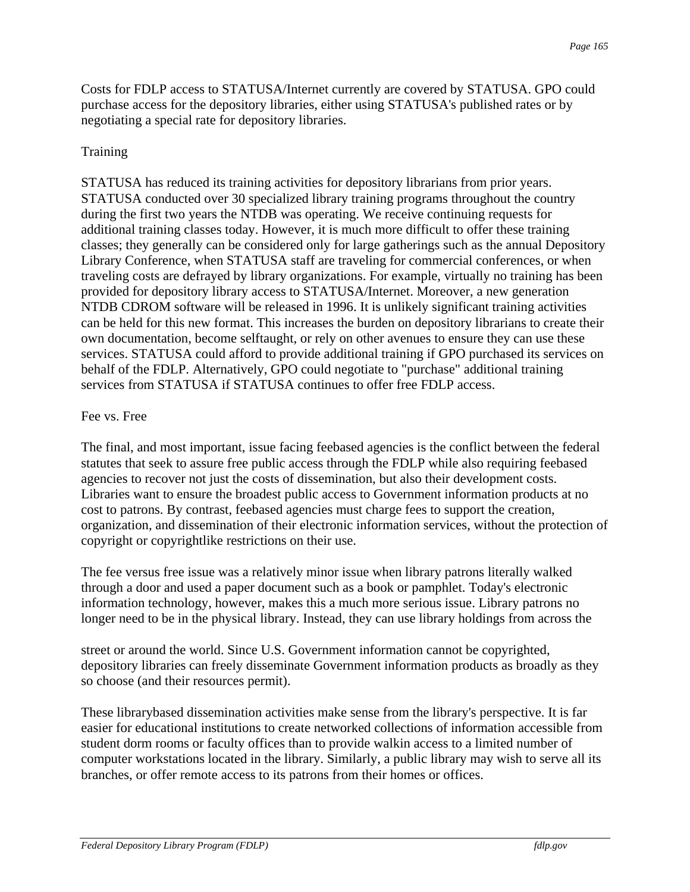Costs for FDLP access to STATUSA/Internet currently are covered by STATUSA. GPO could purchase access for the depository libraries, either using STATUSA's published rates or by negotiating a special rate for depository libraries.

Training

STATUSA has reduced its training activities for depository librarians from prior years. STATUSA conducted over 30 specialized library training programs throughout the country during the first two years the NTDB was operating. We receive continuing requests for additional training classes today. However, it is much more difficult to offer these training classes; they generally can be considered only for large gatherings such as the annual Depository Library Conference, when STATUSA staff are traveling for commercial conferences, or when traveling costs are defrayed by library organizations. For example, virtually no training has been provided for depository library access to STATUSA/Internet. Moreover, a new generation NTDB CDROM software will be released in 1996. It is unlikely significant training activities can be held for this new format. This increases the burden on depository librarians to create their own documentation, become selftaught, or rely on other avenues to ensure they can use these services. STATUSA could afford to provide additional training if GPO purchased its services on behalf of the FDLP. Alternatively, GPO could negotiate to "purchase" additional training services from STATUSA if STATUSA continues to offer free FDLP access.

Fee vs. Free

The final, and most important, issue facing feebased agencies is the conflict between the federal statutes that seek to assure free public access through the FDLP while also requiring feebased agencies to recover not just the costs of dissemination, but also their development costs. Libraries want to ensure the broadest public access to Government information products at no cost to patrons. By contrast, feebased agencies must charge fees to support the creation, organization, and dissemination of their electronic information services, without the protection of copyright or copyrightlike restrictions on their use.

The fee versus free issue was a relatively minor issue when library patrons literally walked through a door and used a paper document such as a book or pamphlet. Today's electronic information technology, however, makes this a much more serious issue. Library patrons no longer need to be in the physical library. Instead, they can use library holdings from across the street or around the world. Since U.S. Government information cannot be copyrighted, depository libraries can freely disseminate Government information products as broadly as they so choose (and their resources permit).

These librarybased dissemination activities make sense from the library's perspective. It is far easier for educational institutions to create networked collections of information accessible from student dorm rooms or faculty offices than to provide walkin access to a limited number of computer workstations located in the library. Similarly, a public library may wish to serve all its branches, or offer remote access to its patrons from their homes or offices.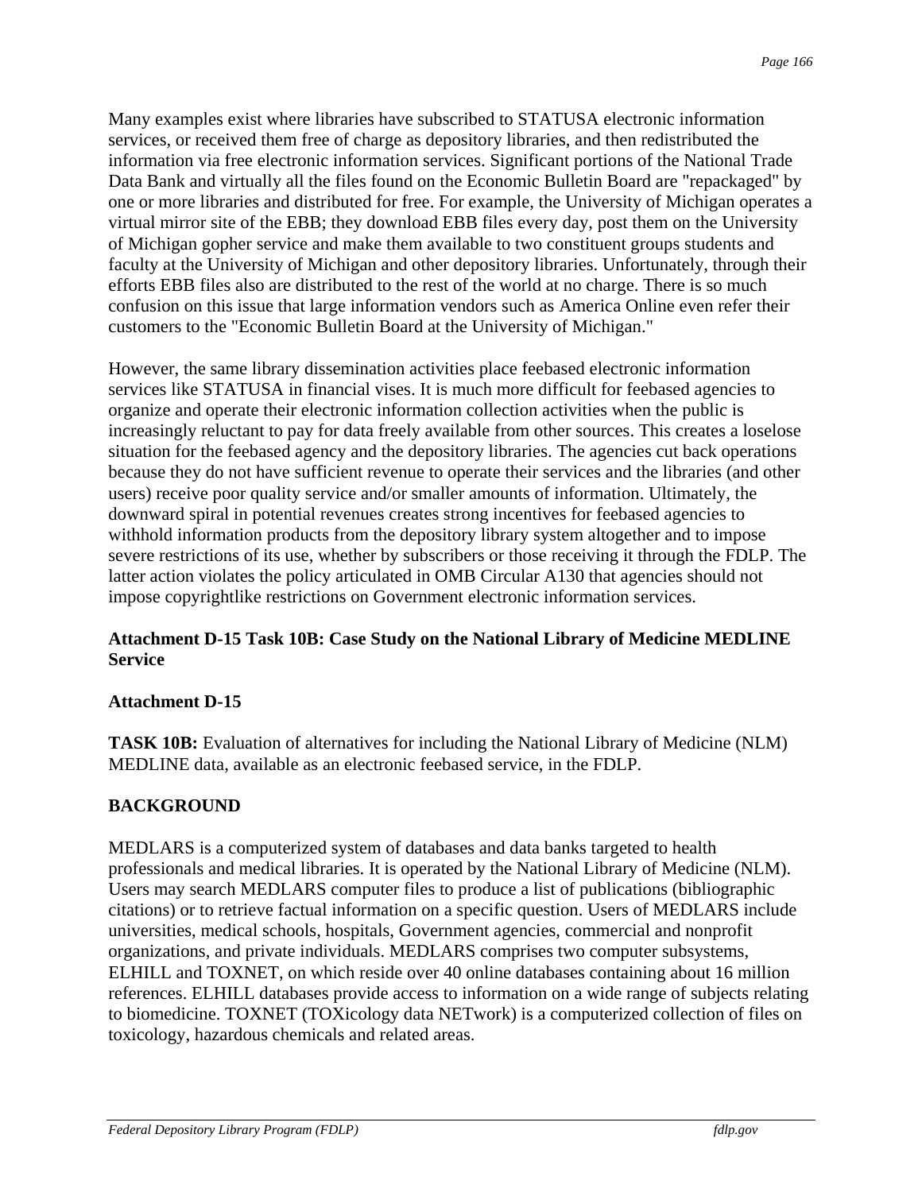Many examples exist where libraries have subscribed to STATUSA electronic information services, or received them free of charge as depository libraries, and then redistributed the information via free electronic information services. Significant portions of the National Trade Data Bank and virtually all the files found on the Economic Bulletin Board are "repackaged" by one or more libraries and distributed for free. For example, the University of Michigan operates a virtual mirror site of the EBB; they download EBB files every day, post them on the University of Michigan gopher service and make them available to two constituent groups students and faculty at the University of Michigan and other depository libraries. Unfortunately, through their efforts EBB files also are distributed to the rest of the world at no charge. There is so much confusion on this issue that large information vendors such as America Online even refer their customers to the "Economic Bulletin Board at the University of Michigan."

However, the same library dissemination activities place feebased electronic information services like STATUSA in financial vises. It is much more difficult for feebased agencies to organize and operate their electronic information collection activities when the public is increasingly reluctant to pay for data freely available from other sources. This creates a loselose situation for the feebased agency and the depository libraries. The agencies cut back operations because they do not have sufficient revenue to operate their services and the libraries (and other users) receive poor quality service and/or smaller amounts of information. Ultimately, the downward spiral in potential revenues creates strong incentives for feebased agencies to withhold information products from the depository library system altogether and to impose severe restrictions of its use, whether by subscribers or those receiving it through the FDLP. The latter action violates the policy articulated in OMB Circular A130 that agencies should not impose copyrightlike restrictions on Government electronic information services.

## Attachment D-15 Task 10B: Case Study on the National Library of Medicine MEDLINE Service

### Attachment D-15

**TASK 10B:** Evaluation of alternatives for including the National Library of Medicine (NLM) MEDLINE data, available as an electronic feebased service, in the FDLP.

### BACKGROUND

MEDLARS is a computerized system of databases and data banks targeted to health professionals and medical libraries. It is operated by the National Library of Medicine (NLM). Users may search MEDLARS computer files to produce a list of publications (bibliographic citations) or to retrieve factual information on a specific question. Users of MEDLARS include universities, medical schools, hospitals, Government agencies, commercial and nonprofit organizations, and private individuals. MEDLARS comprises two computer subsystems, ELHILL and TOXNET, on which reside over 40 online databases containing about 16 million references. ELHILL databases provide access to information on a wide range of subjects relating to biomedicine. TOXNET (TOXicology data NETwork) is a computerized collection of files on toxicology, hazardous chemicals and related areas.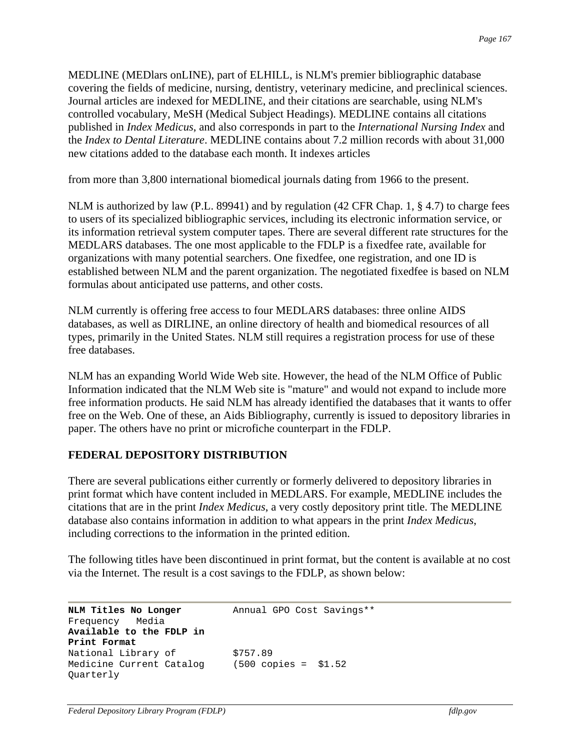MEDLINE (MEDlars onLINE), part of ELHILL, is NLM's premier bibliographic database covering the fields of medicine, nursing, dentistry, veterinary medicine, and preclinical sciences. Journal articles are indexed for MEDLINE, and their citations are searchable, using NLM's controlled vocabulary, MeSH (Medical Subject Headings). MEDLINE contains all citations published in *Index Medicus*, and also corresponds in part to the *International Nursing Index* and the *Index to Dental Literature*. MEDLINE contains about 7.2 million records with about 31,000 new citations added to the database each month. It indexes articles

from more than 3,800 international biomedical journals dating from 1966 to the present.

NLM is authorized by law (P.L. 89941) and by regulation (42 CFR Chap. 1, § 4.7) to charge fees to users of its specialized bibliographic services, including its electronic information service, or its information retrieval system computer tapes. There are several different rate structures for the MEDLARS databases. The one most applicable to the FDLP is a fixedfee rate, available for organizations with many potential searchers. One fixedfee, one registration, and one ID is established between NLM and the parent organization. The negotiated fixedfee is based on NLM formulas about anticipated use patterns, and other costs.

NLM currently is offering free access to four MEDLARS databases: three online AIDS databases, as well as DIRLINE, an online directory of health and biomedical resources of all types, primarily in the United States. NLM still requires a registration process for use of these free databases.

NLM has an expanding World Wide Web site. However, the head of the NLM Office of Public Information indicated that the NLM Web site is "mature" and would not expand to include more free information products. He said NLM has already identified the databases that it wants to offer free on the Web. One of these, an Aids Bibliography, currently is issued to depository libraries in paper. The others have no print or microfiche counterpart in the FDLP.

## FEDERAL DEPOSITORY DISTRIBUTION

There are several publications either currently or formerly delivered to depository libraries in print format which have content included in MEDLARS. For example, MEDLINE includes the citations that are in the print *Index Medicus*, a very costly depository print title. The MEDLINE database also contains information in addition to what appears in the print *Index Medicus*, including corrections to the information in the printed edition.

The following titles have been discontinued in print format, but the content is available at no cost via the Internet. The result is a cost savings to the FDLP, as shown below:

| **NLM Titles No Longer Available to the FDLP in Print Format** | Frequency | Media | Annual GPO Cost Savings** |
|---|---|---|---|
| National Library of Medicine Current Catalog | Quarterly | | $757.89 (500 copies = $1.52 |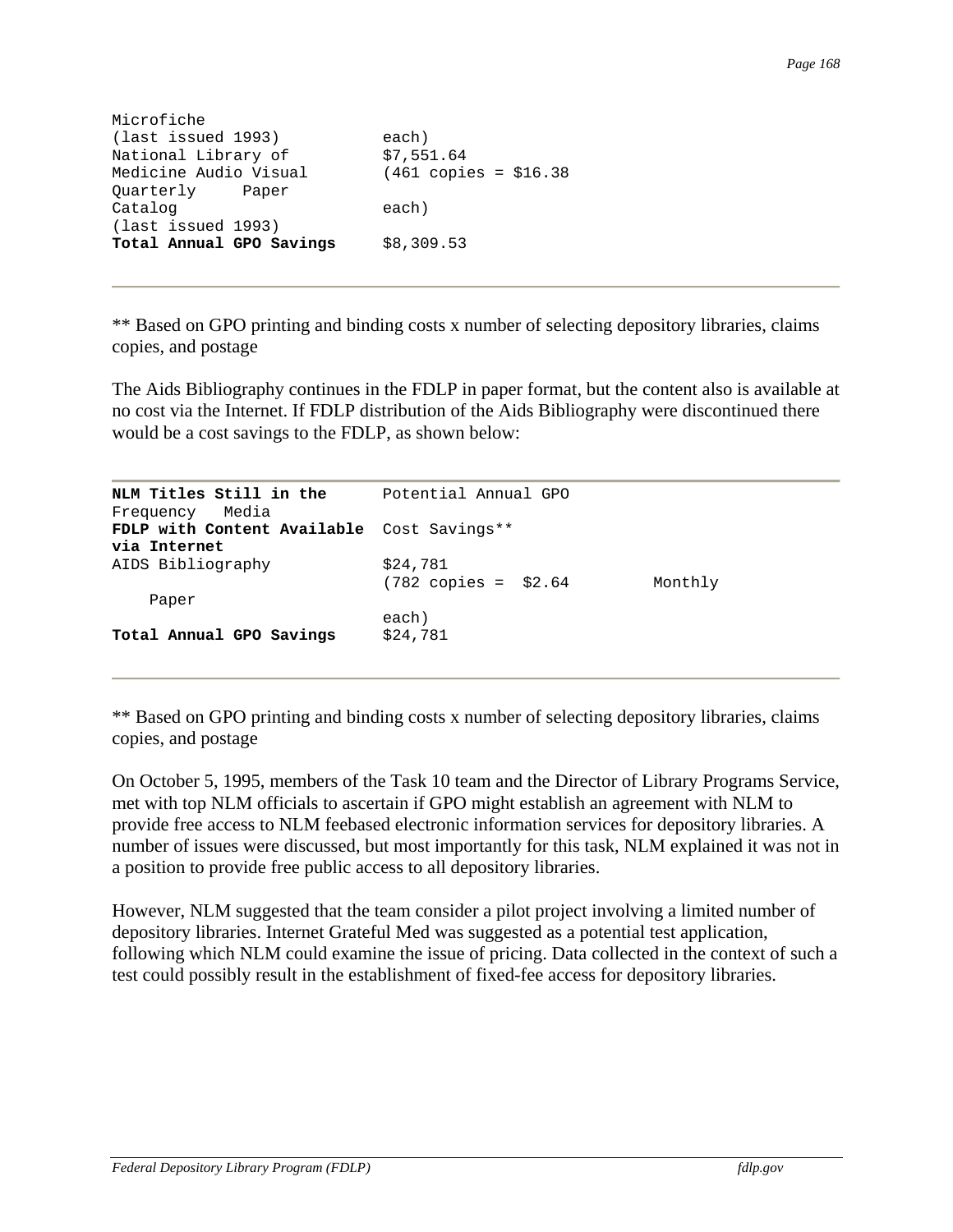| | | | |
|---|---|---|---|
| Microfiche (last issued 1993) | each) | | |
| National Library of Medicine Audio Visual Quarterly Catalog (last issued 1993) | $7,551.64 (461 copies = $16.38 each) | Quarterly | Paper |
| **Total Annual GPO Savings** | $8,309.53 | | |

** Based on GPO printing and binding costs x number of selecting depository libraries, claims copies, and postage

The Aids Bibliography continues in the FDLP in paper format, but the content also is available at no cost via the Internet. If FDLP distribution of the Aids Bibliography were discontinued there would be a cost savings to the FDLP, as shown below:

| **NLM Titles Still in the FDLP with Content Available via Internet** | Potential Annual GPO Cost Savings** | Frequency | Media |
|---|---|---|---|
| AIDS Bibliography | $24,781 (782 copies = $2.64 each) | Monthly | Paper |
| **Total Annual GPO Savings** | $24,781 | | |

** Based on GPO printing and binding costs x number of selecting depository libraries, claims copies, and postage

On October 5, 1995, members of the Task 10 team and the Director of Library Programs Service, met with top NLM officials to ascertain if GPO might establish an agreement with NLM to provide free access to NLM feebased electronic information services for depository libraries. A number of issues were discussed, but most importantly for this task, NLM explained it was not in a position to provide free public access to all depository libraries.

However, NLM suggested that the team consider a pilot project involving a limited number of depository libraries. Internet Grateful Med was suggested as a potential test application, following which NLM could examine the issue of pricing. Data collected in the context of such a test could possibly result in the establishment of fixed-fee access for depository libraries.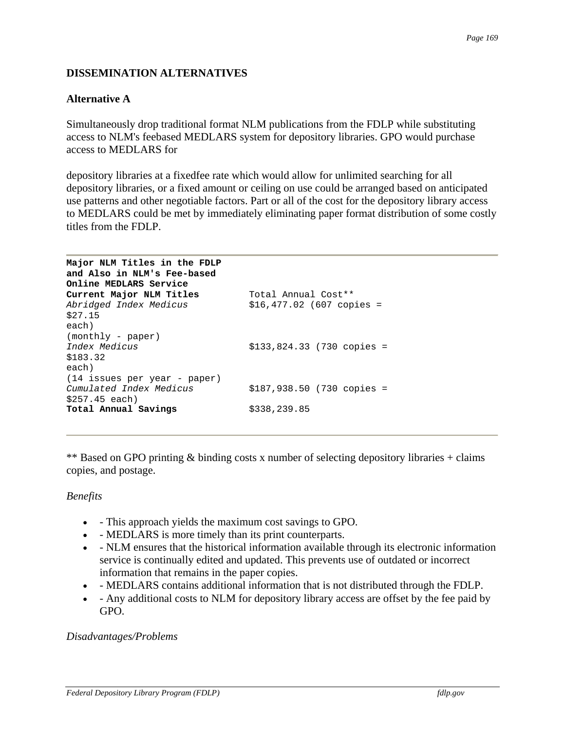## DISSEMINATION ALTERNATIVES

### Alternative A

Simultaneously drop traditional format NLM publications from the FDLP while substituting access to NLM's feebased MEDLARS system for depository libraries. GPO would purchase access to MEDLARS for

depository libraries at a fixedfee rate which would allow for unlimited searching for all depository libraries, or a fixed amount or ceiling on use could be arranged based on anticipated use patterns and other negotiable factors. Part or all of the cost for the depository library access to MEDLARS could be met by immediately eliminating paper format distribution of some costly titles from the FDLP.

| **Major NLM Titles in the FDLP and Also in NLM's Fee-based Online MEDLARS Service** | |
|---|---|
| **Current Major NLM Titles** | Total Annual Cost** |
| *Abridged Index Medicus* (monthly - paper) | $16,477.02 (607 copies = $27.15 each) |
| *Index Medicus* (14 issues per year - paper) | $133,824.33 (730 copies = $183.32 each) |
| *Cumulated Index Medicus* | $187,938.50 (730 copies = $257.45 each) |
| **Total Annual Savings** | $338,239.85 |

** Based on GPO printing & binding costs x number of selecting depository libraries + claims copies, and postage.

*Benefits*

- - This approach yields the maximum cost savings to GPO.
- - MEDLARS is more timely than its print counterparts.
- - NLM ensures that the historical information available through its electronic information service is continually edited and updated. This prevents use of outdated or incorrect information that remains in the paper copies.
- - MEDLARS contains additional information that is not distributed through the FDLP.
- - Any additional costs to NLM for depository library access are offset by the fee paid by GPO.

*Disadvantages/Problems*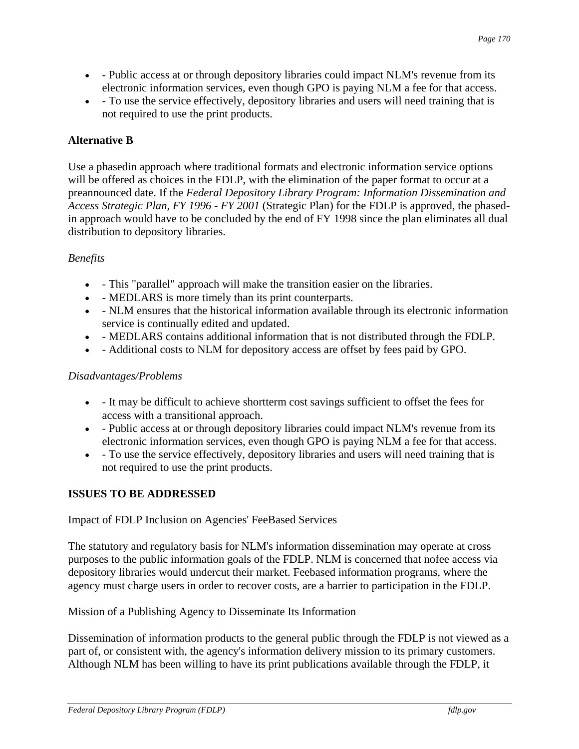- - Public access at or through depository libraries could impact NLM's revenue from its electronic information services, even though GPO is paying NLM a fee for that access.
- - To use the service effectively, depository libraries and users will need training that is not required to use the print products.

**Alternative B**

Use a phasedin approach where traditional formats and electronic information service options will be offered as choices in the FDLP, with the elimination of the paper format to occur at a preannounced date. If the *Federal Depository Library Program: Information Dissemination and Access Strategic Plan, FY 1996 - FY 2001* (Strategic Plan) for the FDLP is approved, the phased-in approach would have to be concluded by the end of FY 1998 since the plan eliminates all dual distribution to depository libraries.

*Benefits*

- - This "parallel" approach will make the transition easier on the libraries.
- - MEDLARS is more timely than its print counterparts.
- - NLM ensures that the historical information available through its electronic information service is continually edited and updated.
- - MEDLARS contains additional information that is not distributed through the FDLP.
- - Additional costs to NLM for depository access are offset by fees paid by GPO.

*Disadvantages/Problems*

- - It may be difficult to achieve shortterm cost savings sufficient to offset the fees for access with a transitional approach.
- - Public access at or through depository libraries could impact NLM's revenue from its electronic information services, even though GPO is paying NLM a fee for that access.
- - To use the service effectively, depository libraries and users will need training that is not required to use the print products.

**ISSUES TO BE ADDRESSED**

Impact of FDLP Inclusion on Agencies' FeeBased Services

The statutory and regulatory basis for NLM's information dissemination may operate at cross purposes to the public information goals of the FDLP. NLM is concerned that nofee access via depository libraries would undercut their market. Feebased information programs, where the agency must charge users in order to recover costs, are a barrier to participation in the FDLP.

Mission of a Publishing Agency to Disseminate Its Information

Dissemination of information products to the general public through the FDLP is not viewed as a part of, or consistent with, the agency's information delivery mission to its primary customers. Although NLM has been willing to have its print publications available through the FDLP, it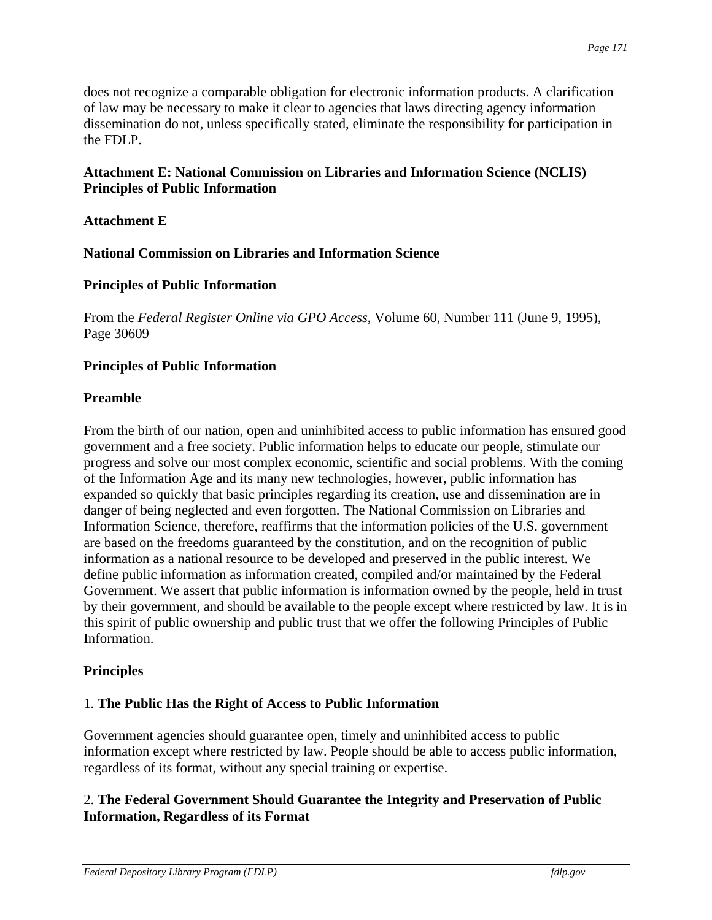does not recognize a comparable obligation for electronic information products. A clarification of law may be necessary to make it clear to agencies that laws directing agency information dissemination do not, unless specifically stated, eliminate the responsibility for participation in the FDLP.

## Attachment E: National Commission on Libraries and Information Science (NCLIS) Principles of Public Information

**Attachment E**

**National Commission on Libraries and Information Science**

**Principles of Public Information**

From the *Federal Register Online via GPO Access*, Volume 60, Number 111 (June 9, 1995), Page 30609

### Principles of Public Information

#### Preamble

From the birth of our nation, open and uninhibited access to public information has ensured good government and a free society. Public information helps to educate our people, stimulate our progress and solve our most complex economic, scientific and social problems. With the coming of the Information Age and its many new technologies, however, public information has expanded so quickly that basic principles regarding its creation, use and dissemination are in danger of being neglected and even forgotten. The National Commission on Libraries and Information Science, therefore, reaffirms that the information policies of the U.S. government are based on the freedoms guaranteed by the constitution, and on the recognition of public information as a national resource to be developed and preserved in the public interest. We define public information as information created, compiled and/or maintained by the Federal Government. We assert that public information is information owned by the people, held in trust by their government, and should be available to the people except where restricted by law. It is in this spirit of public ownership and public trust that we offer the following Principles of Public Information.

#### Principles

1. **The Public Has the Right of Access to Public Information**

Government agencies should guarantee open, timely and uninhibited access to public information except where restricted by law. People should be able to access public information, regardless of its format, without any special training or expertise.

2. **The Federal Government Should Guarantee the Integrity and Preservation of Public Information, Regardless of its Format**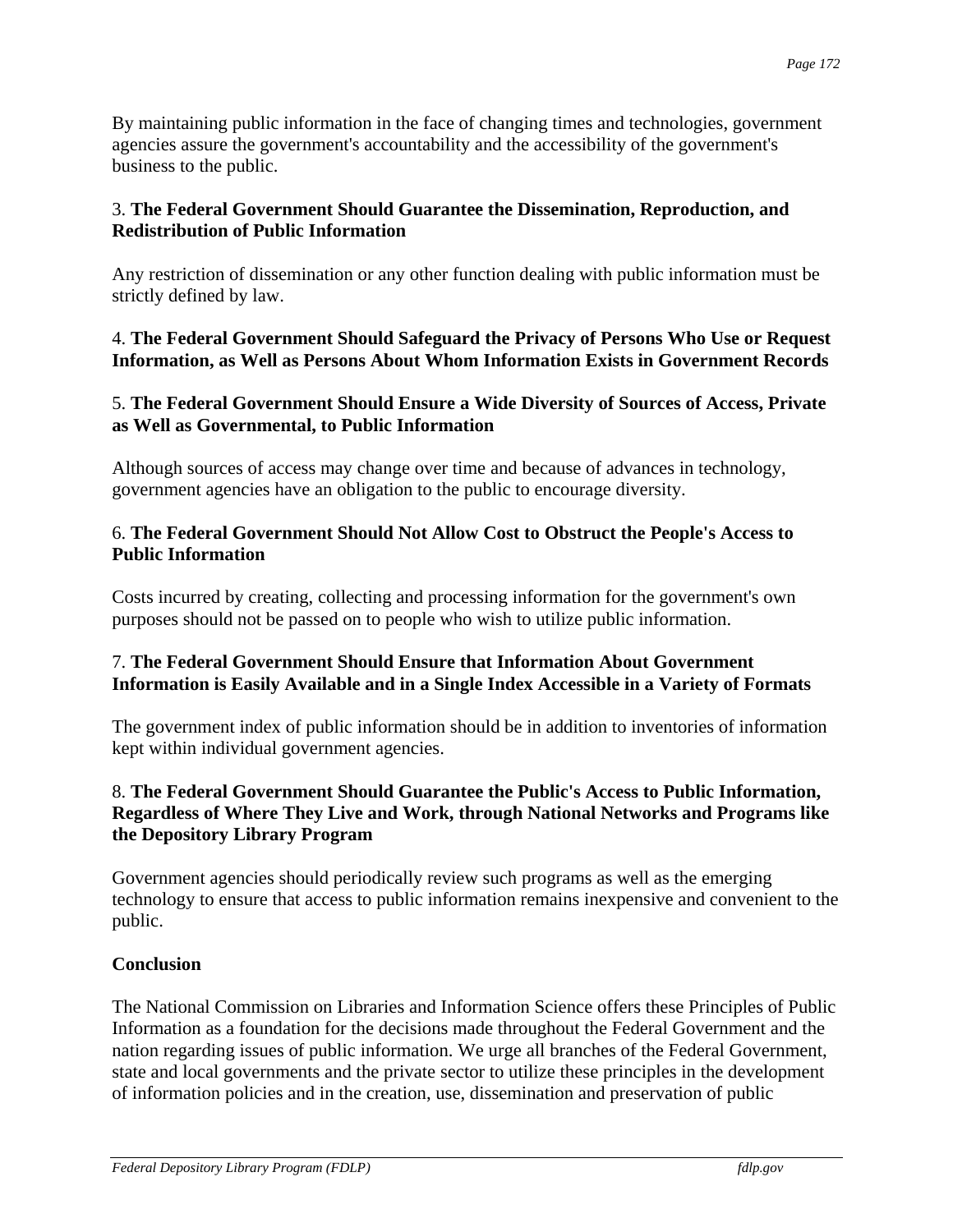By maintaining public information in the face of changing times and technologies, government agencies assure the government's accountability and the accessibility of the government's business to the public.

3. **The Federal Government Should Guarantee the Dissemination, Reproduction, and Redistribution of Public Information**

Any restriction of dissemination or any other function dealing with public information must be strictly defined by law.

4. **The Federal Government Should Safeguard the Privacy of Persons Who Use or Request Information, as Well as Persons About Whom Information Exists in Government Records**

5. **The Federal Government Should Ensure a Wide Diversity of Sources of Access, Private as Well as Governmental, to Public Information**

Although sources of access may change over time and because of advances in technology, government agencies have an obligation to the public to encourage diversity.

6. **The Federal Government Should Not Allow Cost to Obstruct the People's Access to Public Information**

Costs incurred by creating, collecting and processing information for the government's own purposes should not be passed on to people who wish to utilize public information.

7. **The Federal Government Should Ensure that Information About Government Information is Easily Available and in a Single Index Accessible in a Variety of Formats**

The government index of public information should be in addition to inventories of information kept within individual government agencies.

8. **The Federal Government Should Guarantee the Public's Access to Public Information, Regardless of Where They Live and Work, through National Networks and Programs like the Depository Library Program**

Government agencies should periodically review such programs as well as the emerging technology to ensure that access to public information remains inexpensive and convenient to the public.

**Conclusion**

The National Commission on Libraries and Information Science offers these Principles of Public Information as a foundation for the decisions made throughout the Federal Government and the nation regarding issues of public information. We urge all branches of the Federal Government, state and local governments and the private sector to utilize these principles in the development of information policies and in the creation, use, dissemination and preservation of public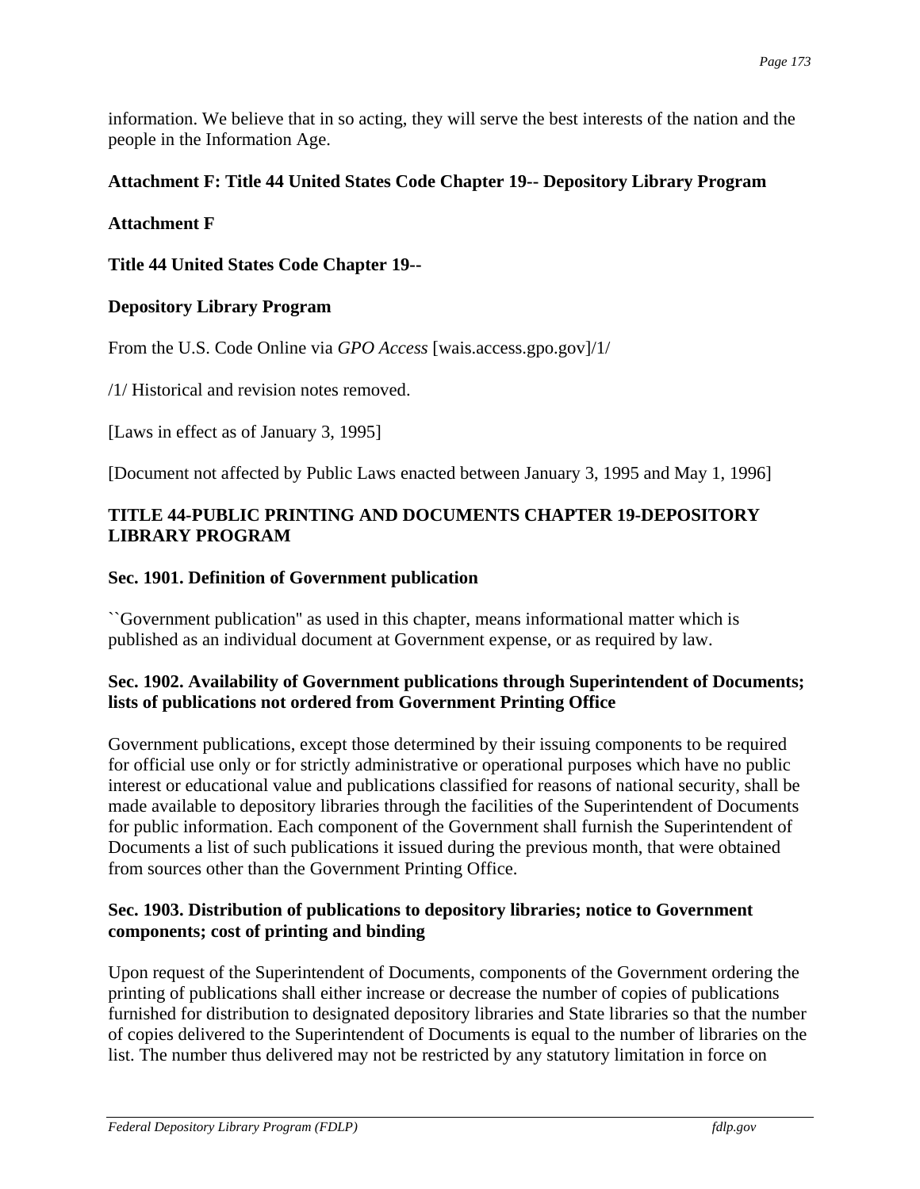information. We believe that in so acting, they will serve the best interests of the nation and the people in the Information Age.

### Attachment F: Title 44 United States Code Chapter 19-- Depository Library Program

**Attachment F**

**Title 44 United States Code Chapter 19--**

**Depository Library Program**

From the U.S. Code Online via *GPO Access* [wais.access.gpo.gov]/1/

/1/ Historical and revision notes removed.

[Laws in effect as of January 3, 1995]

[Document not affected by Public Laws enacted between January 3, 1995 and May 1, 1996]

### TITLE 44-PUBLIC PRINTING AND DOCUMENTS CHAPTER 19-DEPOSITORY LIBRARY PROGRAM

#### Sec. 1901. Definition of Government publication

``Government publication'' as used in this chapter, means informational matter which is published as an individual document at Government expense, or as required by law.

#### Sec. 1902. Availability of Government publications through Superintendent of Documents; lists of publications not ordered from Government Printing Office

Government publications, except those determined by their issuing components to be required for official use only or for strictly administrative or operational purposes which have no public interest or educational value and publications classified for reasons of national security, shall be made available to depository libraries through the facilities of the Superintendent of Documents for public information. Each component of the Government shall furnish the Superintendent of Documents a list of such publications it issued during the previous month, that were obtained from sources other than the Government Printing Office.

#### Sec. 1903. Distribution of publications to depository libraries; notice to Government components; cost of printing and binding

Upon request of the Superintendent of Documents, components of the Government ordering the printing of publications shall either increase or decrease the number of copies of publications furnished for distribution to designated depository libraries and State libraries so that the number of copies delivered to the Superintendent of Documents is equal to the number of libraries on the list. The number thus delivered may not be restricted by any statutory limitation in force on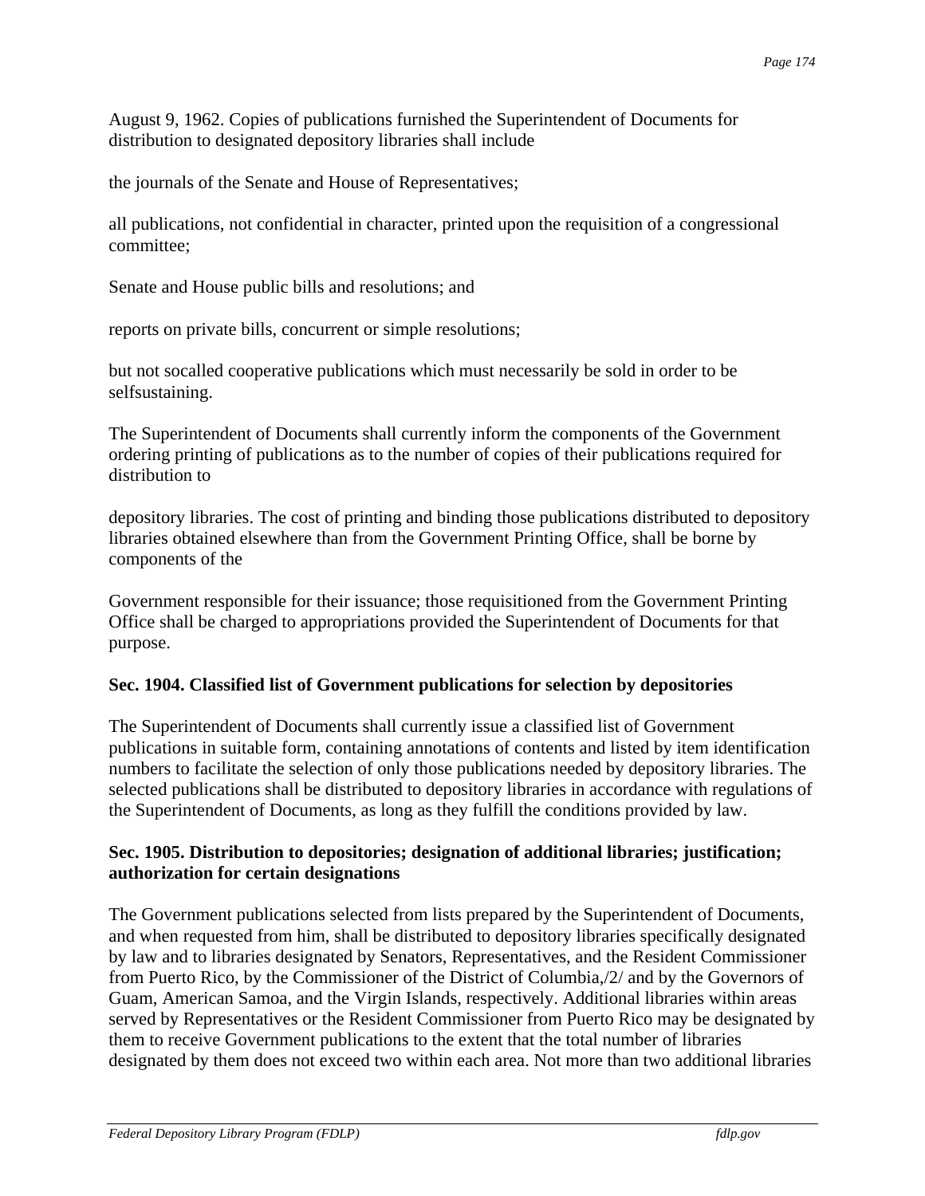August 9, 1962. Copies of publications furnished the Superintendent of Documents for distribution to designated depository libraries shall include

the journals of the Senate and House of Representatives;

all publications, not confidential in character, printed upon the requisition of a congressional committee;

Senate and House public bills and resolutions; and

reports on private bills, concurrent or simple resolutions;

but not socalled cooperative publications which must necessarily be sold in order to be selfsustaining.

The Superintendent of Documents shall currently inform the components of the Government ordering printing of publications as to the number of copies of their publications required for distribution to

depository libraries. The cost of printing and binding those publications distributed to depository libraries obtained elsewhere than from the Government Printing Office, shall be borne by components of the

Government responsible for their issuance; those requisitioned from the Government Printing Office shall be charged to appropriations provided the Superintendent of Documents for that purpose.

**Sec. 1904. Classified list of Government publications for selection by depositories**

The Superintendent of Documents shall currently issue a classified list of Government publications in suitable form, containing annotations of contents and listed by item identification numbers to facilitate the selection of only those publications needed by depository libraries. The selected publications shall be distributed to depository libraries in accordance with regulations of the Superintendent of Documents, as long as they fulfill the conditions provided by law.

**Sec. 1905. Distribution to depositories; designation of additional libraries; justification; authorization for certain designations**

The Government publications selected from lists prepared by the Superintendent of Documents, and when requested from him, shall be distributed to depository libraries specifically designated by law and to libraries designated by Senators, Representatives, and the Resident Commissioner from Puerto Rico, by the Commissioner of the District of Columbia,/2/ and by the Governors of Guam, American Samoa, and the Virgin Islands, respectively. Additional libraries within areas served by Representatives or the Resident Commissioner from Puerto Rico may be designated by them to receive Government publications to the extent that the total number of libraries designated by them does not exceed two within each area. Not more than two additional libraries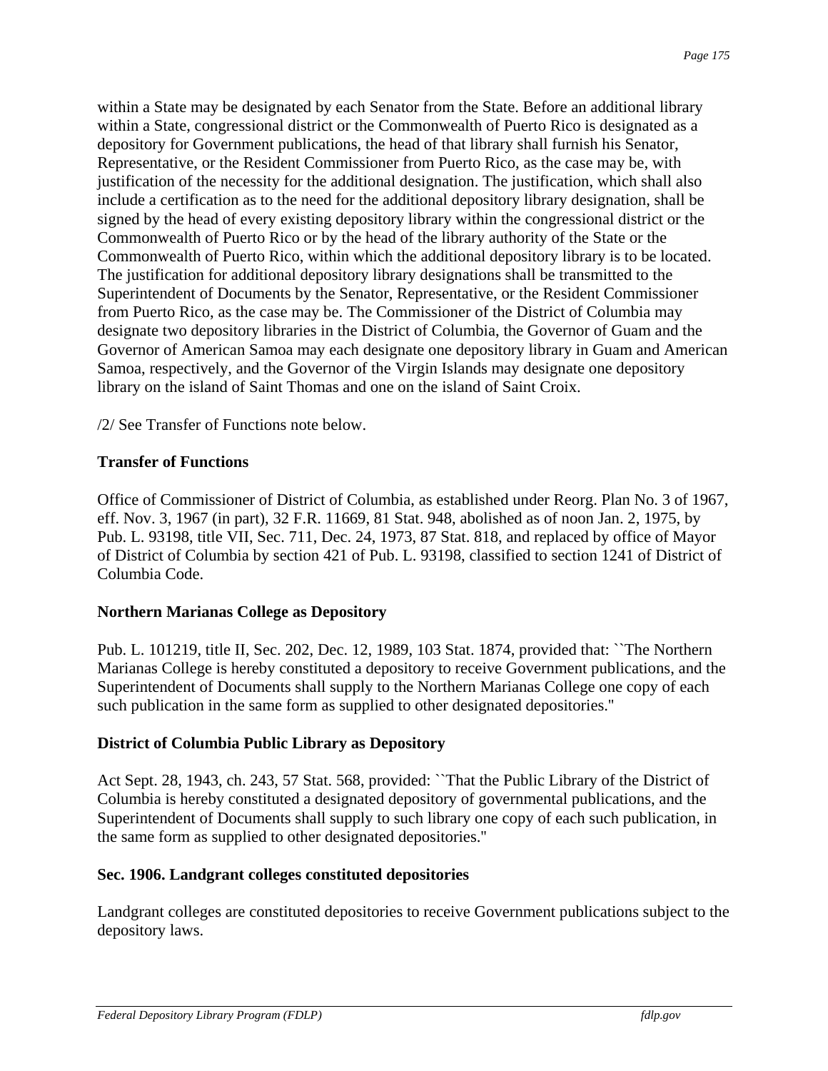within a State may be designated by each Senator from the State. Before an additional library within a State, congressional district or the Commonwealth of Puerto Rico is designated as a depository for Government publications, the head of that library shall furnish his Senator, Representative, or the Resident Commissioner from Puerto Rico, as the case may be, with justification of the necessity for the additional designation. The justification, which shall also include a certification as to the need for the additional depository library designation, shall be signed by the head of every existing depository library within the congressional district or the Commonwealth of Puerto Rico or by the head of the library authority of the State or the Commonwealth of Puerto Rico, within which the additional depository library is to be located. The justification for additional depository library designations shall be transmitted to the Superintendent of Documents by the Senator, Representative, or the Resident Commissioner from Puerto Rico, as the case may be. The Commissioner of the District of Columbia may designate two depository libraries in the District of Columbia, the Governor of Guam and the Governor of American Samoa may each designate one depository library in Guam and American Samoa, respectively, and the Governor of the Virgin Islands may designate one depository library on the island of Saint Thomas and one on the island of Saint Croix.

/2/ See Transfer of Functions note below.

**Transfer of Functions**

Office of Commissioner of District of Columbia, as established under Reorg. Plan No. 3 of 1967, eff. Nov. 3, 1967 (in part), 32 F.R. 11669, 81 Stat. 948, abolished as of noon Jan. 2, 1975, by Pub. L. 93198, title VII, Sec. 711, Dec. 24, 1973, 87 Stat. 818, and replaced by office of Mayor of District of Columbia by section 421 of Pub. L. 93198, classified to section 1241 of District of Columbia Code.

**Northern Marianas College as Depository**

Pub. L. 101219, title II, Sec. 202, Dec. 12, 1989, 103 Stat. 1874, provided that: ``The Northern Marianas College is hereby constituted a depository to receive Government publications, and the Superintendent of Documents shall supply to the Northern Marianas College one copy of each such publication in the same form as supplied to other designated depositories.''

**District of Columbia Public Library as Depository**

Act Sept. 28, 1943, ch. 243, 57 Stat. 568, provided: ``That the Public Library of the District of Columbia is hereby constituted a designated depository of governmental publications, and the Superintendent of Documents shall supply to such library one copy of each such publication, in the same form as supplied to other designated depositories.''

**Sec. 1906. Landgrant colleges constituted depositories**

Landgrant colleges are constituted depositories to receive Government publications subject to the depository laws.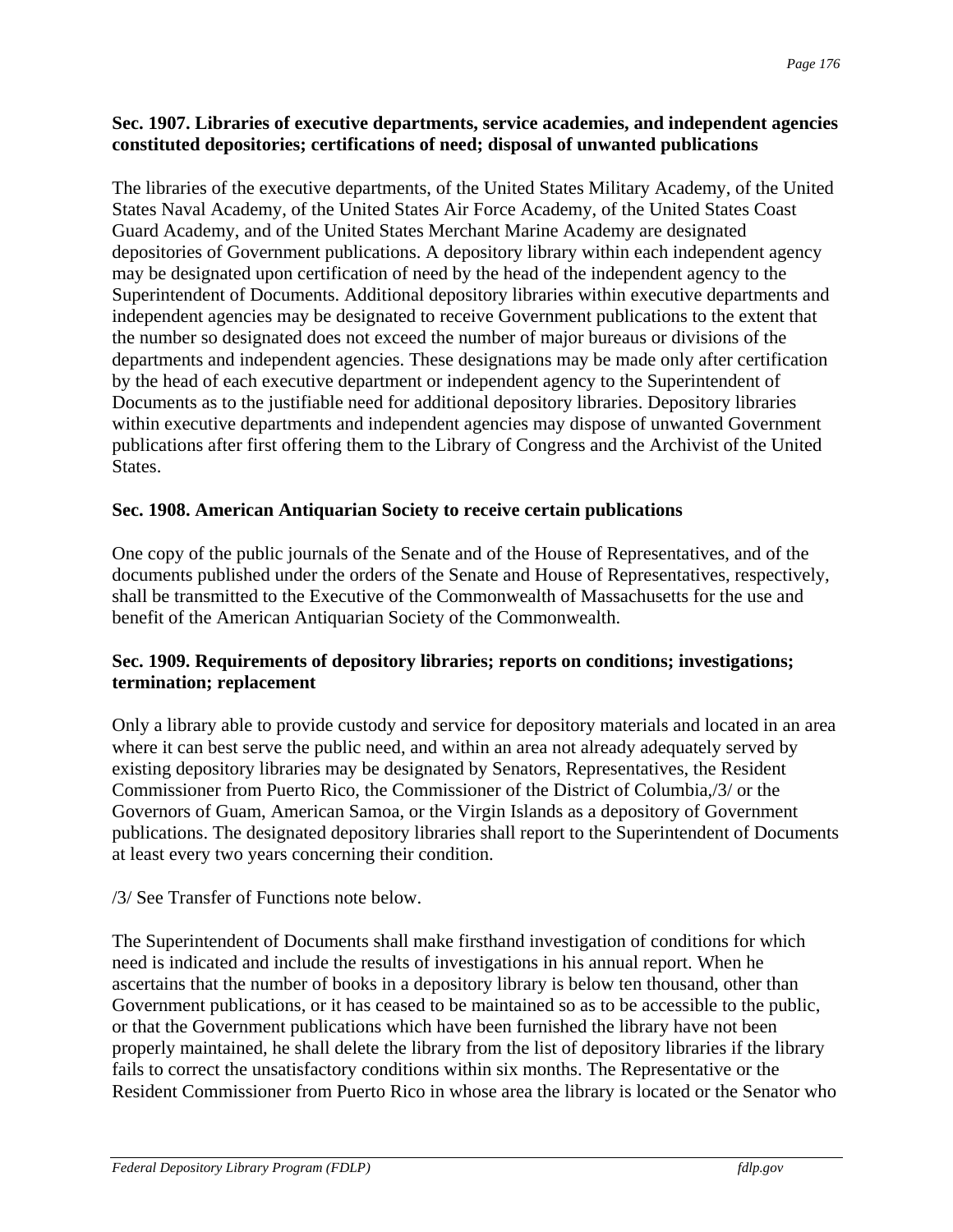**Sec. 1907. Libraries of executive departments, service academies, and independent agencies constituted depositories; certifications of need; disposal of unwanted publications**

The libraries of the executive departments, of the United States Military Academy, of the United States Naval Academy, of the United States Air Force Academy, of the United States Coast Guard Academy, and of the United States Merchant Marine Academy are designated depositories of Government publications. A depository library within each independent agency may be designated upon certification of need by the head of the independent agency to the Superintendent of Documents. Additional depository libraries within executive departments and independent agencies may be designated to receive Government publications to the extent that the number so designated does not exceed the number of major bureaus or divisions of the departments and independent agencies. These designations may be made only after certification by the head of each executive department or independent agency to the Superintendent of Documents as to the justifiable need for additional depository libraries. Depository libraries within executive departments and independent agencies may dispose of unwanted Government publications after first offering them to the Library of Congress and the Archivist of the United States.

**Sec. 1908. American Antiquarian Society to receive certain publications**

One copy of the public journals of the Senate and of the House of Representatives, and of the documents published under the orders of the Senate and House of Representatives, respectively, shall be transmitted to the Executive of the Commonwealth of Massachusetts for the use and benefit of the American Antiquarian Society of the Commonwealth.

**Sec. 1909. Requirements of depository libraries; reports on conditions; investigations; termination; replacement**

Only a library able to provide custody and service for depository materials and located in an area where it can best serve the public need, and within an area not already adequately served by existing depository libraries may be designated by Senators, Representatives, the Resident Commissioner from Puerto Rico, the Commissioner of the District of Columbia,/3/ or the Governors of Guam, American Samoa, or the Virgin Islands as a depository of Government publications. The designated depository libraries shall report to the Superintendent of Documents at least every two years concerning their condition.

/3/ See Transfer of Functions note below.

The Superintendent of Documents shall make firsthand investigation of conditions for which need is indicated and include the results of investigations in his annual report. When he ascertains that the number of books in a depository library is below ten thousand, other than Government publications, or it has ceased to be maintained so as to be accessible to the public, or that the Government publications which have been furnished the library have not been properly maintained, he shall delete the library from the list of depository libraries if the library fails to correct the unsatisfactory conditions within six months. The Representative or the Resident Commissioner from Puerto Rico in whose area the library is located or the Senator who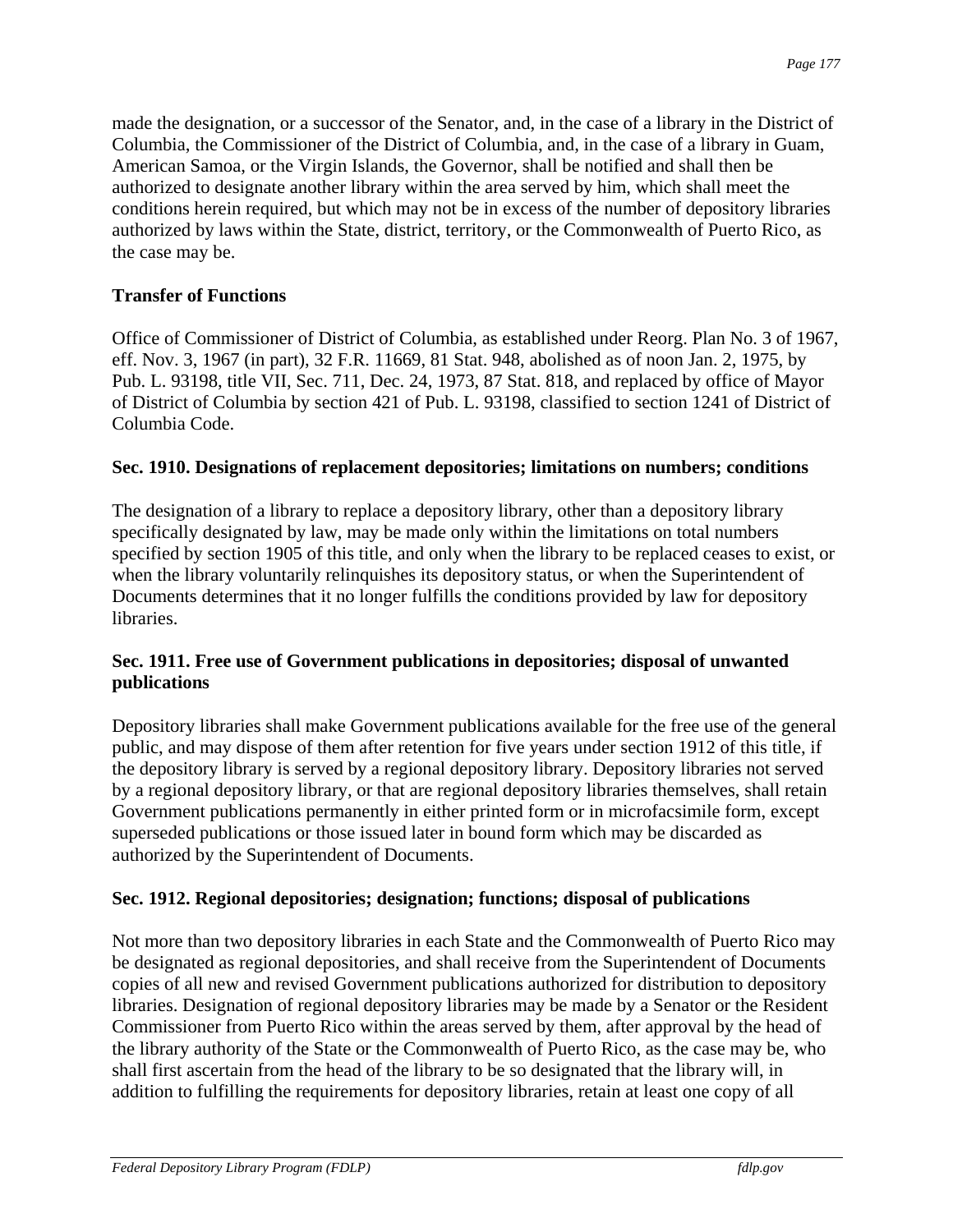made the designation, or a successor of the Senator, and, in the case of a library in the District of Columbia, the Commissioner of the District of Columbia, and, in the case of a library in Guam, American Samoa, or the Virgin Islands, the Governor, shall be notified and shall then be authorized to designate another library within the area served by him, which shall meet the conditions herein required, but which may not be in excess of the number of depository libraries authorized by laws within the State, district, territory, or the Commonwealth of Puerto Rico, as the case may be.

**Transfer of Functions**

Office of Commissioner of District of Columbia, as established under Reorg. Plan No. 3 of 1967, eff. Nov. 3, 1967 (in part), 32 F.R. 11669, 81 Stat. 948, abolished as of noon Jan. 2, 1975, by Pub. L. 93198, title VII, Sec. 711, Dec. 24, 1973, 87 Stat. 818, and replaced by office of Mayor of District of Columbia by section 421 of Pub. L. 93198, classified to section 1241 of District of Columbia Code.

**Sec. 1910. Designations of replacement depositories; limitations on numbers; conditions**

The designation of a library to replace a depository library, other than a depository library specifically designated by law, may be made only within the limitations on total numbers specified by section 1905 of this title, and only when the library to be replaced ceases to exist, or when the library voluntarily relinquishes its depository status, or when the Superintendent of Documents determines that it no longer fulfills the conditions provided by law for depository libraries.

**Sec. 1911. Free use of Government publications in depositories; disposal of unwanted publications**

Depository libraries shall make Government publications available for the free use of the general public, and may dispose of them after retention for five years under section 1912 of this title, if the depository library is served by a regional depository library. Depository libraries not served by a regional depository library, or that are regional depository libraries themselves, shall retain Government publications permanently in either printed form or in microfacsimile form, except superseded publications or those issued later in bound form which may be discarded as authorized by the Superintendent of Documents.

**Sec. 1912. Regional depositories; designation; functions; disposal of publications**

Not more than two depository libraries in each State and the Commonwealth of Puerto Rico may be designated as regional depositories, and shall receive from the Superintendent of Documents copies of all new and revised Government publications authorized for distribution to depository libraries. Designation of regional depository libraries may be made by a Senator or the Resident Commissioner from Puerto Rico within the areas served by them, after approval by the head of the library authority of the State or the Commonwealth of Puerto Rico, as the case may be, who shall first ascertain from the head of the library to be so designated that the library will, in addition to fulfilling the requirements for depository libraries, retain at least one copy of all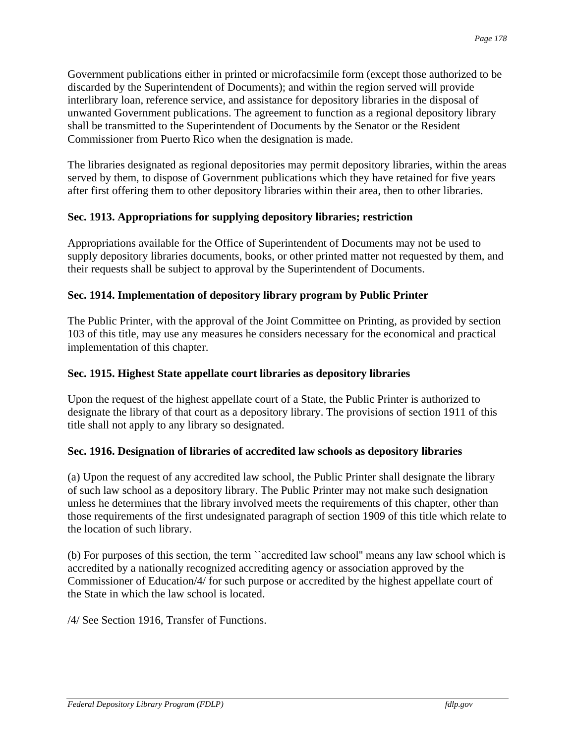Government publications either in printed or microfacsimile form (except those authorized to be discarded by the Superintendent of Documents); and within the region served will provide interlibrary loan, reference service, and assistance for depository libraries in the disposal of unwanted Government publications. The agreement to function as a regional depository library shall be transmitted to the Superintendent of Documents by the Senator or the Resident Commissioner from Puerto Rico when the designation is made.

The libraries designated as regional depositories may permit depository libraries, within the areas served by them, to dispose of Government publications which they have retained for five years after first offering them to other depository libraries within their area, then to other libraries.

**Sec. 1913. Appropriations for supplying depository libraries; restriction**

Appropriations available for the Office of Superintendent of Documents may not be used to supply depository libraries documents, books, or other printed matter not requested by them, and their requests shall be subject to approval by the Superintendent of Documents.

**Sec. 1914. Implementation of depository library program by Public Printer**

The Public Printer, with the approval of the Joint Committee on Printing, as provided by section 103 of this title, may use any measures he considers necessary for the economical and practical implementation of this chapter.

**Sec. 1915. Highest State appellate court libraries as depository libraries**

Upon the request of the highest appellate court of a State, the Public Printer is authorized to designate the library of that court as a depository library. The provisions of section 1911 of this title shall not apply to any library so designated.

**Sec. 1916. Designation of libraries of accredited law schools as depository libraries**

(a) Upon the request of any accredited law school, the Public Printer shall designate the library of such law school as a depository library. The Public Printer may not make such designation unless he determines that the library involved meets the requirements of this chapter, other than those requirements of the first undesignated paragraph of section 1909 of this title which relate to the location of such library.

(b) For purposes of this section, the term ``accredited law school'' means any law school which is accredited by a nationally recognized accrediting agency or association approved by the Commissioner of Education/4/ for such purpose or accredited by the highest appellate court of the State in which the law school is located.

/4/ See Section 1916, Transfer of Functions.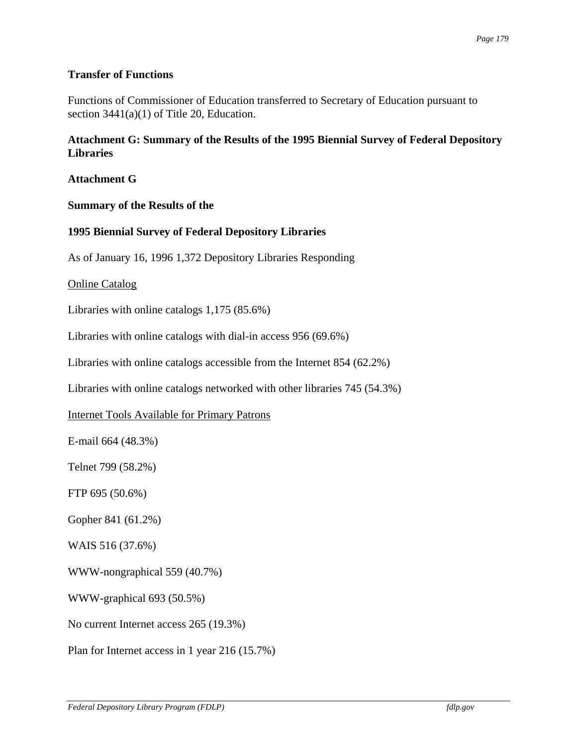**Transfer of Functions**

Functions of Commissioner of Education transferred to Secretary of Education pursuant to section 3441(a)(1) of Title 20, Education.

## Attachment G: Summary of the Results of the 1995 Biennial Survey of Federal Depository Libraries

**Attachment G**

**Summary of the Results of the**

**1995 Biennial Survey of Federal Depository Libraries**

As of January 16, 1996 1,372 Depository Libraries Responding

<u>Online Catalog</u>

Libraries with online catalogs 1,175 (85.6%)

Libraries with online catalogs with dial-in access 956 (69.6%)

Libraries with online catalogs accessible from the Internet 854 (62.2%)

Libraries with online catalogs networked with other libraries 745 (54.3%)

<u>Internet Tools Available for Primary Patrons</u>

E-mail 664 (48.3%)

Telnet 799 (58.2%)

FTP 695 (50.6%)

Gopher 841 (61.2%)

WAIS 516 (37.6%)

WWW-nongraphical 559 (40.7%)

WWW-graphical 693 (50.5%)

No current Internet access 265 (19.3%)

Plan for Internet access in 1 year 216 (15.7%)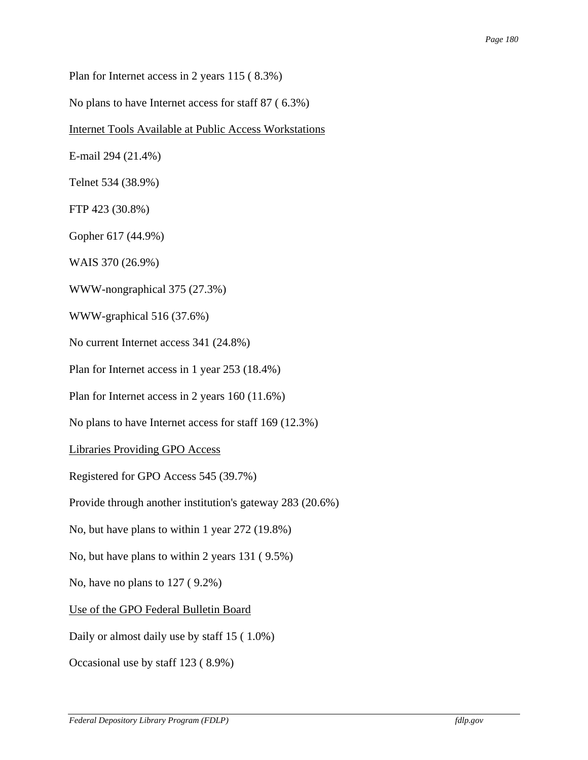Plan for Internet access in 2 years 115 ( 8.3%)

No plans to have Internet access for staff 87 ( 6.3%)

<u>Internet Tools Available at Public Access Workstations</u>

E-mail 294 (21.4%)

Telnet 534 (38.9%)

FTP 423 (30.8%)

Gopher 617 (44.9%)

WAIS 370 (26.9%)

WWW-nongraphical 375 (27.3%)

WWW-graphical 516 (37.6%)

No current Internet access 341 (24.8%)

Plan for Internet access in 1 year 253 (18.4%)

Plan for Internet access in 2 years 160 (11.6%)

No plans to have Internet access for staff 169 (12.3%)

<u>Libraries Providing GPO Access</u>

Registered for GPO Access 545 (39.7%)

Provide through another institution's gateway 283 (20.6%)

No, but have plans to within 1 year 272 (19.8%)

No, but have plans to within 2 years 131 ( 9.5%)

No, have no plans to 127 ( 9.2%)

<u>Use of the GPO Federal Bulletin Board</u>

Daily or almost daily use by staff 15 ( 1.0%)

Occasional use by staff 123 ( 8.9%)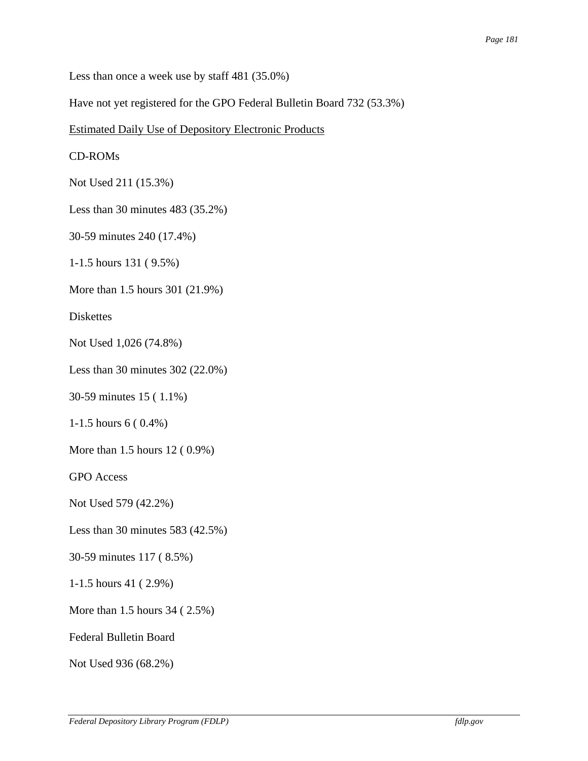Less than once a week use by staff 481 (35.0%)

Have not yet registered for the GPO Federal Bulletin Board 732 (53.3%)

<u>Estimated Daily Use of Depository Electronic Products</u>

CD-ROMs

Not Used 211 (15.3%)

Less than 30 minutes 483 (35.2%)

30-59 minutes 240 (17.4%)

1-1.5 hours 131 ( 9.5%)

More than 1.5 hours 301 (21.9%)

Diskettes

Not Used 1,026 (74.8%)

Less than 30 minutes 302 (22.0%)

30-59 minutes 15 ( 1.1%)

1-1.5 hours 6 ( 0.4%)

More than 1.5 hours 12 ( 0.9%)

GPO Access

Not Used 579 (42.2%)

Less than 30 minutes 583 (42.5%)

30-59 minutes 117 ( 8.5%)

1-1.5 hours 41 ( 2.9%)

More than 1.5 hours 34 ( 2.5%)

Federal Bulletin Board

Not Used 936 (68.2%)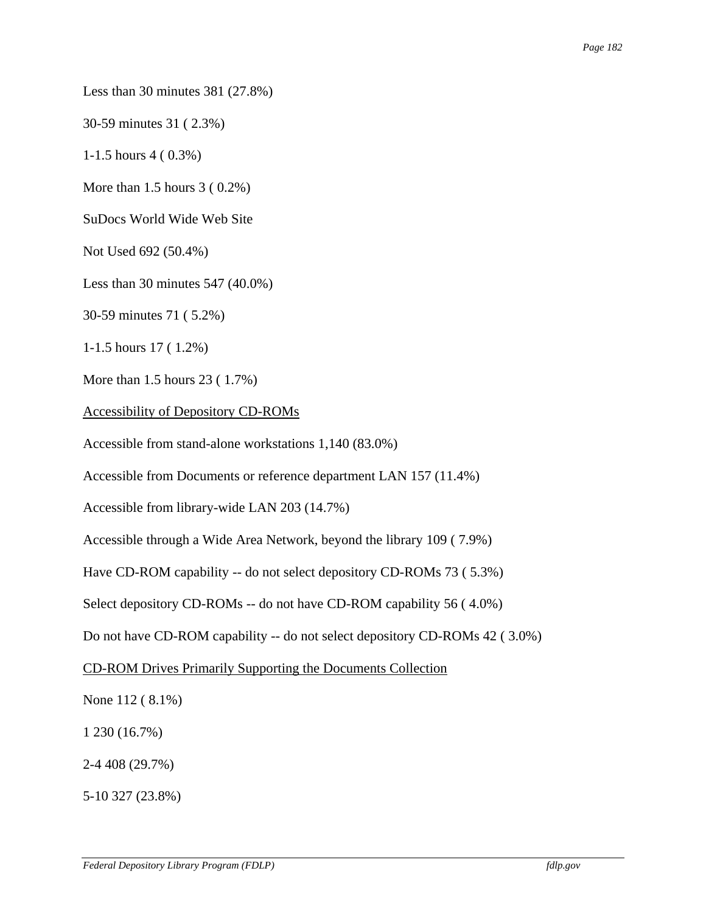Less than 30 minutes 381 (27.8%)

30-59 minutes 31 ( 2.3%)

1-1.5 hours 4 ( 0.3%)

More than 1.5 hours 3 ( 0.2%)

SuDocs World Wide Web Site

Not Used 692 (50.4%)

Less than 30 minutes 547 (40.0%)

30-59 minutes 71 ( 5.2%)

1-1.5 hours 17 ( 1.2%)

More than 1.5 hours 23 ( 1.7%)

<u>Accessibility of Depository CD-ROMs</u>

Accessible from stand-alone workstations 1,140 (83.0%)

Accessible from Documents or reference department LAN 157 (11.4%)

Accessible from library-wide LAN 203 (14.7%)

Accessible through a Wide Area Network, beyond the library 109 ( 7.9%)

Have CD-ROM capability -- do not select depository CD-ROMs 73 ( 5.3%)

Select depository CD-ROMs -- do not have CD-ROM capability 56 ( 4.0%)

Do not have CD-ROM capability -- do not select depository CD-ROMs 42 ( 3.0%)

<u>CD-ROM Drives Primarily Supporting the Documents Collection</u>

None 112 ( 8.1%)

1 230 (16.7%)

2-4 408 (29.7%)

5-10 327 (23.8%)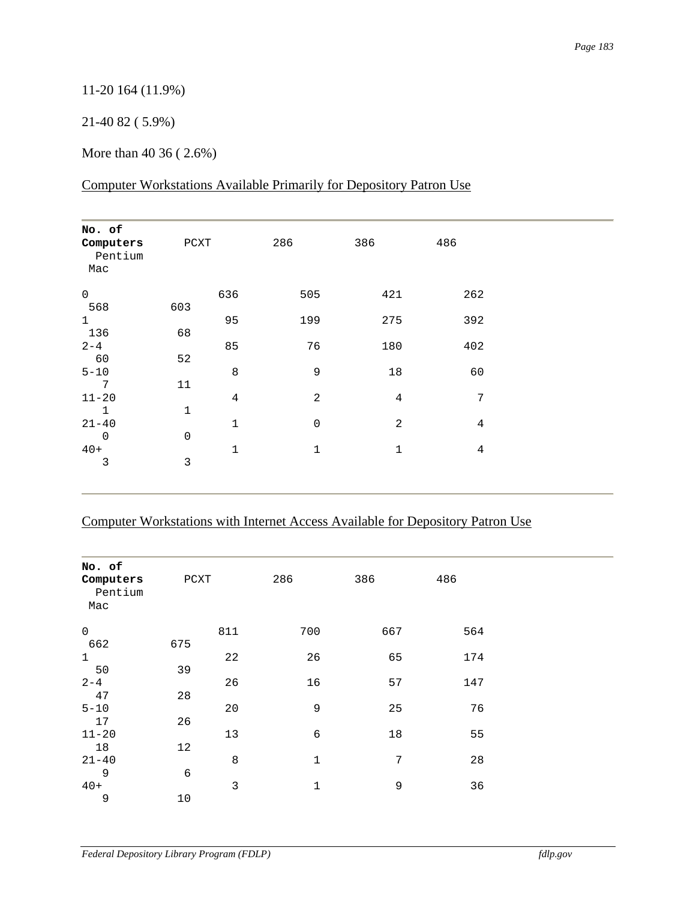11-20 164 (11.9%)

21-40 82 ( 5.9%)

More than 40 36 ( 2.6%)

Computer Workstations Available Primarily for Depository Patron Use

| No. of Computers | PCXT | 286 | 386 | 486 | Pentium | Mac |
|---|---|---|---|---|---|---|
| 0 | 636 | 505 | 421 | 262 | 568 | 603 |
| 1 | 95 | 199 | 275 | 392 | 136 | 68 |
| 2-4 | 85 | 76 | 180 | 402 | 60 | 52 |
| 5-10 | 8 | 9 | 18 | 60 | 7 | 11 |
| 11-20 | 4 | 2 | 4 | 7 | 1 | 1 |
| 21-40 | 1 | 0 | 2 | 4 | 0 | 0 |
| 40+ | 1 | 1 | 1 | 4 | 3 | 3 |

Computer Workstations with Internet Access Available for Depository Patron Use

| No. of Computers | PCXT | 286 | 386 | 486 | Pentium | Mac |
|---|---|---|---|---|---|---|
| 0 | 811 | 700 | 667 | 564 | 662 | 675 |
| 1 | 22 | 26 | 65 | 174 | 50 | 39 |
| 2-4 | 26 | 16 | 57 | 147 | 47 | 28 |
| 5-10 | 20 | 9 | 25 | 76 | 17 | 26 |
| 11-20 | 13 | 6 | 18 | 55 | 18 | 12 |
| 21-40 | 8 | 1 | 7 | 28 | 9 | 6 |
| 40+ | 3 | 1 | 9 | 36 | 9 | 10 |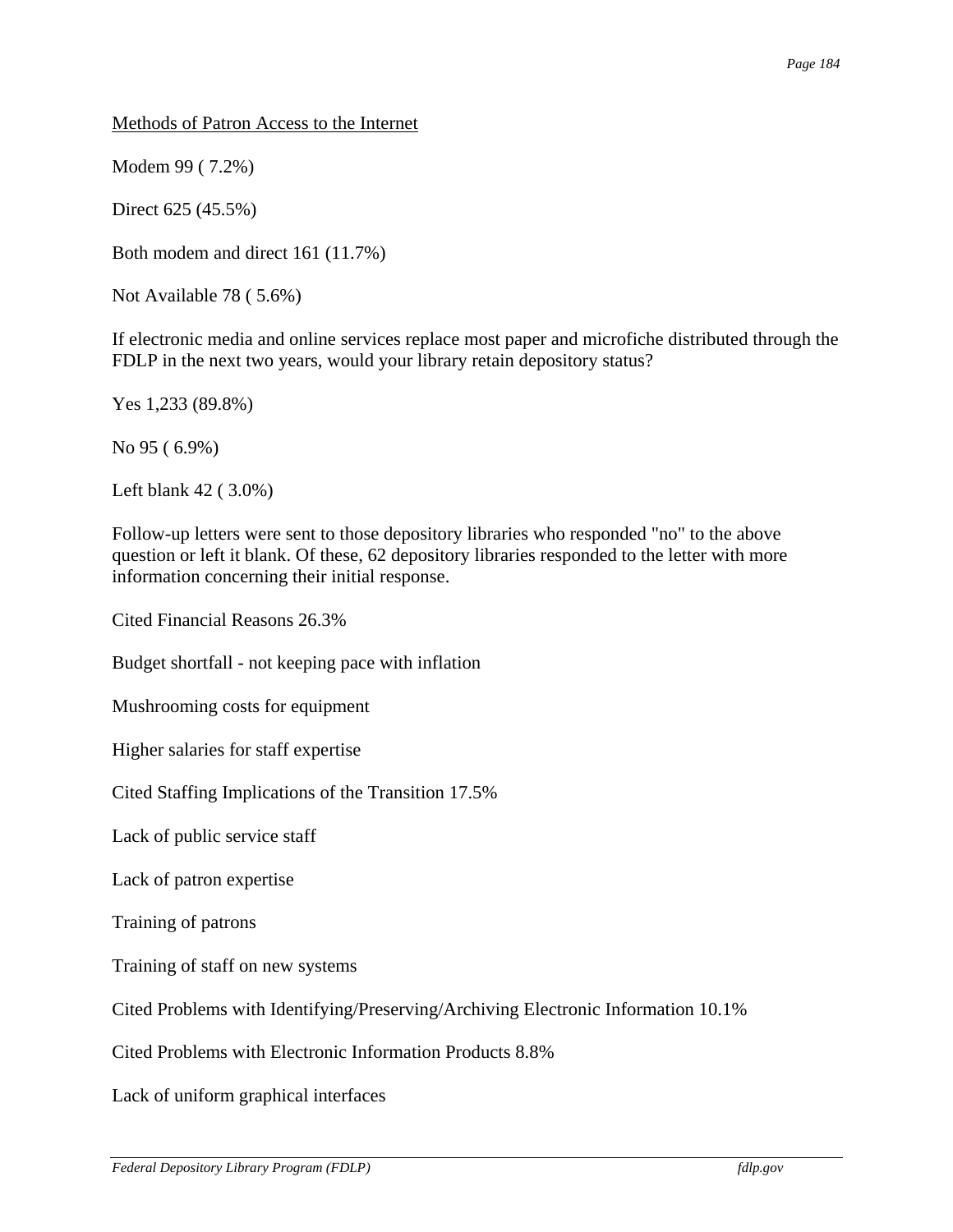<u>Methods of Patron Access to the Internet</u>

Modem 99 ( 7.2%)

Direct 625 (45.5%)

Both modem and direct 161 (11.7%)

Not Available 78 ( 5.6%)

If electronic media and online services replace most paper and microfiche distributed through the FDLP in the next two years, would your library retain depository status?

Yes 1,233 (89.8%)

No 95 ( 6.9%)

Left blank 42 ( 3.0%)

Follow-up letters were sent to those depository libraries who responded "no" to the above question or left it blank. Of these, 62 depository libraries responded to the letter with more information concerning their initial response.

Cited Financial Reasons 26.3%

Budget shortfall - not keeping pace with inflation

Mushrooming costs for equipment

Higher salaries for staff expertise

Cited Staffing Implications of the Transition 17.5%

Lack of public service staff

Lack of patron expertise

Training of patrons

Training of staff on new systems

Cited Problems with Identifying/Preserving/Archiving Electronic Information 10.1%

Cited Problems with Electronic Information Products 8.8%

Lack of uniform graphical interfaces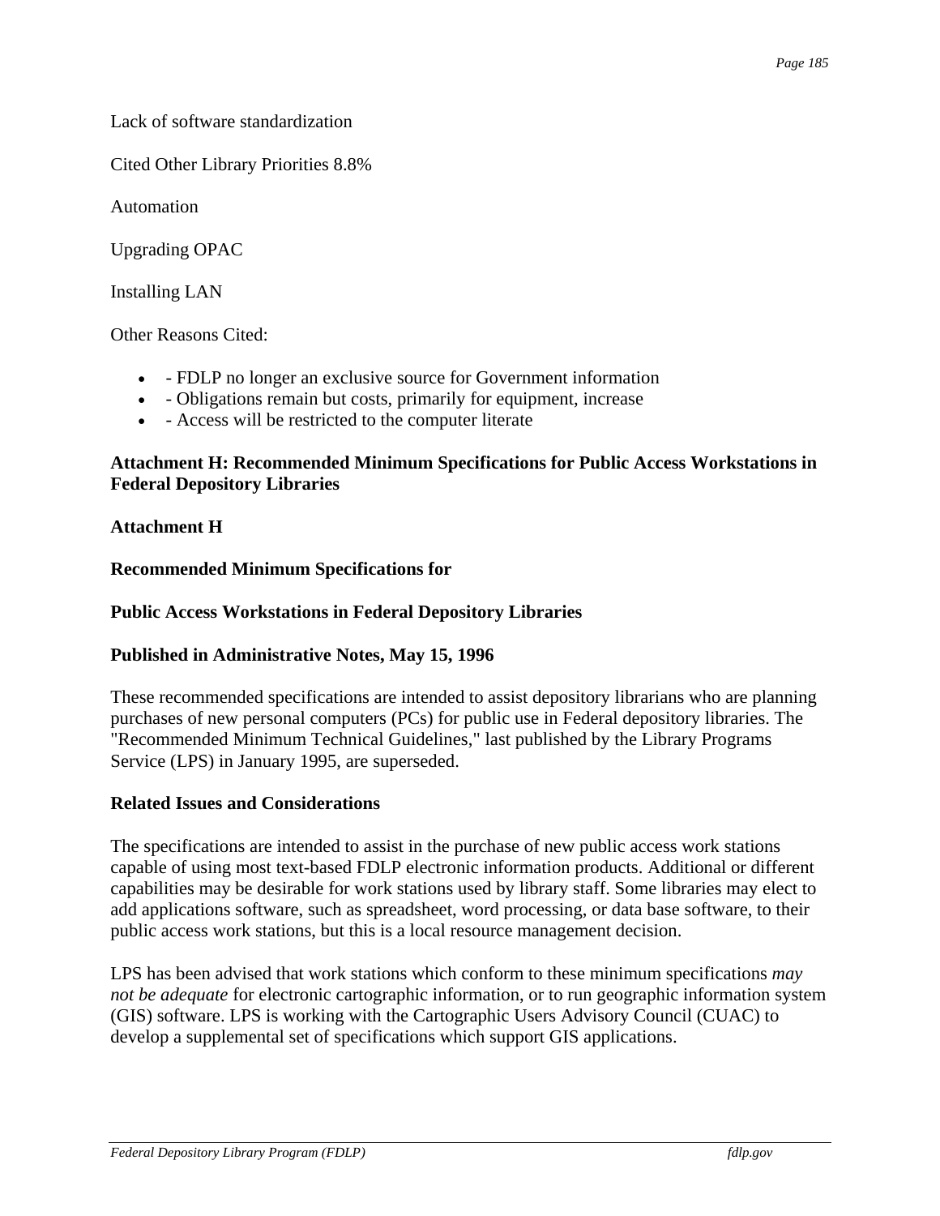Lack of software standardization

Cited Other Library Priorities 8.8%

Automation

Upgrading OPAC

Installing LAN

Other Reasons Cited:

- - FDLP no longer an exclusive source for Government information
- - Obligations remain but costs, primarily for equipment, increase
- - Access will be restricted to the computer literate

**Attachment H: Recommended Minimum Specifications for Public Access Workstations in Federal Depository Libraries**

**Attachment H**

**Recommended Minimum Specifications for**

**Public Access Workstations in Federal Depository Libraries**

**Published in Administrative Notes, May 15, 1996**

These recommended specifications are intended to assist depository librarians who are planning purchases of new personal computers (PCs) for public use in Federal depository libraries. The "Recommended Minimum Technical Guidelines," last published by the Library Programs Service (LPS) in January 1995, are superseded.

**Related Issues and Considerations**

The specifications are intended to assist in the purchase of new public access work stations capable of using most text-based FDLP electronic information products. Additional or different capabilities may be desirable for work stations used by library staff. Some libraries may elect to add applications software, such as spreadsheet, word processing, or data base software, to their public access work stations, but this is a local resource management decision.

LPS has been advised that work stations which conform to these minimum specifications *may not be adequate* for electronic cartographic information, or to run geographic information system (GIS) software. LPS is working with the Cartographic Users Advisory Council (CUAC) to develop a supplemental set of specifications which support GIS applications.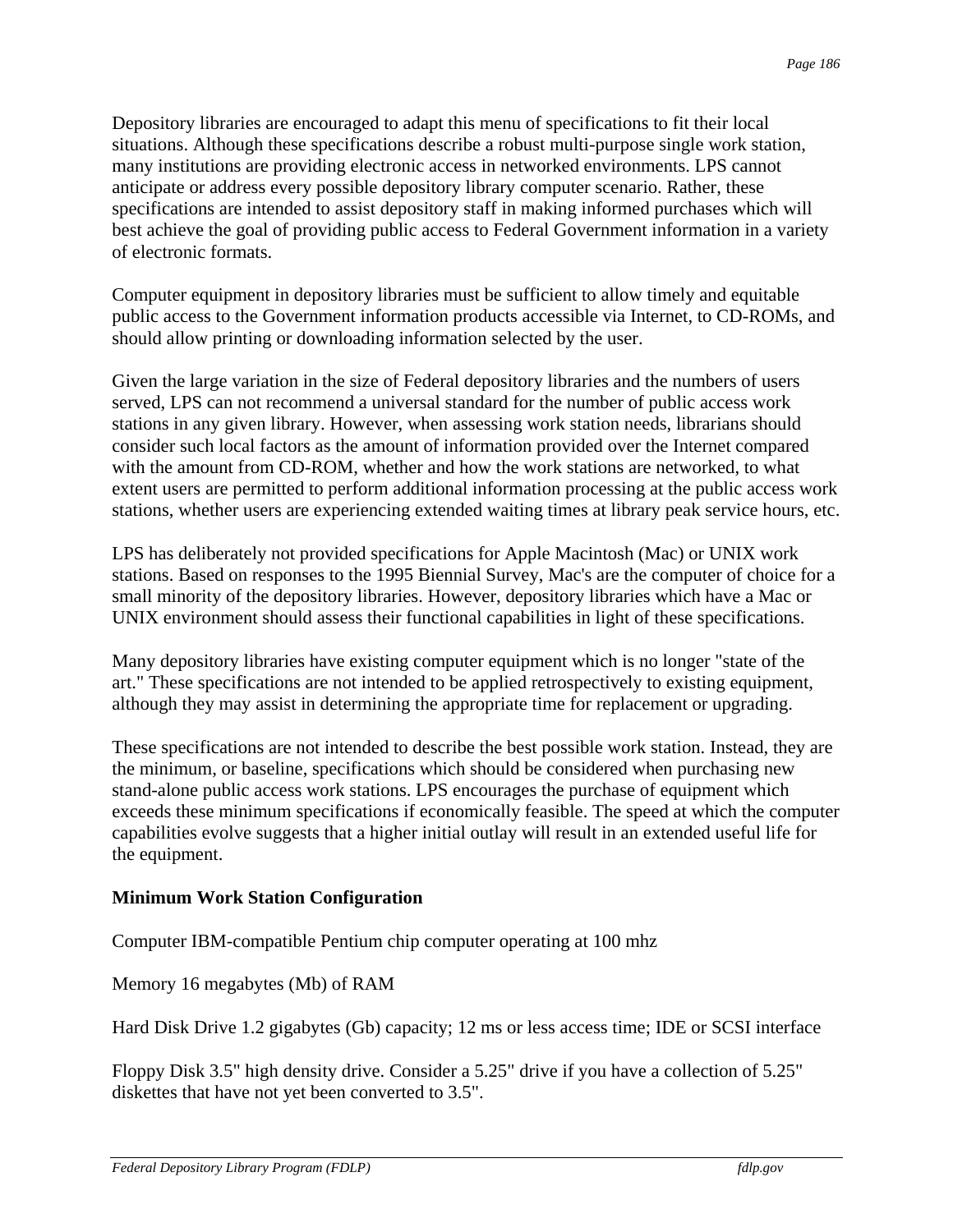Depository libraries are encouraged to adapt this menu of specifications to fit their local situations. Although these specifications describe a robust multi-purpose single work station, many institutions are providing electronic access in networked environments. LPS cannot anticipate or address every possible depository library computer scenario. Rather, these specifications are intended to assist depository staff in making informed purchases which will best achieve the goal of providing public access to Federal Government information in a variety of electronic formats.

Computer equipment in depository libraries must be sufficient to allow timely and equitable public access to the Government information products accessible via Internet, to CD-ROMs, and should allow printing or downloading information selected by the user.

Given the large variation in the size of Federal depository libraries and the numbers of users served, LPS can not recommend a universal standard for the number of public access work stations in any given library. However, when assessing work station needs, librarians should consider such local factors as the amount of information provided over the Internet compared with the amount from CD-ROM, whether and how the work stations are networked, to what extent users are permitted to perform additional information processing at the public access work stations, whether users are experiencing extended waiting times at library peak service hours, etc.

LPS has deliberately not provided specifications for Apple Macintosh (Mac) or UNIX work stations. Based on responses to the 1995 Biennial Survey, Mac's are the computer of choice for a small minority of the depository libraries. However, depository libraries which have a Mac or UNIX environment should assess their functional capabilities in light of these specifications.

Many depository libraries have existing computer equipment which is no longer "state of the art." These specifications are not intended to be applied retrospectively to existing equipment, although they may assist in determining the appropriate time for replacement or upgrading.

These specifications are not intended to describe the best possible work station. Instead, they are the minimum, or baseline, specifications which should be considered when purchasing new stand-alone public access work stations. LPS encourages the purchase of equipment which exceeds these minimum specifications if economically feasible. The speed at which the computer capabilities evolve suggests that a higher initial outlay will result in an extended useful life for the equipment.

**Minimum Work Station Configuration**

Computer IBM-compatible Pentium chip computer operating at 100 mhz

Memory 16 megabytes (Mb) of RAM

Hard Disk Drive 1.2 gigabytes (Gb) capacity; 12 ms or less access time; IDE or SCSI interface

Floppy Disk 3.5" high density drive. Consider a 5.25" drive if you have a collection of 5.25" diskettes that have not yet been converted to 3.5".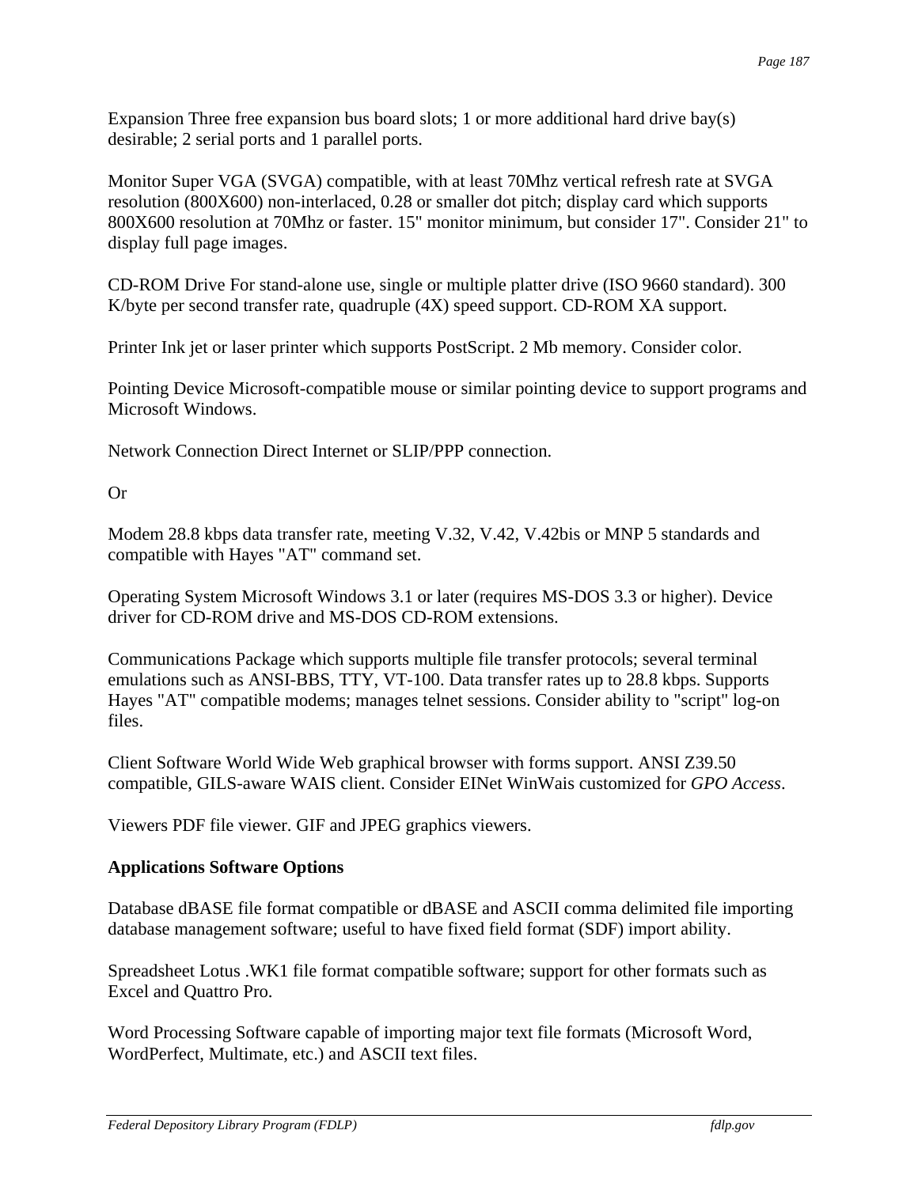Expansion Three free expansion bus board slots; 1 or more additional hard drive bay(s) desirable; 2 serial ports and 1 parallel ports.

Monitor Super VGA (SVGA) compatible, with at least 70Mhz vertical refresh rate at SVGA resolution (800X600) non-interlaced, 0.28 or smaller dot pitch; display card which supports 800X600 resolution at 70Mhz or faster. 15" monitor minimum, but consider 17". Consider 21" to display full page images.

CD-ROM Drive For stand-alone use, single or multiple platter drive (ISO 9660 standard). 300 K/byte per second transfer rate, quadruple (4X) speed support. CD-ROM XA support.

Printer Ink jet or laser printer which supports PostScript. 2 Mb memory. Consider color.

Pointing Device Microsoft-compatible mouse or similar pointing device to support programs and Microsoft Windows.

Network Connection Direct Internet or SLIP/PPP connection.

Or

Modem 28.8 kbps data transfer rate, meeting V.32, V.42, V.42bis or MNP 5 standards and compatible with Hayes "AT" command set.

Operating System Microsoft Windows 3.1 or later (requires MS-DOS 3.3 or higher). Device driver for CD-ROM drive and MS-DOS CD-ROM extensions.

Communications Package which supports multiple file transfer protocols; several terminal emulations such as ANSI-BBS, TTY, VT-100. Data transfer rates up to 28.8 kbps. Supports Hayes "AT" compatible modems; manages telnet sessions. Consider ability to "script" log-on files.

Client Software World Wide Web graphical browser with forms support. ANSI Z39.50 compatible, GILS-aware WAIS client. Consider EINet WinWais customized for *GPO Access*.

Viewers PDF file viewer. GIF and JPEG graphics viewers.

**Applications Software Options**

Database dBASE file format compatible or dBASE and ASCII comma delimited file importing database management software; useful to have fixed field format (SDF) import ability.

Spreadsheet Lotus .WK1 file format compatible software; support for other formats such as Excel and Quattro Pro.

Word Processing Software capable of importing major text file formats (Microsoft Word, WordPerfect, Multimate, etc.) and ASCII text files.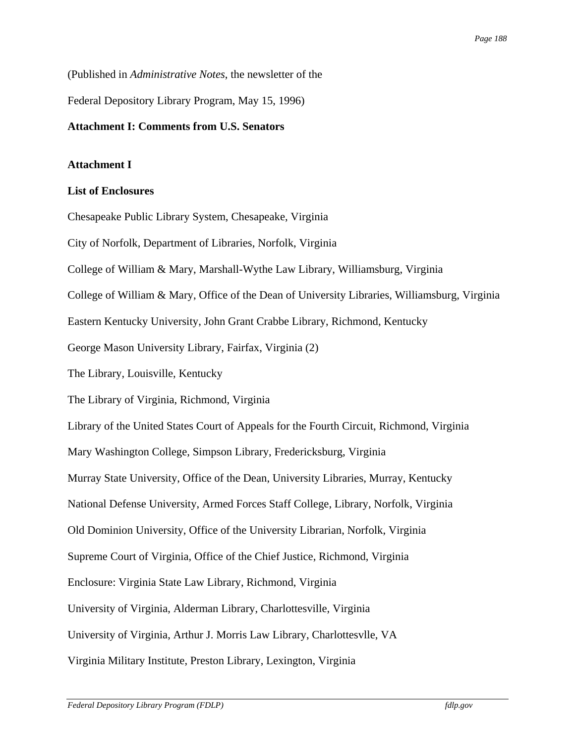(Published in *Administrative Notes*, the newsletter of the

Federal Depository Library Program, May 15, 1996)

**Attachment I: Comments from U.S. Senators**

**Attachment I**

**List of Enclosures**

Chesapeake Public Library System, Chesapeake, Virginia

City of Norfolk, Department of Libraries, Norfolk, Virginia

College of William & Mary, Marshall-Wythe Law Library, Williamsburg, Virginia

College of William & Mary, Office of the Dean of University Libraries, Williamsburg, Virginia

Eastern Kentucky University, John Grant Crabbe Library, Richmond, Kentucky

George Mason University Library, Fairfax, Virginia (2)

The Library, Louisville, Kentucky

The Library of Virginia, Richmond, Virginia

Library of the United States Court of Appeals for the Fourth Circuit, Richmond, Virginia

Mary Washington College, Simpson Library, Fredericksburg, Virginia

Murray State University, Office of the Dean, University Libraries, Murray, Kentucky

National Defense University, Armed Forces Staff College, Library, Norfolk, Virginia

Old Dominion University, Office of the University Librarian, Norfolk, Virginia

Supreme Court of Virginia, Office of the Chief Justice, Richmond, Virginia

Enclosure: Virginia State Law Library, Richmond, Virginia

University of Virginia, Alderman Library, Charlottesville, Virginia

University of Virginia, Arthur J. Morris Law Library, Charlottesvlle, VA

Virginia Military Institute, Preston Library, Lexington, Virginia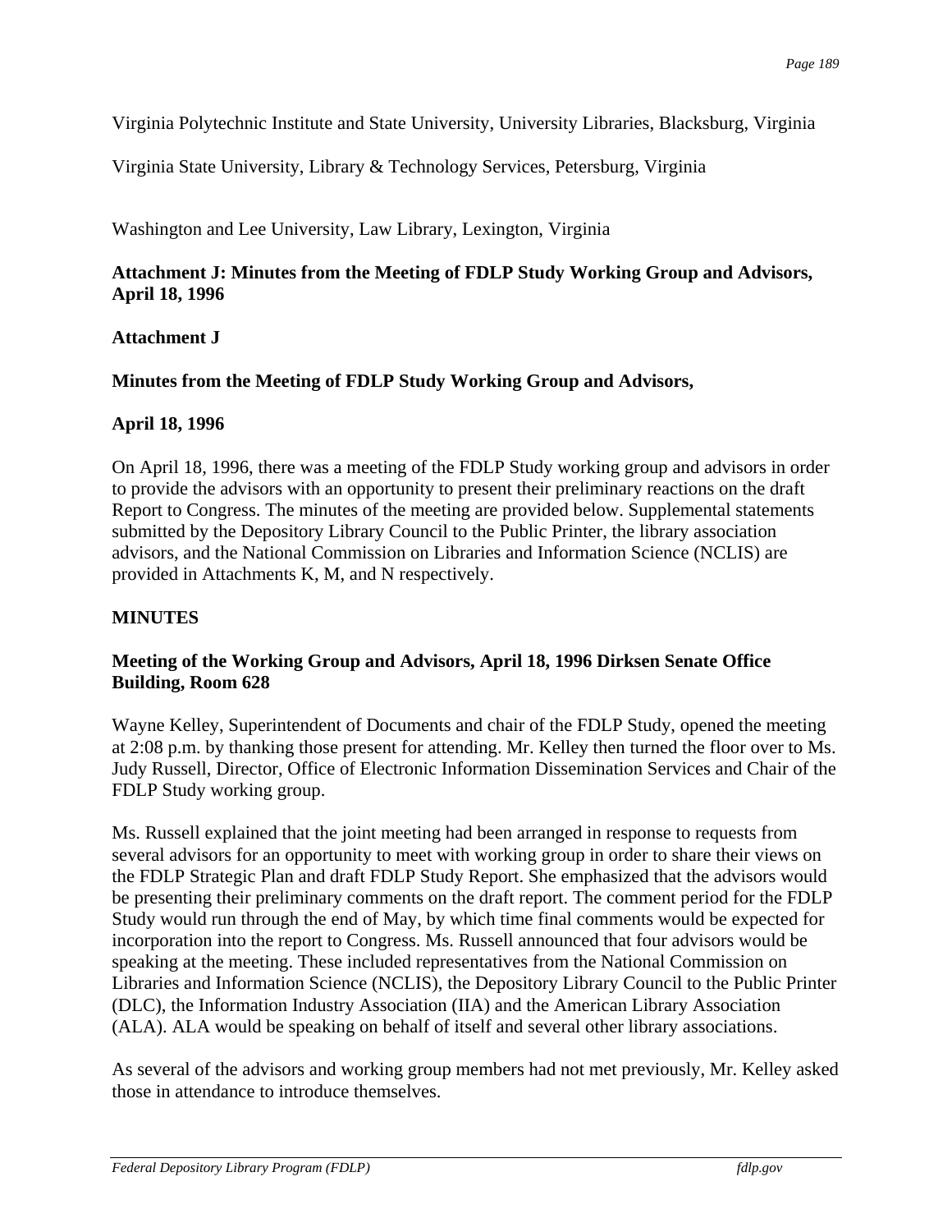Virginia Polytechnic Institute and State University, University Libraries, Blacksburg, Virginia

Virginia State University, Library & Technology Services, Petersburg, Virginia

Washington and Lee University, Law Library, Lexington, Virginia

## Attachment J: Minutes from the Meeting of FDLP Study Working Group and Advisors, April 18, 1996

**Attachment J**

**Minutes from the Meeting of FDLP Study Working Group and Advisors,**

**April 18, 1996**

On April 18, 1996, there was a meeting of the FDLP Study working group and advisors in order to provide the advisors with an opportunity to present their preliminary reactions on the draft Report to Congress. The minutes of the meeting are provided below. Supplemental statements submitted by the Depository Library Council to the Public Printer, the library association advisors, and the National Commission on Libraries and Information Science (NCLIS) are provided in Attachments K, M, and N respectively.

**MINUTES**

**Meeting of the Working Group and Advisors, April 18, 1996 Dirksen Senate Office Building, Room 628**

Wayne Kelley, Superintendent of Documents and chair of the FDLP Study, opened the meeting at 2:08 p.m. by thanking those present for attending. Mr. Kelley then turned the floor over to Ms. Judy Russell, Director, Office of Electronic Information Dissemination Services and Chair of the FDLP Study working group.

Ms. Russell explained that the joint meeting had been arranged in response to requests from several advisors for an opportunity to meet with working group in order to share their views on the FDLP Strategic Plan and draft FDLP Study Report. She emphasized that the advisors would be presenting their preliminary comments on the draft report. The comment period for the FDLP Study would run through the end of May, by which time final comments would be expected for incorporation into the report to Congress. Ms. Russell announced that four advisors would be speaking at the meeting. These included representatives from the National Commission on Libraries and Information Science (NCLIS), the Depository Library Council to the Public Printer (DLC), the Information Industry Association (IIA) and the American Library Association (ALA). ALA would be speaking on behalf of itself and several other library associations.

As several of the advisors and working group members had not met previously, Mr. Kelley asked those in attendance to introduce themselves.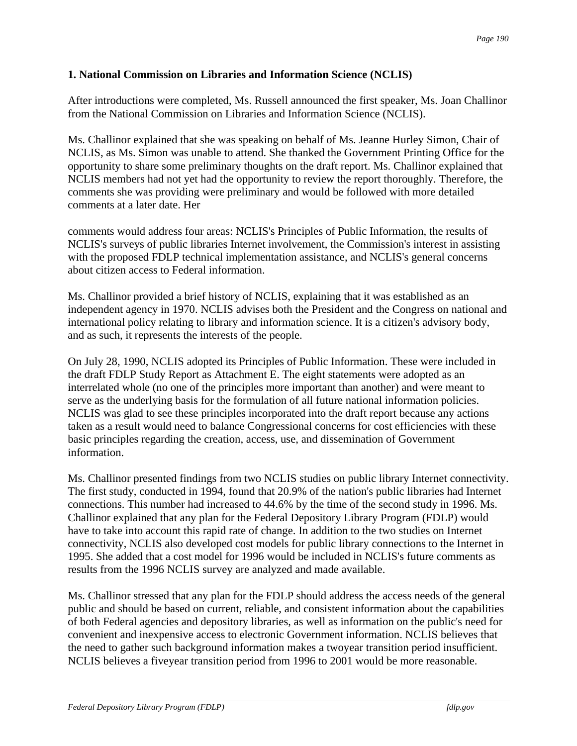### 1. National Commission on Libraries and Information Science (NCLIS)

After introductions were completed, Ms. Russell announced the first speaker, Ms. Joan Challinor from the National Commission on Libraries and Information Science (NCLIS).

Ms. Challinor explained that she was speaking on behalf of Ms. Jeanne Hurley Simon, Chair of NCLIS, as Ms. Simon was unable to attend. She thanked the Government Printing Office for the opportunity to share some preliminary thoughts on the draft report. Ms. Challinor explained that NCLIS members had not yet had the opportunity to review the report thoroughly. Therefore, the comments she was providing were preliminary and would be followed with more detailed comments at a later date. Her

comments would address four areas: NCLIS's Principles of Public Information, the results of NCLIS's surveys of public libraries Internet involvement, the Commission's interest in assisting with the proposed FDLP technical implementation assistance, and NCLIS's general concerns about citizen access to Federal information.

Ms. Challinor provided a brief history of NCLIS, explaining that it was established as an independent agency in 1970. NCLIS advises both the President and the Congress on national and international policy relating to library and information science. It is a citizen's advisory body, and as such, it represents the interests of the people.

On July 28, 1990, NCLIS adopted its Principles of Public Information. These were included in the draft FDLP Study Report as Attachment E. The eight statements were adopted as an interrelated whole (no one of the principles more important than another) and were meant to serve as the underlying basis for the formulation of all future national information policies. NCLIS was glad to see these principles incorporated into the draft report because any actions taken as a result would need to balance Congressional concerns for cost efficiencies with these basic principles regarding the creation, access, use, and dissemination of Government information.

Ms. Challinor presented findings from two NCLIS studies on public library Internet connectivity. The first study, conducted in 1994, found that 20.9% of the nation's public libraries had Internet connections. This number had increased to 44.6% by the time of the second study in 1996. Ms. Challinor explained that any plan for the Federal Depository Library Program (FDLP) would have to take into account this rapid rate of change. In addition to the two studies on Internet connectivity, NCLIS also developed cost models for public library connections to the Internet in 1995. She added that a cost model for 1996 would be included in NCLIS's future comments as results from the 1996 NCLIS survey are analyzed and made available.

Ms. Challinor stressed that any plan for the FDLP should address the access needs of the general public and should be based on current, reliable, and consistent information about the capabilities of both Federal agencies and depository libraries, as well as information on the public's need for convenient and inexpensive access to electronic Government information. NCLIS believes that the need to gather such background information makes a twoyear transition period insufficient. NCLIS believes a fiveyear transition period from 1996 to 2001 would be more reasonable.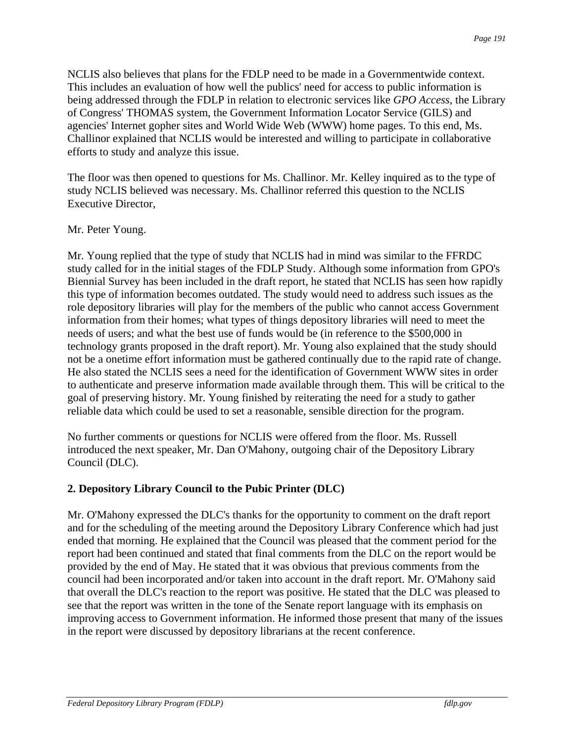NCLIS also believes that plans for the FDLP need to be made in a Governmentwide context. This includes an evaluation of how well the publics' need for access to public information is being addressed through the FDLP in relation to electronic services like *GPO Access*, the Library of Congress' THOMAS system, the Government Information Locator Service (GILS) and agencies' Internet gopher sites and World Wide Web (WWW) home pages. To this end, Ms. Challinor explained that NCLIS would be interested and willing to participate in collaborative efforts to study and analyze this issue.

The floor was then opened to questions for Ms. Challinor. Mr. Kelley inquired as to the type of study NCLIS believed was necessary. Ms. Challinor referred this question to the NCLIS Executive Director,

Mr. Peter Young.

Mr. Young replied that the type of study that NCLIS had in mind was similar to the FFRDC study called for in the initial stages of the FDLP Study. Although some information from GPO's Biennial Survey has been included in the draft report, he stated that NCLIS has seen how rapidly this type of information becomes outdated. The study would need to address such issues as the role depository libraries will play for the members of the public who cannot access Government information from their homes; what types of things depository libraries will need to meet the needs of users; and what the best use of funds would be (in reference to the $500,000 in technology grants proposed in the draft report). Mr. Young also explained that the study should not be a onetime effort information must be gathered continually due to the rapid rate of change. He also stated the NCLIS sees a need for the identification of Government WWW sites in order to authenticate and preserve information made available through them. This will be critical to the goal of preserving history. Mr. Young finished by reiterating the need for a study to gather reliable data which could be used to set a reasonable, sensible direction for the program.

No further comments or questions for NCLIS were offered from the floor. Ms. Russell introduced the next speaker, Mr. Dan O'Mahony, outgoing chair of the Depository Library Council (DLC).

**2. Depository Library Council to the Pubic Printer (DLC)**

Mr. O'Mahony expressed the DLC's thanks for the opportunity to comment on the draft report and for the scheduling of the meeting around the Depository Library Conference which had just ended that morning. He explained that the Council was pleased that the comment period for the report had been continued and stated that final comments from the DLC on the report would be provided by the end of May. He stated that it was obvious that previous comments from the council had been incorporated and/or taken into account in the draft report. Mr. O'Mahony said that overall the DLC's reaction to the report was positive. He stated that the DLC was pleased to see that the report was written in the tone of the Senate report language with its emphasis on improving access to Government information. He informed those present that many of the issues in the report were discussed by depository librarians at the recent conference.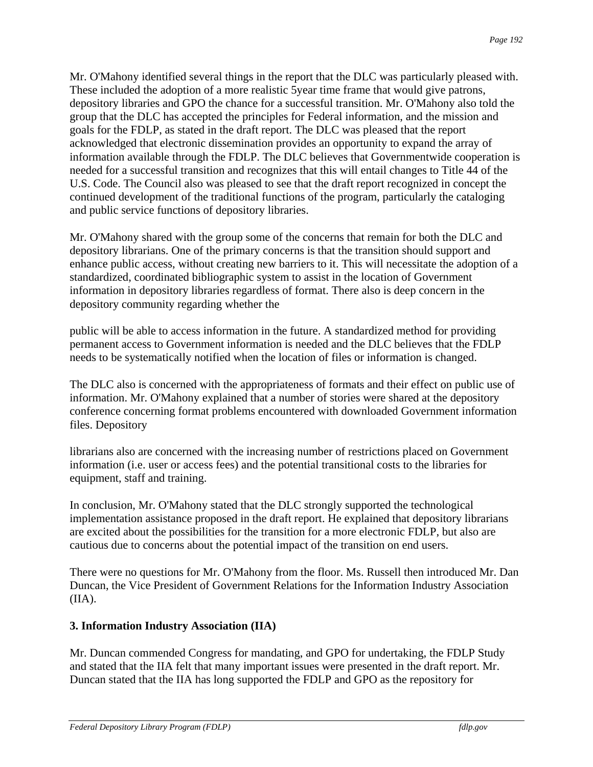Mr. O'Mahony identified several things in the report that the DLC was particularly pleased with. These included the adoption of a more realistic 5year time frame that would give patrons, depository libraries and GPO the chance for a successful transition. Mr. O'Mahony also told the group that the DLC has accepted the principles for Federal information, and the mission and goals for the FDLP, as stated in the draft report. The DLC was pleased that the report acknowledged that electronic dissemination provides an opportunity to expand the array of information available through the FDLP. The DLC believes that Governmentwide cooperation is needed for a successful transition and recognizes that this will entail changes to Title 44 of the U.S. Code. The Council also was pleased to see that the draft report recognized in concept the continued development of the traditional functions of the program, particularly the cataloging and public service functions of depository libraries.

Mr. O'Mahony shared with the group some of the concerns that remain for both the DLC and depository librarians. One of the primary concerns is that the transition should support and enhance public access, without creating new barriers to it. This will necessitate the adoption of a standardized, coordinated bibliographic system to assist in the location of Government information in depository libraries regardless of format. There also is deep concern in the depository community regarding whether the public will be able to access information in the future. A standardized method for providing permanent access to Government information is needed and the DLC believes that the FDLP needs to be systematically notified when the location of files or information is changed.

The DLC also is concerned with the appropriateness of formats and their effect on public use of information. Mr. O'Mahony explained that a number of stories were shared at the depository conference concerning format problems encountered with downloaded Government information files. Depository librarians also are concerned with the increasing number of restrictions placed on Government information (i.e. user or access fees) and the potential transitional costs to the libraries for equipment, staff and training.

In conclusion, Mr. O'Mahony stated that the DLC strongly supported the technological implementation assistance proposed in the draft report. He explained that depository librarians are excited about the possibilities for the transition for a more electronic FDLP, but also are cautious due to concerns about the potential impact of the transition on end users.

There were no questions for Mr. O'Mahony from the floor. Ms. Russell then introduced Mr. Dan Duncan, the Vice President of Government Relations for the Information Industry Association (IIA).

### 3. Information Industry Association (IIA)

Mr. Duncan commended Congress for mandating, and GPO for undertaking, the FDLP Study and stated that the IIA felt that many important issues were presented in the draft report. Mr. Duncan stated that the IIA has long supported the FDLP and GPO as the repository for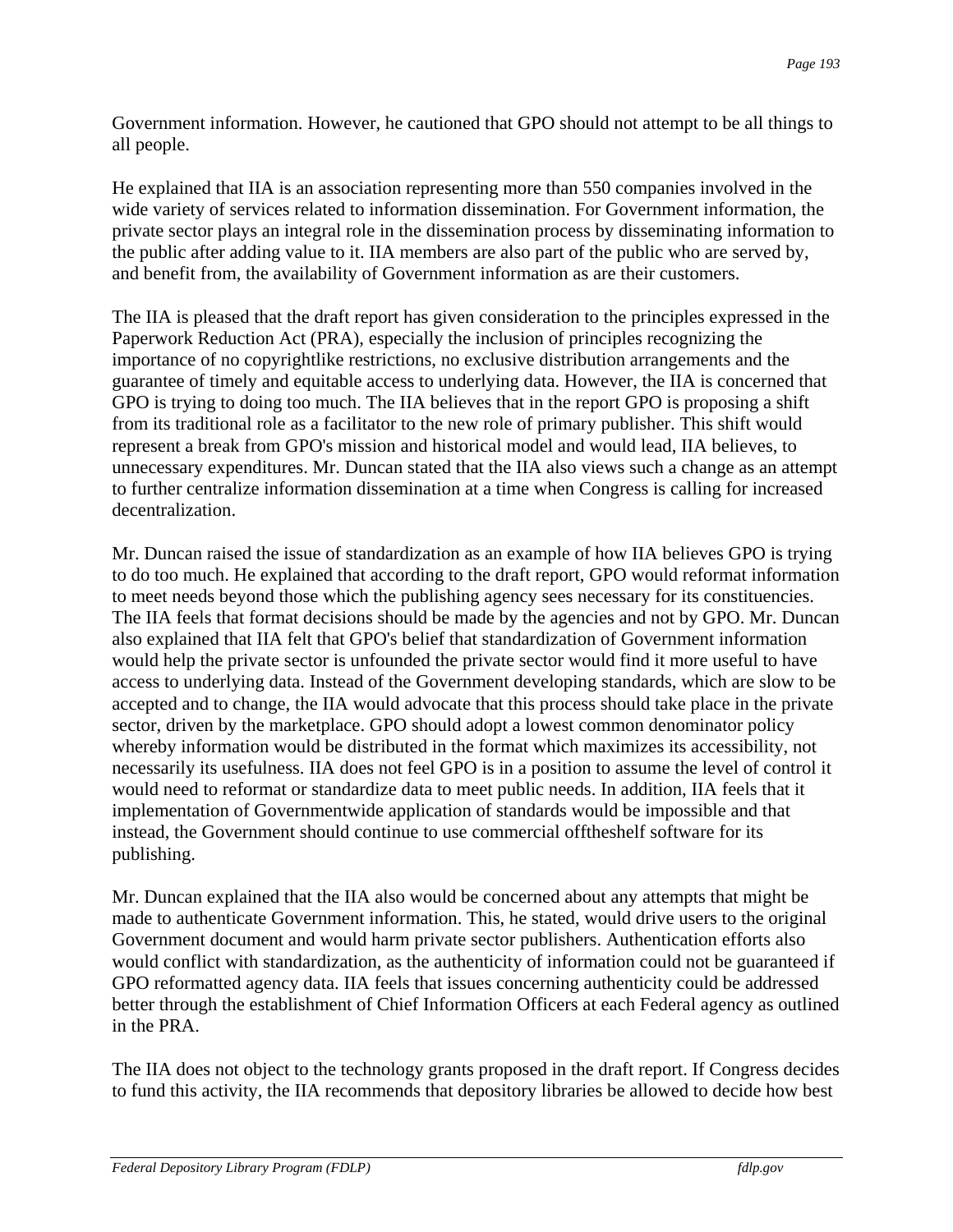Government information. However, he cautioned that GPO should not attempt to be all things to all people.

He explained that IIA is an association representing more than 550 companies involved in the wide variety of services related to information dissemination. For Government information, the private sector plays an integral role in the dissemination process by disseminating information to the public after adding value to it. IIA members are also part of the public who are served by, and benefit from, the availability of Government information as are their customers.

The IIA is pleased that the draft report has given consideration to the principles expressed in the Paperwork Reduction Act (PRA), especially the inclusion of principles recognizing the importance of no copyrightlike restrictions, no exclusive distribution arrangements and the guarantee of timely and equitable access to underlying data. However, the IIA is concerned that GPO is trying to doing too much. The IIA believes that in the report GPO is proposing a shift from its traditional role as a facilitator to the new role of primary publisher. This shift would represent a break from GPO's mission and historical model and would lead, IIA believes, to unnecessary expenditures. Mr. Duncan stated that the IIA also views such a change as an attempt to further centralize information dissemination at a time when Congress is calling for increased decentralization.

Mr. Duncan raised the issue of standardization as an example of how IIA believes GPO is trying to do too much. He explained that according to the draft report, GPO would reformat information to meet needs beyond those which the publishing agency sees necessary for its constituencies. The IIA feels that format decisions should be made by the agencies and not by GPO. Mr. Duncan also explained that IIA felt that GPO's belief that standardization of Government information would help the private sector is unfounded the private sector would find it more useful to have access to underlying data. Instead of the Government developing standards, which are slow to be accepted and to change, the IIA would advocate that this process should take place in the private sector, driven by the marketplace. GPO should adopt a lowest common denominator policy whereby information would be distributed in the format which maximizes its accessibility, not necessarily its usefulness. IIA does not feel GPO is in a position to assume the level of control it would need to reformat or standardize data to meet public needs. In addition, IIA feels that it implementation of Governmentwide application of standards would be impossible and that instead, the Government should continue to use commercial offtheshelf software for its publishing.

Mr. Duncan explained that the IIA also would be concerned about any attempts that might be made to authenticate Government information. This, he stated, would drive users to the original Government document and would harm private sector publishers. Authentication efforts also would conflict with standardization, as the authenticity of information could not be guaranteed if GPO reformatted agency data. IIA feels that issues concerning authenticity could be addressed better through the establishment of Chief Information Officers at each Federal agency as outlined in the PRA.

The IIA does not object to the technology grants proposed in the draft report. If Congress decides to fund this activity, the IIA recommends that depository libraries be allowed to decide how best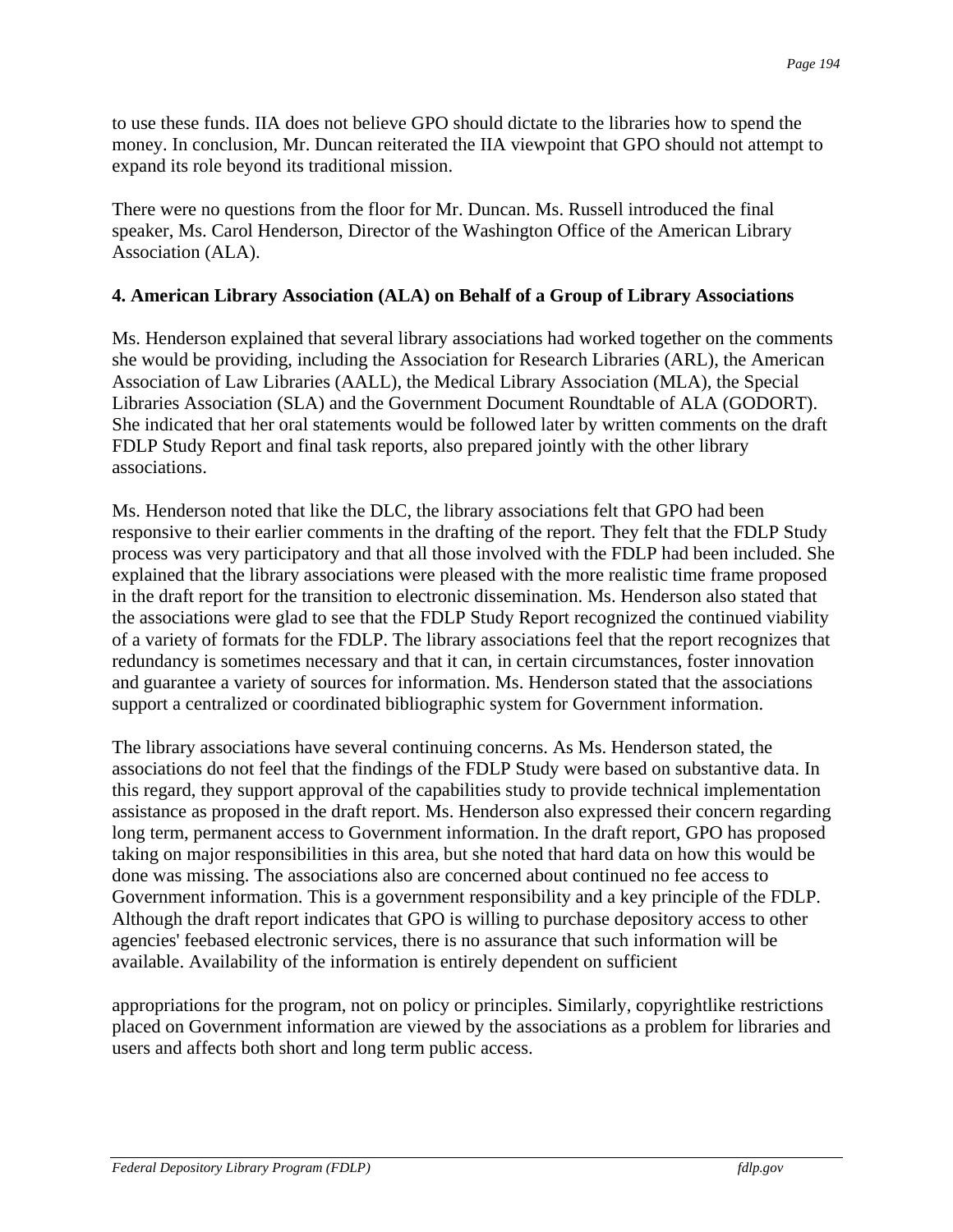to use these funds. IIA does not believe GPO should dictate to the libraries how to spend the money. In conclusion, Mr. Duncan reiterated the IIA viewpoint that GPO should not attempt to expand its role beyond its traditional mission.

There were no questions from the floor for Mr. Duncan. Ms. Russell introduced the final speaker, Ms. Carol Henderson, Director of the Washington Office of the American Library Association (ALA).

**4. American Library Association (ALA) on Behalf of a Group of Library Associations**

Ms. Henderson explained that several library associations had worked together on the comments she would be providing, including the Association for Research Libraries (ARL), the American Association of Law Libraries (AALL), the Medical Library Association (MLA), the Special Libraries Association (SLA) and the Government Document Roundtable of ALA (GODORT). She indicated that her oral statements would be followed later by written comments on the draft FDLP Study Report and final task reports, also prepared jointly with the other library associations.

Ms. Henderson noted that like the DLC, the library associations felt that GPO had been responsive to their earlier comments in the drafting of the report. They felt that the FDLP Study process was very participatory and that all those involved with the FDLP had been included. She explained that the library associations were pleased with the more realistic time frame proposed in the draft report for the transition to electronic dissemination. Ms. Henderson also stated that the associations were glad to see that the FDLP Study Report recognized the continued viability of a variety of formats for the FDLP. The library associations feel that the report recognizes that redundancy is sometimes necessary and that it can, in certain circumstances, foster innovation and guarantee a variety of sources for information. Ms. Henderson stated that the associations support a centralized or coordinated bibliographic system for Government information.

The library associations have several continuing concerns. As Ms. Henderson stated, the associations do not feel that the findings of the FDLP Study were based on substantive data. In this regard, they support approval of the capabilities study to provide technical implementation assistance as proposed in the draft report. Ms. Henderson also expressed their concern regarding long term, permanent access to Government information. In the draft report, GPO has proposed taking on major responsibilities in this area, but she noted that hard data on how this would be done was missing. The associations also are concerned about continued no fee access to Government information. This is a government responsibility and a key principle of the FDLP. Although the draft report indicates that GPO is willing to purchase depository access to other agencies' feebased electronic services, there is no assurance that such information will be available. Availability of the information is entirely dependent on sufficient appropriations for the program, not on policy or principles. Similarly, copyrightlike restrictions placed on Government information are viewed by the associations as a problem for libraries and users and affects both short and long term public access.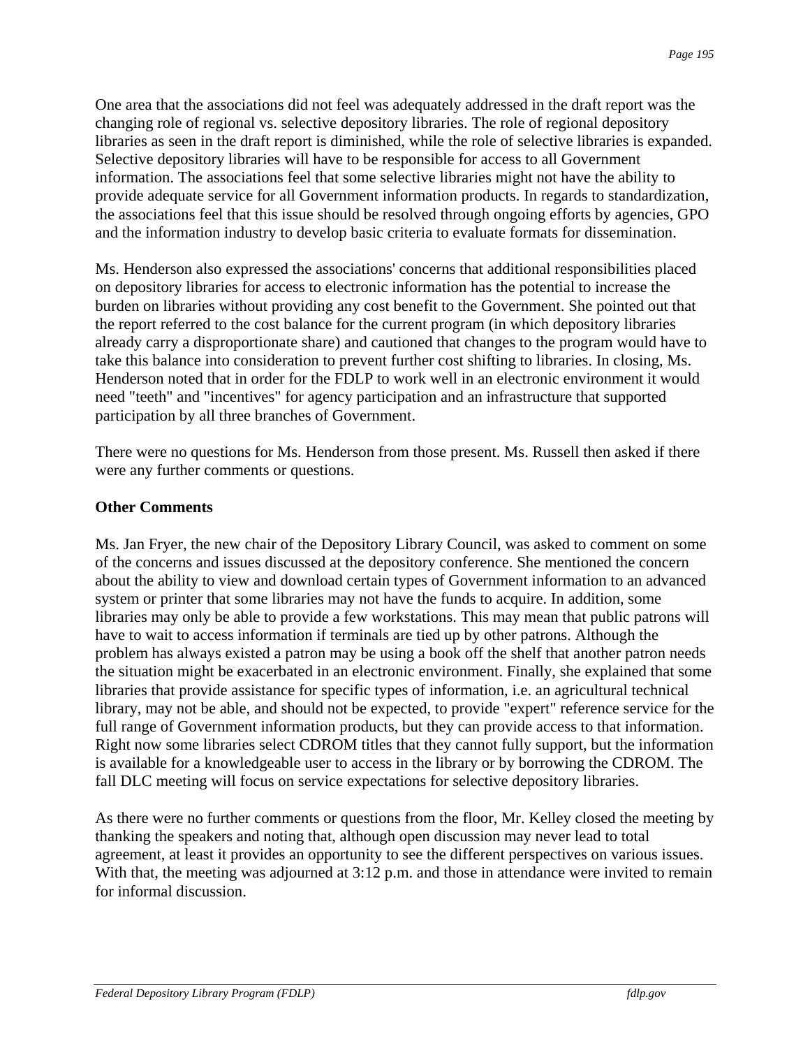One area that the associations did not feel was adequately addressed in the draft report was the changing role of regional vs. selective depository libraries. The role of regional depository libraries as seen in the draft report is diminished, while the role of selective libraries is expanded. Selective depository libraries will have to be responsible for access to all Government information. The associations feel that some selective libraries might not have the ability to provide adequate service for all Government information products. In regards to standardization, the associations feel that this issue should be resolved through ongoing efforts by agencies, GPO and the information industry to develop basic criteria to evaluate formats for dissemination.

Ms. Henderson also expressed the associations' concerns that additional responsibilities placed on depository libraries for access to electronic information has the potential to increase the burden on libraries without providing any cost benefit to the Government. She pointed out that the report referred to the cost balance for the current program (in which depository libraries already carry a disproportionate share) and cautioned that changes to the program would have to take this balance into consideration to prevent further cost shifting to libraries. In closing, Ms. Henderson noted that in order for the FDLP to work well in an electronic environment it would need "teeth" and "incentives" for agency participation and an infrastructure that supported participation by all three branches of Government.

There were no questions for Ms. Henderson from those present. Ms. Russell then asked if there were any further comments or questions.

**Other Comments**

Ms. Jan Fryer, the new chair of the Depository Library Council, was asked to comment on some of the concerns and issues discussed at the depository conference. She mentioned the concern about the ability to view and download certain types of Government information to an advanced system or printer that some libraries may not have the funds to acquire. In addition, some libraries may only be able to provide a few workstations. This may mean that public patrons will have to wait to access information if terminals are tied up by other patrons. Although the problem has always existed a patron may be using a book off the shelf that another patron needs the situation might be exacerbated in an electronic environment. Finally, she explained that some libraries that provide assistance for specific types of information, i.e. an agricultural technical library, may not be able, and should not be expected, to provide "expert" reference service for the full range of Government information products, but they can provide access to that information. Right now some libraries select CDROM titles that they cannot fully support, but the information is available for a knowledgeable user to access in the library or by borrowing the CDROM. The fall DLC meeting will focus on service expectations for selective depository libraries.

As there were no further comments or questions from the floor, Mr. Kelley closed the meeting by thanking the speakers and noting that, although open discussion may never lead to total agreement, at least it provides an opportunity to see the different perspectives on various issues. With that, the meeting was adjourned at 3:12 p.m. and those in attendance were invited to remain for informal discussion.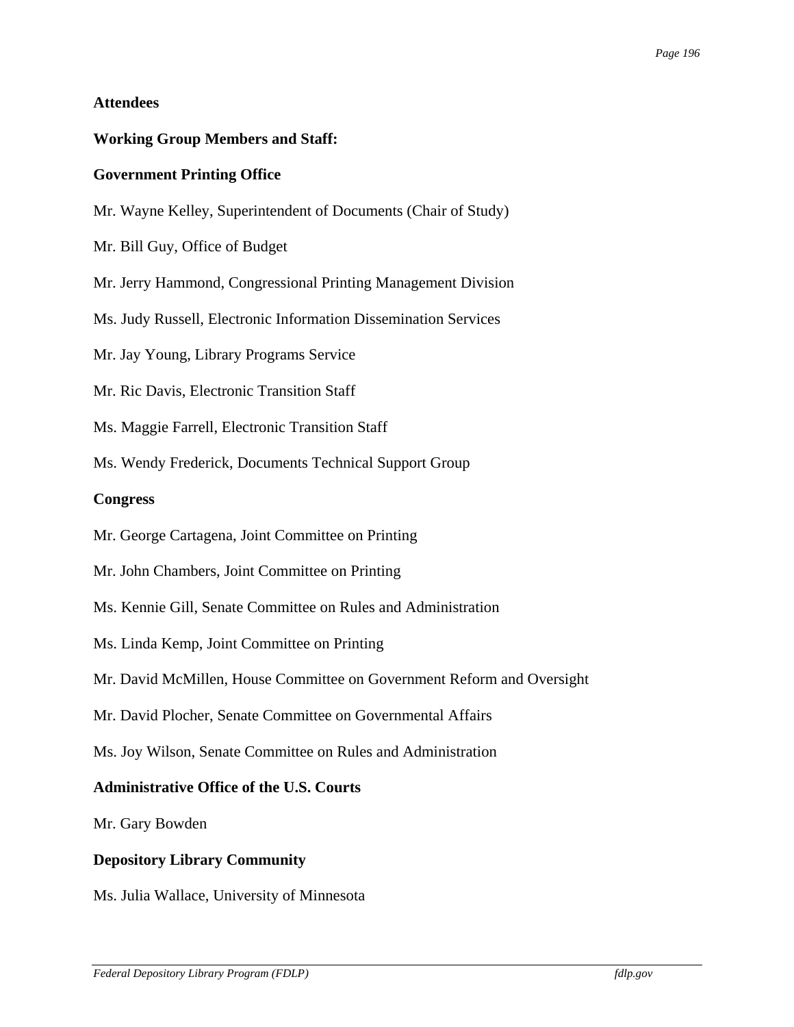**Attendees**

**Working Group Members and Staff:**

**Government Printing Office**

Mr. Wayne Kelley, Superintendent of Documents (Chair of Study)

Mr. Bill Guy, Office of Budget

Mr. Jerry Hammond, Congressional Printing Management Division

Ms. Judy Russell, Electronic Information Dissemination Services

Mr. Jay Young, Library Programs Service

Mr. Ric Davis, Electronic Transition Staff

Ms. Maggie Farrell, Electronic Transition Staff

Ms. Wendy Frederick, Documents Technical Support Group

**Congress**

Mr. George Cartagena, Joint Committee on Printing

Mr. John Chambers, Joint Committee on Printing

Ms. Kennie Gill, Senate Committee on Rules and Administration

Ms. Linda Kemp, Joint Committee on Printing

Mr. David McMillen, House Committee on Government Reform and Oversight

Mr. David Plocher, Senate Committee on Governmental Affairs

Ms. Joy Wilson, Senate Committee on Rules and Administration

**Administrative Office of the U.S. Courts**

Mr. Gary Bowden

**Depository Library Community**

Ms. Julia Wallace, University of Minnesota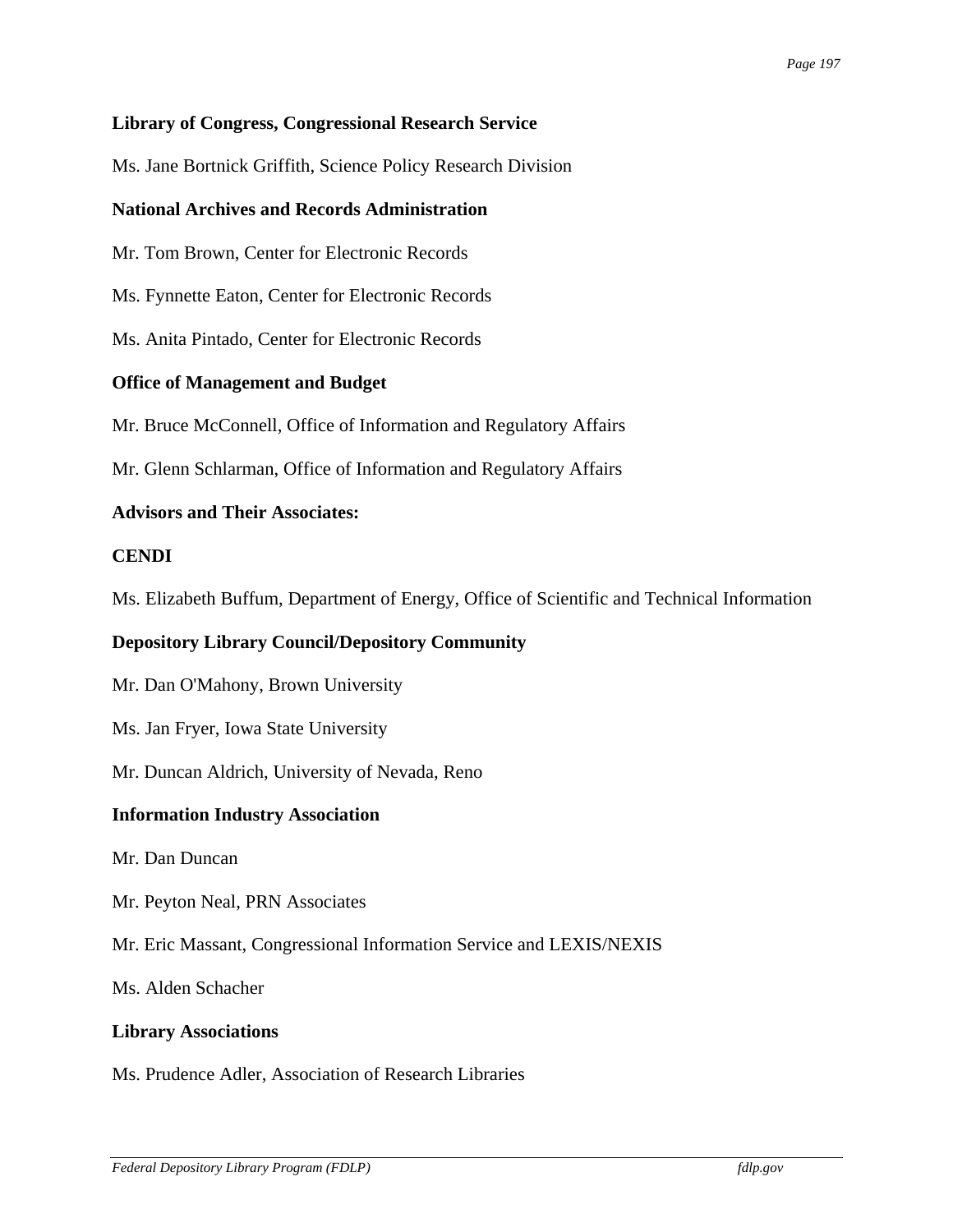**Library of Congress, Congressional Research Service**

Ms. Jane Bortnick Griffith, Science Policy Research Division

**National Archives and Records Administration**

Mr. Tom Brown, Center for Electronic Records

Ms. Fynnette Eaton, Center for Electronic Records

Ms. Anita Pintado, Center for Electronic Records

**Office of Management and Budget**

Mr. Bruce McConnell, Office of Information and Regulatory Affairs

Mr. Glenn Schlarman, Office of Information and Regulatory Affairs

**Advisors and Their Associates:**

**CENDI**

Ms. Elizabeth Buffum, Department of Energy, Office of Scientific and Technical Information

**Depository Library Council/Depository Community**

Mr. Dan O'Mahony, Brown University

Ms. Jan Fryer, Iowa State University

Mr. Duncan Aldrich, University of Nevada, Reno

**Information Industry Association**

Mr. Dan Duncan

Mr. Peyton Neal, PRN Associates

Mr. Eric Massant, Congressional Information Service and LEXIS/NEXIS

Ms. Alden Schacher

**Library Associations**

Ms. Prudence Adler, Association of Research Libraries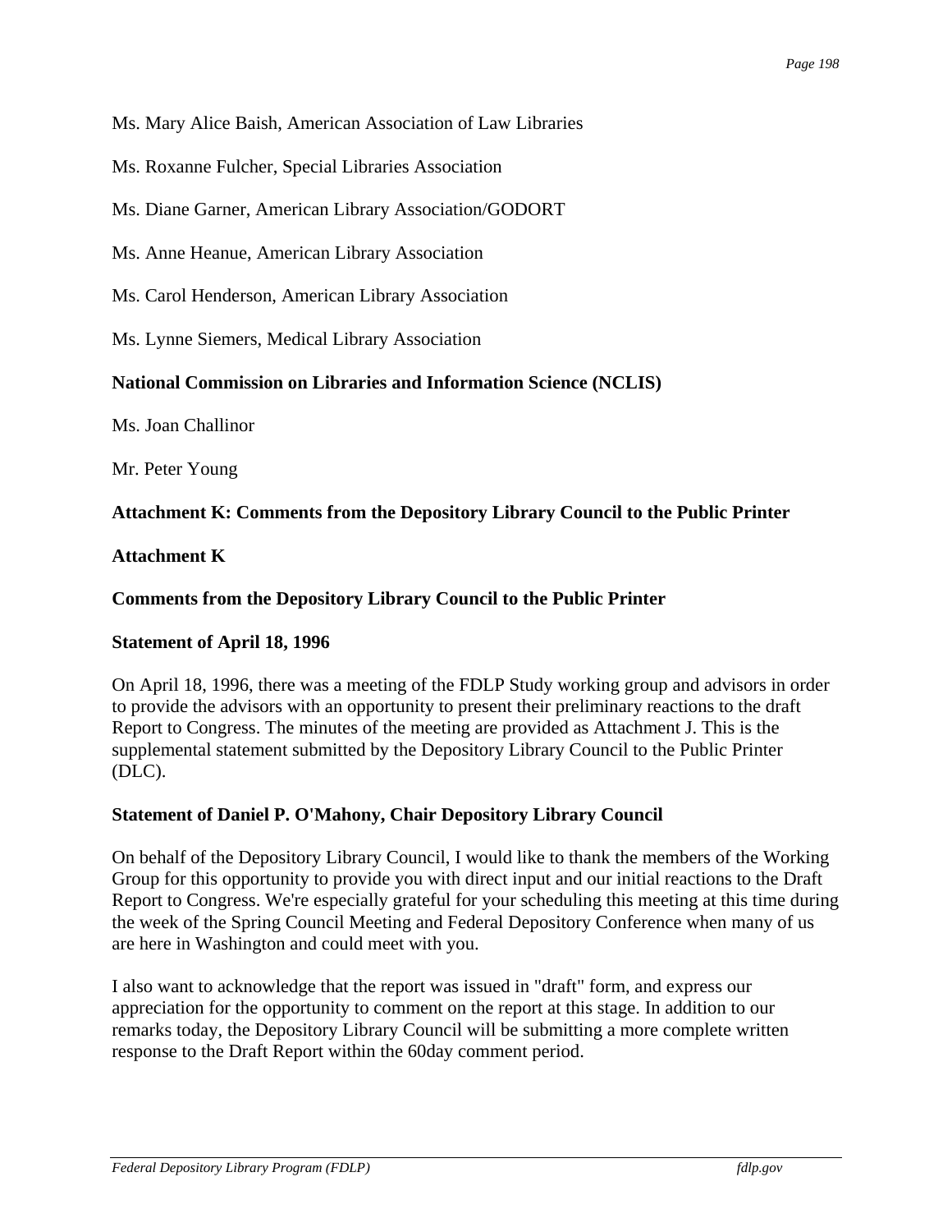Ms. Mary Alice Baish, American Association of Law Libraries

Ms. Roxanne Fulcher, Special Libraries Association

Ms. Diane Garner, American Library Association/GODORT

Ms. Anne Heanue, American Library Association

Ms. Carol Henderson, American Library Association

Ms. Lynne Siemers, Medical Library Association

**National Commission on Libraries and Information Science (NCLIS)**

Ms. Joan Challinor

Mr. Peter Young

**Attachment K: Comments from the Depository Library Council to the Public Printer**

**Attachment K**

**Comments from the Depository Library Council to the Public Printer**

**Statement of April 18, 1996**

On April 18, 1996, there was a meeting of the FDLP Study working group and advisors in order to provide the advisors with an opportunity to present their preliminary reactions to the draft Report to Congress. The minutes of the meeting are provided as Attachment J. This is the supplemental statement submitted by the Depository Library Council to the Public Printer (DLC).

**Statement of Daniel P. O'Mahony, Chair Depository Library Council**

On behalf of the Depository Library Council, I would like to thank the members of the Working Group for this opportunity to provide you with direct input and our initial reactions to the Draft Report to Congress. We're especially grateful for your scheduling this meeting at this time during the week of the Spring Council Meeting and Federal Depository Conference when many of us are here in Washington and could meet with you.

I also want to acknowledge that the report was issued in "draft" form, and express our appreciation for the opportunity to comment on the report at this stage. In addition to our remarks today, the Depository Library Council will be submitting a more complete written response to the Draft Report within the 60day comment period.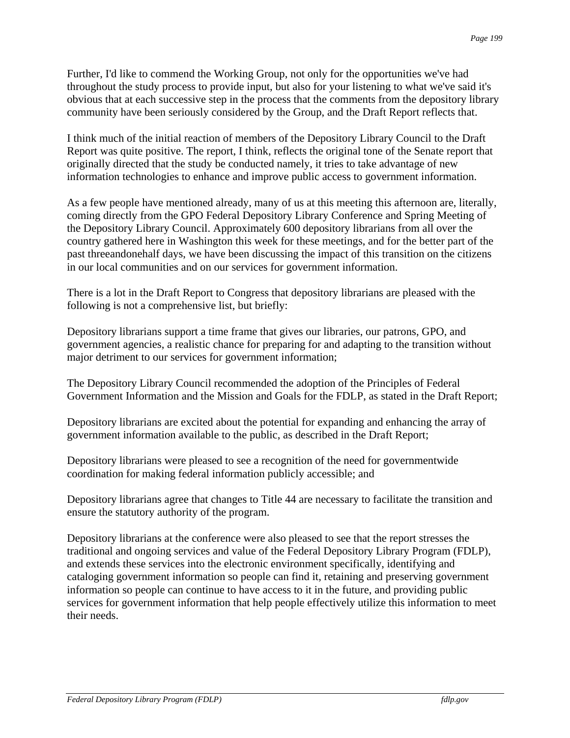Further, I'd like to commend the Working Group, not only for the opportunities we've had throughout the study process to provide input, but also for your listening to what we've said it's obvious that at each successive step in the process that the comments from the depository library community have been seriously considered by the Group, and the Draft Report reflects that.

I think much of the initial reaction of members of the Depository Library Council to the Draft Report was quite positive. The report, I think, reflects the original tone of the Senate report that originally directed that the study be conducted namely, it tries to take advantage of new information technologies to enhance and improve public access to government information.

As a few people have mentioned already, many of us at this meeting this afternoon are, literally, coming directly from the GPO Federal Depository Library Conference and Spring Meeting of the Depository Library Council. Approximately 600 depository librarians from all over the country gathered here in Washington this week for these meetings, and for the better part of the past threeandonehalf days, we have been discussing the impact of this transition on the citizens in our local communities and on our services for government information.

There is a lot in the Draft Report to Congress that depository librarians are pleased with the following is not a comprehensive list, but briefly:

Depository librarians support a time frame that gives our libraries, our patrons, GPO, and government agencies, a realistic chance for preparing for and adapting to the transition without major detriment to our services for government information;

The Depository Library Council recommended the adoption of the Principles of Federal Government Information and the Mission and Goals for the FDLP, as stated in the Draft Report;

Depository librarians are excited about the potential for expanding and enhancing the array of government information available to the public, as described in the Draft Report;

Depository librarians were pleased to see a recognition of the need for governmentwide coordination for making federal information publicly accessible; and

Depository librarians agree that changes to Title 44 are necessary to facilitate the transition and ensure the statutory authority of the program.

Depository librarians at the conference were also pleased to see that the report stresses the traditional and ongoing services and value of the Federal Depository Library Program (FDLP), and extends these services into the electronic environment specifically, identifying and cataloging government information so people can find it, retaining and preserving government information so people can continue to have access to it in the future, and providing public services for government information that help people effectively utilize this information to meet their needs.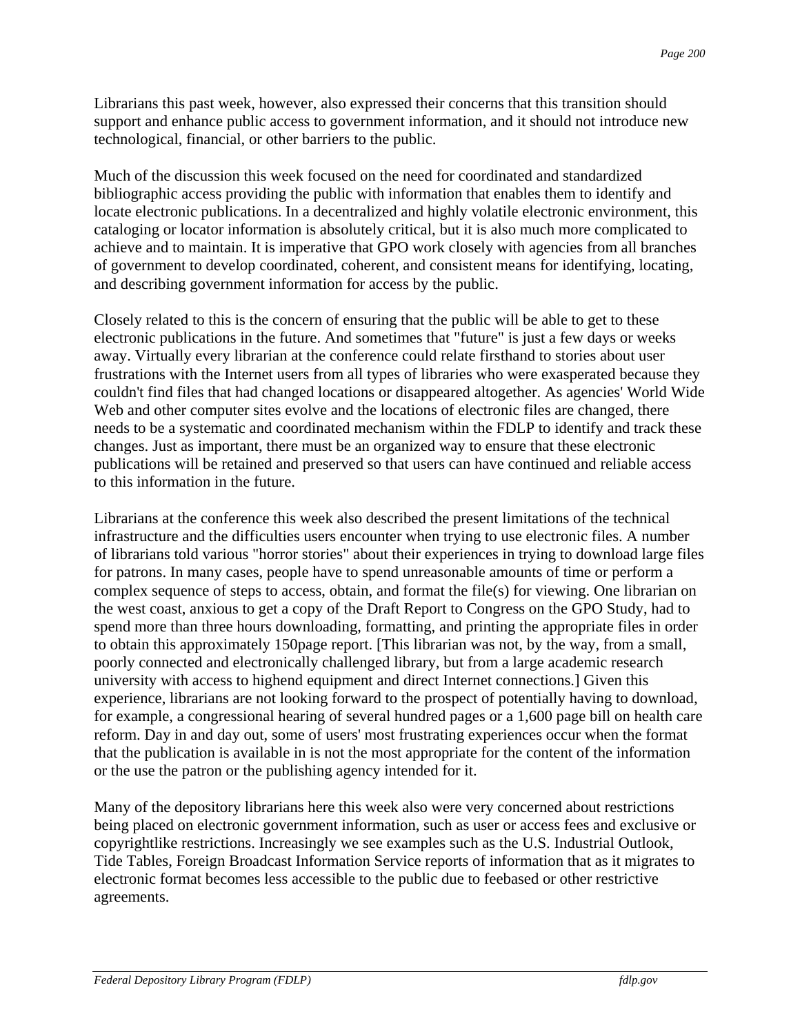Librarians this past week, however, also expressed their concerns that this transition should support and enhance public access to government information, and it should not introduce new technological, financial, or other barriers to the public.

Much of the discussion this week focused on the need for coordinated and standardized bibliographic access providing the public with information that enables them to identify and locate electronic publications. In a decentralized and highly volatile electronic environment, this cataloging or locator information is absolutely critical, but it is also much more complicated to achieve and to maintain. It is imperative that GPO work closely with agencies from all branches of government to develop coordinated, coherent, and consistent means for identifying, locating, and describing government information for access by the public.

Closely related to this is the concern of ensuring that the public will be able to get to these electronic publications in the future. And sometimes that "future" is just a few days or weeks away. Virtually every librarian at the conference could relate firsthand to stories about user frustrations with the Internet users from all types of libraries who were exasperated because they couldn't find files that had changed locations or disappeared altogether. As agencies' World Wide Web and other computer sites evolve and the locations of electronic files are changed, there needs to be a systematic and coordinated mechanism within the FDLP to identify and track these changes. Just as important, there must be an organized way to ensure that these electronic publications will be retained and preserved so that users can have continued and reliable access to this information in the future.

Librarians at the conference this week also described the present limitations of the technical infrastructure and the difficulties users encounter when trying to use electronic files. A number of librarians told various "horror stories" about their experiences in trying to download large files for patrons. In many cases, people have to spend unreasonable amounts of time or perform a complex sequence of steps to access, obtain, and format the file(s) for viewing. One librarian on the west coast, anxious to get a copy of the Draft Report to Congress on the GPO Study, had to spend more than three hours downloading, formatting, and printing the appropriate files in order to obtain this approximately 150page report. [This librarian was not, by the way, from a small, poorly connected and electronically challenged library, but from a large academic research university with access to highend equipment and direct Internet connections.] Given this experience, librarians are not looking forward to the prospect of potentially having to download, for example, a congressional hearing of several hundred pages or a 1,600 page bill on health care reform. Day in and day out, some of users' most frustrating experiences occur when the format that the publication is available in is not the most appropriate for the content of the information or the use the patron or the publishing agency intended for it.

Many of the depository librarians here this week also were very concerned about restrictions being placed on electronic government information, such as user or access fees and exclusive or copyrightlike restrictions. Increasingly we see examples such as the U.S. Industrial Outlook, Tide Tables, Foreign Broadcast Information Service reports of information that as it migrates to electronic format becomes less accessible to the public due to feebased or other restrictive agreements.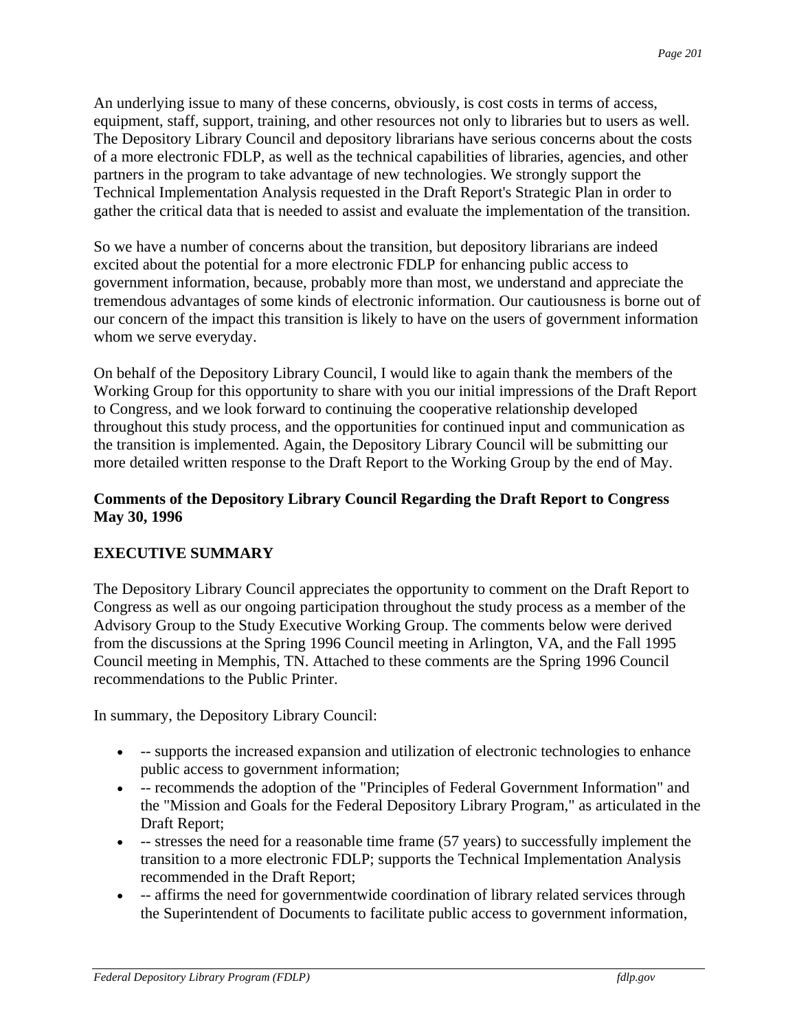An underlying issue to many of these concerns, obviously, is cost costs in terms of access, equipment, staff, support, training, and other resources not only to libraries but to users as well. The Depository Library Council and depository librarians have serious concerns about the costs of a more electronic FDLP, as well as the technical capabilities of libraries, agencies, and other partners in the program to take advantage of new technologies. We strongly support the Technical Implementation Analysis requested in the Draft Report's Strategic Plan in order to gather the critical data that is needed to assist and evaluate the implementation of the transition.

So we have a number of concerns about the transition, but depository librarians are indeed excited about the potential for a more electronic FDLP for enhancing public access to government information, because, probably more than most, we understand and appreciate the tremendous advantages of some kinds of electronic information. Our cautiousness is borne out of our concern of the impact this transition is likely to have on the users of government information whom we serve everyday.

On behalf of the Depository Library Council, I would like to again thank the members of the Working Group for this opportunity to share with you our initial impressions of the Draft Report to Congress, and we look forward to continuing the cooperative relationship developed throughout this study process, and the opportunities for continued input and communication as the transition is implemented. Again, the Depository Library Council will be submitting our more detailed written response to the Draft Report to the Working Group by the end of May.

**Comments of the Depository Library Council Regarding the Draft Report to Congress May 30, 1996**

**EXECUTIVE SUMMARY**

The Depository Library Council appreciates the opportunity to comment on the Draft Report to Congress as well as our ongoing participation throughout the study process as a member of the Advisory Group to the Study Executive Working Group. The comments below were derived from the discussions at the Spring 1996 Council meeting in Arlington, VA, and the Fall 1995 Council meeting in Memphis, TN. Attached to these comments are the Spring 1996 Council recommendations to the Public Printer.

In summary, the Depository Library Council:

- -- supports the increased expansion and utilization of electronic technologies to enhance public access to government information;
- -- recommends the adoption of the "Principles of Federal Government Information" and the "Mission and Goals for the Federal Depository Library Program," as articulated in the Draft Report;
- -- stresses the need for a reasonable time frame (57 years) to successfully implement the transition to a more electronic FDLP; supports the Technical Implementation Analysis recommended in the Draft Report;
- -- affirms the need for governmentwide coordination of library related services through the Superintendent of Documents to facilitate public access to government information,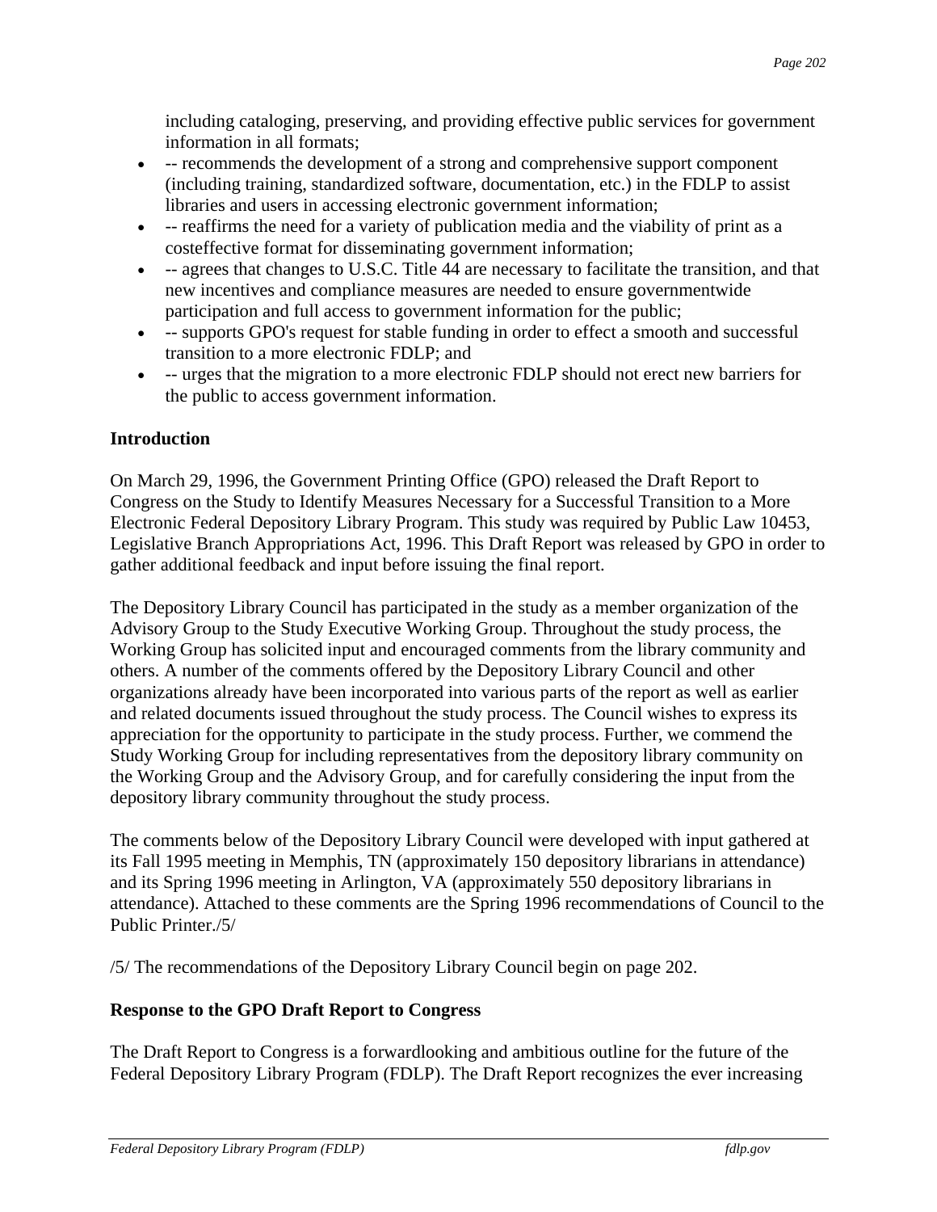including cataloging, preserving, and providing effective public services for government information in all formats;

- -- recommends the development of a strong and comprehensive support component (including training, standardized software, documentation, etc.) in the FDLP to assist libraries and users in accessing electronic government information;
- -- reaffirms the need for a variety of publication media and the viability of print as a costeffective format for disseminating government information;
- -- agrees that changes to U.S.C. Title 44 are necessary to facilitate the transition, and that new incentives and compliance measures are needed to ensure governmentwide participation and full access to government information for the public;
- -- supports GPO's request for stable funding in order to effect a smooth and successful transition to a more electronic FDLP; and
- -- urges that the migration to a more electronic FDLP should not erect new barriers for the public to access government information.

**Introduction**

On March 29, 1996, the Government Printing Office (GPO) released the Draft Report to Congress on the Study to Identify Measures Necessary for a Successful Transition to a More Electronic Federal Depository Library Program. This study was required by Public Law 10453, Legislative Branch Appropriations Act, 1996. This Draft Report was released by GPO in order to gather additional feedback and input before issuing the final report.

The Depository Library Council has participated in the study as a member organization of the Advisory Group to the Study Executive Working Group. Throughout the study process, the Working Group has solicited input and encouraged comments from the library community and others. A number of the comments offered by the Depository Library Council and other organizations already have been incorporated into various parts of the report as well as earlier and related documents issued throughout the study process. The Council wishes to express its appreciation for the opportunity to participate in the study process. Further, we commend the Study Working Group for including representatives from the depository library community on the Working Group and the Advisory Group, and for carefully considering the input from the depository library community throughout the study process.

The comments below of the Depository Library Council were developed with input gathered at its Fall 1995 meeting in Memphis, TN (approximately 150 depository librarians in attendance) and its Spring 1996 meeting in Arlington, VA (approximately 550 depository librarians in attendance). Attached to these comments are the Spring 1996 recommendations of Council to the Public Printer./5/

/5/ The recommendations of the Depository Library Council begin on page 202.

**Response to the GPO Draft Report to Congress**

The Draft Report to Congress is a forwardlooking and ambitious outline for the future of the Federal Depository Library Program (FDLP). The Draft Report recognizes the ever increasing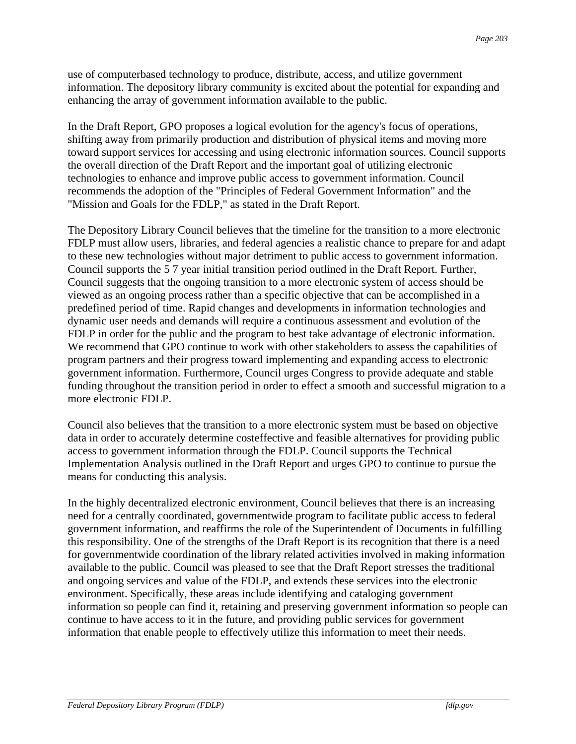use of computerbased technology to produce, distribute, access, and utilize government information. The depository library community is excited about the potential for expanding and enhancing the array of government information available to the public.

In the Draft Report, GPO proposes a logical evolution for the agency's focus of operations, shifting away from primarily production and distribution of physical items and moving more toward support services for accessing and using electronic information sources. Council supports the overall direction of the Draft Report and the important goal of utilizing electronic technologies to enhance and improve public access to government information. Council recommends the adoption of the "Principles of Federal Government Information" and the "Mission and Goals for the FDLP," as stated in the Draft Report.

The Depository Library Council believes that the timeline for the transition to a more electronic FDLP must allow users, libraries, and federal agencies a realistic chance to prepare for and adapt to these new technologies without major detriment to public access to government information. Council supports the 5 7 year initial transition period outlined in the Draft Report. Further, Council suggests that the ongoing transition to a more electronic system of access should be viewed as an ongoing process rather than a specific objective that can be accomplished in a predefined period of time. Rapid changes and developments in information technologies and dynamic user needs and demands will require a continuous assessment and evolution of the FDLP in order for the public and the program to best take advantage of electronic information. We recommend that GPO continue to work with other stakeholders to assess the capabilities of program partners and their progress toward implementing and expanding access to electronic government information. Furthermore, Council urges Congress to provide adequate and stable funding throughout the transition period in order to effect a smooth and successful migration to a more electronic FDLP.

Council also believes that the transition to a more electronic system must be based on objective data in order to accurately determine costeffective and feasible alternatives for providing public access to government information through the FDLP. Council supports the Technical Implementation Analysis outlined in the Draft Report and urges GPO to continue to pursue the means for conducting this analysis.

In the highly decentralized electronic environment, Council believes that there is an increasing need for a centrally coordinated, governmentwide program to facilitate public access to federal government information, and reaffirms the role of the Superintendent of Documents in fulfilling this responsibility. One of the strengths of the Draft Report is its recognition that there is a need for governmentwide coordination of the library related activities involved in making information available to the public. Council was pleased to see that the Draft Report stresses the traditional and ongoing services and value of the FDLP, and extends these services into the electronic environment. Specifically, these areas include identifying and cataloging government information so people can find it, retaining and preserving government information so people can continue to have access to it in the future, and providing public services for government information that enable people to effectively utilize this information to meet their needs.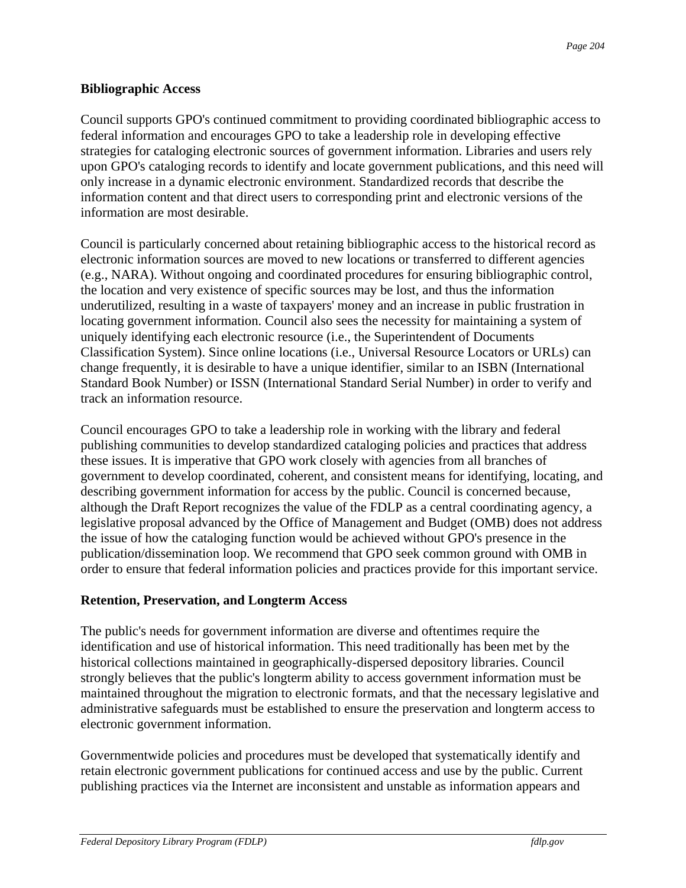**Bibliographic Access**

Council supports GPO's continued commitment to providing coordinated bibliographic access to federal information and encourages GPO to take a leadership role in developing effective strategies for cataloging electronic sources of government information. Libraries and users rely upon GPO's cataloging records to identify and locate government publications, and this need will only increase in a dynamic electronic environment. Standardized records that describe the information content and that direct users to corresponding print and electronic versions of the information are most desirable.

Council is particularly concerned about retaining bibliographic access to the historical record as electronic information sources are moved to new locations or transferred to different agencies (e.g., NARA). Without ongoing and coordinated procedures for ensuring bibliographic control, the location and very existence of specific sources may be lost, and thus the information underutilized, resulting in a waste of taxpayers' money and an increase in public frustration in locating government information. Council also sees the necessity for maintaining a system of uniquely identifying each electronic resource (i.e., the Superintendent of Documents Classification System). Since online locations (i.e., Universal Resource Locators or URLs) can change frequently, it is desirable to have a unique identifier, similar to an ISBN (International Standard Book Number) or ISSN (International Standard Serial Number) in order to verify and track an information resource.

Council encourages GPO to take a leadership role in working with the library and federal publishing communities to develop standardized cataloging policies and practices that address these issues. It is imperative that GPO work closely with agencies from all branches of government to develop coordinated, coherent, and consistent means for identifying, locating, and describing government information for access by the public. Council is concerned because, although the Draft Report recognizes the value of the FDLP as a central coordinating agency, a legislative proposal advanced by the Office of Management and Budget (OMB) does not address the issue of how the cataloging function would be achieved without GPO's presence in the publication/dissemination loop. We recommend that GPO seek common ground with OMB in order to ensure that federal information policies and practices provide for this important service.

**Retention, Preservation, and Longterm Access**

The public's needs for government information are diverse and oftentimes require the identification and use of historical information. This need traditionally has been met by the historical collections maintained in geographically-dispersed depository libraries. Council strongly believes that the public's longterm ability to access government information must be maintained throughout the migration to electronic formats, and that the necessary legislative and administrative safeguards must be established to ensure the preservation and longterm access to electronic government information.

Governmentwide policies and procedures must be developed that systematically identify and retain electronic government publications for continued access and use by the public. Current publishing practices via the Internet are inconsistent and unstable as information appears and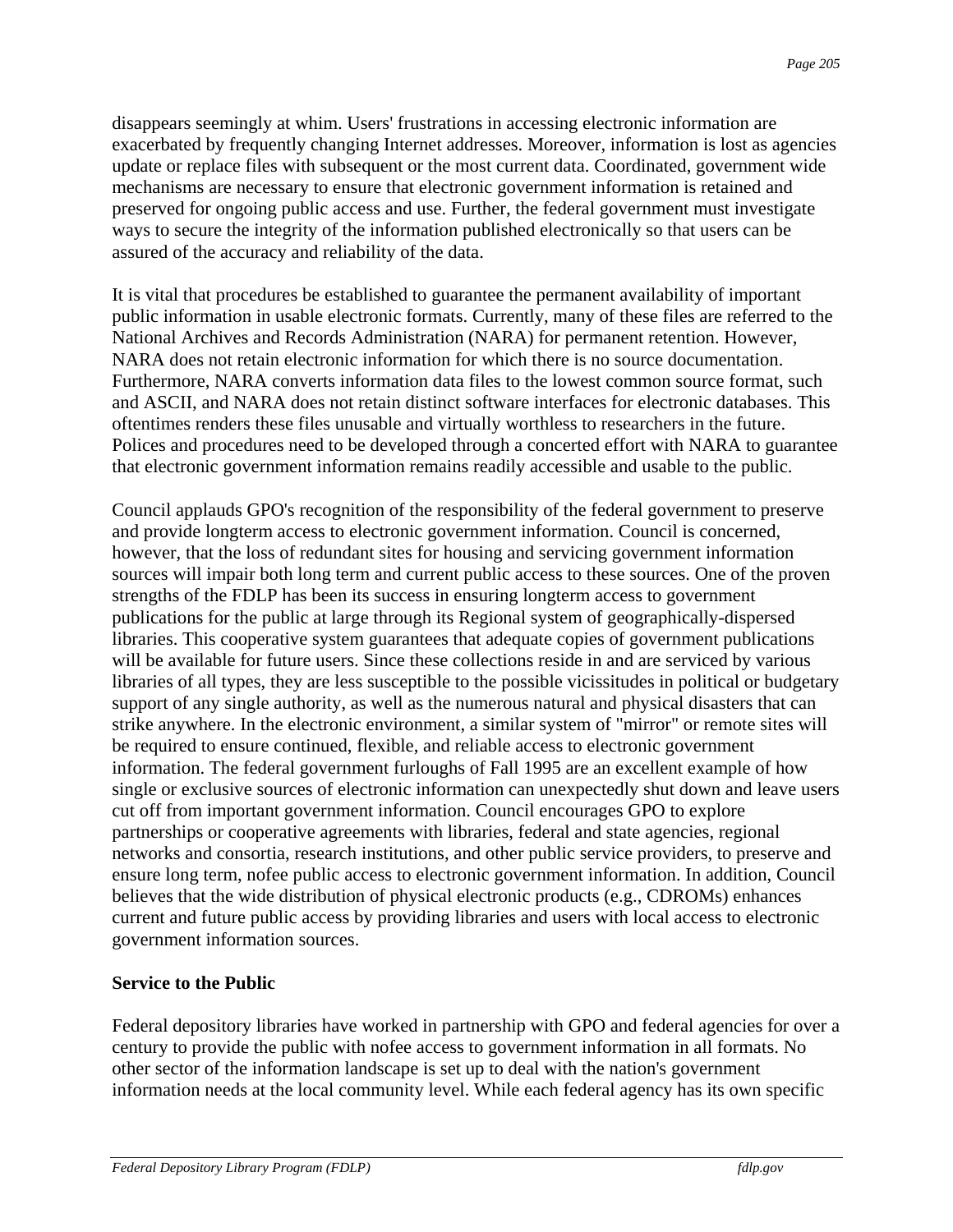disappears seemingly at whim. Users' frustrations in accessing electronic information are exacerbated by frequently changing Internet addresses. Moreover, information is lost as agencies update or replace files with subsequent or the most current data. Coordinated, government wide mechanisms are necessary to ensure that electronic government information is retained and preserved for ongoing public access and use. Further, the federal government must investigate ways to secure the integrity of the information published electronically so that users can be assured of the accuracy and reliability of the data.

It is vital that procedures be established to guarantee the permanent availability of important public information in usable electronic formats. Currently, many of these files are referred to the National Archives and Records Administration (NARA) for permanent retention. However, NARA does not retain electronic information for which there is no source documentation. Furthermore, NARA converts information data files to the lowest common source format, such and ASCII, and NARA does not retain distinct software interfaces for electronic databases. This oftentimes renders these files unusable and virtually worthless to researchers in the future. Polices and procedures need to be developed through a concerted effort with NARA to guarantee that electronic government information remains readily accessible and usable to the public.

Council applauds GPO's recognition of the responsibility of the federal government to preserve and provide longterm access to electronic government information. Council is concerned, however, that the loss of redundant sites for housing and servicing government information sources will impair both long term and current public access to these sources. One of the proven strengths of the FDLP has been its success in ensuring longterm access to government publications for the public at large through its Regional system of geographically-dispersed libraries. This cooperative system guarantees that adequate copies of government publications will be available for future users. Since these collections reside in and are serviced by various libraries of all types, they are less susceptible to the possible vicissitudes in political or budgetary support of any single authority, as well as the numerous natural and physical disasters that can strike anywhere. In the electronic environment, a similar system of "mirror" or remote sites will be required to ensure continued, flexible, and reliable access to electronic government information. The federal government furloughs of Fall 1995 are an excellent example of how single or exclusive sources of electronic information can unexpectedly shut down and leave users cut off from important government information. Council encourages GPO to explore partnerships or cooperative agreements with libraries, federal and state agencies, regional networks and consortia, research institutions, and other public service providers, to preserve and ensure long term, nofee public access to electronic government information. In addition, Council believes that the wide distribution of physical electronic products (e.g., CDROMs) enhances current and future public access by providing libraries and users with local access to electronic government information sources.

**Service to the Public**

Federal depository libraries have worked in partnership with GPO and federal agencies for over a century to provide the public with nofee access to government information in all formats. No other sector of the information landscape is set up to deal with the nation's government information needs at the local community level. While each federal agency has its own specific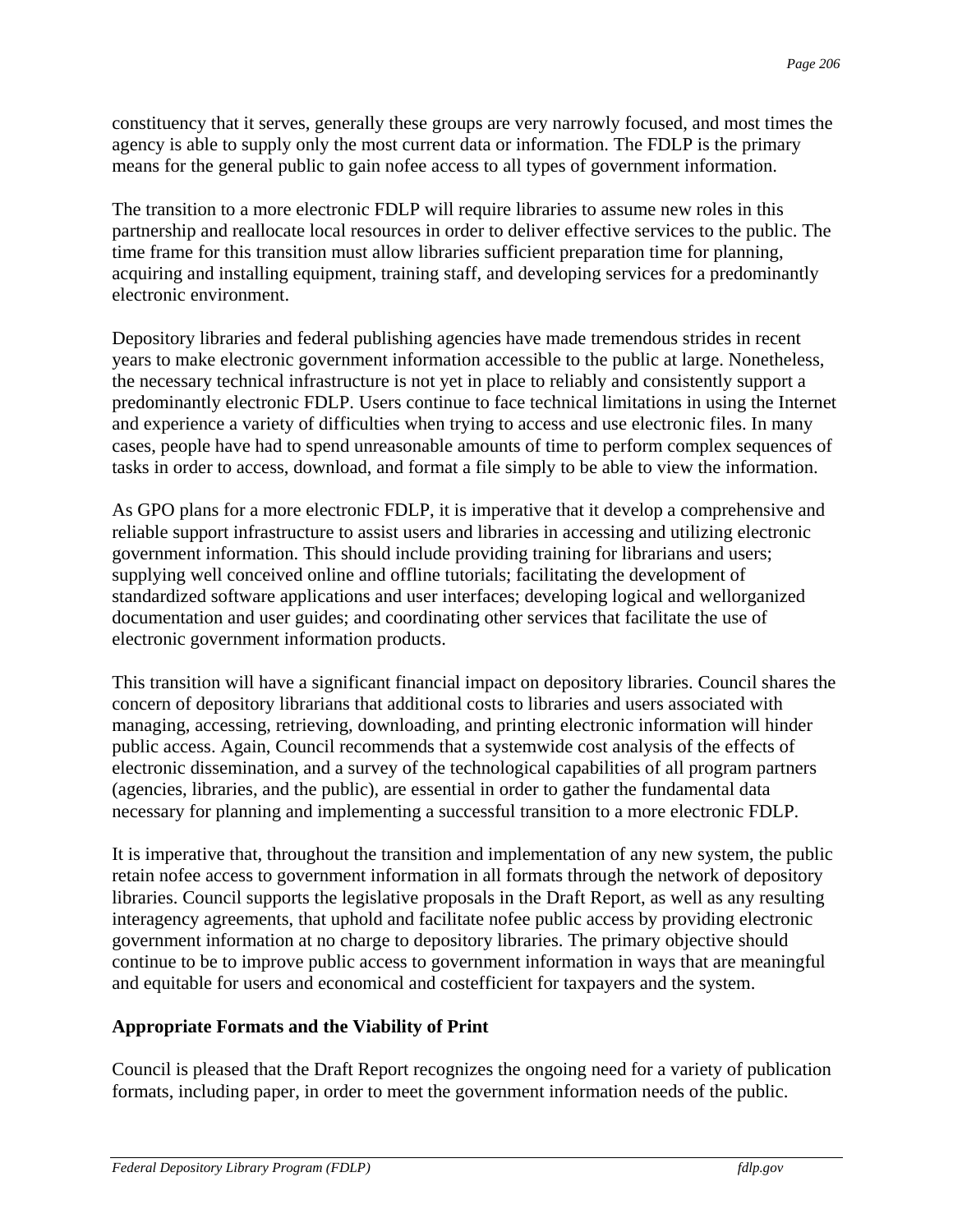constituency that it serves, generally these groups are very narrowly focused, and most times the agency is able to supply only the most current data or information. The FDLP is the primary means for the general public to gain nofee access to all types of government information.

The transition to a more electronic FDLP will require libraries to assume new roles in this partnership and reallocate local resources in order to deliver effective services to the public. The time frame for this transition must allow libraries sufficient preparation time for planning, acquiring and installing equipment, training staff, and developing services for a predominantly electronic environment.

Depository libraries and federal publishing agencies have made tremendous strides in recent years to make electronic government information accessible to the public at large. Nonetheless, the necessary technical infrastructure is not yet in place to reliably and consistently support a predominantly electronic FDLP. Users continue to face technical limitations in using the Internet and experience a variety of difficulties when trying to access and use electronic files. In many cases, people have had to spend unreasonable amounts of time to perform complex sequences of tasks in order to access, download, and format a file simply to be able to view the information.

As GPO plans for a more electronic FDLP, it is imperative that it develop a comprehensive and reliable support infrastructure to assist users and libraries in accessing and utilizing electronic government information. This should include providing training for librarians and users; supplying well conceived online and offline tutorials; facilitating the development of standardized software applications and user interfaces; developing logical and wellorganized documentation and user guides; and coordinating other services that facilitate the use of electronic government information products.

This transition will have a significant financial impact on depository libraries. Council shares the concern of depository librarians that additional costs to libraries and users associated with managing, accessing, retrieving, downloading, and printing electronic information will hinder public access. Again, Council recommends that a systemwide cost analysis of the effects of electronic dissemination, and a survey of the technological capabilities of all program partners (agencies, libraries, and the public), are essential in order to gather the fundamental data necessary for planning and implementing a successful transition to a more electronic FDLP.

It is imperative that, throughout the transition and implementation of any new system, the public retain nofee access to government information in all formats through the network of depository libraries. Council supports the legislative proposals in the Draft Report, as well as any resulting interagency agreements, that uphold and facilitate nofee public access by providing electronic government information at no charge to depository libraries. The primary objective should continue to be to improve public access to government information in ways that are meaningful and equitable for users and economical and costefficient for taxpayers and the system.

**Appropriate Formats and the Viability of Print**

Council is pleased that the Draft Report recognizes the ongoing need for a variety of publication formats, including paper, in order to meet the government information needs of the public.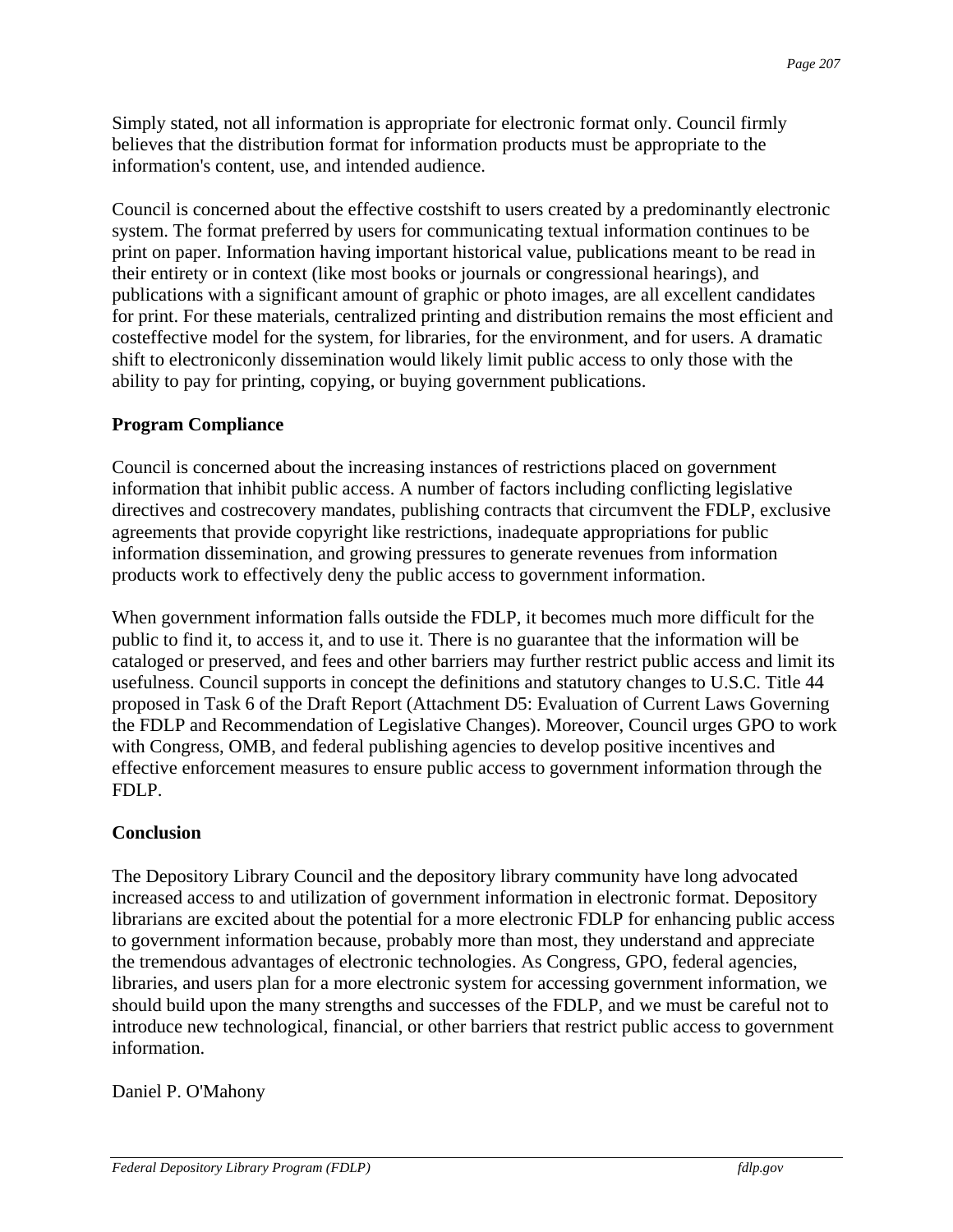Simply stated, not all information is appropriate for electronic format only. Council firmly believes that the distribution format for information products must be appropriate to the information's content, use, and intended audience.

Council is concerned about the effective costshift to users created by a predominantly electronic system. The format preferred by users for communicating textual information continues to be print on paper. Information having important historical value, publications meant to be read in their entirety or in context (like most books or journals or congressional hearings), and publications with a significant amount of graphic or photo images, are all excellent candidates for print. For these materials, centralized printing and distribution remains the most efficient and costeffective model for the system, for libraries, for the environment, and for users. A dramatic shift to electroniconly dissemination would likely limit public access to only those with the ability to pay for printing, copying, or buying government publications.

**Program Compliance**

Council is concerned about the increasing instances of restrictions placed on government information that inhibit public access. A number of factors including conflicting legislative directives and costrecovery mandates, publishing contracts that circumvent the FDLP, exclusive agreements that provide copyright like restrictions, inadequate appropriations for public information dissemination, and growing pressures to generate revenues from information products work to effectively deny the public access to government information.

When government information falls outside the FDLP, it becomes much more difficult for the public to find it, to access it, and to use it. There is no guarantee that the information will be cataloged or preserved, and fees and other barriers may further restrict public access and limit its usefulness. Council supports in concept the definitions and statutory changes to U.S.C. Title 44 proposed in Task 6 of the Draft Report (Attachment D5: Evaluation of Current Laws Governing the FDLP and Recommendation of Legislative Changes). Moreover, Council urges GPO to work with Congress, OMB, and federal publishing agencies to develop positive incentives and effective enforcement measures to ensure public access to government information through the FDLP.

**Conclusion**

The Depository Library Council and the depository library community have long advocated increased access to and utilization of government information in electronic format. Depository librarians are excited about the potential for a more electronic FDLP for enhancing public access to government information because, probably more than most, they understand and appreciate the tremendous advantages of electronic technologies. As Congress, GPO, federal agencies, libraries, and users plan for a more electronic system for accessing government information, we should build upon the many strengths and successes of the FDLP, and we must be careful not to introduce new technological, financial, or other barriers that restrict public access to government information.

Daniel P. O'Mahony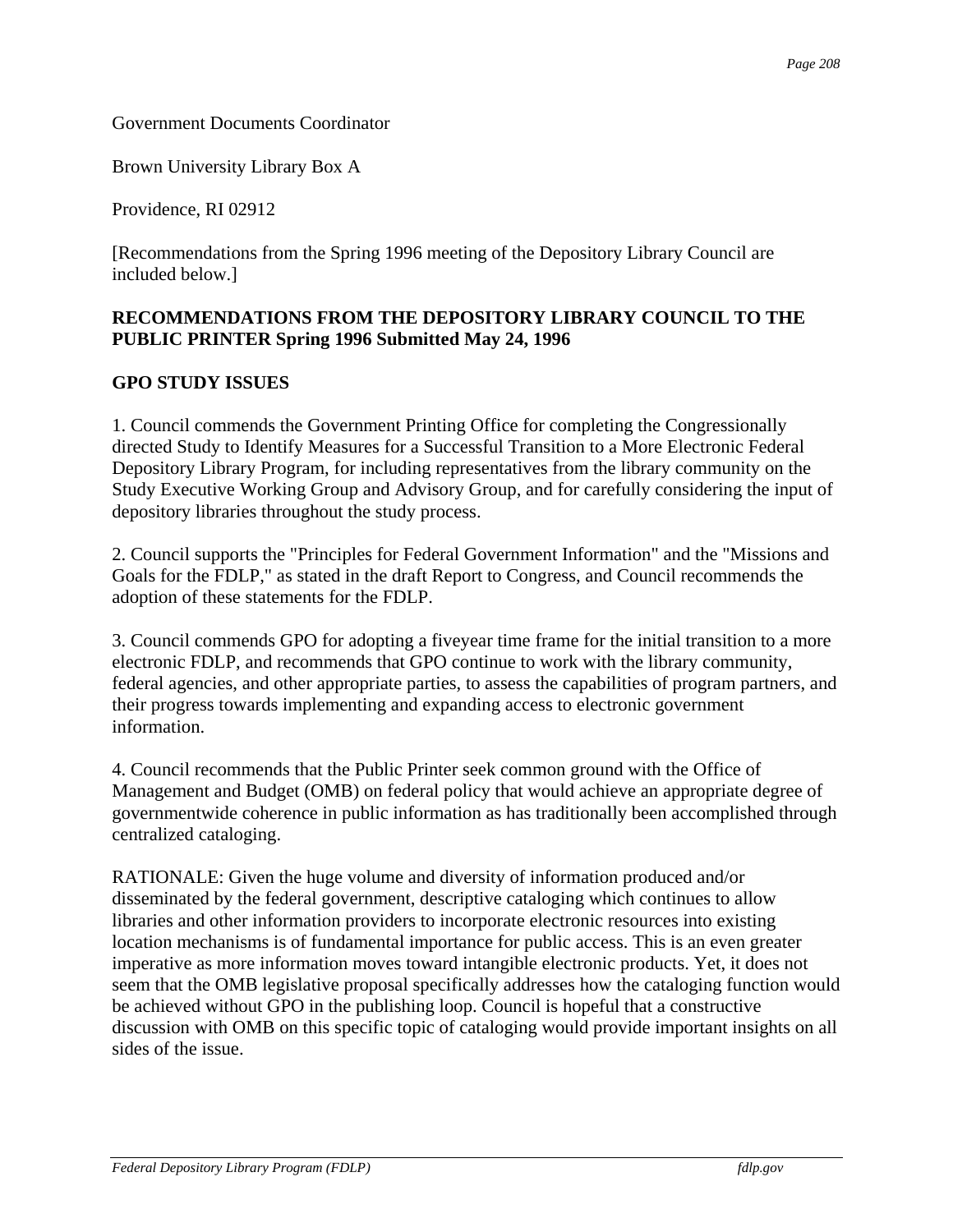Government Documents Coordinator

Brown University Library Box A

Providence, RI 02912

[Recommendations from the Spring 1996 meeting of the Depository Library Council are included below.]

**RECOMMENDATIONS FROM THE DEPOSITORY LIBRARY COUNCIL TO THE PUBLIC PRINTER Spring 1996 Submitted May 24, 1996**

**GPO STUDY ISSUES**

1. Council commends the Government Printing Office for completing the Congressionally directed Study to Identify Measures for a Successful Transition to a More Electronic Federal Depository Library Program, for including representatives from the library community on the Study Executive Working Group and Advisory Group, and for carefully considering the input of depository libraries throughout the study process.

2. Council supports the "Principles for Federal Government Information" and the "Missions and Goals for the FDLP," as stated in the draft Report to Congress, and Council recommends the adoption of these statements for the FDLP.

3. Council commends GPO for adopting a fiveyear time frame for the initial transition to a more electronic FDLP, and recommends that GPO continue to work with the library community, federal agencies, and other appropriate parties, to assess the capabilities of program partners, and their progress towards implementing and expanding access to electronic government information.

4. Council recommends that the Public Printer seek common ground with the Office of Management and Budget (OMB) on federal policy that would achieve an appropriate degree of governmentwide coherence in public information as has traditionally been accomplished through centralized cataloging.

RATIONALE: Given the huge volume and diversity of information produced and/or disseminated by the federal government, descriptive cataloging which continues to allow libraries and other information providers to incorporate electronic resources into existing location mechanisms is of fundamental importance for public access. This is an even greater imperative as more information moves toward intangible electronic products. Yet, it does not seem that the OMB legislative proposal specifically addresses how the cataloging function would be achieved without GPO in the publishing loop. Council is hopeful that a constructive discussion with OMB on this specific topic of cataloging would provide important insights on all sides of the issue.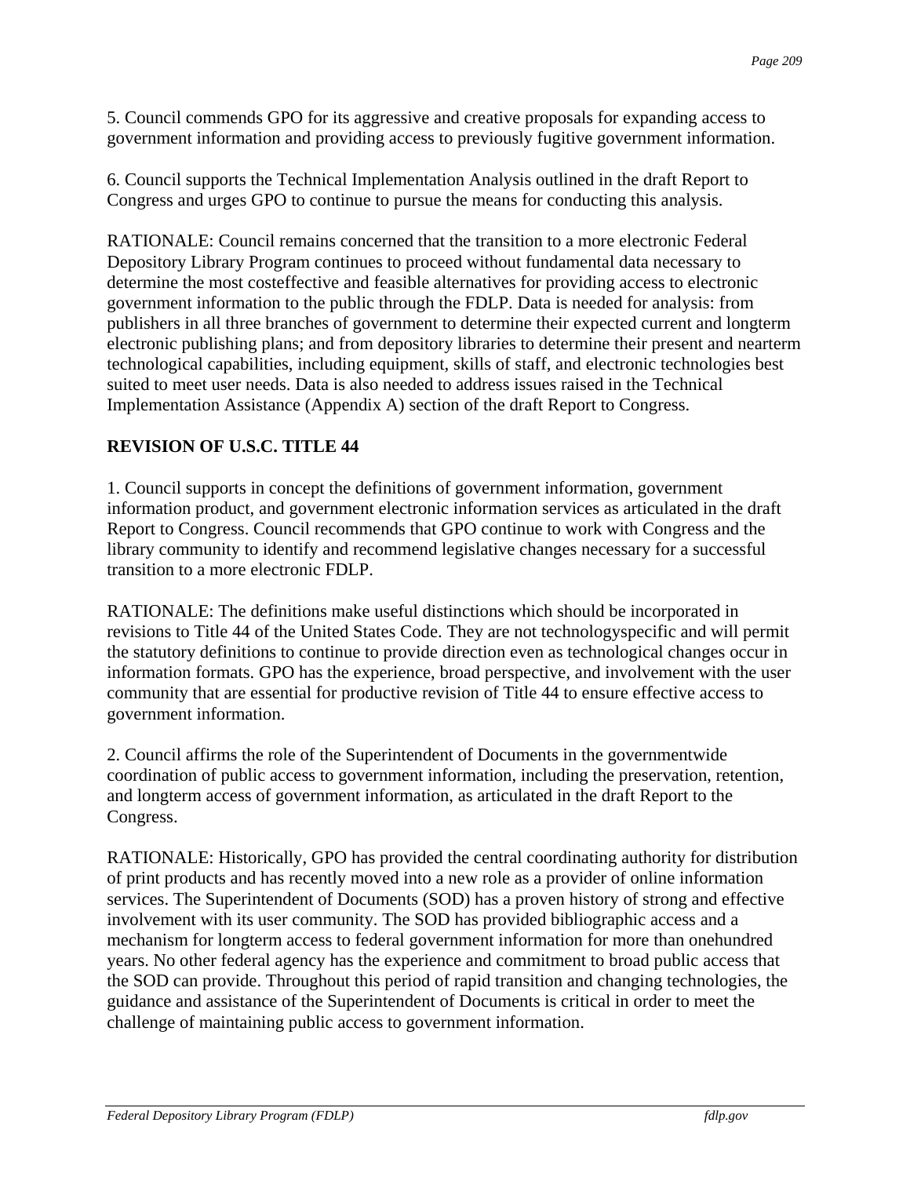5. Council commends GPO for its aggressive and creative proposals for expanding access to government information and providing access to previously fugitive government information.

6. Council supports the Technical Implementation Analysis outlined in the draft Report to Congress and urges GPO to continue to pursue the means for conducting this analysis.

RATIONALE: Council remains concerned that the transition to a more electronic Federal Depository Library Program continues to proceed without fundamental data necessary to determine the most costeffective and feasible alternatives for providing access to electronic government information to the public through the FDLP. Data is needed for analysis: from publishers in all three branches of government to determine their expected current and longterm electronic publishing plans; and from depository libraries to determine their present and nearterm technological capabilities, including equipment, skills of staff, and electronic technologies best suited to meet user needs. Data is also needed to address issues raised in the Technical Implementation Assistance (Appendix A) section of the draft Report to Congress.

**REVISION OF U.S.C. TITLE 44**

1. Council supports in concept the definitions of government information, government information product, and government electronic information services as articulated in the draft Report to Congress. Council recommends that GPO continue to work with Congress and the library community to identify and recommend legislative changes necessary for a successful transition to a more electronic FDLP.

RATIONALE: The definitions make useful distinctions which should be incorporated in revisions to Title 44 of the United States Code. They are not technologyspecific and will permit the statutory definitions to continue to provide direction even as technological changes occur in information formats. GPO has the experience, broad perspective, and involvement with the user community that are essential for productive revision of Title 44 to ensure effective access to government information.

2. Council affirms the role of the Superintendent of Documents in the governmentwide coordination of public access to government information, including the preservation, retention, and longterm access of government information, as articulated in the draft Report to the Congress.

RATIONALE: Historically, GPO has provided the central coordinating authority for distribution of print products and has recently moved into a new role as a provider of online information services. The Superintendent of Documents (SOD) has a proven history of strong and effective involvement with its user community. The SOD has provided bibliographic access and a mechanism for longterm access to federal government information for more than onehundred years. No other federal agency has the experience and commitment to broad public access that the SOD can provide. Throughout this period of rapid transition and changing technologies, the guidance and assistance of the Superintendent of Documents is critical in order to meet the challenge of maintaining public access to government information.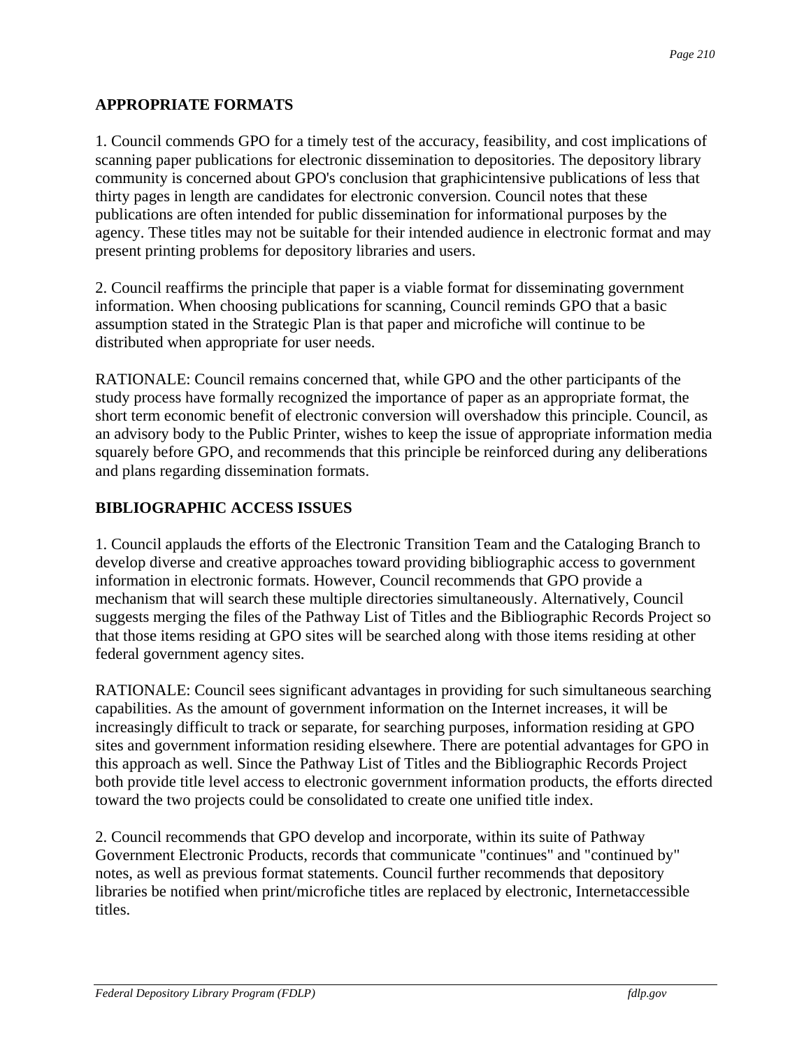## APPROPRIATE FORMATS

1. Council commends GPO for a timely test of the accuracy, feasibility, and cost implications of scanning paper publications for electronic dissemination to depositories. The depository library community is concerned about GPO's conclusion that graphicintensive publications of less that thirty pages in length are candidates for electronic conversion. Council notes that these publications are often intended for public dissemination for informational purposes by the agency. These titles may not be suitable for their intended audience in electronic format and may present printing problems for depository libraries and users.

2. Council reaffirms the principle that paper is a viable format for disseminating government information. When choosing publications for scanning, Council reminds GPO that a basic assumption stated in the Strategic Plan is that paper and microfiche will continue to be distributed when appropriate for user needs.

RATIONALE: Council remains concerned that, while GPO and the other participants of the study process have formally recognized the importance of paper as an appropriate format, the short term economic benefit of electronic conversion will overshadow this principle. Council, as an advisory body to the Public Printer, wishes to keep the issue of appropriate information media squarely before GPO, and recommends that this principle be reinforced during any deliberations and plans regarding dissemination formats.

## BIBLIOGRAPHIC ACCESS ISSUES

1. Council applauds the efforts of the Electronic Transition Team and the Cataloging Branch to develop diverse and creative approaches toward providing bibliographic access to government information in electronic formats. However, Council recommends that GPO provide a mechanism that will search these multiple directories simultaneously. Alternatively, Council suggests merging the files of the Pathway List of Titles and the Bibliographic Records Project so that those items residing at GPO sites will be searched along with those items residing at other federal government agency sites.

RATIONALE: Council sees significant advantages in providing for such simultaneous searching capabilities. As the amount of government information on the Internet increases, it will be increasingly difficult to track or separate, for searching purposes, information residing at GPO sites and government information residing elsewhere. There are potential advantages for GPO in this approach as well. Since the Pathway List of Titles and the Bibliographic Records Project both provide title level access to electronic government information products, the efforts directed toward the two projects could be consolidated to create one unified title index.

2. Council recommends that GPO develop and incorporate, within its suite of Pathway Government Electronic Products, records that communicate "continues" and "continued by" notes, as well as previous format statements. Council further recommends that depository libraries be notified when print/microfiche titles are replaced by electronic, Internetaccessible titles.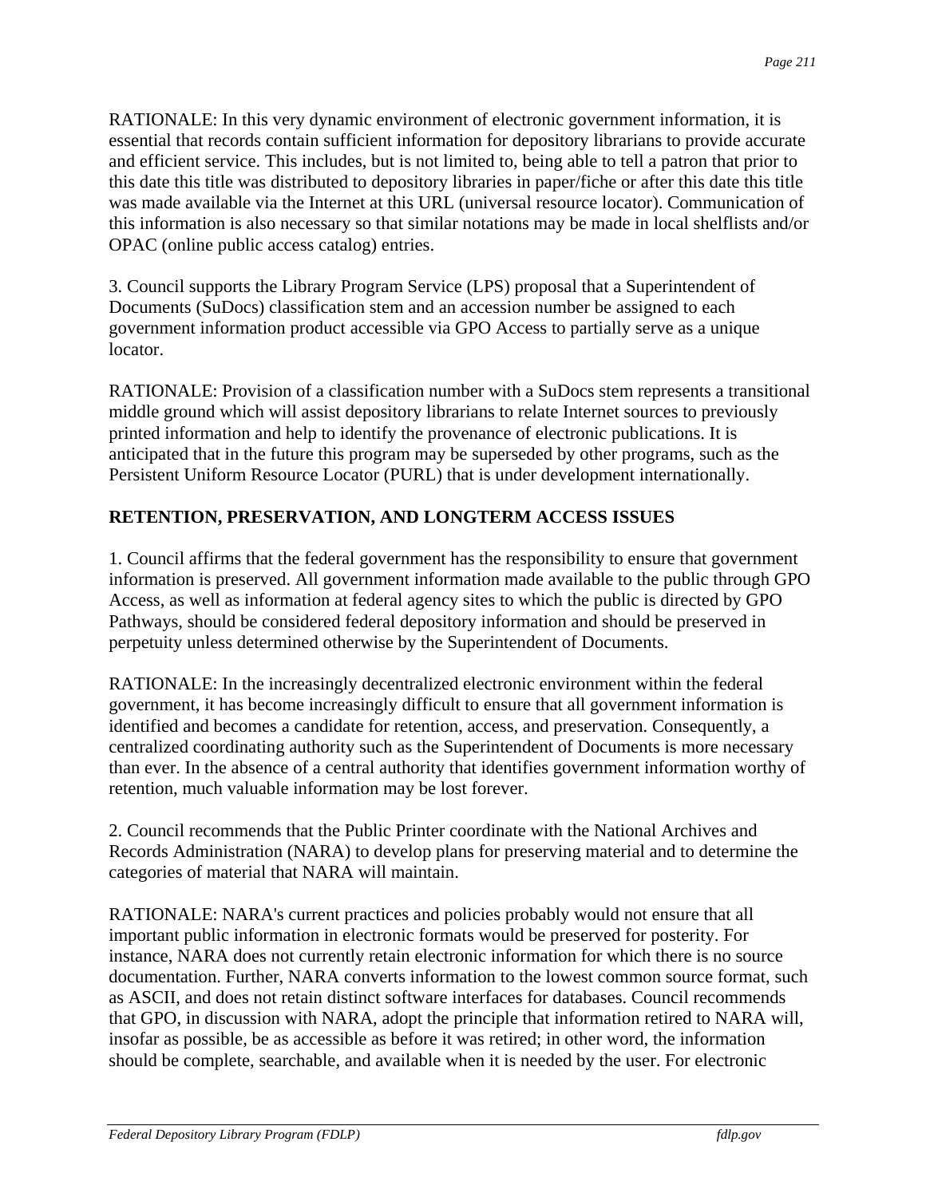RATIONALE: In this very dynamic environment of electronic government information, it is essential that records contain sufficient information for depository librarians to provide accurate and efficient service. This includes, but is not limited to, being able to tell a patron that prior to this date this title was distributed to depository libraries in paper/fiche or after this date this title was made available via the Internet at this URL (universal resource locator). Communication of this information is also necessary so that similar notations may be made in local shelflists and/or OPAC (online public access catalog) entries.

3. Council supports the Library Program Service (LPS) proposal that a Superintendent of Documents (SuDocs) classification stem and an accession number be assigned to each government information product accessible via GPO Access to partially serve as a unique locator.

RATIONALE: Provision of a classification number with a SuDocs stem represents a transitional middle ground which will assist depository librarians to relate Internet sources to previously printed information and help to identify the provenance of electronic publications. It is anticipated that in the future this program may be superseded by other programs, such as the Persistent Uniform Resource Locator (PURL) that is under development internationally.

**RETENTION, PRESERVATION, AND LONGTERM ACCESS ISSUES**

1. Council affirms that the federal government has the responsibility to ensure that government information is preserved. All government information made available to the public through GPO Access, as well as information at federal agency sites to which the public is directed by GPO Pathways, should be considered federal depository information and should be preserved in perpetuity unless determined otherwise by the Superintendent of Documents.

RATIONALE: In the increasingly decentralized electronic environment within the federal government, it has become increasingly difficult to ensure that all government information is identified and becomes a candidate for retention, access, and preservation. Consequently, a centralized coordinating authority such as the Superintendent of Documents is more necessary than ever. In the absence of a central authority that identifies government information worthy of retention, much valuable information may be lost forever.

2. Council recommends that the Public Printer coordinate with the National Archives and Records Administration (NARA) to develop plans for preserving material and to determine the categories of material that NARA will maintain.

RATIONALE: NARA's current practices and policies probably would not ensure that all important public information in electronic formats would be preserved for posterity. For instance, NARA does not currently retain electronic information for which there is no source documentation. Further, NARA converts information to the lowest common source format, such as ASCII, and does not retain distinct software interfaces for databases. Council recommends that GPO, in discussion with NARA, adopt the principle that information retired to NARA will, insofar as possible, be as accessible as before it was retired; in other word, the information should be complete, searchable, and available when it is needed by the user. For electronic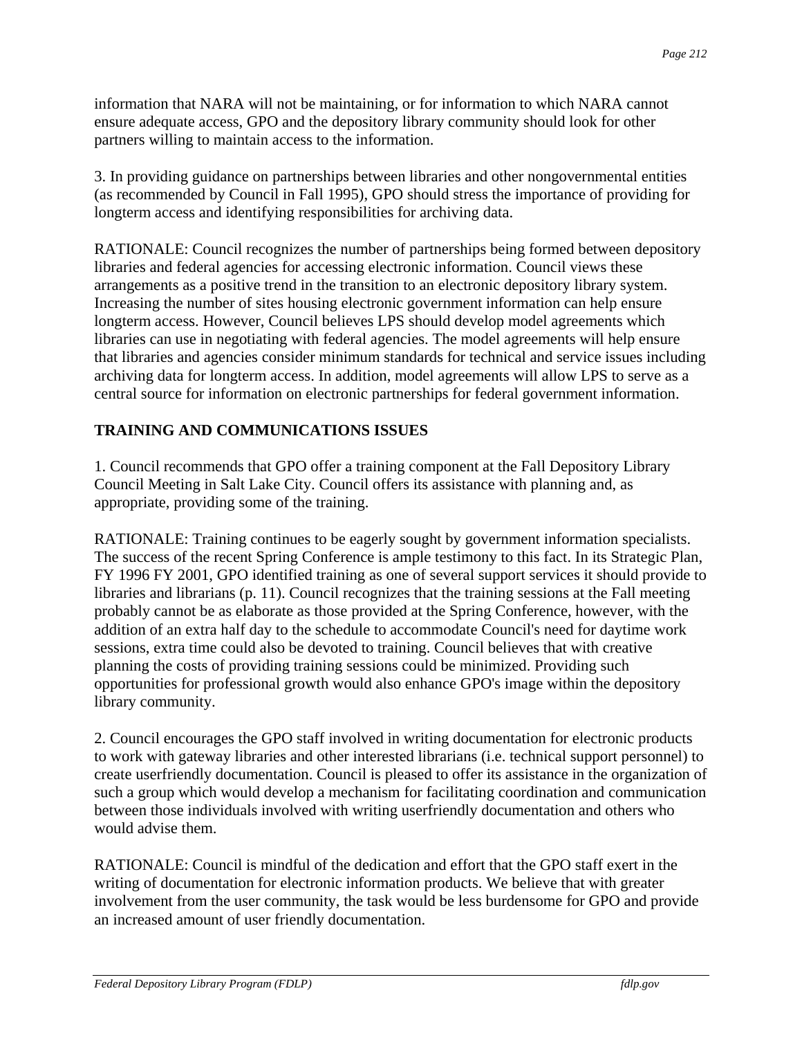information that NARA will not be maintaining, or for information to which NARA cannot ensure adequate access, GPO and the depository library community should look for other partners willing to maintain access to the information.

3. In providing guidance on partnerships between libraries and other nongovernmental entities (as recommended by Council in Fall 1995), GPO should stress the importance of providing for longterm access and identifying responsibilities for archiving data.

RATIONALE: Council recognizes the number of partnerships being formed between depository libraries and federal agencies for accessing electronic information. Council views these arrangements as a positive trend in the transition to an electronic depository library system. Increasing the number of sites housing electronic government information can help ensure longterm access. However, Council believes LPS should develop model agreements which libraries can use in negotiating with federal agencies. The model agreements will help ensure that libraries and agencies consider minimum standards for technical and service issues including archiving data for longterm access. In addition, model agreements will allow LPS to serve as a central source for information on electronic partnerships for federal government information.

**TRAINING AND COMMUNICATIONS ISSUES**

1. Council recommends that GPO offer a training component at the Fall Depository Library Council Meeting in Salt Lake City. Council offers its assistance with planning and, as appropriate, providing some of the training.

RATIONALE: Training continues to be eagerly sought by government information specialists. The success of the recent Spring Conference is ample testimony to this fact. In its Strategic Plan, FY 1996 FY 2001, GPO identified training as one of several support services it should provide to libraries and librarians (p. 11). Council recognizes that the training sessions at the Fall meeting probably cannot be as elaborate as those provided at the Spring Conference, however, with the addition of an extra half day to the schedule to accommodate Council's need for daytime work sessions, extra time could also be devoted to training. Council believes that with creative planning the costs of providing training sessions could be minimized. Providing such opportunities for professional growth would also enhance GPO's image within the depository library community.

2. Council encourages the GPO staff involved in writing documentation for electronic products to work with gateway libraries and other interested librarians (i.e. technical support personnel) to create userfriendly documentation. Council is pleased to offer its assistance in the organization of such a group which would develop a mechanism for facilitating coordination and communication between those individuals involved with writing userfriendly documentation and others who would advise them.

RATIONALE: Council is mindful of the dedication and effort that the GPO staff exert in the writing of documentation for electronic information products. We believe that with greater involvement from the user community, the task would be less burdensome for GPO and provide an increased amount of user friendly documentation.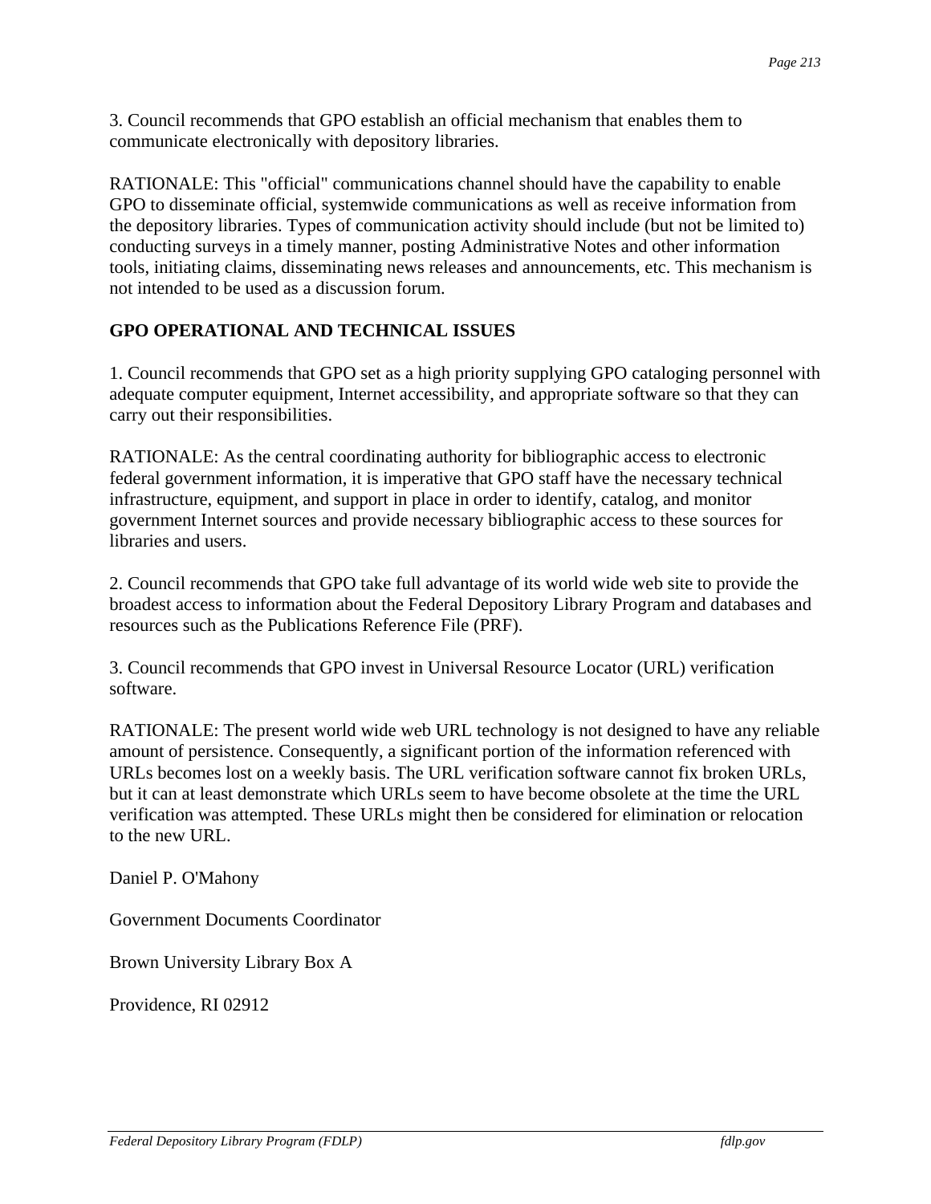3. Council recommends that GPO establish an official mechanism that enables them to communicate electronically with depository libraries.

RATIONALE: This "official" communications channel should have the capability to enable GPO to disseminate official, systemwide communications as well as receive information from the depository libraries. Types of communication activity should include (but not be limited to) conducting surveys in a timely manner, posting Administrative Notes and other information tools, initiating claims, disseminating news releases and announcements, etc. This mechanism is not intended to be used as a discussion forum.

**GPO OPERATIONAL AND TECHNICAL ISSUES**

1. Council recommends that GPO set as a high priority supplying GPO cataloging personnel with adequate computer equipment, Internet accessibility, and appropriate software so that they can carry out their responsibilities.

RATIONALE: As the central coordinating authority for bibliographic access to electronic federal government information, it is imperative that GPO staff have the necessary technical infrastructure, equipment, and support in place in order to identify, catalog, and monitor government Internet sources and provide necessary bibliographic access to these sources for libraries and users.

2. Council recommends that GPO take full advantage of its world wide web site to provide the broadest access to information about the Federal Depository Library Program and databases and resources such as the Publications Reference File (PRF).

3. Council recommends that GPO invest in Universal Resource Locator (URL) verification software.

RATIONALE: The present world wide web URL technology is not designed to have any reliable amount of persistence. Consequently, a significant portion of the information referenced with URLs becomes lost on a weekly basis. The URL verification software cannot fix broken URLs, but it can at least demonstrate which URLs seem to have become obsolete at the time the URL verification was attempted. These URLs might then be considered for elimination or relocation to the new URL.

Daniel P. O'Mahony

Government Documents Coordinator

Brown University Library Box A

Providence, RI 02912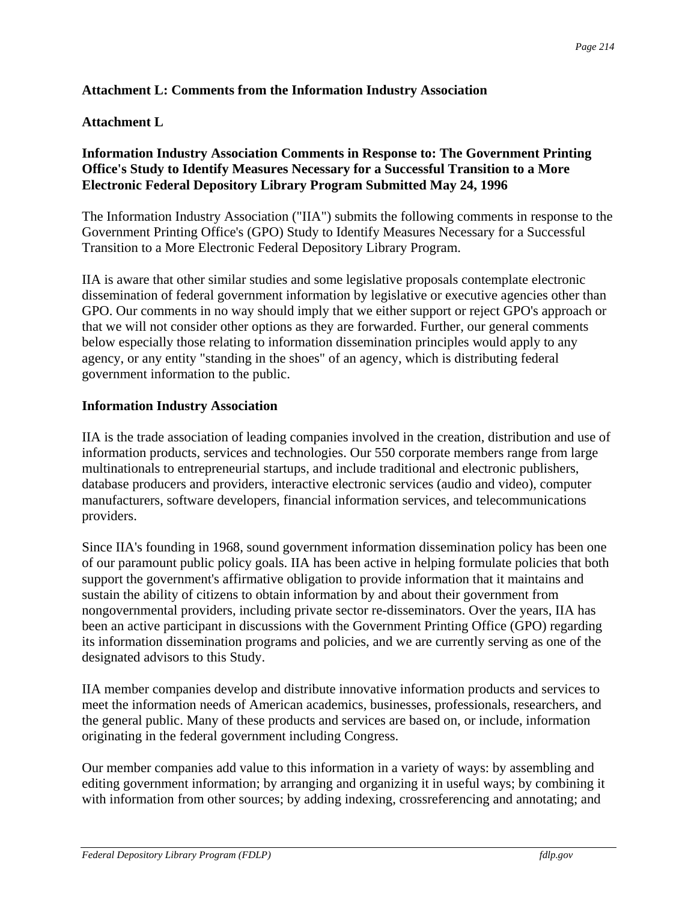## Attachment L: Comments from the Information Industry Association

### Attachment L

### Information Industry Association Comments in Response to: The Government Printing Office's Study to Identify Measures Necessary for a Successful Transition to a More Electronic Federal Depository Library Program Submitted May 24, 1996

The Information Industry Association ("IIA") submits the following comments in response to the Government Printing Office's (GPO) Study to Identify Measures Necessary for a Successful Transition to a More Electronic Federal Depository Library Program.

IIA is aware that other similar studies and some legislative proposals contemplate electronic dissemination of federal government information by legislative or executive agencies other than GPO. Our comments in no way should imply that we either support or reject GPO's approach or that we will not consider other options as they are forwarded. Further, our general comments below especially those relating to information dissemination principles would apply to any agency, or any entity "standing in the shoes" of an agency, which is distributing federal government information to the public.

### Information Industry Association

IIA is the trade association of leading companies involved in the creation, distribution and use of information products, services and technologies. Our 550 corporate members range from large multinationals to entrepreneurial startups, and include traditional and electronic publishers, database producers and providers, interactive electronic services (audio and video), computer manufacturers, software developers, financial information services, and telecommunications providers.

Since IIA's founding in 1968, sound government information dissemination policy has been one of our paramount public policy goals. IIA has been active in helping formulate policies that both support the government's affirmative obligation to provide information that it maintains and sustain the ability of citizens to obtain information by and about their government from nongovernmental providers, including private sector re-disseminators. Over the years, IIA has been an active participant in discussions with the Government Printing Office (GPO) regarding its information dissemination programs and policies, and we are currently serving as one of the designated advisors to this Study.

IIA member companies develop and distribute innovative information products and services to meet the information needs of American academics, businesses, professionals, researchers, and the general public. Many of these products and services are based on, or include, information originating in the federal government including Congress.

Our member companies add value to this information in a variety of ways: by assembling and editing government information; by arranging and organizing it in useful ways; by combining it with information from other sources; by adding indexing, crossreferencing and annotating; and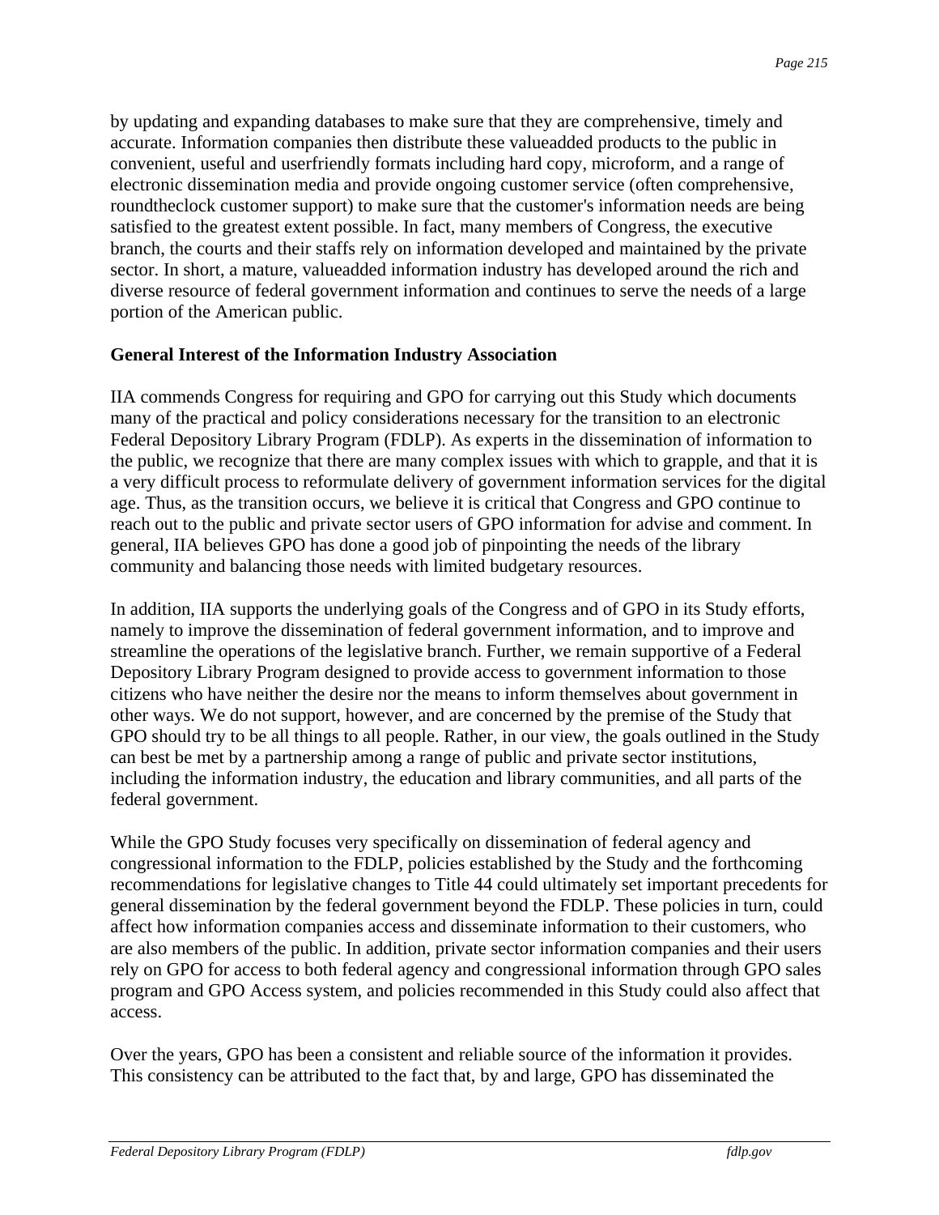by updating and expanding databases to make sure that they are comprehensive, timely and accurate. Information companies then distribute these valueadded products to the public in convenient, useful and userfriendly formats including hard copy, microform, and a range of electronic dissemination media and provide ongoing customer service (often comprehensive, roundtheclock customer support) to make sure that the customer's information needs are being satisfied to the greatest extent possible. In fact, many members of Congress, the executive branch, the courts and their staffs rely on information developed and maintained by the private sector. In short, a mature, valueadded information industry has developed around the rich and diverse resource of federal government information and continues to serve the needs of a large portion of the American public.

**General Interest of the Information Industry Association**

IIA commends Congress for requiring and GPO for carrying out this Study which documents many of the practical and policy considerations necessary for the transition to an electronic Federal Depository Library Program (FDLP). As experts in the dissemination of information to the public, we recognize that there are many complex issues with which to grapple, and that it is a very difficult process to reformulate delivery of government information services for the digital age. Thus, as the transition occurs, we believe it is critical that Congress and GPO continue to reach out to the public and private sector users of GPO information for advise and comment. In general, IIA believes GPO has done a good job of pinpointing the needs of the library community and balancing those needs with limited budgetary resources.

In addition, IIA supports the underlying goals of the Congress and of GPO in its Study efforts, namely to improve the dissemination of federal government information, and to improve and streamline the operations of the legislative branch. Further, we remain supportive of a Federal Depository Library Program designed to provide access to government information to those citizens who have neither the desire nor the means to inform themselves about government in other ways. We do not support, however, and are concerned by the premise of the Study that GPO should try to be all things to all people. Rather, in our view, the goals outlined in the Study can best be met by a partnership among a range of public and private sector institutions, including the information industry, the education and library communities, and all parts of the federal government.

While the GPO Study focuses very specifically on dissemination of federal agency and congressional information to the FDLP, policies established by the Study and the forthcoming recommendations for legislative changes to Title 44 could ultimately set important precedents for general dissemination by the federal government beyond the FDLP. These policies in turn, could affect how information companies access and disseminate information to their customers, who are also members of the public. In addition, private sector information companies and their users rely on GPO for access to both federal agency and congressional information through GPO sales program and GPO Access system, and policies recommended in this Study could also affect that access.

Over the years, GPO has been a consistent and reliable source of the information it provides. This consistency can be attributed to the fact that, by and large, GPO has disseminated the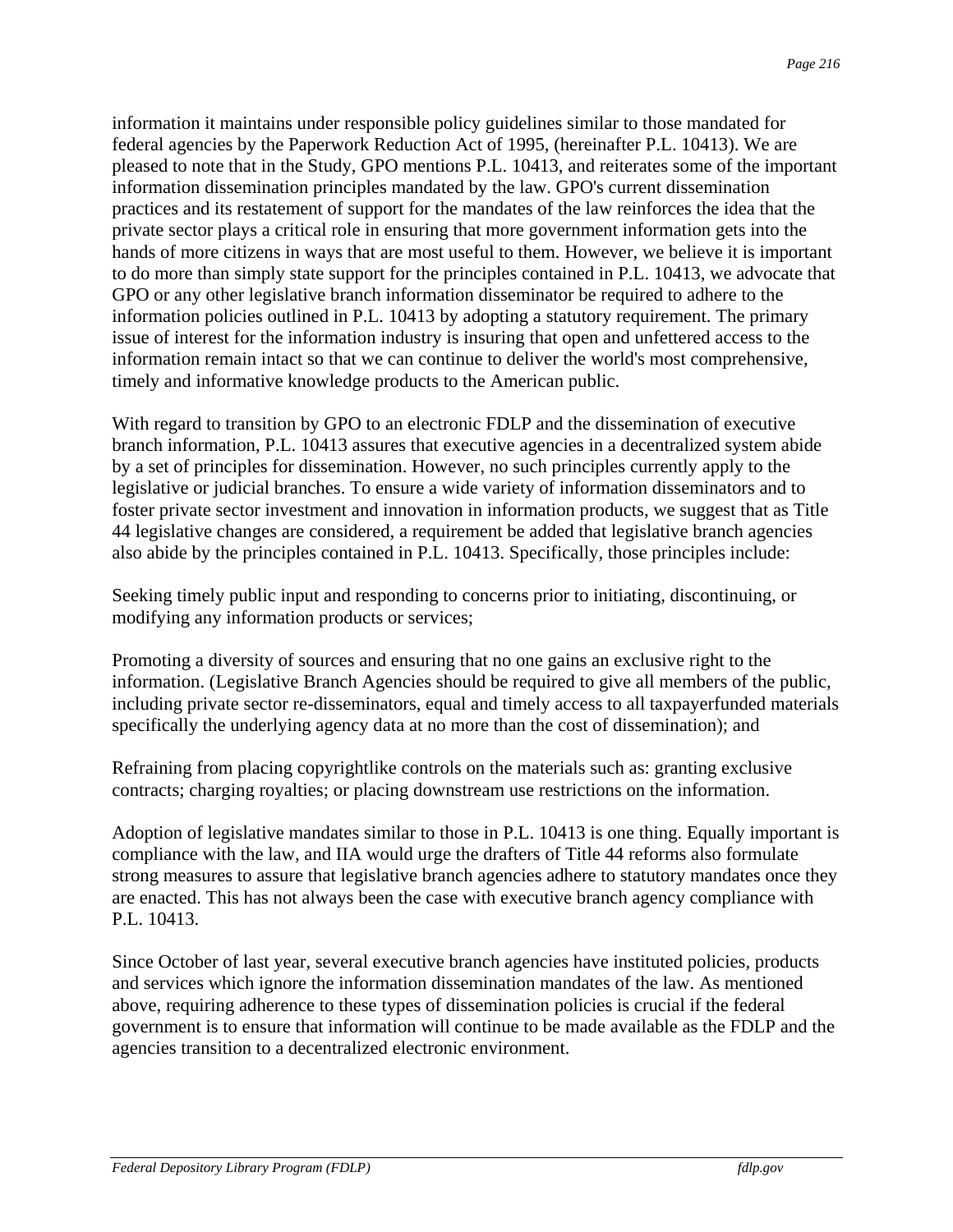information it maintains under responsible policy guidelines similar to those mandated for federal agencies by the Paperwork Reduction Act of 1995, (hereinafter P.L. 10413). We are pleased to note that in the Study, GPO mentions P.L. 10413, and reiterates some of the important information dissemination principles mandated by the law. GPO's current dissemination practices and its restatement of support for the mandates of the law reinforces the idea that the private sector plays a critical role in ensuring that more government information gets into the hands of more citizens in ways that are most useful to them. However, we believe it is important to do more than simply state support for the principles contained in P.L. 10413, we advocate that GPO or any other legislative branch information disseminator be required to adhere to the information policies outlined in P.L. 10413 by adopting a statutory requirement. The primary issue of interest for the information industry is insuring that open and unfettered access to the information remain intact so that we can continue to deliver the world's most comprehensive, timely and informative knowledge products to the American public.

With regard to transition by GPO to an electronic FDLP and the dissemination of executive branch information, P.L. 10413 assures that executive agencies in a decentralized system abide by a set of principles for dissemination. However, no such principles currently apply to the legislative or judicial branches. To ensure a wide variety of information disseminators and to foster private sector investment and innovation in information products, we suggest that as Title 44 legislative changes are considered, a requirement be added that legislative branch agencies also abide by the principles contained in P.L. 10413. Specifically, those principles include:

Seeking timely public input and responding to concerns prior to initiating, discontinuing, or modifying any information products or services;

Promoting a diversity of sources and ensuring that no one gains an exclusive right to the information. (Legislative Branch Agencies should be required to give all members of the public, including private sector re-disseminators, equal and timely access to all taxpayerfunded materials specifically the underlying agency data at no more than the cost of dissemination); and

Refraining from placing copyrightlike controls on the materials such as: granting exclusive contracts; charging royalties; or placing downstream use restrictions on the information.

Adoption of legislative mandates similar to those in P.L. 10413 is one thing. Equally important is compliance with the law, and IIA would urge the drafters of Title 44 reforms also formulate strong measures to assure that legislative branch agencies adhere to statutory mandates once they are enacted. This has not always been the case with executive branch agency compliance with P.L. 10413.

Since October of last year, several executive branch agencies have instituted policies, products and services which ignore the information dissemination mandates of the law. As mentioned above, requiring adherence to these types of dissemination policies is crucial if the federal government is to ensure that information will continue to be made available as the FDLP and the agencies transition to a decentralized electronic environment.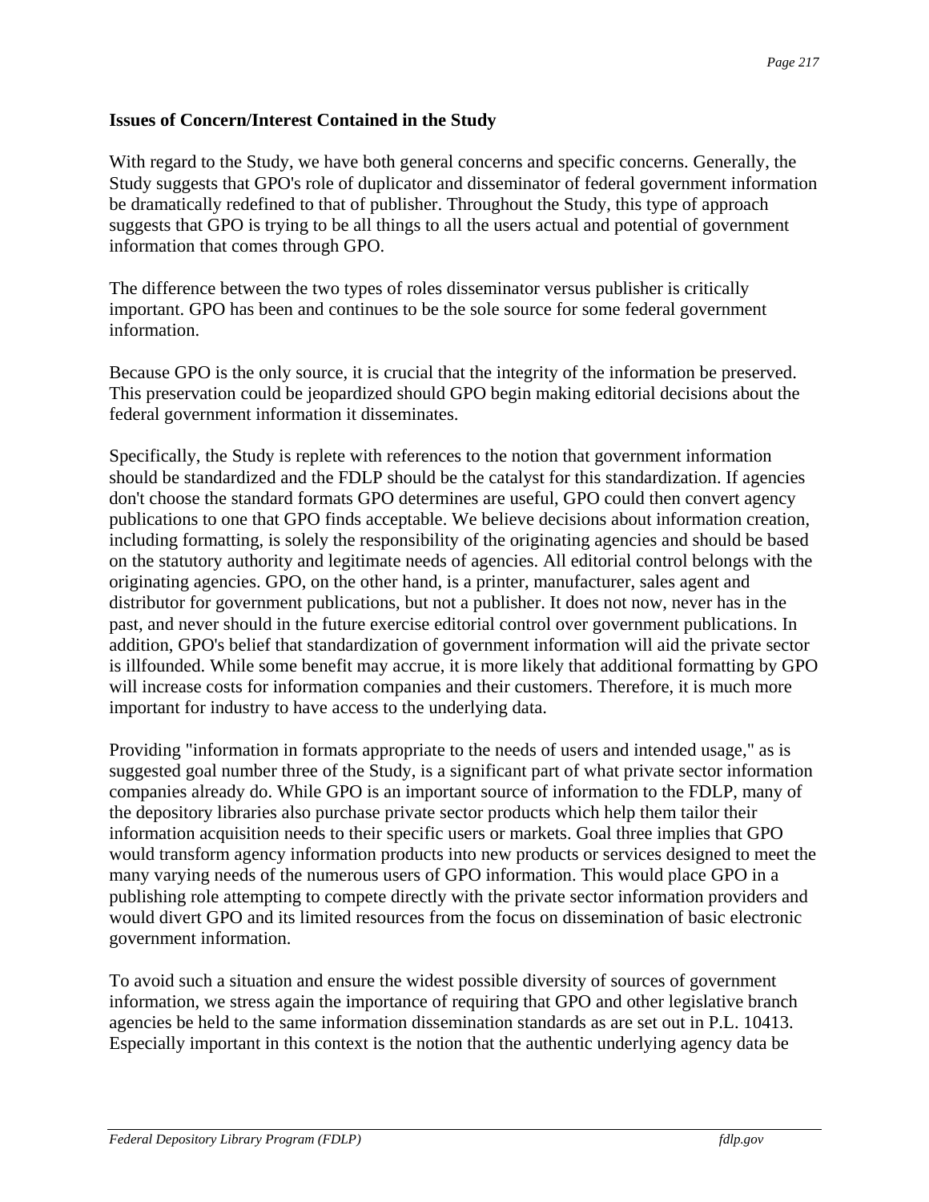**Issues of Concern/Interest Contained in the Study**

With regard to the Study, we have both general concerns and specific concerns. Generally, the Study suggests that GPO's role of duplicator and disseminator of federal government information be dramatically redefined to that of publisher. Throughout the Study, this type of approach suggests that GPO is trying to be all things to all the users actual and potential of government information that comes through GPO.

The difference between the two types of roles disseminator versus publisher is critically important. GPO has been and continues to be the sole source for some federal government information.

Because GPO is the only source, it is crucial that the integrity of the information be preserved. This preservation could be jeopardized should GPO begin making editorial decisions about the federal government information it disseminates.

Specifically, the Study is replete with references to the notion that government information should be standardized and the FDLP should be the catalyst for this standardization. If agencies don't choose the standard formats GPO determines are useful, GPO could then convert agency publications to one that GPO finds acceptable. We believe decisions about information creation, including formatting, is solely the responsibility of the originating agencies and should be based on the statutory authority and legitimate needs of agencies. All editorial control belongs with the originating agencies. GPO, on the other hand, is a printer, manufacturer, sales agent and distributor for government publications, but not a publisher. It does not now, never has in the past, and never should in the future exercise editorial control over government publications. In addition, GPO's belief that standardization of government information will aid the private sector is illfounded. While some benefit may accrue, it is more likely that additional formatting by GPO will increase costs for information companies and their customers. Therefore, it is much more important for industry to have access to the underlying data.

Providing "information in formats appropriate to the needs of users and intended usage," as is suggested goal number three of the Study, is a significant part of what private sector information companies already do. While GPO is an important source of information to the FDLP, many of the depository libraries also purchase private sector products which help them tailor their information acquisition needs to their specific users or markets. Goal three implies that GPO would transform agency information products into new products or services designed to meet the many varying needs of the numerous users of GPO information. This would place GPO in a publishing role attempting to compete directly with the private sector information providers and would divert GPO and its limited resources from the focus on dissemination of basic electronic government information.

To avoid such a situation and ensure the widest possible diversity of sources of government information, we stress again the importance of requiring that GPO and other legislative branch agencies be held to the same information dissemination standards as are set out in P.L. 10413. Especially important in this context is the notion that the authentic underlying agency data be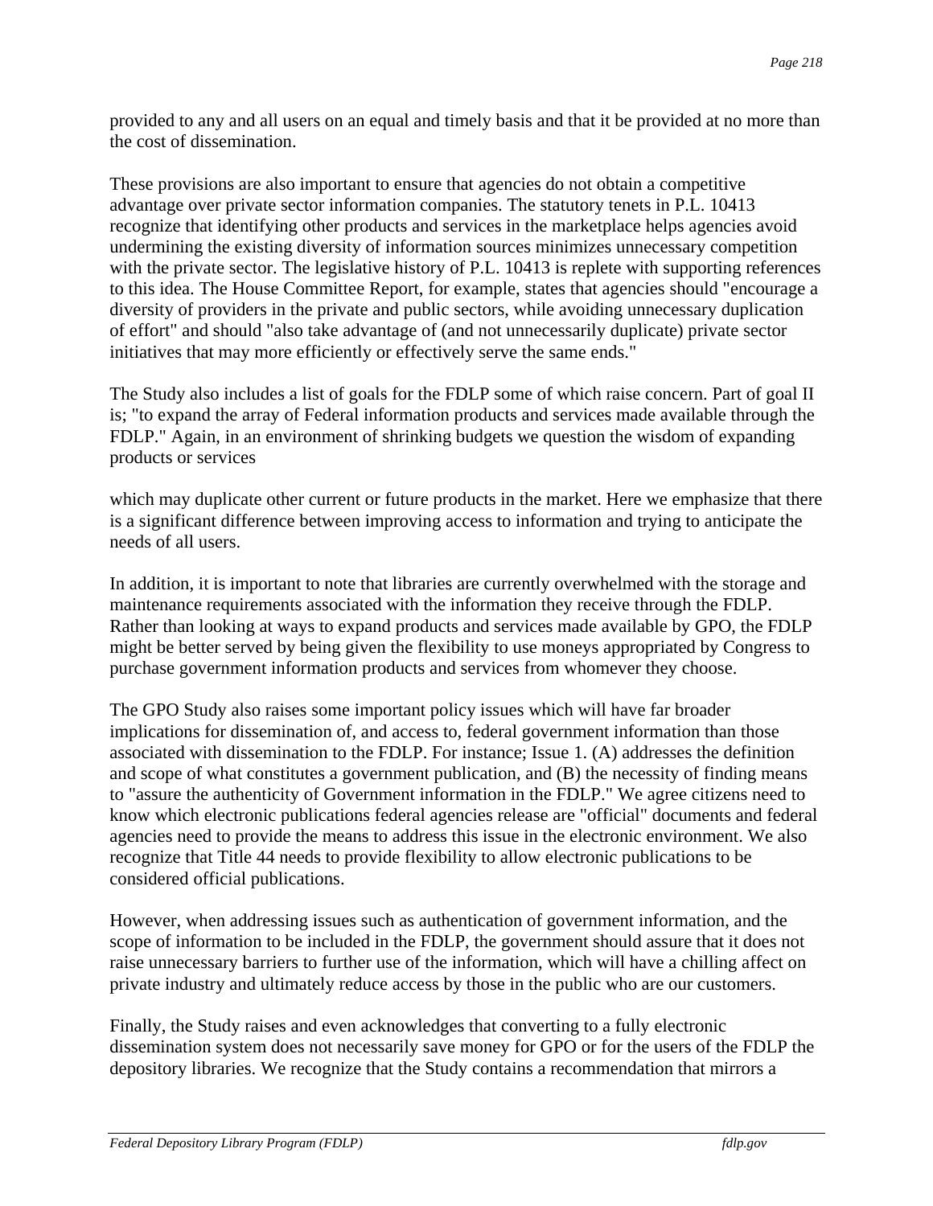provided to any and all users on an equal and timely basis and that it be provided at no more than the cost of dissemination.

These provisions are also important to ensure that agencies do not obtain a competitive advantage over private sector information companies. The statutory tenets in P.L. 10413 recognize that identifying other products and services in the marketplace helps agencies avoid undermining the existing diversity of information sources minimizes unnecessary competition with the private sector. The legislative history of P.L. 10413 is replete with supporting references to this idea. The House Committee Report, for example, states that agencies should "encourage a diversity of providers in the private and public sectors, while avoiding unnecessary duplication of effort" and should "also take advantage of (and not unnecessarily duplicate) private sector initiatives that may more efficiently or effectively serve the same ends."

The Study also includes a list of goals for the FDLP some of which raise concern. Part of goal II is; "to expand the array of Federal information products and services made available through the FDLP." Again, in an environment of shrinking budgets we question the wisdom of expanding products or services

which may duplicate other current or future products in the market. Here we emphasize that there is a significant difference between improving access to information and trying to anticipate the needs of all users.

In addition, it is important to note that libraries are currently overwhelmed with the storage and maintenance requirements associated with the information they receive through the FDLP. Rather than looking at ways to expand products and services made available by GPO, the FDLP might be better served by being given the flexibility to use moneys appropriated by Congress to purchase government information products and services from whomever they choose.

The GPO Study also raises some important policy issues which will have far broader implications for dissemination of, and access to, federal government information than those associated with dissemination to the FDLP. For instance; Issue 1. (A) addresses the definition and scope of what constitutes a government publication, and (B) the necessity of finding means to "assure the authenticity of Government information in the FDLP." We agree citizens need to know which electronic publications federal agencies release are "official" documents and federal agencies need to provide the means to address this issue in the electronic environment. We also recognize that Title 44 needs to provide flexibility to allow electronic publications to be considered official publications.

However, when addressing issues such as authentication of government information, and the scope of information to be included in the FDLP, the government should assure that it does not raise unnecessary barriers to further use of the information, which will have a chilling affect on private industry and ultimately reduce access by those in the public who are our customers.

Finally, the Study raises and even acknowledges that converting to a fully electronic dissemination system does not necessarily save money for GPO or for the users of the FDLP the depository libraries. We recognize that the Study contains a recommendation that mirrors a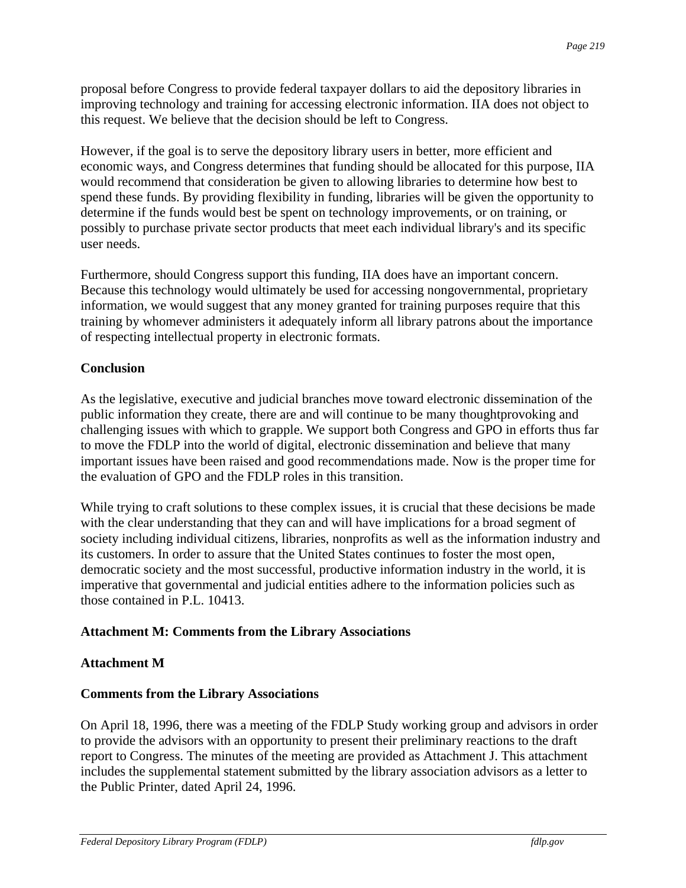proposal before Congress to provide federal taxpayer dollars to aid the depository libraries in improving technology and training for accessing electronic information. IIA does not object to this request. We believe that the decision should be left to Congress.

However, if the goal is to serve the depository library users in better, more efficient and economic ways, and Congress determines that funding should be allocated for this purpose, IIA would recommend that consideration be given to allowing libraries to determine how best to spend these funds. By providing flexibility in funding, libraries will be given the opportunity to determine if the funds would best be spent on technology improvements, or on training, or possibly to purchase private sector products that meet each individual library's and its specific user needs.

Furthermore, should Congress support this funding, IIA does have an important concern. Because this technology would ultimately be used for accessing nongovernmental, proprietary information, we would suggest that any money granted for training purposes require that this training by whomever administers it adequately inform all library patrons about the importance of respecting intellectual property in electronic formats.

**Conclusion**

As the legislative, executive and judicial branches move toward electronic dissemination of the public information they create, there are and will continue to be many thoughtprovoking and challenging issues with which to grapple. We support both Congress and GPO in efforts thus far to move the FDLP into the world of digital, electronic dissemination and believe that many important issues have been raised and good recommendations made. Now is the proper time for the evaluation of GPO and the FDLP roles in this transition.

While trying to craft solutions to these complex issues, it is crucial that these decisions be made with the clear understanding that they can and will have implications for a broad segment of society including individual citizens, libraries, nonprofits as well as the information industry and its customers. In order to assure that the United States continues to foster the most open, democratic society and the most successful, productive information industry in the world, it is imperative that governmental and judicial entities adhere to the information policies such as those contained in P.L. 10413.

**Attachment M: Comments from the Library Associations**

**Attachment M**

**Comments from the Library Associations**

On April 18, 1996, there was a meeting of the FDLP Study working group and advisors in order to provide the advisors with an opportunity to present their preliminary reactions to the draft report to Congress. The minutes of the meeting are provided as Attachment J. This attachment includes the supplemental statement submitted by the library association advisors as a letter to the Public Printer, dated April 24, 1996.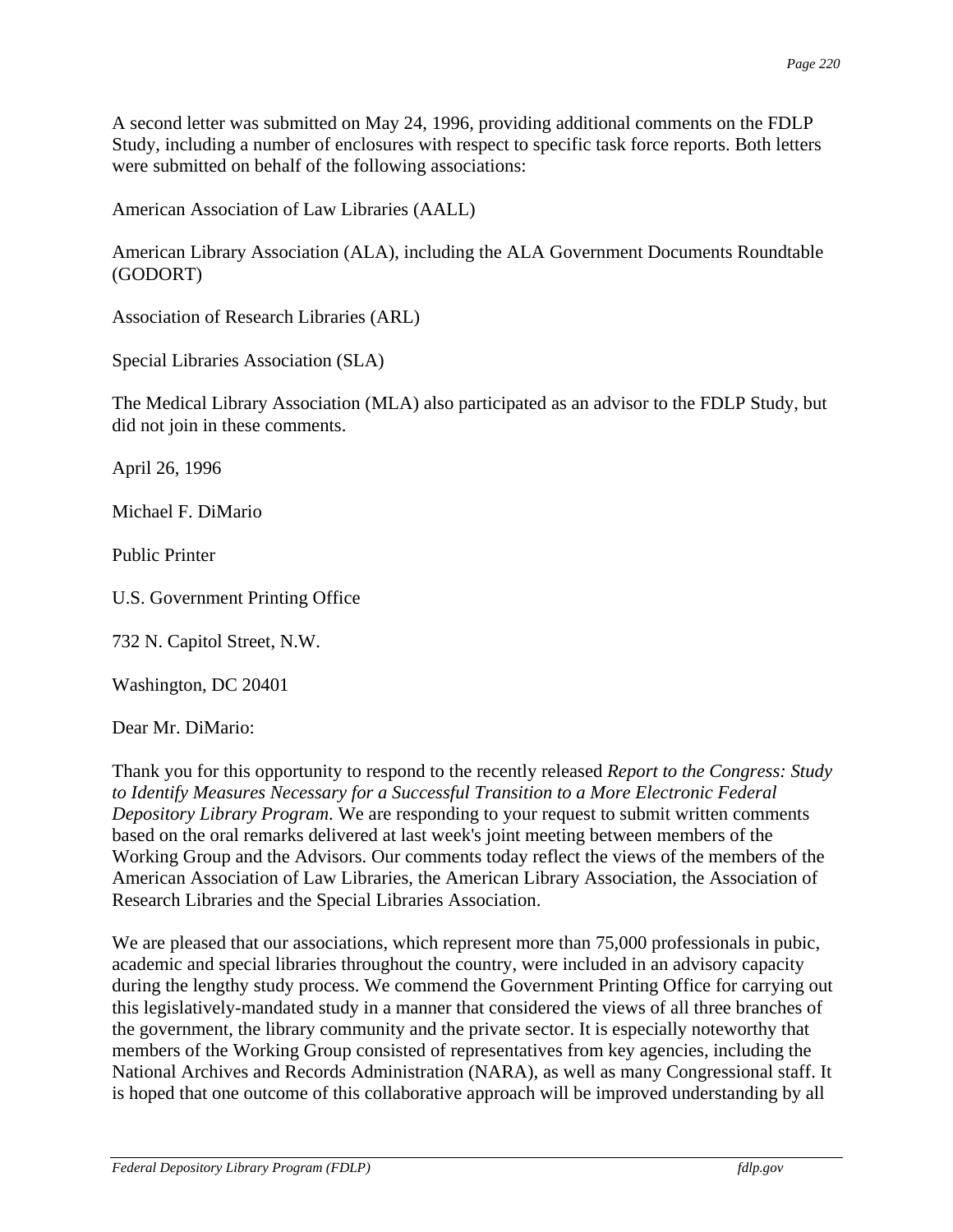A second letter was submitted on May 24, 1996, providing additional comments on the FDLP Study, including a number of enclosures with respect to specific task force reports. Both letters were submitted on behalf of the following associations:

American Association of Law Libraries (AALL)

American Library Association (ALA), including the ALA Government Documents Roundtable (GODORT)

Association of Research Libraries (ARL)

Special Libraries Association (SLA)

The Medical Library Association (MLA) also participated as an advisor to the FDLP Study, but did not join in these comments.

April 26, 1996

Michael F. DiMario

Public Printer

U.S. Government Printing Office

732 N. Capitol Street, N.W.

Washington, DC 20401

Dear Mr. DiMario:

Thank you for this opportunity to respond to the recently released *Report to the Congress: Study to Identify Measures Necessary for a Successful Transition to a More Electronic Federal Depository Library Program*. We are responding to your request to submit written comments based on the oral remarks delivered at last week's joint meeting between members of the Working Group and the Advisors. Our comments today reflect the views of the members of the American Association of Law Libraries, the American Library Association, the Association of Research Libraries and the Special Libraries Association.

We are pleased that our associations, which represent more than 75,000 professionals in pubic, academic and special libraries throughout the country, were included in an advisory capacity during the lengthy study process. We commend the Government Printing Office for carrying out this legislatively-mandated study in a manner that considered the views of all three branches of the government, the library community and the private sector. It is especially noteworthy that members of the Working Group consisted of representatives from key agencies, including the National Archives and Records Administration (NARA), as well as many Congressional staff. It is hoped that one outcome of this collaborative approach will be improved understanding by all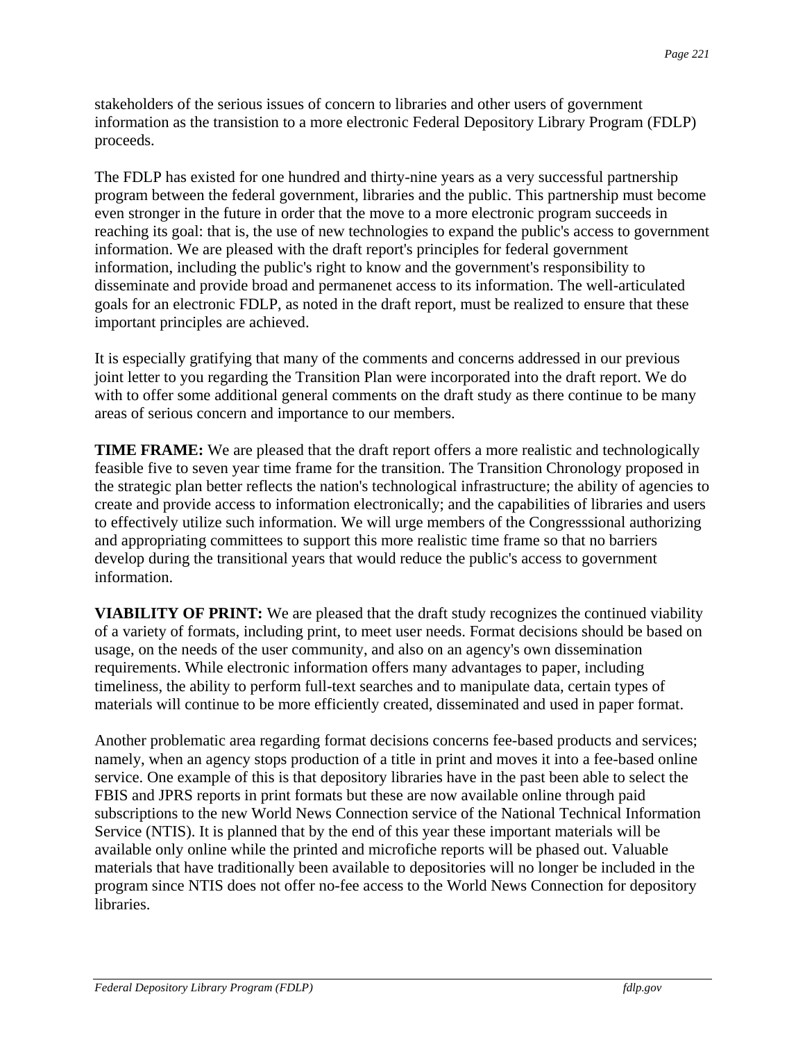stakeholders of the serious issues of concern to libraries and other users of government information as the transistion to a more electronic Federal Depository Library Program (FDLP) proceeds.

The FDLP has existed for one hundred and thirty-nine years as a very successful partnership program between the federal government, libraries and the public. This partnership must become even stronger in the future in order that the move to a more electronic program succeeds in reaching its goal: that is, the use of new technologies to expand the public's access to government information. We are pleased with the draft report's principles for federal government information, including the public's right to know and the government's responsibility to disseminate and provide broad and permanenet access to its information. The well-articulated goals for an electronic FDLP, as noted in the draft report, must be realized to ensure that these important principles are achieved.

It is especially gratifying that many of the comments and concerns addressed in our previous joint letter to you regarding the Transition Plan were incorporated into the draft report. We do with to offer some additional general comments on the draft study as there continue to be many areas of serious concern and importance to our members.

**TIME FRAME:** We are pleased that the draft report offers a more realistic and technologically feasible five to seven year time frame for the transition. The Transition Chronology proposed in the strategic plan better reflects the nation's technological infrastructure; the ability of agencies to create and provide access to information electronically; and the capabilities of libraries and users to effectively utilize such information. We will urge members of the Congresssional authorizing and appropriating committees to support this more realistic time frame so that no barriers develop during the transitional years that would reduce the public's access to government information.

**VIABILITY OF PRINT:** We are pleased that the draft study recognizes the continued viability of a variety of formats, including print, to meet user needs. Format decisions should be based on usage, on the needs of the user community, and also on an agency's own dissemination requirements. While electronic information offers many advantages to paper, including timeliness, the ability to perform full-text searches and to manipulate data, certain types of materials will continue to be more efficiently created, disseminated and used in paper format.

Another problematic area regarding format decisions concerns fee-based products and services; namely, when an agency stops production of a title in print and moves it into a fee-based online service. One example of this is that depository libraries have in the past been able to select the FBIS and JPRS reports in print formats but these are now available online through paid subscriptions to the new World News Connection service of the National Technical Information Service (NTIS). It is planned that by the end of this year these important materials will be available only online while the printed and microfiche reports will be phased out. Valuable materials that have traditionally been available to depositories will no longer be included in the program since NTIS does not offer no-fee access to the World News Connection for depository libraries.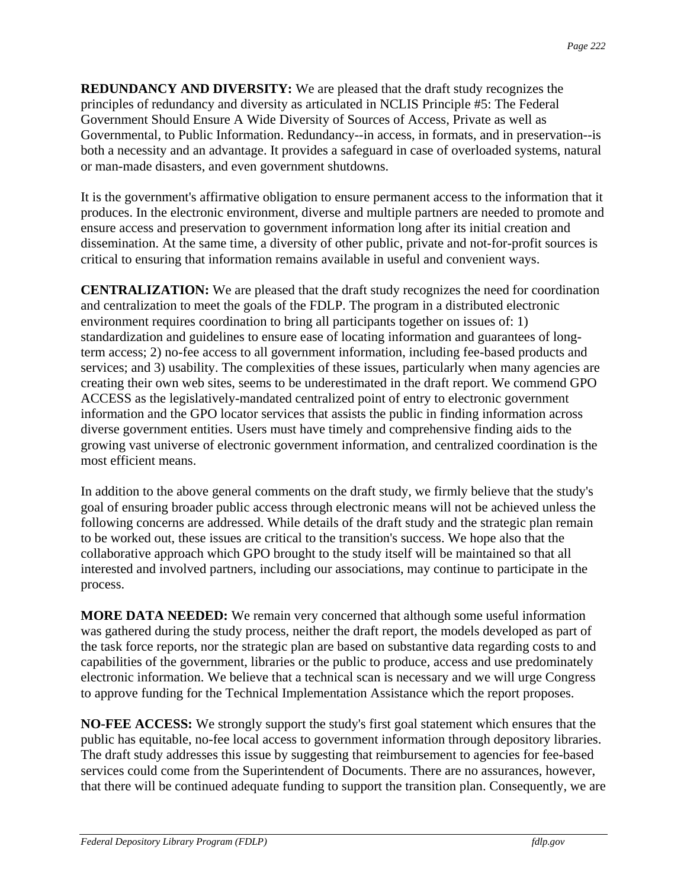**REDUNDANCY AND DIVERSITY:** We are pleased that the draft study recognizes the principles of redundancy and diversity as articulated in NCLIS Principle #5: The Federal Government Should Ensure A Wide Diversity of Sources of Access, Private as well as Governmental, to Public Information. Redundancy--in access, in formats, and in preservation--is both a necessity and an advantage. It provides a safeguard in case of overloaded systems, natural or man-made disasters, and even government shutdowns.

It is the government's affirmative obligation to ensure permanent access to the information that it produces. In the electronic environment, diverse and multiple partners are needed to promote and ensure access and preservation to government information long after its initial creation and dissemination. At the same time, a diversity of other public, private and not-for-profit sources is critical to ensuring that information remains available in useful and convenient ways.

**CENTRALIZATION:** We are pleased that the draft study recognizes the need for coordination and centralization to meet the goals of the FDLP. The program in a distributed electronic environment requires coordination to bring all participants together on issues of: 1) standardization and guidelines to ensure ease of locating information and guarantees of long-term access; 2) no-fee access to all government information, including fee-based products and services; and 3) usability. The complexities of these issues, particularly when many agencies are creating their own web sites, seems to be underestimated in the draft report. We commend GPO ACCESS as the legislatively-mandated centralized point of entry to electronic government information and the GPO locator services that assists the public in finding information across diverse government entities. Users must have timely and comprehensive finding aids to the growing vast universe of electronic government information, and centralized coordination is the most efficient means.

In addition to the above general comments on the draft study, we firmly believe that the study's goal of ensuring broader public access through electronic means will not be achieved unless the following concerns are addressed. While details of the draft study and the strategic plan remain to be worked out, these issues are critical to the transition's success. We hope also that the collaborative approach which GPO brought to the study itself will be maintained so that all interested and involved partners, including our associations, may continue to participate in the process.

**MORE DATA NEEDED:** We remain very concerned that although some useful information was gathered during the study process, neither the draft report, the models developed as part of the task force reports, nor the strategic plan are based on substantive data regarding costs to and capabilities of the government, libraries or the public to produce, access and use predominately electronic information. We believe that a technical scan is necessary and we will urge Congress to approve funding for the Technical Implementation Assistance which the report proposes.

**NO-FEE ACCESS:** We strongly support the study's first goal statement which ensures that the public has equitable, no-fee local access to government information through depository libraries. The draft study addresses this issue by suggesting that reimbursement to agencies for fee-based services could come from the Superintendent of Documents. There are no assurances, however, that there will be continued adequate funding to support the transition plan. Consequently, we are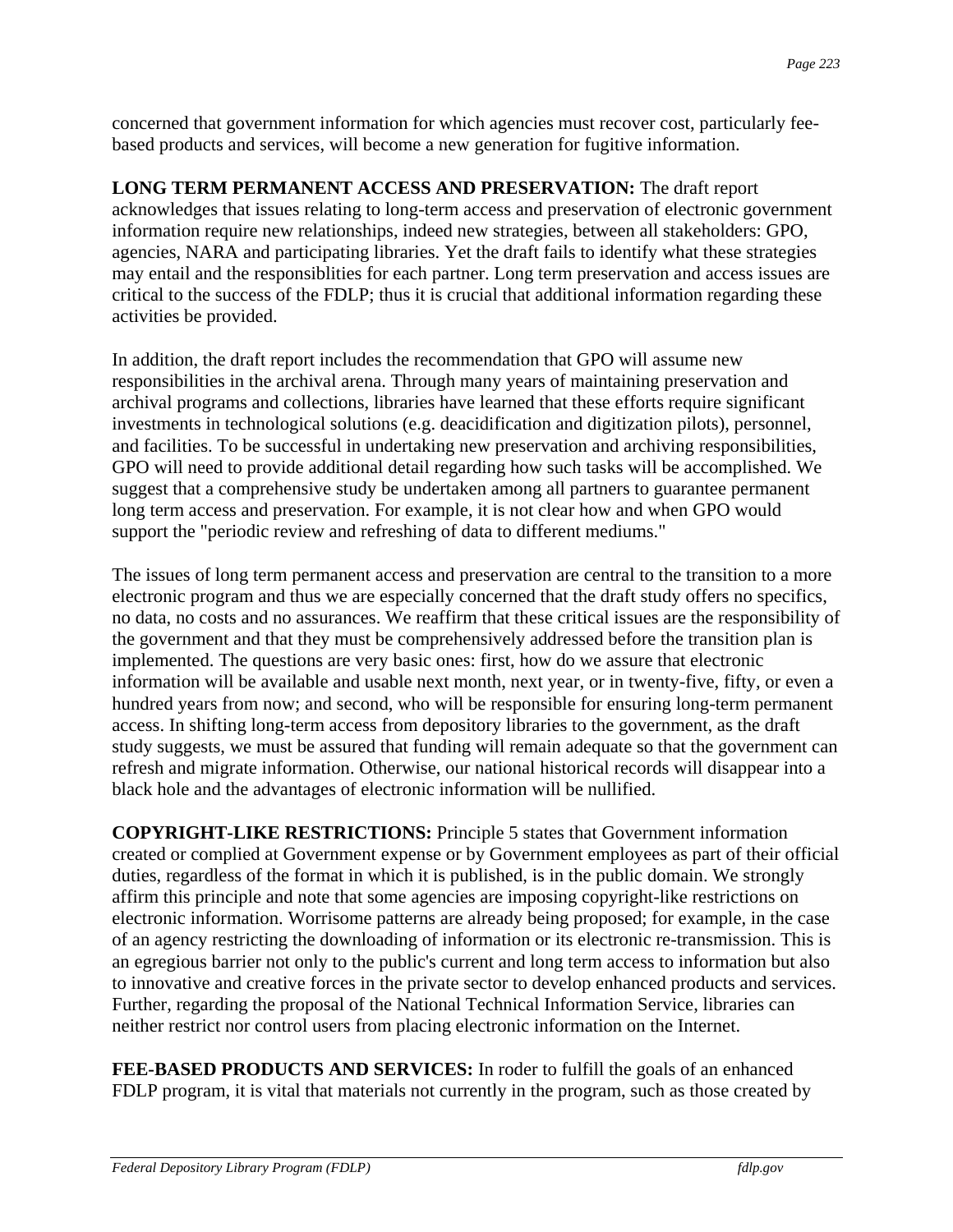concerned that government information for which agencies must recover cost, particularly fee-based products and services, will become a new generation for fugitive information.

**LONG TERM PERMANENT ACCESS AND PRESERVATION:** The draft report acknowledges that issues relating to long-term access and preservation of electronic government information require new relationships, indeed new strategies, between all stakeholders: GPO, agencies, NARA and participating libraries. Yet the draft fails to identify what these strategies may entail and the responsiblities for each partner. Long term preservation and access issues are critical to the success of the FDLP; thus it is crucial that additional information regarding these activities be provided.

In addition, the draft report includes the recommendation that GPO will assume new responsibilities in the archival arena. Through many years of maintaining preservation and archival programs and collections, libraries have learned that these efforts require significant investments in technological solutions (e.g. deacidification and digitization pilots), personnel, and facilities. To be successful in undertaking new preservation and archiving responsibilities, GPO will need to provide additional detail regarding how such tasks will be accomplished. We suggest that a comprehensive study be undertaken among all partners to guarantee permanent long term access and preservation. For example, it is not clear how and when GPO would support the "periodic review and refreshing of data to different mediums."

The issues of long term permanent access and preservation are central to the transition to a more electronic program and thus we are especially concerned that the draft study offers no specifics, no data, no costs and no assurances. We reaffirm that these critical issues are the responsibility of the government and that they must be comprehensively addressed before the transition plan is implemented. The questions are very basic ones: first, how do we assure that electronic information will be available and usable next month, next year, or in twenty-five, fifty, or even a hundred years from now; and second, who will be responsible for ensuring long-term permanent access. In shifting long-term access from depository libraries to the government, as the draft study suggests, we must be assured that funding will remain adequate so that the government can refresh and migrate information. Otherwise, our national historical records will disappear into a black hole and the advantages of electronic information will be nullified.

**COPYRIGHT-LIKE RESTRICTIONS:** Principle 5 states that Government information created or complied at Government expense or by Government employees as part of their official duties, regardless of the format in which it is published, is in the public domain. We strongly affirm this principle and note that some agencies are imposing copyright-like restrictions on electronic information. Worrisome patterns are already being proposed; for example, in the case of an agency restricting the downloading of information or its electronic re-transmission. This is an egregious barrier not only to the public's current and long term access to information but also to innovative and creative forces in the private sector to develop enhanced products and services. Further, regarding the proposal of the National Technical Information Service, libraries can neither restrict nor control users from placing electronic information on the Internet.

**FEE-BASED PRODUCTS AND SERVICES:** In roder to fulfill the goals of an enhanced FDLP program, it is vital that materials not currently in the program, such as those created by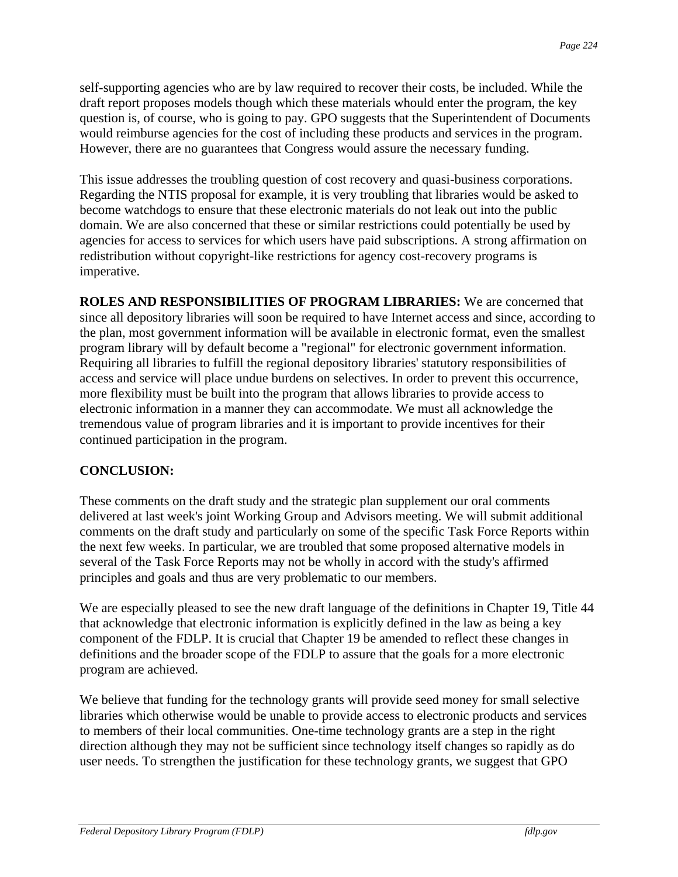self-supporting agencies who are by law required to recover their costs, be included. While the draft report proposes models though which these materials whould enter the program, the key question is, of course, who is going to pay. GPO suggests that the Superintendent of Documents would reimburse agencies for the cost of including these products and services in the program. However, there are no guarantees that Congress would assure the necessary funding.

This issue addresses the troubling question of cost recovery and quasi-business corporations. Regarding the NTIS proposal for example, it is very troubling that libraries would be asked to become watchdogs to ensure that these electronic materials do not leak out into the public domain. We are also concerned that these or similar restrictions could potentially be used by agencies for access to services for which users have paid subscriptions. A strong affirmation on redistribution without copyright-like restrictions for agency cost-recovery programs is imperative.

**ROLES AND RESPONSIBILITIES OF PROGRAM LIBRARIES:** We are concerned that since all depository libraries will soon be required to have Internet access and since, according to the plan, most government information will be available in electronic format, even the smallest program library will by default become a "regional" for electronic government information. Requiring all libraries to fulfill the regional depository libraries' statutory responsibilities of access and service will place undue burdens on selectives. In order to prevent this occurrence, more flexibility must be built into the program that allows libraries to provide access to electronic information in a manner they can accommodate. We must all acknowledge the tremendous value of program libraries and it is important to provide incentives for their continued participation in the program.

**CONCLUSION:**

These comments on the draft study and the strategic plan supplement our oral comments delivered at last week's joint Working Group and Advisors meeting. We will submit additional comments on the draft study and particularly on some of the specific Task Force Reports within the next few weeks. In particular, we are troubled that some proposed alternative models in several of the Task Force Reports may not be wholly in accord with the study's affirmed principles and goals and thus are very problematic to our members.

We are especially pleased to see the new draft language of the definitions in Chapter 19, Title 44 that acknowledge that electronic information is explicitly defined in the law as being a key component of the FDLP. It is crucial that Chapter 19 be amended to reflect these changes in definitions and the broader scope of the FDLP to assure that the goals for a more electronic program are achieved.

We believe that funding for the technology grants will provide seed money for small selective libraries which otherwise would be unable to provide access to electronic products and services to members of their local communities. One-time technology grants are a step in the right direction although they may not be sufficient since technology itself changes so rapidly as do user needs. To strengthen the justification for these technology grants, we suggest that GPO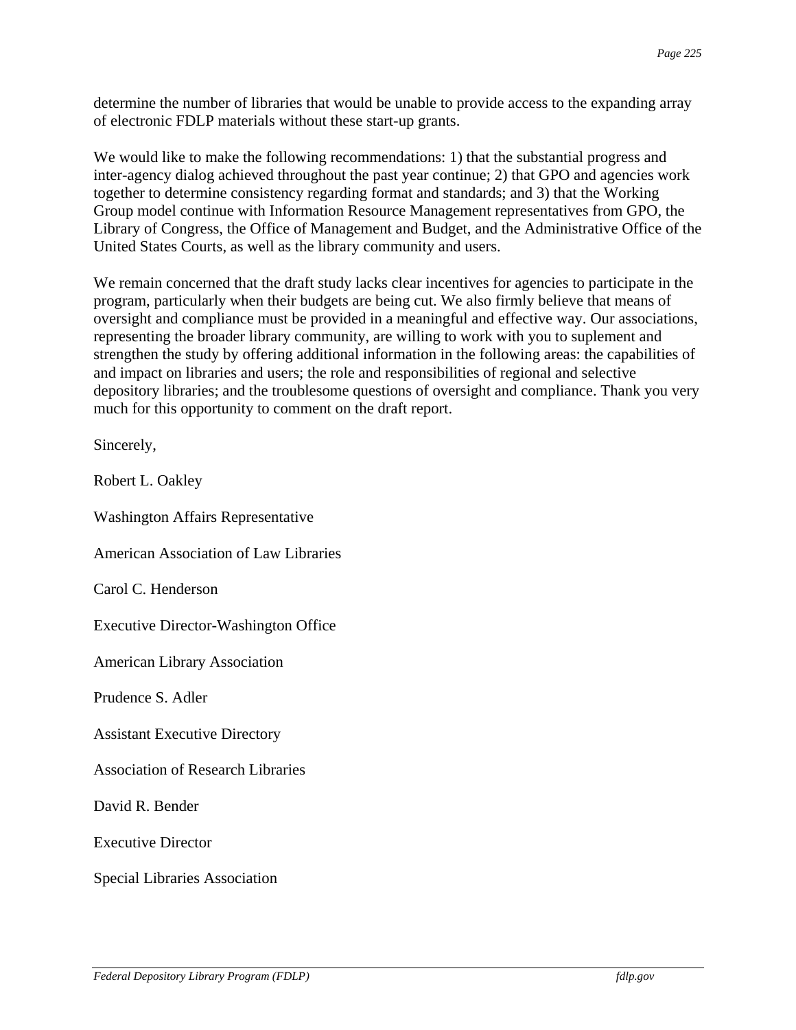determine the number of libraries that would be unable to provide access to the expanding array of electronic FDLP materials without these start-up grants.

We would like to make the following recommendations: 1) that the substantial progress and inter-agency dialog achieved throughout the past year continue; 2) that GPO and agencies work together to determine consistency regarding format and standards; and 3) that the Working Group model continue with Information Resource Management representatives from GPO, the Library of Congress, the Office of Management and Budget, and the Administrative Office of the United States Courts, as well as the library community and users.

We remain concerned that the draft study lacks clear incentives for agencies to participate in the program, particularly when their budgets are being cut. We also firmly believe that means of oversight and compliance must be provided in a meaningful and effective way. Our associations, representing the broader library community, are willing to work with you to suplement and strengthen the study by offering additional information in the following areas: the capabilities of and impact on libraries and users; the role and responsibilities of regional and selective depository libraries; and the troublesome questions of oversight and compliance. Thank you very much for this opportunity to comment on the draft report.

Sincerely,

Robert L. Oakley

Washington Affairs Representative

American Association of Law Libraries

Carol C. Henderson

Executive Director-Washington Office

American Library Association

Prudence S. Adler

Assistant Executive Directory

Association of Research Libraries

David R. Bender

Executive Director

Special Libraries Association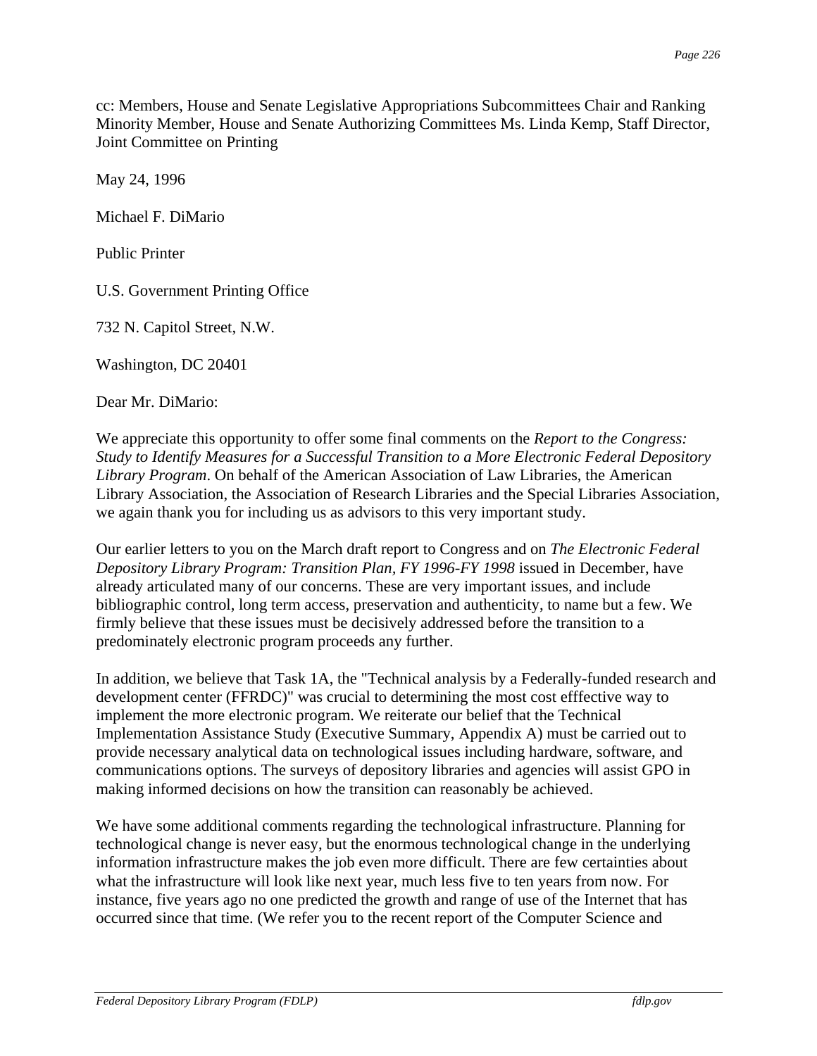cc: Members, House and Senate Legislative Appropriations Subcommittees Chair and Ranking Minority Member, House and Senate Authorizing Committees Ms. Linda Kemp, Staff Director, Joint Committee on Printing

May 24, 1996

Michael F. DiMario

Public Printer

U.S. Government Printing Office

732 N. Capitol Street, N.W.

Washington, DC 20401

Dear Mr. DiMario:

We appreciate this opportunity to offer some final comments on the *Report to the Congress: Study to Identify Measures for a Successful Transition to a More Electronic Federal Depository Library Program*. On behalf of the American Association of Law Libraries, the American Library Association, the Association of Research Libraries and the Special Libraries Association, we again thank you for including us as advisors to this very important study.

Our earlier letters to you on the March draft report to Congress and on *The Electronic Federal Depository Library Program: Transition Plan, FY 1996-FY 1998* issued in December, have already articulated many of our concerns. These are very important issues, and include bibliographic control, long term access, preservation and authenticity, to name but a few. We firmly believe that these issues must be decisively addressed before the transition to a predominately electronic program proceeds any further.

In addition, we believe that Task 1A, the "Technical analysis by a Federally-funded research and development center (FFRDC)" was crucial to determining the most cost efffective way to implement the more electronic program. We reiterate our belief that the Technical Implementation Assistance Study (Executive Summary, Appendix A) must be carried out to provide necessary analytical data on technological issues including hardware, software, and communications options. The surveys of depository libraries and agencies will assist GPO in making informed decisions on how the transition can reasonably be achieved.

We have some additional comments regarding the technological infrastructure. Planning for technological change is never easy, but the enormous technological change in the underlying information infrastructure makes the job even more difficult. There are few certainties about what the infrastructure will look like next year, much less five to ten years from now. For instance, five years ago no one predicted the growth and range of use of the Internet that has occurred since that time. (We refer you to the recent report of the Computer Science and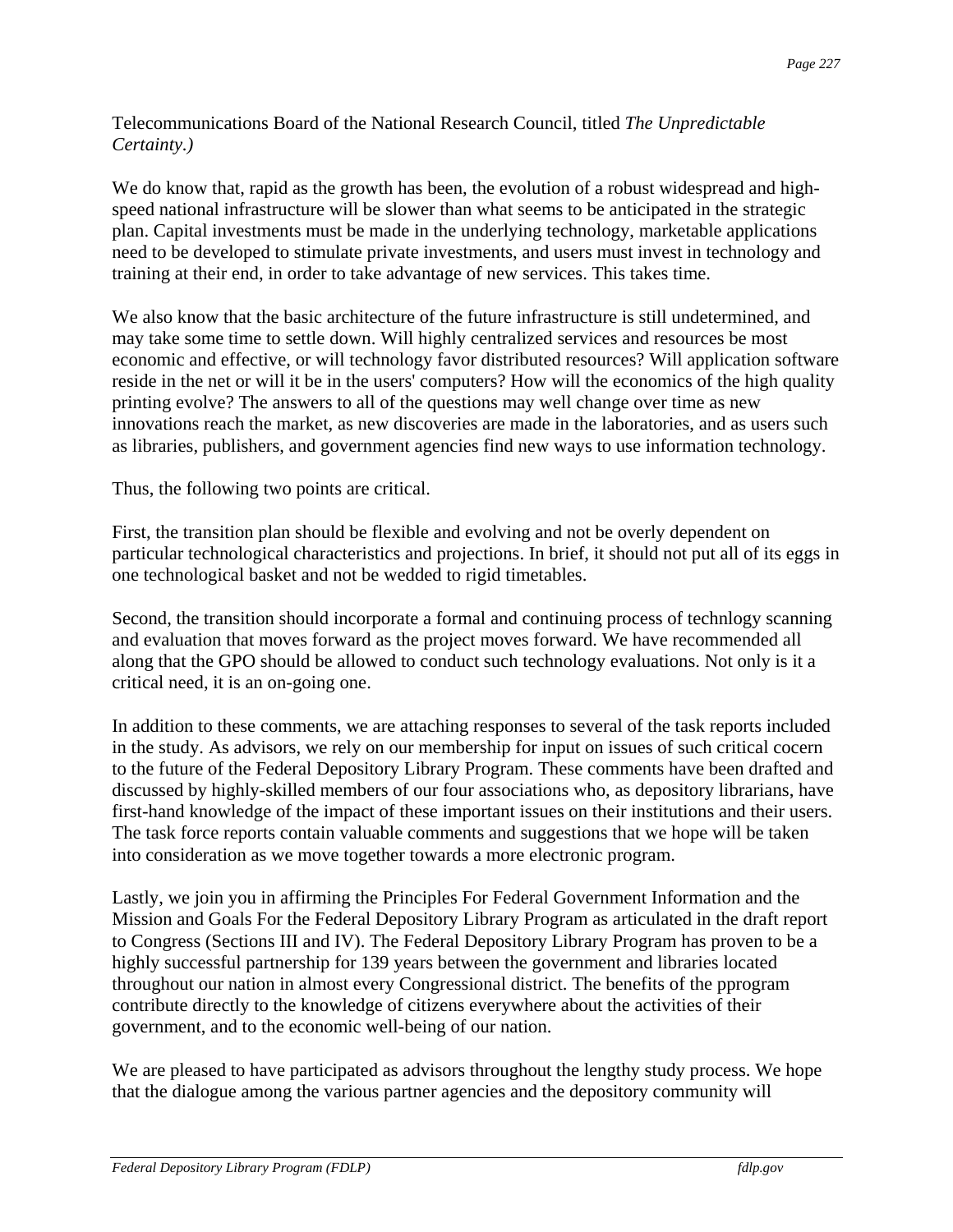Telecommunications Board of the National Research Council, titled *The Unpredictable Certainty.)*

We do know that, rapid as the growth has been, the evolution of a robust widespread and high-speed national infrastructure will be slower than what seems to be anticipated in the strategic plan. Capital investments must be made in the underlying technology, marketable applications need to be developed to stimulate private investments, and users must invest in technology and training at their end, in order to take advantage of new services. This takes time.

We also know that the basic architecture of the future infrastructure is still undetermined, and may take some time to settle down. Will highly centralized services and resources be most economic and effective, or will technology favor distributed resources? Will application software reside in the net or will it be in the users' computers? How will the economics of the high quality printing evolve? The answers to all of the questions may well change over time as new innovations reach the market, as new discoveries are made in the laboratories, and as users such as libraries, publishers, and government agencies find new ways to use information technology.

Thus, the following two points are critical.

First, the transition plan should be flexible and evolving and not be overly dependent on particular technological characteristics and projections. In brief, it should not put all of its eggs in one technological basket and not be wedded to rigid timetables.

Second, the transition should incorporate a formal and continuing process of technlogy scanning and evaluation that moves forward as the project moves forward. We have recommended all along that the GPO should be allowed to conduct such technology evaluations. Not only is it a critical need, it is an on-going one.

In addition to these comments, we are attaching responses to several of the task reports included in the study. As advisors, we rely on our membership for input on issues of such critical cocern to the future of the Federal Depository Library Program. These comments have been drafted and discussed by highly-skilled members of our four associations who, as depository librarians, have first-hand knowledge of the impact of these important issues on their institutions and their users. The task force reports contain valuable comments and suggestions that we hope will be taken into consideration as we move together towards a more electronic program.

Lastly, we join you in affirming the Principles For Federal Government Information and the Mission and Goals For the Federal Depository Library Program as articulated in the draft report to Congress (Sections III and IV). The Federal Depository Library Program has proven to be a highly successful partnership for 139 years between the government and libraries located throughout our nation in almost every Congressional district. The benefits of the pprogram contribute directly to the knowledge of citizens everywhere about the activities of their government, and to the economic well-being of our nation.

We are pleased to have participated as advisors throughout the lengthy study process. We hope that the dialogue among the various partner agencies and the depository community will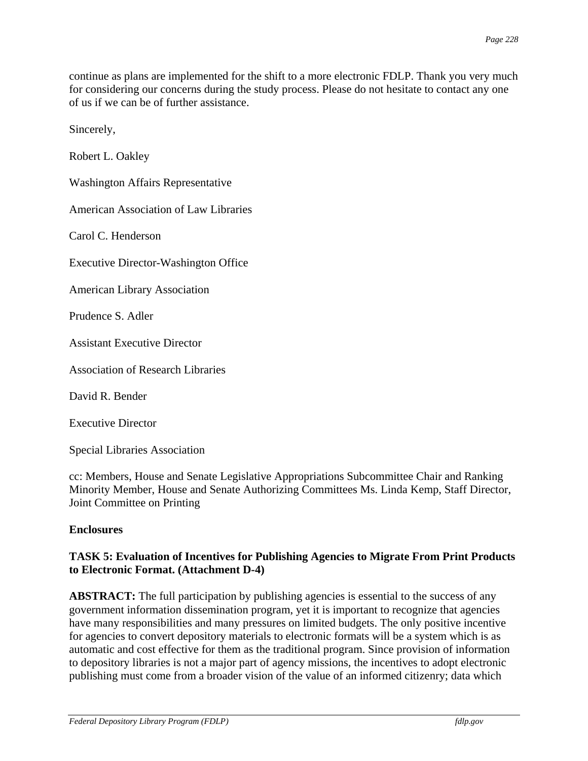continue as plans are implemented for the shift to a more electronic FDLP. Thank you very much for considering our concerns during the study process. Please do not hesitate to contact any one of us if we can be of further assistance.

Sincerely,

Robert L. Oakley

Washington Affairs Representative

American Association of Law Libraries

Carol C. Henderson

Executive Director-Washington Office

American Library Association

Prudence S. Adler

Assistant Executive Director

Association of Research Libraries

David R. Bender

Executive Director

Special Libraries Association

cc: Members, House and Senate Legislative Appropriations Subcommittee Chair and Ranking Minority Member, House and Senate Authorizing Committees Ms. Linda Kemp, Staff Director, Joint Committee on Printing

**Enclosures**

**TASK 5: Evaluation of Incentives for Publishing Agencies to Migrate From Print Products to Electronic Format. (Attachment D-4)**

**ABSTRACT:** The full participation by publishing agencies is essential to the success of any government information dissemination program, yet it is important to recognize that agencies have many responsibilities and many pressures on limited budgets. The only positive incentive for agencies to convert depository materials to electronic formats will be a system which is as automatic and cost effective for them as the traditional program. Since provision of information to depository libraries is not a major part of agency missions, the incentives to adopt electronic publishing must come from a broader vision of the value of an informed citizenry; data which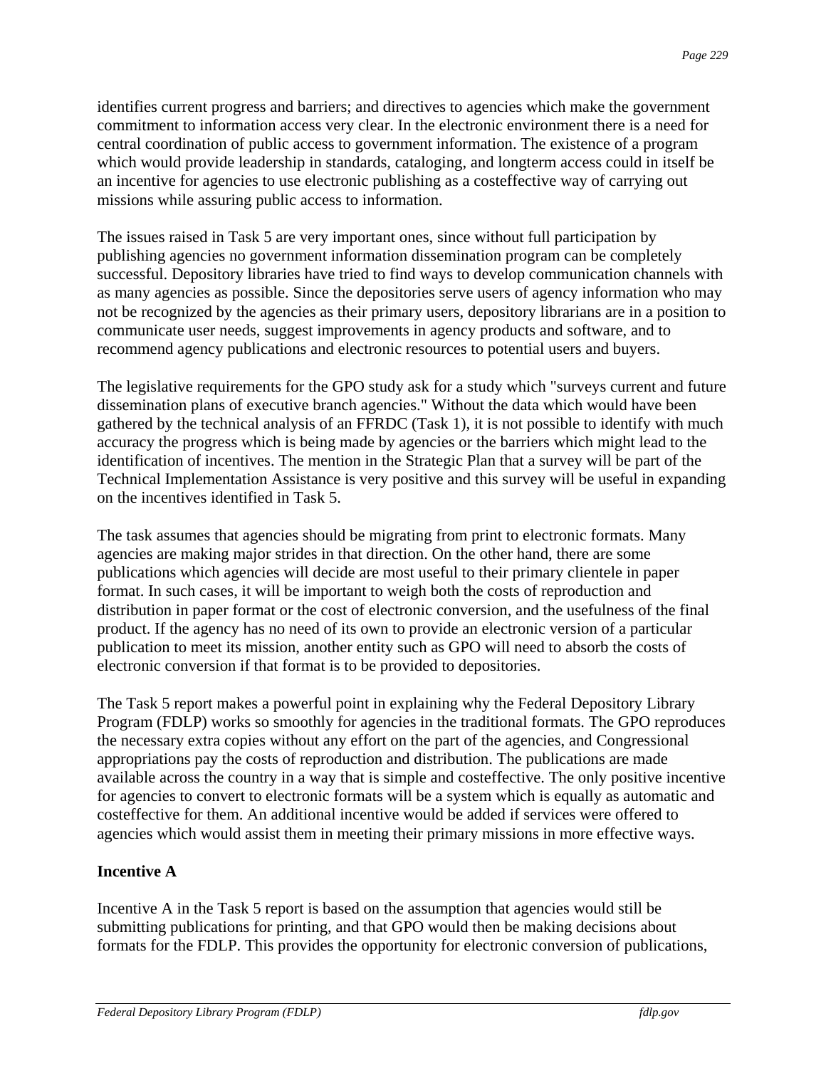identifies current progress and barriers; and directives to agencies which make the government commitment to information access very clear. In the electronic environment there is a need for central coordination of public access to government information. The existence of a program which would provide leadership in standards, cataloging, and longterm access could in itself be an incentive for agencies to use electronic publishing as a costeffective way of carrying out missions while assuring public access to information.

The issues raised in Task 5 are very important ones, since without full participation by publishing agencies no government information dissemination program can be completely successful. Depository libraries have tried to find ways to develop communication channels with as many agencies as possible. Since the depositories serve users of agency information who may not be recognized by the agencies as their primary users, depository librarians are in a position to communicate user needs, suggest improvements in agency products and software, and to recommend agency publications and electronic resources to potential users and buyers.

The legislative requirements for the GPO study ask for a study which "surveys current and future dissemination plans of executive branch agencies." Without the data which would have been gathered by the technical analysis of an FFRDC (Task 1), it is not possible to identify with much accuracy the progress which is being made by agencies or the barriers which might lead to the identification of incentives. The mention in the Strategic Plan that a survey will be part of the Technical Implementation Assistance is very positive and this survey will be useful in expanding on the incentives identified in Task 5.

The task assumes that agencies should be migrating from print to electronic formats. Many agencies are making major strides in that direction. On the other hand, there are some publications which agencies will decide are most useful to their primary clientele in paper format. In such cases, it will be important to weigh both the costs of reproduction and distribution in paper format or the cost of electronic conversion, and the usefulness of the final product. If the agency has no need of its own to provide an electronic version of a particular publication to meet its mission, another entity such as GPO will need to absorb the costs of electronic conversion if that format is to be provided to depositories.

The Task 5 report makes a powerful point in explaining why the Federal Depository Library Program (FDLP) works so smoothly for agencies in the traditional formats. The GPO reproduces the necessary extra copies without any effort on the part of the agencies, and Congressional appropriations pay the costs of reproduction and distribution. The publications are made available across the country in a way that is simple and costeffective. The only positive incentive for agencies to convert to electronic formats will be a system which is equally as automatic and costeffective for them. An additional incentive would be added if services were offered to agencies which would assist them in meeting their primary missions in more effective ways.

**Incentive A**

Incentive A in the Task 5 report is based on the assumption that agencies would still be submitting publications for printing, and that GPO would then be making decisions about formats for the FDLP. This provides the opportunity for electronic conversion of publications,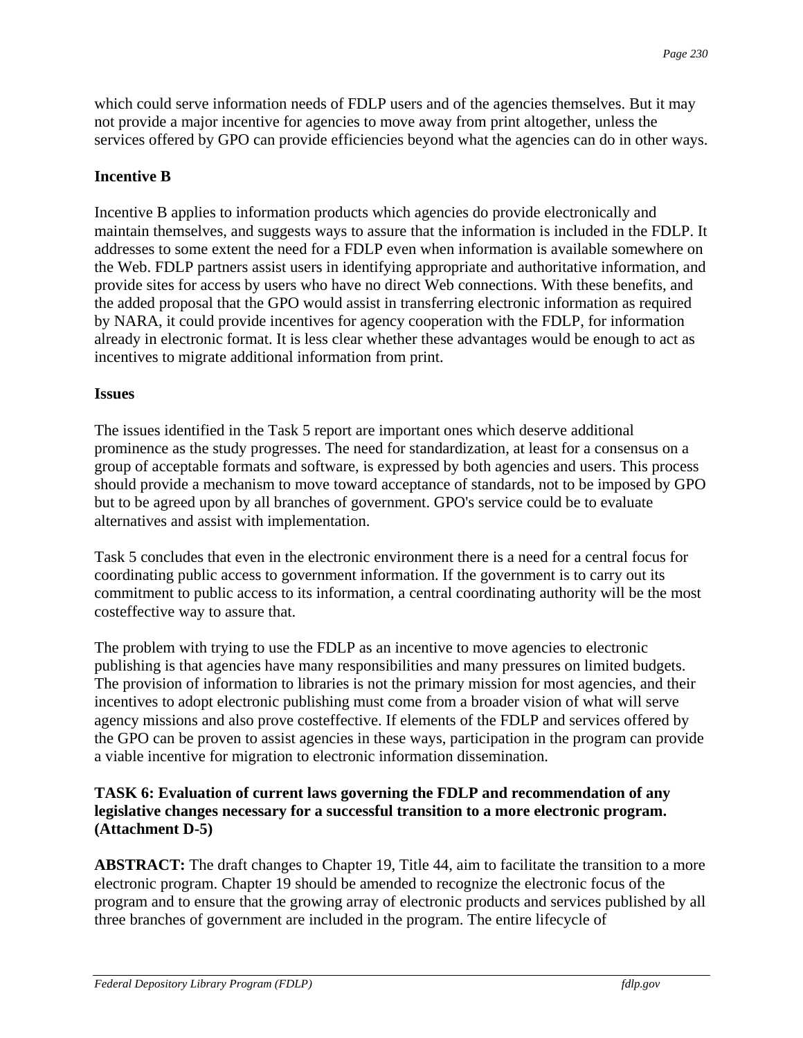which could serve information needs of FDLP users and of the agencies themselves. But it may not provide a major incentive for agencies to move away from print altogether, unless the services offered by GPO can provide efficiencies beyond what the agencies can do in other ways.

**Incentive B**

Incentive B applies to information products which agencies do provide electronically and maintain themselves, and suggests ways to assure that the information is included in the FDLP. It addresses to some extent the need for a FDLP even when information is available somewhere on the Web. FDLP partners assist users in identifying appropriate and authoritative information, and provide sites for access by users who have no direct Web connections. With these benefits, and the added proposal that the GPO would assist in transferring electronic information as required by NARA, it could provide incentives for agency cooperation with the FDLP, for information already in electronic format. It is less clear whether these advantages would be enough to act as incentives to migrate additional information from print.

**Issues**

The issues identified in the Task 5 report are important ones which deserve additional prominence as the study progresses. The need for standardization, at least for a consensus on a group of acceptable formats and software, is expressed by both agencies and users. This process should provide a mechanism to move toward acceptance of standards, not to be imposed by GPO but to be agreed upon by all branches of government. GPO's service could be to evaluate alternatives and assist with implementation.

Task 5 concludes that even in the electronic environment there is a need for a central focus for coordinating public access to government information. If the government is to carry out its commitment to public access to its information, a central coordinating authority will be the most costeffective way to assure that.

The problem with trying to use the FDLP as an incentive to move agencies to electronic publishing is that agencies have many responsibilities and many pressures on limited budgets. The provision of information to libraries is not the primary mission for most agencies, and their incentives to adopt electronic publishing must come from a broader vision of what will serve agency missions and also prove costeffective. If elements of the FDLP and services offered by the GPO can be proven to assist agencies in these ways, participation in the program can provide a viable incentive for migration to electronic information dissemination.

**TASK 6: Evaluation of current laws governing the FDLP and recommendation of any legislative changes necessary for a successful transition to a more electronic program. (Attachment D-5)**

**ABSTRACT:** The draft changes to Chapter 19, Title 44, aim to facilitate the transition to a more electronic program. Chapter 19 should be amended to recognize the electronic focus of the program and to ensure that the growing array of electronic products and services published by all three branches of government are included in the program. The entire lifecycle of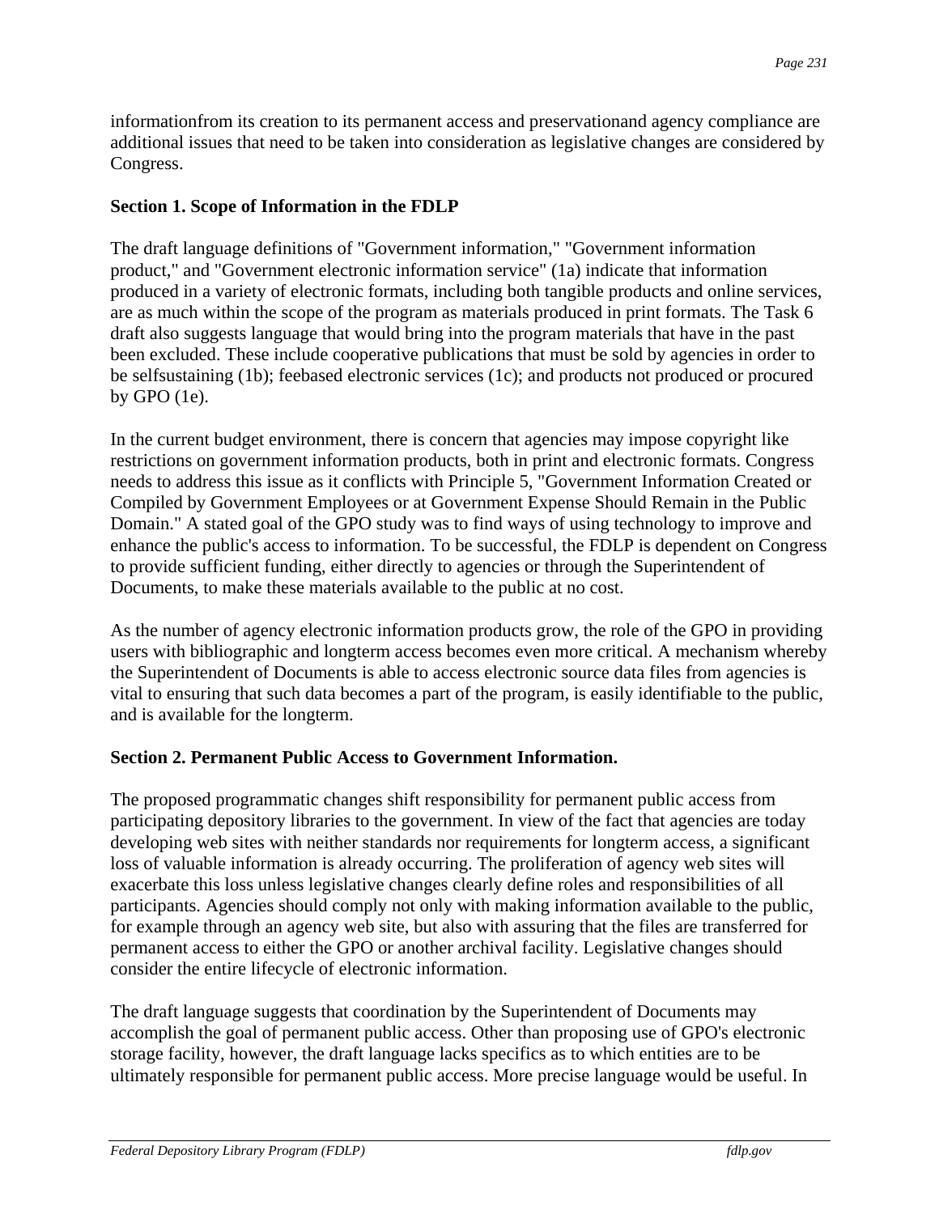informationfrom its creation to its permanent access and preservationand agency compliance are additional issues that need to be taken into consideration as legislative changes are considered by Congress.

**Section 1. Scope of Information in the FDLP**

The draft language definitions of "Government information," "Government information product," and "Government electronic information service" (1a) indicate that information produced in a variety of electronic formats, including both tangible products and online services, are as much within the scope of the program as materials produced in print formats. The Task 6 draft also suggests language that would bring into the program materials that have in the past been excluded. These include cooperative publications that must be sold by agencies in order to be selfsustaining (1b); feebased electronic services (1c); and products not produced or procured by GPO (1e).

In the current budget environment, there is concern that agencies may impose copyright like restrictions on government information products, both in print and electronic formats. Congress needs to address this issue as it conflicts with Principle 5, "Government Information Created or Compiled by Government Employees or at Government Expense Should Remain in the Public Domain." A stated goal of the GPO study was to find ways of using technology to improve and enhance the public's access to information. To be successful, the FDLP is dependent on Congress to provide sufficient funding, either directly to agencies or through the Superintendent of Documents, to make these materials available to the public at no cost.

As the number of agency electronic information products grow, the role of the GPO in providing users with bibliographic and longterm access becomes even more critical. A mechanism whereby the Superintendent of Documents is able to access electronic source data files from agencies is vital to ensuring that such data becomes a part of the program, is easily identifiable to the public, and is available for the longterm.

**Section 2. Permanent Public Access to Government Information.**

The proposed programmatic changes shift responsibility for permanent public access from participating depository libraries to the government. In view of the fact that agencies are today developing web sites with neither standards nor requirements for longterm access, a significant loss of valuable information is already occurring. The proliferation of agency web sites will exacerbate this loss unless legislative changes clearly define roles and responsibilities of all participants. Agencies should comply not only with making information available to the public, for example through an agency web site, but also with assuring that the files are transferred for permanent access to either the GPO or another archival facility. Legislative changes should consider the entire lifecycle of electronic information.

The draft language suggests that coordination by the Superintendent of Documents may accomplish the goal of permanent public access. Other than proposing use of GPO's electronic storage facility, however, the draft language lacks specifics as to which entities are to be ultimately responsible for permanent public access. More precise language would be useful. In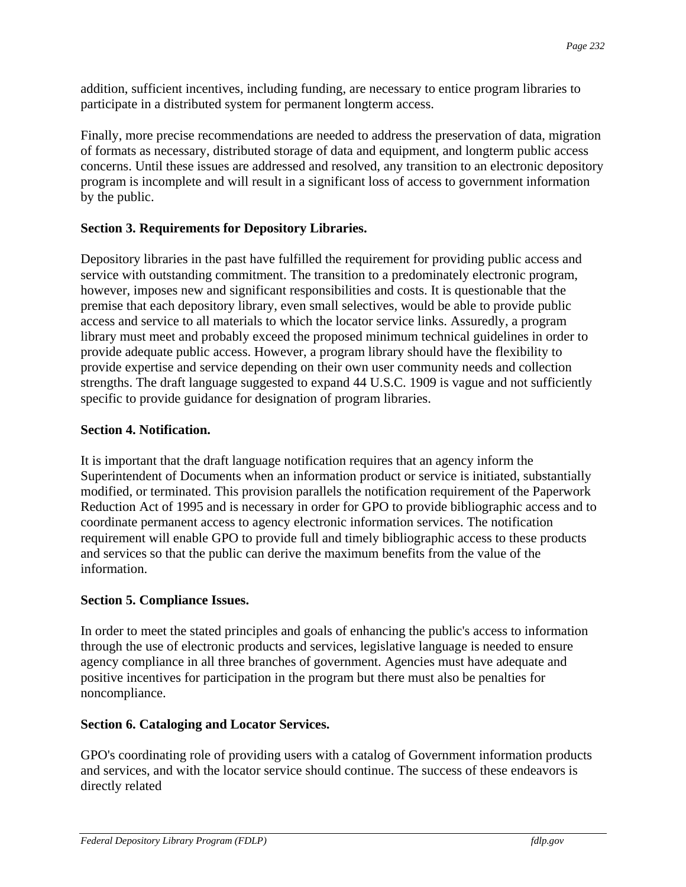addition, sufficient incentives, including funding, are necessary to entice program libraries to participate in a distributed system for permanent longterm access.

Finally, more precise recommendations are needed to address the preservation of data, migration of formats as necessary, distributed storage of data and equipment, and longterm public access concerns. Until these issues are addressed and resolved, any transition to an electronic depository program is incomplete and will result in a significant loss of access to government information by the public.

**Section 3. Requirements for Depository Libraries.**

Depository libraries in the past have fulfilled the requirement for providing public access and service with outstanding commitment. The transition to a predominately electronic program, however, imposes new and significant responsibilities and costs. It is questionable that the premise that each depository library, even small selectives, would be able to provide public access and service to all materials to which the locator service links. Assuredly, a program library must meet and probably exceed the proposed minimum technical guidelines in order to provide adequate public access. However, a program library should have the flexibility to provide expertise and service depending on their own user community needs and collection strengths. The draft language suggested to expand 44 U.S.C. 1909 is vague and not sufficiently specific to provide guidance for designation of program libraries.

**Section 4. Notification.**

It is important that the draft language notification requires that an agency inform the Superintendent of Documents when an information product or service is initiated, substantially modified, or terminated. This provision parallels the notification requirement of the Paperwork Reduction Act of 1995 and is necessary in order for GPO to provide bibliographic access and to coordinate permanent access to agency electronic information services. The notification requirement will enable GPO to provide full and timely bibliographic access to these products and services so that the public can derive the maximum benefits from the value of the information.

**Section 5. Compliance Issues.**

In order to meet the stated principles and goals of enhancing the public's access to information through the use of electronic products and services, legislative language is needed to ensure agency compliance in all three branches of government. Agencies must have adequate and positive incentives for participation in the program but there must also be penalties for noncompliance.

**Section 6. Cataloging and Locator Services.**

GPO's coordinating role of providing users with a catalog of Government information products and services, and with the locator service should continue. The success of these endeavors is directly related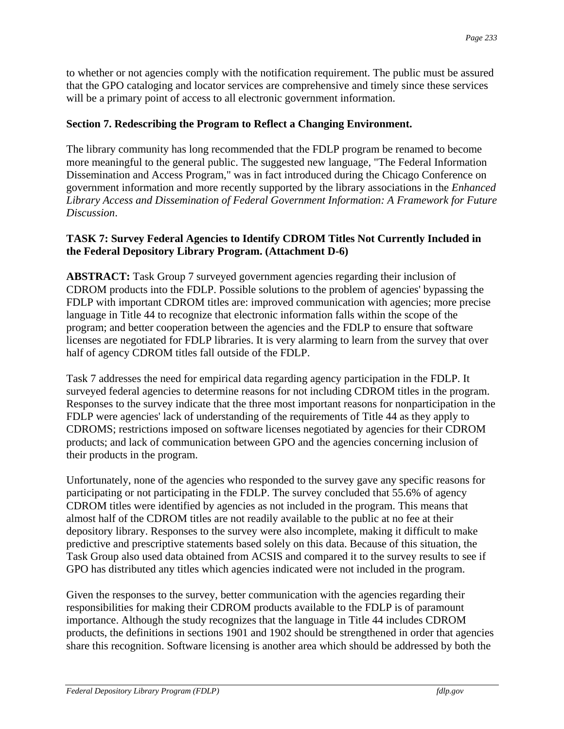to whether or not agencies comply with the notification requirement. The public must be assured that the GPO cataloging and locator services are comprehensive and timely since these services will be a primary point of access to all electronic government information.

**Section 7. Redescribing the Program to Reflect a Changing Environment.**

The library community has long recommended that the FDLP program be renamed to become more meaningful to the general public. The suggested new language, "The Federal Information Dissemination and Access Program," was in fact introduced during the Chicago Conference on government information and more recently supported by the library associations in the *Enhanced Library Access and Dissemination of Federal Government Information: A Framework for Future Discussion*.

**TASK 7: Survey Federal Agencies to Identify CDROM Titles Not Currently Included in the Federal Depository Library Program. (Attachment D-6)**

**ABSTRACT:** Task Group 7 surveyed government agencies regarding their inclusion of CDROM products into the FDLP. Possible solutions to the problem of agencies' bypassing the FDLP with important CDROM titles are: improved communication with agencies; more precise language in Title 44 to recognize that electronic information falls within the scope of the program; and better cooperation between the agencies and the FDLP to ensure that software licenses are negotiated for FDLP libraries. It is very alarming to learn from the survey that over half of agency CDROM titles fall outside of the FDLP.

Task 7 addresses the need for empirical data regarding agency participation in the FDLP. It surveyed federal agencies to determine reasons for not including CDROM titles in the program. Responses to the survey indicate that the three most important reasons for nonparticipation in the FDLP were agencies' lack of understanding of the requirements of Title 44 as they apply to CDROMS; restrictions imposed on software licenses negotiated by agencies for their CDROM products; and lack of communication between GPO and the agencies concerning inclusion of their products in the program.

Unfortunately, none of the agencies who responded to the survey gave any specific reasons for participating or not participating in the FDLP. The survey concluded that 55.6% of agency CDROM titles were identified by agencies as not included in the program. This means that almost half of the CDROM titles are not readily available to the public at no fee at their depository library. Responses to the survey were also incomplete, making it difficult to make predictive and prescriptive statements based solely on this data. Because of this situation, the Task Group also used data obtained from ACSIS and compared it to the survey results to see if GPO has distributed any titles which agencies indicated were not included in the program.

Given the responses to the survey, better communication with the agencies regarding their responsibilities for making their CDROM products available to the FDLP is of paramount importance. Although the study recognizes that the language in Title 44 includes CDROM products, the definitions in sections 1901 and 1902 should be strengthened in order that agencies share this recognition. Software licensing is another area which should be addressed by both the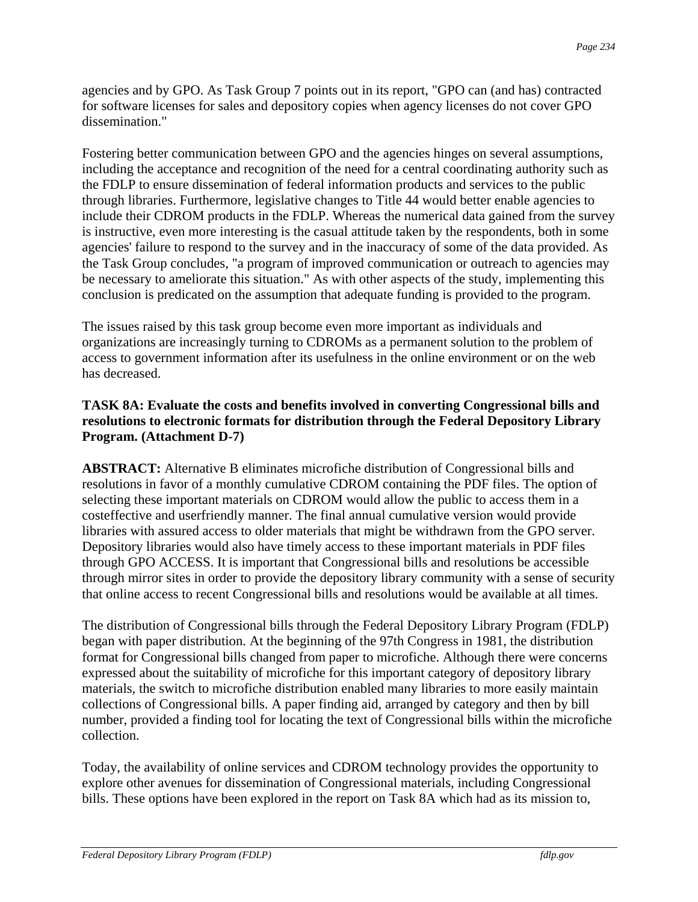agencies and by GPO. As Task Group 7 points out in its report, "GPO can (and has) contracted for software licenses for sales and depository copies when agency licenses do not cover GPO dissemination."

Fostering better communication between GPO and the agencies hinges on several assumptions, including the acceptance and recognition of the need for a central coordinating authority such as the FDLP to ensure dissemination of federal information products and services to the public through libraries. Furthermore, legislative changes to Title 44 would better enable agencies to include their CDROM products in the FDLP. Whereas the numerical data gained from the survey is instructive, even more interesting is the casual attitude taken by the respondents, both in some agencies' failure to respond to the survey and in the inaccuracy of some of the data provided. As the Task Group concludes, "a program of improved communication or outreach to agencies may be necessary to ameliorate this situation." As with other aspects of the study, implementing this conclusion is predicated on the assumption that adequate funding is provided to the program.

The issues raised by this task group become even more important as individuals and organizations are increasingly turning to CDROMs as a permanent solution to the problem of access to government information after its usefulness in the online environment or on the web has decreased.

**TASK 8A: Evaluate the costs and benefits involved in converting Congressional bills and resolutions to electronic formats for distribution through the Federal Depository Library Program. (Attachment D-7)**

**ABSTRACT:** Alternative B eliminates microfiche distribution of Congressional bills and resolutions in favor of a monthly cumulative CDROM containing the PDF files. The option of selecting these important materials on CDROM would allow the public to access them in a costeffective and userfriendly manner. The final annual cumulative version would provide libraries with assured access to older materials that might be withdrawn from the GPO server. Depository libraries would also have timely access to these important materials in PDF files through GPO ACCESS. It is important that Congressional bills and resolutions be accessible through mirror sites in order to provide the depository library community with a sense of security that online access to recent Congressional bills and resolutions would be available at all times.

The distribution of Congressional bills through the Federal Depository Library Program (FDLP) began with paper distribution. At the beginning of the 97th Congress in 1981, the distribution format for Congressional bills changed from paper to microfiche. Although there were concerns expressed about the suitability of microfiche for this important category of depository library materials, the switch to microfiche distribution enabled many libraries to more easily maintain collections of Congressional bills. A paper finding aid, arranged by category and then by bill number, provided a finding tool for locating the text of Congressional bills within the microfiche collection.

Today, the availability of online services and CDROM technology provides the opportunity to explore other avenues for dissemination of Congressional materials, including Congressional bills. These options have been explored in the report on Task 8A which had as its mission to,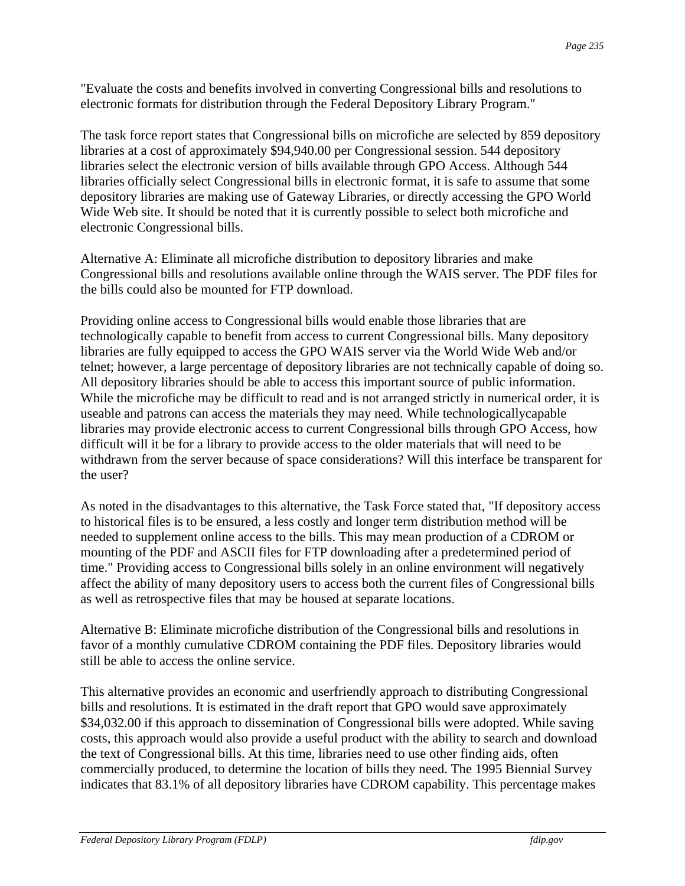"Evaluate the costs and benefits involved in converting Congressional bills and resolutions to electronic formats for distribution through the Federal Depository Library Program."

The task force report states that Congressional bills on microfiche are selected by 859 depository libraries at a cost of approximately $94,940.00 per Congressional session. 544 depository libraries select the electronic version of bills available through GPO Access. Although 544 libraries officially select Congressional bills in electronic format, it is safe to assume that some depository libraries are making use of Gateway Libraries, or directly accessing the GPO World Wide Web site. It should be noted that it is currently possible to select both microfiche and electronic Congressional bills.

Alternative A: Eliminate all microfiche distribution to depository libraries and make Congressional bills and resolutions available online through the WAIS server. The PDF files for the bills could also be mounted for FTP download.

Providing online access to Congressional bills would enable those libraries that are technologically capable to benefit from access to current Congressional bills. Many depository libraries are fully equipped to access the GPO WAIS server via the World Wide Web and/or telnet; however, a large percentage of depository libraries are not technically capable of doing so. All depository libraries should be able to access this important source of public information. While the microfiche may be difficult to read and is not arranged strictly in numerical order, it is useable and patrons can access the materials they may need. While technologicallycapable libraries may provide electronic access to current Congressional bills through GPO Access, how difficult will it be for a library to provide access to the older materials that will need to be withdrawn from the server because of space considerations? Will this interface be transparent for the user?

As noted in the disadvantages to this alternative, the Task Force stated that, "If depository access to historical files is to be ensured, a less costly and longer term distribution method will be needed to supplement online access to the bills. This may mean production of a CDROM or mounting of the PDF and ASCII files for FTP downloading after a predetermined period of time." Providing access to Congressional bills solely in an online environment will negatively affect the ability of many depository users to access both the current files of Congressional bills as well as retrospective files that may be housed at separate locations.

Alternative B: Eliminate microfiche distribution of the Congressional bills and resolutions in favor of a monthly cumulative CDROM containing the PDF files. Depository libraries would still be able to access the online service.

This alternative provides an economic and userfriendly approach to distributing Congressional bills and resolutions. It is estimated in the draft report that GPO would save approximately $34,032.00 if this approach to dissemination of Congressional bills were adopted. While saving costs, this approach would also provide a useful product with the ability to search and download the text of Congressional bills. At this time, libraries need to use other finding aids, often commercially produced, to determine the location of bills they need. The 1995 Biennial Survey indicates that 83.1% of all depository libraries have CDROM capability. This percentage makes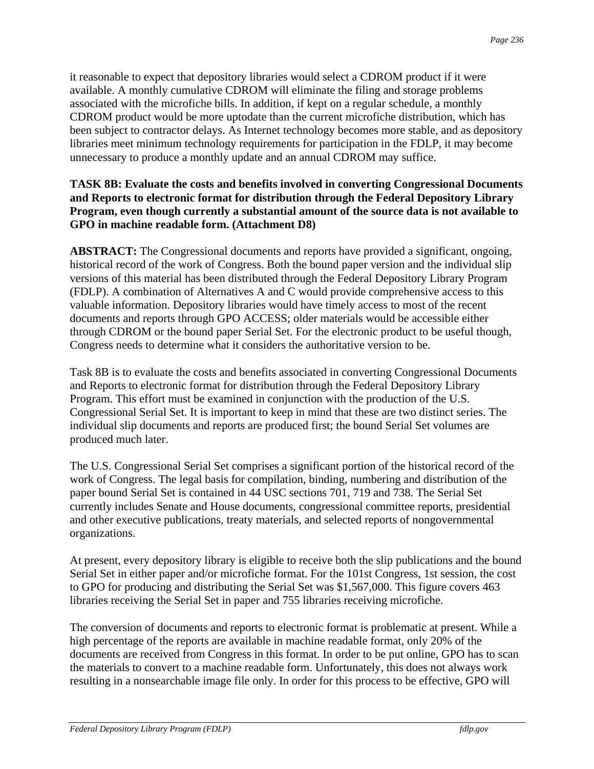it reasonable to expect that depository libraries would select a CDROM product if it were available. A monthly cumulative CDROM will eliminate the filing and storage problems associated with the microfiche bills. In addition, if kept on a regular schedule, a monthly CDROM product would be more uptodate than the current microfiche distribution, which has been subject to contractor delays. As Internet technology becomes more stable, and as depository libraries meet minimum technology requirements for participation in the FDLP, it may become unnecessary to produce a monthly update and an annual CDROM may suffice.

**TASK 8B: Evaluate the costs and benefits involved in converting Congressional Documents and Reports to electronic format for distribution through the Federal Depository Library Program, even though currently a substantial amount of the source data is not available to GPO in machine readable form. (Attachment D8)**

**ABSTRACT:** The Congressional documents and reports have provided a significant, ongoing, historical record of the work of Congress. Both the bound paper version and the individual slip versions of this material has been distributed through the Federal Depository Library Program (FDLP). A combination of Alternatives A and C would provide comprehensive access to this valuable information. Depository libraries would have timely access to most of the recent documents and reports through GPO ACCESS; older materials would be accessible either through CDROM or the bound paper Serial Set. For the electronic product to be useful though, Congress needs to determine what it considers the authoritative version to be.

Task 8B is to evaluate the costs and benefits associated in converting Congressional Documents and Reports to electronic format for distribution through the Federal Depository Library Program. This effort must be examined in conjunction with the production of the U.S. Congressional Serial Set. It is important to keep in mind that these are two distinct series. The individual slip documents and reports are produced first; the bound Serial Set volumes are produced much later.

The U.S. Congressional Serial Set comprises a significant portion of the historical record of the work of Congress. The legal basis for compilation, binding, numbering and distribution of the paper bound Serial Set is contained in 44 USC sections 701, 719 and 738. The Serial Set currently includes Senate and House documents, congressional committee reports, presidential and other executive publications, treaty materials, and selected reports of nongovernmental organizations.

At present, every depository library is eligible to receive both the slip publications and the bound Serial Set in either paper and/or microfiche format. For the 101st Congress, 1st session, the cost to GPO for producing and distributing the Serial Set was $1,567,000. This figure covers 463 libraries receiving the Serial Set in paper and 755 libraries receiving microfiche.

The conversion of documents and reports to electronic format is problematic at present. While a high percentage of the reports are available in machine readable format, only 20% of the documents are received from Congress in this format. In order to be put online, GPO has to scan the materials to convert to a machine readable form. Unfortunately, this does not always work resulting in a nonsearchable image file only. In order for this process to be effective, GPO will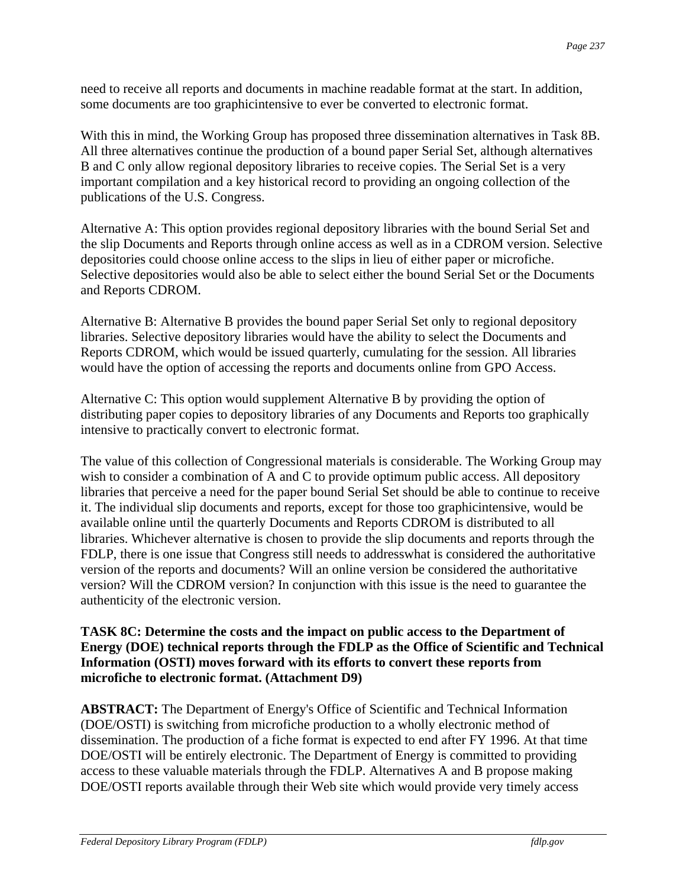need to receive all reports and documents in machine readable format at the start. In addition, some documents are too graphicintensive to ever be converted to electronic format.

With this in mind, the Working Group has proposed three dissemination alternatives in Task 8B. All three alternatives continue the production of a bound paper Serial Set, although alternatives B and C only allow regional depository libraries to receive copies. The Serial Set is a very important compilation and a key historical record to providing an ongoing collection of the publications of the U.S. Congress.

Alternative A: This option provides regional depository libraries with the bound Serial Set and the slip Documents and Reports through online access as well as in a CDROM version. Selective depositories could choose online access to the slips in lieu of either paper or microfiche. Selective depositories would also be able to select either the bound Serial Set or the Documents and Reports CDROM.

Alternative B: Alternative B provides the bound paper Serial Set only to regional depository libraries. Selective depository libraries would have the ability to select the Documents and Reports CDROM, which would be issued quarterly, cumulating for the session. All libraries would have the option of accessing the reports and documents online from GPO Access.

Alternative C: This option would supplement Alternative B by providing the option of distributing paper copies to depository libraries of any Documents and Reports too graphically intensive to practically convert to electronic format.

The value of this collection of Congressional materials is considerable. The Working Group may wish to consider a combination of A and C to provide optimum public access. All depository libraries that perceive a need for the paper bound Serial Set should be able to continue to receive it. The individual slip documents and reports, except for those too graphicintensive, would be available online until the quarterly Documents and Reports CDROM is distributed to all libraries. Whichever alternative is chosen to provide the slip documents and reports through the FDLP, there is one issue that Congress still needs to addresswhat is considered the authoritative version of the reports and documents? Will an online version be considered the authoritative version? Will the CDROM version? In conjunction with this issue is the need to guarantee the authenticity of the electronic version.

**TASK 8C: Determine the costs and the impact on public access to the Department of Energy (DOE) technical reports through the FDLP as the Office of Scientific and Technical Information (OSTI) moves forward with its efforts to convert these reports from microfiche to electronic format. (Attachment D9)**

**ABSTRACT:** The Department of Energy's Office of Scientific and Technical Information (DOE/OSTI) is switching from microfiche production to a wholly electronic method of dissemination. The production of a fiche format is expected to end after FY 1996. At that time DOE/OSTI will be entirely electronic. The Department of Energy is committed to providing access to these valuable materials through the FDLP. Alternatives A and B propose making DOE/OSTI reports available through their Web site which would provide very timely access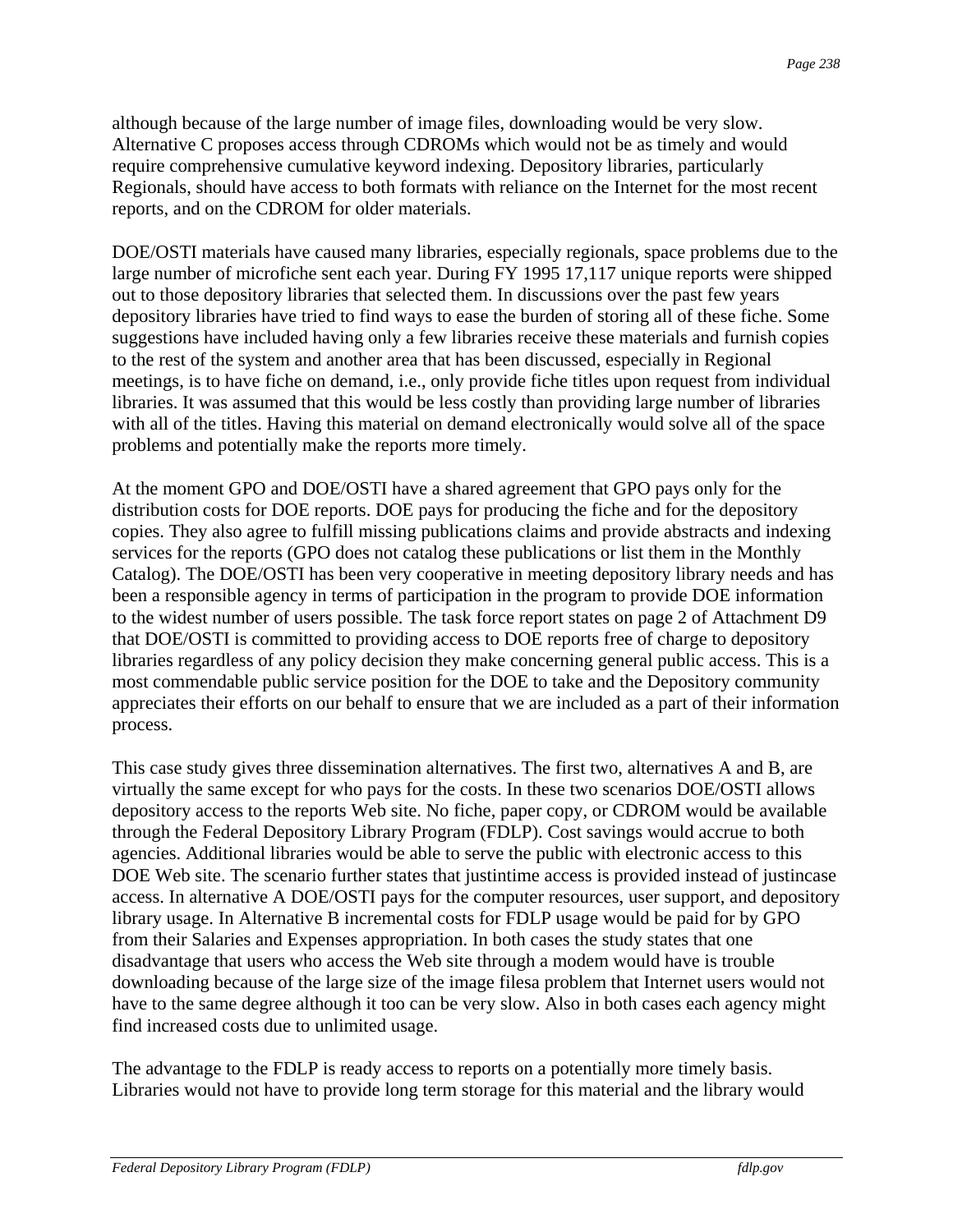although because of the large number of image files, downloading would be very slow. Alternative C proposes access through CDROMs which would not be as timely and would require comprehensive cumulative keyword indexing. Depository libraries, particularly Regionals, should have access to both formats with reliance on the Internet for the most recent reports, and on the CDROM for older materials.

DOE/OSTI materials have caused many libraries, especially regionals, space problems due to the large number of microfiche sent each year. During FY 1995 17,117 unique reports were shipped out to those depository libraries that selected them. In discussions over the past few years depository libraries have tried to find ways to ease the burden of storing all of these fiche. Some suggestions have included having only a few libraries receive these materials and furnish copies to the rest of the system and another area that has been discussed, especially in Regional meetings, is to have fiche on demand, i.e., only provide fiche titles upon request from individual libraries. It was assumed that this would be less costly than providing large number of libraries with all of the titles. Having this material on demand electronically would solve all of the space problems and potentially make the reports more timely.

At the moment GPO and DOE/OSTI have a shared agreement that GPO pays only for the distribution costs for DOE reports. DOE pays for producing the fiche and for the depository copies. They also agree to fulfill missing publications claims and provide abstracts and indexing services for the reports (GPO does not catalog these publications or list them in the Monthly Catalog). The DOE/OSTI has been very cooperative in meeting depository library needs and has been a responsible agency in terms of participation in the program to provide DOE information to the widest number of users possible. The task force report states on page 2 of Attachment D9 that DOE/OSTI is committed to providing access to DOE reports free of charge to depository libraries regardless of any policy decision they make concerning general public access. This is a most commendable public service position for the DOE to take and the Depository community appreciates their efforts on our behalf to ensure that we are included as a part of their information process.

This case study gives three dissemination alternatives. The first two, alternatives A and B, are virtually the same except for who pays for the costs. In these two scenarios DOE/OSTI allows depository access to the reports Web site. No fiche, paper copy, or CDROM would be available through the Federal Depository Library Program (FDLP). Cost savings would accrue to both agencies. Additional libraries would be able to serve the public with electronic access to this DOE Web site. The scenario further states that justintime access is provided instead of justincase access. In alternative A DOE/OSTI pays for the computer resources, user support, and depository library usage. In Alternative B incremental costs for FDLP usage would be paid for by GPO from their Salaries and Expenses appropriation. In both cases the study states that one disadvantage that users who access the Web site through a modem would have is trouble downloading because of the large size of the image filesa problem that Internet users would not have to the same degree although it too can be very slow. Also in both cases each agency might find increased costs due to unlimited usage.

The advantage to the FDLP is ready access to reports on a potentially more timely basis. Libraries would not have to provide long term storage for this material and the library would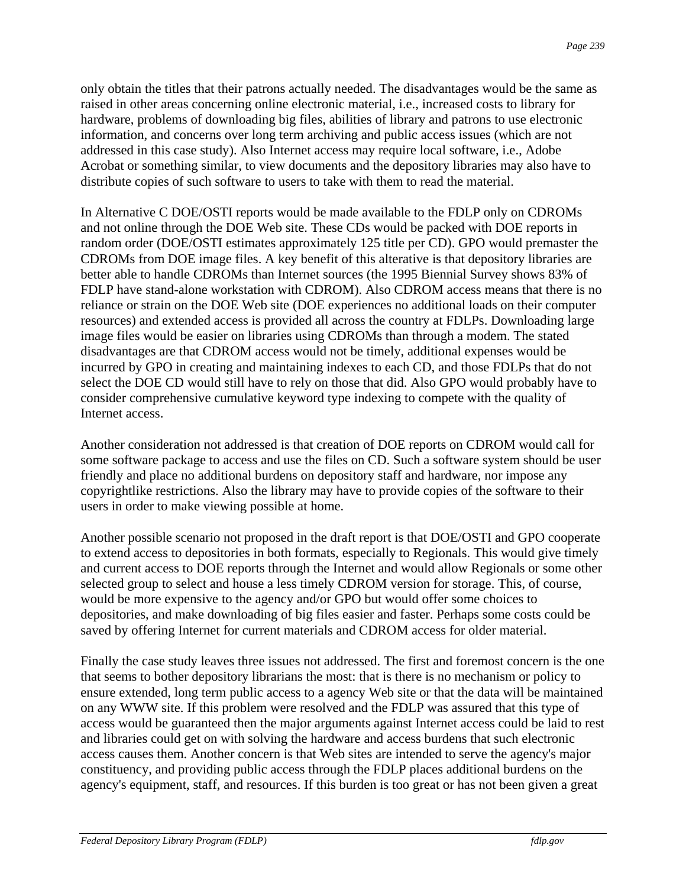only obtain the titles that their patrons actually needed. The disadvantages would be the same as raised in other areas concerning online electronic material, i.e., increased costs to library for hardware, problems of downloading big files, abilities of library and patrons to use electronic information, and concerns over long term archiving and public access issues (which are not addressed in this case study). Also Internet access may require local software, i.e., Adobe Acrobat or something similar, to view documents and the depository libraries may also have to distribute copies of such software to users to take with them to read the material.

In Alternative C DOE/OSTI reports would be made available to the FDLP only on CDROMs and not online through the DOE Web site. These CDs would be packed with DOE reports in random order (DOE/OSTI estimates approximately 125 title per CD). GPO would premaster the CDROMs from DOE image files. A key benefit of this alterative is that depository libraries are better able to handle CDROMs than Internet sources (the 1995 Biennial Survey shows 83% of FDLP have stand-alone workstation with CDROM). Also CDROM access means that there is no reliance or strain on the DOE Web site (DOE experiences no additional loads on their computer resources) and extended access is provided all across the country at FDLPs. Downloading large image files would be easier on libraries using CDROMs than through a modem. The stated disadvantages are that CDROM access would not be timely, additional expenses would be incurred by GPO in creating and maintaining indexes to each CD, and those FDLPs that do not select the DOE CD would still have to rely on those that did. Also GPO would probably have to consider comprehensive cumulative keyword type indexing to compete with the quality of Internet access.

Another consideration not addressed is that creation of DOE reports on CDROM would call for some software package to access and use the files on CD. Such a software system should be user friendly and place no additional burdens on depository staff and hardware, nor impose any copyrightlike restrictions. Also the library may have to provide copies of the software to their users in order to make viewing possible at home.

Another possible scenario not proposed in the draft report is that DOE/OSTI and GPO cooperate to extend access to depositories in both formats, especially to Regionals. This would give timely and current access to DOE reports through the Internet and would allow Regionals or some other selected group to select and house a less timely CDROM version for storage. This, of course, would be more expensive to the agency and/or GPO but would offer some choices to depositories, and make downloading of big files easier and faster. Perhaps some costs could be saved by offering Internet for current materials and CDROM access for older material.

Finally the case study leaves three issues not addressed. The first and foremost concern is the one that seems to bother depository librarians the most: that is there is no mechanism or policy to ensure extended, long term public access to a agency Web site or that the data will be maintained on any WWW site. If this problem were resolved and the FDLP was assured that this type of access would be guaranteed then the major arguments against Internet access could be laid to rest and libraries could get on with solving the hardware and access burdens that such electronic access causes them. Another concern is that Web sites are intended to serve the agency's major constituency, and providing public access through the FDLP places additional burdens on the agency's equipment, staff, and resources. If this burden is too great or has not been given a great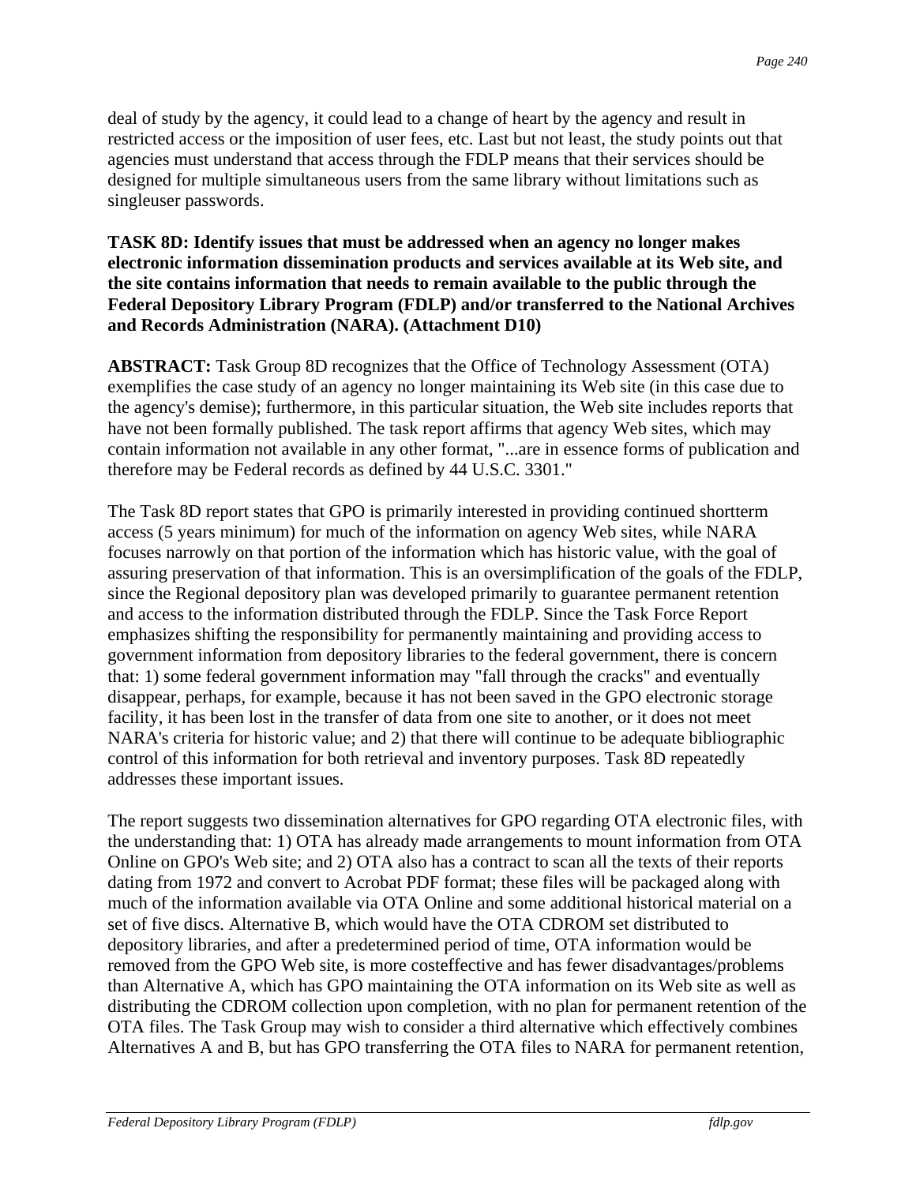deal of study by the agency, it could lead to a change of heart by the agency and result in restricted access or the imposition of user fees, etc. Last but not least, the study points out that agencies must understand that access through the FDLP means that their services should be designed for multiple simultaneous users from the same library without limitations such as singleuser passwords.

**TASK 8D: Identify issues that must be addressed when an agency no longer makes electronic information dissemination products and services available at its Web site, and the site contains information that needs to remain available to the public through the Federal Depository Library Program (FDLP) and/or transferred to the National Archives and Records Administration (NARA). (Attachment D10)**

**ABSTRACT:** Task Group 8D recognizes that the Office of Technology Assessment (OTA) exemplifies the case study of an agency no longer maintaining its Web site (in this case due to the agency's demise); furthermore, in this particular situation, the Web site includes reports that have not been formally published. The task report affirms that agency Web sites, which may contain information not available in any other format, "...are in essence forms of publication and therefore may be Federal records as defined by 44 U.S.C. 3301."

The Task 8D report states that GPO is primarily interested in providing continued shortterm access (5 years minimum) for much of the information on agency Web sites, while NARA focuses narrowly on that portion of the information which has historic value, with the goal of assuring preservation of that information. This is an oversimplification of the goals of the FDLP, since the Regional depository plan was developed primarily to guarantee permanent retention and access to the information distributed through the FDLP. Since the Task Force Report emphasizes shifting the responsibility for permanently maintaining and providing access to government information from depository libraries to the federal government, there is concern that: 1) some federal government information may "fall through the cracks" and eventually disappear, perhaps, for example, because it has not been saved in the GPO electronic storage facility, it has been lost in the transfer of data from one site to another, or it does not meet NARA's criteria for historic value; and 2) that there will continue to be adequate bibliographic control of this information for both retrieval and inventory purposes. Task 8D repeatedly addresses these important issues.

The report suggests two dissemination alternatives for GPO regarding OTA electronic files, with the understanding that: 1) OTA has already made arrangements to mount information from OTA Online on GPO's Web site; and 2) OTA also has a contract to scan all the texts of their reports dating from 1972 and convert to Acrobat PDF format; these files will be packaged along with much of the information available via OTA Online and some additional historical material on a set of five discs. Alternative B, which would have the OTA CDROM set distributed to depository libraries, and after a predetermined period of time, OTA information would be removed from the GPO Web site, is more costeffective and has fewer disadvantages/problems than Alternative A, which has GPO maintaining the OTA information on its Web site as well as distributing the CDROM collection upon completion, with no plan for permanent retention of the OTA files. The Task Group may wish to consider a third alternative which effectively combines Alternatives A and B, but has GPO transferring the OTA files to NARA for permanent retention,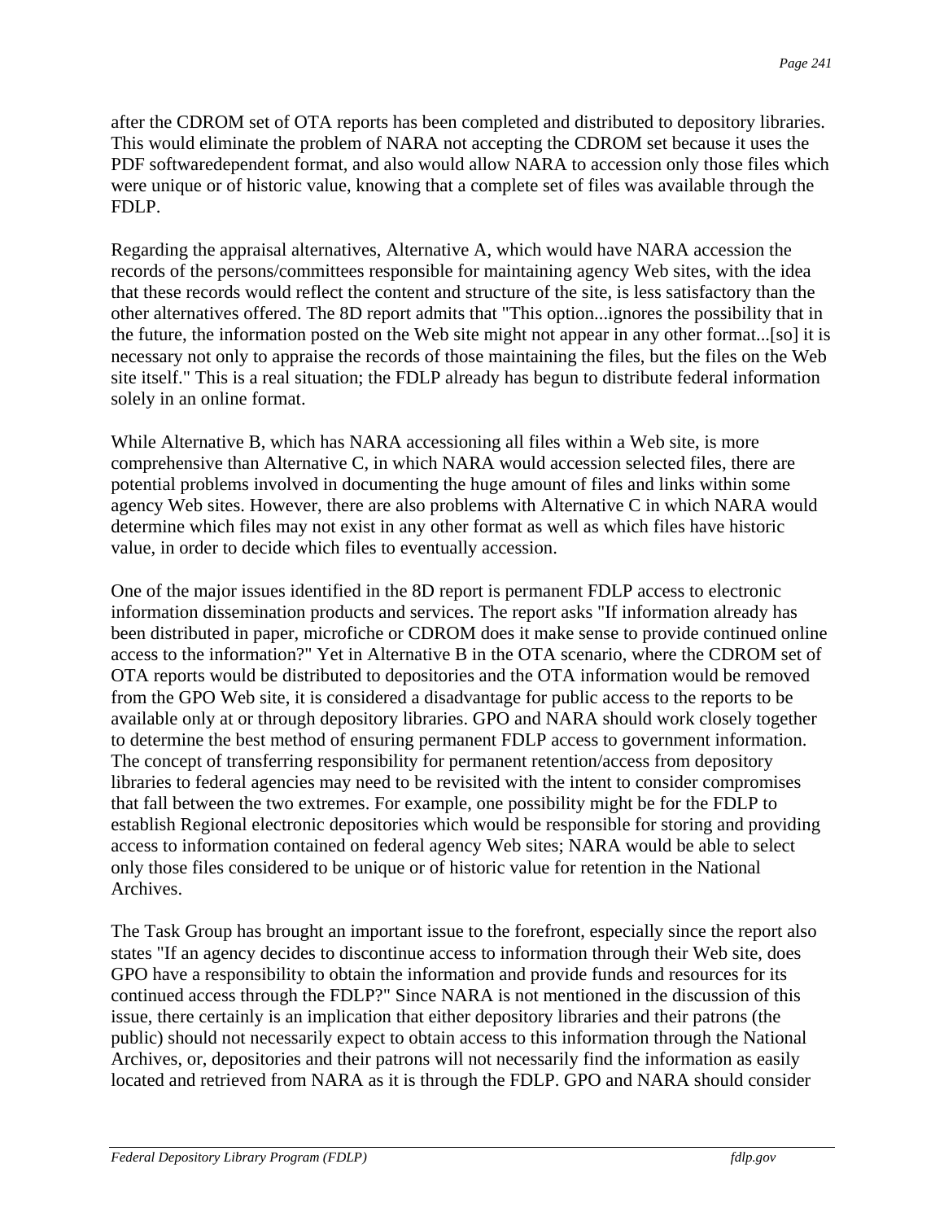after the CDROM set of OTA reports has been completed and distributed to depository libraries. This would eliminate the problem of NARA not accepting the CDROM set because it uses the PDF softwaredependent format, and also would allow NARA to accession only those files which were unique or of historic value, knowing that a complete set of files was available through the FDLP.

Regarding the appraisal alternatives, Alternative A, which would have NARA accession the records of the persons/committees responsible for maintaining agency Web sites, with the idea that these records would reflect the content and structure of the site, is less satisfactory than the other alternatives offered. The 8D report admits that "This option...ignores the possibility that in the future, the information posted on the Web site might not appear in any other format...[so] it is necessary not only to appraise the records of those maintaining the files, but the files on the Web site itself." This is a real situation; the FDLP already has begun to distribute federal information solely in an online format.

While Alternative B, which has NARA accessioning all files within a Web site, is more comprehensive than Alternative C, in which NARA would accession selected files, there are potential problems involved in documenting the huge amount of files and links within some agency Web sites. However, there are also problems with Alternative C in which NARA would determine which files may not exist in any other format as well as which files have historic value, in order to decide which files to eventually accession.

One of the major issues identified in the 8D report is permanent FDLP access to electronic information dissemination products and services. The report asks "If information already has been distributed in paper, microfiche or CDROM does it make sense to provide continued online access to the information?" Yet in Alternative B in the OTA scenario, where the CDROM set of OTA reports would be distributed to depositories and the OTA information would be removed from the GPO Web site, it is considered a disadvantage for public access to the reports to be available only at or through depository libraries. GPO and NARA should work closely together to determine the best method of ensuring permanent FDLP access to government information. The concept of transferring responsibility for permanent retention/access from depository libraries to federal agencies may need to be revisited with the intent to consider compromises that fall between the two extremes. For example, one possibility might be for the FDLP to establish Regional electronic depositories which would be responsible for storing and providing access to information contained on federal agency Web sites; NARA would be able to select only those files considered to be unique or of historic value for retention in the National Archives.

The Task Group has brought an important issue to the forefront, especially since the report also states "If an agency decides to discontinue access to information through their Web site, does GPO have a responsibility to obtain the information and provide funds and resources for its continued access through the FDLP?" Since NARA is not mentioned in the discussion of this issue, there certainly is an implication that either depository libraries and their patrons (the public) should not necessarily expect to obtain access to this information through the National Archives, or, depositories and their patrons will not necessarily find the information as easily located and retrieved from NARA as it is through the FDLP. GPO and NARA should consider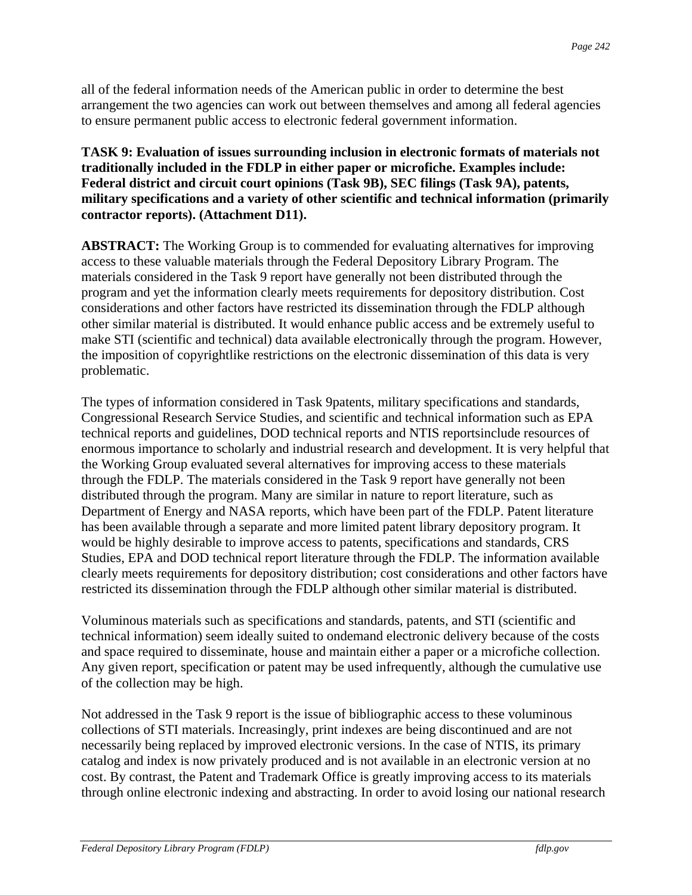all of the federal information needs of the American public in order to determine the best arrangement the two agencies can work out between themselves and among all federal agencies to ensure permanent public access to electronic federal government information.

**TASK 9: Evaluation of issues surrounding inclusion in electronic formats of materials not traditionally included in the FDLP in either paper or microfiche. Examples include: Federal district and circuit court opinions (Task 9B), SEC filings (Task 9A), patents, military specifications and a variety of other scientific and technical information (primarily contractor reports). (Attachment D11).**

**ABSTRACT:** The Working Group is to commended for evaluating alternatives for improving access to these valuable materials through the Federal Depository Library Program. The materials considered in the Task 9 report have generally not been distributed through the program and yet the information clearly meets requirements for depository distribution. Cost considerations and other factors have restricted its dissemination through the FDLP although other similar material is distributed. It would enhance public access and be extremely useful to make STI (scientific and technical) data available electronically through the program. However, the imposition of copyrightlike restrictions on the electronic dissemination of this data is very problematic.

The types of information considered in Task 9patents, military specifications and standards, Congressional Research Service Studies, and scientific and technical information such as EPA technical reports and guidelines, DOD technical reports and NTIS reportsinclude resources of enormous importance to scholarly and industrial research and development. It is very helpful that the Working Group evaluated several alternatives for improving access to these materials through the FDLP. The materials considered in the Task 9 report have generally not been distributed through the program. Many are similar in nature to report literature, such as Department of Energy and NASA reports, which have been part of the FDLP. Patent literature has been available through a separate and more limited patent library depository program. It would be highly desirable to improve access to patents, specifications and standards, CRS Studies, EPA and DOD technical report literature through the FDLP. The information available clearly meets requirements for depository distribution; cost considerations and other factors have restricted its dissemination through the FDLP although other similar material is distributed.

Voluminous materials such as specifications and standards, patents, and STI (scientific and technical information) seem ideally suited to ondemand electronic delivery because of the costs and space required to disseminate, house and maintain either a paper or a microfiche collection. Any given report, specification or patent may be used infrequently, although the cumulative use of the collection may be high.

Not addressed in the Task 9 report is the issue of bibliographic access to these voluminous collections of STI materials. Increasingly, print indexes are being discontinued and are not necessarily being replaced by improved electronic versions. In the case of NTIS, its primary catalog and index is now privately produced and is not available in an electronic version at no cost. By contrast, the Patent and Trademark Office is greatly improving access to its materials through online electronic indexing and abstracting. In order to avoid losing our national research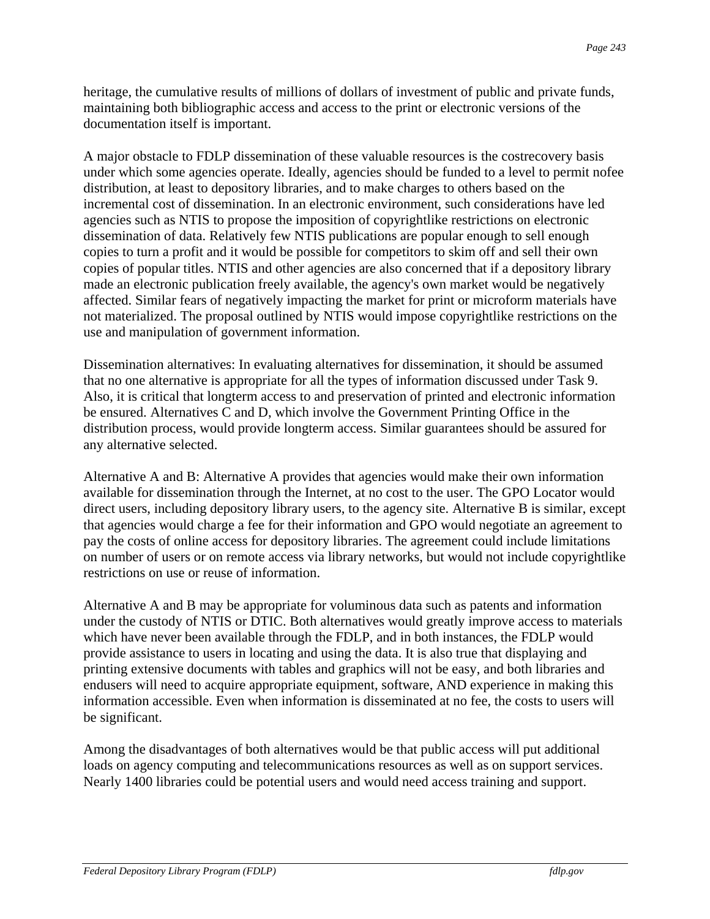heritage, the cumulative results of millions of dollars of investment of public and private funds, maintaining both bibliographic access and access to the print or electronic versions of the documentation itself is important.

A major obstacle to FDLP dissemination of these valuable resources is the costrecovery basis under which some agencies operate. Ideally, agencies should be funded to a level to permit nofee distribution, at least to depository libraries, and to make charges to others based on the incremental cost of dissemination. In an electronic environment, such considerations have led agencies such as NTIS to propose the imposition of copyrightlike restrictions on electronic dissemination of data. Relatively few NTIS publications are popular enough to sell enough copies to turn a profit and it would be possible for competitors to skim off and sell their own copies of popular titles. NTIS and other agencies are also concerned that if a depository library made an electronic publication freely available, the agency's own market would be negatively affected. Similar fears of negatively impacting the market for print or microform materials have not materialized. The proposal outlined by NTIS would impose copyrightlike restrictions on the use and manipulation of government information.

Dissemination alternatives: In evaluating alternatives for dissemination, it should be assumed that no one alternative is appropriate for all the types of information discussed under Task 9. Also, it is critical that longterm access to and preservation of printed and electronic information be ensured. Alternatives C and D, which involve the Government Printing Office in the distribution process, would provide longterm access. Similar guarantees should be assured for any alternative selected.

Alternative A and B: Alternative A provides that agencies would make their own information available for dissemination through the Internet, at no cost to the user. The GPO Locator would direct users, including depository library users, to the agency site. Alternative B is similar, except that agencies would charge a fee for their information and GPO would negotiate an agreement to pay the costs of online access for depository libraries. The agreement could include limitations on number of users or on remote access via library networks, but would not include copyrightlike restrictions on use or reuse of information.

Alternative A and B may be appropriate for voluminous data such as patents and information under the custody of NTIS or DTIC. Both alternatives would greatly improve access to materials which have never been available through the FDLP, and in both instances, the FDLP would provide assistance to users in locating and using the data. It is also true that displaying and printing extensive documents with tables and graphics will not be easy, and both libraries and endusers will need to acquire appropriate equipment, software, AND experience in making this information accessible. Even when information is disseminated at no fee, the costs to users will be significant.

Among the disadvantages of both alternatives would be that public access will put additional loads on agency computing and telecommunications resources as well as on support services. Nearly 1400 libraries could be potential users and would need access training and support.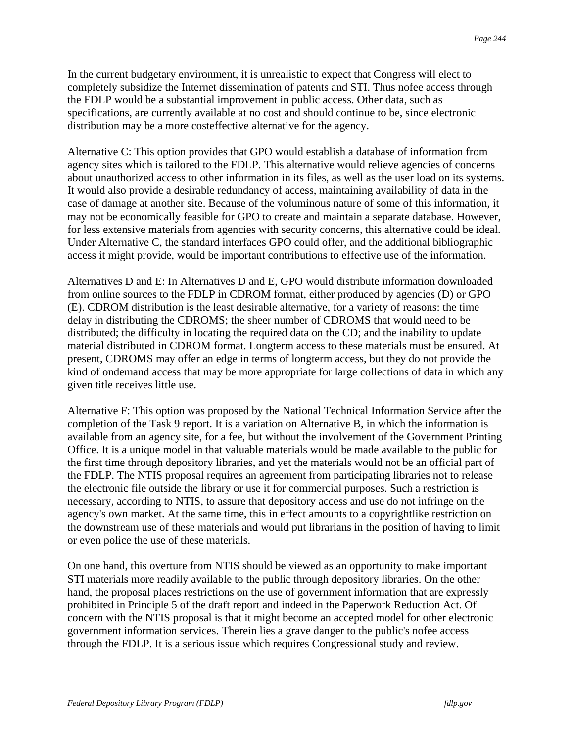In the current budgetary environment, it is unrealistic to expect that Congress will elect to completely subsidize the Internet dissemination of patents and STI. Thus nofee access through the FDLP would be a substantial improvement in public access. Other data, such as specifications, are currently available at no cost and should continue to be, since electronic distribution may be a more costeffective alternative for the agency.

Alternative C: This option provides that GPO would establish a database of information from agency sites which is tailored to the FDLP. This alternative would relieve agencies of concerns about unauthorized access to other information in its files, as well as the user load on its systems. It would also provide a desirable redundancy of access, maintaining availability of data in the case of damage at another site. Because of the voluminous nature of some of this information, it may not be economically feasible for GPO to create and maintain a separate database. However, for less extensive materials from agencies with security concerns, this alternative could be ideal. Under Alternative C, the standard interfaces GPO could offer, and the additional bibliographic access it might provide, would be important contributions to effective use of the information.

Alternatives D and E: In Alternatives D and E, GPO would distribute information downloaded from online sources to the FDLP in CDROM format, either produced by agencies (D) or GPO (E). CDROM distribution is the least desirable alternative, for a variety of reasons: the time delay in distributing the CDROMS; the sheer number of CDROMS that would need to be distributed; the difficulty in locating the required data on the CD; and the inability to update material distributed in CDROM format. Longterm access to these materials must be ensured. At present, CDROMS may offer an edge in terms of longterm access, but they do not provide the kind of ondemand access that may be more appropriate for large collections of data in which any given title receives little use.

Alternative F: This option was proposed by the National Technical Information Service after the completion of the Task 9 report. It is a variation on Alternative B, in which the information is available from an agency site, for a fee, but without the involvement of the Government Printing Office. It is a unique model in that valuable materials would be made available to the public for the first time through depository libraries, and yet the materials would not be an official part of the FDLP. The NTIS proposal requires an agreement from participating libraries not to release the electronic file outside the library or use it for commercial purposes. Such a restriction is necessary, according to NTIS, to assure that depository access and use do not infringe on the agency's own market. At the same time, this in effect amounts to a copyrightlike restriction on the downstream use of these materials and would put librarians in the position of having to limit or even police the use of these materials.

On one hand, this overture from NTIS should be viewed as an opportunity to make important STI materials more readily available to the public through depository libraries. On the other hand, the proposal places restrictions on the use of government information that are expressly prohibited in Principle 5 of the draft report and indeed in the Paperwork Reduction Act. Of concern with the NTIS proposal is that it might become an accepted model for other electronic government information services. Therein lies a grave danger to the public's nofee access through the FDLP. It is a serious issue which requires Congressional study and review.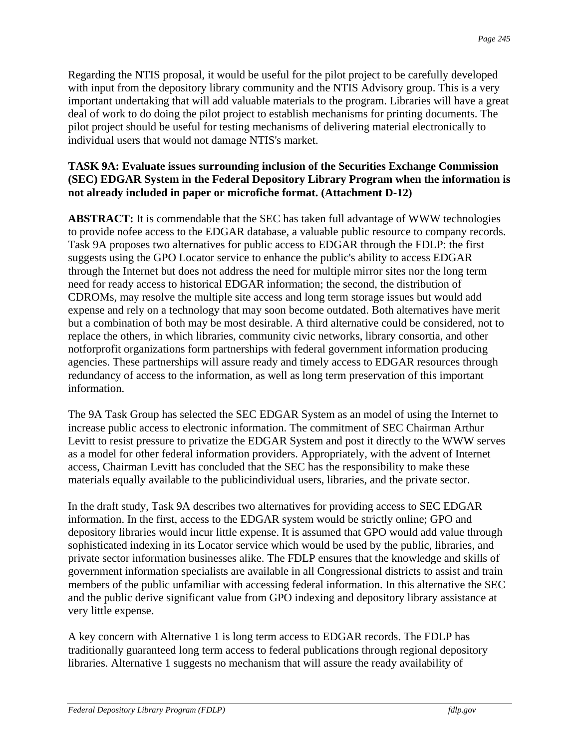Regarding the NTIS proposal, it would be useful for the pilot project to be carefully developed with input from the depository library community and the NTIS Advisory group. This is a very important undertaking that will add valuable materials to the program. Libraries will have a great deal of work to do doing the pilot project to establish mechanisms for printing documents. The pilot project should be useful for testing mechanisms of delivering material electronically to individual users that would not damage NTIS's market.

**TASK 9A: Evaluate issues surrounding inclusion of the Securities Exchange Commission (SEC) EDGAR System in the Federal Depository Library Program when the information is not already included in paper or microfiche format. (Attachment D-12)**

**ABSTRACT:** It is commendable that the SEC has taken full advantage of WWW technologies to provide nofee access to the EDGAR database, a valuable public resource to company records. Task 9A proposes two alternatives for public access to EDGAR through the FDLP: the first suggests using the GPO Locator service to enhance the public's ability to access EDGAR through the Internet but does not address the need for multiple mirror sites nor the long term need for ready access to historical EDGAR information; the second, the distribution of CDROMs, may resolve the multiple site access and long term storage issues but would add expense and rely on a technology that may soon become outdated. Both alternatives have merit but a combination of both may be most desirable. A third alternative could be considered, not to replace the others, in which libraries, community civic networks, library consortia, and other notforprofit organizations form partnerships with federal government information producing agencies. These partnerships will assure ready and timely access to EDGAR resources through redundancy of access to the information, as well as long term preservation of this important information.

The 9A Task Group has selected the SEC EDGAR System as an model of using the Internet to increase public access to electronic information. The commitment of SEC Chairman Arthur Levitt to resist pressure to privatize the EDGAR System and post it directly to the WWW serves as a model for other federal information providers. Appropriately, with the advent of Internet access, Chairman Levitt has concluded that the SEC has the responsibility to make these materials equally available to the publicindividual users, libraries, and the private sector.

In the draft study, Task 9A describes two alternatives for providing access to SEC EDGAR information. In the first, access to the EDGAR system would be strictly online; GPO and depository libraries would incur little expense. It is assumed that GPO would add value through sophisticated indexing in its Locator service which would be used by the public, libraries, and private sector information businesses alike. The FDLP ensures that the knowledge and skills of government information specialists are available in all Congressional districts to assist and train members of the public unfamiliar with accessing federal information. In this alternative the SEC and the public derive significant value from GPO indexing and depository library assistance at very little expense.

A key concern with Alternative 1 is long term access to EDGAR records. The FDLP has traditionally guaranteed long term access to federal publications through regional depository libraries. Alternative 1 suggests no mechanism that will assure the ready availability of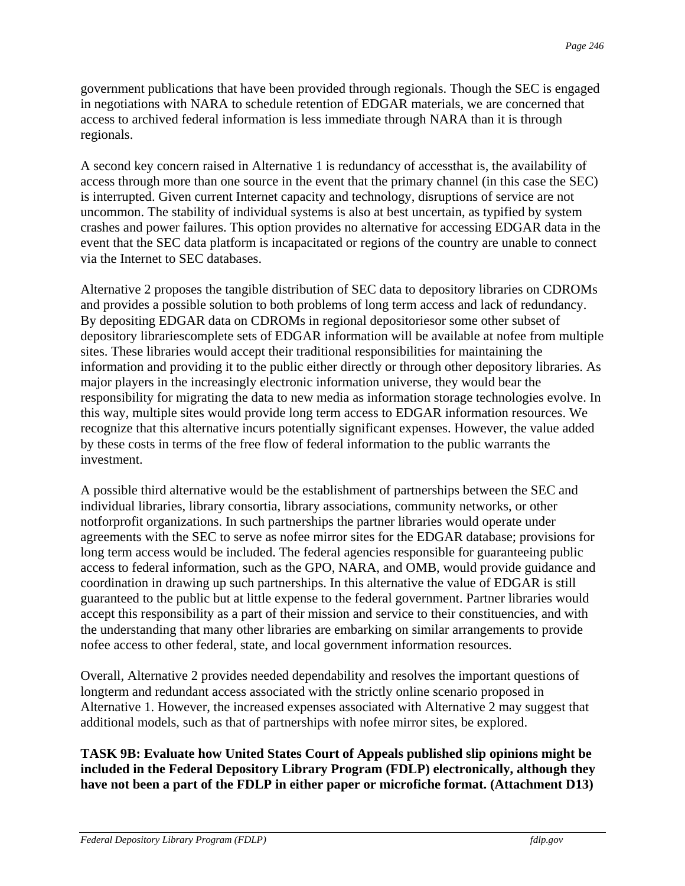government publications that have been provided through regionals. Though the SEC is engaged in negotiations with NARA to schedule retention of EDGAR materials, we are concerned that access to archived federal information is less immediate through NARA than it is through regionals.

A second key concern raised in Alternative 1 is redundancy of accessthat is, the availability of access through more than one source in the event that the primary channel (in this case the SEC) is interrupted. Given current Internet capacity and technology, disruptions of service are not uncommon. The stability of individual systems is also at best uncertain, as typified by system crashes and power failures. This option provides no alternative for accessing EDGAR data in the event that the SEC data platform is incapacitated or regions of the country are unable to connect via the Internet to SEC databases.

Alternative 2 proposes the tangible distribution of SEC data to depository libraries on CDROMs and provides a possible solution to both problems of long term access and lack of redundancy. By depositing EDGAR data on CDROMs in regional depositoriesor some other subset of depository librariescomplete sets of EDGAR information will be available at nofee from multiple sites. These libraries would accept their traditional responsibilities for maintaining the information and providing it to the public either directly or through other depository libraries. As major players in the increasingly electronic information universe, they would bear the responsibility for migrating the data to new media as information storage technologies evolve. In this way, multiple sites would provide long term access to EDGAR information resources. We recognize that this alternative incurs potentially significant expenses. However, the value added by these costs in terms of the free flow of federal information to the public warrants the investment.

A possible third alternative would be the establishment of partnerships between the SEC and individual libraries, library consortia, library associations, community networks, or other notforprofit organizations. In such partnerships the partner libraries would operate under agreements with the SEC to serve as nofee mirror sites for the EDGAR database; provisions for long term access would be included. The federal agencies responsible for guaranteeing public access to federal information, such as the GPO, NARA, and OMB, would provide guidance and coordination in drawing up such partnerships. In this alternative the value of EDGAR is still guaranteed to the public but at little expense to the federal government. Partner libraries would accept this responsibility as a part of their mission and service to their constituencies, and with the understanding that many other libraries are embarking on similar arrangements to provide nofee access to other federal, state, and local government information resources.

Overall, Alternative 2 provides needed dependability and resolves the important questions of longterm and redundant access associated with the strictly online scenario proposed in Alternative 1. However, the increased expenses associated with Alternative 2 may suggest that additional models, such as that of partnerships with nofee mirror sites, be explored.

**TASK 9B: Evaluate how United States Court of Appeals published slip opinions might be included in the Federal Depository Library Program (FDLP) electronically, although they have not been a part of the FDLP in either paper or microfiche format. (Attachment D13)**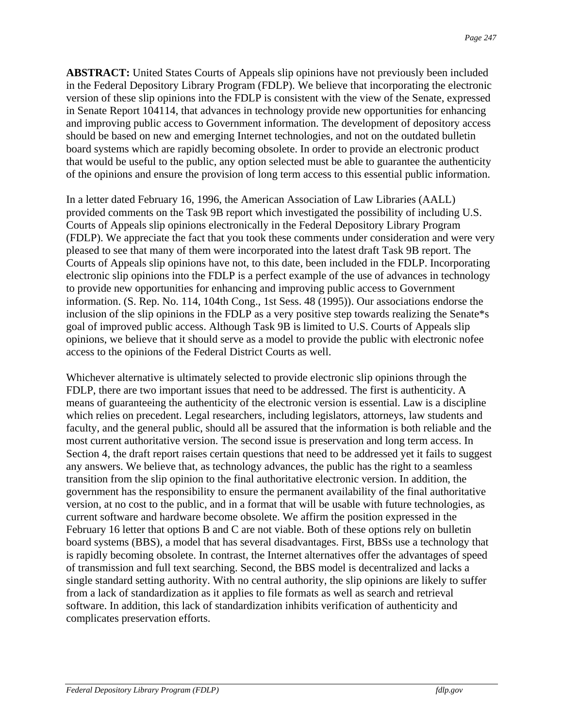**ABSTRACT:** United States Courts of Appeals slip opinions have not previously been included in the Federal Depository Library Program (FDLP). We believe that incorporating the electronic version of these slip opinions into the FDLP is consistent with the view of the Senate, expressed in Senate Report 104114, that advances in technology provide new opportunities for enhancing and improving public access to Government information. The development of depository access should be based on new and emerging Internet technologies, and not on the outdated bulletin board systems which are rapidly becoming obsolete. In order to provide an electronic product that would be useful to the public, any option selected must be able to guarantee the authenticity of the opinions and ensure the provision of long term access to this essential public information.

In a letter dated February 16, 1996, the American Association of Law Libraries (AALL) provided comments on the Task 9B report which investigated the possibility of including U.S. Courts of Appeals slip opinions electronically in the Federal Depository Library Program (FDLP). We appreciate the fact that you took these comments under consideration and were very pleased to see that many of them were incorporated into the latest draft Task 9B report. The Courts of Appeals slip opinions have not, to this date, been included in the FDLP. Incorporating electronic slip opinions into the FDLP is a perfect example of the use of advances in technology to provide new opportunities for enhancing and improving public access to Government information. (S. Rep. No. 114, 104th Cong., 1st Sess. 48 (1995)). Our associations endorse the inclusion of the slip opinions in the FDLP as a very positive step towards realizing the Senate*s goal of improved public access. Although Task 9B is limited to U.S. Courts of Appeals slip opinions, we believe that it should serve as a model to provide the public with electronic nofee access to the opinions of the Federal District Courts as well.

Whichever alternative is ultimately selected to provide electronic slip opinions through the FDLP, there are two important issues that need to be addressed. The first is authenticity. A means of guaranteeing the authenticity of the electronic version is essential. Law is a discipline which relies on precedent. Legal researchers, including legislators, attorneys, law students and faculty, and the general public, should all be assured that the information is both reliable and the most current authoritative version. The second issue is preservation and long term access. In Section 4, the draft report raises certain questions that need to be addressed yet it fails to suggest any answers. We believe that, as technology advances, the public has the right to a seamless transition from the slip opinion to the final authoritative electronic version. In addition, the government has the responsibility to ensure the permanent availability of the final authoritative version, at no cost to the public, and in a format that will be usable with future technologies, as current software and hardware become obsolete. We affirm the position expressed in the February 16 letter that options B and C are not viable. Both of these options rely on bulletin board systems (BBS), a model that has several disadvantages. First, BBSs use a technology that is rapidly becoming obsolete. In contrast, the Internet alternatives offer the advantages of speed of transmission and full text searching. Second, the BBS model is decentralized and lacks a single standard setting authority. With no central authority, the slip opinions are likely to suffer from a lack of standardization as it applies to file formats as well as search and retrieval software. In addition, this lack of standardization inhibits verification of authenticity and complicates preservation efforts.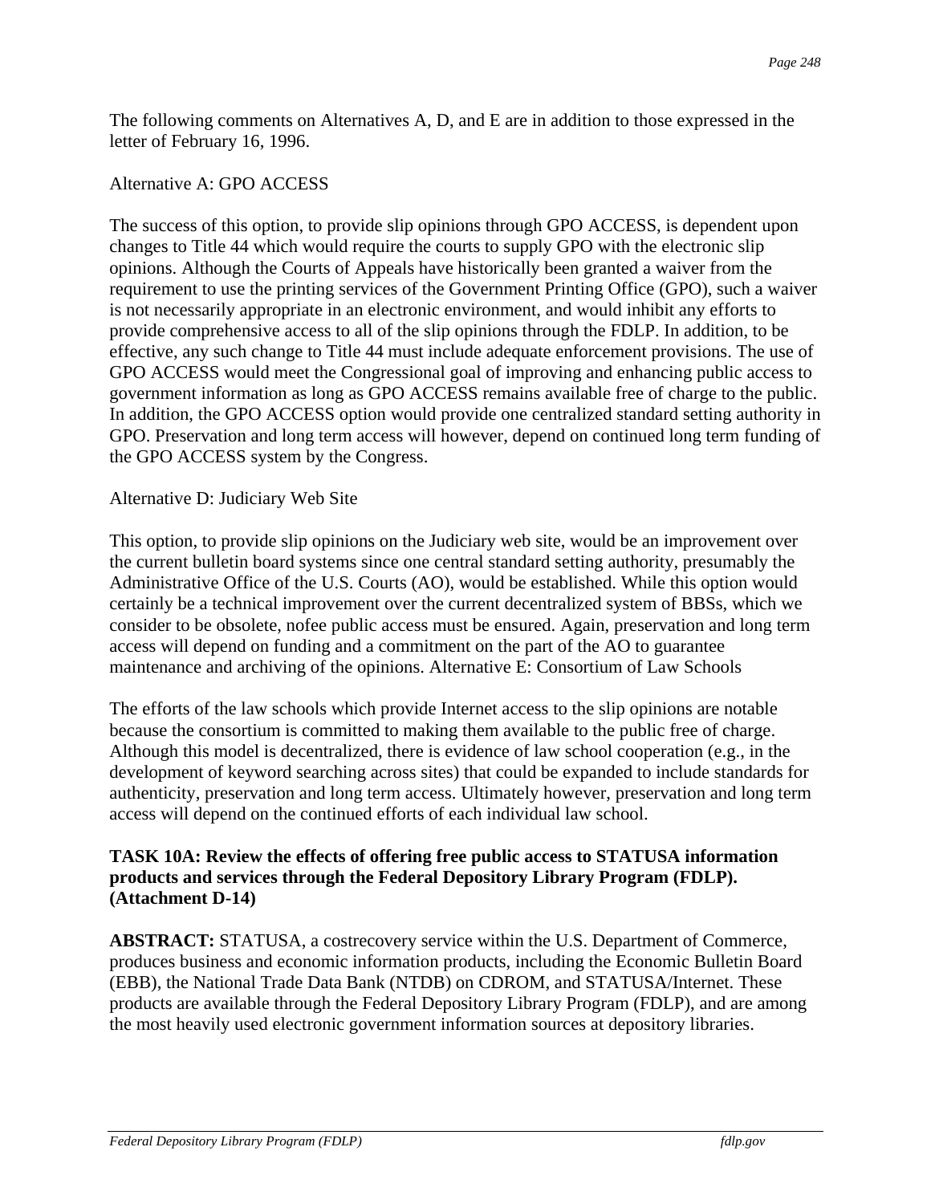The following comments on Alternatives A, D, and E are in addition to those expressed in the letter of February 16, 1996.

Alternative A: GPO ACCESS

The success of this option, to provide slip opinions through GPO ACCESS, is dependent upon changes to Title 44 which would require the courts to supply GPO with the electronic slip opinions. Although the Courts of Appeals have historically been granted a waiver from the requirement to use the printing services of the Government Printing Office (GPO), such a waiver is not necessarily appropriate in an electronic environment, and would inhibit any efforts to provide comprehensive access to all of the slip opinions through the FDLP. In addition, to be effective, any such change to Title 44 must include adequate enforcement provisions. The use of GPO ACCESS would meet the Congressional goal of improving and enhancing public access to government information as long as GPO ACCESS remains available free of charge to the public. In addition, the GPO ACCESS option would provide one centralized standard setting authority in GPO. Preservation and long term access will however, depend on continued long term funding of the GPO ACCESS system by the Congress.

Alternative D: Judiciary Web Site

This option, to provide slip opinions on the Judiciary web site, would be an improvement over the current bulletin board systems since one central standard setting authority, presumably the Administrative Office of the U.S. Courts (AO), would be established. While this option would certainly be a technical improvement over the current decentralized system of BBSs, which we consider to be obsolete, nofee public access must be ensured. Again, preservation and long term access will depend on funding and a commitment on the part of the AO to guarantee maintenance and archiving of the opinions. Alternative E: Consortium of Law Schools

The efforts of the law schools which provide Internet access to the slip opinions are notable because the consortium is committed to making them available to the public free of charge. Although this model is decentralized, there is evidence of law school cooperation (e.g., in the development of keyword searching across sites) that could be expanded to include standards for authenticity, preservation and long term access. Ultimately however, preservation and long term access will depend on the continued efforts of each individual law school.

**TASK 10A: Review the effects of offering free public access to STATUSA information products and services through the Federal Depository Library Program (FDLP). (Attachment D-14)**

**ABSTRACT:** STATUSA, a costrecovery service within the U.S. Department of Commerce, produces business and economic information products, including the Economic Bulletin Board (EBB), the National Trade Data Bank (NTDB) on CDROM, and STATUSA/Internet. These products are available through the Federal Depository Library Program (FDLP), and are among the most heavily used electronic government information sources at depository libraries.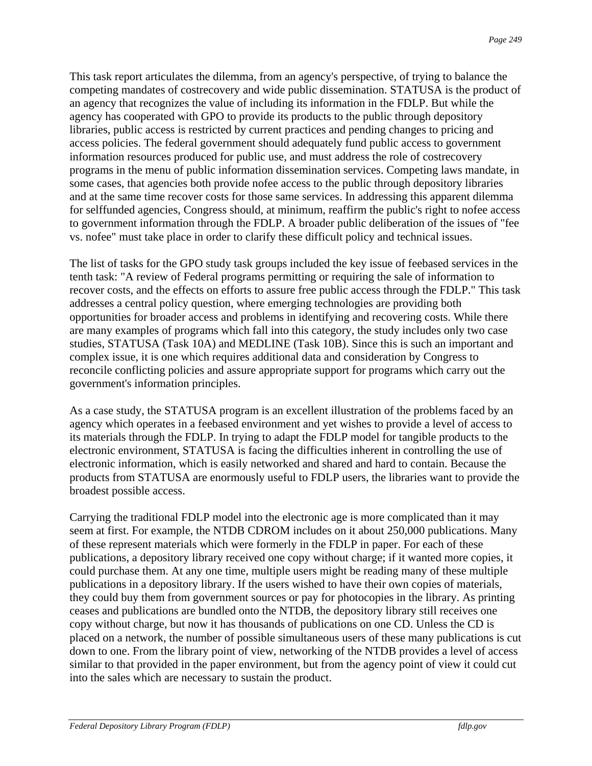This task report articulates the dilemma, from an agency's perspective, of trying to balance the competing mandates of costrecovery and wide public dissemination. STATUSA is the product of an agency that recognizes the value of including its information in the FDLP. But while the agency has cooperated with GPO to provide its products to the public through depository libraries, public access is restricted by current practices and pending changes to pricing and access policies. The federal government should adequately fund public access to government information resources produced for public use, and must address the role of costrecovery programs in the menu of public information dissemination services. Competing laws mandate, in some cases, that agencies both provide nofee access to the public through depository libraries and at the same time recover costs for those same services. In addressing this apparent dilemma for selffunded agencies, Congress should, at minimum, reaffirm the public's right to nofee access to government information through the FDLP. A broader public deliberation of the issues of "fee vs. nofee" must take place in order to clarify these difficult policy and technical issues.

The list of tasks for the GPO study task groups included the key issue of feebased services in the tenth task: "A review of Federal programs permitting or requiring the sale of information to recover costs, and the effects on efforts to assure free public access through the FDLP." This task addresses a central policy question, where emerging technologies are providing both opportunities for broader access and problems in identifying and recovering costs. While there are many examples of programs which fall into this category, the study includes only two case studies, STATUSA (Task 10A) and MEDLINE (Task 10B). Since this is such an important and complex issue, it is one which requires additional data and consideration by Congress to reconcile conflicting policies and assure appropriate support for programs which carry out the government's information principles.

As a case study, the STATUSA program is an excellent illustration of the problems faced by an agency which operates in a feebased environment and yet wishes to provide a level of access to its materials through the FDLP. In trying to adapt the FDLP model for tangible products to the electronic environment, STATUSA is facing the difficulties inherent in controlling the use of electronic information, which is easily networked and shared and hard to contain. Because the products from STATUSA are enormously useful to FDLP users, the libraries want to provide the broadest possible access.

Carrying the traditional FDLP model into the electronic age is more complicated than it may seem at first. For example, the NTDB CDROM includes on it about 250,000 publications. Many of these represent materials which were formerly in the FDLP in paper. For each of these publications, a depository library received one copy without charge; if it wanted more copies, it could purchase them. At any one time, multiple users might be reading many of these multiple publications in a depository library. If the users wished to have their own copies of materials, they could buy them from government sources or pay for photocopies in the library. As printing ceases and publications are bundled onto the NTDB, the depository library still receives one copy without charge, but now it has thousands of publications on one CD. Unless the CD is placed on a network, the number of possible simultaneous users of these many publications is cut down to one. From the library point of view, networking of the NTDB provides a level of access similar to that provided in the paper environment, but from the agency point of view it could cut into the sales which are necessary to sustain the product.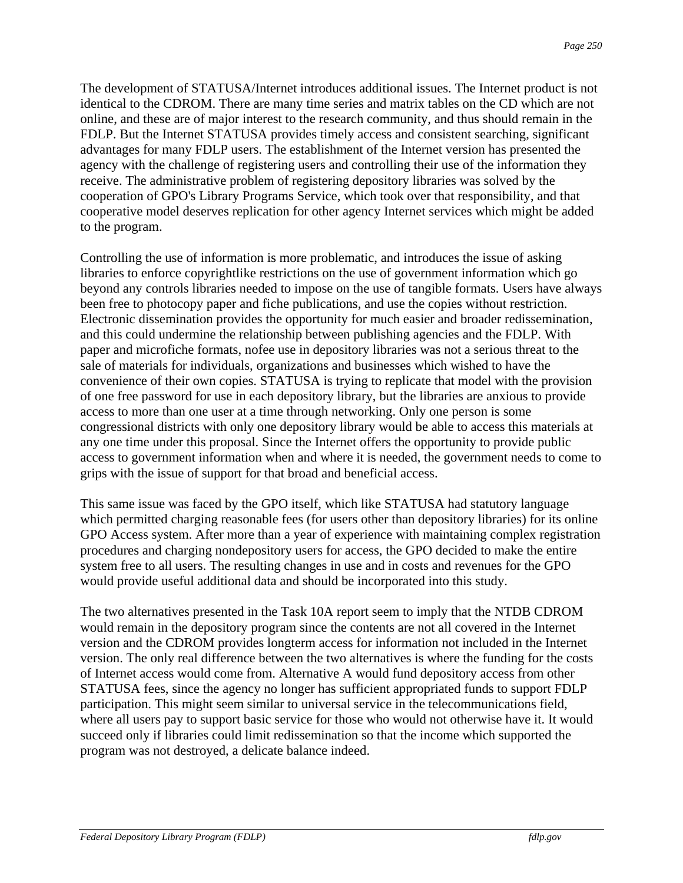The development of STATUSA/Internet introduces additional issues. The Internet product is not identical to the CDROM. There are many time series and matrix tables on the CD which are not online, and these are of major interest to the research community, and thus should remain in the FDLP. But the Internet STATUSA provides timely access and consistent searching, significant advantages for many FDLP users. The establishment of the Internet version has presented the agency with the challenge of registering users and controlling their use of the information they receive. The administrative problem of registering depository libraries was solved by the cooperation of GPO's Library Programs Service, which took over that responsibility, and that cooperative model deserves replication for other agency Internet services which might be added to the program.

Controlling the use of information is more problematic, and introduces the issue of asking libraries to enforce copyrightlike restrictions on the use of government information which go beyond any controls libraries needed to impose on the use of tangible formats. Users have always been free to photocopy paper and fiche publications, and use the copies without restriction. Electronic dissemination provides the opportunity for much easier and broader redissemination, and this could undermine the relationship between publishing agencies and the FDLP. With paper and microfiche formats, nofee use in depository libraries was not a serious threat to the sale of materials for individuals, organizations and businesses which wished to have the convenience of their own copies. STATUSA is trying to replicate that model with the provision of one free password for use in each depository library, but the libraries are anxious to provide access to more than one user at a time through networking. Only one person is some congressional districts with only one depository library would be able to access this materials at any one time under this proposal. Since the Internet offers the opportunity to provide public access to government information when and where it is needed, the government needs to come to grips with the issue of support for that broad and beneficial access.

This same issue was faced by the GPO itself, which like STATUSA had statutory language which permitted charging reasonable fees (for users other than depository libraries) for its online GPO Access system. After more than a year of experience with maintaining complex registration procedures and charging nondepository users for access, the GPO decided to make the entire system free to all users. The resulting changes in use and in costs and revenues for the GPO would provide useful additional data and should be incorporated into this study.

The two alternatives presented in the Task 10A report seem to imply that the NTDB CDROM would remain in the depository program since the contents are not all covered in the Internet version and the CDROM provides longterm access for information not included in the Internet version. The only real difference between the two alternatives is where the funding for the costs of Internet access would come from. Alternative A would fund depository access from other STATUSA fees, since the agency no longer has sufficient appropriated funds to support FDLP participation. This might seem similar to universal service in the telecommunications field, where all users pay to support basic service for those who would not otherwise have it. It would succeed only if libraries could limit redissemination so that the income which supported the program was not destroyed, a delicate balance indeed.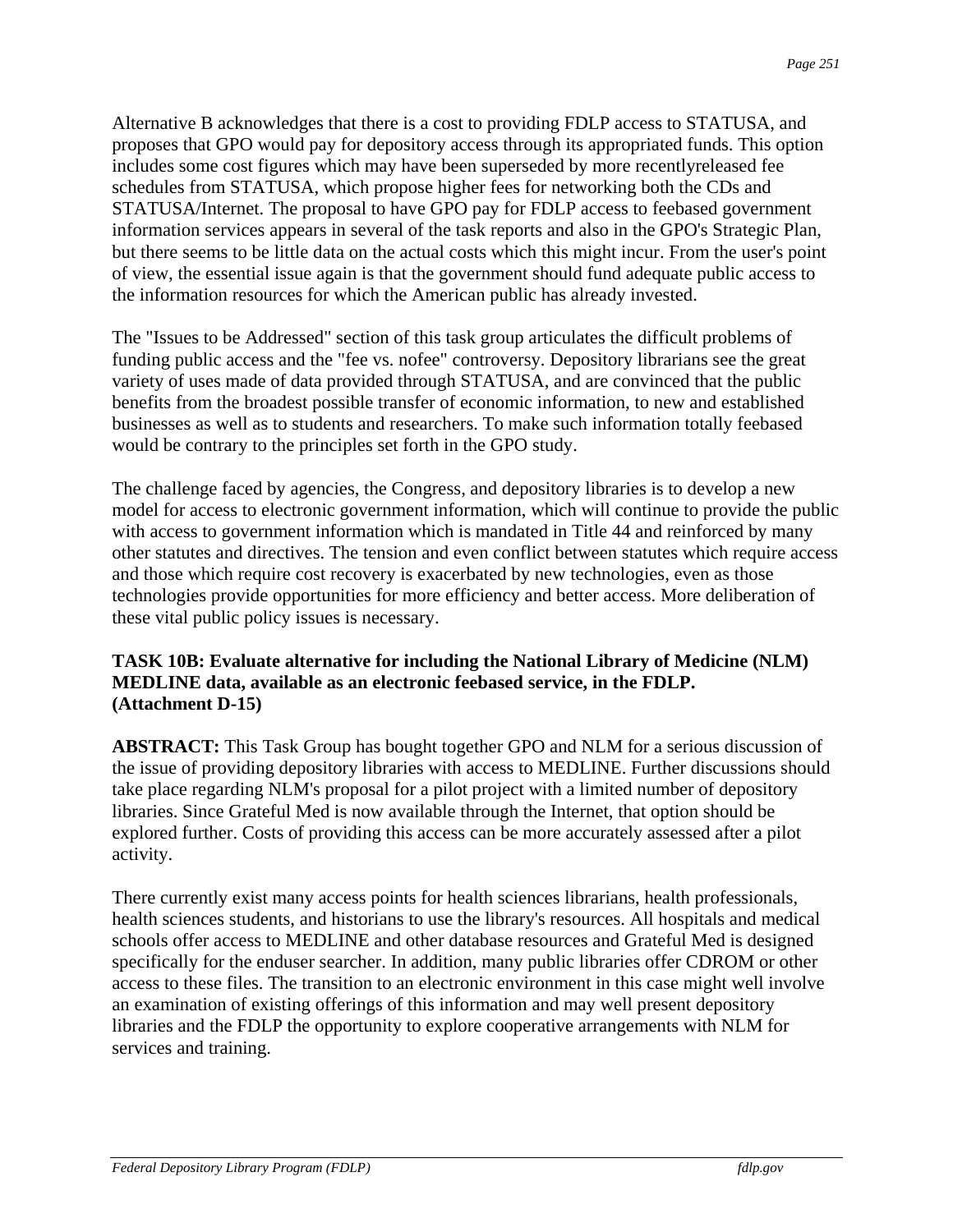Alternative B acknowledges that there is a cost to providing FDLP access to STATUSA, and proposes that GPO would pay for depository access through its appropriated funds. This option includes some cost figures which may have been superseded by more recentlyreleased fee schedules from STATUSA, which propose higher fees for networking both the CDs and STATUSA/Internet. The proposal to have GPO pay for FDLP access to feebased government information services appears in several of the task reports and also in the GPO's Strategic Plan, but there seems to be little data on the actual costs which this might incur. From the user's point of view, the essential issue again is that the government should fund adequate public access to the information resources for which the American public has already invested.

The "Issues to be Addressed" section of this task group articulates the difficult problems of funding public access and the "fee vs. nofee" controversy. Depository librarians see the great variety of uses made of data provided through STATUSA, and are convinced that the public benefits from the broadest possible transfer of economic information, to new and established businesses as well as to students and researchers. To make such information totally feebased would be contrary to the principles set forth in the GPO study.

The challenge faced by agencies, the Congress, and depository libraries is to develop a new model for access to electronic government information, which will continue to provide the public with access to government information which is mandated in Title 44 and reinforced by many other statutes and directives. The tension and even conflict between statutes which require access and those which require cost recovery is exacerbated by new technologies, even as those technologies provide opportunities for more efficiency and better access. More deliberation of these vital public policy issues is necessary.

**TASK 10B: Evaluate alternative for including the National Library of Medicine (NLM) MEDLINE data, available as an electronic feebased service, in the FDLP. (Attachment D-15)**

**ABSTRACT:** This Task Group has bought together GPO and NLM for a serious discussion of the issue of providing depository libraries with access to MEDLINE. Further discussions should take place regarding NLM's proposal for a pilot project with a limited number of depository libraries. Since Grateful Med is now available through the Internet, that option should be explored further. Costs of providing this access can be more accurately assessed after a pilot activity.

There currently exist many access points for health sciences librarians, health professionals, health sciences students, and historians to use the library's resources. All hospitals and medical schools offer access to MEDLINE and other database resources and Grateful Med is designed specifically for the enduser searcher. In addition, many public libraries offer CDROM or other access to these files. The transition to an electronic environment in this case might well involve an examination of existing offerings of this information and may well present depository libraries and the FDLP the opportunity to explore cooperative arrangements with NLM for services and training.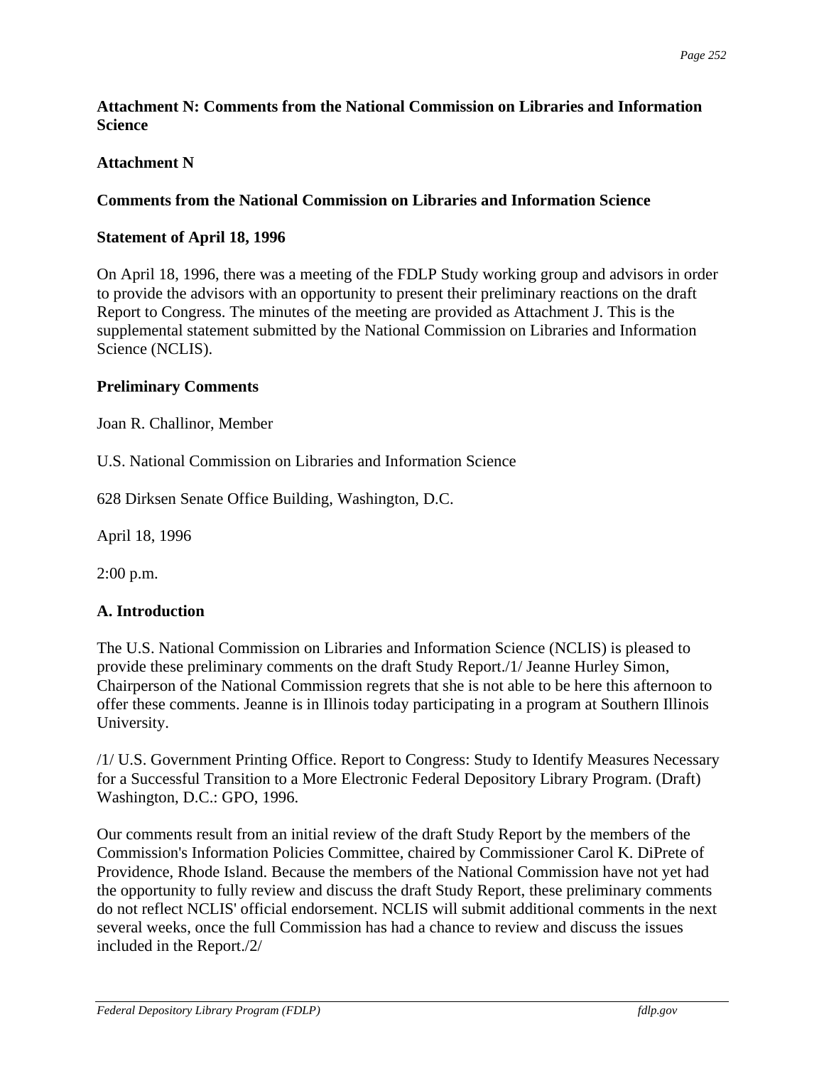**Attachment N: Comments from the National Commission on Libraries and Information Science**

**Attachment N**

**Comments from the National Commission on Libraries and Information Science**

**Statement of April 18, 1996**

On April 18, 1996, there was a meeting of the FDLP Study working group and advisors in order to provide the advisors with an opportunity to present their preliminary reactions on the draft Report to Congress. The minutes of the meeting are provided as Attachment J. This is the supplemental statement submitted by the National Commission on Libraries and Information Science (NCLIS).

**Preliminary Comments**

Joan R. Challinor, Member

U.S. National Commission on Libraries and Information Science

628 Dirksen Senate Office Building, Washington, D.C.

April 18, 1996

2:00 p.m.

**A. Introduction**

The U.S. National Commission on Libraries and Information Science (NCLIS) is pleased to provide these preliminary comments on the draft Study Report./1/ Jeanne Hurley Simon, Chairperson of the National Commission regrets that she is not able to be here this afternoon to offer these comments. Jeanne is in Illinois today participating in a program at Southern Illinois University.

/1/ U.S. Government Printing Office. Report to Congress: Study to Identify Measures Necessary for a Successful Transition to a More Electronic Federal Depository Library Program. (Draft) Washington, D.C.: GPO, 1996.

Our comments result from an initial review of the draft Study Report by the members of the Commission's Information Policies Committee, chaired by Commissioner Carol K. DiPrete of Providence, Rhode Island. Because the members of the National Commission have not yet had the opportunity to fully review and discuss the draft Study Report, these preliminary comments do not reflect NCLIS' official endorsement. NCLIS will submit additional comments in the next several weeks, once the full Commission has had a chance to review and discuss the issues included in the Report./2/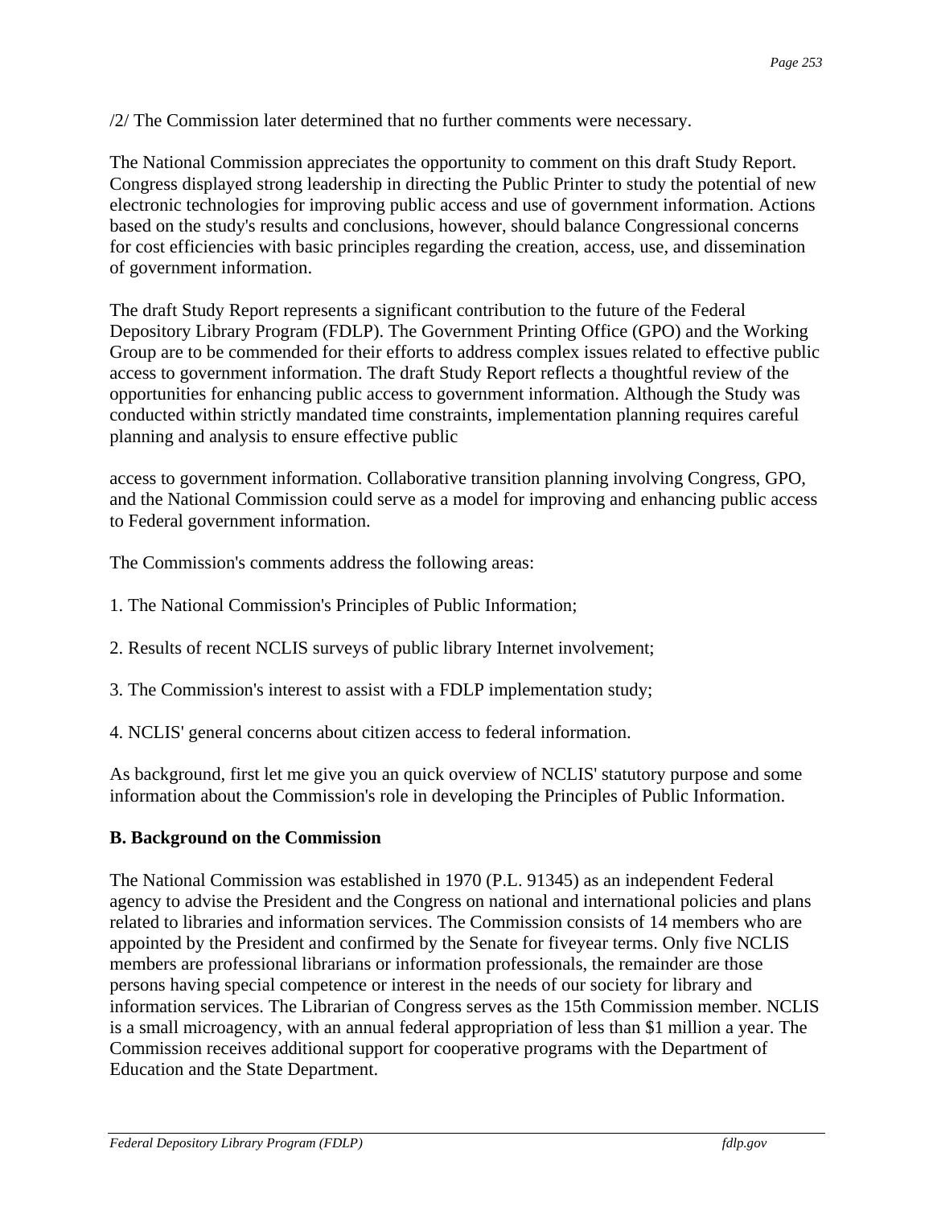/2/ The Commission later determined that no further comments were necessary.

The National Commission appreciates the opportunity to comment on this draft Study Report. Congress displayed strong leadership in directing the Public Printer to study the potential of new electronic technologies for improving public access and use of government information. Actions based on the study's results and conclusions, however, should balance Congressional concerns for cost efficiencies with basic principles regarding the creation, access, use, and dissemination of government information.

The draft Study Report represents a significant contribution to the future of the Federal Depository Library Program (FDLP). The Government Printing Office (GPO) and the Working Group are to be commended for their efforts to address complex issues related to effective public access to government information. The draft Study Report reflects a thoughtful review of the opportunities for enhancing public access to government information. Although the Study was conducted within strictly mandated time constraints, implementation planning requires careful planning and analysis to ensure effective public

access to government information. Collaborative transition planning involving Congress, GPO, and the National Commission could serve as a model for improving and enhancing public access to Federal government information.

The Commission's comments address the following areas:

1. The National Commission's Principles of Public Information;

2. Results of recent NCLIS surveys of public library Internet involvement;

3. The Commission's interest to assist with a FDLP implementation study;

4. NCLIS' general concerns about citizen access to federal information.

As background, first let me give you an quick overview of NCLIS' statutory purpose and some information about the Commission's role in developing the Principles of Public Information.

**B. Background on the Commission**

The National Commission was established in 1970 (P.L. 91345) as an independent Federal agency to advise the President and the Congress on national and international policies and plans related to libraries and information services. The Commission consists of 14 members who are appointed by the President and confirmed by the Senate for fiveyear terms. Only five NCLIS members are professional librarians or information professionals, the remainder are those persons having special competence or interest in the needs of our society for library and information services. The Librarian of Congress serves as the 15th Commission member. NCLIS is a small microagency, with an annual federal appropriation of less than $1 million a year. The Commission receives additional support for cooperative programs with the Department of Education and the State Department.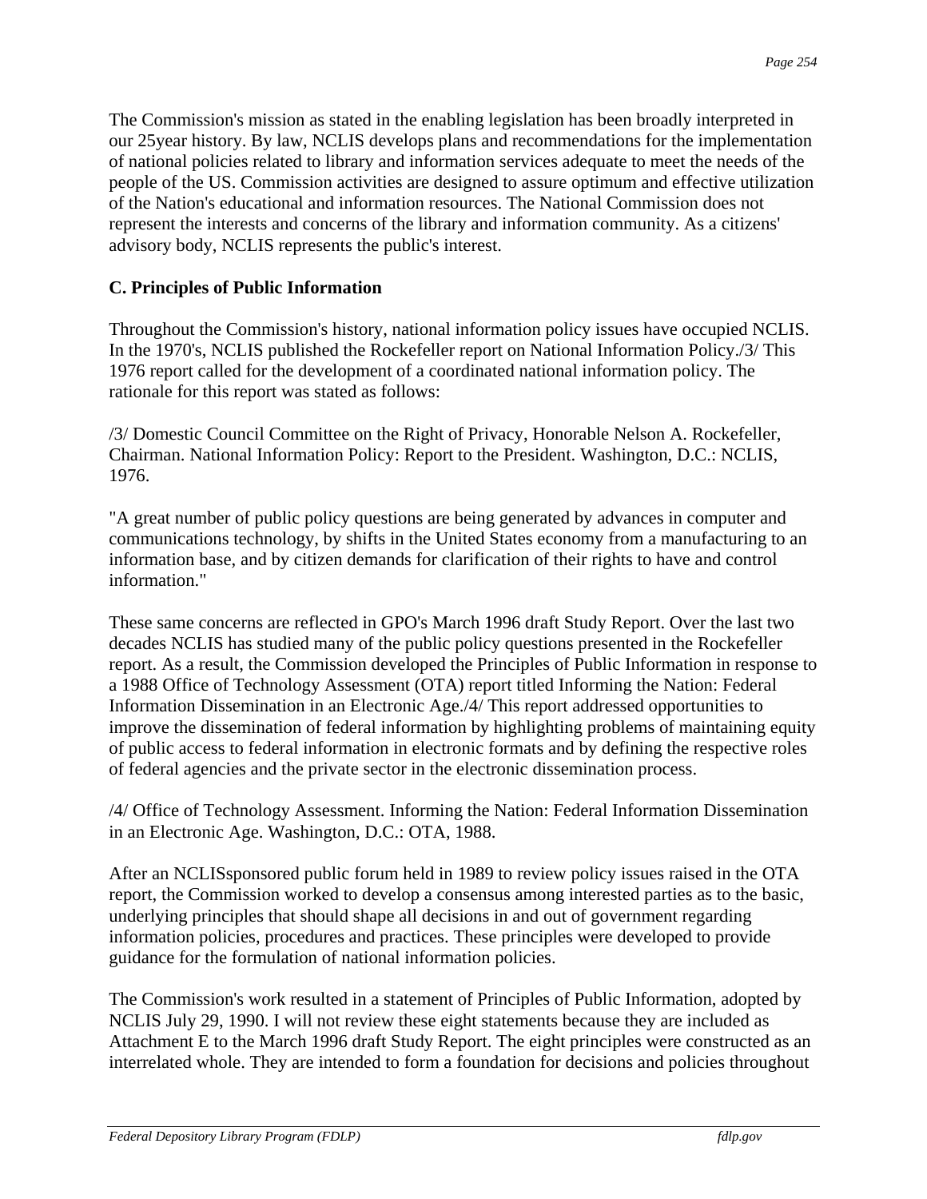The Commission's mission as stated in the enabling legislation has been broadly interpreted in our 25year history. By law, NCLIS develops plans and recommendations for the implementation of national policies related to library and information services adequate to meet the needs of the people of the US. Commission activities are designed to assure optimum and effective utilization of the Nation's educational and information resources. The National Commission does not represent the interests and concerns of the library and information community. As a citizens' advisory body, NCLIS represents the public's interest.

**C. Principles of Public Information**

Throughout the Commission's history, national information policy issues have occupied NCLIS. In the 1970's, NCLIS published the Rockefeller report on National Information Policy./3/ This 1976 report called for the development of a coordinated national information policy. The rationale for this report was stated as follows:

/3/ Domestic Council Committee on the Right of Privacy, Honorable Nelson A. Rockefeller, Chairman. National Information Policy: Report to the President. Washington, D.C.: NCLIS, 1976.

"A great number of public policy questions are being generated by advances in computer and communications technology, by shifts in the United States economy from a manufacturing to an information base, and by citizen demands for clarification of their rights to have and control information."

These same concerns are reflected in GPO's March 1996 draft Study Report. Over the last two decades NCLIS has studied many of the public policy questions presented in the Rockefeller report. As a result, the Commission developed the Principles of Public Information in response to a 1988 Office of Technology Assessment (OTA) report titled Informing the Nation: Federal Information Dissemination in an Electronic Age./4/ This report addressed opportunities to improve the dissemination of federal information by highlighting problems of maintaining equity of public access to federal information in electronic formats and by defining the respective roles of federal agencies and the private sector in the electronic dissemination process.

/4/ Office of Technology Assessment. Informing the Nation: Federal Information Dissemination in an Electronic Age. Washington, D.C.: OTA, 1988.

After an NCLISsponsored public forum held in 1989 to review policy issues raised in the OTA report, the Commission worked to develop a consensus among interested parties as to the basic, underlying principles that should shape all decisions in and out of government regarding information policies, procedures and practices. These principles were developed to provide guidance for the formulation of national information policies.

The Commission's work resulted in a statement of Principles of Public Information, adopted by NCLIS July 29, 1990. I will not review these eight statements because they are included as Attachment E to the March 1996 draft Study Report. The eight principles were constructed as an interrelated whole. They are intended to form a foundation for decisions and policies throughout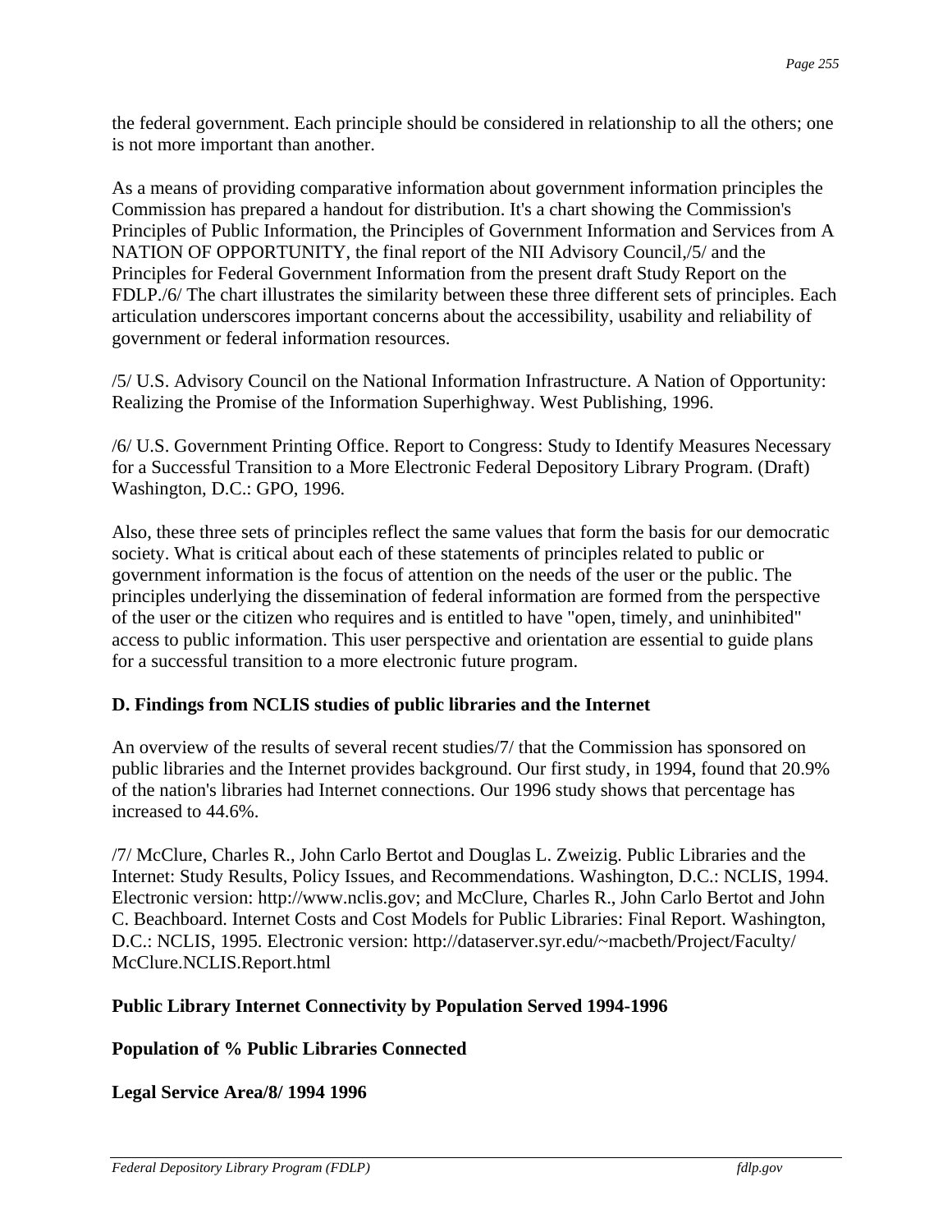the federal government. Each principle should be considered in relationship to all the others; one is not more important than another.

As a means of providing comparative information about government information principles the Commission has prepared a handout for distribution. It's a chart showing the Commission's Principles of Public Information, the Principles of Government Information and Services from A NATION OF OPPORTUNITY, the final report of the NII Advisory Council,/5/ and the Principles for Federal Government Information from the present draft Study Report on the FDLP./6/ The chart illustrates the similarity between these three different sets of principles. Each articulation underscores important concerns about the accessibility, usability and reliability of government or federal information resources.

/5/ U.S. Advisory Council on the National Information Infrastructure. A Nation of Opportunity: Realizing the Promise of the Information Superhighway. West Publishing, 1996.

/6/ U.S. Government Printing Office. Report to Congress: Study to Identify Measures Necessary for a Successful Transition to a More Electronic Federal Depository Library Program. (Draft) Washington, D.C.: GPO, 1996.

Also, these three sets of principles reflect the same values that form the basis for our democratic society. What is critical about each of these statements of principles related to public or government information is the focus of attention on the needs of the user or the public. The principles underlying the dissemination of federal information are formed from the perspective of the user or the citizen who requires and is entitled to have "open, timely, and uninhibited" access to public information. This user perspective and orientation are essential to guide plans for a successful transition to a more electronic future program.

**D. Findings from NCLIS studies of public libraries and the Internet**

An overview of the results of several recent studies/7/ that the Commission has sponsored on public libraries and the Internet provides background. Our first study, in 1994, found that 20.9% of the nation's libraries had Internet connections. Our 1996 study shows that percentage has increased to 44.6%.

/7/ McClure, Charles R., John Carlo Bertot and Douglas L. Zweizig. Public Libraries and the Internet: Study Results, Policy Issues, and Recommendations. Washington, D.C.: NCLIS, 1994. Electronic version: http://www.nclis.gov; and McClure, Charles R., John Carlo Bertot and John C. Beachboard. Internet Costs and Cost Models for Public Libraries: Final Report. Washington, D.C.: NCLIS, 1995. Electronic version: http://dataserver.syr.edu/~macbeth/Project/Faculty/McClure.NCLIS.Report.html

**Public Library Internet Connectivity by Population Served 1994-1996**

**Population of % Public Libraries Connected**

**Legal Service Area/8/ 1994 1996**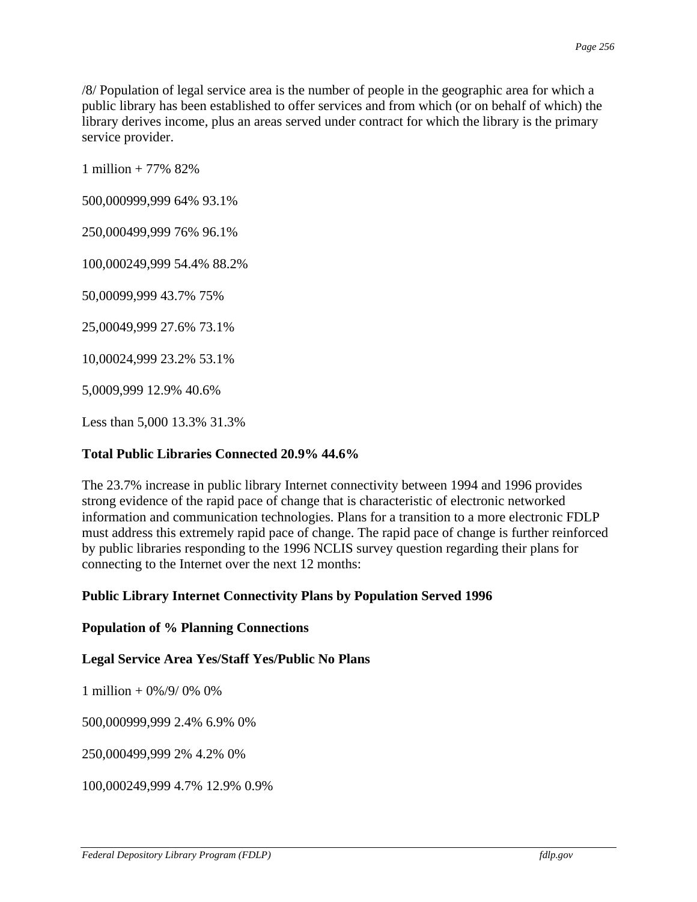/8/ Population of legal service area is the number of people in the geographic area for which a public library has been established to offer services and from which (or on behalf of which) the library derives income, plus an areas served under contract for which the library is the primary service provider.

1 million + 77% 82%

500,000999,999 64% 93.1%

250,000499,999 76% 96.1%

100,000249,999 54.4% 88.2%

50,00099,999 43.7% 75%

25,00049,999 27.6% 73.1%

10,00024,999 23.2% 53.1%

5,0009,999 12.9% 40.6%

Less than 5,000 13.3% 31.3%

**Total Public Libraries Connected 20.9% 44.6%**

The 23.7% increase in public library Internet connectivity between 1994 and 1996 provides strong evidence of the rapid pace of change that is characteristic of electronic networked information and communication technologies. Plans for a transition to a more electronic FDLP must address this extremely rapid pace of change. The rapid pace of change is further reinforced by public libraries responding to the 1996 NCLIS survey question regarding their plans for connecting to the Internet over the next 12 months:

**Public Library Internet Connectivity Plans by Population Served 1996**

**Population of % Planning Connections**

**Legal Service Area Yes/Staff Yes/Public No Plans**

1 million + 0%/9/ 0% 0%

500,000999,999 2.4% 6.9% 0%

250,000499,999 2% 4.2% 0%

100,000249,999 4.7% 12.9% 0.9%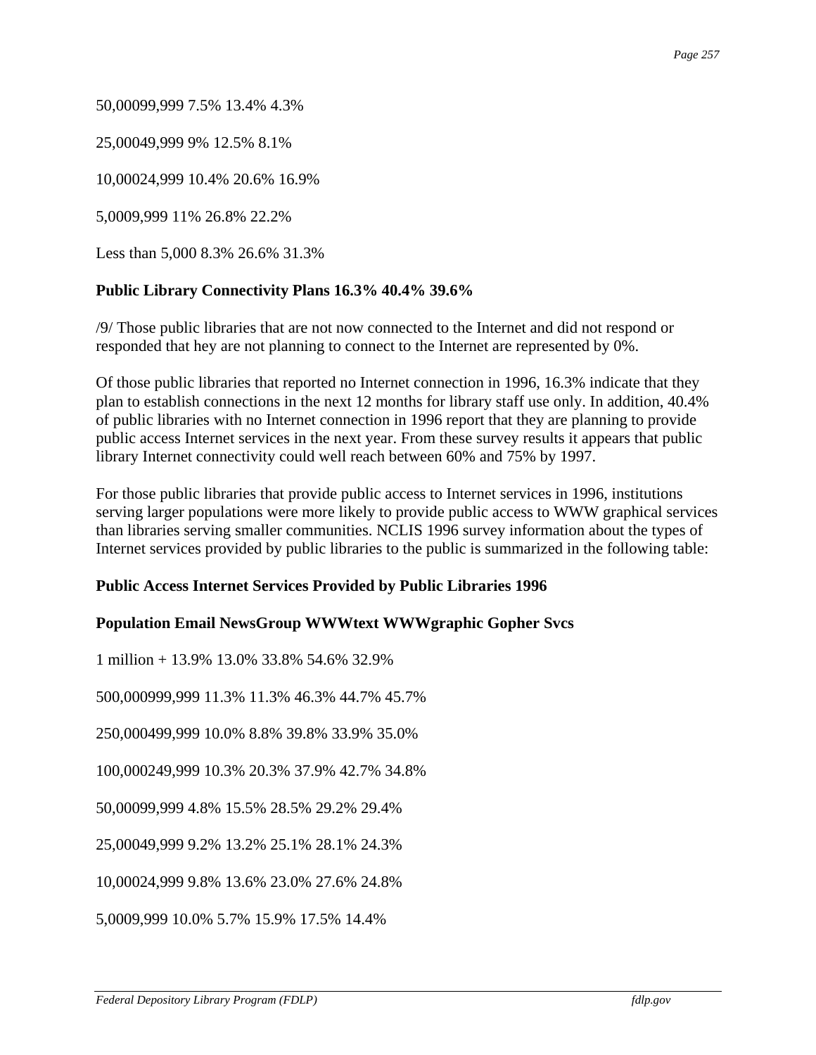50,00099,999 7.5% 13.4% 4.3%

25,00049,999 9% 12.5% 8.1%

10,00024,999 10.4% 20.6% 16.9%

5,0009,999 11% 26.8% 22.2%

Less than 5,000 8.3% 26.6% 31.3%

**Public Library Connectivity Plans 16.3% 40.4% 39.6%**

/9/ Those public libraries that are not now connected to the Internet and did not respond or responded that hey are not planning to connect to the Internet are represented by 0%.

Of those public libraries that reported no Internet connection in 1996, 16.3% indicate that they plan to establish connections in the next 12 months for library staff use only. In addition, 40.4% of public libraries with no Internet connection in 1996 report that they are planning to provide public access Internet services in the next year. From these survey results it appears that public library Internet connectivity could well reach between 60% and 75% by 1997.

For those public libraries that provide public access to Internet services in 1996, institutions serving larger populations were more likely to provide public access to WWW graphical services than libraries serving smaller communities. NCLIS 1996 survey information about the types of Internet services provided by public libraries to the public is summarized in the following table:

**Public Access Internet Services Provided by Public Libraries 1996**

**Population Email NewsGroup WWWtext WWWgraphic Gopher Svcs**

1 million + 13.9% 13.0% 33.8% 54.6% 32.9%

500,000999,999 11.3% 11.3% 46.3% 44.7% 45.7%

250,000499,999 10.0% 8.8% 39.8% 33.9% 35.0%

100,000249,999 10.3% 20.3% 37.9% 42.7% 34.8%

50,00099,999 4.8% 15.5% 28.5% 29.2% 29.4%

25,00049,999 9.2% 13.2% 25.1% 28.1% 24.3%

10,00024,999 9.8% 13.6% 23.0% 27.6% 24.8%

5,0009,999 10.0% 5.7% 15.9% 17.5% 14.4%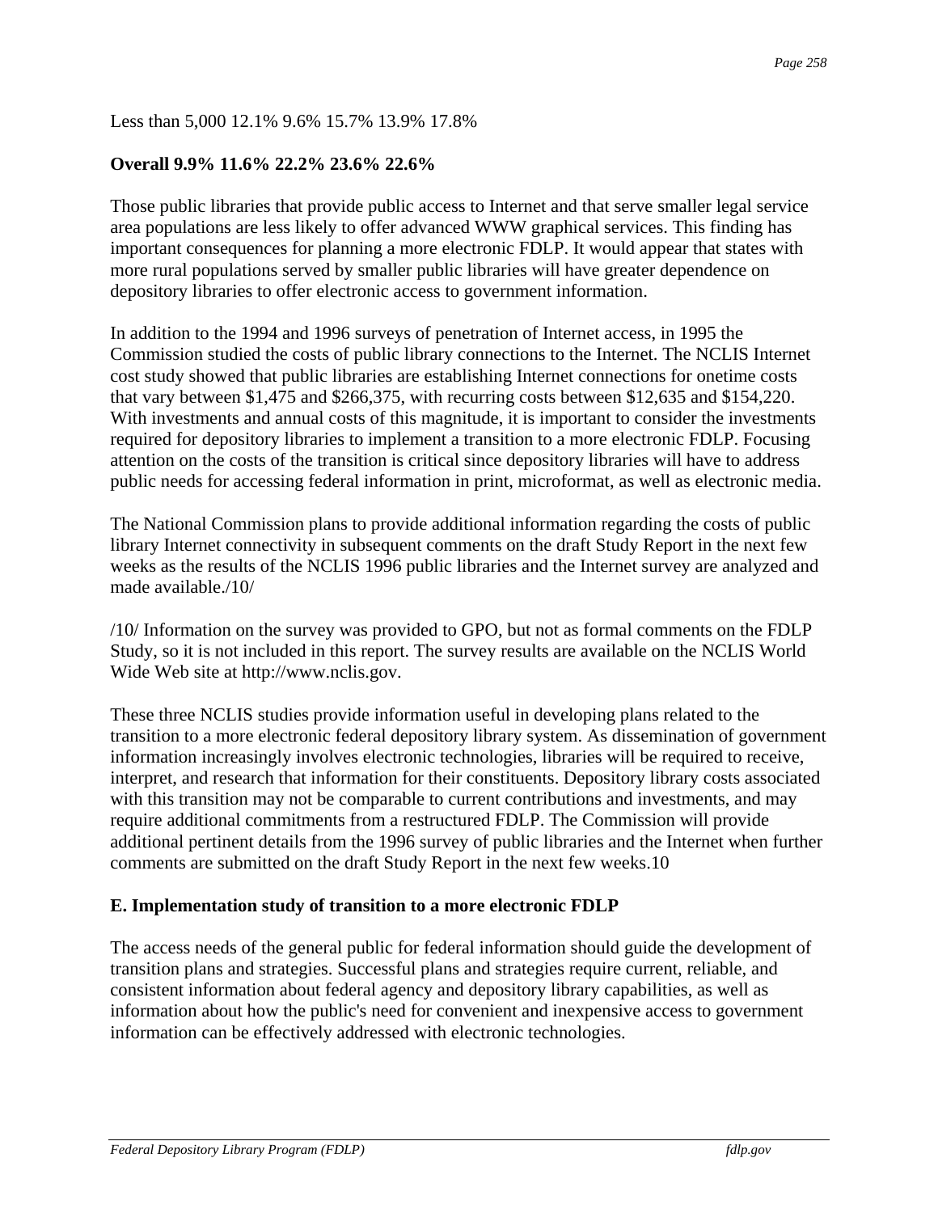Less than 5,000 12.1% 9.6% 15.7% 13.9% 17.8%

**Overall 9.9% 11.6% 22.2% 23.6% 22.6%**

Those public libraries that provide public access to Internet and that serve smaller legal service area populations are less likely to offer advanced WWW graphical services. This finding has important consequences for planning a more electronic FDLP. It would appear that states with more rural populations served by smaller public libraries will have greater dependence on depository libraries to offer electronic access to government information.

In addition to the 1994 and 1996 surveys of penetration of Internet access, in 1995 the Commission studied the costs of public library connections to the Internet. The NCLIS Internet cost study showed that public libraries are establishing Internet connections for onetime costs that vary between $1,475 and $266,375, with recurring costs between $12,635 and $154,220. With investments and annual costs of this magnitude, it is important to consider the investments required for depository libraries to implement a transition to a more electronic FDLP. Focusing attention on the costs of the transition is critical since depository libraries will have to address public needs for accessing federal information in print, microformat, as well as electronic media.

The National Commission plans to provide additional information regarding the costs of public library Internet connectivity in subsequent comments on the draft Study Report in the next few weeks as the results of the NCLIS 1996 public libraries and the Internet survey are analyzed and made available./10/

/10/ Information on the survey was provided to GPO, but not as formal comments on the FDLP Study, so it is not included in this report. The survey results are available on the NCLIS World Wide Web site at http://www.nclis.gov.

These three NCLIS studies provide information useful in developing plans related to the transition to a more electronic federal depository library system. As dissemination of government information increasingly involves electronic technologies, libraries will be required to receive, interpret, and research that information for their constituents. Depository library costs associated with this transition may not be comparable to current contributions and investments, and may require additional commitments from a restructured FDLP. The Commission will provide additional pertinent details from the 1996 survey of public libraries and the Internet when further comments are submitted on the draft Study Report in the next few weeks.10

**E. Implementation study of transition to a more electronic FDLP**

The access needs of the general public for federal information should guide the development of transition plans and strategies. Successful plans and strategies require current, reliable, and consistent information about federal agency and depository library capabilities, as well as information about how the public's need for convenient and inexpensive access to government information can be effectively addressed with electronic technologies.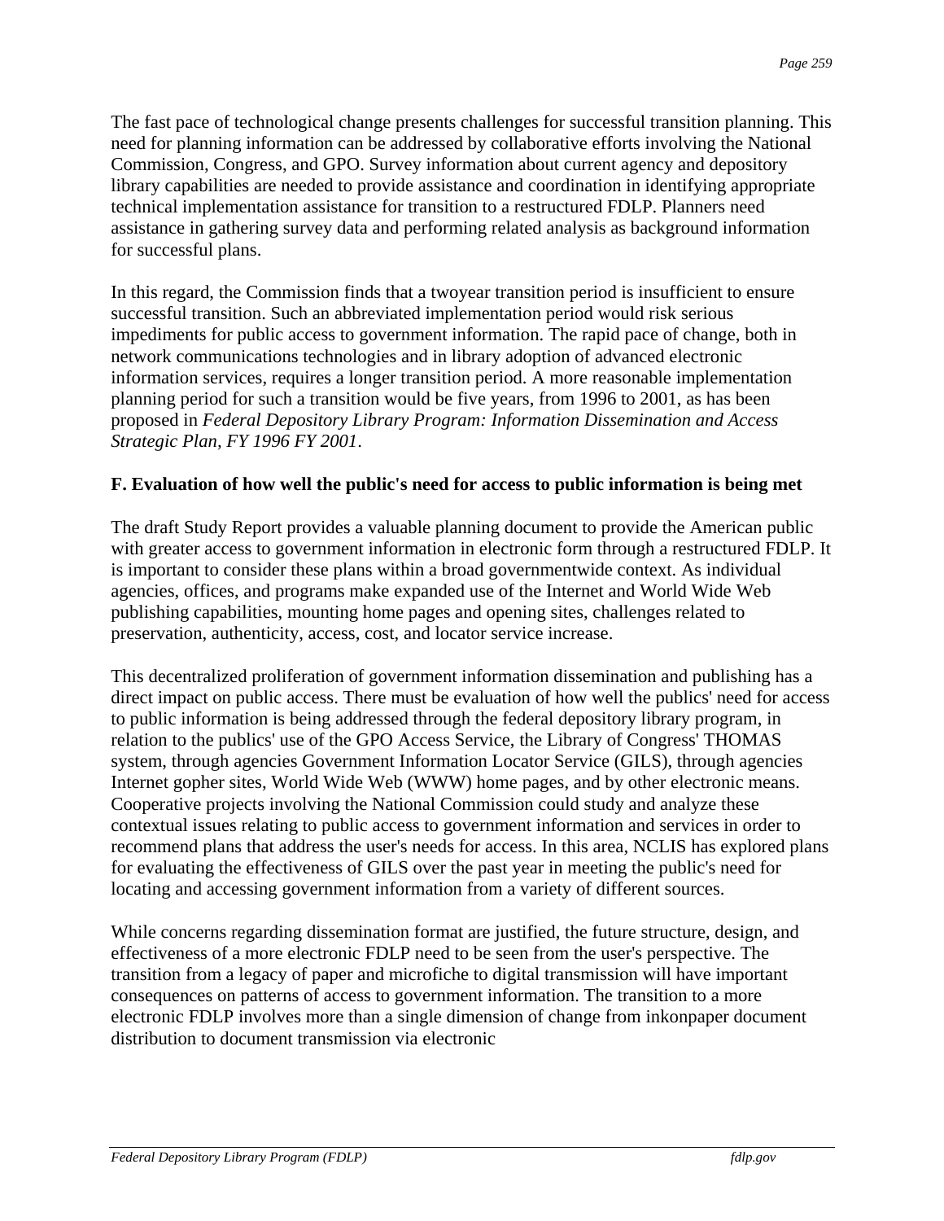The fast pace of technological change presents challenges for successful transition planning. This need for planning information can be addressed by collaborative efforts involving the National Commission, Congress, and GPO. Survey information about current agency and depository library capabilities are needed to provide assistance and coordination in identifying appropriate technical implementation assistance for transition to a restructured FDLP. Planners need assistance in gathering survey data and performing related analysis as background information for successful plans.

In this regard, the Commission finds that a twoyear transition period is insufficient to ensure successful transition. Such an abbreviated implementation period would risk serious impediments for public access to government information. The rapid pace of change, both in network communications technologies and in library adoption of advanced electronic information services, requires a longer transition period. A more reasonable implementation planning period for such a transition would be five years, from 1996 to 2001, as has been proposed in *Federal Depository Library Program: Information Dissemination and Access Strategic Plan, FY 1996 FY 2001*.

**F. Evaluation of how well the public's need for access to public information is being met**

The draft Study Report provides a valuable planning document to provide the American public with greater access to government information in electronic form through a restructured FDLP. It is important to consider these plans within a broad governmentwide context. As individual agencies, offices, and programs make expanded use of the Internet and World Wide Web publishing capabilities, mounting home pages and opening sites, challenges related to preservation, authenticity, access, cost, and locator service increase.

This decentralized proliferation of government information dissemination and publishing has a direct impact on public access. There must be evaluation of how well the publics' need for access to public information is being addressed through the federal depository library program, in relation to the publics' use of the GPO Access Service, the Library of Congress' THOMAS system, through agencies Government Information Locator Service (GILS), through agencies Internet gopher sites, World Wide Web (WWW) home pages, and by other electronic means. Cooperative projects involving the National Commission could study and analyze these contextual issues relating to public access to government information and services in order to recommend plans that address the user's needs for access. In this area, NCLIS has explored plans for evaluating the effectiveness of GILS over the past year in meeting the public's need for locating and accessing government information from a variety of different sources.

While concerns regarding dissemination format are justified, the future structure, design, and effectiveness of a more electronic FDLP need to be seen from the user's perspective. The transition from a legacy of paper and microfiche to digital transmission will have important consequences on patterns of access to government information. The transition to a more electronic FDLP involves more than a single dimension of change from inkonpaper document distribution to document transmission via electronic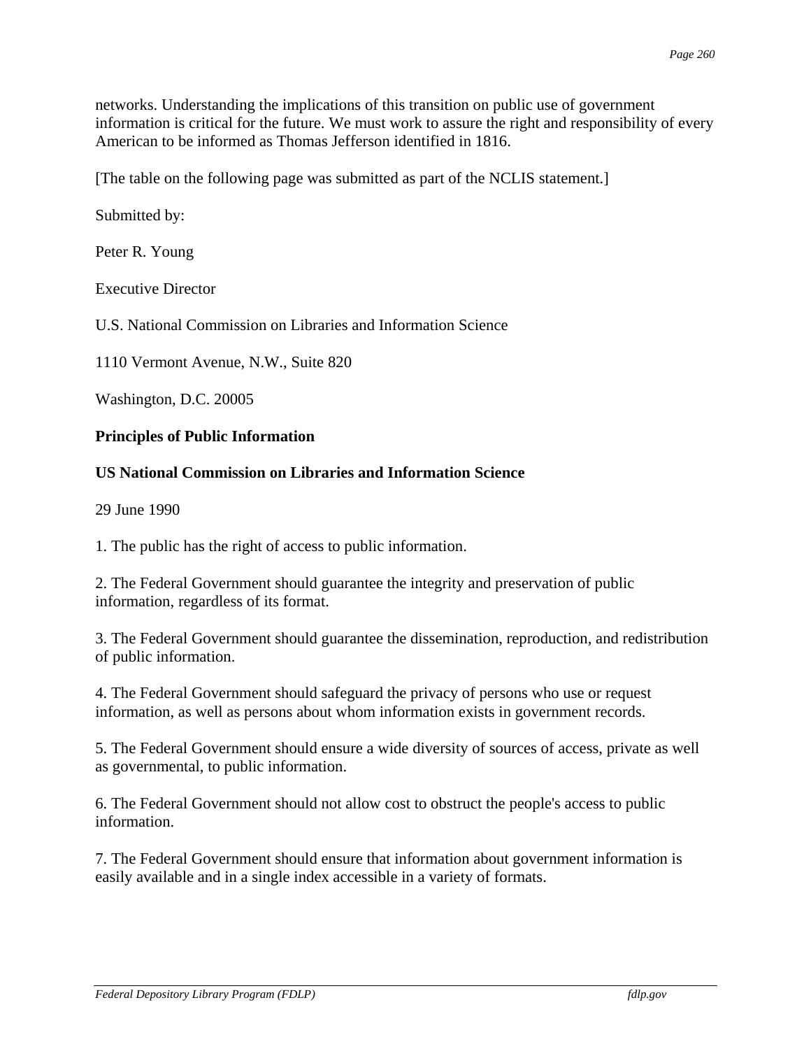networks. Understanding the implications of this transition on public use of government information is critical for the future. We must work to assure the right and responsibility of every American to be informed as Thomas Jefferson identified in 1816.

[The table on the following page was submitted as part of the NCLIS statement.]

Submitted by:

Peter R. Young

Executive Director

U.S. National Commission on Libraries and Information Science

1110 Vermont Avenue, N.W., Suite 820

Washington, D.C. 20005

**Principles of Public Information**

**US National Commission on Libraries and Information Science**

29 June 1990

1. The public has the right of access to public information.

2. The Federal Government should guarantee the integrity and preservation of public information, regardless of its format.

3. The Federal Government should guarantee the dissemination, reproduction, and redistribution of public information.

4. The Federal Government should safeguard the privacy of persons who use or request information, as well as persons about whom information exists in government records.

5. The Federal Government should ensure a wide diversity of sources of access, private as well as governmental, to public information.

6. The Federal Government should not allow cost to obstruct the people's access to public information.

7. The Federal Government should ensure that information about government information is easily available and in a single index accessible in a variety of formats.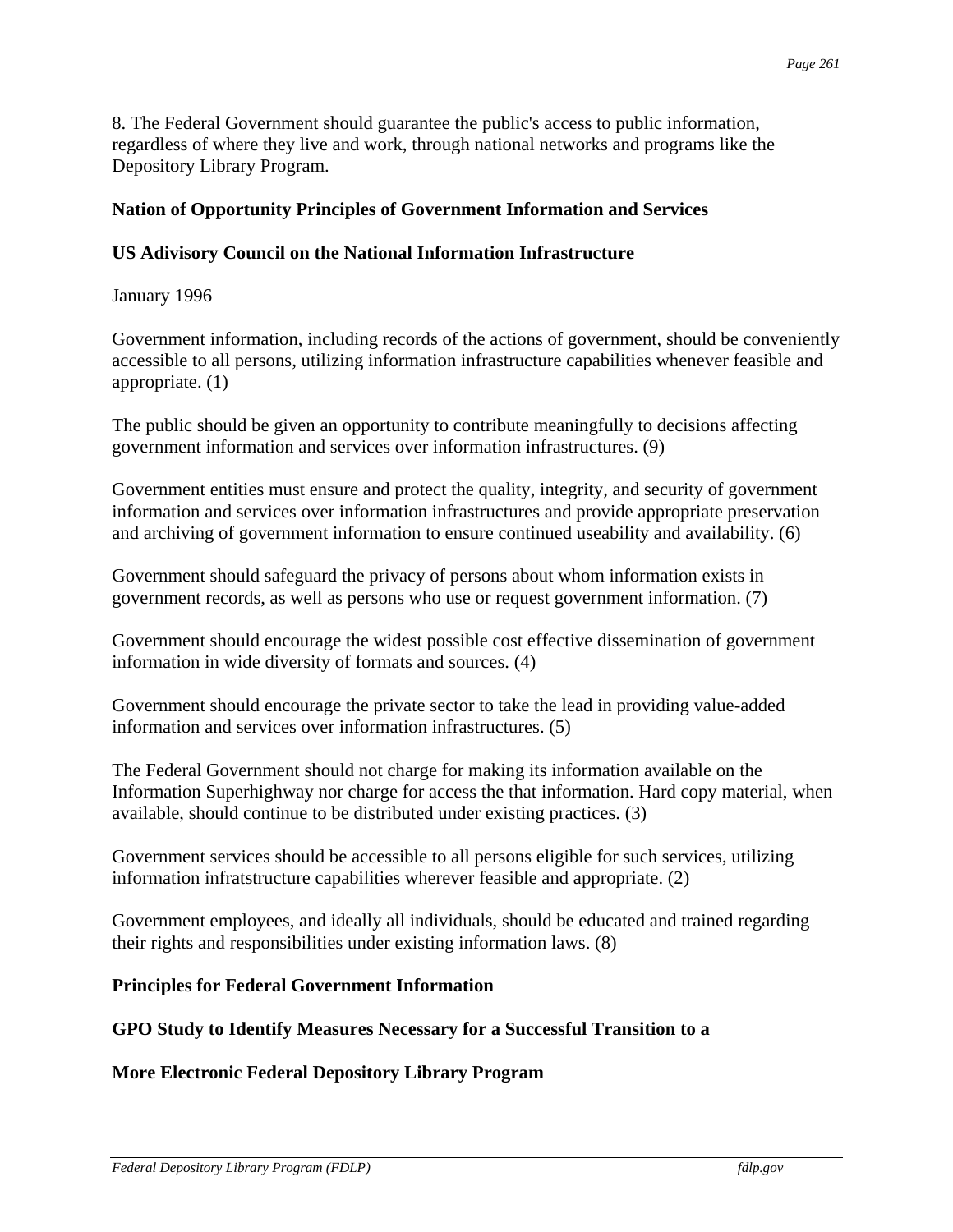8. The Federal Government should guarantee the public's access to public information, regardless of where they live and work, through national networks and programs like the Depository Library Program.

**Nation of Opportunity Principles of Government Information and Services**

**US Adivisory Council on the National Information Infrastructure**

January 1996

Government information, including records of the actions of government, should be conveniently accessible to all persons, utilizing information infrastructure capabilities whenever feasible and appropriate. (1)

The public should be given an opportunity to contribute meaningfully to decisions affecting government information and services over information infrastructures. (9)

Government entities must ensure and protect the quality, integrity, and security of government information and services over information infrastructures and provide appropriate preservation and archiving of government information to ensure continued useability and availability. (6)

Government should safeguard the privacy of persons about whom information exists in government records, as well as persons who use or request government information. (7)

Government should encourage the widest possible cost effective dissemination of government information in wide diversity of formats and sources. (4)

Government should encourage the private sector to take the lead in providing value-added information and services over information infrastructures. (5)

The Federal Government should not charge for making its information available on the Information Superhighway nor charge for access the that information. Hard copy material, when available, should continue to be distributed under existing practices. (3)

Government services should be accessible to all persons eligible for such services, utilizing information infratstructure capabilities wherever feasible and appropriate. (2)

Government employees, and ideally all individuals, should be educated and trained regarding their rights and responsibilities under existing information laws. (8)

**Principles for Federal Government Information**

**GPO Study to Identify Measures Necessary for a Successful Transition to a**

**More Electronic Federal Depository Library Program**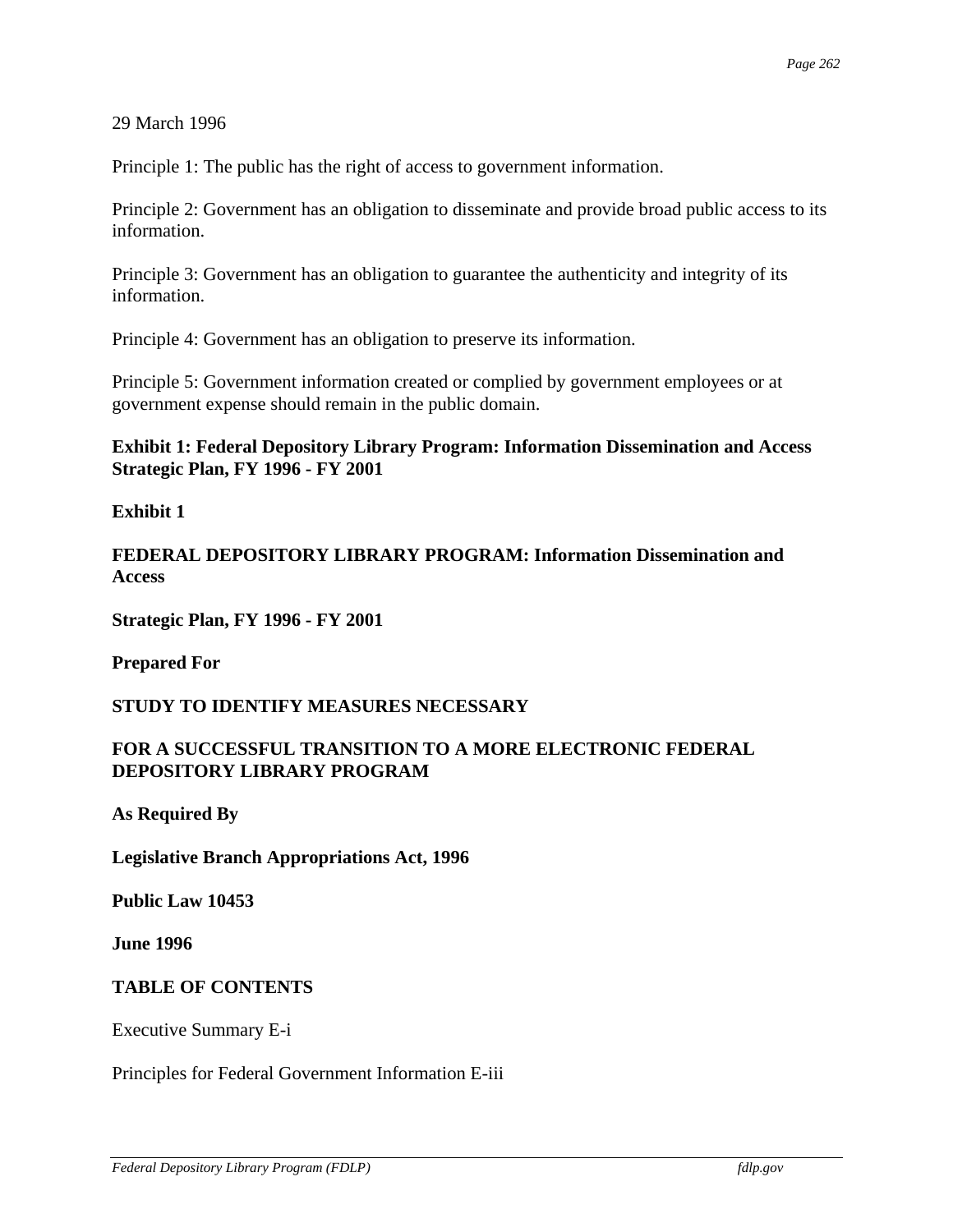29 March 1996

Principle 1: The public has the right of access to government information.

Principle 2: Government has an obligation to disseminate and provide broad public access to its information.

Principle 3: Government has an obligation to guarantee the authenticity and integrity of its information.

Principle 4: Government has an obligation to preserve its information.

Principle 5: Government information created or complied by government employees or at government expense should remain in the public domain.

**Exhibit 1: Federal Depository Library Program: Information Dissemination and Access Strategic Plan, FY 1996 - FY 2001**

**Exhibit 1**

**FEDERAL DEPOSITORY LIBRARY PROGRAM: Information Dissemination and Access**

**Strategic Plan, FY 1996 - FY 2001**

**Prepared For**

**STUDY TO IDENTIFY MEASURES NECESSARY**

**FOR A SUCCESSFUL TRANSITION TO A MORE ELECTRONIC FEDERAL DEPOSITORY LIBRARY PROGRAM**

**As Required By**

**Legislative Branch Appropriations Act, 1996**

**Public Law 10453**

**June 1996**

**TABLE OF CONTENTS**

Executive Summary E-i

Principles for Federal Government Information E-iii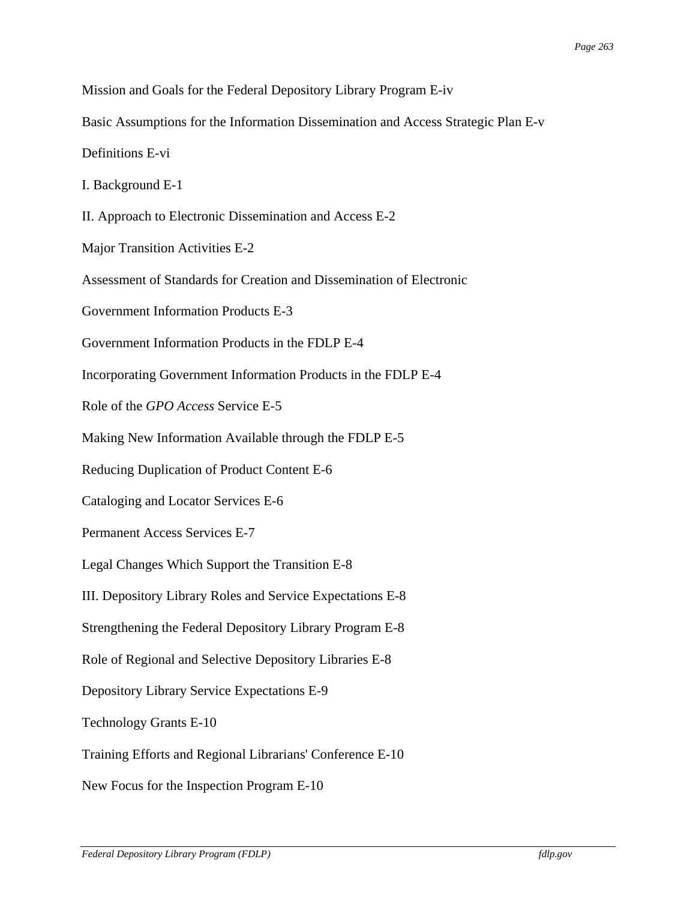Mission and Goals for the Federal Depository Library Program E-iv

Basic Assumptions for the Information Dissemination and Access Strategic Plan E-v

Definitions E-vi

I. Background E-1

II. Approach to Electronic Dissemination and Access E-2

Major Transition Activities E-2

Assessment of Standards for Creation and Dissemination of Electronic

Government Information Products E-3

Government Information Products in the FDLP E-4

Incorporating Government Information Products in the FDLP E-4

Role of the *GPO Access* Service E-5

Making New Information Available through the FDLP E-5

Reducing Duplication of Product Content E-6

Cataloging and Locator Services E-6

Permanent Access Services E-7

Legal Changes Which Support the Transition E-8

III. Depository Library Roles and Service Expectations E-8

Strengthening the Federal Depository Library Program E-8

Role of Regional and Selective Depository Libraries E-8

Depository Library Service Expectations E-9

Technology Grants E-10

Training Efforts and Regional Librarians' Conference E-10

New Focus for the Inspection Program E-10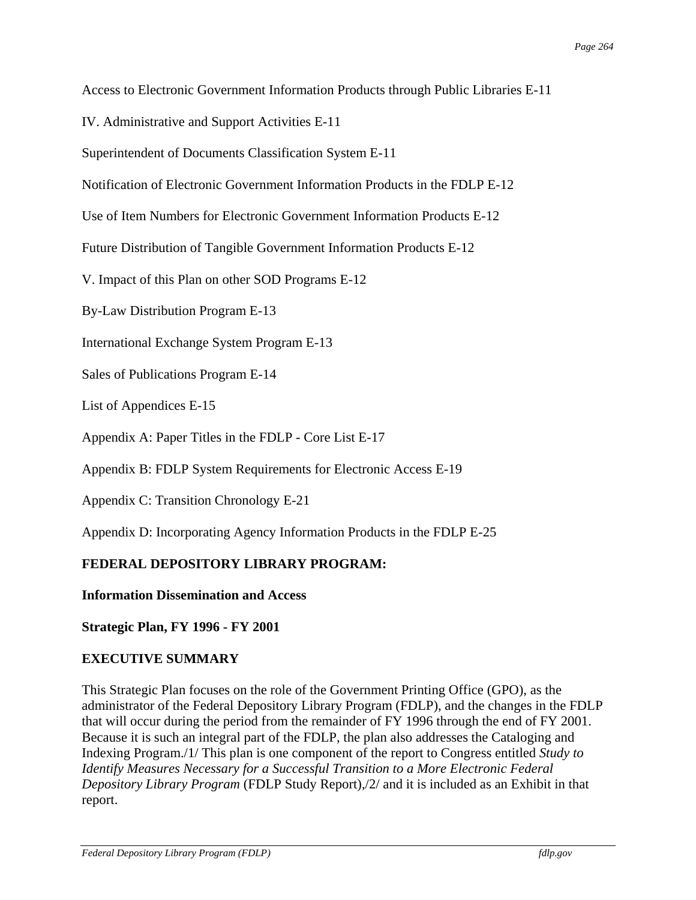Access to Electronic Government Information Products through Public Libraries E-11

IV. Administrative and Support Activities E-11

Superintendent of Documents Classification System E-11

Notification of Electronic Government Information Products in the FDLP E-12

Use of Item Numbers for Electronic Government Information Products E-12

Future Distribution of Tangible Government Information Products E-12

V. Impact of this Plan on other SOD Programs E-12

By-Law Distribution Program E-13

International Exchange System Program E-13

Sales of Publications Program E-14

List of Appendices E-15

Appendix A: Paper Titles in the FDLP - Core List E-17

Appendix B: FDLP System Requirements for Electronic Access E-19

Appendix C: Transition Chronology E-21

Appendix D: Incorporating Agency Information Products in the FDLP E-25

**FEDERAL DEPOSITORY LIBRARY PROGRAM:**

**Information Dissemination and Access**

**Strategic Plan, FY 1996 - FY 2001**

**EXECUTIVE SUMMARY**

This Strategic Plan focuses on the role of the Government Printing Office (GPO), as the administrator of the Federal Depository Library Program (FDLP), and the changes in the FDLP that will occur during the period from the remainder of FY 1996 through the end of FY 2001. Because it is such an integral part of the FDLP, the plan also addresses the Cataloging and Indexing Program./1/ This plan is one component of the report to Congress entitled *Study to Identify Measures Necessary for a Successful Transition to a More Electronic Federal Depository Library Program* (FDLP Study Report),/2/ and it is included as an Exhibit in that report.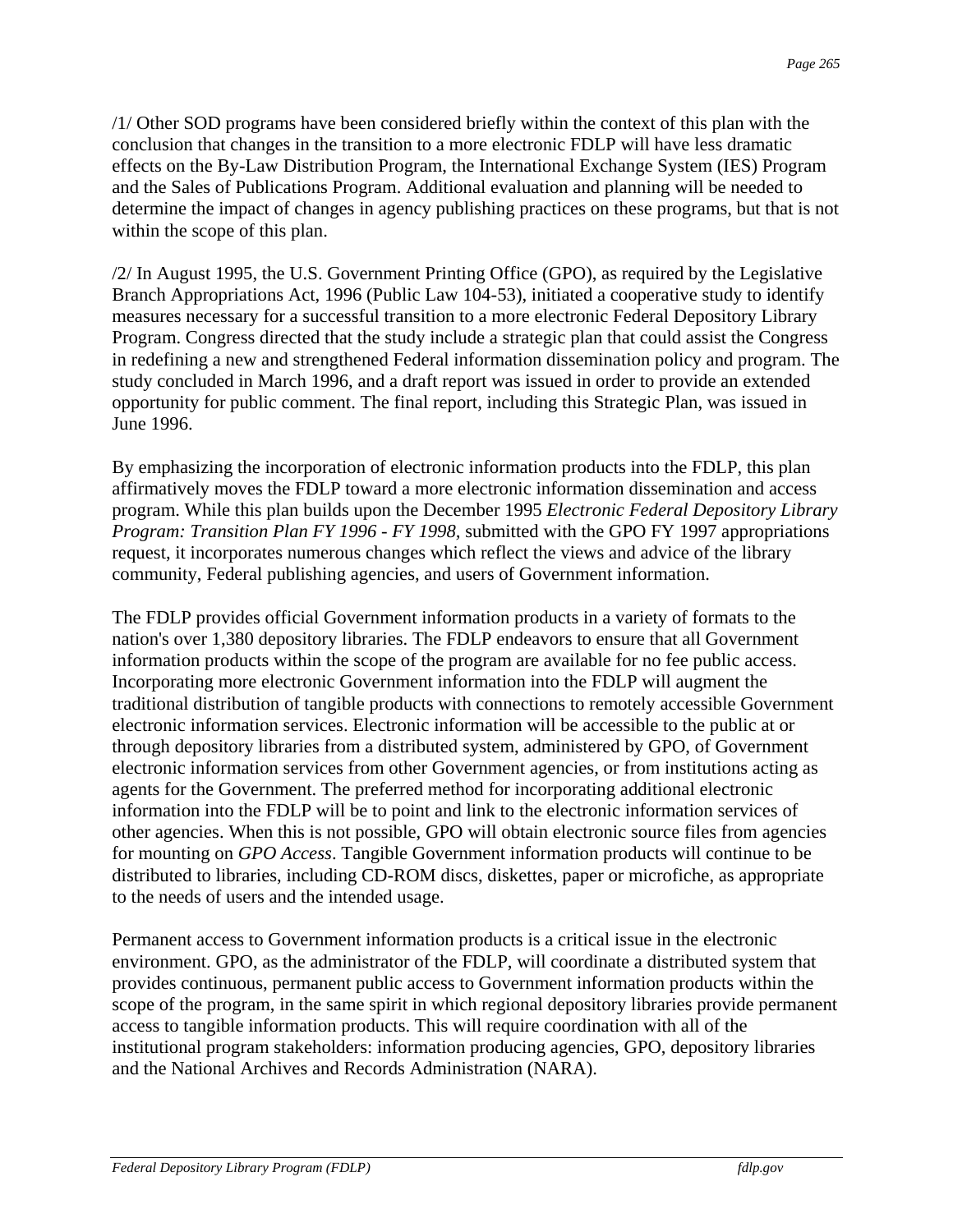/1/ Other SOD programs have been considered briefly within the context of this plan with the conclusion that changes in the transition to a more electronic FDLP will have less dramatic effects on the By-Law Distribution Program, the International Exchange System (IES) Program and the Sales of Publications Program. Additional evaluation and planning will be needed to determine the impact of changes in agency publishing practices on these programs, but that is not within the scope of this plan.

/2/ In August 1995, the U.S. Government Printing Office (GPO), as required by the Legislative Branch Appropriations Act, 1996 (Public Law 104-53), initiated a cooperative study to identify measures necessary for a successful transition to a more electronic Federal Depository Library Program. Congress directed that the study include a strategic plan that could assist the Congress in redefining a new and strengthened Federal information dissemination policy and program. The study concluded in March 1996, and a draft report was issued in order to provide an extended opportunity for public comment. The final report, including this Strategic Plan, was issued in June 1996.

By emphasizing the incorporation of electronic information products into the FDLP, this plan affirmatively moves the FDLP toward a more electronic information dissemination and access program. While this plan builds upon the December 1995 *Electronic Federal Depository Library Program: Transition Plan FY 1996 - FY 1998,* submitted with the GPO FY 1997 appropriations request, it incorporates numerous changes which reflect the views and advice of the library community, Federal publishing agencies, and users of Government information.

The FDLP provides official Government information products in a variety of formats to the nation's over 1,380 depository libraries. The FDLP endeavors to ensure that all Government information products within the scope of the program are available for no fee public access. Incorporating more electronic Government information into the FDLP will augment the traditional distribution of tangible products with connections to remotely accessible Government electronic information services. Electronic information will be accessible to the public at or through depository libraries from a distributed system, administered by GPO, of Government electronic information services from other Government agencies, or from institutions acting as agents for the Government. The preferred method for incorporating additional electronic information into the FDLP will be to point and link to the electronic information services of other agencies. When this is not possible, GPO will obtain electronic source files from agencies for mounting on *GPO Access*. Tangible Government information products will continue to be distributed to libraries, including CD-ROM discs, diskettes, paper or microfiche, as appropriate to the needs of users and the intended usage.

Permanent access to Government information products is a critical issue in the electronic environment. GPO, as the administrator of the FDLP, will coordinate a distributed system that provides continuous, permanent public access to Government information products within the scope of the program, in the same spirit in which regional depository libraries provide permanent access to tangible information products. This will require coordination with all of the institutional program stakeholders: information producing agencies, GPO, depository libraries and the National Archives and Records Administration (NARA).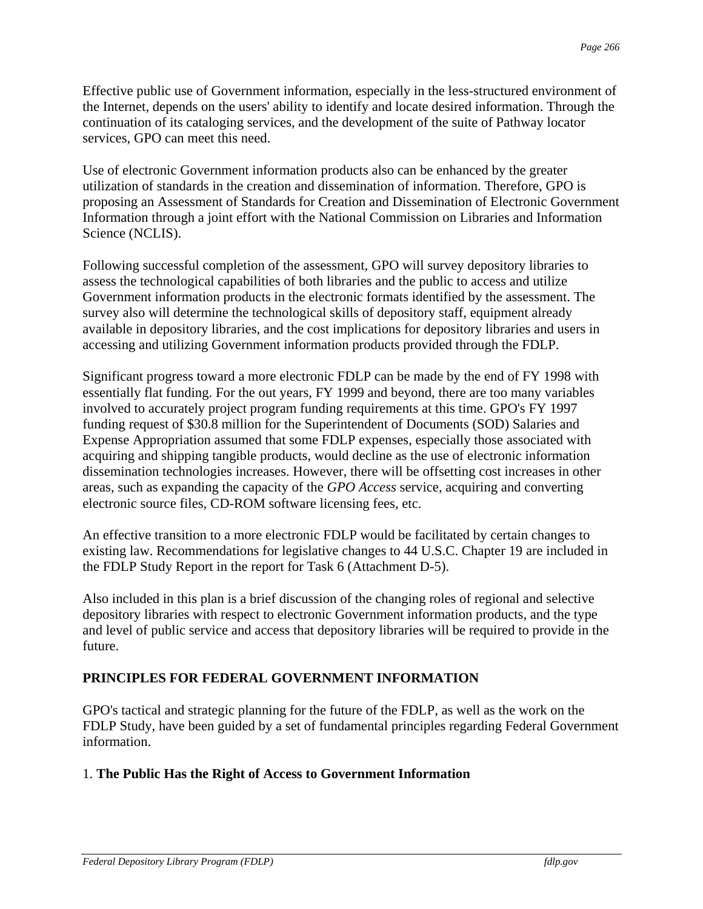Effective public use of Government information, especially in the less-structured environment of the Internet, depends on the users' ability to identify and locate desired information. Through the continuation of its cataloging services, and the development of the suite of Pathway locator services, GPO can meet this need.

Use of electronic Government information products also can be enhanced by the greater utilization of standards in the creation and dissemination of information. Therefore, GPO is proposing an Assessment of Standards for Creation and Dissemination of Electronic Government Information through a joint effort with the National Commission on Libraries and Information Science (NCLIS).

Following successful completion of the assessment, GPO will survey depository libraries to assess the technological capabilities of both libraries and the public to access and utilize Government information products in the electronic formats identified by the assessment. The survey also will determine the technological skills of depository staff, equipment already available in depository libraries, and the cost implications for depository libraries and users in accessing and utilizing Government information products provided through the FDLP.

Significant progress toward a more electronic FDLP can be made by the end of FY 1998 with essentially flat funding. For the out years, FY 1999 and beyond, there are too many variables involved to accurately project program funding requirements at this time. GPO's FY 1997 funding request of $30.8 million for the Superintendent of Documents (SOD) Salaries and Expense Appropriation assumed that some FDLP expenses, especially those associated with acquiring and shipping tangible products, would decline as the use of electronic information dissemination technologies increases. However, there will be offsetting cost increases in other areas, such as expanding the capacity of the *GPO Access* service, acquiring and converting electronic source files, CD-ROM software licensing fees, etc.

An effective transition to a more electronic FDLP would be facilitated by certain changes to existing law. Recommendations for legislative changes to 44 U.S.C. Chapter 19 are included in the FDLP Study Report in the report for Task 6 (Attachment D-5).

Also included in this plan is a brief discussion of the changing roles of regional and selective depository libraries with respect to electronic Government information products, and the type and level of public service and access that depository libraries will be required to provide in the future.

## PRINCIPLES FOR FEDERAL GOVERNMENT INFORMATION

GPO's tactical and strategic planning for the future of the FDLP, as well as the work on the FDLP Study, have been guided by a set of fundamental principles regarding Federal Government information.

1. **The Public Has the Right of Access to Government Information**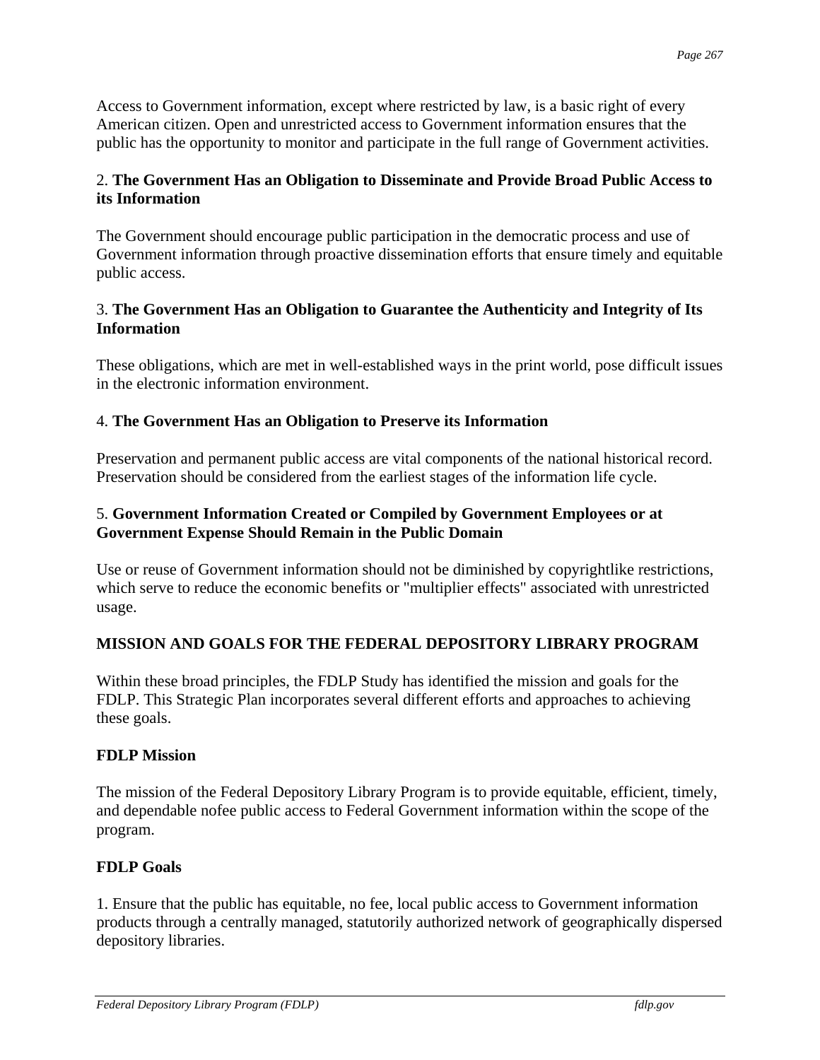Access to Government information, except where restricted by law, is a basic right of every American citizen. Open and unrestricted access to Government information ensures that the public has the opportunity to monitor and participate in the full range of Government activities.

2. **The Government Has an Obligation to Disseminate and Provide Broad Public Access to its Information**

The Government should encourage public participation in the democratic process and use of Government information through proactive dissemination efforts that ensure timely and equitable public access.

3. **The Government Has an Obligation to Guarantee the Authenticity and Integrity of Its Information**

These obligations, which are met in well-established ways in the print world, pose difficult issues in the electronic information environment.

4. **The Government Has an Obligation to Preserve its Information**

Preservation and permanent public access are vital components of the national historical record. Preservation should be considered from the earliest stages of the information life cycle.

5. **Government Information Created or Compiled by Government Employees or at Government Expense Should Remain in the Public Domain**

Use or reuse of Government information should not be diminished by copyrightlike restrictions, which serve to reduce the economic benefits or "multiplier effects" associated with unrestricted usage.

## MISSION AND GOALS FOR THE FEDERAL DEPOSITORY LIBRARY PROGRAM

Within these broad principles, the FDLP Study has identified the mission and goals for the FDLP. This Strategic Plan incorporates several different efforts and approaches to achieving these goals.

### FDLP Mission

The mission of the Federal Depository Library Program is to provide equitable, efficient, timely, and dependable nofee public access to Federal Government information within the scope of the program.

### FDLP Goals

1. Ensure that the public has equitable, no fee, local public access to Government information products through a centrally managed, statutorily authorized network of geographically dispersed depository libraries.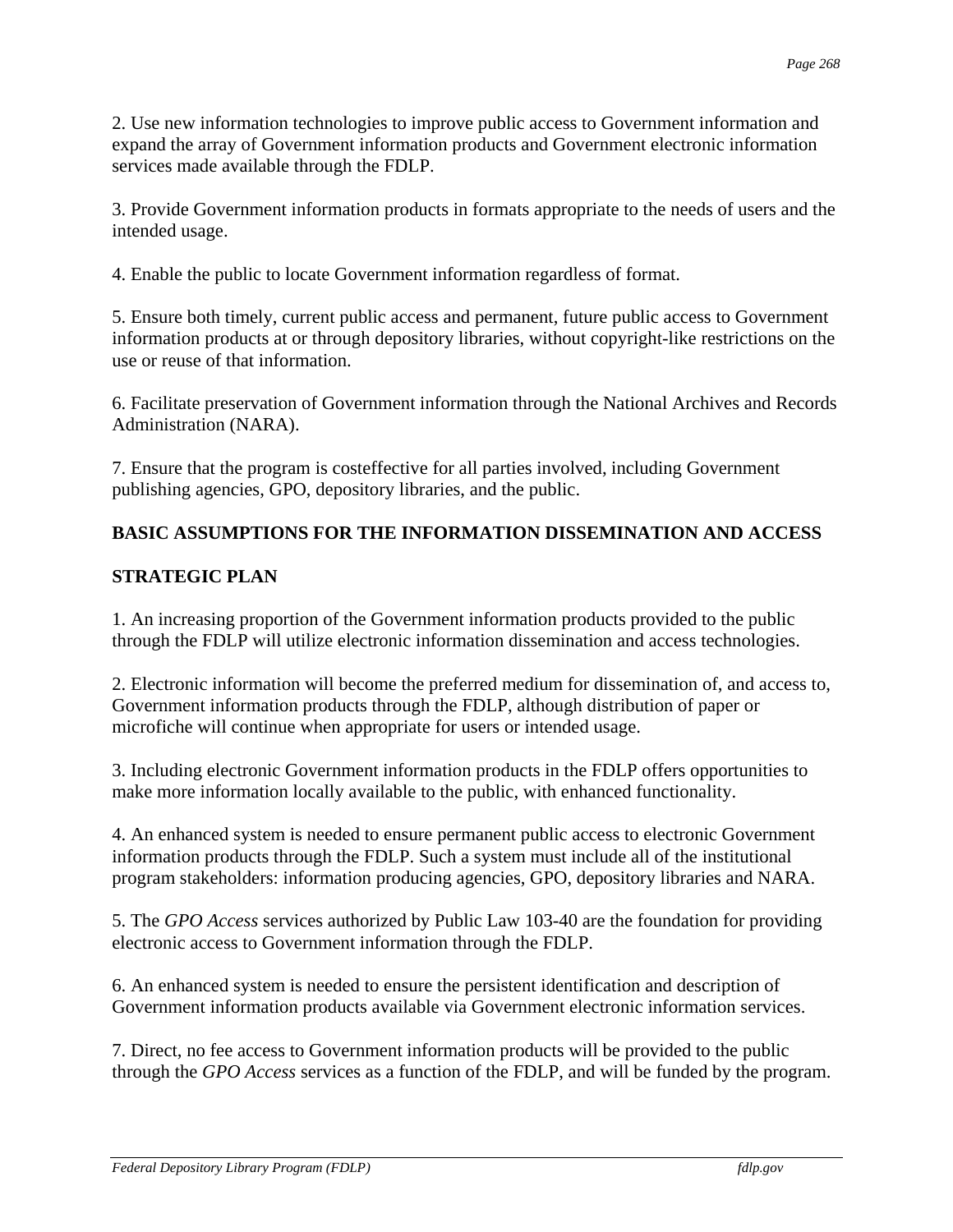2. Use new information technologies to improve public access to Government information and expand the array of Government information products and Government electronic information services made available through the FDLP.

3. Provide Government information products in formats appropriate to the needs of users and the intended usage.

4. Enable the public to locate Government information regardless of format.

5. Ensure both timely, current public access and permanent, future public access to Government information products at or through depository libraries, without copyright-like restrictions on the use or reuse of that information.

6. Facilitate preservation of Government information through the National Archives and Records Administration (NARA).

7. Ensure that the program is costeffective for all parties involved, including Government publishing agencies, GPO, depository libraries, and the public.

**BASIC ASSUMPTIONS FOR THE INFORMATION DISSEMINATION AND ACCESS**

**STRATEGIC PLAN**

1. An increasing proportion of the Government information products provided to the public through the FDLP will utilize electronic information dissemination and access technologies.

2. Electronic information will become the preferred medium for dissemination of, and access to, Government information products through the FDLP, although distribution of paper or microfiche will continue when appropriate for users or intended usage.

3. Including electronic Government information products in the FDLP offers opportunities to make more information locally available to the public, with enhanced functionality.

4. An enhanced system is needed to ensure permanent public access to electronic Government information products through the FDLP. Such a system must include all of the institutional program stakeholders: information producing agencies, GPO, depository libraries and NARA.

5. The *GPO Access* services authorized by Public Law 103-40 are the foundation for providing electronic access to Government information through the FDLP.

6. An enhanced system is needed to ensure the persistent identification and description of Government information products available via Government electronic information services.

7. Direct, no fee access to Government information products will be provided to the public through the *GPO Access* services as a function of the FDLP, and will be funded by the program.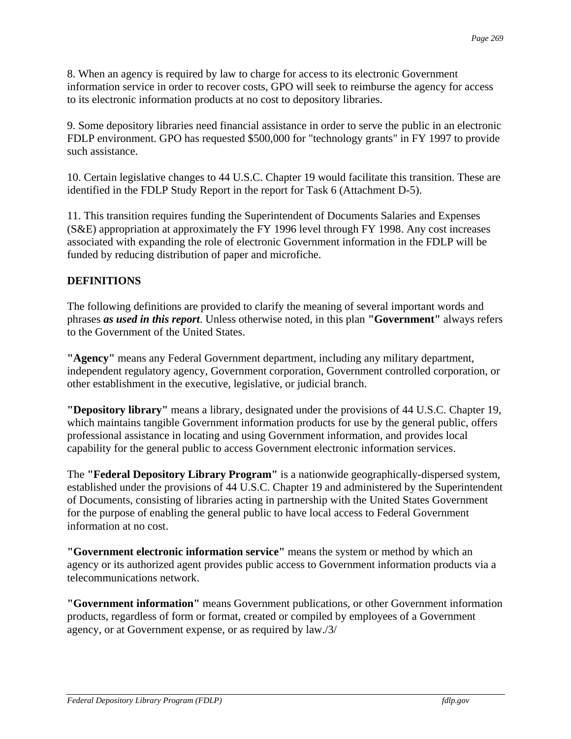8. When an agency is required by law to charge for access to its electronic Government information service in order to recover costs, GPO will seek to reimburse the agency for access to its electronic information products at no cost to depository libraries.

9. Some depository libraries need financial assistance in order to serve the public in an electronic FDLP environment. GPO has requested $500,000 for "technology grants" in FY 1997 to provide such assistance.

10. Certain legislative changes to 44 U.S.C. Chapter 19 would facilitate this transition. These are identified in the FDLP Study Report in the report for Task 6 (Attachment D-5).

11. This transition requires funding the Superintendent of Documents Salaries and Expenses (S&E) appropriation at approximately the FY 1996 level through FY 1998. Any cost increases associated with expanding the role of electronic Government information in the FDLP will be funded by reducing distribution of paper and microfiche.

**DEFINITIONS**

The following definitions are provided to clarify the meaning of several important words and phrases ***as used in this report***. Unless otherwise noted, in this plan **"Government"** always refers to the Government of the United States.

**"Agency"** means any Federal Government department, including any military department, independent regulatory agency, Government corporation, Government controlled corporation, or other establishment in the executive, legislative, or judicial branch.

**"Depository library"** means a library, designated under the provisions of 44 U.S.C. Chapter 19, which maintains tangible Government information products for use by the general public, offers professional assistance in locating and using Government information, and provides local capability for the general public to access Government electronic information services.

The **"Federal Depository Library Program"** is a nationwide geographically-dispersed system, established under the provisions of 44 U.S.C. Chapter 19 and administered by the Superintendent of Documents, consisting of libraries acting in partnership with the United States Government for the purpose of enabling the general public to have local access to Federal Government information at no cost.

**"Government electronic information service"** means the system or method by which an agency or its authorized agent provides public access to Government information products via a telecommunications network.

**"Government information"** means Government publications, or other Government information products, regardless of form or format, created or compiled by employees of a Government agency, or at Government expense, or as required by law./3/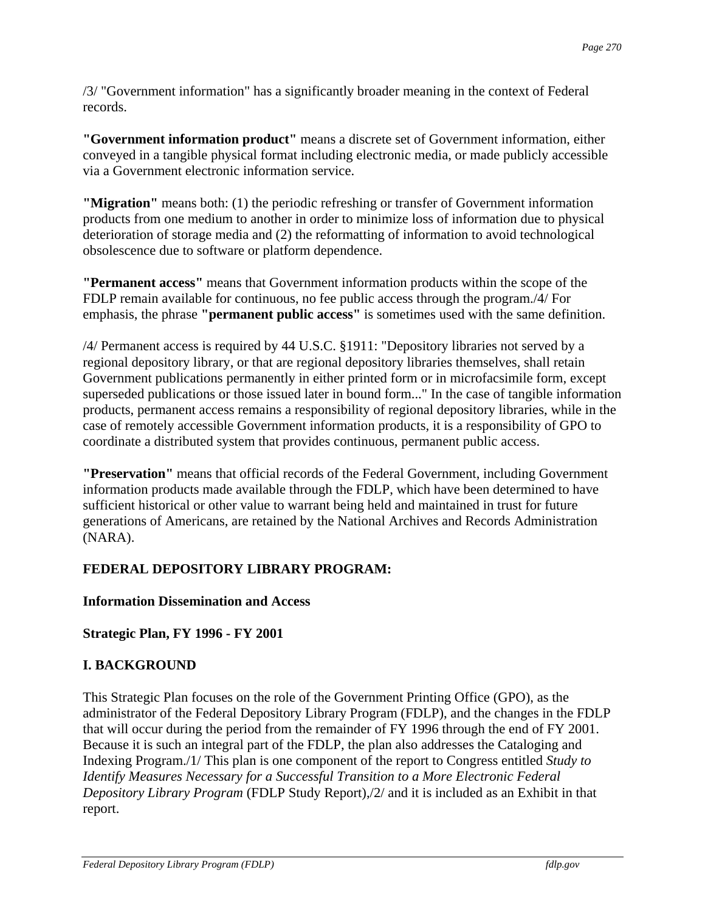/3/ "Government information" has a significantly broader meaning in the context of Federal records.

**"Government information product"** means a discrete set of Government information, either conveyed in a tangible physical format including electronic media, or made publicly accessible via a Government electronic information service.

**"Migration"** means both: (1) the periodic refreshing or transfer of Government information products from one medium to another in order to minimize loss of information due to physical deterioration of storage media and (2) the reformatting of information to avoid technological obsolescence due to software or platform dependence.

**"Permanent access"** means that Government information products within the scope of the FDLP remain available for continuous, no fee public access through the program./4/ For emphasis, the phrase **"permanent public access"** is sometimes used with the same definition.

/4/ Permanent access is required by 44 U.S.C. §1911: "Depository libraries not served by a regional depository library, or that are regional depository libraries themselves, shall retain Government publications permanently in either printed form or in microfacsimile form, except superseded publications or those issued later in bound form..." In the case of tangible information products, permanent access remains a responsibility of regional depository libraries, while in the case of remotely accessible Government information products, it is a responsibility of GPO to coordinate a distributed system that provides continuous, permanent public access.

**"Preservation"** means that official records of the Federal Government, including Government information products made available through the FDLP, which have been determined to have sufficient historical or other value to warrant being held and maintained in trust for future generations of Americans, are retained by the National Archives and Records Administration (NARA).

**FEDERAL DEPOSITORY LIBRARY PROGRAM:**

**Information Dissemination and Access**

**Strategic Plan, FY 1996 - FY 2001**

## I. BACKGROUND

This Strategic Plan focuses on the role of the Government Printing Office (GPO), as the administrator of the Federal Depository Library Program (FDLP), and the changes in the FDLP that will occur during the period from the remainder of FY 1996 through the end of FY 2001. Because it is such an integral part of the FDLP, the plan also addresses the Cataloging and Indexing Program./1/ This plan is one component of the report to Congress entitled *Study to Identify Measures Necessary for a Successful Transition to a More Electronic Federal Depository Library Program* (FDLP Study Report),/2/ and it is included as an Exhibit in that report.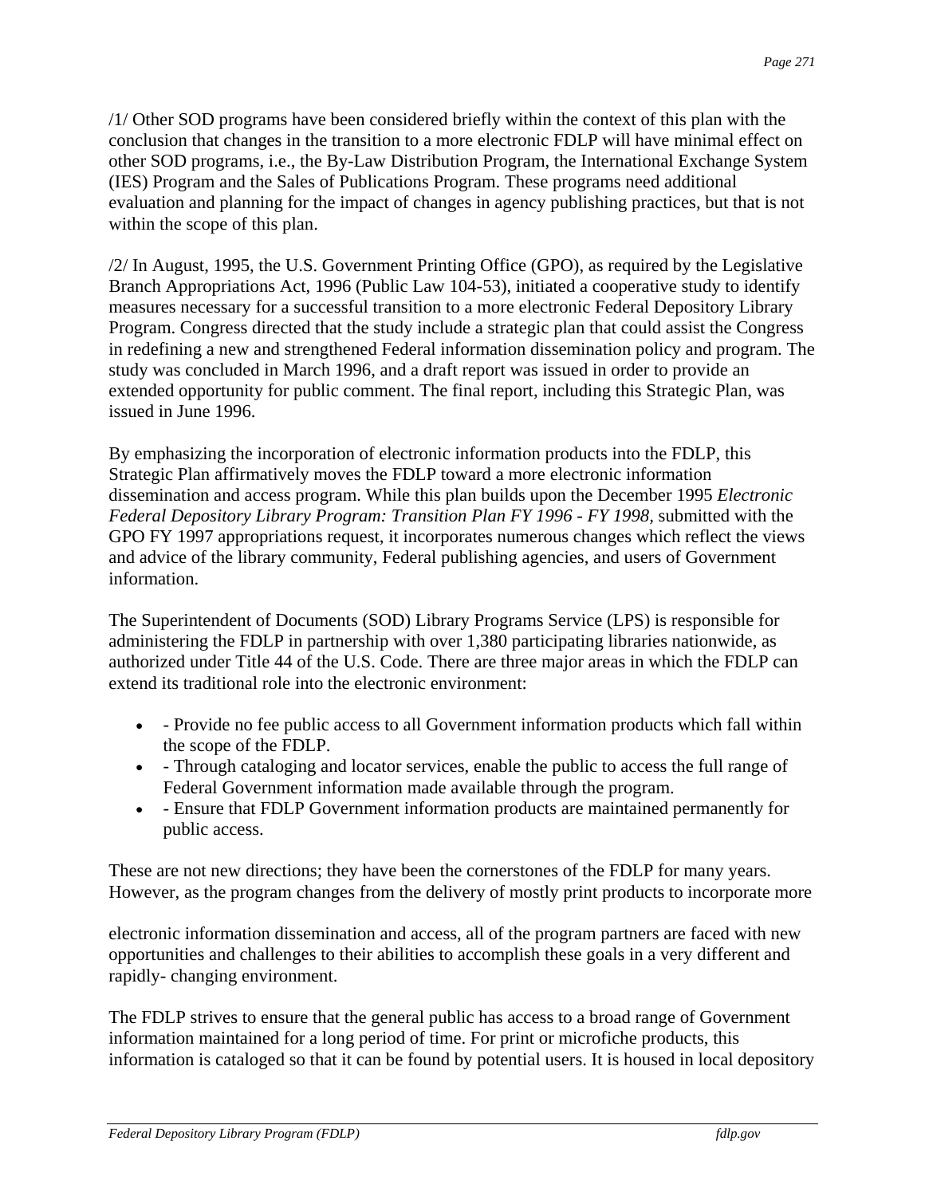/1/ Other SOD programs have been considered briefly within the context of this plan with the conclusion that changes in the transition to a more electronic FDLP will have minimal effect on other SOD programs, i.e., the By-Law Distribution Program, the International Exchange System (IES) Program and the Sales of Publications Program. These programs need additional evaluation and planning for the impact of changes in agency publishing practices, but that is not within the scope of this plan.

/2/ In August, 1995, the U.S. Government Printing Office (GPO), as required by the Legislative Branch Appropriations Act, 1996 (Public Law 104-53), initiated a cooperative study to identify measures necessary for a successful transition to a more electronic Federal Depository Library Program. Congress directed that the study include a strategic plan that could assist the Congress in redefining a new and strengthened Federal information dissemination policy and program. The study was concluded in March 1996, and a draft report was issued in order to provide an extended opportunity for public comment. The final report, including this Strategic Plan, was issued in June 1996.

By emphasizing the incorporation of electronic information products into the FDLP, this Strategic Plan affirmatively moves the FDLP toward a more electronic information dissemination and access program. While this plan builds upon the December 1995 *Electronic Federal Depository Library Program: Transition Plan FY 1996 - FY 1998,* submitted with the GPO FY 1997 appropriations request, it incorporates numerous changes which reflect the views and advice of the library community, Federal publishing agencies, and users of Government information.

The Superintendent of Documents (SOD) Library Programs Service (LPS) is responsible for administering the FDLP in partnership with over 1,380 participating libraries nationwide, as authorized under Title 44 of the U.S. Code. There are three major areas in which the FDLP can extend its traditional role into the electronic environment:

- - Provide no fee public access to all Government information products which fall within the scope of the FDLP.
- - Through cataloging and locator services, enable the public to access the full range of Federal Government information made available through the program.
- - Ensure that FDLP Government information products are maintained permanently for public access.

These are not new directions; they have been the cornerstones of the FDLP for many years. However, as the program changes from the delivery of mostly print products to incorporate more electronic information dissemination and access, all of the program partners are faced with new opportunities and challenges to their abilities to accomplish these goals in a very different and rapidly- changing environment.

The FDLP strives to ensure that the general public has access to a broad range of Government information maintained for a long period of time. For print or microfiche products, this information is cataloged so that it can be found by potential users. It is housed in local depository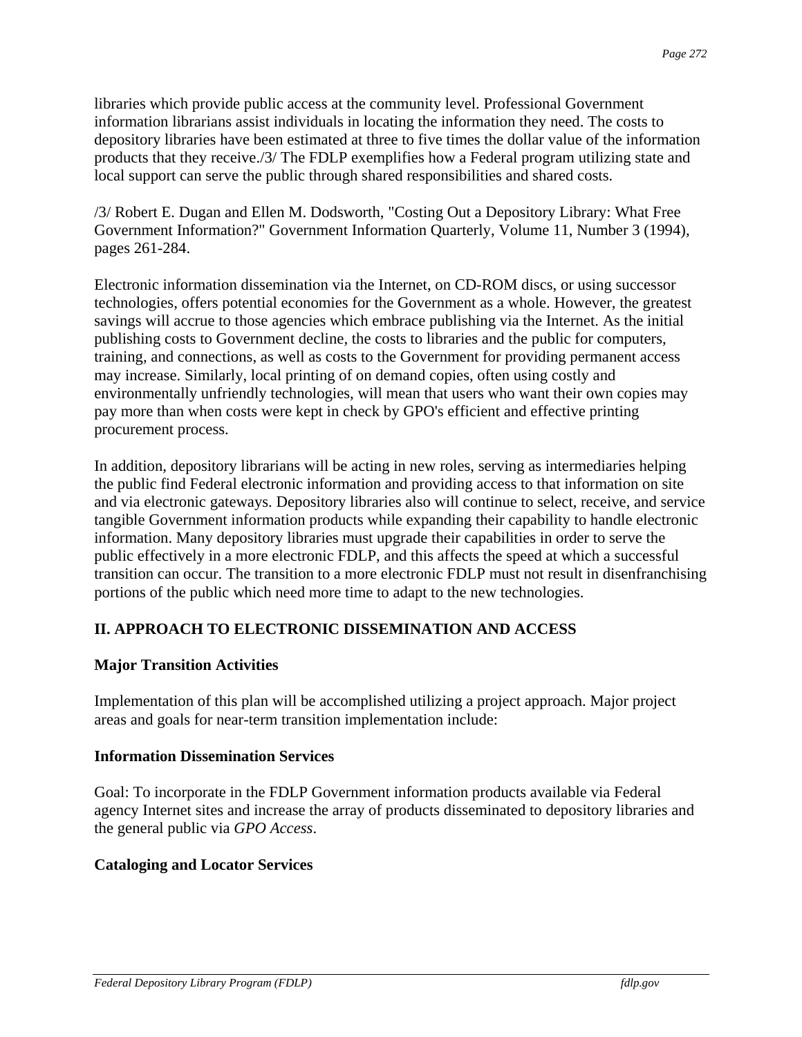libraries which provide public access at the community level. Professional Government information librarians assist individuals in locating the information they need. The costs to depository libraries have been estimated at three to five times the dollar value of the information products that they receive./3/ The FDLP exemplifies how a Federal program utilizing state and local support can serve the public through shared responsibilities and shared costs.

/3/ Robert E. Dugan and Ellen M. Dodsworth, "Costing Out a Depository Library: What Free Government Information?" Government Information Quarterly, Volume 11, Number 3 (1994), pages 261-284.

Electronic information dissemination via the Internet, on CD-ROM discs, or using successor technologies, offers potential economies for the Government as a whole. However, the greatest savings will accrue to those agencies which embrace publishing via the Internet. As the initial publishing costs to Government decline, the costs to libraries and the public for computers, training, and connections, as well as costs to the Government for providing permanent access may increase. Similarly, local printing of on demand copies, often using costly and environmentally unfriendly technologies, will mean that users who want their own copies may pay more than when costs were kept in check by GPO's efficient and effective printing procurement process.

In addition, depository librarians will be acting in new roles, serving as intermediaries helping the public find Federal electronic information and providing access to that information on site and via electronic gateways. Depository libraries also will continue to select, receive, and service tangible Government information products while expanding their capability to handle electronic information. Many depository libraries must upgrade their capabilities in order to serve the public effectively in a more electronic FDLP, and this affects the speed at which a successful transition can occur. The transition to a more electronic FDLP must not result in disenfranchising portions of the public which need more time to adapt to the new technologies.

## II. APPROACH TO ELECTRONIC DISSEMINATION AND ACCESS

### Major Transition Activities

Implementation of this plan will be accomplished utilizing a project approach. Major project areas and goals for near-term transition implementation include:

### Information Dissemination Services

Goal: To incorporate in the FDLP Government information products available via Federal agency Internet sites and increase the array of products disseminated to depository libraries and the general public via *GPO Access*.

### Cataloging and Locator Services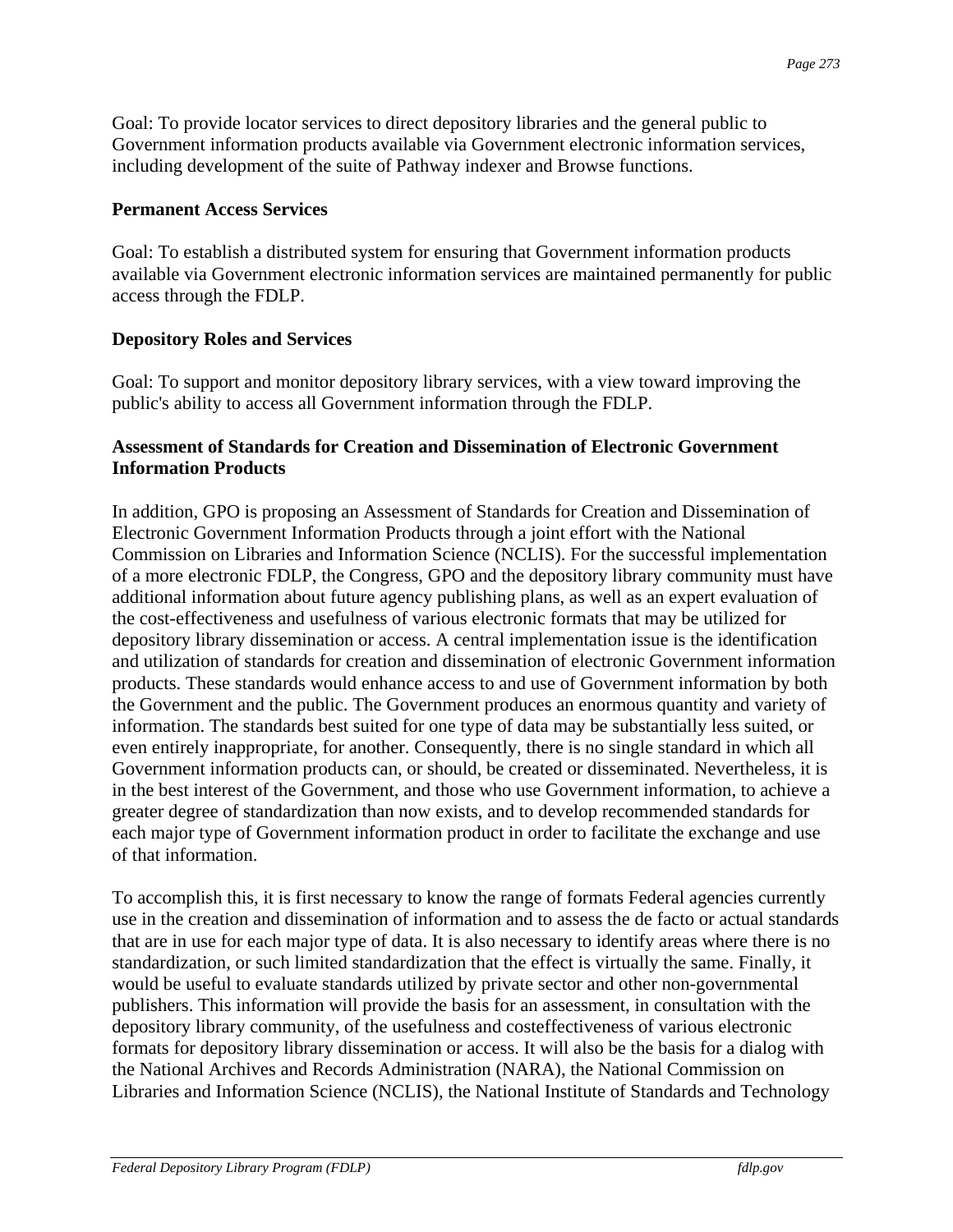Goal: To provide locator services to direct depository libraries and the general public to Government information products available via Government electronic information services, including development of the suite of Pathway indexer and Browse functions.

**Permanent Access Services**

Goal: To establish a distributed system for ensuring that Government information products available via Government electronic information services are maintained permanently for public access through the FDLP.

**Depository Roles and Services**

Goal: To support and monitor depository library services, with a view toward improving the public's ability to access all Government information through the FDLP.

**Assessment of Standards for Creation and Dissemination of Electronic Government Information Products**

In addition, GPO is proposing an Assessment of Standards for Creation and Dissemination of Electronic Government Information Products through a joint effort with the National Commission on Libraries and Information Science (NCLIS). For the successful implementation of a more electronic FDLP, the Congress, GPO and the depository library community must have additional information about future agency publishing plans, as well as an expert evaluation of the cost-effectiveness and usefulness of various electronic formats that may be utilized for depository library dissemination or access. A central implementation issue is the identification and utilization of standards for creation and dissemination of electronic Government information products. These standards would enhance access to and use of Government information by both the Government and the public. The Government produces an enormous quantity and variety of information. The standards best suited for one type of data may be substantially less suited, or even entirely inappropriate, for another. Consequently, there is no single standard in which all Government information products can, or should, be created or disseminated. Nevertheless, it is in the best interest of the Government, and those who use Government information, to achieve a greater degree of standardization than now exists, and to develop recommended standards for each major type of Government information product in order to facilitate the exchange and use of that information.

To accomplish this, it is first necessary to know the range of formats Federal agencies currently use in the creation and dissemination of information and to assess the de facto or actual standards that are in use for each major type of data. It is also necessary to identify areas where there is no standardization, or such limited standardization that the effect is virtually the same. Finally, it would be useful to evaluate standards utilized by private sector and other non-governmental publishers. This information will provide the basis for an assessment, in consultation with the depository library community, of the usefulness and costeffectiveness of various electronic formats for depository library dissemination or access. It will also be the basis for a dialog with the National Archives and Records Administration (NARA), the National Commission on Libraries and Information Science (NCLIS), the National Institute of Standards and Technology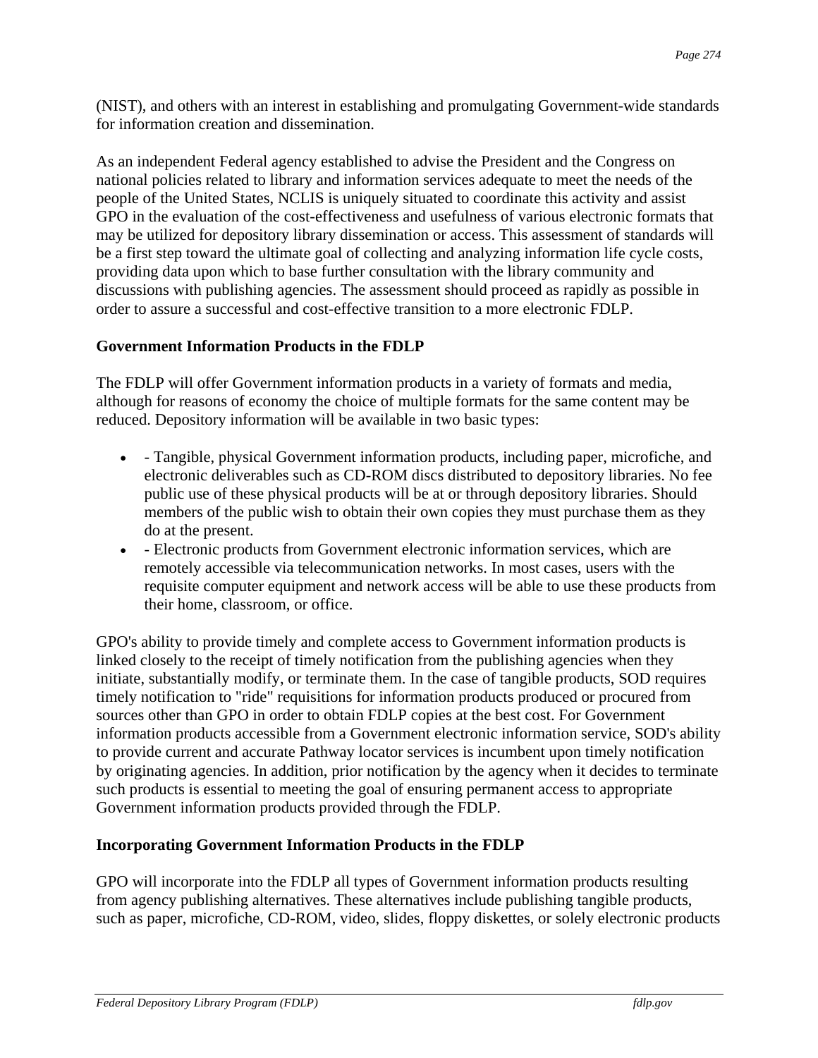(NIST), and others with an interest in establishing and promulgating Government-wide standards for information creation and dissemination.

As an independent Federal agency established to advise the President and the Congress on national policies related to library and information services adequate to meet the needs of the people of the United States, NCLIS is uniquely situated to coordinate this activity and assist GPO in the evaluation of the cost-effectiveness and usefulness of various electronic formats that may be utilized for depository library dissemination or access. This assessment of standards will be a first step toward the ultimate goal of collecting and analyzing information life cycle costs, providing data upon which to base further consultation with the library community and discussions with publishing agencies. The assessment should proceed as rapidly as possible in order to assure a successful and cost-effective transition to a more electronic FDLP.

**Government Information Products in the FDLP**

The FDLP will offer Government information products in a variety of formats and media, although for reasons of economy the choice of multiple formats for the same content may be reduced. Depository information will be available in two basic types:

- - Tangible, physical Government information products, including paper, microfiche, and electronic deliverables such as CD-ROM discs distributed to depository libraries. No fee public use of these physical products will be at or through depository libraries. Should members of the public wish to obtain their own copies they must purchase them as they do at the present.
- - Electronic products from Government electronic information services, which are remotely accessible via telecommunication networks. In most cases, users with the requisite computer equipment and network access will be able to use these products from their home, classroom, or office.

GPO's ability to provide timely and complete access to Government information products is linked closely to the receipt of timely notification from the publishing agencies when they initiate, substantially modify, or terminate them. In the case of tangible products, SOD requires timely notification to "ride" requisitions for information products produced or procured from sources other than GPO in order to obtain FDLP copies at the best cost. For Government information products accessible from a Government electronic information service, SOD's ability to provide current and accurate Pathway locator services is incumbent upon timely notification by originating agencies. In addition, prior notification by the agency when it decides to terminate such products is essential to meeting the goal of ensuring permanent access to appropriate Government information products provided through the FDLP.

**Incorporating Government Information Products in the FDLP**

GPO will incorporate into the FDLP all types of Government information products resulting from agency publishing alternatives. These alternatives include publishing tangible products, such as paper, microfiche, CD-ROM, video, slides, floppy diskettes, or solely electronic products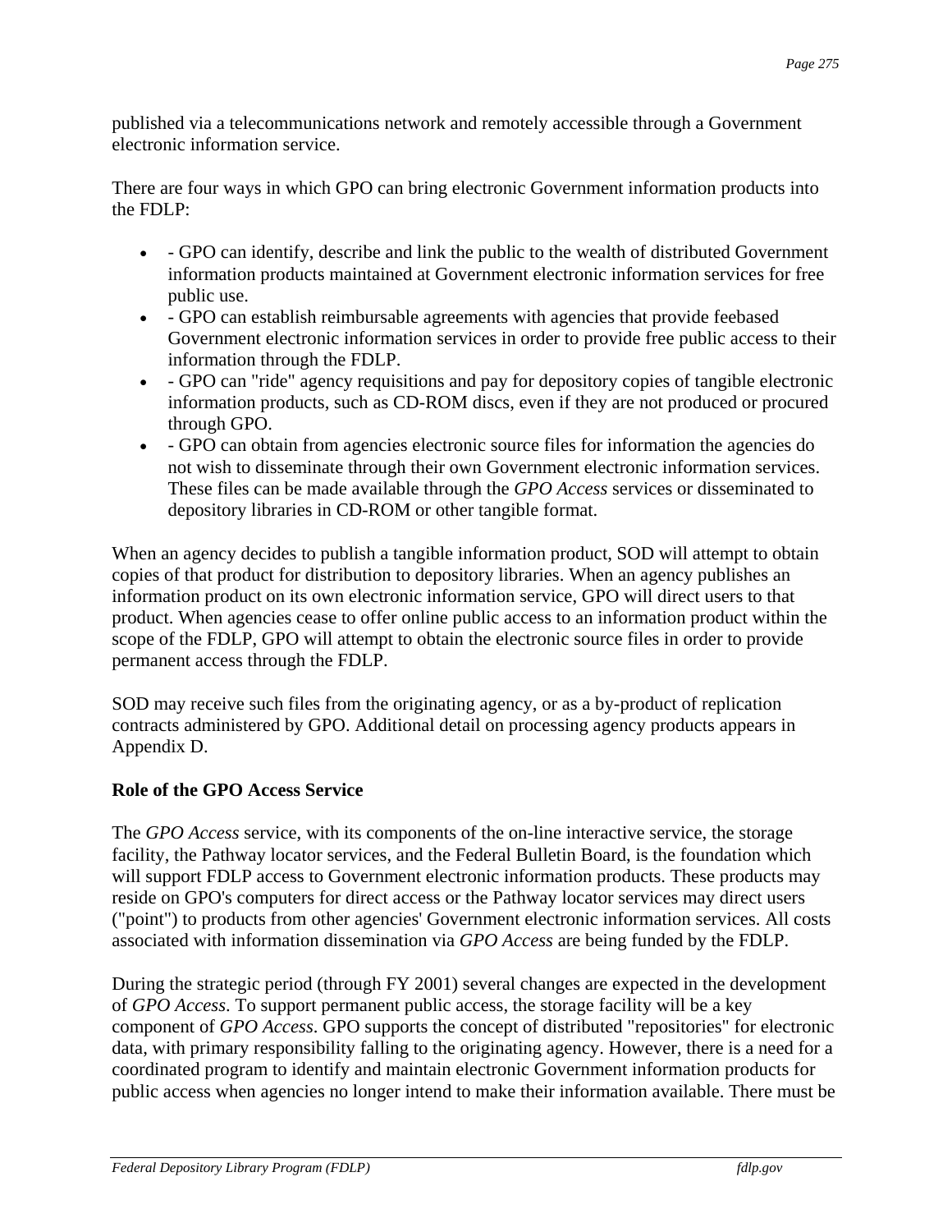published via a telecommunications network and remotely accessible through a Government electronic information service.

There are four ways in which GPO can bring electronic Government information products into the FDLP:

- - GPO can identify, describe and link the public to the wealth of distributed Government information products maintained at Government electronic information services for free public use.
- - GPO can establish reimbursable agreements with agencies that provide feebased Government electronic information services in order to provide free public access to their information through the FDLP.
- - GPO can "ride" agency requisitions and pay for depository copies of tangible electronic information products, such as CD-ROM discs, even if they are not produced or procured through GPO.
- - GPO can obtain from agencies electronic source files for information the agencies do not wish to disseminate through their own Government electronic information services. These files can be made available through the *GPO Access* services or disseminated to depository libraries in CD-ROM or other tangible format.

When an agency decides to publish a tangible information product, SOD will attempt to obtain copies of that product for distribution to depository libraries. When an agency publishes an information product on its own electronic information service, GPO will direct users to that product. When agencies cease to offer online public access to an information product within the scope of the FDLP, GPO will attempt to obtain the electronic source files in order to provide permanent access through the FDLP.

SOD may receive such files from the originating agency, or as a by-product of replication contracts administered by GPO. Additional detail on processing agency products appears in Appendix D.

**Role of the GPO Access Service**

The *GPO Access* service, with its components of the on-line interactive service, the storage facility, the Pathway locator services, and the Federal Bulletin Board, is the foundation which will support FDLP access to Government electronic information products. These products may reside on GPO's computers for direct access or the Pathway locator services may direct users ("point") to products from other agencies' Government electronic information services. All costs associated with information dissemination via *GPO Access* are being funded by the FDLP.

During the strategic period (through FY 2001) several changes are expected in the development of *GPO Access*. To support permanent public access, the storage facility will be a key component of *GPO Access*. GPO supports the concept of distributed "repositories" for electronic data, with primary responsibility falling to the originating agency. However, there is a need for a coordinated program to identify and maintain electronic Government information products for public access when agencies no longer intend to make their information available. There must be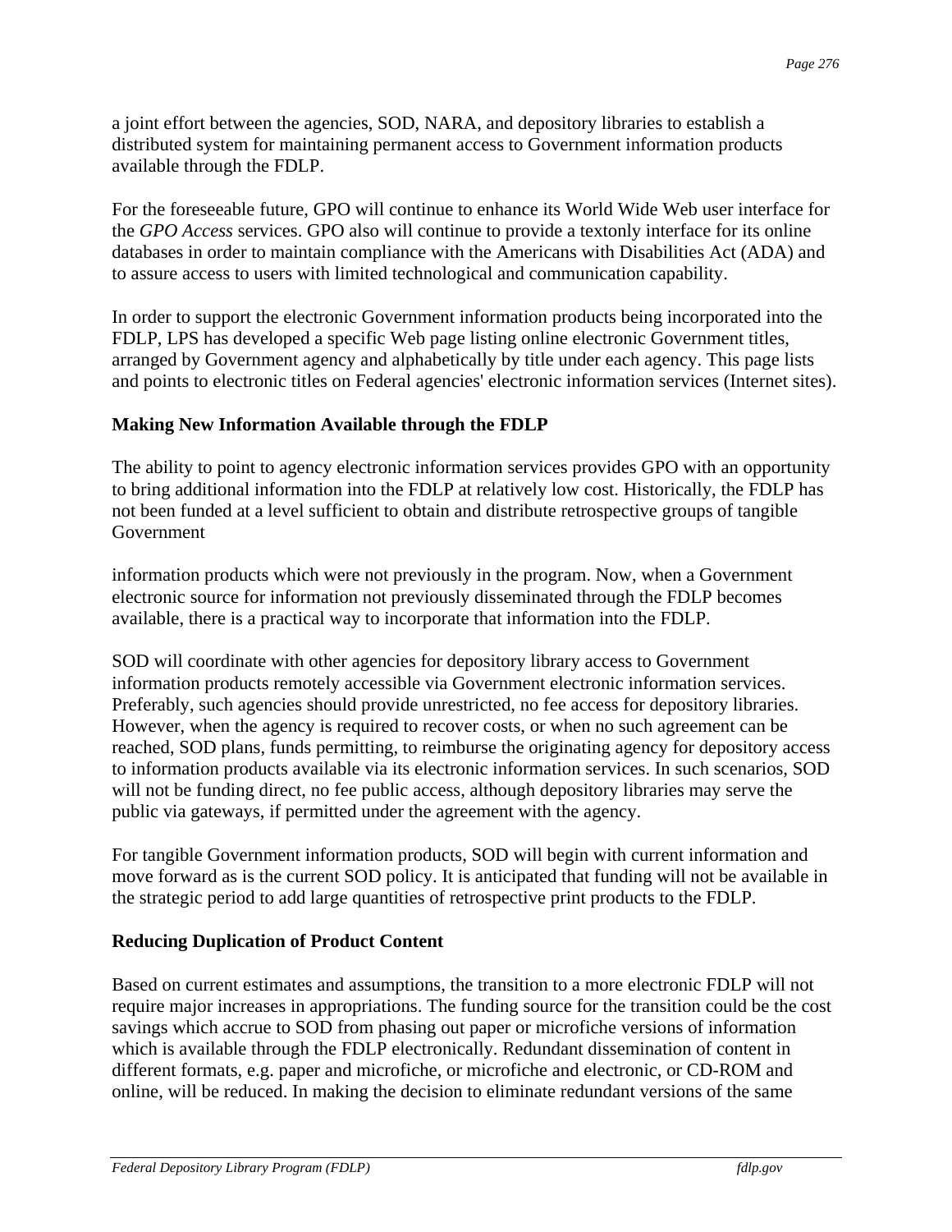a joint effort between the agencies, SOD, NARA, and depository libraries to establish a distributed system for maintaining permanent access to Government information products available through the FDLP.

For the foreseeable future, GPO will continue to enhance its World Wide Web user interface for the *GPO Access* services. GPO also will continue to provide a textonly interface for its online databases in order to maintain compliance with the Americans with Disabilities Act (ADA) and to assure access to users with limited technological and communication capability.

In order to support the electronic Government information products being incorporated into the FDLP, LPS has developed a specific Web page listing online electronic Government titles, arranged by Government agency and alphabetically by title under each agency. This page lists and points to electronic titles on Federal agencies' electronic information services (Internet sites).

**Making New Information Available through the FDLP**

The ability to point to agency electronic information services provides GPO with an opportunity to bring additional information into the FDLP at relatively low cost. Historically, the FDLP has not been funded at a level sufficient to obtain and distribute retrospective groups of tangible Government information products which were not previously in the program. Now, when a Government electronic source for information not previously disseminated through the FDLP becomes available, there is a practical way to incorporate that information into the FDLP.

SOD will coordinate with other agencies for depository library access to Government information products remotely accessible via Government electronic information services. Preferably, such agencies should provide unrestricted, no fee access for depository libraries. However, when the agency is required to recover costs, or when no such agreement can be reached, SOD plans, funds permitting, to reimburse the originating agency for depository access to information products available via its electronic information services. In such scenarios, SOD will not be funding direct, no fee public access, although depository libraries may serve the public via gateways, if permitted under the agreement with the agency.

For tangible Government information products, SOD will begin with current information and move forward as is the current SOD policy. It is anticipated that funding will not be available in the strategic period to add large quantities of retrospective print products to the FDLP.

**Reducing Duplication of Product Content**

Based on current estimates and assumptions, the transition to a more electronic FDLP will not require major increases in appropriations. The funding source for the transition could be the cost savings which accrue to SOD from phasing out paper or microfiche versions of information which is available through the FDLP electronically. Redundant dissemination of content in different formats, e.g. paper and microfiche, or microfiche and electronic, or CD-ROM and online, will be reduced. In making the decision to eliminate redundant versions of the same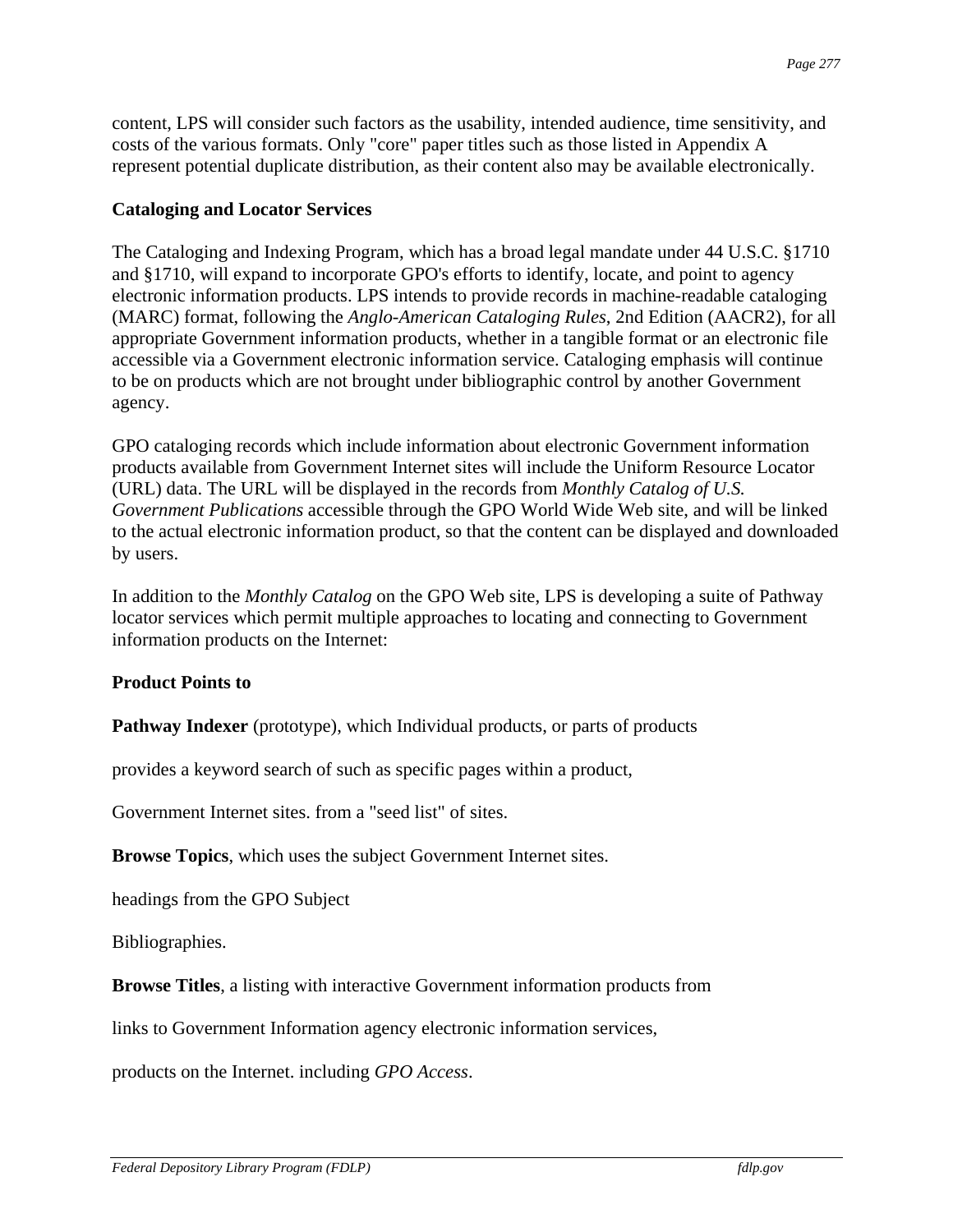content, LPS will consider such factors as the usability, intended audience, time sensitivity, and costs of the various formats. Only "core" paper titles such as those listed in Appendix A represent potential duplicate distribution, as their content also may be available electronically.

**Cataloging and Locator Services**

The Cataloging and Indexing Program, which has a broad legal mandate under 44 U.S.C. §1710 and §1710, will expand to incorporate GPO's efforts to identify, locate, and point to agency electronic information products. LPS intends to provide records in machine-readable cataloging (MARC) format, following the *Anglo-American Cataloging Rules*, 2nd Edition (AACR2), for all appropriate Government information products, whether in a tangible format or an electronic file accessible via a Government electronic information service. Cataloging emphasis will continue to be on products which are not brought under bibliographic control by another Government agency.

GPO cataloging records which include information about electronic Government information products available from Government Internet sites will include the Uniform Resource Locator (URL) data. The URL will be displayed in the records from *Monthly Catalog of U.S. Government Publications* accessible through the GPO World Wide Web site, and will be linked to the actual electronic information product, so that the content can be displayed and downloaded by users.

In addition to the *Monthly Catalog* on the GPO Web site, LPS is developing a suite of Pathway locator services which permit multiple approaches to locating and connecting to Government information products on the Internet:

**Product Points to**

**Pathway Indexer** (prototype), which Individual products, or parts of products

provides a keyword search of such as specific pages within a product,

Government Internet sites. from a "seed list" of sites.

**Browse Topics**, which uses the subject Government Internet sites.

headings from the GPO Subject

Bibliographies.

**Browse Titles**, a listing with interactive Government information products from

links to Government Information agency electronic information services,

products on the Internet. including *GPO Access*.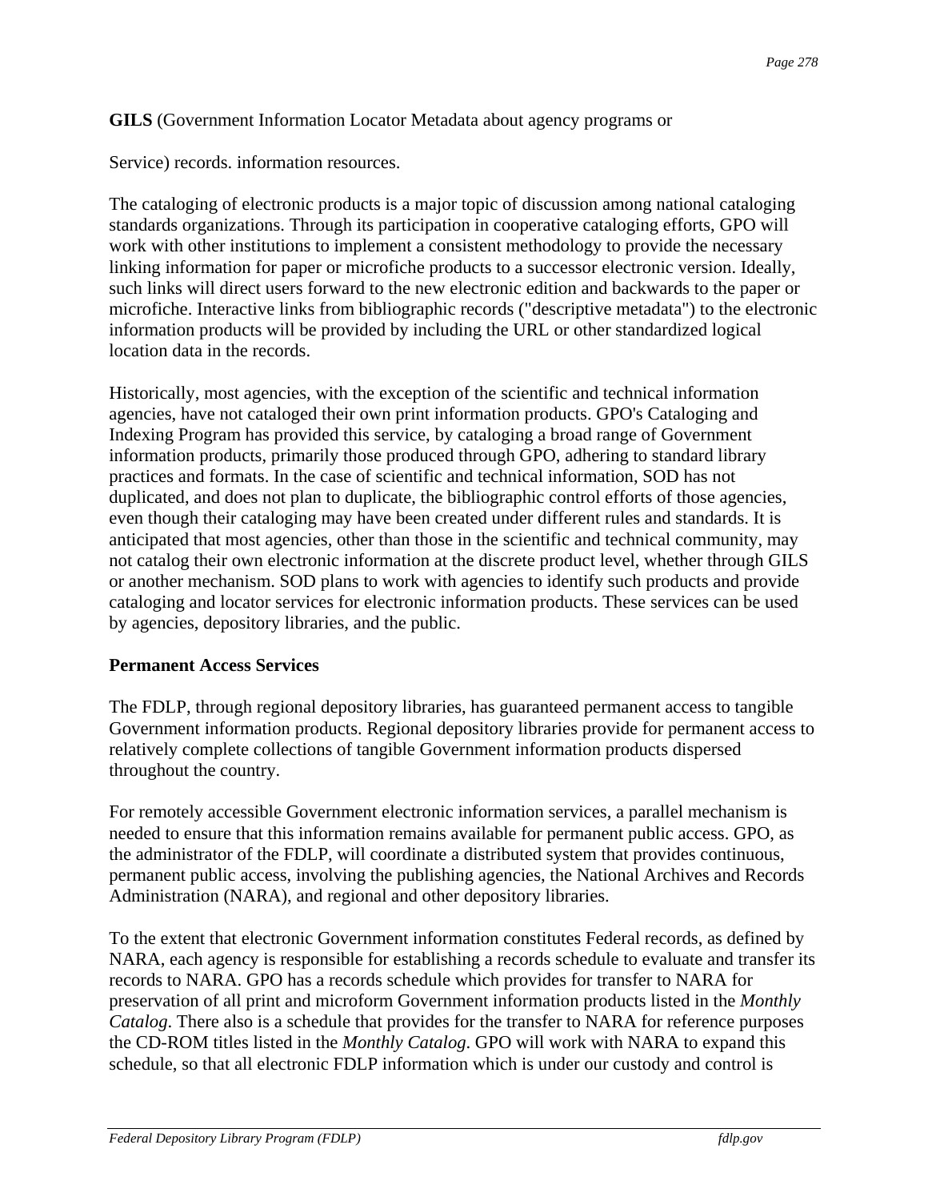**GILS** (Government Information Locator Metadata about agency programs or

Service) records. information resources.

The cataloging of electronic products is a major topic of discussion among national cataloging standards organizations. Through its participation in cooperative cataloging efforts, GPO will work with other institutions to implement a consistent methodology to provide the necessary linking information for paper or microfiche products to a successor electronic version. Ideally, such links will direct users forward to the new electronic edition and backwards to the paper or microfiche. Interactive links from bibliographic records ("descriptive metadata") to the electronic information products will be provided by including the URL or other standardized logical location data in the records.

Historically, most agencies, with the exception of the scientific and technical information agencies, have not cataloged their own print information products. GPO's Cataloging and Indexing Program has provided this service, by cataloging a broad range of Government information products, primarily those produced through GPO, adhering to standard library practices and formats. In the case of scientific and technical information, SOD has not duplicated, and does not plan to duplicate, the bibliographic control efforts of those agencies, even though their cataloging may have been created under different rules and standards. It is anticipated that most agencies, other than those in the scientific and technical community, may not catalog their own electronic information at the discrete product level, whether through GILS or another mechanism. SOD plans to work with agencies to identify such products and provide cataloging and locator services for electronic information products. These services can be used by agencies, depository libraries, and the public.

**Permanent Access Services**

The FDLP, through regional depository libraries, has guaranteed permanent access to tangible Government information products. Regional depository libraries provide for permanent access to relatively complete collections of tangible Government information products dispersed throughout the country.

For remotely accessible Government electronic information services, a parallel mechanism is needed to ensure that this information remains available for permanent public access. GPO, as the administrator of the FDLP, will coordinate a distributed system that provides continuous, permanent public access, involving the publishing agencies, the National Archives and Records Administration (NARA), and regional and other depository libraries.

To the extent that electronic Government information constitutes Federal records, as defined by NARA, each agency is responsible for establishing a records schedule to evaluate and transfer its records to NARA. GPO has a records schedule which provides for transfer to NARA for preservation of all print and microform Government information products listed in the *Monthly Catalog*. There also is a schedule that provides for the transfer to NARA for reference purposes the CD-ROM titles listed in the *Monthly Catalog*. GPO will work with NARA to expand this schedule, so that all electronic FDLP information which is under our custody and control is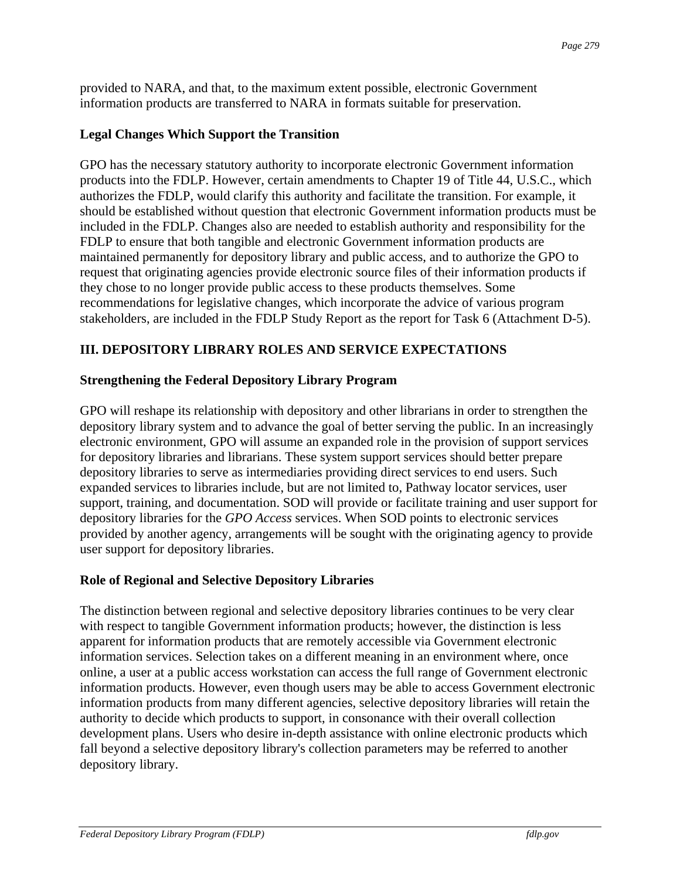provided to NARA, and that, to the maximum extent possible, electronic Government information products are transferred to NARA in formats suitable for preservation.

### Legal Changes Which Support the Transition

GPO has the necessary statutory authority to incorporate electronic Government information products into the FDLP. However, certain amendments to Chapter 19 of Title 44, U.S.C., which authorizes the FDLP, would clarify this authority and facilitate the transition. For example, it should be established without question that electronic Government information products must be included in the FDLP. Changes also are needed to establish authority and responsibility for the FDLP to ensure that both tangible and electronic Government information products are maintained permanently for depository library and public access, and to authorize the GPO to request that originating agencies provide electronic source files of their information products if they chose to no longer provide public access to these products themselves. Some recommendations for legislative changes, which incorporate the advice of various program stakeholders, are included in the FDLP Study Report as the report for Task 6 (Attachment D-5).

## III. DEPOSITORY LIBRARY ROLES AND SERVICE EXPECTATIONS

### Strengthening the Federal Depository Library Program

GPO will reshape its relationship with depository and other librarians in order to strengthen the depository library system and to advance the goal of better serving the public. In an increasingly electronic environment, GPO will assume an expanded role in the provision of support services for depository libraries and librarians. These system support services should better prepare depository libraries to serve as intermediaries providing direct services to end users. Such expanded services to libraries include, but are not limited to, Pathway locator services, user support, training, and documentation. SOD will provide or facilitate training and user support for depository libraries for the *GPO Access* services. When SOD points to electronic services provided by another agency, arrangements will be sought with the originating agency to provide user support for depository libraries.

### Role of Regional and Selective Depository Libraries

The distinction between regional and selective depository libraries continues to be very clear with respect to tangible Government information products; however, the distinction is less apparent for information products that are remotely accessible via Government electronic information services. Selection takes on a different meaning in an environment where, once online, a user at a public access workstation can access the full range of Government electronic information products. However, even though users may be able to access Government electronic information products from many different agencies, selective depository libraries will retain the authority to decide which products to support, in consonance with their overall collection development plans. Users who desire in-depth assistance with online electronic products which fall beyond a selective depository library's collection parameters may be referred to another depository library.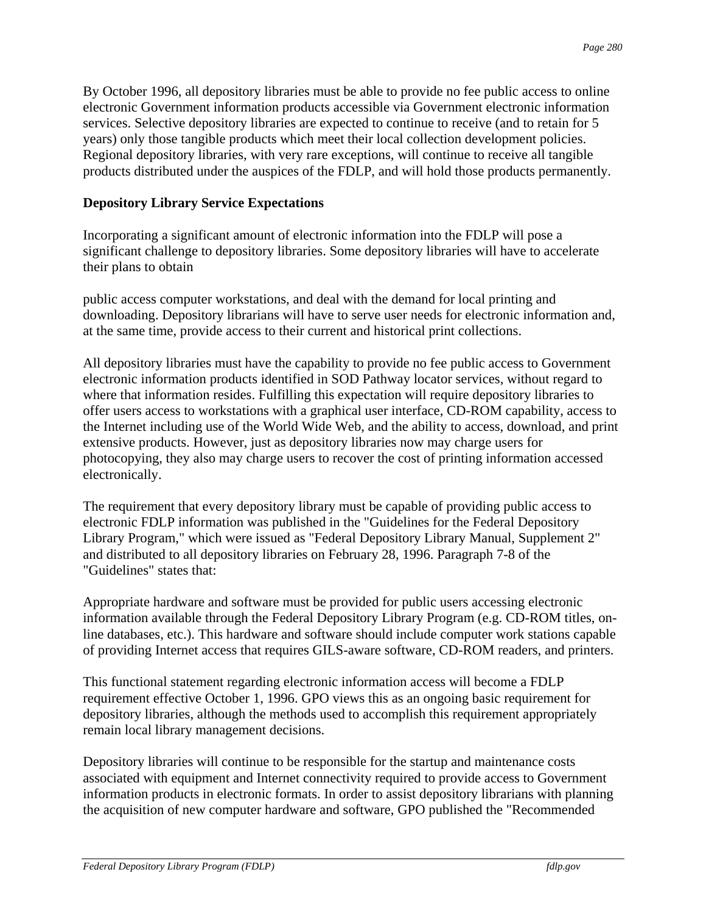By October 1996, all depository libraries must be able to provide no fee public access to online electronic Government information products accessible via Government electronic information services. Selective depository libraries are expected to continue to receive (and to retain for 5 years) only those tangible products which meet their local collection development policies. Regional depository libraries, with very rare exceptions, will continue to receive all tangible products distributed under the auspices of the FDLP, and will hold those products permanently.

**Depository Library Service Expectations**

Incorporating a significant amount of electronic information into the FDLP will pose a significant challenge to depository libraries. Some depository libraries will have to accelerate their plans to obtain

public access computer workstations, and deal with the demand for local printing and downloading. Depository librarians will have to serve user needs for electronic information and, at the same time, provide access to their current and historical print collections.

All depository libraries must have the capability to provide no fee public access to Government electronic information products identified in SOD Pathway locator services, without regard to where that information resides. Fulfilling this expectation will require depository libraries to offer users access to workstations with a graphical user interface, CD-ROM capability, access to the Internet including use of the World Wide Web, and the ability to access, download, and print extensive products. However, just as depository libraries now may charge users for photocopying, they also may charge users to recover the cost of printing information accessed electronically.

The requirement that every depository library must be capable of providing public access to electronic FDLP information was published in the "Guidelines for the Federal Depository Library Program," which were issued as "Federal Depository Library Manual, Supplement 2" and distributed to all depository libraries on February 28, 1996. Paragraph 7-8 of the "Guidelines" states that:

Appropriate hardware and software must be provided for public users accessing electronic information available through the Federal Depository Library Program (e.g. CD-ROM titles, on-line databases, etc.). This hardware and software should include computer work stations capable of providing Internet access that requires GILS-aware software, CD-ROM readers, and printers.

This functional statement regarding electronic information access will become a FDLP requirement effective October 1, 1996. GPO views this as an ongoing basic requirement for depository libraries, although the methods used to accomplish this requirement appropriately remain local library management decisions.

Depository libraries will continue to be responsible for the startup and maintenance costs associated with equipment and Internet connectivity required to provide access to Government information products in electronic formats. In order to assist depository librarians with planning the acquisition of new computer hardware and software, GPO published the "Recommended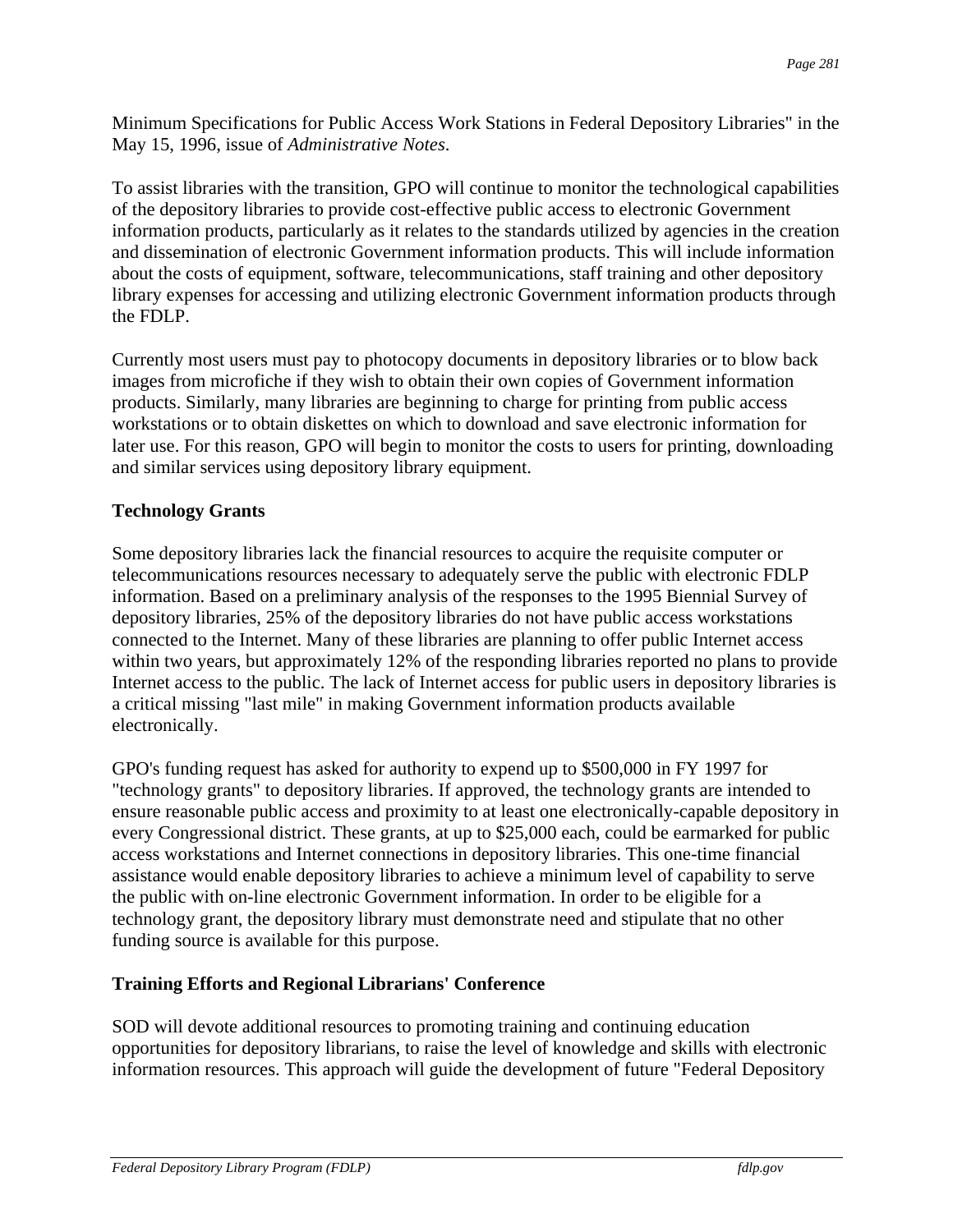Minimum Specifications for Public Access Work Stations in Federal Depository Libraries" in the May 15, 1996, issue of *Administrative Notes*.

To assist libraries with the transition, GPO will continue to monitor the technological capabilities of the depository libraries to provide cost-effective public access to electronic Government information products, particularly as it relates to the standards utilized by agencies in the creation and dissemination of electronic Government information products. This will include information about the costs of equipment, software, telecommunications, staff training and other depository library expenses for accessing and utilizing electronic Government information products through the FDLP.

Currently most users must pay to photocopy documents in depository libraries or to blow back images from microfiche if they wish to obtain their own copies of Government information products. Similarly, many libraries are beginning to charge for printing from public access workstations or to obtain diskettes on which to download and save electronic information for later use. For this reason, GPO will begin to monitor the costs to users for printing, downloading and similar services using depository library equipment.

**Technology Grants**

Some depository libraries lack the financial resources to acquire the requisite computer or telecommunications resources necessary to adequately serve the public with electronic FDLP information. Based on a preliminary analysis of the responses to the 1995 Biennial Survey of depository libraries, 25% of the depository libraries do not have public access workstations connected to the Internet. Many of these libraries are planning to offer public Internet access within two years, but approximately 12% of the responding libraries reported no plans to provide Internet access to the public. The lack of Internet access for public users in depository libraries is a critical missing "last mile" in making Government information products available electronically.

GPO's funding request has asked for authority to expend up to $500,000 in FY 1997 for "technology grants" to depository libraries. If approved, the technology grants are intended to ensure reasonable public access and proximity to at least one electronically-capable depository in every Congressional district. These grants, at up to $25,000 each, could be earmarked for public access workstations and Internet connections in depository libraries. This one-time financial assistance would enable depository libraries to achieve a minimum level of capability to serve the public with on-line electronic Government information. In order to be eligible for a technology grant, the depository library must demonstrate need and stipulate that no other funding source is available for this purpose.

**Training Efforts and Regional Librarians' Conference**

SOD will devote additional resources to promoting training and continuing education opportunities for depository librarians, to raise the level of knowledge and skills with electronic information resources. This approach will guide the development of future "Federal Depository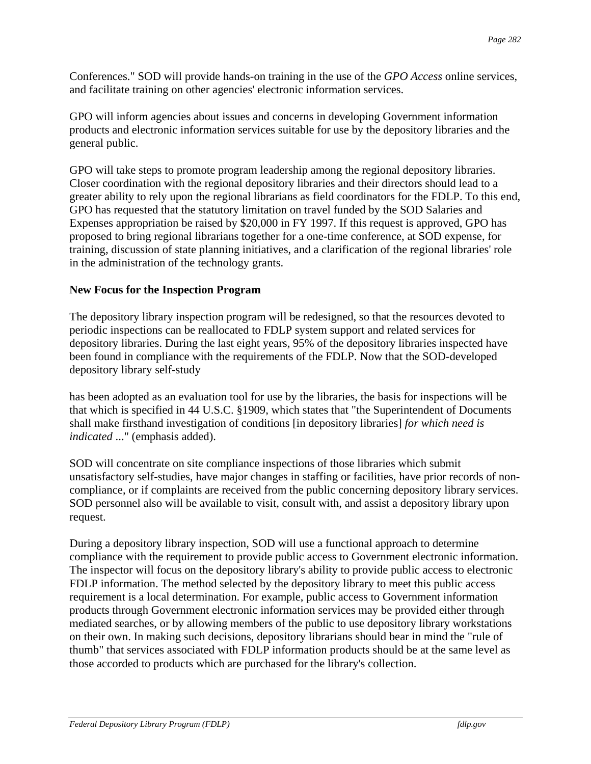Conferences." SOD will provide hands-on training in the use of the *GPO Access* online services, and facilitate training on other agencies' electronic information services.

GPO will inform agencies about issues and concerns in developing Government information products and electronic information services suitable for use by the depository libraries and the general public.

GPO will take steps to promote program leadership among the regional depository libraries. Closer coordination with the regional depository libraries and their directors should lead to a greater ability to rely upon the regional librarians as field coordinators for the FDLP. To this end, GPO has requested that the statutory limitation on travel funded by the SOD Salaries and Expenses appropriation be raised by $20,000 in FY 1997. If this request is approved, GPO has proposed to bring regional librarians together for a one-time conference, at SOD expense, for training, discussion of state planning initiatives, and a clarification of the regional libraries' role in the administration of the technology grants.

**New Focus for the Inspection Program**

The depository library inspection program will be redesigned, so that the resources devoted to periodic inspections can be reallocated to FDLP system support and related services for depository libraries. During the last eight years, 95% of the depository libraries inspected have been found in compliance with the requirements of the FDLP. Now that the SOD-developed depository library self-study has been adopted as an evaluation tool for use by the libraries, the basis for inspections will be that which is specified in 44 U.S.C. §1909, which states that "the Superintendent of Documents shall make firsthand investigation of conditions [in depository libraries] *for which need is indicated* ..." (emphasis added).

SOD will concentrate on site compliance inspections of those libraries which submit unsatisfactory self-studies, have major changes in staffing or facilities, have prior records of non-compliance, or if complaints are received from the public concerning depository library services. SOD personnel also will be available to visit, consult with, and assist a depository library upon request.

During a depository library inspection, SOD will use a functional approach to determine compliance with the requirement to provide public access to Government electronic information. The inspector will focus on the depository library's ability to provide public access to electronic FDLP information. The method selected by the depository library to meet this public access requirement is a local determination. For example, public access to Government information products through Government electronic information services may be provided either through mediated searches, or by allowing members of the public to use depository library workstations on their own. In making such decisions, depository librarians should bear in mind the "rule of thumb" that services associated with FDLP information products should be at the same level as those accorded to products which are purchased for the library's collection.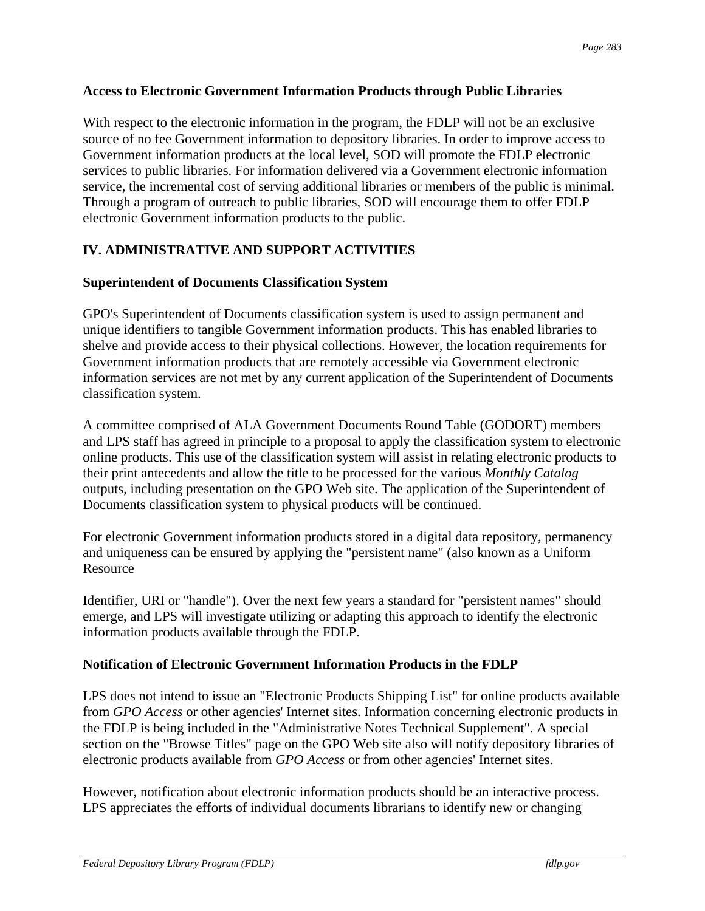### Access to Electronic Government Information Products through Public Libraries

With respect to the electronic information in the program, the FDLP will not be an exclusive source of no fee Government information to depository libraries. In order to improve access to Government information products at the local level, SOD will promote the FDLP electronic services to public libraries. For information delivered via a Government electronic information service, the incremental cost of serving additional libraries or members of the public is minimal. Through a program of outreach to public libraries, SOD will encourage them to offer FDLP electronic Government information products to the public.

## IV. ADMINISTRATIVE AND SUPPORT ACTIVITIES

### Superintendent of Documents Classification System

GPO's Superintendent of Documents classification system is used to assign permanent and unique identifiers to tangible Government information products. This has enabled libraries to shelve and provide access to their physical collections. However, the location requirements for Government information products that are remotely accessible via Government electronic information services are not met by any current application of the Superintendent of Documents classification system.

A committee comprised of ALA Government Documents Round Table (GODORT) members and LPS staff has agreed in principle to a proposal to apply the classification system to electronic online products. This use of the classification system will assist in relating electronic products to their print antecedents and allow the title to be processed for the various *Monthly Catalog* outputs, including presentation on the GPO Web site. The application of the Superintendent of Documents classification system to physical products will be continued.

For electronic Government information products stored in a digital data repository, permanency and uniqueness can be ensured by applying the "persistent name" (also known as a Uniform Resource

Identifier, URI or "handle"). Over the next few years a standard for "persistent names" should emerge, and LPS will investigate utilizing or adapting this approach to identify the electronic information products available through the FDLP.

### Notification of Electronic Government Information Products in the FDLP

LPS does not intend to issue an "Electronic Products Shipping List" for online products available from *GPO Access* or other agencies' Internet sites. Information concerning electronic products in the FDLP is being included in the "Administrative Notes Technical Supplement". A special section on the "Browse Titles" page on the GPO Web site also will notify depository libraries of electronic products available from *GPO Access* or from other agencies' Internet sites.

However, notification about electronic information products should be an interactive process. LPS appreciates the efforts of individual documents librarians to identify new or changing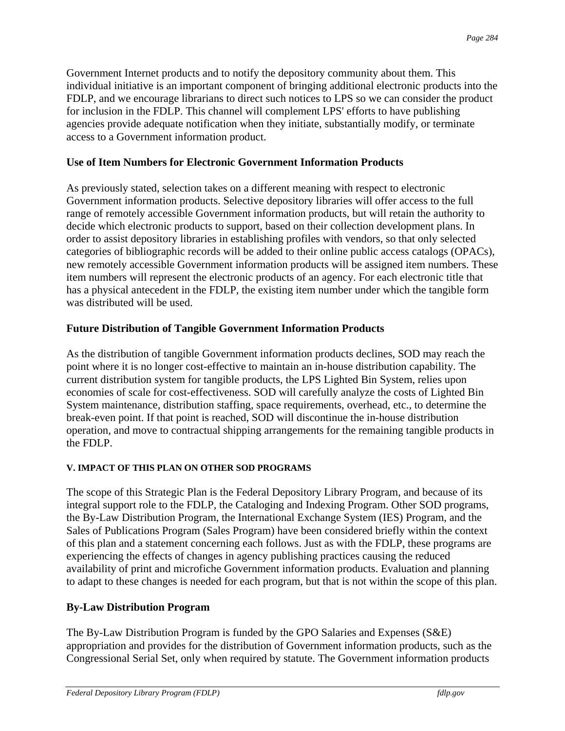Government Internet products and to notify the depository community about them. This individual initiative is an important component of bringing additional electronic products into the FDLP, and we encourage librarians to direct such notices to LPS so we can consider the product for inclusion in the FDLP. This channel will complement LPS' efforts to have publishing agencies provide adequate notification when they initiate, substantially modify, or terminate access to a Government information product.

### Use of Item Numbers for Electronic Government Information Products

As previously stated, selection takes on a different meaning with respect to electronic Government information products. Selective depository libraries will offer access to the full range of remotely accessible Government information products, but will retain the authority to decide which electronic products to support, based on their collection development plans. In order to assist depository libraries in establishing profiles with vendors, so that only selected categories of bibliographic records will be added to their online public access catalogs (OPACs), new remotely accessible Government information products will be assigned item numbers. These item numbers will represent the electronic products of an agency. For each electronic title that has a physical antecedent in the FDLP, the existing item number under which the tangible form was distributed will be used.

### Future Distribution of Tangible Government Information Products

As the distribution of tangible Government information products declines, SOD may reach the point where it is no longer cost-effective to maintain an in-house distribution capability. The current distribution system for tangible products, the LPS Lighted Bin System, relies upon economies of scale for cost-effectiveness. SOD will carefully analyze the costs of Lighted Bin System maintenance, distribution staffing, space requirements, overhead, etc., to determine the break-even point. If that point is reached, SOD will discontinue the in-house distribution operation, and move to contractual shipping arrangements for the remaining tangible products in the FDLP.

## V. IMPACT OF THIS PLAN ON OTHER SOD PROGRAMS

The scope of this Strategic Plan is the Federal Depository Library Program, and because of its integral support role to the FDLP, the Cataloging and Indexing Program. Other SOD programs, the By-Law Distribution Program, the International Exchange System (IES) Program, and the Sales of Publications Program (Sales Program) have been considered briefly within the context of this plan and a statement concerning each follows. Just as with the FDLP, these programs are experiencing the effects of changes in agency publishing practices causing the reduced availability of print and microfiche Government information products. Evaluation and planning to adapt to these changes is needed for each program, but that is not within the scope of this plan.

### By-Law Distribution Program

The By-Law Distribution Program is funded by the GPO Salaries and Expenses (S&E) appropriation and provides for the distribution of Government information products, such as the Congressional Serial Set, only when required by statute. The Government information products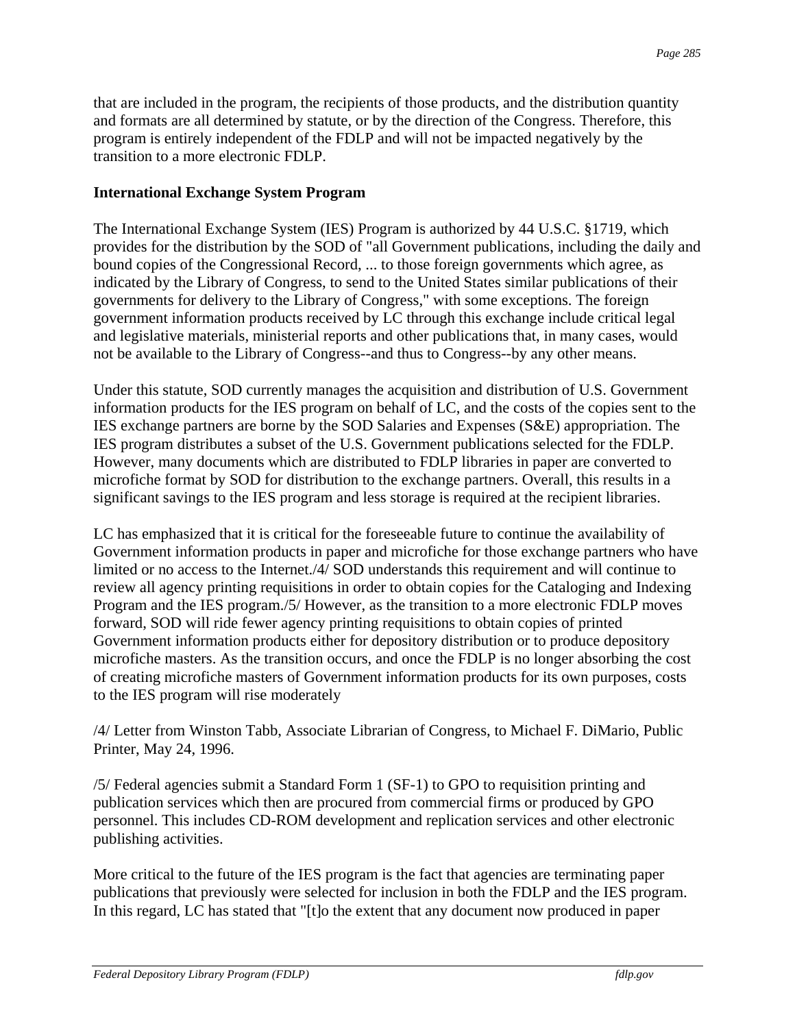that are included in the program, the recipients of those products, and the distribution quantity and formats are all determined by statute, or by the direction of the Congress. Therefore, this program is entirely independent of the FDLP and will not be impacted negatively by the transition to a more electronic FDLP.

**International Exchange System Program**

The International Exchange System (IES) Program is authorized by 44 U.S.C. §1719, which provides for the distribution by the SOD of "all Government publications, including the daily and bound copies of the Congressional Record, ... to those foreign governments which agree, as indicated by the Library of Congress, to send to the United States similar publications of their governments for delivery to the Library of Congress," with some exceptions. The foreign government information products received by LC through this exchange include critical legal and legislative materials, ministerial reports and other publications that, in many cases, would not be available to the Library of Congress--and thus to Congress--by any other means.

Under this statute, SOD currently manages the acquisition and distribution of U.S. Government information products for the IES program on behalf of LC, and the costs of the copies sent to the IES exchange partners are borne by the SOD Salaries and Expenses (S&E) appropriation. The IES program distributes a subset of the U.S. Government publications selected for the FDLP. However, many documents which are distributed to FDLP libraries in paper are converted to microfiche format by SOD for distribution to the exchange partners. Overall, this results in a significant savings to the IES program and less storage is required at the recipient libraries.

LC has emphasized that it is critical for the foreseeable future to continue the availability of Government information products in paper and microfiche for those exchange partners who have limited or no access to the Internet./4/ SOD understands this requirement and will continue to review all agency printing requisitions in order to obtain copies for the Cataloging and Indexing Program and the IES program./5/ However, as the transition to a more electronic FDLP moves forward, SOD will ride fewer agency printing requisitions to obtain copies of printed Government information products either for depository distribution or to produce depository microfiche masters. As the transition occurs, and once the FDLP is no longer absorbing the cost of creating microfiche masters of Government information products for its own purposes, costs to the IES program will rise moderately

/4/ Letter from Winston Tabb, Associate Librarian of Congress, to Michael F. DiMario, Public Printer, May 24, 1996.

/5/ Federal agencies submit a Standard Form 1 (SF-1) to GPO to requisition printing and publication services which then are procured from commercial firms or produced by GPO personnel. This includes CD-ROM development and replication services and other electronic publishing activities.

More critical to the future of the IES program is the fact that agencies are terminating paper publications that previously were selected for inclusion in both the FDLP and the IES program. In this regard, LC has stated that "[t]o the extent that any document now produced in paper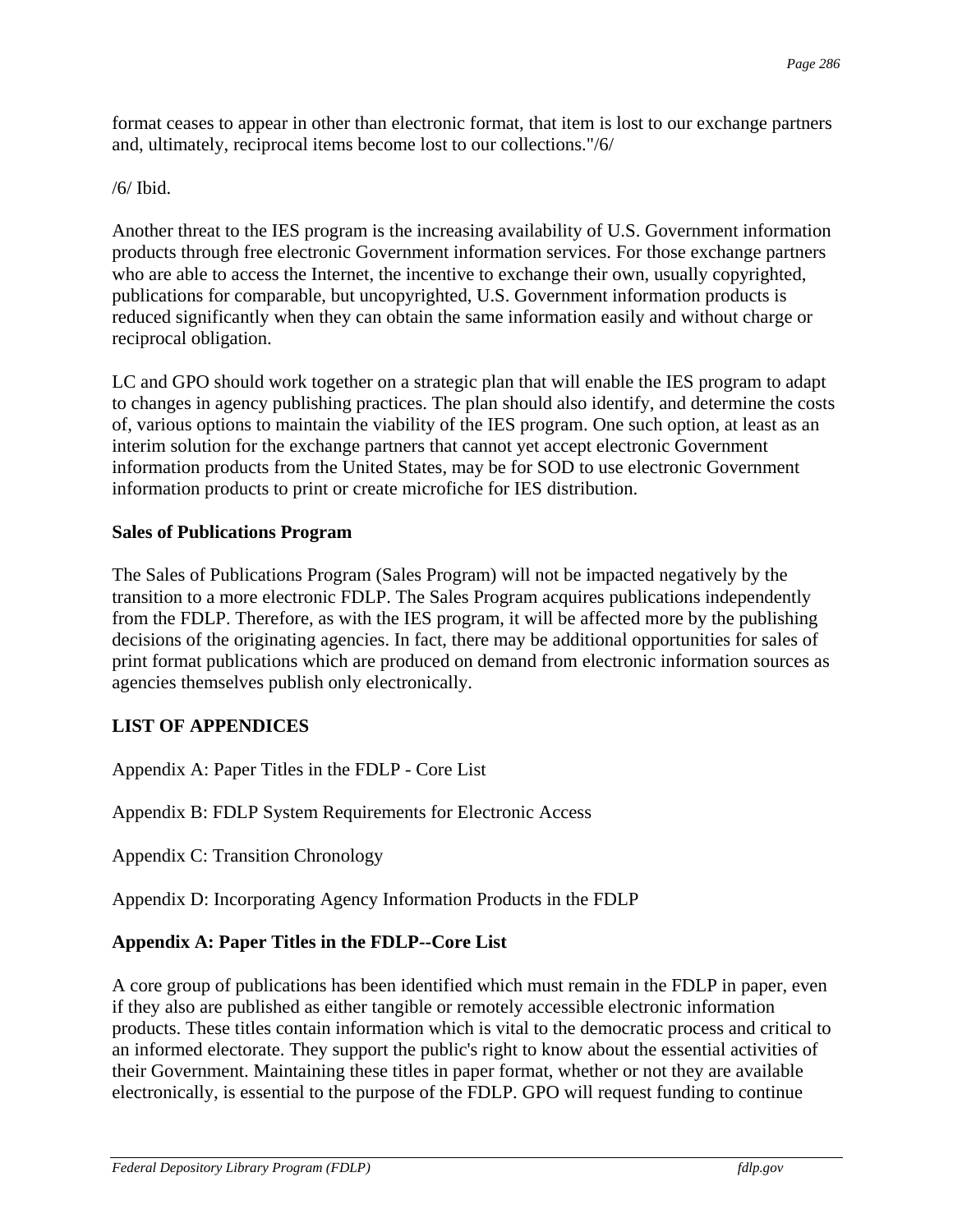format ceases to appear in other than electronic format, that item is lost to our exchange partners and, ultimately, reciprocal items become lost to our collections."/6/

/6/ Ibid.

Another threat to the IES program is the increasing availability of U.S. Government information products through free electronic Government information services. For those exchange partners who are able to access the Internet, the incentive to exchange their own, usually copyrighted, publications for comparable, but uncopyrighted, U.S. Government information products is reduced significantly when they can obtain the same information easily and without charge or reciprocal obligation.

LC and GPO should work together on a strategic plan that will enable the IES program to adapt to changes in agency publishing practices. The plan should also identify, and determine the costs of, various options to maintain the viability of the IES program. One such option, at least as an interim solution for the exchange partners that cannot yet accept electronic Government information products from the United States, may be for SOD to use electronic Government information products to print or create microfiche for IES distribution.

**Sales of Publications Program**

The Sales of Publications Program (Sales Program) will not be impacted negatively by the transition to a more electronic FDLP. The Sales Program acquires publications independently from the FDLP. Therefore, as with the IES program, it will be affected more by the publishing decisions of the originating agencies. In fact, there may be additional opportunities for sales of print format publications which are produced on demand from electronic information sources as agencies themselves publish only electronically.

**LIST OF APPENDICES**

Appendix A: Paper Titles in the FDLP - Core List

Appendix B: FDLP System Requirements for Electronic Access

Appendix C: Transition Chronology

Appendix D: Incorporating Agency Information Products in the FDLP

**Appendix A: Paper Titles in the FDLP--Core List**

A core group of publications has been identified which must remain in the FDLP in paper, even if they also are published as either tangible or remotely accessible electronic information products. These titles contain information which is vital to the democratic process and critical to an informed electorate. They support the public's right to know about the essential activities of their Government. Maintaining these titles in paper format, whether or not they are available electronically, is essential to the purpose of the FDLP. GPO will request funding to continue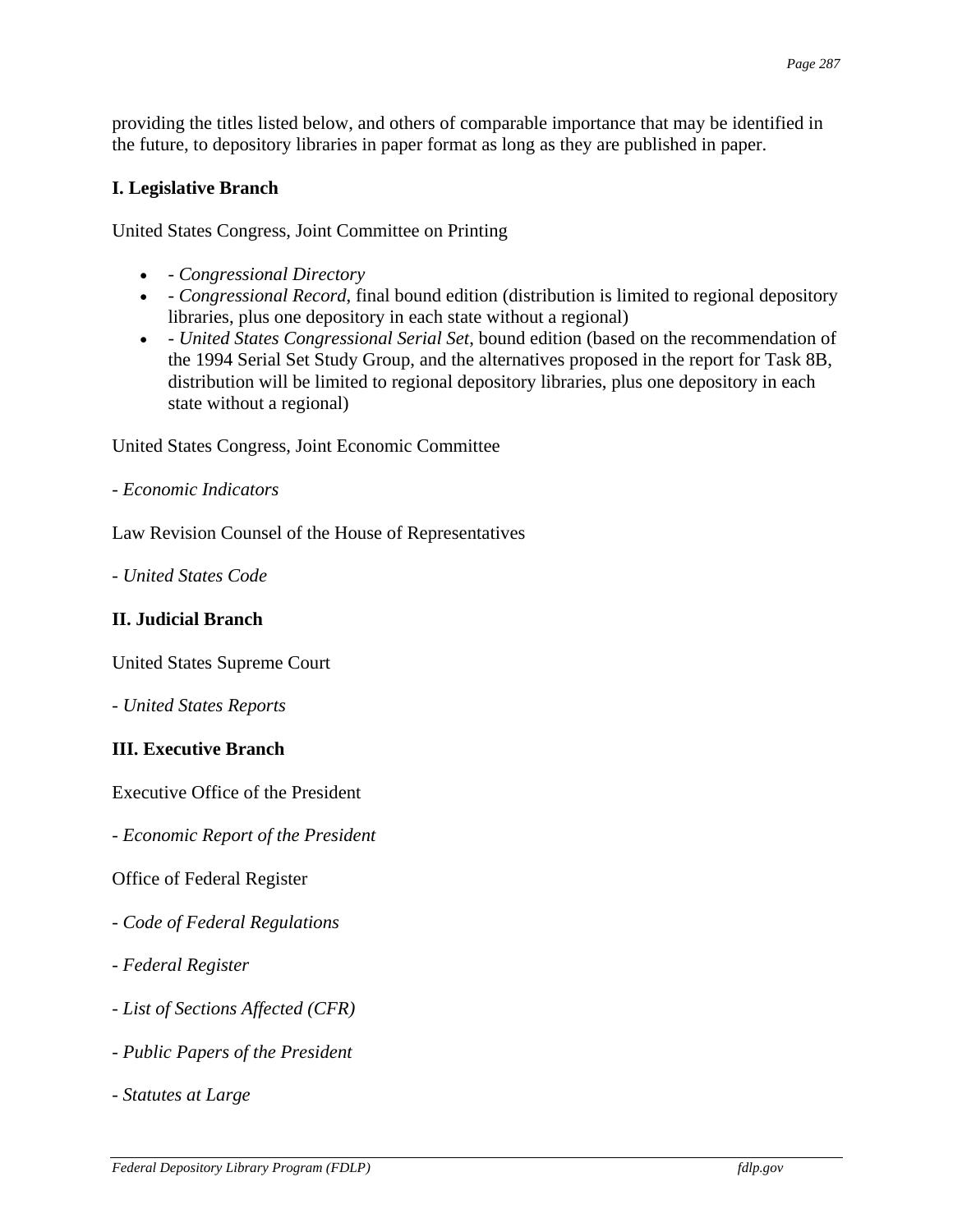providing the titles listed below, and others of comparable importance that may be identified in the future, to depository libraries in paper format as long as they are published in paper.

**I. Legislative Branch**

United States Congress, Joint Committee on Printing

- - *Congressional Directory*
- - *Congressional Record*, final bound edition (distribution is limited to regional depository libraries, plus one depository in each state without a regional)
- - *United States Congressional Serial Set*, bound edition (based on the recommendation of the 1994 Serial Set Study Group, and the alternatives proposed in the report for Task 8B, distribution will be limited to regional depository libraries, plus one depository in each state without a regional)

United States Congress, Joint Economic Committee

\- *Economic Indicators*

Law Revision Counsel of the House of Representatives

\- *United States Code*

**II. Judicial Branch**

United States Supreme Court

\- *United States Reports*

**III. Executive Branch**

Executive Office of the President

\- *Economic Report of the President*

Office of Federal Register

\- *Code of Federal Regulations*

\- *Federal Register*

\- *List of Sections Affected (CFR)*

\- *Public Papers of the President*

\- *Statutes at Large*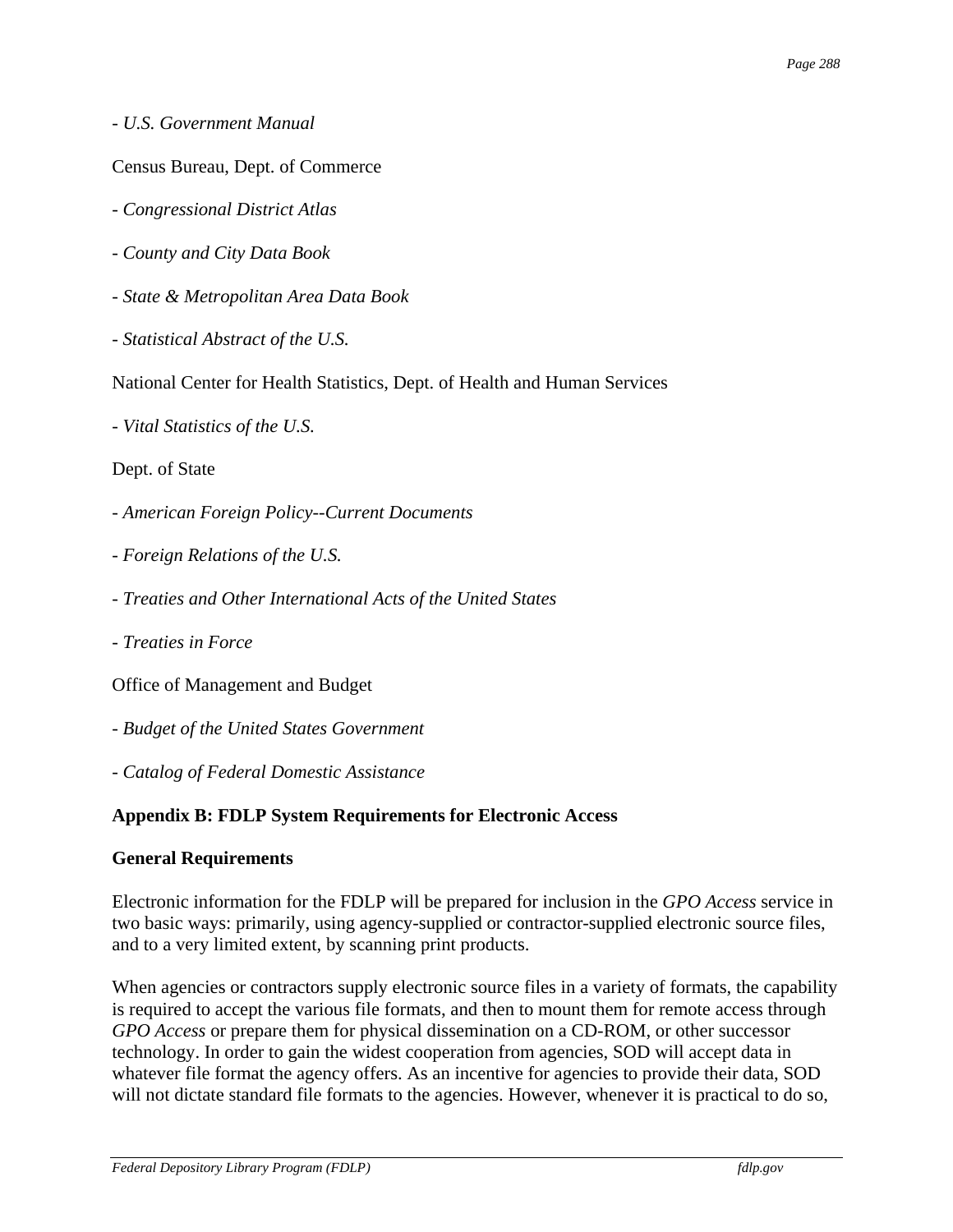- *U.S. Government Manual*

Census Bureau, Dept. of Commerce

- *Congressional District Atlas*

- *County and City Data Book*

- *State & Metropolitan Area Data Book*

- *Statistical Abstract of the U.S.*

National Center for Health Statistics, Dept. of Health and Human Services

- *Vital Statistics of the U.S.*

Dept. of State

- *American Foreign Policy--Current Documents*

- *Foreign Relations of the U.S.*

- *Treaties and Other International Acts of the United States*

- *Treaties in Force*

Office of Management and Budget

- *Budget of the United States Government*

- *Catalog of Federal Domestic Assistance*

**Appendix B: FDLP System Requirements for Electronic Access**

**General Requirements**

Electronic information for the FDLP will be prepared for inclusion in the *GPO Access* service in two basic ways: primarily, using agency-supplied or contractor-supplied electronic source files, and to a very limited extent, by scanning print products.

When agencies or contractors supply electronic source files in a variety of formats, the capability is required to accept the various file formats, and then to mount them for remote access through *GPO Access* or prepare them for physical dissemination on a CD-ROM, or other successor technology. In order to gain the widest cooperation from agencies, SOD will accept data in whatever file format the agency offers. As an incentive for agencies to provide their data, SOD will not dictate standard file formats to the agencies. However, whenever it is practical to do so,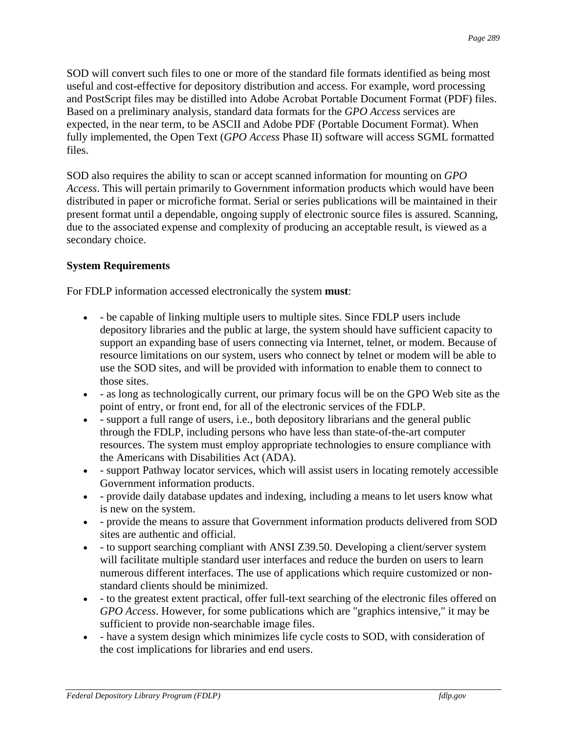SOD will convert such files to one or more of the standard file formats identified as being most useful and cost-effective for depository distribution and access. For example, word processing and PostScript files may be distilled into Adobe Acrobat Portable Document Format (PDF) files. Based on a preliminary analysis, standard data formats for the *GPO Access* services are expected, in the near term, to be ASCII and Adobe PDF (Portable Document Format). When fully implemented, the Open Text (*GPO Access* Phase II) software will access SGML formatted files.

SOD also requires the ability to scan or accept scanned information for mounting on *GPO Access*. This will pertain primarily to Government information products which would have been distributed in paper or microfiche format. Serial or series publications will be maintained in their present format until a dependable, ongoing supply of electronic source files is assured. Scanning, due to the associated expense and complexity of producing an acceptable result, is viewed as a secondary choice.

**System Requirements**

For FDLP information accessed electronically the system **must**:

- - be capable of linking multiple users to multiple sites. Since FDLP users include depository libraries and the public at large, the system should have sufficient capacity to support an expanding base of users connecting via Internet, telnet, or modem. Because of resource limitations on our system, users who connect by telnet or modem will be able to use the SOD sites, and will be provided with information to enable them to connect to those sites.
- - as long as technologically current, our primary focus will be on the GPO Web site as the point of entry, or front end, for all of the electronic services of the FDLP.
- - support a full range of users, i.e., both depository librarians and the general public through the FDLP, including persons who have less than state-of-the-art computer resources. The system must employ appropriate technologies to ensure compliance with the Americans with Disabilities Act (ADA).
- - support Pathway locator services, which will assist users in locating remotely accessible Government information products.
- - provide daily database updates and indexing, including a means to let users know what is new on the system.
- - provide the means to assure that Government information products delivered from SOD sites are authentic and official.
- - to support searching compliant with ANSI Z39.50. Developing a client/server system will facilitate multiple standard user interfaces and reduce the burden on users to learn numerous different interfaces. The use of applications which require customized or non-standard clients should be minimized.
- - to the greatest extent practical, offer full-text searching of the electronic files offered on *GPO Access*. However, for some publications which are "graphics intensive," it may be sufficient to provide non-searchable image files.
- - have a system design which minimizes life cycle costs to SOD, with consideration of the cost implications for libraries and end users.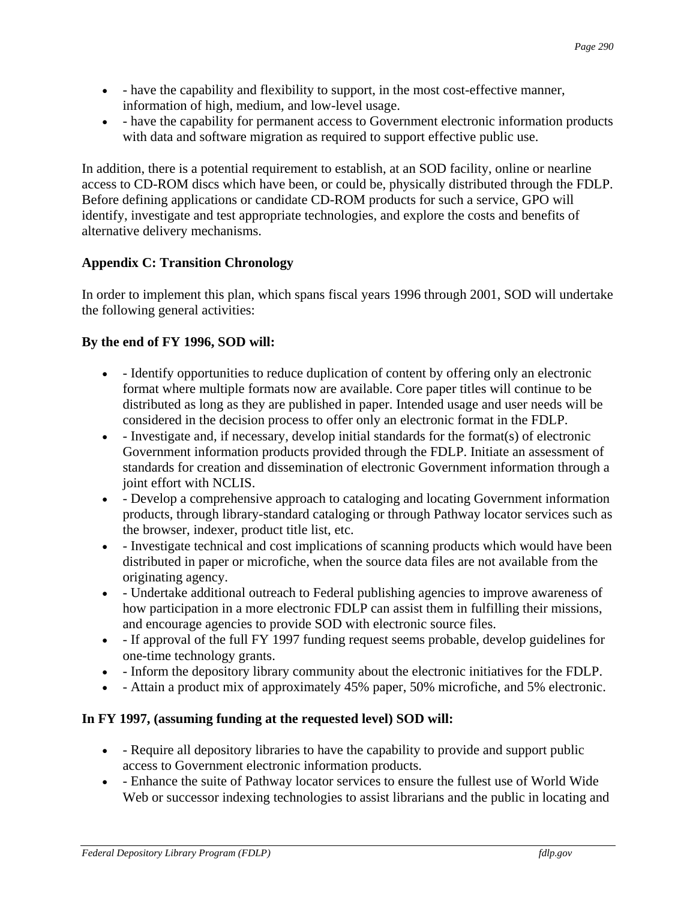- - have the capability and flexibility to support, in the most cost-effective manner, information of high, medium, and low-level usage.
- - have the capability for permanent access to Government electronic information products with data and software migration as required to support effective public use.

In addition, there is a potential requirement to establish, at an SOD facility, online or nearline access to CD-ROM discs which have been, or could be, physically distributed through the FDLP. Before defining applications or candidate CD-ROM products for such a service, GPO will identify, investigate and test appropriate technologies, and explore the costs and benefits of alternative delivery mechanisms.

**Appendix C: Transition Chronology**

In order to implement this plan, which spans fiscal years 1996 through 2001, SOD will undertake the following general activities:

**By the end of FY 1996, SOD will:**

- - Identify opportunities to reduce duplication of content by offering only an electronic format where multiple formats now are available. Core paper titles will continue to be distributed as long as they are published in paper. Intended usage and user needs will be considered in the decision process to offer only an electronic format in the FDLP.
- - Investigate and, if necessary, develop initial standards for the format(s) of electronic Government information products provided through the FDLP. Initiate an assessment of standards for creation and dissemination of electronic Government information through a joint effort with NCLIS.
- - Develop a comprehensive approach to cataloging and locating Government information products, through library-standard cataloging or through Pathway locator services such as the browser, indexer, product title list, etc.
- - Investigate technical and cost implications of scanning products which would have been distributed in paper or microfiche, when the source data files are not available from the originating agency.
- - Undertake additional outreach to Federal publishing agencies to improve awareness of how participation in a more electronic FDLP can assist them in fulfilling their missions, and encourage agencies to provide SOD with electronic source files.
- - If approval of the full FY 1997 funding request seems probable, develop guidelines for one-time technology grants.
- - Inform the depository library community about the electronic initiatives for the FDLP.
- - Attain a product mix of approximately 45% paper, 50% microfiche, and 5% electronic.

**In FY 1997, (assuming funding at the requested level) SOD will:**

- - Require all depository libraries to have the capability to provide and support public access to Government electronic information products.
- - Enhance the suite of Pathway locator services to ensure the fullest use of World Wide Web or successor indexing technologies to assist librarians and the public in locating and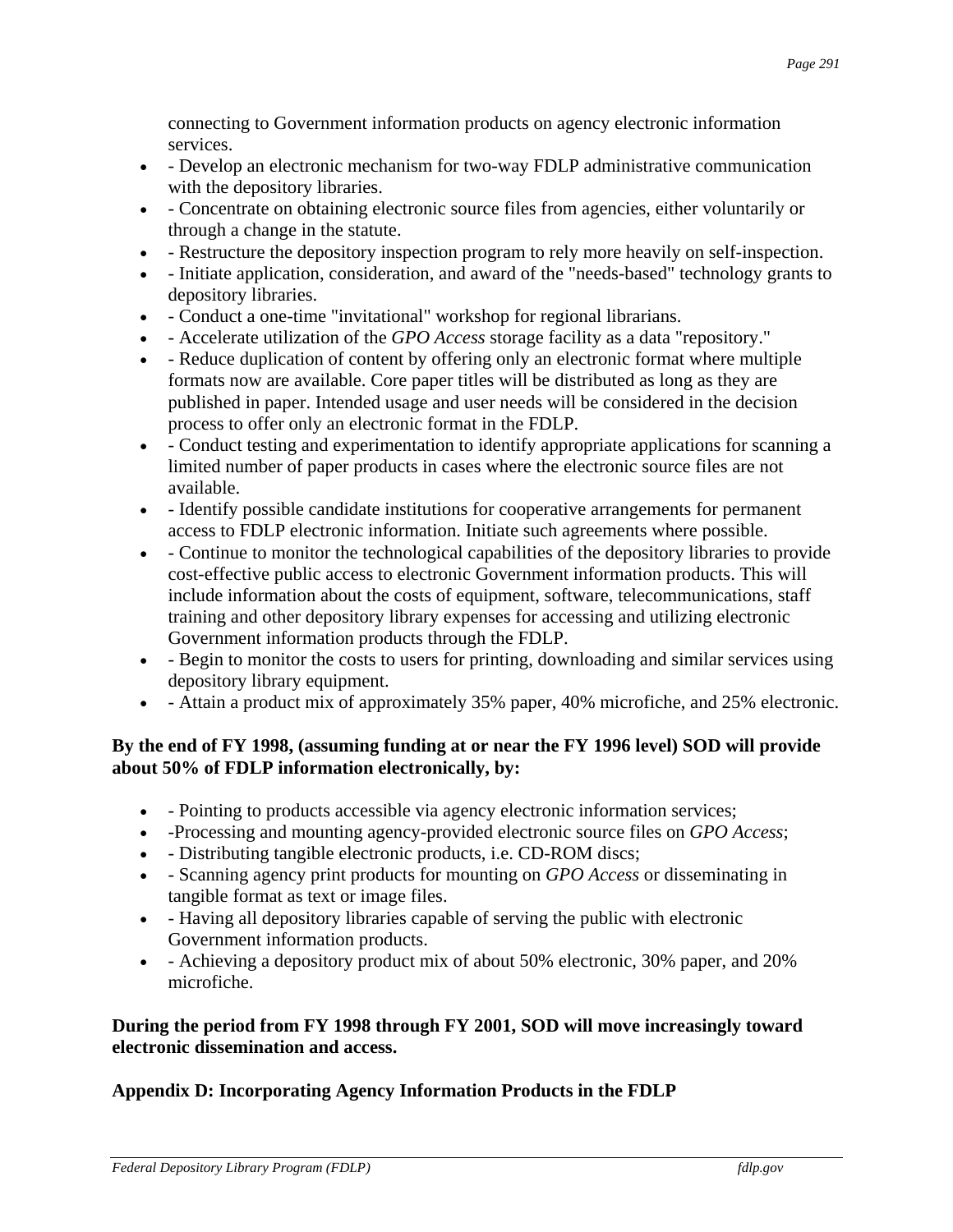connecting to Government information products on agency electronic information services.

- - Develop an electronic mechanism for two-way FDLP administrative communication with the depository libraries.
- - Concentrate on obtaining electronic source files from agencies, either voluntarily or through a change in the statute.
- - Restructure the depository inspection program to rely more heavily on self-inspection.
- - Initiate application, consideration, and award of the "needs-based" technology grants to depository libraries.
- - Conduct a one-time "invitational" workshop for regional librarians.
- - Accelerate utilization of the *GPO Access* storage facility as a data "repository."
- - Reduce duplication of content by offering only an electronic format where multiple formats now are available. Core paper titles will be distributed as long as they are published in paper. Intended usage and user needs will be considered in the decision process to offer only an electronic format in the FDLP.
- - Conduct testing and experimentation to identify appropriate applications for scanning a limited number of paper products in cases where the electronic source files are not available.
- - Identify possible candidate institutions for cooperative arrangements for permanent access to FDLP electronic information. Initiate such agreements where possible.
- - Continue to monitor the technological capabilities of the depository libraries to provide cost-effective public access to electronic Government information products. This will include information about the costs of equipment, software, telecommunications, staff training and other depository library expenses for accessing and utilizing electronic Government information products through the FDLP.
- - Begin to monitor the costs to users for printing, downloading and similar services using depository library equipment.
- - Attain a product mix of approximately 35% paper, 40% microfiche, and 25% electronic.

**By the end of FY 1998, (assuming funding at or near the FY 1996 level) SOD will provide about 50% of FDLP information electronically, by:**

- - Pointing to products accessible via agency electronic information services;
- -Processing and mounting agency-provided electronic source files on *GPO Access*;
- - Distributing tangible electronic products, i.e. CD-ROM discs;
- - Scanning agency print products for mounting on *GPO Access* or disseminating in tangible format as text or image files.
- - Having all depository libraries capable of serving the public with electronic Government information products.
- - Achieving a depository product mix of about 50% electronic, 30% paper, and 20% microfiche.

**During the period from FY 1998 through FY 2001, SOD will move increasingly toward electronic dissemination and access.**

## Appendix D: Incorporating Agency Information Products in the FDLP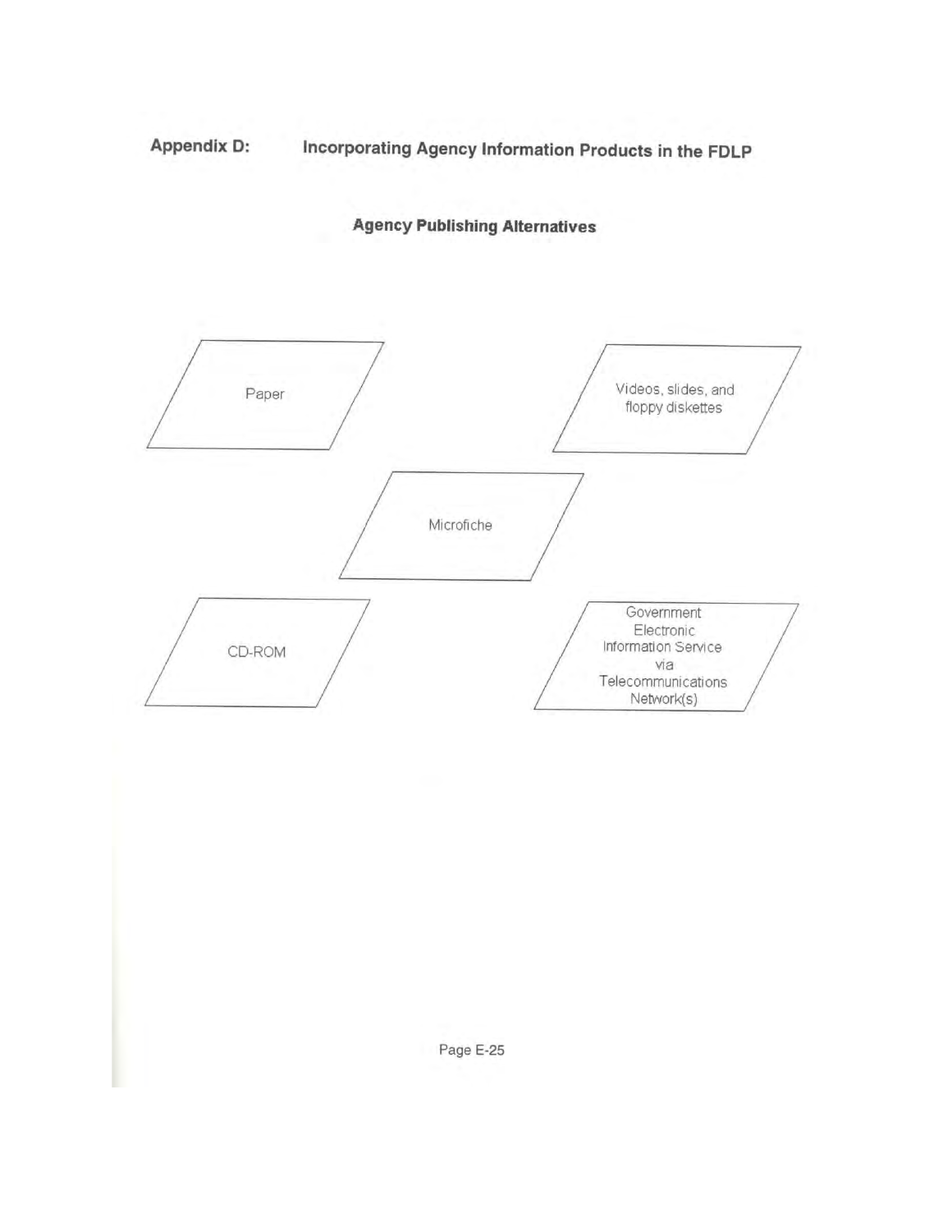## Appendix D: Incorporating Agency Information Products in the FDLP

### Agency Publishing Alternatives

Paper

Videos, slides, and floppy diskettes

Microfiche

CD-ROM

Government Electronic Information Service via Telecommunications Network(s)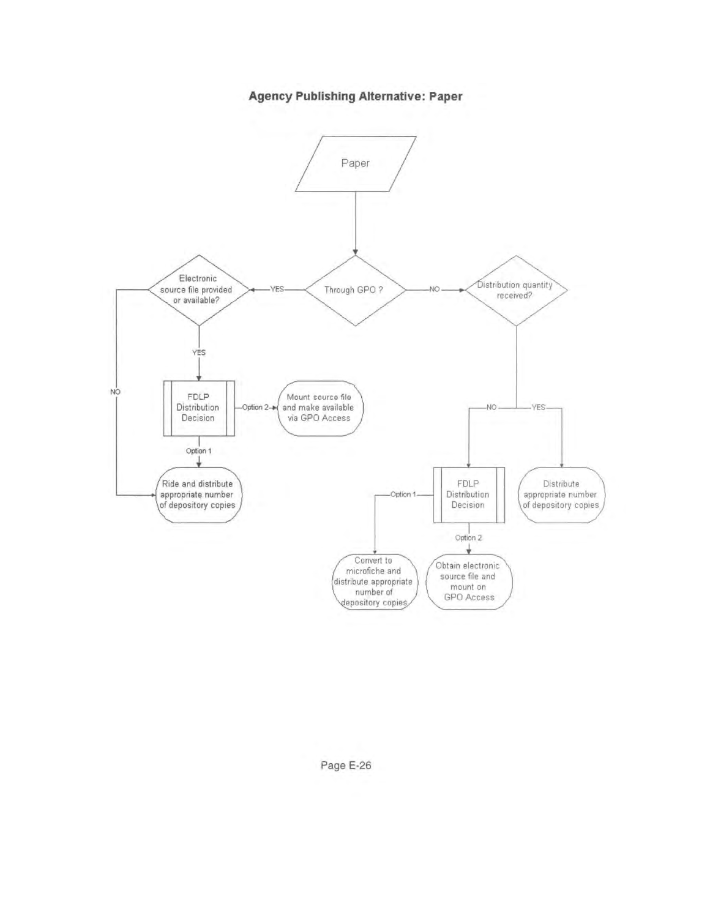## Agency Publishing Alternative: Paper

Paper

Through GPO ?

YES

Electronic source file provided or available?

YES

NO

FDLP Distribution Decision

Option 2

Mount source file and make available via GPO Access

Option 1

Ride and distribute appropriate number of depository copies

NO

Distribution quantity received?

NO

YES

FDLP Distribution Decision

Option 1

Convert to microfiche and distribute appropriate number of depository copies

Option 2

Obtain electronic source file and mount on GPO Access

Distribute appropriate number of depository copies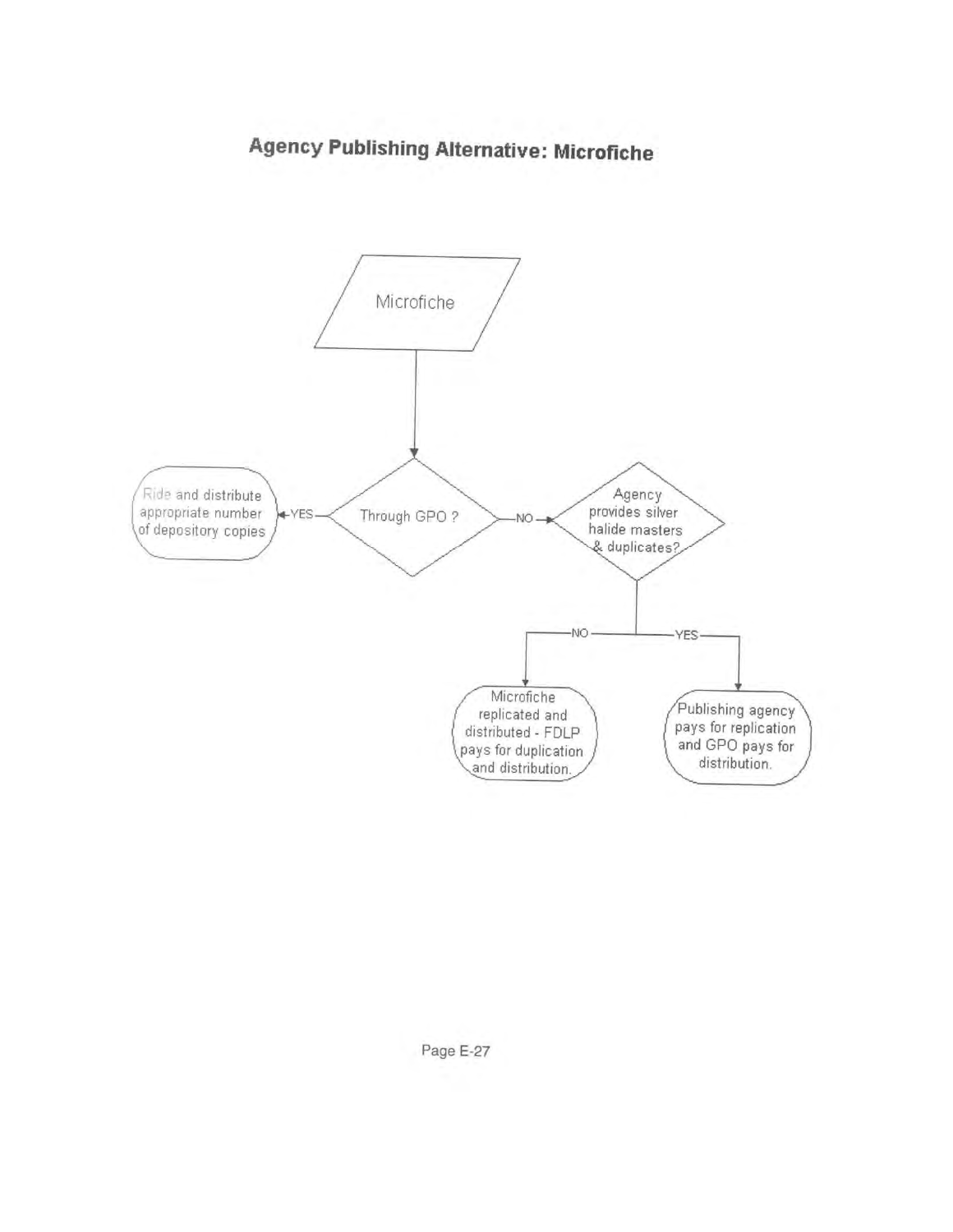# Agency Publishing Alternative: Microfiche

Microfiche

Through GPO ?

YES → Ride and distribute appropriate number of depository copies

NO → Agency provides silver halide masters & duplicates?

NO → Microfiche replicated and distributed - FDLP pays for duplication and distribution.

YES → Publishing agency pays for replication and GPO pays for distribution.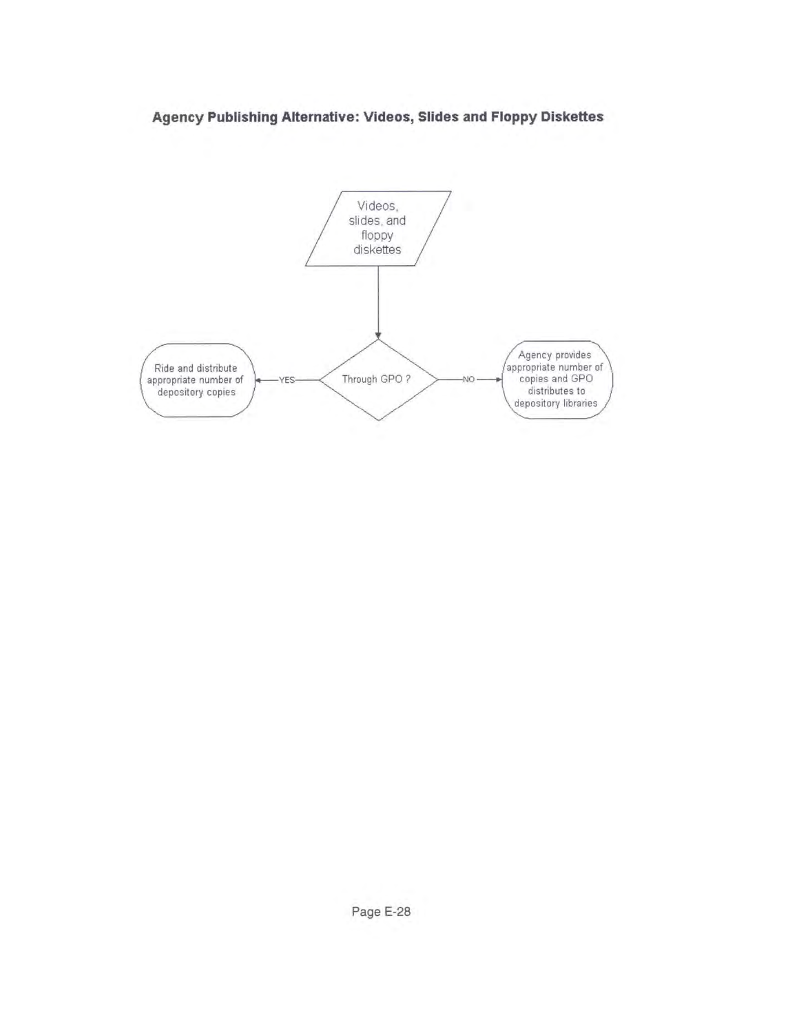## Agency Publishing Alternative: Videos, Slides and Floppy Diskettes

Videos, slides, and floppy diskettes

Through GPO ?

YES

Ride and distribute appropriate number of depository copies

NO

Agency provides appropriate number of copies and GPO distributes to depository libraries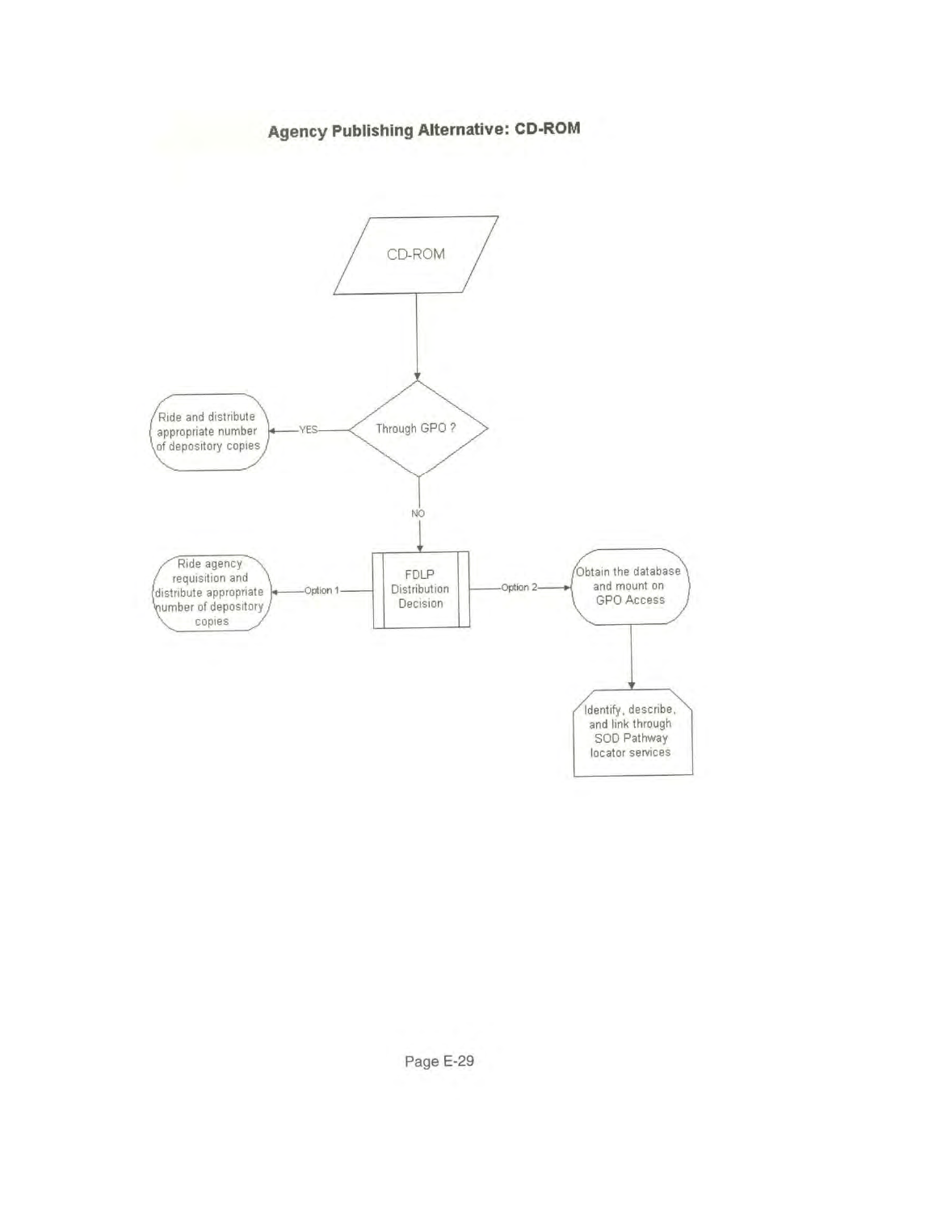## Agency Publishing Alternative: CD-ROM

CD-ROM

Through GPO ?

YES

Ride and distribute appropriate number of depository copies

NO

FDLP Distribution Decision

Option 1

Ride agency requisition and distribute appropriate number of depository copies

Option 2

Obtain the database and mount on GPO Access

Identify, describe, and link through SOD Pathway locator services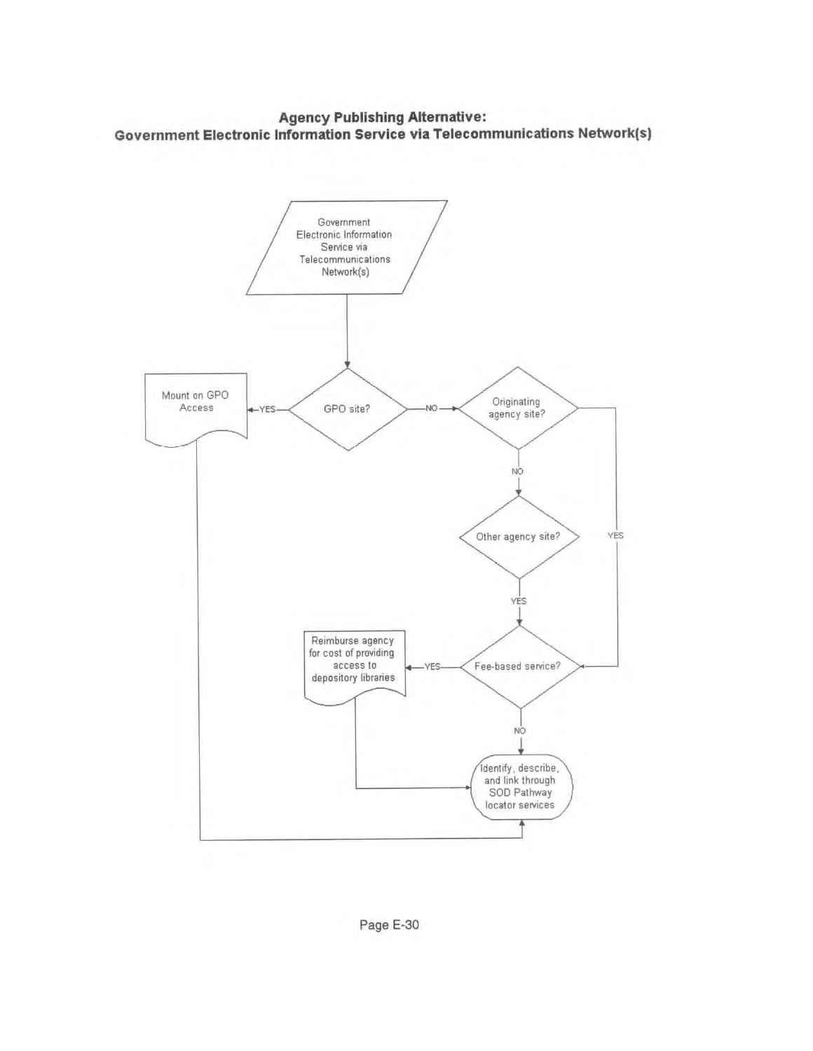**Agency Publishing Alternative:**
**Government Electronic Information Service via Telecommunications Network(s)**

Government Electronic Information Service via Telecommunications Network(s)

GPO site?

YES

Mount on GPO Access

NO

Originating agency site?

NO

YES

Other agency site?

YES

Fee-based service?

YES

Reimburse agency for cost of providing access to depository libraries

NO

Identify, describe, and link through SOD Pathway locator services